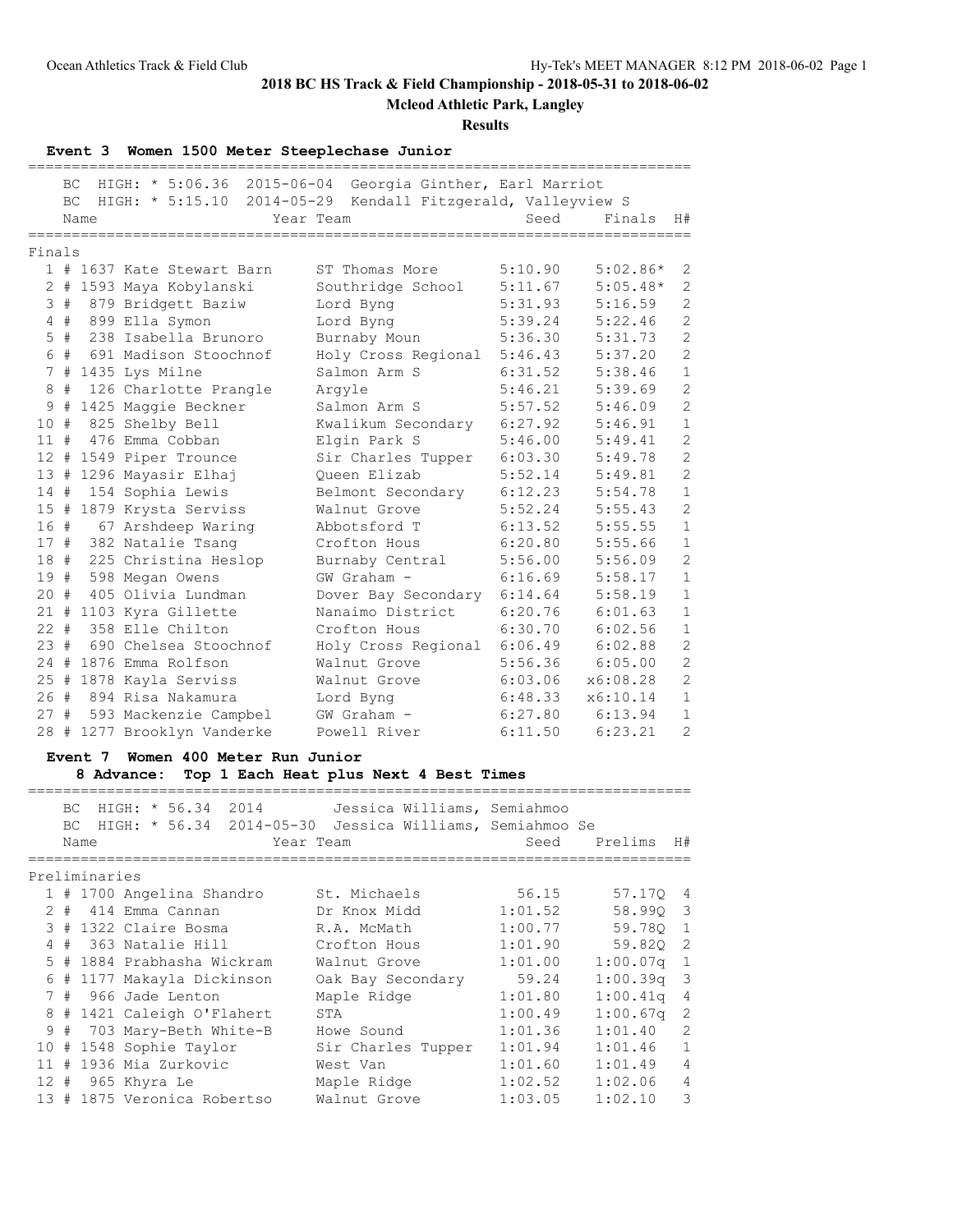## 2018 BC HS Track & Field Championship - 2018-05-31 to 2018-06-02

### Mcleod Athletic Park, Langley

### Results

#### Event 3 Women 1500 Meter Steeplechase Junior

BC HIGH: * 5:06.36 2015-06-04 Georgia Ginther, Earl Marriot
BC HIGH: * 5:15.10 2014-05-29 Kendall Fitzgerald, Valleyview S

**Finals**

| Place | # | Name | Year | Team | Seed | Finals | H# |
|---|---|---|---|---|---|---|---|
| 1 | # 1637 | Kate Stewart Barn | | ST Thomas More | 5:10.90 | 5:02.86* | 2 |
| 2 | # 1593 | Maya Kobylanski | | Southridge School | 5:11.67 | 5:05.48* | 2 |
| 3 | # 879 | Bridgett Baziw | | Lord Byng | 5:31.93 | 5:16.59 | 2 |
| 4 | # 899 | Ella Symon | | Lord Byng | 5:39.24 | 5:22.46 | 2 |
| 5 | # 238 | Isabella Brunoro | | Burnaby Moun | 5:36.30 | 5:31.73 | 2 |
| 6 | # 691 | Madison Stoochnof | | Holy Cross Regional | 5:46.43 | 5:37.20 | 2 |
| 7 | # 1435 | Lys Milne | | Salmon Arm S | 6:31.52 | 5:38.46 | 1 |
| 8 | # 126 | Charlotte Prangle | | Argyle | 5:46.21 | 5:39.69 | 2 |
| 9 | # 1425 | Maggie Beckner | | Salmon Arm S | 5:57.52 | 5:46.09 | 2 |
| 10 | # 825 | Shelby Bell | | Kwalikum Secondary | 6:27.92 | 5:46.91 | 1 |
| 11 | # 476 | Emma Cobban | | Elgin Park S | 5:46.00 | 5:49.41 | 2 |
| 12 | # 1549 | Piper Trounce | | Sir Charles Tupper | 6:03.30 | 5:49.78 | 2 |
| 13 | # 1296 | Mayasir Elhaj | | Queen Elizab | 5:52.14 | 5:49.81 | 2 |
| 14 | # 154 | Sophia Lewis | | Belmont Secondary | 6:12.23 | 5:54.78 | 1 |
| 15 | # 1879 | Krysta Serviss | | Walnut Grove | 5:52.24 | 5:55.43 | 2 |
| 16 | # 67 | Arshdeep Waring | | Abbotsford T | 6:13.52 | 5:55.55 | 1 |
| 17 | # 382 | Natalie Tsang | | Crofton Hous | 6:20.80 | 5:55.66 | 1 |
| 18 | # 225 | Christina Heslop | | Burnaby Central | 5:56.00 | 5:56.09 | 2 |
| 19 | # 598 | Megan Owens | | GW Graham - | 6:16.69 | 5:58.17 | 1 |
| 20 | # 405 | Olivia Lundman | | Dover Bay Secondary | 6:14.64 | 5:58.19 | 1 |
| 21 | # 1103 | Kyra Gillette | | Nanaimo District | 6:20.76 | 6:01.63 | 1 |
| 22 | # 358 | Elle Chilton | | Crofton Hous | 6:30.70 | 6:02.56 | 1 |
| 23 | # 690 | Chelsea Stoochnof | | Holy Cross Regional | 6:06.49 | 6:02.88 | 2 |
| 24 | # 1876 | Emma Rolfson | | Walnut Grove | 5:56.36 | 6:05.00 | 2 |
| 25 | # 1878 | Kayla Serviss | | Walnut Grove | 6:03.06 | x6:08.28 | 2 |
| 26 | # 894 | Risa Nakamura | | Lord Byng | 6:48.33 | x6:10.14 | 1 |
| 27 | # 593 | Mackenzie Campbel | | GW Graham - | 6:27.80 | 6:13.94 | 1 |
| 28 | # 1277 | Brooklyn Vanderke | | Powell River | 6:11.50 | 6:23.21 | 2 |

#### Event 7 Women 400 Meter Run Junior

**8 Advance: Top 1 Each Heat plus Next 4 Best Times**

BC HIGH: * 56.34 2014 Jessica Williams, Semiahmoo
BC HIGH: * 56.34 2014-05-30 Jessica Williams, Semiahmoo Se

**Preliminaries**

| Place | # | Name | Year | Team | Seed | Prelims | H# |
|---|---|---|---|---|---|---|---|
| 1 | # 1700 | Angelina Shandro | | St. Michaels | 56.15 | 57.17Q | 4 |
| 2 | # 414 | Emma Cannan | | Dr Knox Midd | 1:01.52 | 58.99Q | 3 |
| 3 | # 1322 | Claire Bosma | | R.A. McMath | 1:00.77 | 59.78Q | 1 |
| 4 | # 363 | Natalie Hill | | Crofton Hous | 1:01.90 | 59.82Q | 2 |
| 5 | # 1884 | Prabhasha Wickram | | Walnut Grove | 1:01.00 | 1:00.07q | 1 |
| 6 | # 1177 | Makayla Dickinson | | Oak Bay Secondary | 59.24 | 1:00.39q | 3 |
| 7 | # 966 | Jade Lenton | | Maple Ridge | 1:01.80 | 1:00.41q | 4 |
| 8 | # 1421 | Caleigh O'Flahert | | STA | 1:00.49 | 1:00.67q | 2 |
| 9 | # 703 | Mary-Beth White-B | | Howe Sound | 1:01.36 | 1:01.40 | 2 |
| 10 | # 1548 | Sophie Taylor | | Sir Charles Tupper | 1:01.94 | 1:01.46 | 1 |
| 11 | # 1936 | Mia Zurkovic | | West Van | 1:01.60 | 1:01.49 | 4 |
| 12 | # 965 | Khyra Le | | Maple Ridge | 1:02.52 | 1:02.06 | 4 |
| 13 | # 1875 | Veronica Robertso | | Walnut Grove | 1:03.05 | 1:02.10 | 3 |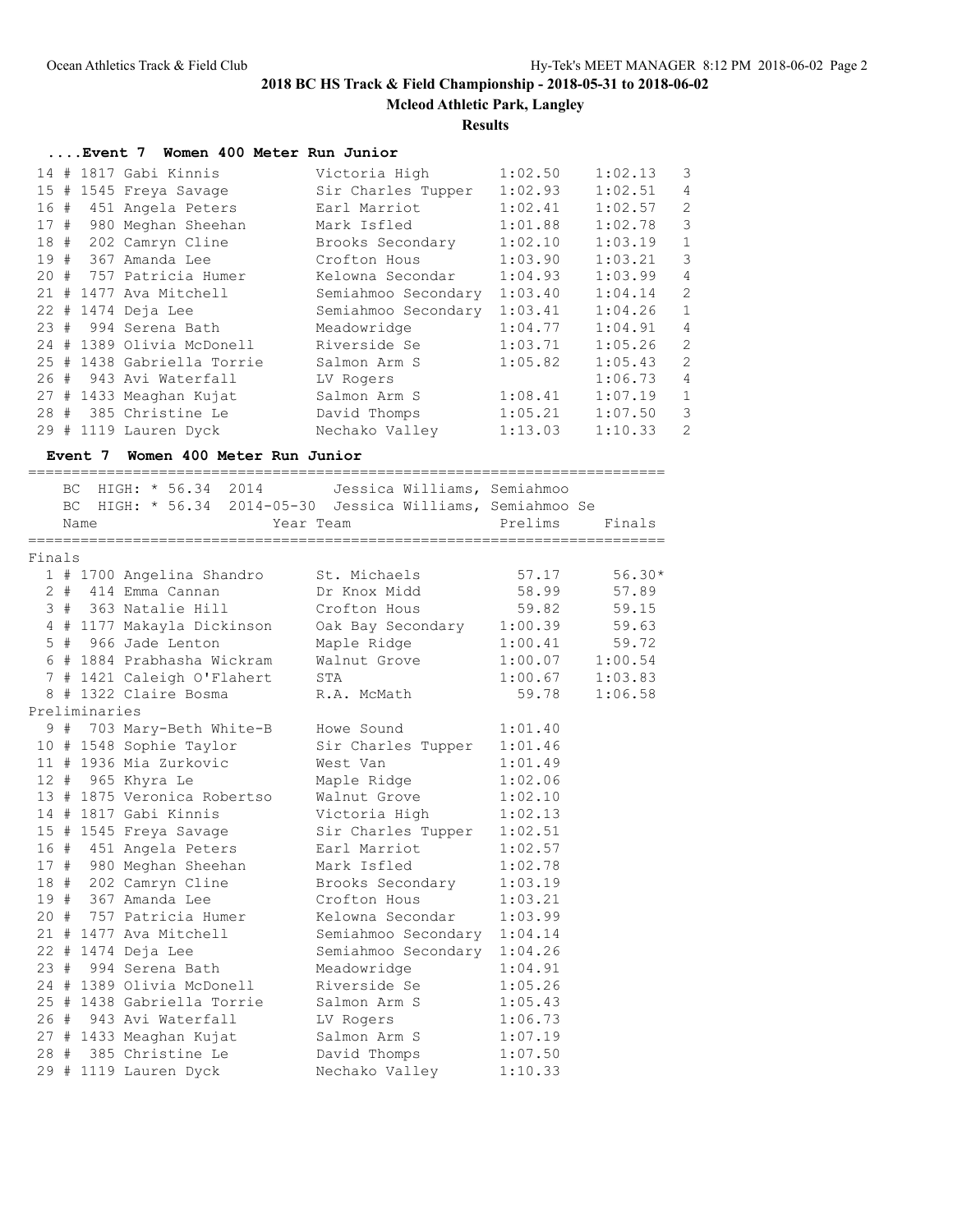# 2018 BC HS Track & Field Championship - 2018-05-31 to 2018-06-02

**Mcleod Athletic Park, Langley**

**Results**

### ....Event 7 Women 400 Meter Run Junior

| Place | Comp# | Name | Team | Seed | Prelims | H# |
|---|---|---|---|---|---|---|
| 14 # | 1817 | Gabi Kinnis | Victoria High | 1:02.50 | 1:02.13 | 3 |
| 15 # | 1545 | Freya Savage | Sir Charles Tupper | 1:02.93 | 1:02.51 | 4 |
| 16 # | 451 | Angela Peters | Earl Marriot | 1:02.41 | 1:02.57 | 2 |
| 17 # | 980 | Meghan Sheehan | Mark Isfled | 1:01.88 | 1:02.78 | 3 |
| 18 # | 202 | Camryn Cline | Brooks Secondary | 1:02.10 | 1:03.19 | 1 |
| 19 # | 367 | Amanda Lee | Crofton Hous | 1:03.90 | 1:03.21 | 3 |
| 20 # | 757 | Patricia Humer | Kelowna Secondar | 1:04.93 | 1:03.99 | 4 |
| 21 # | 1477 | Ava Mitchell | Semiahmoo Secondary | 1:03.40 | 1:04.14 | 2 |
| 22 # | 1474 | Deja Lee | Semiahmoo Secondary | 1:03.41 | 1:04.26 | 1 |
| 23 # | 994 | Serena Bath | Meadowridge | 1:04.77 | 1:04.91 | 4 |
| 24 # | 1389 | Olivia McDonell | Riverside Se | 1:03.71 | 1:05.26 | 2 |
| 25 # | 1438 | Gabriella Torrie | Salmon Arm S | 1:05.82 | 1:05.43 | 2 |
| 26 # | 943 | Avi Waterfall | LV Rogers | | 1:06.73 | 4 |
| 27 # | 1433 | Meaghan Kujat | Salmon Arm S | 1:08.41 | 1:07.19 | 1 |
| 28 # | 385 | Christine Le | David Thomps | 1:05.21 | 1:07.50 | 3 |
| 29 # | 1119 | Lauren Dyck | Nechako Valley | 1:13.03 | 1:10.33 | 2 |

### Event 7 Women 400 Meter Run Junior

BC HIGH: * 56.34 2014 Jessica Williams, Semiahmoo
BC HIGH: * 56.34 2014-05-30 Jessica Williams, Semiahmoo Se

| Place | Comp# | Name | Year Team | Prelims | Finals |
|---|---|---|---|---|---|
| **Finals** | | | | | |
| 1 # | 1700 | Angelina Shandro | St. Michaels | 57.17 | 56.30* |
| 2 # | 414 | Emma Cannan | Dr Knox Midd | 58.99 | 57.89 |
| 3 # | 363 | Natalie Hill | Crofton Hous | 59.82 | 59.15 |
| 4 # | 1177 | Makayla Dickinson | Oak Bay Secondary | 1:00.39 | 59.63 |
| 5 # | 966 | Jade Lenton | Maple Ridge | 1:00.41 | 59.72 |
| 6 # | 1884 | Prabhasha Wickram | Walnut Grove | 1:00.07 | 1:00.54 |
| 7 # | 1421 | Caleigh O'Flahert | STA | 1:00.67 | 1:03.83 |
| 8 # | 1322 | Claire Bosma | R.A. McMath | 59.78 | 1:06.58 |
| **Preliminaries** | | | | | |
| 9 # | 703 | Mary-Beth White-B | Howe Sound | 1:01.40 | |
| 10 # | 1548 | Sophie Taylor | Sir Charles Tupper | 1:01.46 | |
| 11 # | 1936 | Mia Zurkovic | West Van | 1:01.49 | |
| 12 # | 965 | Khyra Le | Maple Ridge | 1:02.06 | |
| 13 # | 1875 | Veronica Robertso | Walnut Grove | 1:02.10 | |
| 14 # | 1817 | Gabi Kinnis | Victoria High | 1:02.13 | |
| 15 # | 1545 | Freya Savage | Sir Charles Tupper | 1:02.51 | |
| 16 # | 451 | Angela Peters | Earl Marriot | 1:02.57 | |
| 17 # | 980 | Meghan Sheehan | Mark Isfled | 1:02.78 | |
| 18 # | 202 | Camryn Cline | Brooks Secondary | 1:03.19 | |
| 19 # | 367 | Amanda Lee | Crofton Hous | 1:03.21 | |
| 20 # | 757 | Patricia Humer | Kelowna Secondar | 1:03.99 | |
| 21 # | 1477 | Ava Mitchell | Semiahmoo Secondary | 1:04.14 | |
| 22 # | 1474 | Deja Lee | Semiahmoo Secondary | 1:04.26 | |
| 23 # | 994 | Serena Bath | Meadowridge | 1:04.91 | |
| 24 # | 1389 | Olivia McDonell | Riverside Se | 1:05.26 | |
| 25 # | 1438 | Gabriella Torrie | Salmon Arm S | 1:05.43 | |
| 26 # | 943 | Avi Waterfall | LV Rogers | 1:06.73 | |
| 27 # | 1433 | Meaghan Kujat | Salmon Arm S | 1:07.19 | |
| 28 # | 385 | Christine Le | David Thomps | 1:07.50 | |
| 29 # | 1119 | Lauren Dyck | Nechako Valley | 1:10.33 | |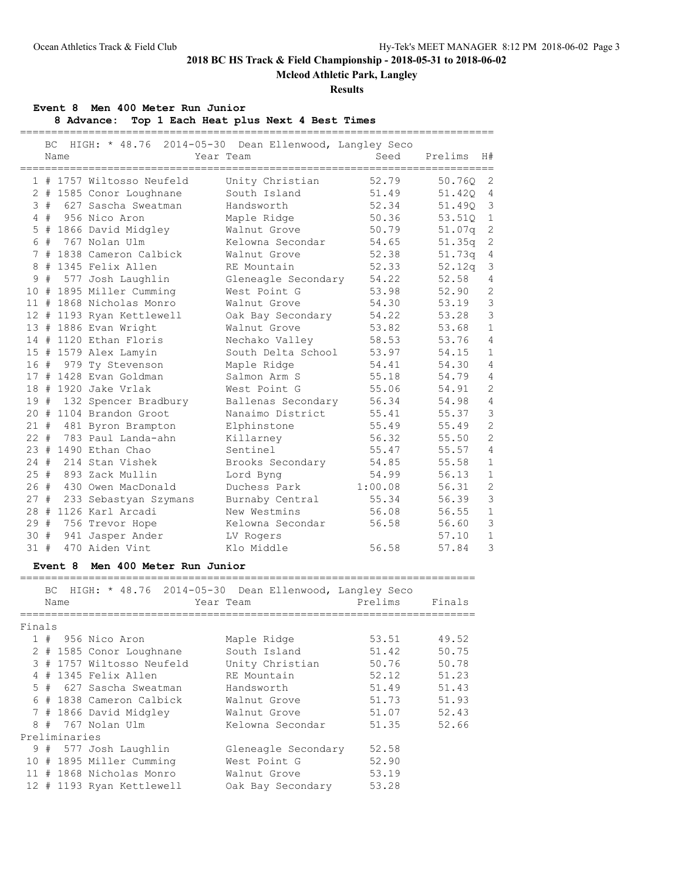## 2018 BC HS Track & Field Championship - 2018-05-31 to 2018-06-02

**Mcleod Athletic Park, Langley**

**Results**

### Event 8 Men 400 Meter Run Junior

**8 Advance: Top 1 Each Heat plus Next 4 Best Times**

BC HIGH: * 48.76 2014-05-30 Dean Ellenwood, Langley Seco

| | Name | Year | Team | Seed | Prelims | H# |
|---|---|---|---|---|---|---|
| 1 | # 1757 Wiltosso Neufeld | | Unity Christian | 52.79 | 50.76Q | 2 |
| 2 | # 1585 Conor Loughnane | | South Island | 51.49 | 51.42Q | 4 |
| 3 | # 627 Sascha Sweatman | | Handsworth | 52.34 | 51.49Q | 3 |
| 4 | # 956 Nico Aron | | Maple Ridge | 50.36 | 53.51Q | 1 |
| 5 | # 1866 David Midgley | | Walnut Grove | 50.79 | 51.07q | 2 |
| 6 | # 767 Nolan Ulm | | Kelowna Secondar | 54.65 | 51.35q | 2 |
| 7 | # 1838 Cameron Calbick | | Walnut Grove | 52.38 | 51.73q | 4 |
| 8 | # 1345 Felix Allen | | RE Mountain | 52.33 | 52.12q | 3 |
| 9 | # 577 Josh Laughlin | | Gleneagle Secondary | 54.22 | 52.58 | 4 |
| 10 | # 1895 Miller Cumming | | West Point G | 53.98 | 52.90 | 2 |
| 11 | # 1868 Nicholas Monro | | Walnut Grove | 54.30 | 53.19 | 3 |
| 12 | # 1193 Ryan Kettlewell | | Oak Bay Secondary | 54.22 | 53.28 | 3 |
| 13 | # 1886 Evan Wright | | Walnut Grove | 53.82 | 53.68 | 1 |
| 14 | # 1120 Ethan Floris | | Nechako Valley | 58.53 | 53.76 | 4 |
| 15 | # 1579 Alex Lamyin | | South Delta School | 53.97 | 54.15 | 1 |
| 16 | # 979 Ty Stevenson | | Maple Ridge | 54.41 | 54.30 | 4 |
| 17 | # 1428 Evan Goldman | | Salmon Arm S | 55.18 | 54.79 | 4 |
| 18 | # 1920 Jake Vrlak | | West Point G | 55.06 | 54.91 | 2 |
| 19 | # 132 Spencer Bradbury | | Ballenas Secondary | 56.34 | 54.98 | 4 |
| 20 | # 1104 Brandon Groot | | Nanaimo District | 55.41 | 55.37 | 3 |
| 21 | # 481 Byron Brampton | | Elphinstone | 55.49 | 55.49 | 2 |
| 22 | # 783 Paul Landa-ahn | | Killarney | 56.32 | 55.50 | 2 |
| 23 | # 1490 Ethan Chao | | Sentinel | 55.47 | 55.57 | 4 |
| 24 | # 214 Stan Vishek | | Brooks Secondary | 54.85 | 55.58 | 1 |
| 25 | # 893 Zack Mullin | | Lord Byng | 54.99 | 56.13 | 1 |
| 26 | # 430 Owen MacDonald | | Duchess Park | 1:00.08 | 56.31 | 2 |
| 27 | # 233 Sebastyan Szymans | | Burnaby Central | 55.34 | 56.39 | 3 |
| 28 | # 1126 Karl Arcadi | | New Westmins | 56.08 | 56.55 | 1 |
| 29 | # 756 Trevor Hope | | Kelowna Secondar | 56.58 | 56.60 | 3 |
| 30 | # 941 Jasper Ander | | LV Rogers | | 57.10 | 1 |
| 31 | # 470 Aiden Vint | | Klo Middle | 56.58 | 57.84 | 3 |

### Event 8 Men 400 Meter Run Junior

BC HIGH: * 48.76 2014-05-30 Dean Ellenwood, Langley Seco

| | Name | Year | Team | Prelims | Finals |
|---|---|---|---|---|---|
| **Finals** | | | | | |
| 1 | # 956 Nico Aron | | Maple Ridge | 53.51 | 49.52 |
| 2 | # 1585 Conor Loughnane | | South Island | 51.42 | 50.75 |
| 3 | # 1757 Wiltosso Neufeld | | Unity Christian | 50.76 | 50.78 |
| 4 | # 1345 Felix Allen | | RE Mountain | 52.12 | 51.23 |
| 5 | # 627 Sascha Sweatman | | Handsworth | 51.49 | 51.43 |
| 6 | # 1838 Cameron Calbick | | Walnut Grove | 51.73 | 51.93 |
| 7 | # 1866 David Midgley | | Walnut Grove | 51.07 | 52.43 |
| 8 | # 767 Nolan Ulm | | Kelowna Secondar | 51.35 | 52.66 |
| **Preliminaries** | | | | | |
| 9 | # 577 Josh Laughlin | | Gleneagle Secondary | 52.58 | |
| 10 | # 1895 Miller Cumming | | West Point G | 52.90 | |
| 11 | # 1868 Nicholas Monro | | Walnut Grove | 53.19 | |
| 12 | # 1193 Ryan Kettlewell | | Oak Bay Secondary | 53.28 | |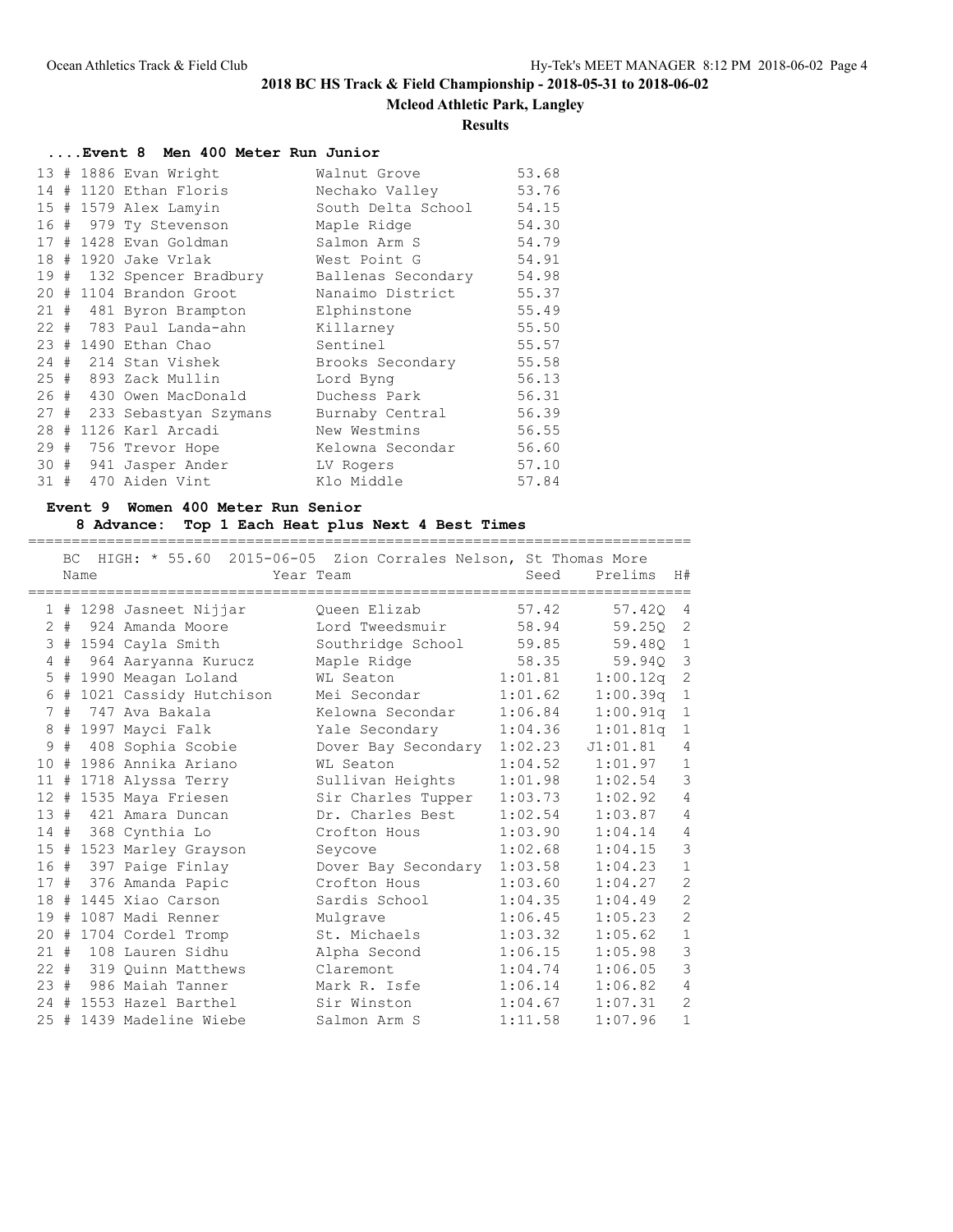## 2018 BC HS Track & Field Championship - 2018-05-31 to 2018-06-02

**Mcleod Athletic Park, Langley**

**Results**

### ....Event 8 Men 400 Meter Run Junior

| Place | Comp# | Name | Team | Time |
|---|---|---|---|---|
| 13 | # 1886 | Evan Wright | Walnut Grove | 53.68 |
| 14 | # 1120 | Ethan Floris | Nechako Valley | 53.76 |
| 15 | # 1579 | Alex Lamyin | South Delta School | 54.15 |
| 16 | # 979 | Ty Stevenson | Maple Ridge | 54.30 |
| 17 | # 1428 | Evan Goldman | Salmon Arm S | 54.79 |
| 18 | # 1920 | Jake Vrlak | West Point G | 54.91 |
| 19 | # 132 | Spencer Bradbury | Ballenas Secondary | 54.98 |
| 20 | # 1104 | Brandon Groot | Nanaimo District | 55.37 |
| 21 | # 481 | Byron Brampton | Elphinstone | 55.49 |
| 22 | # 783 | Paul Landa-ahn | Killarney | 55.50 |
| 23 | # 1490 | Ethan Chao | Sentinel | 55.57 |
| 24 | # 214 | Stan Vishek | Brooks Secondary | 55.58 |
| 25 | # 893 | Zack Mullin | Lord Byng | 56.13 |
| 26 | # 430 | Owen MacDonald | Duchess Park | 56.31 |
| 27 | # 233 | Sebastyan Szymans | Burnaby Central | 56.39 |
| 28 | # 1126 | Karl Arcadi | New Westmins | 56.55 |
| 29 | # 756 | Trevor Hope | Kelowna Secondar | 56.60 |
| 30 | # 941 | Jasper Ander | LV Rogers | 57.10 |
| 31 | # 470 | Aiden Vint | Klo Middle | 57.84 |

### Event 9 Women 400 Meter Run Senior

**8 Advance: Top 1 Each Heat plus Next 4 Best Times**

BC HIGH: * 55.60 2015-06-05 Zion Corrales Nelson, St Thomas More

| Place | Comp# | Name | Year | Team | Seed | Prelims | H# |
|---|---|---|---|---|---|---|---|
| 1 | # 1298 | Jasneet Nijjar | | Queen Elizab | 57.42 | 57.42Q | 4 |
| 2 | # 924 | Amanda Moore | | Lord Tweedsmuir | 58.94 | 59.25Q | 2 |
| 3 | # 1594 | Cayla Smith | | Southridge School | 59.85 | 59.48Q | 1 |
| 4 | # 964 | Aaryanna Kurucz | | Maple Ridge | 58.35 | 59.94Q | 3 |
| 5 | # 1990 | Meagan Loland | | WL Seaton | 1:01.81 | 1:00.12q | 2 |
| 6 | # 1021 | Cassidy Hutchison | | Mei Secondar | 1:01.62 | 1:00.39q | 1 |
| 7 | # 747 | Ava Bakala | | Kelowna Secondar | 1:06.84 | 1:00.91q | 1 |
| 8 | # 1997 | Mayci Falk | | Yale Secondary | 1:04.36 | 1:01.81q | 1 |
| 9 | # 408 | Sophia Scobie | | Dover Bay Secondary | 1:02.23 | J1:01.81 | 4 |
| 10 | # 1986 | Annika Ariano | | WL Seaton | 1:04.52 | 1:01.97 | 1 |
| 11 | # 1718 | Alyssa Terry | | Sullivan Heights | 1:01.98 | 1:02.54 | 3 |
| 12 | # 1535 | Maya Friesen | | Sir Charles Tupper | 1:03.73 | 1:02.92 | 4 |
| 13 | # 421 | Amara Duncan | | Dr. Charles Best | 1:02.54 | 1:03.87 | 4 |
| 14 | # 368 | Cynthia Lo | | Crofton Hous | 1:03.90 | 1:04.14 | 4 |
| 15 | # 1523 | Marley Grayson | | Seycove | 1:02.68 | 1:04.15 | 3 |
| 16 | # 397 | Paige Finlay | | Dover Bay Secondary | 1:03.58 | 1:04.23 | 1 |
| 17 | # 376 | Amanda Papic | | Crofton Hous | 1:03.60 | 1:04.27 | 2 |
| 18 | # 1445 | Xiao Carson | | Sardis School | 1:04.35 | 1:04.49 | 2 |
| 19 | # 1087 | Madi Renner | | Mulgrave | 1:06.45 | 1:05.23 | 2 |
| 20 | # 1704 | Cordel Tromp | | St. Michaels | 1:03.32 | 1:05.62 | 1 |
| 21 | # 108 | Lauren Sidhu | | Alpha Second | 1:06.15 | 1:05.98 | 3 |
| 22 | # 319 | Quinn Matthews | | Claremont | 1:04.74 | 1:06.05 | 3 |
| 23 | # 986 | Maiah Tanner | | Mark R. Isfe | 1:06.14 | 1:06.82 | 4 |
| 24 | # 1553 | Hazel Barthel | | Sir Winston | 1:04.67 | 1:07.31 | 2 |
| 25 | # 1439 | Madeline Wiebe | | Salmon Arm S | 1:11.58 | 1:07.96 | 1 |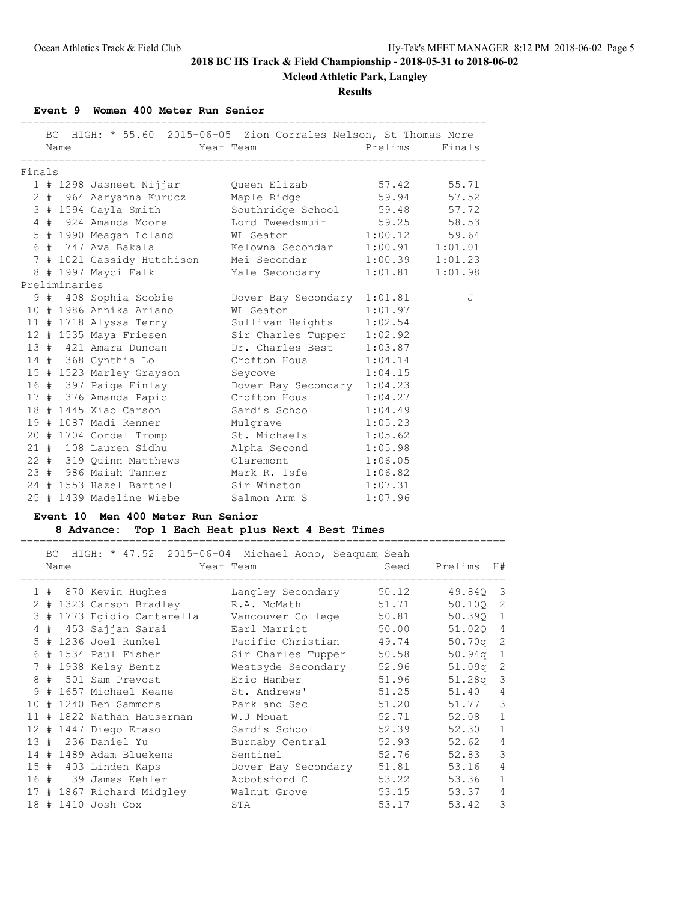## 2018 BC HS Track & Field Championship - 2018-05-31 to 2018-06-02

**Mcleod Athletic Park, Langley**

**Results**

### Event 9 Women 400 Meter Run Senior

BC HIGH: * 55.60 2015-06-05 Zion Corrales Nelson, St Thomas More

| Place | # | Comp# | Name | Year | Team | Prelims | Finals |
|---|---|---|---|---|---|---|---|
| **Finals** | | | | | | | |
| 1 | # | 1298 | Jasneet Nijjar | | Queen Elizab | 57.42 | 55.71 |
| 2 | # | 964 | Aaryanna Kurucz | | Maple Ridge | 59.94 | 57.52 |
| 3 | # | 1594 | Cayla Smith | | Southridge School | 59.48 | 57.72 |
| 4 | # | 924 | Amanda Moore | | Lord Tweedsmuir | 59.25 | 58.53 |
| 5 | # | 1990 | Meagan Loland | | WL Seaton | 1:00.12 | 59.64 |
| 6 | # | 747 | Ava Bakala | | Kelowna Secondar | 1:00.91 | 1:01.01 |
| 7 | # | 1021 | Cassidy Hutchison | | Mei Secondar | 1:00.39 | 1:01.23 |
| 8 | # | 1997 | Mayci Falk | | Yale Secondary | 1:01.81 | 1:01.98 |
| **Preliminaries** | | | | | | | |
| 9 | # | 408 | Sophia Scobie | | Dover Bay Secondary | 1:01.81 | J |
| 10 | # | 1986 | Annika Ariano | | WL Seaton | 1:01.97 | |
| 11 | # | 1718 | Alyssa Terry | | Sullivan Heights | 1:02.54 | |
| 12 | # | 1535 | Maya Friesen | | Sir Charles Tupper | 1:02.92 | |
| 13 | # | 421 | Amara Duncan | | Dr. Charles Best | 1:03.87 | |
| 14 | # | 368 | Cynthia Lo | | Crofton Hous | 1:04.14 | |
| 15 | # | 1523 | Marley Grayson | | Seycove | 1:04.15 | |
| 16 | # | 397 | Paige Finlay | | Dover Bay Secondary | 1:04.23 | |
| 17 | # | 376 | Amanda Papic | | Crofton Hous | 1:04.27 | |
| 18 | # | 1445 | Xiao Carson | | Sardis School | 1:04.49 | |
| 19 | # | 1087 | Madi Renner | | Mulgrave | 1:05.23 | |
| 20 | # | 1704 | Cordel Tromp | | St. Michaels | 1:05.62 | |
| 21 | # | 108 | Lauren Sidhu | | Alpha Second | 1:05.98 | |
| 22 | # | 319 | Quinn Matthews | | Claremont | 1:06.05 | |
| 23 | # | 986 | Maiah Tanner | | Mark R. Isfe | 1:06.82 | |
| 24 | # | 1553 | Hazel Barthel | | Sir Winston | 1:07.31 | |
| 25 | # | 1439 | Madeline Wiebe | | Salmon Arm S | 1:07.96 | |

### Event 10 Men 400 Meter Run Senior

**8 Advance: Top 1 Each Heat plus Next 4 Best Times**

BC HIGH: * 47.52 2015-06-04 Michael Aono, Seaquam Seah

| Place | # | Comp# | Name | Year | Team | Seed | Prelims | H# |
|---|---|---|---|---|---|---|---|---|
| 1 | # | 870 | Kevin Hughes | | Langley Secondary | 50.12 | 49.84Q | 3 |
| 2 | # | 1323 | Carson Bradley | | R.A. McMath | 51.71 | 50.10Q | 2 |
| 3 | # | 1773 | Egidio Cantarella | | Vancouver College | 50.81 | 50.39Q | 1 |
| 4 | # | 453 | Sajjan Sarai | | Earl Marriot | 50.00 | 51.02Q | 4 |
| 5 | # | 1236 | Joel Runkel | | Pacific Christian | 49.74 | 50.70q | 2 |
| 6 | # | 1534 | Paul Fisher | | Sir Charles Tupper | 50.58 | 50.94q | 1 |
| 7 | # | 1938 | Kelsy Bentz | | Westsyde Secondary | 52.96 | 51.09q | 2 |
| 8 | # | 501 | Sam Prevost | | Eric Hamber | 51.96 | 51.28q | 3 |
| 9 | # | 1657 | Michael Keane | | St. Andrews' | 51.25 | 51.40 | 4 |
| 10 | # | 1240 | Ben Sammons | | Parkland Sec | 51.20 | 51.77 | 3 |
| 11 | # | 1822 | Nathan Hauserman | | W.J Mouat | 52.71 | 52.08 | 1 |
| 12 | # | 1447 | Diego Eraso | | Sardis School | 52.39 | 52.30 | 1 |
| 13 | # | 236 | Daniel Yu | | Burnaby Central | 52.93 | 52.62 | 4 |
| 14 | # | 1489 | Adam Bluekens | | Sentinel | 52.76 | 52.83 | 3 |
| 15 | # | 403 | Linden Kaps | | Dover Bay Secondary | 51.81 | 53.16 | 4 |
| 16 | # | 39 | James Kehler | | Abbotsford C | 53.22 | 53.36 | 1 |
| 17 | # | 1867 | Richard Midgley | | Walnut Grove | 53.15 | 53.37 | 4 |
| 18 | # | 1410 | Josh Cox | | STA | 53.17 | 53.42 | 3 |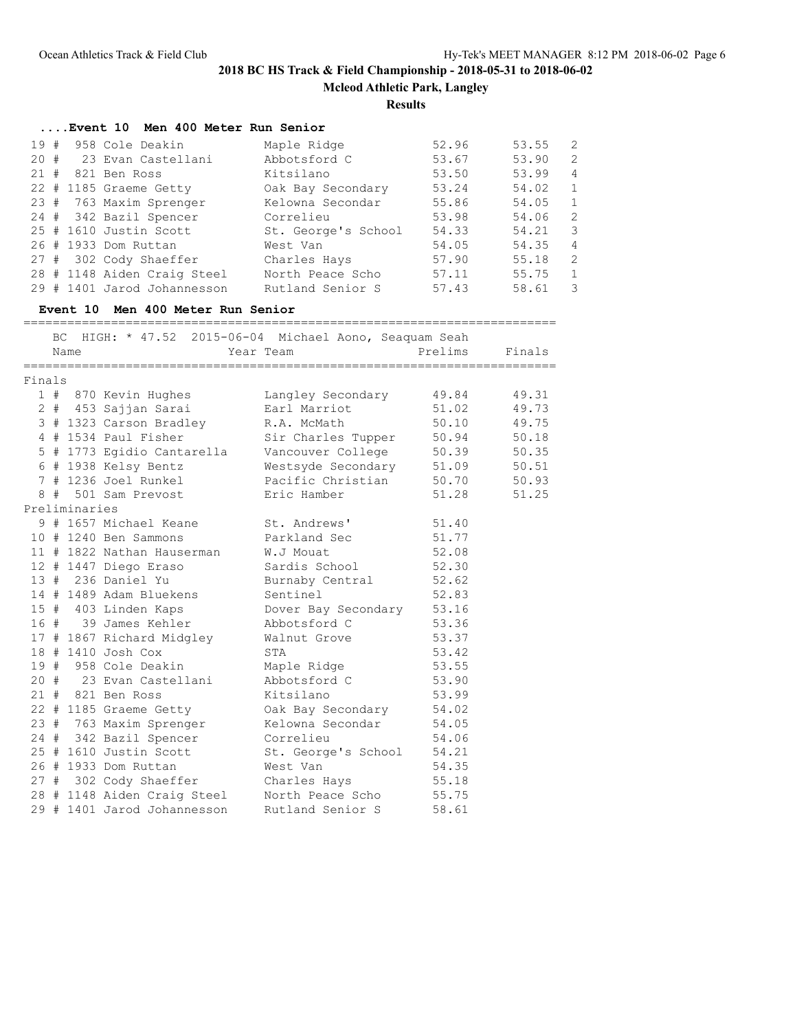## 2018 BC HS Track & Field Championship - 2018-05-31 to 2018-06-02

**Mcleod Athletic Park, Langley**

**Results**

### ....Event 10 Men 400 Meter Run Senior

| Place | # | Name | Team | Seed | Prelims | Heat |
|---|---|---|---|---|---|---|
| 19 # | 958 | Cole Deakin | Maple Ridge | 52.96 | 53.55 | 2 |
| 20 # | 23 | Evan Castellani | Abbotsford C | 53.67 | 53.90 | 2 |
| 21 # | 821 | Ben Ross | Kitsilano | 53.50 | 53.99 | 4 |
| 22 # | 1185 | Graeme Getty | Oak Bay Secondary | 53.24 | 54.02 | 1 |
| 23 # | 763 | Maxim Sprenger | Kelowna Secondar | 55.86 | 54.05 | 1 |
| 24 # | 342 | Bazil Spencer | Correlieu | 53.98 | 54.06 | 2 |
| 25 # | 1610 | Justin Scott | St. George's School | 54.33 | 54.21 | 3 |
| 26 # | 1933 | Dom Ruttan | West Van | 54.05 | 54.35 | 4 |
| 27 # | 302 | Cody Shaeffer | Charles Hays | 57.90 | 55.18 | 2 |
| 28 # | 1148 | Aiden Craig Steel | North Peace Scho | 57.11 | 55.75 | 1 |
| 29 # | 1401 | Jarod Johannesson | Rutland Senior S | 57.43 | 58.61 | 3 |

### Event 10 Men 400 Meter Run Senior

BC HIGH: * 47.52 2015-06-04 Michael Aono, Seaquam Seah

| Place | # | Name | Year Team | Prelims | Finals |
|---|---|---|---|---|---|
| **Finals** | | | | | |
| 1 # | 870 | Kevin Hughes | Langley Secondary | 49.84 | 49.31 |
| 2 # | 453 | Sajjan Sarai | Earl Marriot | 51.02 | 49.73 |
| 3 # | 1323 | Carson Bradley | R.A. McMath | 50.10 | 49.75 |
| 4 # | 1534 | Paul Fisher | Sir Charles Tupper | 50.94 | 50.18 |
| 5 # | 1773 | Egidio Cantarella | Vancouver College | 50.39 | 50.35 |
| 6 # | 1938 | Kelsy Bentz | Westsyde Secondary | 51.09 | 50.51 |
| 7 # | 1236 | Joel Runkel | Pacific Christian | 50.70 | 50.93 |
| 8 # | 501 | Sam Prevost | Eric Hamber | 51.28 | 51.25 |
| **Preliminaries** | | | | | |
| 9 # | 1657 | Michael Keane | St. Andrews' | 51.40 | |
| 10 # | 1240 | Ben Sammons | Parkland Sec | 51.77 | |
| 11 # | 1822 | Nathan Hauserman | W.J Mouat | 52.08 | |
| 12 # | 1447 | Diego Eraso | Sardis School | 52.30 | |
| 13 # | 236 | Daniel Yu | Burnaby Central | 52.62 | |
| 14 # | 1489 | Adam Bluekens | Sentinel | 52.83 | |
| 15 # | 403 | Linden Kaps | Dover Bay Secondary | 53.16 | |
| 16 # | 39 | James Kehler | Abbotsford C | 53.36 | |
| 17 # | 1867 | Richard Midgley | Walnut Grove | 53.37 | |
| 18 # | 1410 | Josh Cox | STA | 53.42 | |
| 19 # | 958 | Cole Deakin | Maple Ridge | 53.55 | |
| 20 # | 23 | Evan Castellani | Abbotsford C | 53.90 | |
| 21 # | 821 | Ben Ross | Kitsilano | 53.99 | |
| 22 # | 1185 | Graeme Getty | Oak Bay Secondary | 54.02 | |
| 23 # | 763 | Maxim Sprenger | Kelowna Secondar | 54.05 | |
| 24 # | 342 | Bazil Spencer | Correlieu | 54.06 | |
| 25 # | 1610 | Justin Scott | St. George's School | 54.21 | |
| 26 # | 1933 | Dom Ruttan | West Van | 54.35 | |
| 27 # | 302 | Cody Shaeffer | Charles Hays | 55.18 | |
| 28 # | 1148 | Aiden Craig Steel | North Peace Scho | 55.75 | |
| 29 # | 1401 | Jarod Johannesson | Rutland Senior S | 58.61 | |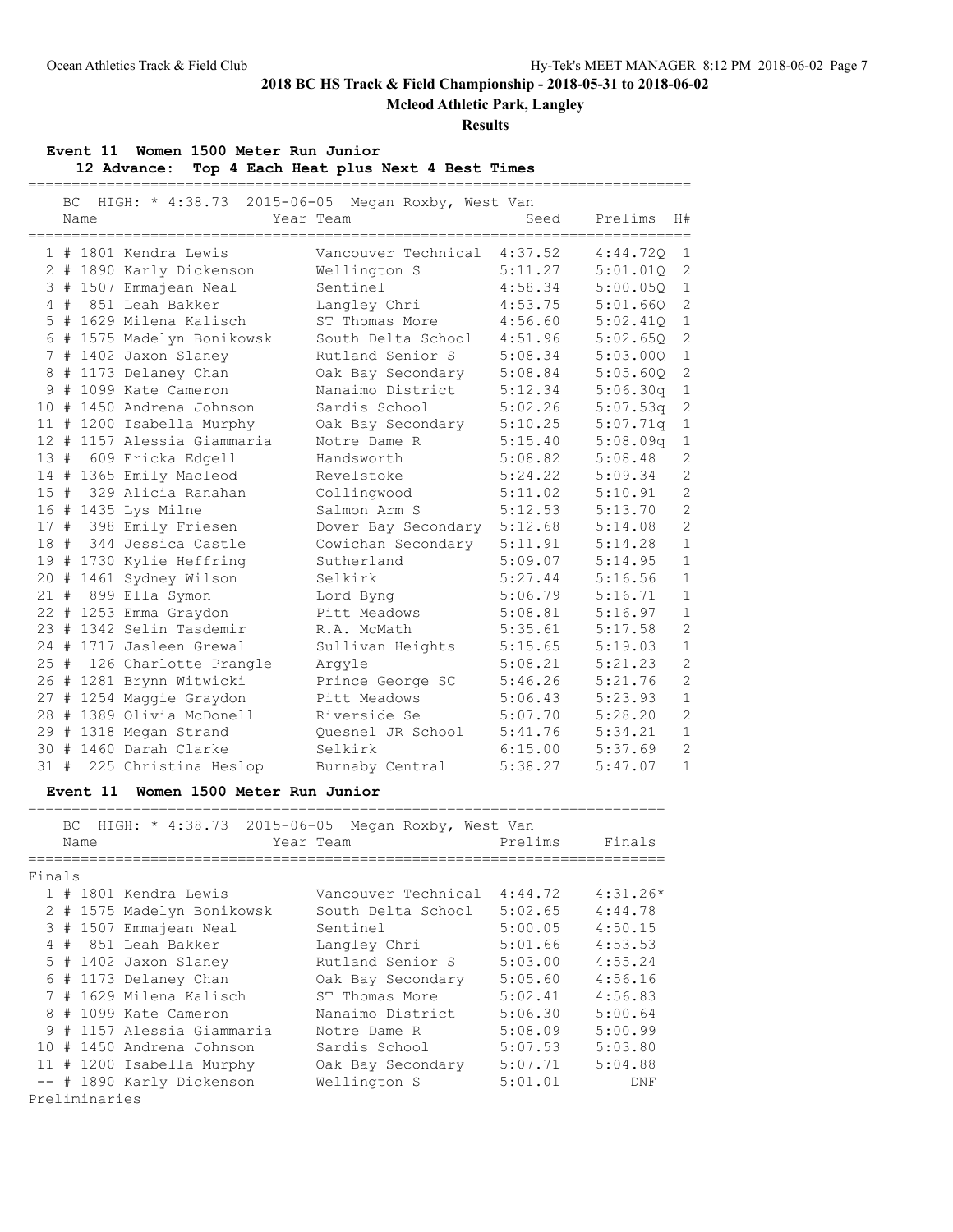## 2018 BC HS Track & Field Championship - 2018-05-31 to 2018-06-02

**Mcleod Athletic Park, Langley**

**Results**

### Event 11 Women 1500 Meter Run Junior

**12 Advance: Top 4 Each Heat plus Next 4 Best Times**

BC HIGH: * 4:38.73 2015-06-05 Megan Roxby, West Van

| | Name | Year Team | Seed | Prelims | H# |
|---|---|---|---|---|---|
| 1 | # 1801 Kendra Lewis | Vancouver Technical | 4:37.52 | 4:44.72Q | 1 |
| 2 | # 1890 Karly Dickenson | Wellington S | 5:11.27 | 5:01.01Q | 2 |
| 3 | # 1507 Emmajean Neal | Sentinel | 4:58.34 | 5:00.05Q | 1 |
| 4 | # 851 Leah Bakker | Langley Chri | 4:53.75 | 5:01.66Q | 2 |
| 5 | # 1629 Milena Kalisch | ST Thomas More | 4:56.60 | 5:02.41Q | 1 |
| 6 | # 1575 Madelyn Bonikowsk | South Delta School | 4:51.96 | 5:02.65Q | 2 |
| 7 | # 1402 Jaxon Slaney | Rutland Senior S | 5:08.34 | 5:03.00Q | 1 |
| 8 | # 1173 Delaney Chan | Oak Bay Secondary | 5:08.84 | 5:05.60Q | 2 |
| 9 | # 1099 Kate Cameron | Nanaimo District | 5:12.34 | 5:06.30q | 1 |
| 10 | # 1450 Andrena Johnson | Sardis School | 5:02.26 | 5:07.53q | 2 |
| 11 | # 1200 Isabella Murphy | Oak Bay Secondary | 5:10.25 | 5:07.71q | 1 |
| 12 | # 1157 Alessia Giammaria | Notre Dame R | 5:15.40 | 5:08.09q | 1 |
| 13 | # 609 Ericka Edgell | Handsworth | 5:08.82 | 5:08.48 | 2 |
| 14 | # 1365 Emily Macleod | Revelstoke | 5:24.22 | 5:09.34 | 2 |
| 15 | # 329 Alicia Ranahan | Collingwood | 5:11.02 | 5:10.91 | 2 |
| 16 | # 1435 Lys Milne | Salmon Arm S | 5:12.53 | 5:13.70 | 2 |
| 17 | # 398 Emily Friesen | Dover Bay Secondary | 5:12.68 | 5:14.08 | 2 |
| 18 | # 344 Jessica Castle | Cowichan Secondary | 5:11.91 | 5:14.28 | 1 |
| 19 | # 1730 Kylie Heffring | Sutherland | 5:09.07 | 5:14.95 | 1 |
| 20 | # 1461 Sydney Wilson | Selkirk | 5:27.44 | 5:16.56 | 1 |
| 21 | # 899 Ella Symon | Lord Byng | 5:06.79 | 5:16.71 | 1 |
| 22 | # 1253 Emma Graydon | Pitt Meadows | 5:08.81 | 5:16.97 | 1 |
| 23 | # 1342 Selin Tasdemir | R.A. McMath | 5:35.61 | 5:17.58 | 2 |
| 24 | # 1717 Jasleen Grewal | Sullivan Heights | 5:15.65 | 5:19.03 | 1 |
| 25 | # 126 Charlotte Prangle | Argyle | 5:08.21 | 5:21.23 | 2 |
| 26 | # 1281 Brynn Witwicki | Prince George SC | 5:46.26 | 5:21.76 | 2 |
| 27 | # 1254 Maggie Graydon | Pitt Meadows | 5:06.43 | 5:23.93 | 1 |
| 28 | # 1389 Olivia McDonell | Riverside Se | 5:07.70 | 5:28.20 | 2 |
| 29 | # 1318 Megan Strand | Quesnel JR School | 5:41.76 | 5:34.21 | 1 |
| 30 | # 1460 Darah Clarke | Selkirk | 6:15.00 | 5:37.69 | 2 |
| 31 | # 225 Christina Heslop | Burnaby Central | 5:38.27 | 5:47.07 | 1 |

### Event 11 Women 1500 Meter Run Junior

BC HIGH: * 4:38.73 2015-06-05 Megan Roxby, West Van

**Finals**

| | Name | Year Team | Prelims | Finals |
|---|---|---|---|---|
| 1 | # 1801 Kendra Lewis | Vancouver Technical | 4:44.72 | 4:31.26* |
| 2 | # 1575 Madelyn Bonikowsk | South Delta School | 5:02.65 | 4:44.78 |
| 3 | # 1507 Emmajean Neal | Sentinel | 5:00.05 | 4:50.15 |
| 4 | # 851 Leah Bakker | Langley Chri | 5:01.66 | 4:53.53 |
| 5 | # 1402 Jaxon Slaney | Rutland Senior S | 5:03.00 | 4:55.24 |
| 6 | # 1173 Delaney Chan | Oak Bay Secondary | 5:05.60 | 4:56.16 |
| 7 | # 1629 Milena Kalisch | ST Thomas More | 5:02.41 | 4:56.83 |
| 8 | # 1099 Kate Cameron | Nanaimo District | 5:06.30 | 5:00.64 |
| 9 | # 1157 Alessia Giammaria | Notre Dame R | 5:08.09 | 5:00.99 |
| 10 | # 1450 Andrena Johnson | Sardis School | 5:07.53 | 5:03.80 |
| 11 | # 1200 Isabella Murphy | Oak Bay Secondary | 5:07.71 | 5:04.88 |
| -- | # 1890 Karly Dickenson | Wellington S | 5:01.01 | DNF |

**Preliminaries**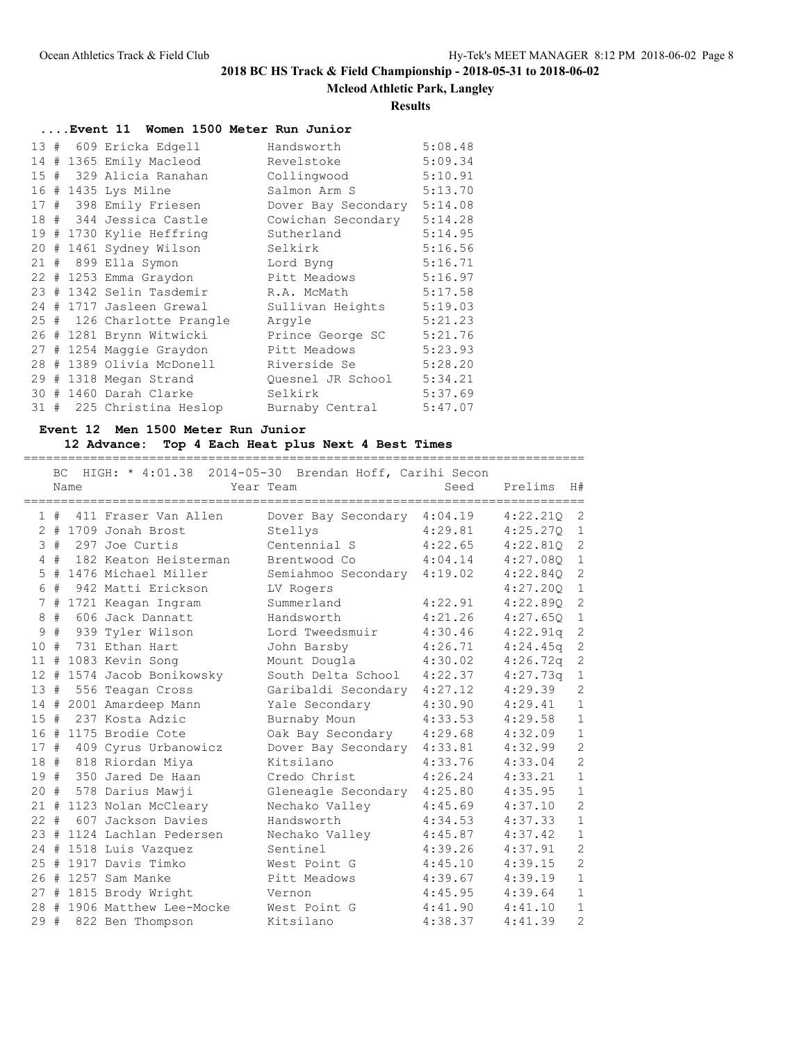# 2018 BC HS Track & Field Championship - 2018-05-31 to 2018-06-02

**Mcleod Athletic Park, Langley**

**Results**

### ....Event 11 Women 1500 Meter Run Junior

| Place | # | Name | Team | Time |
|---|---|---|---|---|
| 13 | # 609 | Ericka Edgell | Handsworth | 5:08.48 |
| 14 | # 1365 | Emily Macleod | Revelstoke | 5:09.34 |
| 15 | # 329 | Alicia Ranahan | Collingwood | 5:10.91 |
| 16 | # 1435 | Lys Milne | Salmon Arm S | 5:13.70 |
| 17 | # 398 | Emily Friesen | Dover Bay Secondary | 5:14.08 |
| 18 | # 344 | Jessica Castle | Cowichan Secondary | 5:14.28 |
| 19 | # 1730 | Kylie Heffring | Sutherland | 5:14.95 |
| 20 | # 1461 | Sydney Wilson | Selkirk | 5:16.56 |
| 21 | # 899 | Ella Symon | Lord Byng | 5:16.71 |
| 22 | # 1253 | Emma Graydon | Pitt Meadows | 5:16.97 |
| 23 | # 1342 | Selin Tasdemir | R.A. McMath | 5:17.58 |
| 24 | # 1717 | Jasleen Grewal | Sullivan Heights | 5:19.03 |
| 25 | # 126 | Charlotte Prangle | Argyle | 5:21.23 |
| 26 | # 1281 | Brynn Witwicki | Prince George SC | 5:21.76 |
| 27 | # 1254 | Maggie Graydon | Pitt Meadows | 5:23.93 |
| 28 | # 1389 | Olivia McDonell | Riverside Se | 5:28.20 |
| 29 | # 1318 | Megan Strand | Quesnel JR School | 5:34.21 |
| 30 | # 1460 | Darah Clarke | Selkirk | 5:37.69 |
| 31 | # 225 | Christina Heslop | Burnaby Central | 5:47.07 |

### Event 12 Men 1500 Meter Run Junior

**12 Advance: Top 4 Each Heat plus Next 4 Best Times**

BC HIGH: * 4:01.38 2014-05-30 Brendan Hoff, Carihi Secon

| Place | # | Name | Year | Team | Seed | Prelims | H# |
|---|---|---|---|---|---|---|---|
| 1 | # 411 | Fraser Van Allen | | Dover Bay Secondary | 4:04.19 | 4:22.21Q | 2 |
| 2 | # 1709 | Jonah Brost | | Stellys | 4:29.81 | 4:25.27Q | 1 |
| 3 | # 297 | Joe Curtis | | Centennial S | 4:22.65 | 4:22.81Q | 2 |
| 4 | # 182 | Keaton Heisterman | | Brentwood Co | 4:04.14 | 4:27.08Q | 1 |
| 5 | # 1476 | Michael Miller | | Semiahmoo Secondary | 4:19.02 | 4:22.84Q | 2 |
| 6 | # 942 | Matti Erickson | | LV Rogers | | 4:27.20Q | 1 |
| 7 | # 1721 | Keagan Ingram | | Summerland | 4:22.91 | 4:22.89Q | 2 |
| 8 | # 606 | Jack Dannatt | | Handsworth | 4:21.26 | 4:27.65Q | 1 |
| 9 | # 939 | Tyler Wilson | | Lord Tweedsmuir | 4:30.46 | 4:22.91q | 2 |
| 10 | # 731 | Ethan Hart | | John Barsby | 4:26.71 | 4:24.45q | 2 |
| 11 | # 1083 | Kevin Song | | Mount Dougla | 4:30.02 | 4:26.72q | 2 |
| 12 | # 1574 | Jacob Bonikowsky | | South Delta School | 4:22.37 | 4:27.73q | 1 |
| 13 | # 556 | Teagan Cross | | Garibaldi Secondary | 4:27.12 | 4:29.39 | 2 |
| 14 | # 2001 | Amardeep Mann | | Yale Secondary | 4:30.90 | 4:29.41 | 1 |
| 15 | # 237 | Kosta Adzic | | Burnaby Moun | 4:33.53 | 4:29.58 | 1 |
| 16 | # 1175 | Brodie Cote | | Oak Bay Secondary | 4:29.68 | 4:32.09 | 1 |
| 17 | # 409 | Cyrus Urbanowicz | | Dover Bay Secondary | 4:33.81 | 4:32.99 | 2 |
| 18 | # 818 | Riordan Miya | | Kitsilano | 4:33.76 | 4:33.04 | 2 |
| 19 | # 350 | Jared De Haan | | Credo Christ | 4:26.24 | 4:33.21 | 1 |
| 20 | # 578 | Darius Mawji | | Gleneagle Secondary | 4:25.80 | 4:35.95 | 1 |
| 21 | # 1123 | Nolan McCleary | | Nechako Valley | 4:45.69 | 4:37.10 | 2 |
| 22 | # 607 | Jackson Davies | | Handsworth | 4:34.53 | 4:37.33 | 1 |
| 23 | # 1124 | Lachlan Pedersen | | Nechako Valley | 4:45.87 | 4:37.42 | 1 |
| 24 | # 1518 | Luis Vazquez | | Sentinel | 4:39.26 | 4:37.91 | 2 |
| 25 | # 1917 | Davis Timko | | West Point G | 4:45.10 | 4:39.15 | 2 |
| 26 | # 1257 | Sam Manke | | Pitt Meadows | 4:39.67 | 4:39.19 | 1 |
| 27 | # 1815 | Brody Wright | | Vernon | 4:45.95 | 4:39.64 | 1 |
| 28 | # 1906 | Matthew Lee-Mocke | | West Point G | 4:41.90 | 4:41.10 | 1 |
| 29 | # 822 | Ben Thompson | | Kitsilano | 4:38.37 | 4:41.39 | 2 |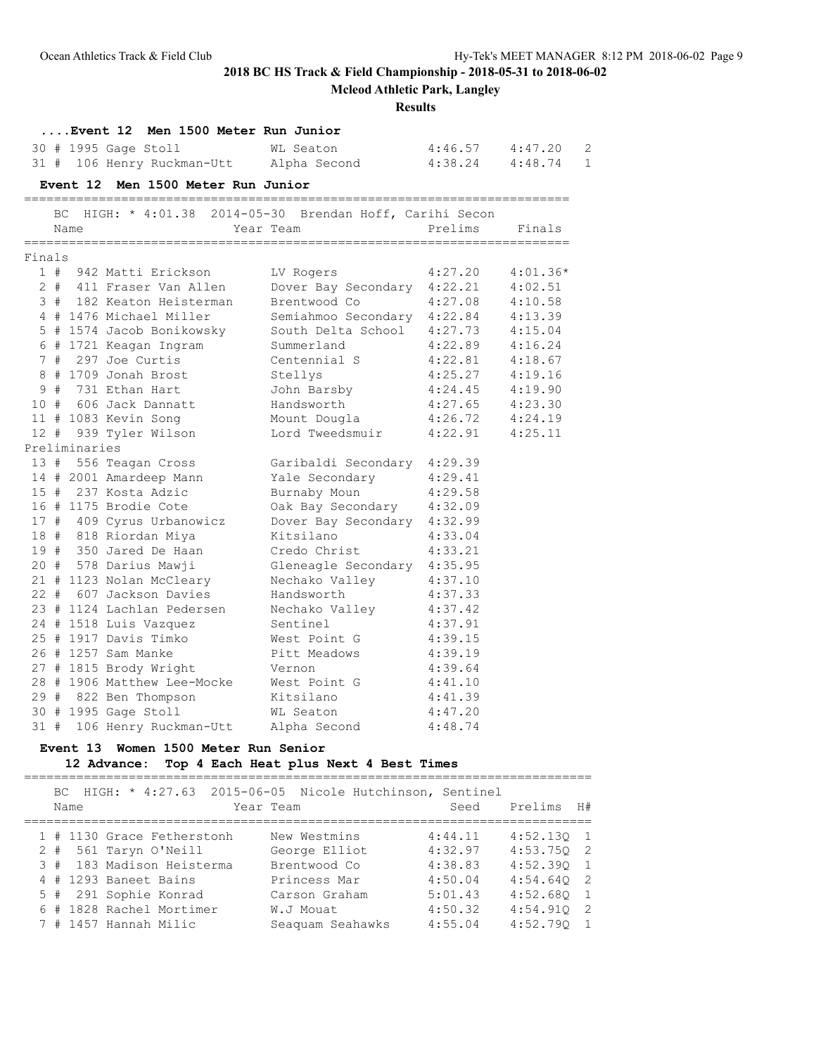**2018 BC HS Track & Field Championship - 2018-05-31 to 2018-06-02**

**Mcleod Athletic Park, Langley**

**Results**

#### ....Event 12 Men 1500 Meter Run Junior

| | | Name | Team | Seed | Prelims | H# |
|---|---|---|---|---|---|---|
| 30 | # 1995 | Gage Stoll | WL Seaton | 4:46.57 | 4:47.20 | 2 |
| 31 | # 106 | Henry Ruckman-Utt | Alpha Second | 4:38.24 | 4:48.74 | 1 |

#### Event 12 Men 1500 Meter Run Junior

BC HIGH: * 4:01.38 2014-05-30 Brendan Hoff, Carihi Secon

| | | Name | Year Team | Prelims | Finals |
|---|---|---|---|---|---|
| **Finals** | | | | | |
| 1 | # 942 | Matti Erickson | LV Rogers | 4:27.20 | 4:01.36* |
| 2 | # 411 | Fraser Van Allen | Dover Bay Secondary | 4:22.21 | 4:02.51 |
| 3 | # 182 | Keaton Heisterman | Brentwood Co | 4:27.08 | 4:10.58 |
| 4 | # 1476 | Michael Miller | Semiahmoo Secondary | 4:22.84 | 4:13.39 |
| 5 | # 1574 | Jacob Bonikowsky | South Delta School | 4:27.73 | 4:15.04 |
| 6 | # 1721 | Keagan Ingram | Summerland | 4:22.89 | 4:16.24 |
| 7 | # 297 | Joe Curtis | Centennial S | 4:22.81 | 4:18.67 |
| 8 | # 1709 | Jonah Brost | Stellys | 4:25.27 | 4:19.16 |
| 9 | # 731 | Ethan Hart | John Barsby | 4:24.45 | 4:19.90 |
| 10 | # 606 | Jack Dannatt | Handsworth | 4:27.65 | 4:23.30 |
| 11 | # 1083 | Kevin Song | Mount Dougla | 4:26.72 | 4:24.19 |
| 12 | # 939 | Tyler Wilson | Lord Tweedsmuir | 4:22.91 | 4:25.11 |
| **Preliminaries** | | | | | |
| 13 | # 556 | Teagan Cross | Garibaldi Secondary | 4:29.39 | |
| 14 | # 2001 | Amardeep Mann | Yale Secondary | 4:29.41 | |
| 15 | # 237 | Kosta Adzic | Burnaby Moun | 4:29.58 | |
| 16 | # 1175 | Brodie Cote | Oak Bay Secondary | 4:32.09 | |
| 17 | # 409 | Cyrus Urbanowicz | Dover Bay Secondary | 4:32.99 | |
| 18 | # 818 | Riordan Miya | Kitsilano | 4:33.04 | |
| 19 | # 350 | Jared De Haan | Credo Christ | 4:33.21 | |
| 20 | # 578 | Darius Mawji | Gleneagle Secondary | 4:35.95 | |
| 21 | # 1123 | Nolan McCleary | Nechako Valley | 4:37.10 | |
| 22 | # 607 | Jackson Davies | Handsworth | 4:37.33 | |
| 23 | # 1124 | Lachlan Pedersen | Nechako Valley | 4:37.42 | |
| 24 | # 1518 | Luis Vazquez | Sentinel | 4:37.91 | |
| 25 | # 1917 | Davis Timko | West Point G | 4:39.15 | |
| 26 | # 1257 | Sam Manke | Pitt Meadows | 4:39.19 | |
| 27 | # 1815 | Brody Wright | Vernon | 4:39.64 | |
| 28 | # 1906 | Matthew Lee-Mocke | West Point G | 4:41.10 | |
| 29 | # 822 | Ben Thompson | Kitsilano | 4:41.39 | |
| 30 | # 1995 | Gage Stoll | WL Seaton | 4:47.20 | |
| 31 | # 106 | Henry Ruckman-Utt | Alpha Second | 4:48.74 | |

#### Event 13 Women 1500 Meter Run Senior

**12 Advance: Top 4 Each Heat plus Next 4 Best Times**

BC HIGH: * 4:27.63 2015-06-05 Nicole Hutchinson, Sentinel

| | | Name | Year Team | Seed | Prelims | H# |
|---|---|---|---|---|---|---|
| 1 | # 1130 | Grace Fetherstonh | New Westmins | 4:44.11 | 4:52.13Q | 1 |
| 2 | # 561 | Taryn O'Neill | George Elliot | 4:32.97 | 4:53.75Q | 2 |
| 3 | # 183 | Madison Heisterma | Brentwood Co | 4:38.83 | 4:52.39Q | 1 |
| 4 | # 1293 | Baneet Bains | Princess Mar | 4:50.04 | 4:54.64Q | 2 |
| 5 | # 291 | Sophie Konrad | Carson Graham | 5:01.43 | 4:52.68Q | 1 |
| 6 | # 1828 | Rachel Mortimer | W.J Mouat | 4:50.32 | 4:54.91Q | 2 |
| 7 | # 1457 | Hannah Milic | Seaquam Seahawks | 4:55.04 | 4:52.79Q | 1 |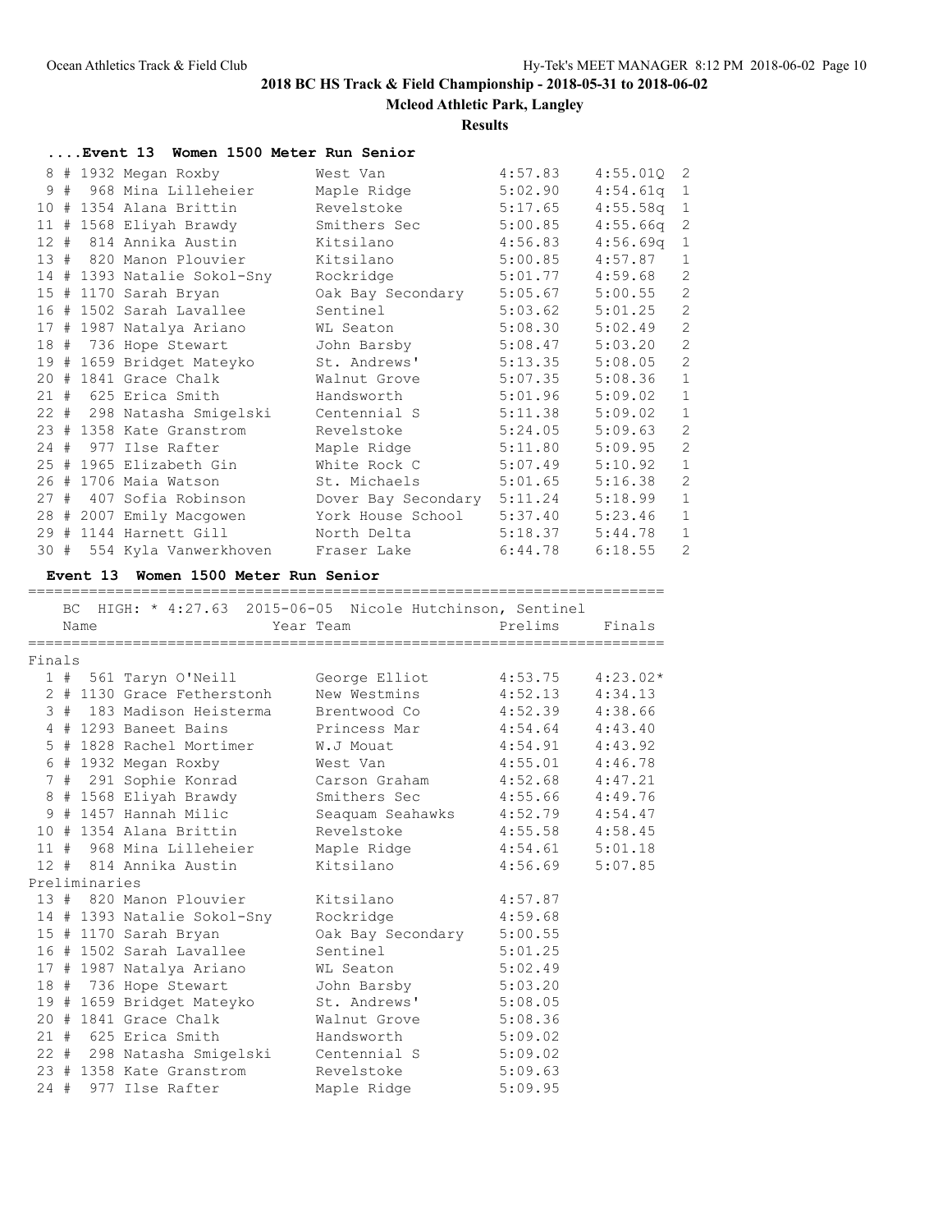# 2018 BC HS Track & Field Championship - 2018-05-31 to 2018-06-02

**Mcleod Athletic Park, Langley**

**Results**

### ....Event 13 Women 1500 Meter Run Senior

| Place | # | Comp # | Name | Team | Seed | Prelims | Heat |
|---|---|---|---|---|---|---|---|
| 8 | # | 1932 | Megan Roxby | West Van | 4:57.83 | 4:55.01Q | 2 |
| 9 | # | 968 | Mina Lilleheier | Maple Ridge | 5:02.90 | 4:54.61q | 1 |
| 10 | # | 1354 | Alana Brittin | Revelstoke | 5:17.65 | 4:55.58q | 1 |
| 11 | # | 1568 | Eliyah Brawdy | Smithers Sec | 5:00.85 | 4:55.66q | 2 |
| 12 | # | 814 | Annika Austin | Kitsilano | 4:56.83 | 4:56.69q | 1 |
| 13 | # | 820 | Manon Plouvier | Kitsilano | 5:00.85 | 4:57.87 | 1 |
| 14 | # | 1393 | Natalie Sokol-Sny | Rockridge | 5:01.77 | 4:59.68 | 2 |
| 15 | # | 1170 | Sarah Bryan | Oak Bay Secondary | 5:05.67 | 5:00.55 | 2 |
| 16 | # | 1502 | Sarah Lavallee | Sentinel | 5:03.62 | 5:01.25 | 2 |
| 17 | # | 1987 | Natalya Ariano | WL Seaton | 5:08.30 | 5:02.49 | 2 |
| 18 | # | 736 | Hope Stewart | John Barsby | 5:08.47 | 5:03.20 | 2 |
| 19 | # | 1659 | Bridget Mateyko | St. Andrews' | 5:13.35 | 5:08.05 | 2 |
| 20 | # | 1841 | Grace Chalk | Walnut Grove | 5:07.35 | 5:08.36 | 1 |
| 21 | # | 625 | Erica Smith | Handsworth | 5:01.96 | 5:09.02 | 1 |
| 22 | # | 298 | Natasha Smigelski | Centennial S | 5:11.38 | 5:09.02 | 1 |
| 23 | # | 1358 | Kate Granstrom | Revelstoke | 5:24.05 | 5:09.63 | 2 |
| 24 | # | 977 | Ilse Rafter | Maple Ridge | 5:11.80 | 5:09.95 | 2 |
| 25 | # | 1965 | Elizabeth Gin | White Rock C | 5:07.49 | 5:10.92 | 1 |
| 26 | # | 1706 | Maia Watson | St. Michaels | 5:01.65 | 5:16.38 | 2 |
| 27 | # | 407 | Sofia Robinson | Dover Bay Secondary | 5:11.24 | 5:18.99 | 1 |
| 28 | # | 2007 | Emily Macgowen | York House School | 5:37.40 | 5:23.46 | 1 |
| 29 | # | 1144 | Harnett Gill | North Delta | 5:18.37 | 5:44.78 | 1 |
| 30 | # | 554 | Kyla Vanwerkhoven | Fraser Lake | 6:44.78 | 6:18.55 | 2 |

### Event 13 Women 1500 Meter Run Senior

BC HIGH: * 4:27.63 2015-06-05 Nicole Hutchinson, Sentinel

| Place | # | Comp # | Name | Year Team | Prelims | Finals |
|---|---|---|---|---|---|---|
| **Finals** | | | | | | |
| 1 | # | 561 | Taryn O'Neill | George Elliot | 4:53.75 | 4:23.02* |
| 2 | # | 1130 | Grace Fetherstonh | New Westmins | 4:52.13 | 4:34.13 |
| 3 | # | 183 | Madison Heisterma | Brentwood Co | 4:52.39 | 4:38.66 |
| 4 | # | 1293 | Baneet Bains | Princess Mar | 4:54.64 | 4:43.40 |
| 5 | # | 1828 | Rachel Mortimer | W.J Mouat | 4:54.91 | 4:43.92 |
| 6 | # | 1932 | Megan Roxby | West Van | 4:55.01 | 4:46.78 |
| 7 | # | 291 | Sophie Konrad | Carson Graham | 4:52.68 | 4:47.21 |
| 8 | # | 1568 | Eliyah Brawdy | Smithers Sec | 4:55.66 | 4:49.76 |
| 9 | # | 1457 | Hannah Milic | Seaquam Seahawks | 4:52.79 | 4:54.47 |
| 10 | # | 1354 | Alana Brittin | Revelstoke | 4:55.58 | 4:58.45 |
| 11 | # | 968 | Mina Lilleheier | Maple Ridge | 4:54.61 | 5:01.18 |
| 12 | # | 814 | Annika Austin | Kitsilano | 4:56.69 | 5:07.85 |
| **Preliminaries** | | | | | | |
| 13 | # | 820 | Manon Plouvier | Kitsilano | 4:57.87 | |
| 14 | # | 1393 | Natalie Sokol-Sny | Rockridge | 4:59.68 | |
| 15 | # | 1170 | Sarah Bryan | Oak Bay Secondary | 5:00.55 | |
| 16 | # | 1502 | Sarah Lavallee | Sentinel | 5:01.25 | |
| 17 | # | 1987 | Natalya Ariano | WL Seaton | 5:02.49 | |
| 18 | # | 736 | Hope Stewart | John Barsby | 5:03.20 | |
| 19 | # | 1659 | Bridget Mateyko | St. Andrews' | 5:08.05 | |
| 20 | # | 1841 | Grace Chalk | Walnut Grove | 5:08.36 | |
| 21 | # | 625 | Erica Smith | Handsworth | 5:09.02 | |
| 22 | # | 298 | Natasha Smigelski | Centennial S | 5:09.02 | |
| 23 | # | 1358 | Kate Granstrom | Revelstoke | 5:09.63 | |
| 24 | # | 977 | Ilse Rafter | Maple Ridge | 5:09.95 | |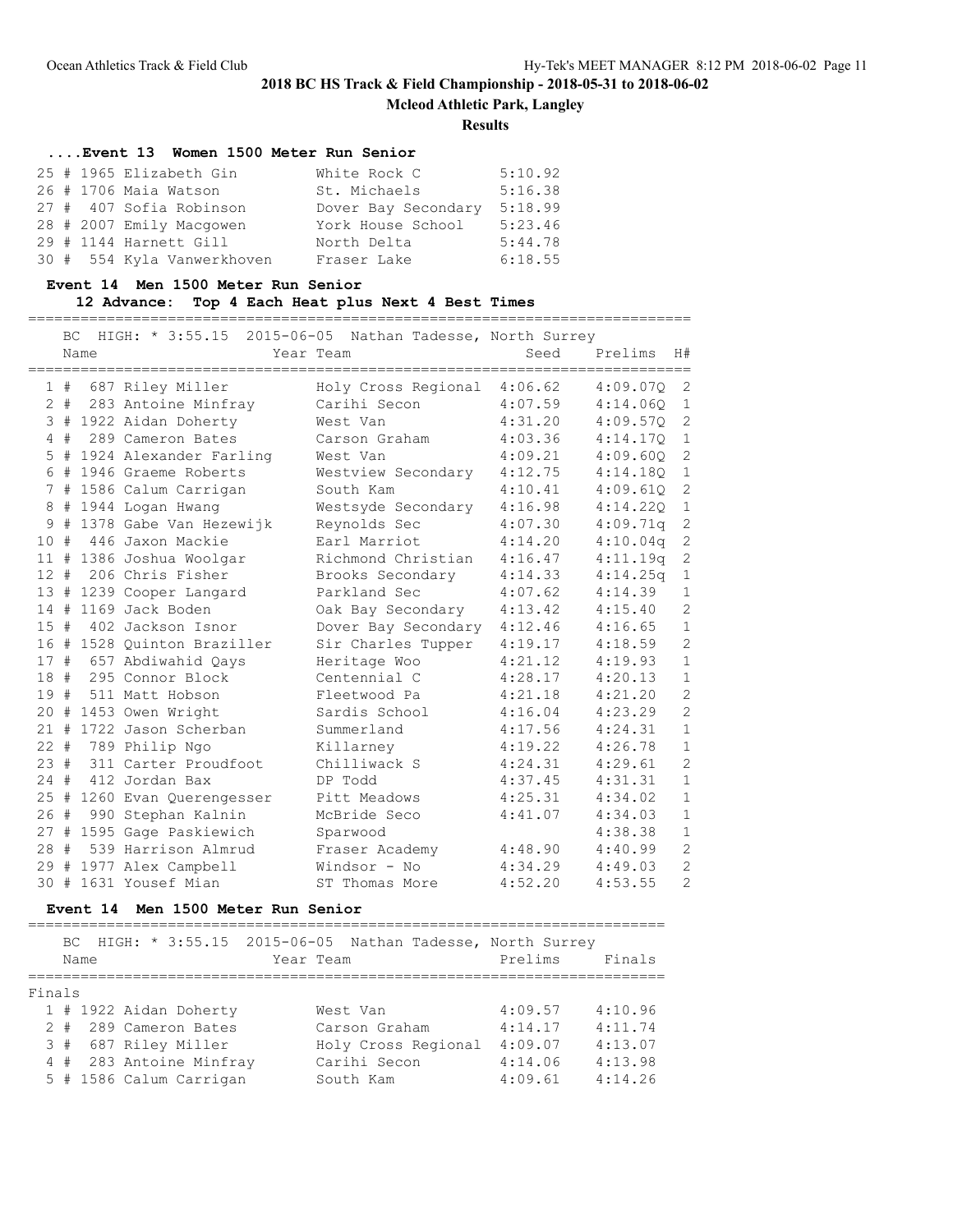## 2018 BC HS Track & Field Championship - 2018-05-31 to 2018-06-02

**Mcleod Athletic Park, Langley**

**Results**

### ....Event 13 Women 1500 Meter Run Senior

| Place | # | Comp# | Name | Team | Finals |
|---|---|---|---|---|---|
| 25 | # | 1965 | Elizabeth Gin | White Rock C | 5:10.92 |
| 26 | # | 1706 | Maia Watson | St. Michaels | 5:16.38 |
| 27 | # | 407 | Sofia Robinson | Dover Bay Secondary | 5:18.99 |
| 28 | # | 2007 | Emily Macgowen | York House School | 5:23.46 |
| 29 | # | 1144 | Harnett Gill | North Delta | 5:44.78 |
| 30 | # | 554 | Kyla Vanwerkhoven | Fraser Lake | 6:18.55 |

### Event 14 Men 1500 Meter Run Senior

**12 Advance: Top 4 Each Heat plus Next 4 Best Times**

BC HIGH: * 3:55.15 2015-06-05 Nathan Tadesse, North Surrey

| Place | # | Comp# | Name | Year | Team | Seed | Prelims | H# |
|---|---|---|---|---|---|---|---|---|
| 1 | # | 687 | Riley Miller | | Holy Cross Regional | 4:06.62 | 4:09.07Q | 2 |
| 2 | # | 283 | Antoine Minfray | | Carihi Secon | 4:07.59 | 4:14.06Q | 1 |
| 3 | # | 1922 | Aidan Doherty | | West Van | 4:31.20 | 4:09.57Q | 2 |
| 4 | # | 289 | Cameron Bates | | Carson Graham | 4:03.36 | 4:14.17Q | 1 |
| 5 | # | 1924 | Alexander Farling | | West Van | 4:09.21 | 4:09.60Q | 2 |
| 6 | # | 1946 | Graeme Roberts | | Westview Secondary | 4:12.75 | 4:14.18Q | 1 |
| 7 | # | 1586 | Calum Carrigan | | South Kam | 4:10.41 | 4:09.61Q | 2 |
| 8 | # | 1944 | Logan Hwang | | Westsyde Secondary | 4:16.98 | 4:14.22Q | 1 |
| 9 | # | 1378 | Gabe Van Hezewijk | | Reynolds Sec | 4:07.30 | 4:09.71q | 2 |
| 10 | # | 446 | Jaxon Mackie | | Earl Marriot | 4:14.20 | 4:10.04q | 2 |
| 11 | # | 1386 | Joshua Woolgar | | Richmond Christian | 4:16.47 | 4:11.19q | 2 |
| 12 | # | 206 | Chris Fisher | | Brooks Secondary | 4:14.33 | 4:14.25q | 1 |
| 13 | # | 1239 | Cooper Langard | | Parkland Sec | 4:07.62 | 4:14.39 | 1 |
| 14 | # | 1169 | Jack Boden | | Oak Bay Secondary | 4:13.42 | 4:15.40 | 2 |
| 15 | # | 402 | Jackson Isnor | | Dover Bay Secondary | 4:12.46 | 4:16.65 | 1 |
| 16 | # | 1528 | Quinton Braziller | | Sir Charles Tupper | 4:19.17 | 4:18.59 | 2 |
| 17 | # | 657 | Abdiwahid Qays | | Heritage Woo | 4:21.12 | 4:19.93 | 1 |
| 18 | # | 295 | Connor Block | | Centennial C | 4:28.17 | 4:20.13 | 1 |
| 19 | # | 511 | Matt Hobson | | Fleetwood Pa | 4:21.18 | 4:21.20 | 2 |
| 20 | # | 1453 | Owen Wright | | Sardis School | 4:16.04 | 4:23.29 | 2 |
| 21 | # | 1722 | Jason Scherban | | Summerland | 4:17.56 | 4:24.31 | 1 |
| 22 | # | 789 | Philip Ngo | | Killarney | 4:19.22 | 4:26.78 | 1 |
| 23 | # | 311 | Carter Proudfoot | | Chilliwack S | 4:24.31 | 4:29.61 | 2 |
| 24 | # | 412 | Jordan Bax | | DP Todd | 4:37.45 | 4:31.31 | 1 |
| 25 | # | 1260 | Evan Querengesser | | Pitt Meadows | 4:25.31 | 4:34.02 | 1 |
| 26 | # | 990 | Stephan Kalnin | | McBride Seco | 4:41.07 | 4:34.03 | 1 |
| 27 | # | 1595 | Gage Paskiewich | | Sparwood | | 4:38.38 | 1 |
| 28 | # | 539 | Harrison Almrud | | Fraser Academy | 4:48.90 | 4:40.99 | 2 |
| 29 | # | 1977 | Alex Campbell | | Windsor - No | 4:34.29 | 4:49.03 | 2 |
| 30 | # | 1631 | Yousef Mian | | ST Thomas More | 4:52.20 | 4:53.55 | 2 |

### Event 14 Men 1500 Meter Run Senior

BC HIGH: * 3:55.15 2015-06-05 Nathan Tadesse, North Surrey

**Finals**

| Place | # | Comp# | Name | Year | Team | Prelims | Finals |
|---|---|---|---|---|---|---|---|
| 1 | # | 1922 | Aidan Doherty | | West Van | 4:09.57 | 4:10.96 |
| 2 | # | 289 | Cameron Bates | | Carson Graham | 4:14.17 | 4:11.74 |
| 3 | # | 687 | Riley Miller | | Holy Cross Regional | 4:09.07 | 4:13.07 |
| 4 | # | 283 | Antoine Minfray | | Carihi Secon | 4:14.06 | 4:13.98 |
| 5 | # | 1586 | Calum Carrigan | | South Kam | 4:09.61 | 4:14.26 |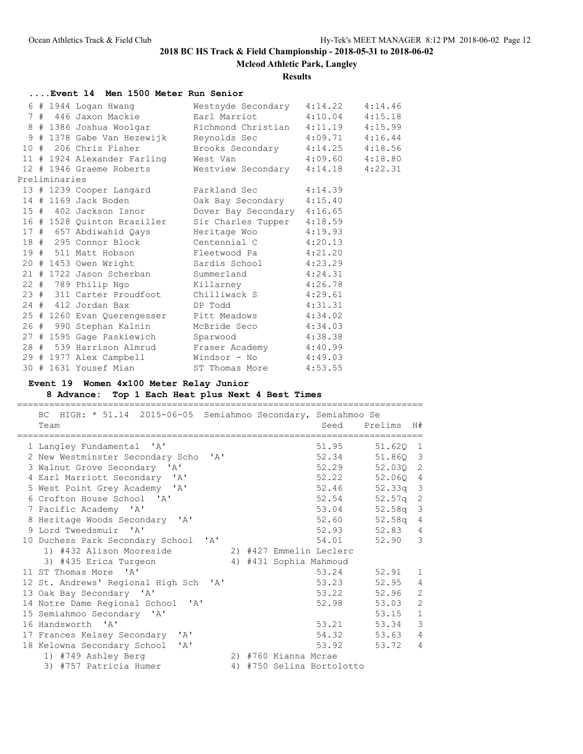## 2018 BC HS Track & Field Championship - 2018-05-31 to 2018-06-02

**Mcleod Athletic Park, Langley**

**Results**

### ....Event 14 Men 1500 Meter Run Senior

| Place | # | No. | Name | School | Seed | Finals |
|---|---|---|---|---|---|---|
| 6 | # | 1944 | Logan Hwang | Westsyde Secondary | 4:14.22 | 4:14.46 |
| 7 | # | 446 | Jaxon Mackie | Earl Marriot | 4:10.04 | 4:15.18 |
| 8 | # | 1386 | Joshua Woolgar | Richmond Christian | 4:11.19 | 4:15.99 |
| 9 | # | 1378 | Gabe Van Hezewijk | Reynolds Sec | 4:09.71 | 4:16.44 |
| 10 | # | 206 | Chris Fisher | Brooks Secondary | 4:14.25 | 4:18.56 |
| 11 | # | 1924 | Alexander Farling | West Van | 4:09.60 | 4:18.80 |
| 12 | # | 1946 | Graeme Roberts | Westview Secondary | 4:14.18 | 4:22.31 |

Preliminaries

| Place | # | No. | Name | School | Prelims |
|---|---|---|---|---|---|
| 13 | # | 1239 | Cooper Langard | Parkland Sec | 4:14.39 |
| 14 | # | 1169 | Jack Boden | Oak Bay Secondary | 4:15.40 |
| 15 | # | 402 | Jackson Isnor | Dover Bay Secondary | 4:16.65 |
| 16 | # | 1528 | Quinton Braziller | Sir Charles Tupper | 4:18.59 |
| 17 | # | 657 | Abdiwahid Qays | Heritage Woo | 4:19.93 |
| 18 | # | 295 | Connor Block | Centennial C | 4:20.13 |
| 19 | # | 511 | Matt Hobson | Fleetwood Pa | 4:21.20 |
| 20 | # | 1453 | Owen Wright | Sardis School | 4:23.29 |
| 21 | # | 1722 | Jason Scherban | Summerland | 4:24.31 |
| 22 | # | 789 | Philip Ngo | Killarney | 4:26.78 |
| 23 | # | 311 | Carter Proudfoot | Chilliwack S | 4:29.61 |
| 24 | # | 412 | Jordan Bax | DP Todd | 4:31.31 |
| 25 | # | 1260 | Evan Querengesser | Pitt Meadows | 4:34.02 |
| 26 | # | 990 | Stephan Kalnin | McBride Seco | 4:34.03 |
| 27 | # | 1595 | Gage Paskiewich | Sparwood | 4:38.38 |
| 28 | # | 539 | Harrison Almrud | Fraser Academy | 4:40.99 |
| 29 | # | 1977 | Alex Campbell | Windsor - No | 4:49.03 |
| 30 | # | 1631 | Yousef Mian | ST Thomas More | 4:53.55 |

### Event 19 Women 4x100 Meter Relay Junior

**8 Advance: Top 1 Each Heat plus Next 4 Best Times**

BC HIGH: * 51.14 2015-06-05 Semiahmoo Secondary, Semiahmoo Se

| Place | Team | Seed | Prelims | H# |
|---|---|---|---|---|
| 1 | Langley Fundamental 'A' | 51.95 | 51.62Q | 1 |
| 2 | New Westminster Secondary Scho 'A' | 52.34 | 51.86Q | 3 |
| 3 | Walnut Grove Secondary 'A' | 52.29 | 52.03Q | 2 |
| 4 | Earl Marriott Secondary 'A' | 52.22 | 52.06Q | 4 |
| 5 | West Point Grey Academy 'A' | 52.46 | 52.33q | 3 |
| 6 | Crofton House School 'A' | 52.54 | 52.57q | 2 |
| 7 | Pacific Academy 'A' | 53.04 | 52.58q | 3 |
| 8 | Heritage Woods Secondary 'A' | 52.60 | 52.58q | 4 |
| 9 | Lord Tweedsmuir 'A' | 52.93 | 52.83 | 4 |
| 10 | Duchess Park Secondary School 'A' | 54.01 | 52.90 | 3 |
| | 1) #432 Alison Mooreside 2) #427 Emmelin Leclerc 3) #435 Erica Turgeon 4) #431 Sophia Mahmoud | | | |
| 11 | ST Thomas More 'A' | 53.24 | 52.91 | 1 |
| 12 | St. Andrews' Regional High Sch 'A' | 53.23 | 52.95 | 4 |
| 13 | Oak Bay Secondary 'A' | 53.22 | 52.96 | 2 |
| 14 | Notre Dame Regional School 'A' | 52.98 | 53.03 | 2 |
| 15 | Semiahmoo Secondary 'A' | | 53.15 | 1 |
| 16 | Handsworth 'A' | 53.21 | 53.34 | 3 |
| 17 | Frances Kelsey Secondary 'A' | 54.32 | 53.63 | 4 |
| 18 | Kelowna Secondary School 'A' | 53.92 | 53.72 | 4 |
| | 1) #749 Ashley Berg 2) #760 Kianna Mcrae 3) #757 Patricia Humer 4) #750 Selina Bortolotto | | | |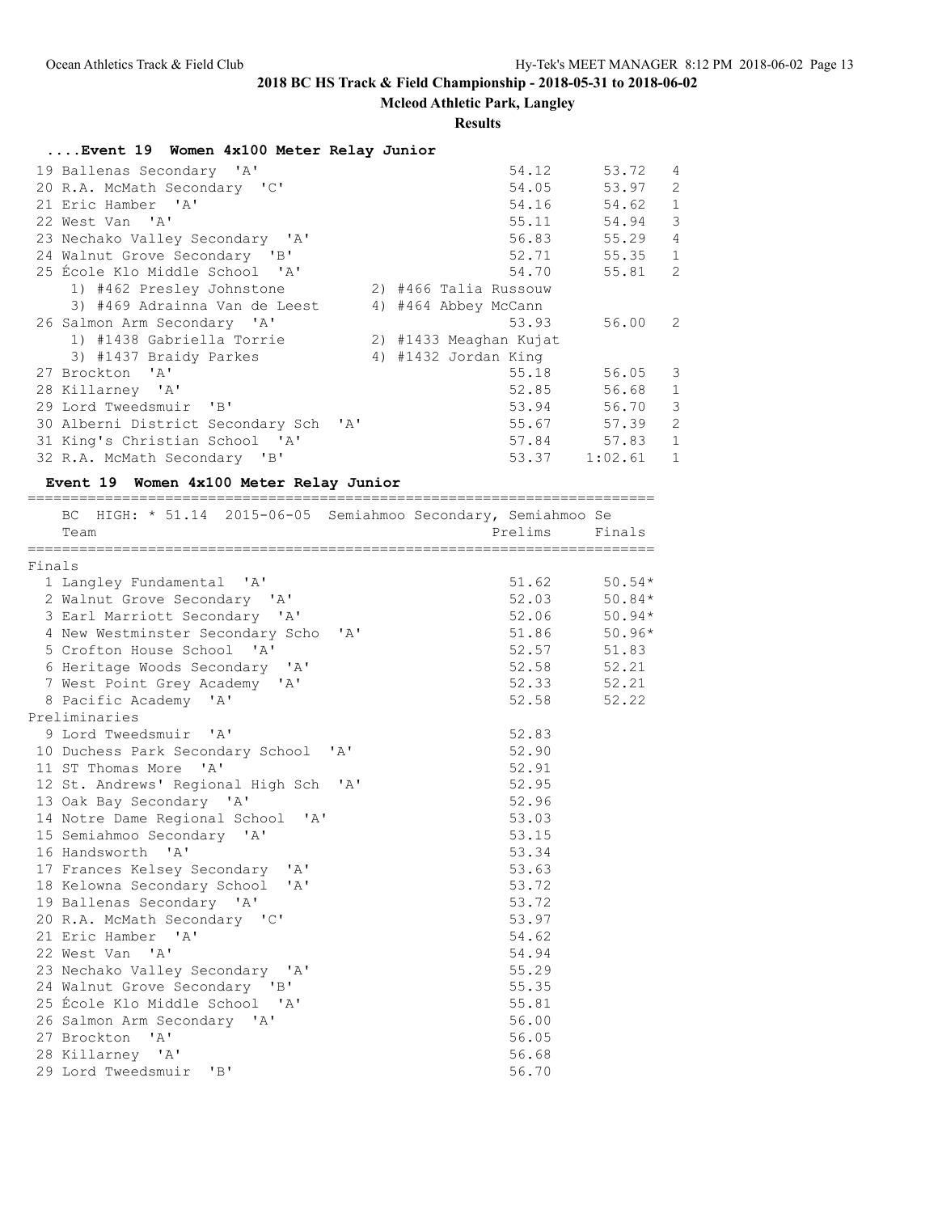## 2018 BC HS Track & Field Championship - 2018-05-31 to 2018-06-02

**Mcleod Athletic Park, Langley**

**Results**

### ....Event 19 Women 4x100 Meter Relay Junior

| Place | Team | Seed | Prelims | H# |
|---|---|---|---|---|
| 19 | Ballenas Secondary 'A' | 54.12 | 53.72 | 4 |
| 20 | R.A. McMath Secondary 'C' | 54.05 | 53.97 | 2 |
| 21 | Eric Hamber 'A' | 54.16 | 54.62 | 1 |
| 22 | West Van 'A' | 55.11 | 54.94 | 3 |
| 23 | Nechako Valley Secondary 'A' | 56.83 | 55.29 | 4 |
| 24 | Walnut Grove Secondary 'B' | 52.71 | 55.35 | 1 |
| 25 | École Klo Middle School 'A' | 54.70 | 55.81 | 2 |
| | 1) #462 Presley Johnstone 2) #466 Talia Russouw 3) #469 Adrainna Van de Leest 4) #464 Abbey McCann | | | |
| 26 | Salmon Arm Secondary 'A' | 53.93 | 56.00 | 2 |
| | 1) #1438 Gabriella Torrie 2) #1433 Meaghan Kujat 3) #1437 Braidy Parkes 4) #1432 Jordan King | | | |
| 27 | Brockton 'A' | 55.18 | 56.05 | 3 |
| 28 | Killarney 'A' | 52.85 | 56.68 | 1 |
| 29 | Lord Tweedsmuir 'B' | 53.94 | 56.70 | 3 |
| 30 | Alberni District Secondary Sch 'A' | 55.67 | 57.39 | 2 |
| 31 | King's Christian School 'A' | 57.84 | 57.83 | 1 |
| 32 | R.A. McMath Secondary 'B' | 53.37 | 1:02.61 | 1 |

### Event 19 Women 4x100 Meter Relay Junior

BC HIGH: * 51.14 2015-06-05 Semiahmoo Secondary, Semiahmoo Se

| Place | Team | Prelims | Finals |
|---|---|---|---|
| **Finals** | | | |
| 1 | Langley Fundamental 'A' | 51.62 | 50.54* |
| 2 | Walnut Grove Secondary 'A' | 52.03 | 50.84* |
| 3 | Earl Marriott Secondary 'A' | 52.06 | 50.94* |
| 4 | New Westminster Secondary Scho 'A' | 51.86 | 50.96* |
| 5 | Crofton House School 'A' | 52.57 | 51.83 |
| 6 | Heritage Woods Secondary 'A' | 52.58 | 52.21 |
| 7 | West Point Grey Academy 'A' | 52.33 | 52.21 |
| 8 | Pacific Academy 'A' | 52.58 | 52.22 |
| **Preliminaries** | | | |
| 9 | Lord Tweedsmuir 'A' | 52.83 | |
| 10 | Duchess Park Secondary School 'A' | 52.90 | |
| 11 | ST Thomas More 'A' | 52.91 | |
| 12 | St. Andrews' Regional High Sch 'A' | 52.95 | |
| 13 | Oak Bay Secondary 'A' | 52.96 | |
| 14 | Notre Dame Regional School 'A' | 53.03 | |
| 15 | Semiahmoo Secondary 'A' | 53.15 | |
| 16 | Handsworth 'A' | 53.34 | |
| 17 | Frances Kelsey Secondary 'A' | 53.63 | |
| 18 | Kelowna Secondary School 'A' | 53.72 | |
| 19 | Ballenas Secondary 'A' | 53.72 | |
| 20 | R.A. McMath Secondary 'C' | 53.97 | |
| 21 | Eric Hamber 'A' | 54.62 | |
| 22 | West Van 'A' | 54.94 | |
| 23 | Nechako Valley Secondary 'A' | 55.29 | |
| 24 | Walnut Grove Secondary 'B' | 55.35 | |
| 25 | École Klo Middle School 'A' | 55.81 | |
| 26 | Salmon Arm Secondary 'A' | 56.00 | |
| 27 | Brockton 'A' | 56.05 | |
| 28 | Killarney 'A' | 56.68 | |
| 29 | Lord Tweedsmuir 'B' | 56.70 | |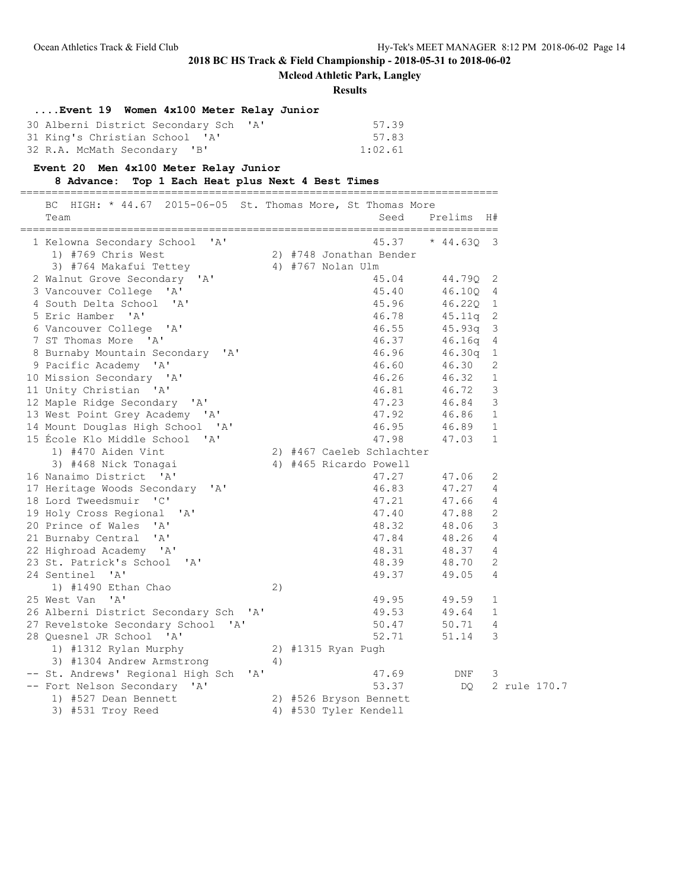**2018 BC HS Track & Field Championship - 2018-05-31 to 2018-06-02**

**Mcleod Athletic Park, Langley**

**Results**

### ....Event 19 Women 4x100 Meter Relay Junior

| Place | Team | Prelims |
|---|---|---|
| 30 | Alberni District Secondary Sch 'A' | 57.39 |
| 31 | King's Christian School 'A' | 57.83 |
| 32 | R.A. McMath Secondary 'B' | 1:02.61 |

### Event 20 Men 4x100 Meter Relay Junior

**8 Advance: Top 1 Each Heat plus Next 4 Best Times**

BC HIGH: * 44.67 2015-06-05 St. Thomas More, St Thomas More

| Place | Team | Seed | Prelims | H# | |
|---|---|---|---|---|---|
| 1 | Kelowna Secondary School 'A' | 45.37 | * 44.63Q | 3 | |
| | 1) #769 Chris West; 2) #748 Jonathan Bender; 3) #764 Makafui Tettey; 4) #767 Nolan Ulm | | | | |
| 2 | Walnut Grove Secondary 'A' | 45.04 | 44.79Q | 2 | |
| 3 | Vancouver College 'A' | 45.40 | 46.10Q | 4 | |
| 4 | South Delta School 'A' | 45.96 | 46.22Q | 1 | |
| 5 | Eric Hamber 'A' | 46.78 | 45.11q | 2 | |
| 6 | Vancouver College 'A' | 46.55 | 45.93q | 3 | |
| 7 | ST Thomas More 'A' | 46.37 | 46.16q | 4 | |
| 8 | Burnaby Mountain Secondary 'A' | 46.96 | 46.30q | 1 | |
| 9 | Pacific Academy 'A' | 46.60 | 46.30 | 2 | |
| 10 | Mission Secondary 'A' | 46.26 | 46.32 | 1 | |
| 11 | Unity Christian 'A' | 46.81 | 46.72 | 3 | |
| 12 | Maple Ridge Secondary 'A' | 47.23 | 46.84 | 3 | |
| 13 | West Point Grey Academy 'A' | 47.92 | 46.86 | 1 | |
| 14 | Mount Douglas High School 'A' | 46.95 | 46.89 | 1 | |
| 15 | École Klo Middle School 'A' | 47.98 | 47.03 | 1 | |
| | 1) #470 Aiden Vint; 2) #467 Caeleb Schlachter; 3) #468 Nick Tonagai; 4) #465 Ricardo Powell | | | | |
| 16 | Nanaimo District 'A' | 47.27 | 47.06 | 2 | |
| 17 | Heritage Woods Secondary 'A' | 46.83 | 47.27 | 4 | |
| 18 | Lord Tweedsmuir 'C' | 47.21 | 47.66 | 4 | |
| 19 | Holy Cross Regional 'A' | 47.40 | 47.88 | 2 | |
| 20 | Prince of Wales 'A' | 48.32 | 48.06 | 3 | |
| 21 | Burnaby Central 'A' | 47.84 | 48.26 | 4 | |
| 22 | Highroad Academy 'A' | 48.31 | 48.37 | 4 | |
| 23 | St. Patrick's School 'A' | 48.39 | 48.70 | 2 | |
| 24 | Sentinel 'A' | 49.37 | 49.05 | 4 | |
| | 1) #1490 Ethan Chao; 2) | | | | |
| 25 | West Van 'A' | 49.95 | 49.59 | 1 | |
| 26 | Alberni District Secondary Sch 'A' | 49.53 | 49.64 | 1 | |
| 27 | Revelstoke Secondary School 'A' | 50.47 | 50.71 | 4 | |
| 28 | Quesnel JR School 'A' | 52.71 | 51.14 | 3 | |
| | 1) #1312 Rylan Murphy; 2) #1315 Ryan Pugh; 3) #1304 Andrew Armstrong; 4) | | | | |
| -- | St. Andrews' Regional High Sch 'A' | 47.69 | DNF | 3 | |
| -- | Fort Nelson Secondary 'A' | 53.37 | DQ | 2 | rule 170.7 |
| | 1) #527 Dean Bennett; 2) #526 Bryson Bennett; 3) #531 Troy Reed; 4) #530 Tyler Kendell | | | | |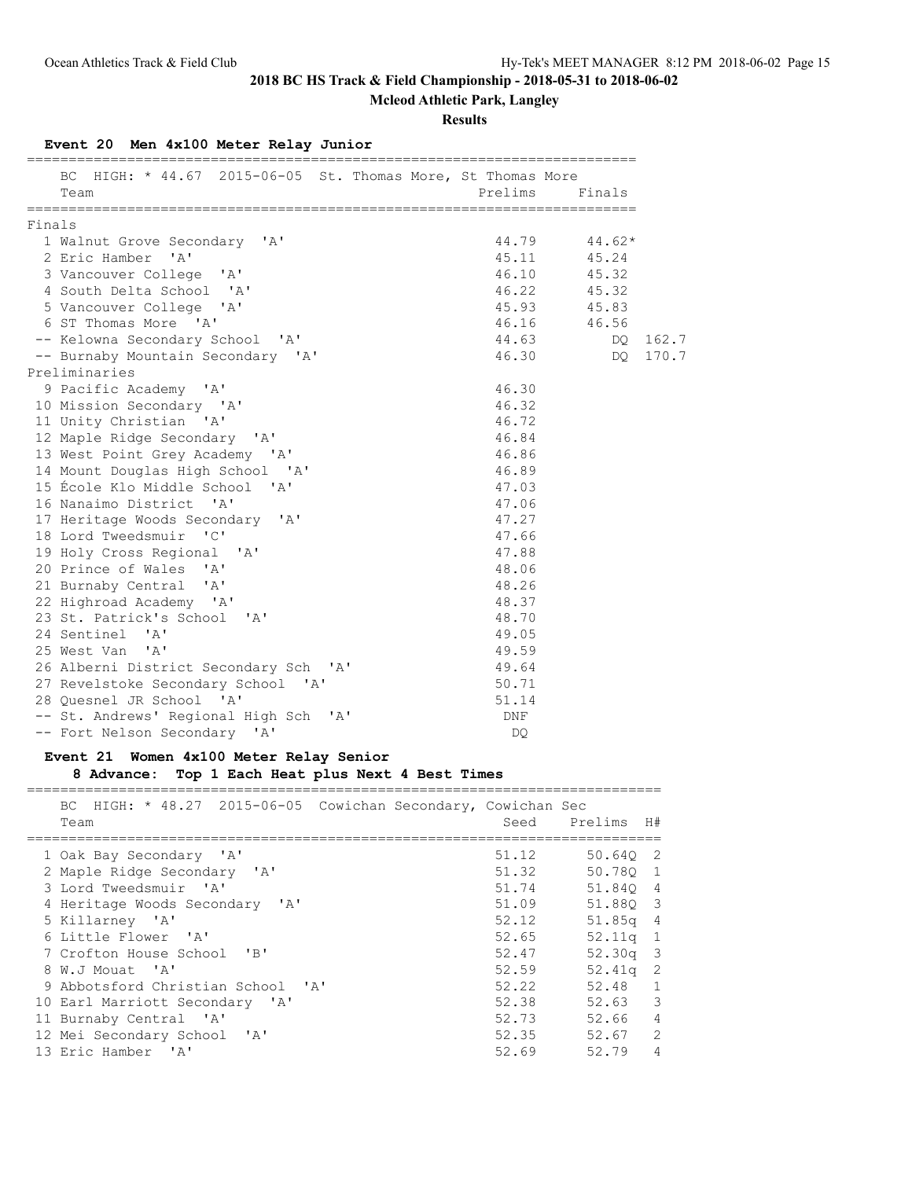## 2018 BC HS Track & Field Championship - 2018-05-31 to 2018-06-02

**Mcleod Athletic Park, Langley**

**Results**

### Event 20 Men 4x100 Meter Relay Junior

BC HIGH: * 44.67 2015-06-05 St. Thomas More, St Thomas More

| | Team | Prelims | Finals | |
|---|---|---|---|---|
| **Finals** | | | | |
| 1 | Walnut Grove Secondary 'A' | 44.79 | 44.62* | |
| 2 | Eric Hamber 'A' | 45.11 | 45.24 | |
| 3 | Vancouver College 'A' | 46.10 | 45.32 | |
| 4 | South Delta School 'A' | 46.22 | 45.32 | |
| 5 | Vancouver College 'A' | 45.93 | 45.83 | |
| 6 | ST Thomas More 'A' | 46.16 | 46.56 | |
| -- | Kelowna Secondary School 'A' | 44.63 | DQ | 162.7 |
| -- | Burnaby Mountain Secondary 'A' | 46.30 | DQ | 170.7 |
| **Preliminaries** | | | | |
| 9 | Pacific Academy 'A' | 46.30 | | |
| 10 | Mission Secondary 'A' | 46.32 | | |
| 11 | Unity Christian 'A' | 46.72 | | |
| 12 | Maple Ridge Secondary 'A' | 46.84 | | |
| 13 | West Point Grey Academy 'A' | 46.86 | | |
| 14 | Mount Douglas High School 'A' | 46.89 | | |
| 15 | École Klo Middle School 'A' | 47.03 | | |
| 16 | Nanaimo District 'A' | 47.06 | | |
| 17 | Heritage Woods Secondary 'A' | 47.27 | | |
| 18 | Lord Tweedsmuir 'C' | 47.66 | | |
| 19 | Holy Cross Regional 'A' | 47.88 | | |
| 20 | Prince of Wales 'A' | 48.06 | | |
| 21 | Burnaby Central 'A' | 48.26 | | |
| 22 | Highroad Academy 'A' | 48.37 | | |
| 23 | St. Patrick's School 'A' | 48.70 | | |
| 24 | Sentinel 'A' | 49.05 | | |
| 25 | West Van 'A' | 49.59 | | |
| 26 | Alberni District Secondary Sch 'A' | 49.64 | | |
| 27 | Revelstoke Secondary School 'A' | 50.71 | | |
| 28 | Quesnel JR School 'A' | 51.14 | | |
| -- | St. Andrews' Regional High Sch 'A' | DNF | | |
| -- | Fort Nelson Secondary 'A' | DQ | | |

### Event 21 Women 4x100 Meter Relay Senior

**8 Advance: Top 1 Each Heat plus Next 4 Best Times**

BC HIGH: * 48.27 2015-06-05 Cowichan Secondary, Cowichan Sec

| | Team | Seed | Prelims | H# |
|---|---|---|---|---|
| 1 | Oak Bay Secondary 'A' | 51.12 | 50.64Q | 2 |
| 2 | Maple Ridge Secondary 'A' | 51.32 | 50.78Q | 1 |
| 3 | Lord Tweedsmuir 'A' | 51.74 | 51.84Q | 4 |
| 4 | Heritage Woods Secondary 'A' | 51.09 | 51.88Q | 3 |
| 5 | Killarney 'A' | 52.12 | 51.85q | 4 |
| 6 | Little Flower 'A' | 52.65 | 52.11q | 1 |
| 7 | Crofton House School 'B' | 52.47 | 52.30q | 3 |
| 8 | W.J Mouat 'A' | 52.59 | 52.41q | 2 |
| 9 | Abbotsford Christian School 'A' | 52.22 | 52.48 | 1 |
| 10 | Earl Marriott Secondary 'A' | 52.38 | 52.63 | 3 |
| 11 | Burnaby Central 'A' | 52.73 | 52.66 | 4 |
| 12 | Mei Secondary School 'A' | 52.35 | 52.67 | 2 |
| 13 | Eric Hamber 'A' | 52.69 | 52.79 | 4 |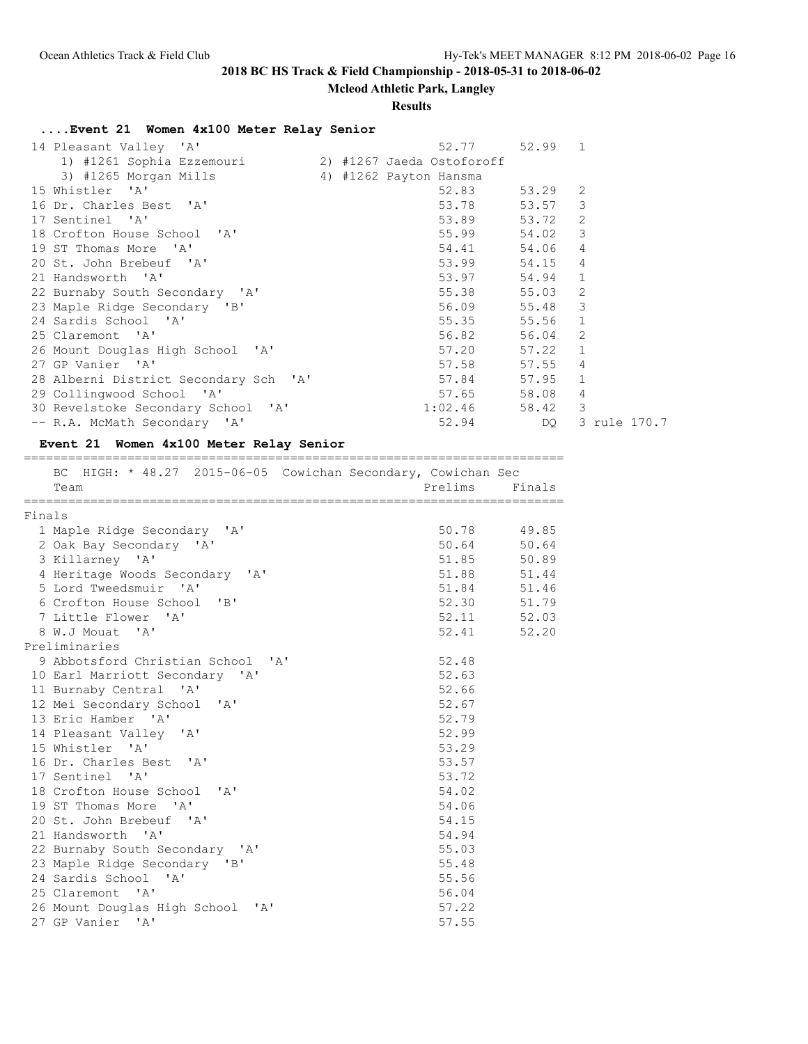# 2018 BC HS Track & Field Championship - 2018-05-31 to 2018-06-02

**Mcleod Athletic Park, Langley**

**Results**

### ....Event 21 Women 4x100 Meter Relay Senior

| Place | Team | Seed | Prelims | Heat | |
|---|---|---|---|---|---|
| 14 | Pleasant Valley 'A' | 52.77 | 52.99 | 1 | |
| | 1) #1261 Sophia Ezzemouri  2) #1267 Jaeda Ostoforoff  3) #1265 Morgan Mills  4) #1262 Payton Hansma | | | | |
| 15 | Whistler 'A' | 52.83 | 53.29 | 2 | |
| 16 | Dr. Charles Best 'A' | 53.78 | 53.57 | 3 | |
| 17 | Sentinel 'A' | 53.89 | 53.72 | 2 | |
| 18 | Crofton House School 'A' | 55.99 | 54.02 | 3 | |
| 19 | ST Thomas More 'A' | 54.41 | 54.06 | 4 | |
| 20 | St. John Brebeuf 'A' | 53.99 | 54.15 | 4 | |
| 21 | Handsworth 'A' | 53.97 | 54.94 | 1 | |
| 22 | Burnaby South Secondary 'A' | 55.38 | 55.03 | 2 | |
| 23 | Maple Ridge Secondary 'B' | 56.09 | 55.48 | 3 | |
| 24 | Sardis School 'A' | 55.35 | 55.56 | 1 | |
| 25 | Claremont 'A' | 56.82 | 56.04 | 2 | |
| 26 | Mount Douglas High School 'A' | 57.20 | 57.22 | 1 | |
| 27 | GP Vanier 'A' | 57.58 | 57.55 | 4 | |
| 28 | Alberni District Secondary Sch 'A' | 57.84 | 57.95 | 1 | |
| 29 | Collingwood School 'A' | 57.65 | 58.08 | 4 | |
| 30 | Revelstoke Secondary School 'A' | 1:02.46 | 58.42 | 3 | |
| -- | R.A. McMath Secondary 'A' | 52.94 | DQ | 3 | rule 170.7 |

### Event 21 Women 4x100 Meter Relay Senior

BC HIGH: * 48.27 2015-06-05 Cowichan Secondary, Cowichan Sec

**Finals**

| Place | Team | Prelims | Finals |
|---|---|---|---|
| 1 | Maple Ridge Secondary 'A' | 50.78 | 49.85 |
| 2 | Oak Bay Secondary 'A' | 50.64 | 50.64 |
| 3 | Killarney 'A' | 51.85 | 50.89 |
| 4 | Heritage Woods Secondary 'A' | 51.88 | 51.44 |
| 5 | Lord Tweedsmuir 'A' | 51.84 | 51.46 |
| 6 | Crofton House School 'B' | 52.30 | 51.79 |
| 7 | Little Flower 'A' | 52.11 | 52.03 |
| 8 | W.J Mouat 'A' | 52.41 | 52.20 |

**Preliminaries**

| Place | Team | Prelims |
|---|---|---|
| 9 | Abbotsford Christian School 'A' | 52.48 |
| 10 | Earl Marriott Secondary 'A' | 52.63 |
| 11 | Burnaby Central 'A' | 52.66 |
| 12 | Mei Secondary School 'A' | 52.67 |
| 13 | Eric Hamber 'A' | 52.79 |
| 14 | Pleasant Valley 'A' | 52.99 |
| 15 | Whistler 'A' | 53.29 |
| 16 | Dr. Charles Best 'A' | 53.57 |
| 17 | Sentinel 'A' | 53.72 |
| 18 | Crofton House School 'A' | 54.02 |
| 19 | ST Thomas More 'A' | 54.06 |
| 20 | St. John Brebeuf 'A' | 54.15 |
| 21 | Handsworth 'A' | 54.94 |
| 22 | Burnaby South Secondary 'A' | 55.03 |
| 23 | Maple Ridge Secondary 'B' | 55.48 |
| 24 | Sardis School 'A' | 55.56 |
| 25 | Claremont 'A' | 56.04 |
| 26 | Mount Douglas High School 'A' | 57.22 |
| 27 | GP Vanier 'A' | 57.55 |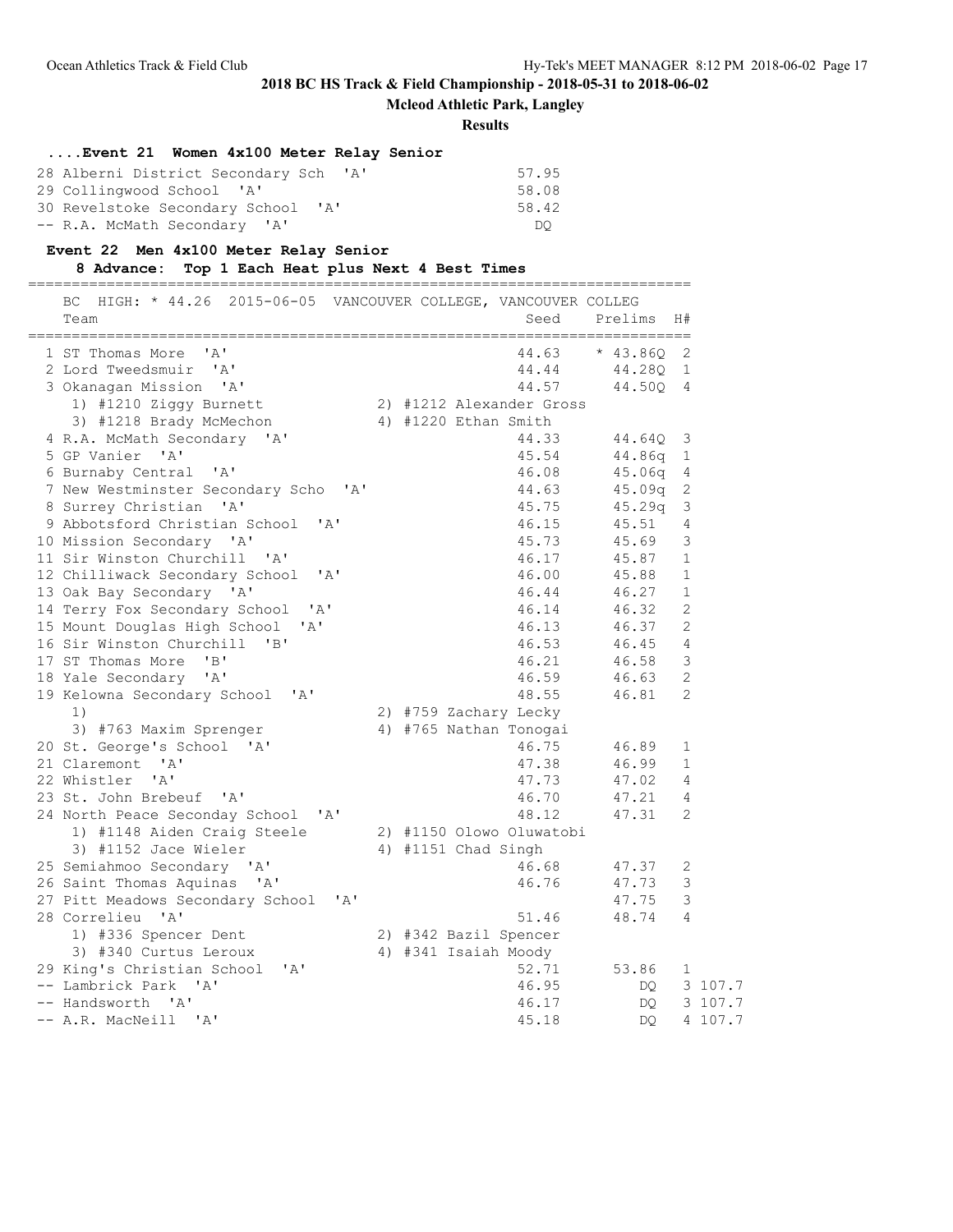## 2018 BC HS Track & Field Championship - 2018-05-31 to 2018-06-02

**Mcleod Athletic Park, Langley**

**Results**

### ....Event 21 Women 4x100 Meter Relay Senior

| Place | Team | Time |
|---|---|---|
| 28 | Alberni District Secondary Sch 'A' | 57.95 |
| 29 | Collingwood School 'A' | 58.08 |
| 30 | Revelstoke Secondary School 'A' | 58.42 |
| -- | R.A. McMath Secondary 'A' | DQ |

### Event 22 Men 4x100 Meter Relay Senior

**8 Advance: Top 1 Each Heat plus Next 4 Best Times**

BC HIGH: * 44.26 2015-06-05 VANCOUVER COLLEGE, VANCOUVER COLLEG

| Place | Team | Seed | Prelims | H# | |
|---|---|---|---|---|---|
| 1 | ST Thomas More 'A' | 44.63 | * 43.86Q | 2 | |
| 2 | Lord Tweedsmuir 'A' | 44.44 | 44.28Q | 1 | |
| 3 | Okanagan Mission 'A' | 44.57 | 44.50Q | 4 | |
| | 1) #1210 Ziggy Burnett; 2) #1212 Alexander Gross; 3) #1218 Brady McMechon; 4) #1220 Ethan Smith | | | | |
| 4 | R.A. McMath Secondary 'A' | 44.33 | 44.64Q | 3 | |
| 5 | GP Vanier 'A' | 45.54 | 44.86q | 1 | |
| 6 | Burnaby Central 'A' | 46.08 | 45.06q | 4 | |
| 7 | New Westminster Secondary Scho 'A' | 44.63 | 45.09q | 2 | |
| 8 | Surrey Christian 'A' | 45.75 | 45.29q | 3 | |
| 9 | Abbotsford Christian School 'A' | 46.15 | 45.51 | 4 | |
| 10 | Mission Secondary 'A' | 45.73 | 45.69 | 3 | |
| 11 | Sir Winston Churchill 'A' | 46.17 | 45.87 | 1 | |
| 12 | Chilliwack Secondary School 'A' | 46.00 | 45.88 | 1 | |
| 13 | Oak Bay Secondary 'A' | 46.44 | 46.27 | 1 | |
| 14 | Terry Fox Secondary School 'A' | 46.14 | 46.32 | 2 | |
| 15 | Mount Douglas High School 'A' | 46.13 | 46.37 | 2 | |
| 16 | Sir Winston Churchill 'B' | 46.53 | 46.45 | 4 | |
| 17 | ST Thomas More 'B' | 46.21 | 46.58 | 3 | |
| 18 | Yale Secondary 'A' | 46.59 | 46.63 | 2 | |
| 19 | Kelowna Secondary School 'A' | 48.55 | 46.81 | 2 | |
| | 1); 2) #759 Zachary Lecky; 3) #763 Maxim Sprenger; 4) #765 Nathan Tonogai | | | | |
| 20 | St. George's School 'A' | 46.75 | 46.89 | 1 | |
| 21 | Claremont 'A' | 47.38 | 46.99 | 1 | |
| 22 | Whistler 'A' | 47.73 | 47.02 | 4 | |
| 23 | St. John Brebeuf 'A' | 46.70 | 47.21 | 4 | |
| 24 | North Peace Seconday School 'A' | 48.12 | 47.31 | 2 | |
| | 1) #1148 Aiden Craig Steele; 2) #1150 Olowo Oluwatobi; 3) #1152 Jace Wieler; 4) #1151 Chad Singh | | | | |
| 25 | Semiahmoo Secondary 'A' | 46.68 | 47.37 | 2 | |
| 26 | Saint Thomas Aquinas 'A' | 46.76 | 47.73 | 3 | |
| 27 | Pitt Meadows Secondary School 'A' | | 47.75 | 3 | |
| 28 | Correlieu 'A' | 51.46 | 48.74 | 4 | |
| | 1) #336 Spencer Dent; 2) #342 Bazil Spencer; 3) #340 Curtus Leroux; 4) #341 Isaiah Moody | | | | |
| 29 | King's Christian School 'A' | 52.71 | 53.86 | 1 | |
| -- | Lambrick Park 'A' | 46.95 | DQ | 3 | 107.7 |
| -- | Handsworth 'A' | 46.17 | DQ | 3 | 107.7 |
| -- | A.R. MacNeill 'A' | 45.18 | DQ | 4 | 107.7 |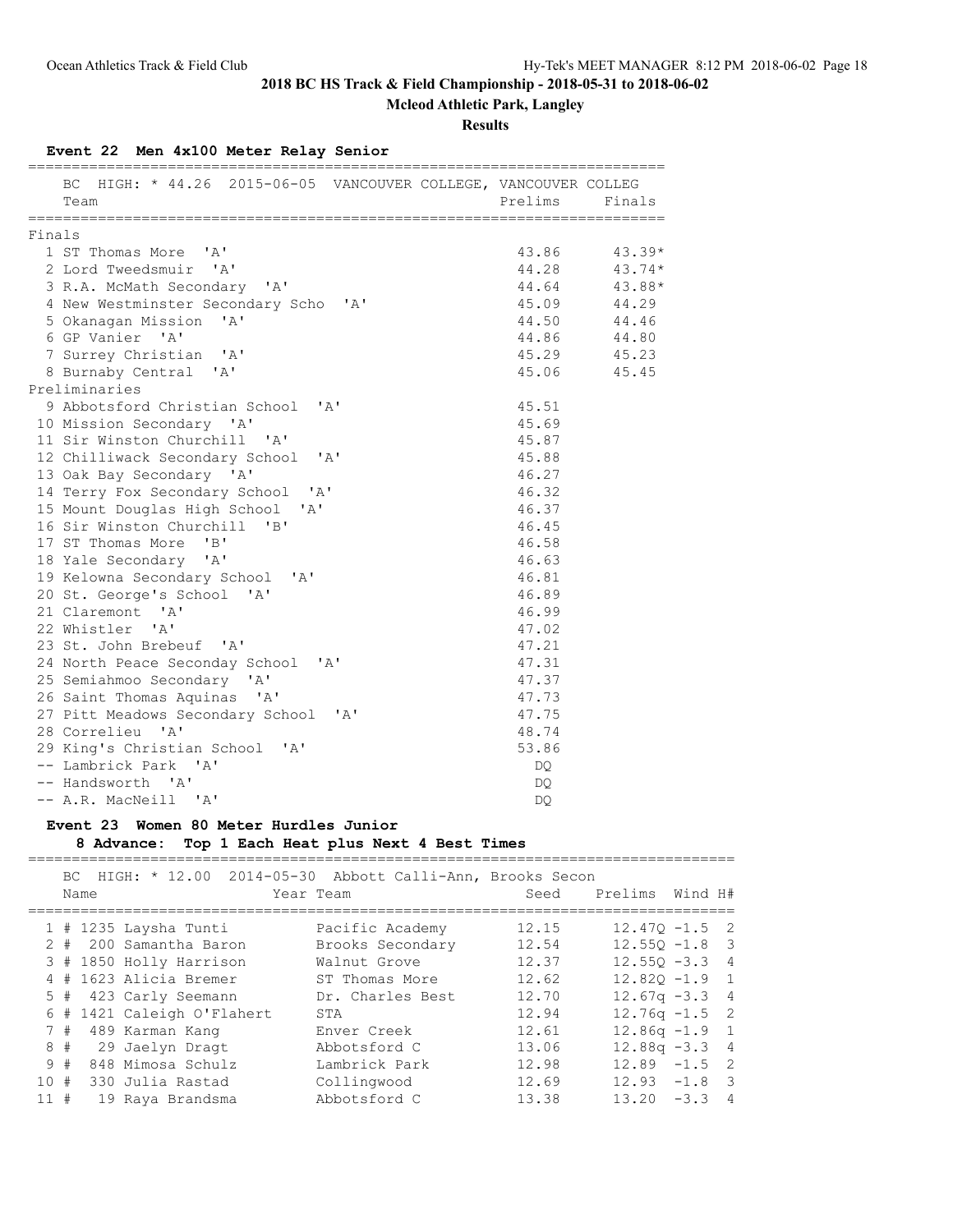## 2018 BC HS Track & Field Championship - 2018-05-31 to 2018-06-02

**Mcleod Athletic Park, Langley**

**Results**

### Event 22 Men 4x100 Meter Relay Senior

BC HIGH: * 44.26 2015-06-05 VANCOUVER COLLEGE, VANCOUVER COLLEG

| Place | Team | Prelims | Finals |
|---|---|---|---|
| **Finals** | | | |
| 1 | ST Thomas More 'A' | 43.86 | 43.39* |
| 2 | Lord Tweedsmuir 'A' | 44.28 | 43.74* |
| 3 | R.A. McMath Secondary 'A' | 44.64 | 43.88* |
| 4 | New Westminster Secondary Scho 'A' | 45.09 | 44.29 |
| 5 | Okanagan Mission 'A' | 44.50 | 44.46 |
| 6 | GP Vanier 'A' | 44.86 | 44.80 |
| 7 | Surrey Christian 'A' | 45.29 | 45.23 |
| 8 | Burnaby Central 'A' | 45.06 | 45.45 |
| **Preliminaries** | | | |
| 9 | Abbotsford Christian School 'A' | 45.51 | |
| 10 | Mission Secondary 'A' | 45.69 | |
| 11 | Sir Winston Churchill 'A' | 45.87 | |
| 12 | Chilliwack Secondary School 'A' | 45.88 | |
| 13 | Oak Bay Secondary 'A' | 46.27 | |
| 14 | Terry Fox Secondary School 'A' | 46.32 | |
| 15 | Mount Douglas High School 'A' | 46.37 | |
| 16 | Sir Winston Churchill 'B' | 46.45 | |
| 17 | ST Thomas More 'B' | 46.58 | |
| 18 | Yale Secondary 'A' | 46.63 | |
| 19 | Kelowna Secondary School 'A' | 46.81 | |
| 20 | St. George's School 'A' | 46.89 | |
| 21 | Claremont 'A' | 46.99 | |
| 22 | Whistler 'A' | 47.02 | |
| 23 | St. John Brebeuf 'A' | 47.21 | |
| 24 | North Peace Seconday School 'A' | 47.31 | |
| 25 | Semiahmoo Secondary 'A' | 47.37 | |
| 26 | Saint Thomas Aquinas 'A' | 47.73 | |
| 27 | Pitt Meadows Secondary School 'A' | 47.75 | |
| 28 | Correlieu 'A' | 48.74 | |
| 29 | King's Christian School 'A' | 53.86 | |
| -- | Lambrick Park 'A' | DQ | |
| -- | Handsworth 'A' | DQ | |
| -- | A.R. MacNeill 'A' | DQ | |

### Event 23 Women 80 Meter Hurdles Junior

**8 Advance: Top 1 Each Heat plus Next 4 Best Times**

BC HIGH: * 12.00 2014-05-30 Abbott Calli-Ann, Brooks Secon

| Place | Name | Year | Team | Seed | Prelims | Wind | H# |
|---|---|---|---|---|---|---|---|
| 1 | # 1235 Laysha Tunti | | Pacific Academy | 12.15 | 12.47Q | -1.5 | 2 |
| 2 | # 200 Samantha Baron | | Brooks Secondary | 12.54 | 12.55Q | -1.8 | 3 |
| 3 | # 1850 Holly Harrison | | Walnut Grove | 12.37 | 12.55Q | -3.3 | 4 |
| 4 | # 1623 Alicia Bremer | | ST Thomas More | 12.62 | 12.82Q | -1.9 | 1 |
| 5 | # 423 Carly Seemann | | Dr. Charles Best | 12.70 | 12.67q | -3.3 | 4 |
| 6 | # 1421 Caleigh O'Flahert | | STA | 12.94 | 12.76q | -1.5 | 2 |
| 7 | # 489 Karman Kang | | Enver Creek | 12.61 | 12.86q | -1.9 | 1 |
| 8 | # 29 Jaelyn Dragt | | Abbotsford C | 13.06 | 12.88q | -3.3 | 4 |
| 9 | # 848 Mimosa Schulz | | Lambrick Park | 12.98 | 12.89 | -1.5 | 2 |
| 10 | # 330 Julia Rastad | | Collingwood | 12.69 | 12.93 | -1.8 | 3 |
| 11 | # 19 Raya Brandsma | | Abbotsford C | 13.38 | 13.20 | -3.3 | 4 |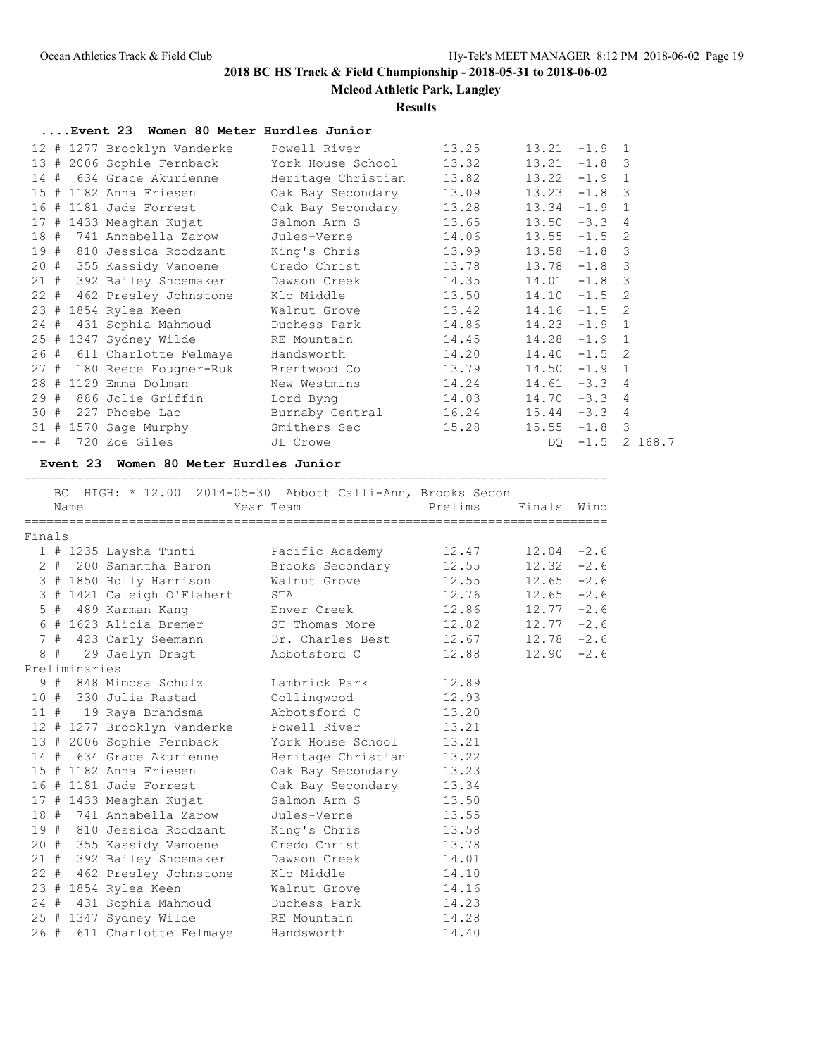## 2018 BC HS Track & Field Championship - 2018-05-31 to 2018-06-02

**Mcleod Athletic Park, Langley**

**Results**

### ....Event 23 Women 80 Meter Hurdles Junior

| Place | # | Comp# | Name | Team | Seed | Prelims | Wind | Heat | Note |
|---|---|---|---|---|---|---|---|---|---|
| 12 | # | 1277 | Brooklyn Vanderke | Powell River | 13.25 | 13.21 | -1.9 | 1 | |
| 13 | # | 2006 | Sophie Fernback | York House School | 13.32 | 13.21 | -1.8 | 3 | |
| 14 | # | 634 | Grace Akurienne | Heritage Christian | 13.82 | 13.22 | -1.9 | 1 | |
| 15 | # | 1182 | Anna Friesen | Oak Bay Secondary | 13.09 | 13.23 | -1.8 | 3 | |
| 16 | # | 1181 | Jade Forrest | Oak Bay Secondary | 13.28 | 13.34 | -1.9 | 1 | |
| 17 | # | 1433 | Meaghan Kujat | Salmon Arm S | 13.65 | 13.50 | -3.3 | 4 | |
| 18 | # | 741 | Annabella Zarow | Jules-Verne | 14.06 | 13.55 | -1.5 | 2 | |
| 19 | # | 810 | Jessica Roodzant | King's Chris | 13.99 | 13.58 | -1.8 | 3 | |
| 20 | # | 355 | Kassidy Vanoene | Credo Christ | 13.78 | 13.78 | -1.8 | 3 | |
| 21 | # | 392 | Bailey Shoemaker | Dawson Creek | 14.35 | 14.01 | -1.8 | 3 | |
| 22 | # | 462 | Presley Johnstone | Klo Middle | 13.50 | 14.10 | -1.5 | 2 | |
| 23 | # | 1854 | Rylea Keen | Walnut Grove | 13.42 | 14.16 | -1.5 | 2 | |
| 24 | # | 431 | Sophia Mahmoud | Duchess Park | 14.86 | 14.23 | -1.9 | 1 | |
| 25 | # | 1347 | Sydney Wilde | RE Mountain | 14.45 | 14.28 | -1.9 | 1 | |
| 26 | # | 611 | Charlotte Felmaye | Handsworth | 14.20 | 14.40 | -1.5 | 2 | |
| 27 | # | 180 | Reece Fougner-Ruk | Brentwood Co | 13.79 | 14.50 | -1.9 | 1 | |
| 28 | # | 1129 | Emma Dolman | New Westmins | 14.24 | 14.61 | -3.3 | 4 | |
| 29 | # | 886 | Jolie Griffin | Lord Byng | 14.03 | 14.70 | -3.3 | 4 | |
| 30 | # | 227 | Phoebe Lao | Burnaby Central | 16.24 | 15.44 | -3.3 | 4 | |
| 31 | # | 1570 | Sage Murphy | Smithers Sec | 15.28 | 15.55 | -1.8 | 3 | |
| -- | # | 720 | Zoe Giles | JL Crowe | | DQ | -1.5 | 2 | 168.7 |

### Event 23 Women 80 Meter Hurdles Junior

BC HIGH: * 12.00 2014-05-30 Abbott Calli-Ann, Brooks Secon

**Finals**

| Place | # | Comp# | Name | Team | Prelims | Finals | Wind |
|---|---|---|---|---|---|---|---|
| 1 | # | 1235 | Laysha Tunti | Pacific Academy | 12.47 | 12.04 | -2.6 |
| 2 | # | 200 | Samantha Baron | Brooks Secondary | 12.55 | 12.32 | -2.6 |
| 3 | # | 1850 | Holly Harrison | Walnut Grove | 12.55 | 12.65 | -2.6 |
| 3 | # | 1421 | Caleigh O'Flahert | STA | 12.76 | 12.65 | -2.6 |
| 5 | # | 489 | Karman Kang | Enver Creek | 12.86 | 12.77 | -2.6 |
| 6 | # | 1623 | Alicia Bremer | ST Thomas More | 12.82 | 12.77 | -2.6 |
| 7 | # | 423 | Carly Seemann | Dr. Charles Best | 12.67 | 12.78 | -2.6 |
| 8 | # | 29 | Jaelyn Dragt | Abbotsford C | 12.88 | 12.90 | -2.6 |

**Preliminaries**

| Place | # | Comp# | Name | Team | Prelims |
|---|---|---|---|---|---|
| 9 | # | 848 | Mimosa Schulz | Lambrick Park | 12.89 |
| 10 | # | 330 | Julia Rastad | Collingwood | 12.93 |
| 11 | # | 19 | Raya Brandsma | Abbotsford C | 13.20 |
| 12 | # | 1277 | Brooklyn Vanderke | Powell River | 13.21 |
| 13 | # | 2006 | Sophie Fernback | York House School | 13.21 |
| 14 | # | 634 | Grace Akurienne | Heritage Christian | 13.22 |
| 15 | # | 1182 | Anna Friesen | Oak Bay Secondary | 13.23 |
| 16 | # | 1181 | Jade Forrest | Oak Bay Secondary | 13.34 |
| 17 | # | 1433 | Meaghan Kujat | Salmon Arm S | 13.50 |
| 18 | # | 741 | Annabella Zarow | Jules-Verne | 13.55 |
| 19 | # | 810 | Jessica Roodzant | King's Chris | 13.58 |
| 20 | # | 355 | Kassidy Vanoene | Credo Christ | 13.78 |
| 21 | # | 392 | Bailey Shoemaker | Dawson Creek | 14.01 |
| 22 | # | 462 | Presley Johnstone | Klo Middle | 14.10 |
| 23 | # | 1854 | Rylea Keen | Walnut Grove | 14.16 |
| 24 | # | 431 | Sophia Mahmoud | Duchess Park | 14.23 |
| 25 | # | 1347 | Sydney Wilde | RE Mountain | 14.28 |
| 26 | # | 611 | Charlotte Felmaye | Handsworth | 14.40 |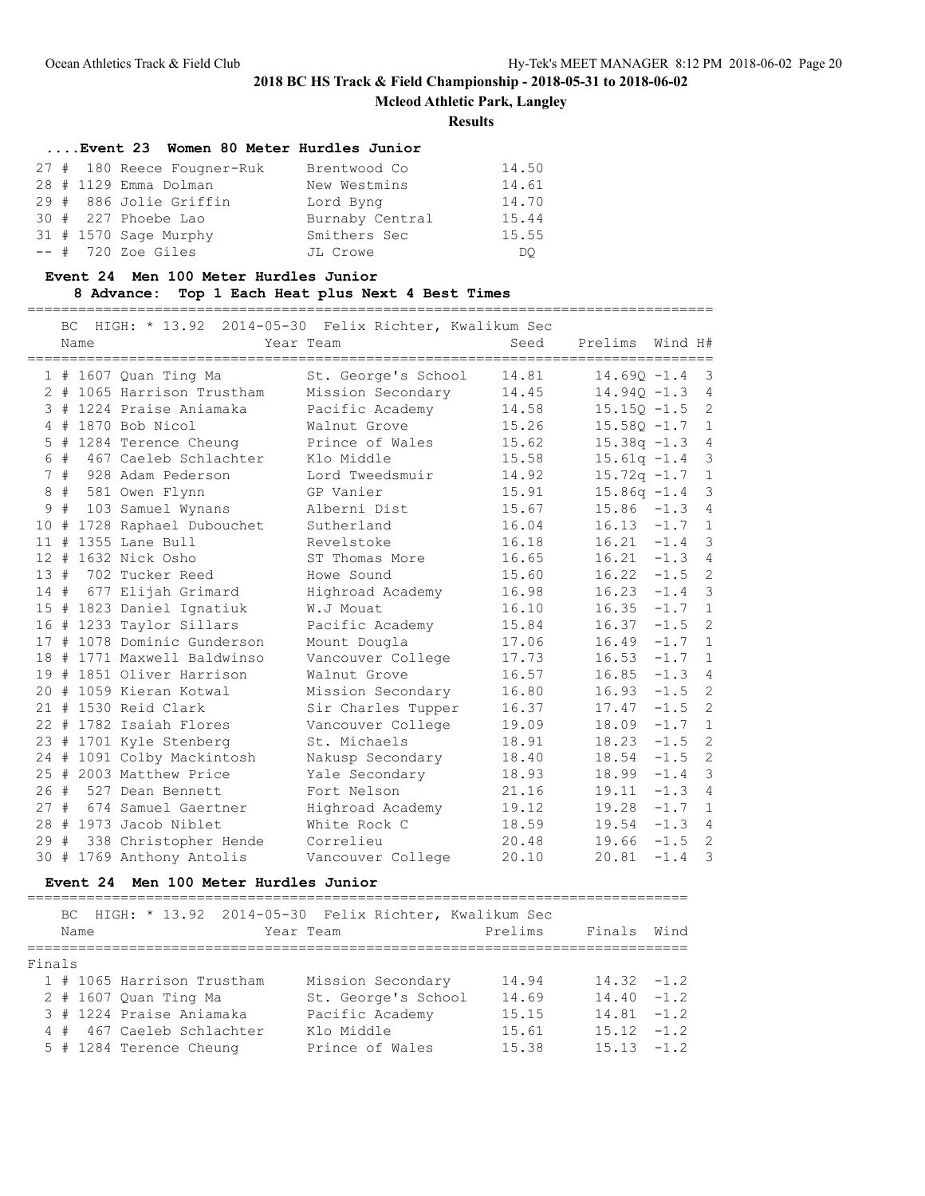## 2018 BC HS Track & Field Championship - 2018-05-31 to 2018-06-02

**Mcleod Athletic Park, Langley**

**Results**

### ....Event 23 Women 80 Meter Hurdles Junior

| Place | # | Comp | Name | Team | Prelims |
|---|---|---|---|---|---|
| 27 | # | 180 | Reece Fougner-Ruk | Brentwood Co | 14.50 |
| 28 | # | 1129 | Emma Dolman | New Westmins | 14.61 |
| 29 | # | 886 | Jolie Griffin | Lord Byng | 14.70 |
| 30 | # | 227 | Phoebe Lao | Burnaby Central | 15.44 |
| 31 | # | 1570 | Sage Murphy | Smithers Sec | 15.55 |
| -- | # | 720 | Zoe Giles | JL Crowe | DQ |

### Event 24 Men 100 Meter Hurdles Junior

**8 Advance: Top 1 Each Heat plus Next 4 Best Times**

BC HIGH: * 13.92 2014-05-30 Felix Richter, Kwalikum Sec

| Place | # | Comp | Name | Year Team | Seed | Prelims | Wind | H# |
|---|---|---|---|---|---|---|---|---|
| 1 | # | 1607 | Quan Ting Ma | St. George's School | 14.81 | 14.69Q | -1.4 | 3 |
| 2 | # | 1065 | Harrison Trustham | Mission Secondary | 14.45 | 14.94Q | -1.3 | 4 |
| 3 | # | 1224 | Praise Aniamaka | Pacific Academy | 14.58 | 15.15Q | -1.5 | 2 |
| 4 | # | 1870 | Bob Nicol | Walnut Grove | 15.26 | 15.58Q | -1.7 | 1 |
| 5 | # | 1284 | Terence Cheung | Prince of Wales | 15.62 | 15.38q | -1.3 | 4 |
| 6 | # | 467 | Caeleb Schlachter | Klo Middle | 15.58 | 15.61q | -1.4 | 3 |
| 7 | # | 928 | Adam Pederson | Lord Tweedsmuir | 14.92 | 15.72q | -1.7 | 1 |
| 8 | # | 581 | Owen Flynn | GP Vanier | 15.91 | 15.86q | -1.4 | 3 |
| 9 | # | 103 | Samuel Wynans | Alberni Dist | 15.67 | 15.86 | -1.3 | 4 |
| 10 | # | 1728 | Raphael Dubouchet | Sutherland | 16.04 | 16.13 | -1.7 | 1 |
| 11 | # | 1355 | Lane Bull | Revelstoke | 16.18 | 16.21 | -1.4 | 3 |
| 12 | # | 1632 | Nick Osho | ST Thomas More | 16.65 | 16.21 | -1.3 | 4 |
| 13 | # | 702 | Tucker Reed | Howe Sound | 15.60 | 16.22 | -1.5 | 2 |
| 14 | # | 677 | Elijah Grimard | Highroad Academy | 16.98 | 16.23 | -1.4 | 3 |
| 15 | # | 1823 | Daniel Ignatiuk | W.J Mouat | 16.10 | 16.35 | -1.7 | 1 |
| 16 | # | 1233 | Taylor Sillars | Pacific Academy | 15.84 | 16.37 | -1.5 | 2 |
| 17 | # | 1078 | Dominic Gunderson | Mount Dougla | 17.06 | 16.49 | -1.7 | 1 |
| 18 | # | 1771 | Maxwell Baldwinso | Vancouver College | 17.73 | 16.53 | -1.7 | 1 |
| 19 | # | 1851 | Oliver Harrison | Walnut Grove | 16.57 | 16.85 | -1.3 | 4 |
| 20 | # | 1059 | Kieran Kotwal | Mission Secondary | 16.80 | 16.93 | -1.5 | 2 |
| 21 | # | 1530 | Reid Clark | Sir Charles Tupper | 16.37 | 17.47 | -1.5 | 2 |
| 22 | # | 1782 | Isaiah Flores | Vancouver College | 19.09 | 18.09 | -1.7 | 1 |
| 23 | # | 1701 | Kyle Stenberg | St. Michaels | 18.91 | 18.23 | -1.5 | 2 |
| 24 | # | 1091 | Colby Mackintosh | Nakusp Secondary | 18.40 | 18.54 | -1.5 | 2 |
| 25 | # | 2003 | Matthew Price | Yale Secondary | 18.93 | 18.99 | -1.4 | 3 |
| 26 | # | 527 | Dean Bennett | Fort Nelson | 21.16 | 19.11 | -1.3 | 4 |
| 27 | # | 674 | Samuel Gaertner | Highroad Academy | 19.12 | 19.28 | -1.7 | 1 |
| 28 | # | 1973 | Jacob Niblet | White Rock C | 18.59 | 19.54 | -1.3 | 4 |
| 29 | # | 338 | Christopher Hende | Correlieu | 20.48 | 19.66 | -1.5 | 2 |
| 30 | # | 1769 | Anthony Antolis | Vancouver College | 20.10 | 20.81 | -1.4 | 3 |

### Event 24 Men 100 Meter Hurdles Junior

BC HIGH: * 13.92 2014-05-30 Felix Richter, Kwalikum Sec

**Finals**

| Place | # | Comp | Name | Year Team | Prelims | Finals | Wind |
|---|---|---|---|---|---|---|---|
| 1 | # | 1065 | Harrison Trustham | Mission Secondary | 14.94 | 14.32 | -1.2 |
| 2 | # | 1607 | Quan Ting Ma | St. George's School | 14.69 | 14.40 | -1.2 |
| 3 | # | 1224 | Praise Aniamaka | Pacific Academy | 15.15 | 14.81 | -1.2 |
| 4 | # | 467 | Caeleb Schlachter | Klo Middle | 15.61 | 15.12 | -1.2 |
| 5 | # | 1284 | Terence Cheung | Prince of Wales | 15.38 | 15.13 | -1.2 |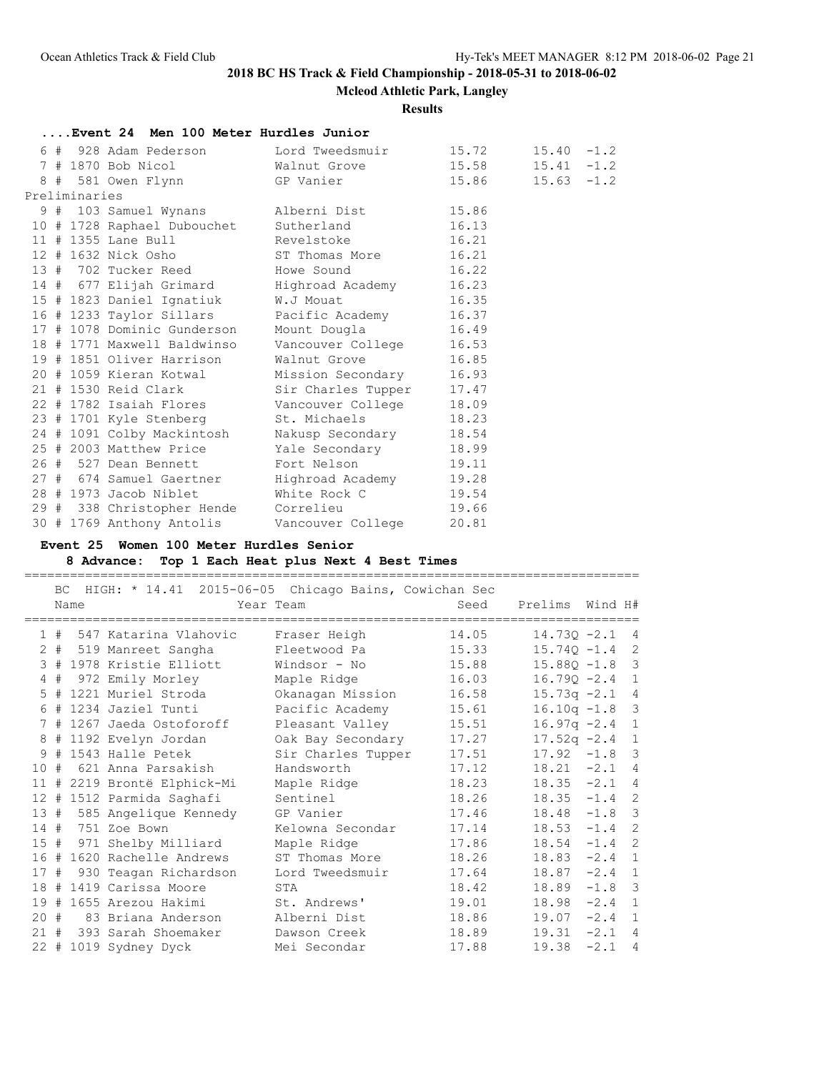## 2018 BC HS Track & Field Championship - 2018-05-31 to 2018-06-02

**Mcleod Athletic Park, Langley**

**Results**

### ....Event 24 Men 100 Meter Hurdles Junior

| Place | # | Name | Team | Seed | Finals | Wind |
|---|---|---|---|---|---|---|
| 6 | # 928 | Adam Pederson | Lord Tweedsmuir | 15.72 | 15.40 | -1.2 |
| 7 | # 1870 | Bob Nicol | Walnut Grove | 15.58 | 15.41 | -1.2 |
| 8 | # 581 | Owen Flynn | GP Vanier | 15.86 | 15.63 | -1.2 |

Preliminaries

| Place | # | Name | Team | Prelims |
|---|---|---|---|---|
| 9 | # 103 | Samuel Wynans | Alberni Dist | 15.86 |
| 10 | # 1728 | Raphael Dubouchet | Sutherland | 16.13 |
| 11 | # 1355 | Lane Bull | Revelstoke | 16.21 |
| 12 | # 1632 | Nick Osho | ST Thomas More | 16.21 |
| 13 | # 702 | Tucker Reed | Howe Sound | 16.22 |
| 14 | # 677 | Elijah Grimard | Highroad Academy | 16.23 |
| 15 | # 1823 | Daniel Ignatiuk | W.J Mouat | 16.35 |
| 16 | # 1233 | Taylor Sillars | Pacific Academy | 16.37 |
| 17 | # 1078 | Dominic Gunderson | Mount Dougla | 16.49 |
| 18 | # 1771 | Maxwell Baldwinso | Vancouver College | 16.53 |
| 19 | # 1851 | Oliver Harrison | Walnut Grove | 16.85 |
| 20 | # 1059 | Kieran Kotwal | Mission Secondary | 16.93 |
| 21 | # 1530 | Reid Clark | Sir Charles Tupper | 17.47 |
| 22 | # 1782 | Isaiah Flores | Vancouver College | 18.09 |
| 23 | # 1701 | Kyle Stenberg | St. Michaels | 18.23 |
| 24 | # 1091 | Colby Mackintosh | Nakusp Secondary | 18.54 |
| 25 | # 2003 | Matthew Price | Yale Secondary | 18.99 |
| 26 | # 527 | Dean Bennett | Fort Nelson | 19.11 |
| 27 | # 674 | Samuel Gaertner | Highroad Academy | 19.28 |
| 28 | # 1973 | Jacob Niblet | White Rock C | 19.54 |
| 29 | # 338 | Christopher Hende | Correlieu | 19.66 |
| 30 | # 1769 | Anthony Antolis | Vancouver College | 20.81 |

### Event 25 Women 100 Meter Hurdles Senior

**8 Advance: Top 1 Each Heat plus Next 4 Best Times**

BC HIGH: * 14.41 2015-06-05 Chicago Bains, Cowichan Sec

| Place | # | Name | Year Team | Seed | Prelims | Wind | H# |
|---|---|---|---|---|---|---|---|
| 1 | # 547 | Katarina Vlahovic | Fraser Heigh | 14.05 | 14.73Q | -2.1 | 4 |
| 2 | # 519 | Manreet Sangha | Fleetwood Pa | 15.33 | 15.74Q | -1.4 | 2 |
| 3 | # 1978 | Kristie Elliott | Windsor - No | 15.88 | 15.88Q | -1.8 | 3 |
| 4 | # 972 | Emily Morley | Maple Ridge | 16.03 | 16.79Q | -2.4 | 1 |
| 5 | # 1221 | Muriel Stroda | Okanagan Mission | 16.58 | 15.73q | -2.1 | 4 |
| 6 | # 1234 | Jaziel Tunti | Pacific Academy | 15.61 | 16.10q | -1.8 | 3 |
| 7 | # 1267 | Jaeda Ostoforoff | Pleasant Valley | 15.51 | 16.97q | -2.4 | 1 |
| 8 | # 1192 | Evelyn Jordan | Oak Bay Secondary | 17.27 | 17.52q | -2.4 | 1 |
| 9 | # 1543 | Halle Petek | Sir Charles Tupper | 17.51 | 17.92 | -1.8 | 3 |
| 10 | # 621 | Anna Parsakish | Handsworth | 17.12 | 18.21 | -2.1 | 4 |
| 11 | # 2219 | Brontë Elphick-Mi | Maple Ridge | 18.23 | 18.35 | -2.1 | 4 |
| 12 | # 1512 | Parmida Saghafi | Sentinel | 18.26 | 18.35 | -1.4 | 2 |
| 13 | # 585 | Angelique Kennedy | GP Vanier | 17.46 | 18.48 | -1.8 | 3 |
| 14 | # 751 | Zoe Bown | Kelowna Secondar | 17.14 | 18.53 | -1.4 | 2 |
| 15 | # 971 | Shelby Milliard | Maple Ridge | 17.86 | 18.54 | -1.4 | 2 |
| 16 | # 1620 | Rachelle Andrews | ST Thomas More | 18.26 | 18.83 | -2.4 | 1 |
| 17 | # 930 | Teagan Richardson | Lord Tweedsmuir | 17.64 | 18.87 | -2.4 | 1 |
| 18 | # 1419 | Carissa Moore | STA | 18.42 | 18.89 | -1.8 | 3 |
| 19 | # 1655 | Arezou Hakimi | St. Andrews' | 19.01 | 18.98 | -2.4 | 1 |
| 20 | # 83 | Briana Anderson | Alberni Dist | 18.86 | 19.07 | -2.4 | 1 |
| 21 | # 393 | Sarah Shoemaker | Dawson Creek | 18.89 | 19.31 | -2.1 | 4 |
| 22 | # 1019 | Sydney Dyck | Mei Secondar | 17.88 | 19.38 | -2.1 | 4 |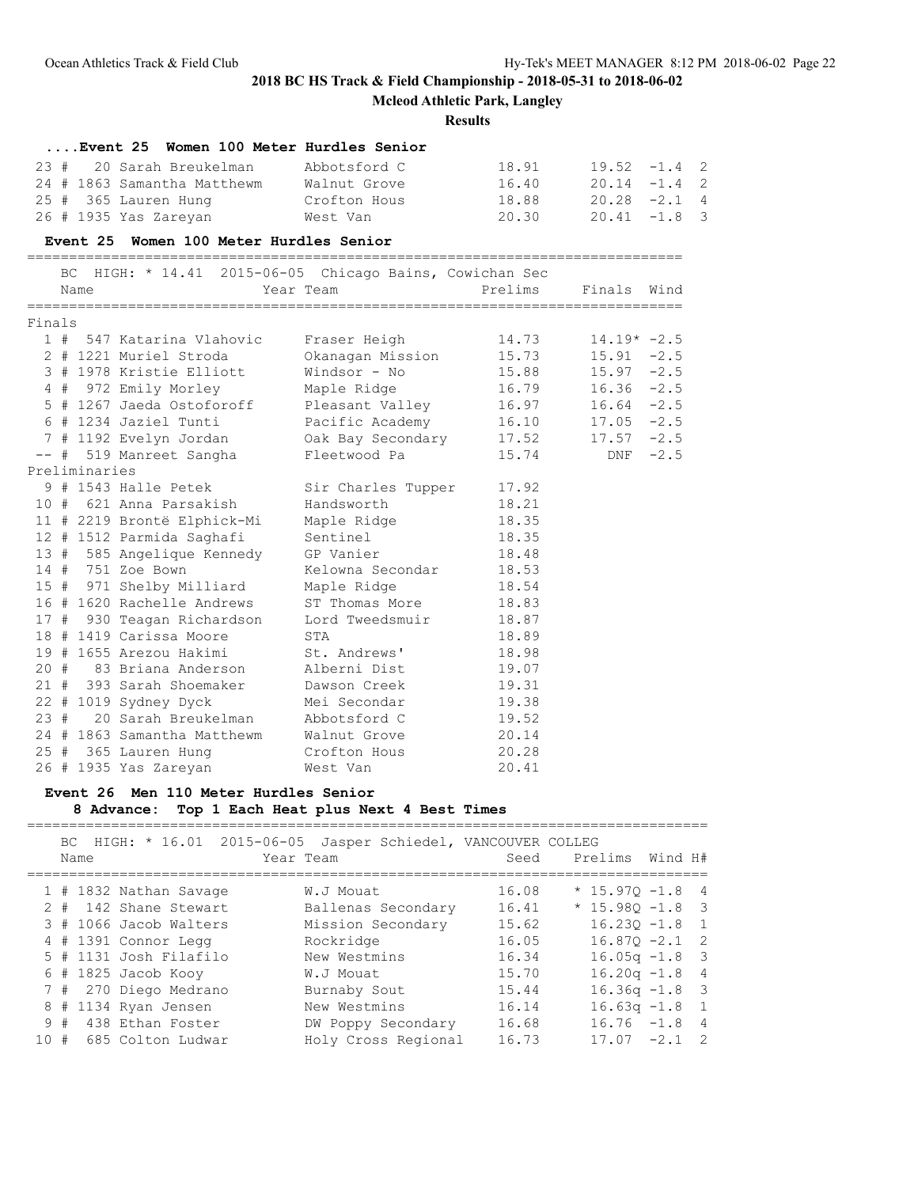**2018 BC HS Track & Field Championship - 2018-05-31 to 2018-06-02**

**Mcleod Athletic Park, Langley**

**Results**

### ....Event 25 Women 100 Meter Hurdles Senior

| Place | # | Comp # | Name | Team | Seed | Prelims | Wind | H# |
|---|---|---|---|---|---|---|---|---|
| 23 | # | 20 | Sarah Breukelman | Abbotsford C | 18.91 | 19.52 | -1.4 | 2 |
| 24 | # | 1863 | Samantha Matthewm | Walnut Grove | 16.40 | 20.14 | -1.4 | 2 |
| 25 | # | 365 | Lauren Hung | Crofton Hous | 18.88 | 20.28 | -2.1 | 4 |
| 26 | # | 1935 | Yas Zareyan | West Van | 20.30 | 20.41 | -1.8 | 3 |

### Event 25 Women 100 Meter Hurdles Senior

BC HIGH: * 14.41 2015-06-05 Chicago Bains, Cowichan Sec

**Finals**

| Place | # | Comp # | Name | Year Team | Prelims | Finals | Wind |
|---|---|---|---|---|---|---|---|
| 1 | # | 547 | Katarina Vlahovic | Fraser Heigh | 14.73 | 14.19* | -2.5 |
| 2 | # | 1221 | Muriel Stroda | Okanagan Mission | 15.73 | 15.91 | -2.5 |
| 3 | # | 1978 | Kristie Elliott | Windsor - No | 15.88 | 15.97 | -2.5 |
| 4 | # | 972 | Emily Morley | Maple Ridge | 16.79 | 16.36 | -2.5 |
| 5 | # | 1267 | Jaeda Ostoforoff | Pleasant Valley | 16.97 | 16.64 | -2.5 |
| 6 | # | 1234 | Jaziel Tunti | Pacific Academy | 16.10 | 17.05 | -2.5 |
| 7 | # | 1192 | Evelyn Jordan | Oak Bay Secondary | 17.52 | 17.57 | -2.5 |
| -- | # | 519 | Manreet Sangha | Fleetwood Pa | 15.74 | DNF | -2.5 |

**Preliminaries**

| Place | # | Comp # | Name | Year Team | Prelims |
|---|---|---|---|---|---|
| 9 | # | 1543 | Halle Petek | Sir Charles Tupper | 17.92 |
| 10 | # | 621 | Anna Parsakish | Handsworth | 18.21 |
| 11 | # | 2219 | Brontë Elphick-Mi | Maple Ridge | 18.35 |
| 12 | # | 1512 | Parmida Saghafi | Sentinel | 18.35 |
| 13 | # | 585 | Angelique Kennedy | GP Vanier | 18.48 |
| 14 | # | 751 | Zoe Bown | Kelowna Secondar | 18.53 |
| 15 | # | 971 | Shelby Milliard | Maple Ridge | 18.54 |
| 16 | # | 1620 | Rachelle Andrews | ST Thomas More | 18.83 |
| 17 | # | 930 | Teagan Richardson | Lord Tweedsmuir | 18.87 |
| 18 | # | 1419 | Carissa Moore | STA | 18.89 |
| 19 | # | 1655 | Arezou Hakimi | St. Andrews' | 18.98 |
| 20 | # | 83 | Briana Anderson | Alberni Dist | 19.07 |
| 21 | # | 393 | Sarah Shoemaker | Dawson Creek | 19.31 |
| 22 | # | 1019 | Sydney Dyck | Mei Secondar | 19.38 |
| 23 | # | 20 | Sarah Breukelman | Abbotsford C | 19.52 |
| 24 | # | 1863 | Samantha Matthewm | Walnut Grove | 20.14 |
| 25 | # | 365 | Lauren Hung | Crofton Hous | 20.28 |
| 26 | # | 1935 | Yas Zareyan | West Van | 20.41 |

### Event 26 Men 110 Meter Hurdles Senior

**8 Advance: Top 1 Each Heat plus Next 4 Best Times**

BC HIGH: * 16.01 2015-06-05 Jasper Schiedel, VANCOUVER COLLEG

| Place | # | Comp # | Name | Year Team | Seed | Prelims | Wind | H# |
|---|---|---|---|---|---|---|---|---|
| 1 | # | 1832 | Nathan Savage | W.J Mouat | 16.08 | * 15.97Q | -1.8 | 4 |
| 2 | # | 142 | Shane Stewart | Ballenas Secondary | 16.41 | * 15.98Q | -1.8 | 3 |
| 3 | # | 1066 | Jacob Walters | Mission Secondary | 15.62 | 16.23Q | -1.8 | 1 |
| 4 | # | 1391 | Connor Legg | Rockridge | 16.05 | 16.87Q | -2.1 | 2 |
| 5 | # | 1131 | Josh Filafilo | New Westmins | 16.34 | 16.05q | -1.8 | 3 |
| 6 | # | 1825 | Jacob Kooy | W.J Mouat | 15.70 | 16.20q | -1.8 | 4 |
| 7 | # | 270 | Diego Medrano | Burnaby Sout | 15.44 | 16.36q | -1.8 | 3 |
| 8 | # | 1134 | Ryan Jensen | New Westmins | 16.14 | 16.63q | -1.8 | 1 |
| 9 | # | 438 | Ethan Foster | DW Poppy Secondary | 16.68 | 16.76 | -1.8 | 4 |
| 10 | # | 685 | Colton Ludwar | Holy Cross Regional | 16.73 | 17.07 | -2.1 | 2 |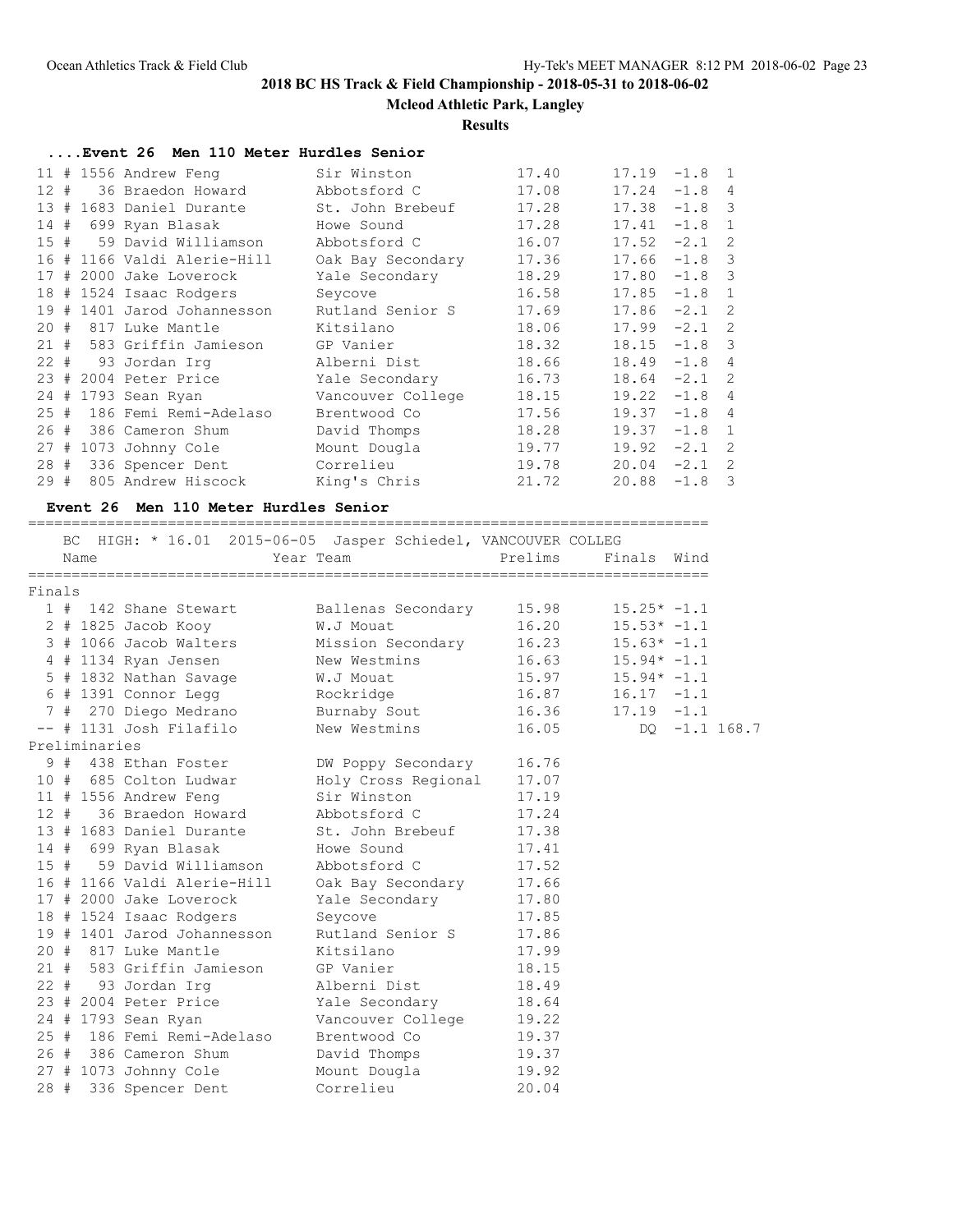# 2018 BC HS Track & Field Championship - 2018-05-31 to 2018-06-02

**Mcleod Athletic Park, Langley**

**Results**

### ....Event 26 Men 110 Meter Hurdles Senior

| Place | # | Comp# | Name | Team | Seed | Prelims | Wind | H# |
|---|---|---|---|---|---|---|---|---|
| 11 | # | 1556 | Andrew Feng | Sir Winston | 17.40 | 17.19 | -1.8 | 1 |
| 12 | # | 36 | Braedon Howard | Abbotsford C | 17.08 | 17.24 | -1.8 | 4 |
| 13 | # | 1683 | Daniel Durante | St. John Brebeuf | 17.28 | 17.38 | -1.8 | 3 |
| 14 | # | 699 | Ryan Blasak | Howe Sound | 17.28 | 17.41 | -1.8 | 1 |
| 15 | # | 59 | David Williamson | Abbotsford C | 16.07 | 17.52 | -2.1 | 2 |
| 16 | # | 1166 | Valdi Alerie-Hill | Oak Bay Secondary | 17.36 | 17.66 | -1.8 | 3 |
| 17 | # | 2000 | Jake Loverock | Yale Secondary | 18.29 | 17.80 | -1.8 | 3 |
| 18 | # | 1524 | Isaac Rodgers | Seycove | 16.58 | 17.85 | -1.8 | 1 |
| 19 | # | 1401 | Jarod Johannesson | Rutland Senior S | 17.69 | 17.86 | -2.1 | 2 |
| 20 | # | 817 | Luke Mantle | Kitsilano | 18.06 | 17.99 | -2.1 | 2 |
| 21 | # | 583 | Griffin Jamieson | GP Vanier | 18.32 | 18.15 | -1.8 | 3 |
| 22 | # | 93 | Jordan Irg | Alberni Dist | 18.66 | 18.49 | -1.8 | 4 |
| 23 | # | 2004 | Peter Price | Yale Secondary | 16.73 | 18.64 | -2.1 | 2 |
| 24 | # | 1793 | Sean Ryan | Vancouver College | 18.15 | 19.22 | -1.8 | 4 |
| 25 | # | 186 | Femi Remi-Adelaso | Brentwood Co | 17.56 | 19.37 | -1.8 | 4 |
| 26 | # | 386 | Cameron Shum | David Thomps | 18.28 | 19.37 | -1.8 | 1 |
| 27 | # | 1073 | Johnny Cole | Mount Dougla | 19.77 | 19.92 | -2.1 | 2 |
| 28 | # | 336 | Spencer Dent | Correlieu | 19.78 | 20.04 | -2.1 | 2 |
| 29 | # | 805 | Andrew Hiscock | King's Chris | 21.72 | 20.88 | -1.8 | 3 |

### Event 26 Men 110 Meter Hurdles Senior

BC HIGH: * 16.01 2015-06-05 Jasper Schiedel, VANCOUVER COLLEG

**Finals**

| Place | # | Comp# | Name | Year Team | Prelims | Finals | Wind | |
|---|---|---|---|---|---|---|---|---|
| 1 | # | 142 | Shane Stewart | Ballenas Secondary | 15.98 | 15.25* | -1.1 | |
| 2 | # | 1825 | Jacob Kooy | W.J Mouat | 16.20 | 15.53* | -1.1 | |
| 3 | # | 1066 | Jacob Walters | Mission Secondary | 16.23 | 15.63* | -1.1 | |
| 4 | # | 1134 | Ryan Jensen | New Westmins | 16.63 | 15.94* | -1.1 | |
| 5 | # | 1832 | Nathan Savage | W.J Mouat | 15.97 | 15.94* | -1.1 | |
| 6 | # | 1391 | Connor Legg | Rockridge | 16.87 | 16.17 | -1.1 | |
| 7 | # | 270 | Diego Medrano | Burnaby Sout | 16.36 | 17.19 | -1.1 | |
| -- | # | 1131 | Josh Filafilo | New Westmins | 16.05 | DQ | -1.1 | 168.7 |

**Preliminaries**

| Place | # | Comp# | Name | Year Team | Prelims |
|---|---|---|---|---|---|
| 9 | # | 438 | Ethan Foster | DW Poppy Secondary | 16.76 |
| 10 | # | 685 | Colton Ludwar | Holy Cross Regional | 17.07 |
| 11 | # | 1556 | Andrew Feng | Sir Winston | 17.19 |
| 12 | # | 36 | Braedon Howard | Abbotsford C | 17.24 |
| 13 | # | 1683 | Daniel Durante | St. John Brebeuf | 17.38 |
| 14 | # | 699 | Ryan Blasak | Howe Sound | 17.41 |
| 15 | # | 59 | David Williamson | Abbotsford C | 17.52 |
| 16 | # | 1166 | Valdi Alerie-Hill | Oak Bay Secondary | 17.66 |
| 17 | # | 2000 | Jake Loverock | Yale Secondary | 17.80 |
| 18 | # | 1524 | Isaac Rodgers | Seycove | 17.85 |
| 19 | # | 1401 | Jarod Johannesson | Rutland Senior S | 17.86 |
| 20 | # | 817 | Luke Mantle | Kitsilano | 17.99 |
| 21 | # | 583 | Griffin Jamieson | GP Vanier | 18.15 |
| 22 | # | 93 | Jordan Irg | Alberni Dist | 18.49 |
| 23 | # | 2004 | Peter Price | Yale Secondary | 18.64 |
| 24 | # | 1793 | Sean Ryan | Vancouver College | 19.22 |
| 25 | # | 186 | Femi Remi-Adelaso | Brentwood Co | 19.37 |
| 26 | # | 386 | Cameron Shum | David Thomps | 19.37 |
| 27 | # | 1073 | Johnny Cole | Mount Dougla | 19.92 |
| 28 | # | 336 | Spencer Dent | Correlieu | 20.04 |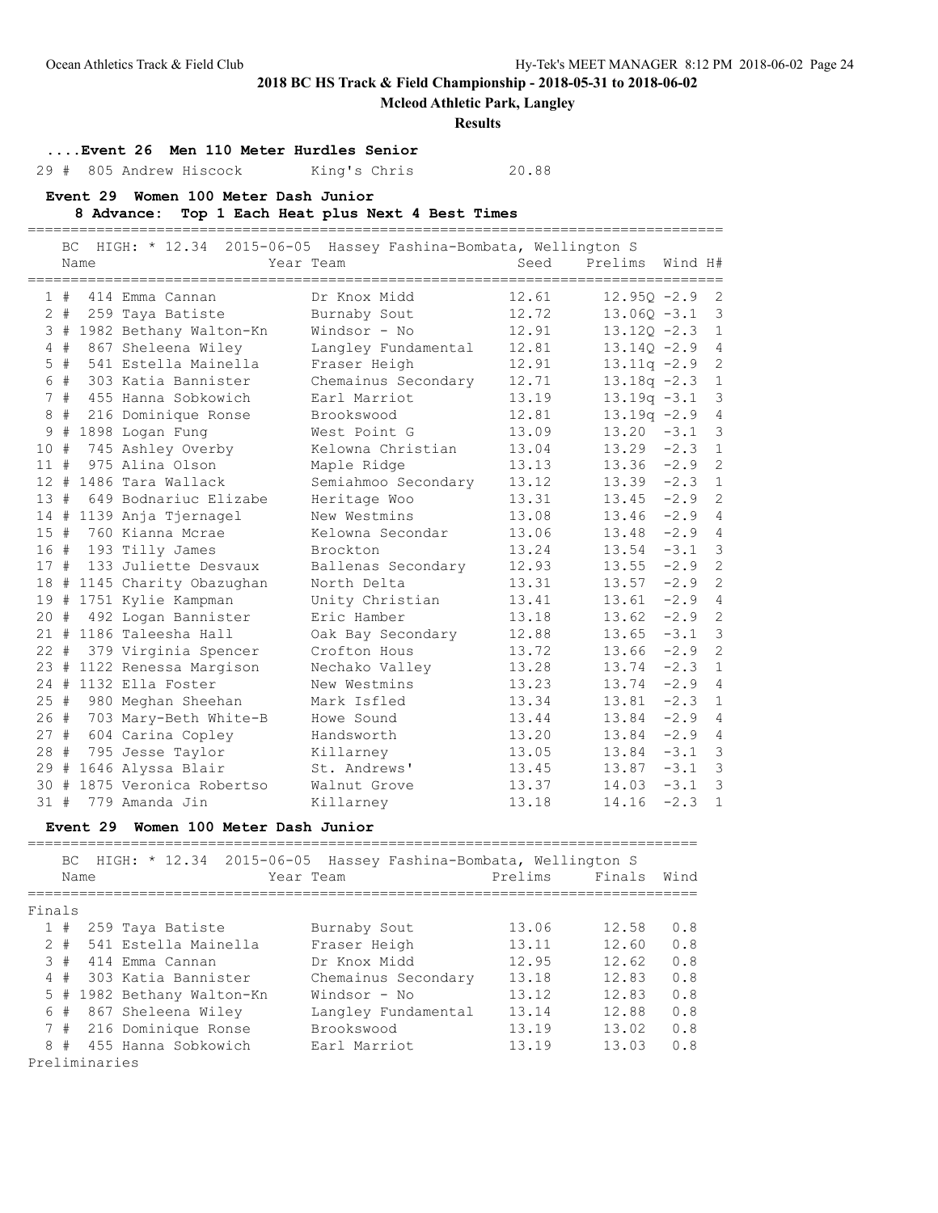## 2018 BC HS Track & Field Championship - 2018-05-31 to 2018-06-02

**Mcleod Athletic Park, Langley**

**Results**

### ....Event 26 Men 110 Meter Hurdles Senior

| Place | # | Name | Team | Finals |
|---|---|---|---|---|
| 29 # | 805 | Andrew Hiscock | King's Chris | 20.88 |

### Event 29 Women 100 Meter Dash Junior

**8 Advance: Top 1 Each Heat plus Next 4 Best Times**

BC HIGH: * 12.34 2015-06-05 Hassey Fashina-Bombata, Wellington S

| Place | # | Name | Year Team | Seed | Prelims | Wind | H# |
|---|---|---|---|---|---|---|---|
| 1 # | 414 | Emma Cannan | Dr Knox Midd | 12.61 | 12.95Q | -2.9 | 2 |
| 2 # | 259 | Taya Batiste | Burnaby Sout | 12.72 | 13.06Q | -3.1 | 3 |
| 3 # | 1982 | Bethany Walton-Kn | Windsor - No | 12.91 | 13.12Q | -2.3 | 1 |
| 4 # | 867 | Sheleena Wiley | Langley Fundamental | 12.81 | 13.14Q | -2.9 | 4 |
| 5 # | 541 | Estella Mainella | Fraser Heigh | 12.91 | 13.11q | -2.9 | 2 |
| 6 # | 303 | Katia Bannister | Chemainus Secondary | 12.71 | 13.18q | -2.3 | 1 |
| 7 # | 455 | Hanna Sobkowich | Earl Marriot | 13.19 | 13.19q | -3.1 | 3 |
| 8 # | 216 | Dominique Ronse | Brookswood | 12.81 | 13.19q | -2.9 | 4 |
| 9 # | 1898 | Logan Fung | West Point G | 13.09 | 13.20 | -3.1 | 3 |
| 10 # | 745 | Ashley Overby | Kelowna Christian | 13.04 | 13.29 | -2.3 | 1 |
| 11 # | 975 | Alina Olson | Maple Ridge | 13.13 | 13.36 | -2.9 | 2 |
| 12 # | 1486 | Tara Wallack | Semiahmoo Secondary | 13.12 | 13.39 | -2.3 | 1 |
| 13 # | 649 | Bodnariuc Elizabe | Heritage Woo | 13.31 | 13.45 | -2.9 | 2 |
| 14 # | 1139 | Anja Tjernagel | New Westmins | 13.08 | 13.46 | -2.9 | 4 |
| 15 # | 760 | Kianna Mcrae | Kelowna Secondar | 13.06 | 13.48 | -2.9 | 4 |
| 16 # | 193 | Tilly James | Brockton | 13.24 | 13.54 | -3.1 | 3 |
| 17 # | 133 | Juliette Desvaux | Ballenas Secondary | 12.93 | 13.55 | -2.9 | 2 |
| 18 # | 1145 | Charity Obazughan | North Delta | 13.31 | 13.57 | -2.9 | 2 |
| 19 # | 1751 | Kylie Kampman | Unity Christian | 13.41 | 13.61 | -2.9 | 4 |
| 20 # | 492 | Logan Bannister | Eric Hamber | 13.18 | 13.62 | -2.9 | 2 |
| 21 # | 1186 | Taleesha Hall | Oak Bay Secondary | 12.88 | 13.65 | -3.1 | 3 |
| 22 # | 379 | Virginia Spencer | Crofton Hous | 13.72 | 13.66 | -2.9 | 2 |
| 23 # | 1122 | Renessa Margison | Nechako Valley | 13.28 | 13.74 | -2.3 | 1 |
| 24 # | 1132 | Ella Foster | New Westmins | 13.23 | 13.74 | -2.9 | 4 |
| 25 # | 980 | Meghan Sheehan | Mark Isfled | 13.34 | 13.81 | -2.3 | 1 |
| 26 # | 703 | Mary-Beth White-B | Howe Sound | 13.44 | 13.84 | -2.9 | 4 |
| 27 # | 604 | Carina Copley | Handsworth | 13.20 | 13.84 | -2.9 | 4 |
| 28 # | 795 | Jesse Taylor | Killarney | 13.05 | 13.84 | -3.1 | 3 |
| 29 # | 1646 | Alyssa Blair | St. Andrews' | 13.45 | 13.87 | -3.1 | 3 |
| 30 # | 1875 | Veronica Robertso | Walnut Grove | 13.37 | 14.03 | -3.1 | 3 |
| 31 # | 779 | Amanda Jin | Killarney | 13.18 | 14.16 | -2.3 | 1 |

### Event 29 Women 100 Meter Dash Junior

BC HIGH: * 12.34 2015-06-05 Hassey Fashina-Bombata, Wellington S

| Place | # | Name | Year Team | Prelims | Finals | Wind |
|---|---|---|---|---|---|---|
| **Finals** | | | | | | |
| 1 # | 259 | Taya Batiste | Burnaby Sout | 13.06 | 12.58 | 0.8 |
| 2 # | 541 | Estella Mainella | Fraser Heigh | 13.11 | 12.60 | 0.8 |
| 3 # | 414 | Emma Cannan | Dr Knox Midd | 12.95 | 12.62 | 0.8 |
| 4 # | 303 | Katia Bannister | Chemainus Secondary | 13.18 | 12.83 | 0.8 |
| 5 # | 1982 | Bethany Walton-Kn | Windsor - No | 13.12 | 12.83 | 0.8 |
| 6 # | 867 | Sheleena Wiley | Langley Fundamental | 13.14 | 12.88 | 0.8 |
| 7 # | 216 | Dominique Ronse | Brookswood | 13.19 | 13.02 | 0.8 |
| 8 # | 455 | Hanna Sobkowich | Earl Marriot | 13.19 | 13.03 | 0.8 |

Preliminaries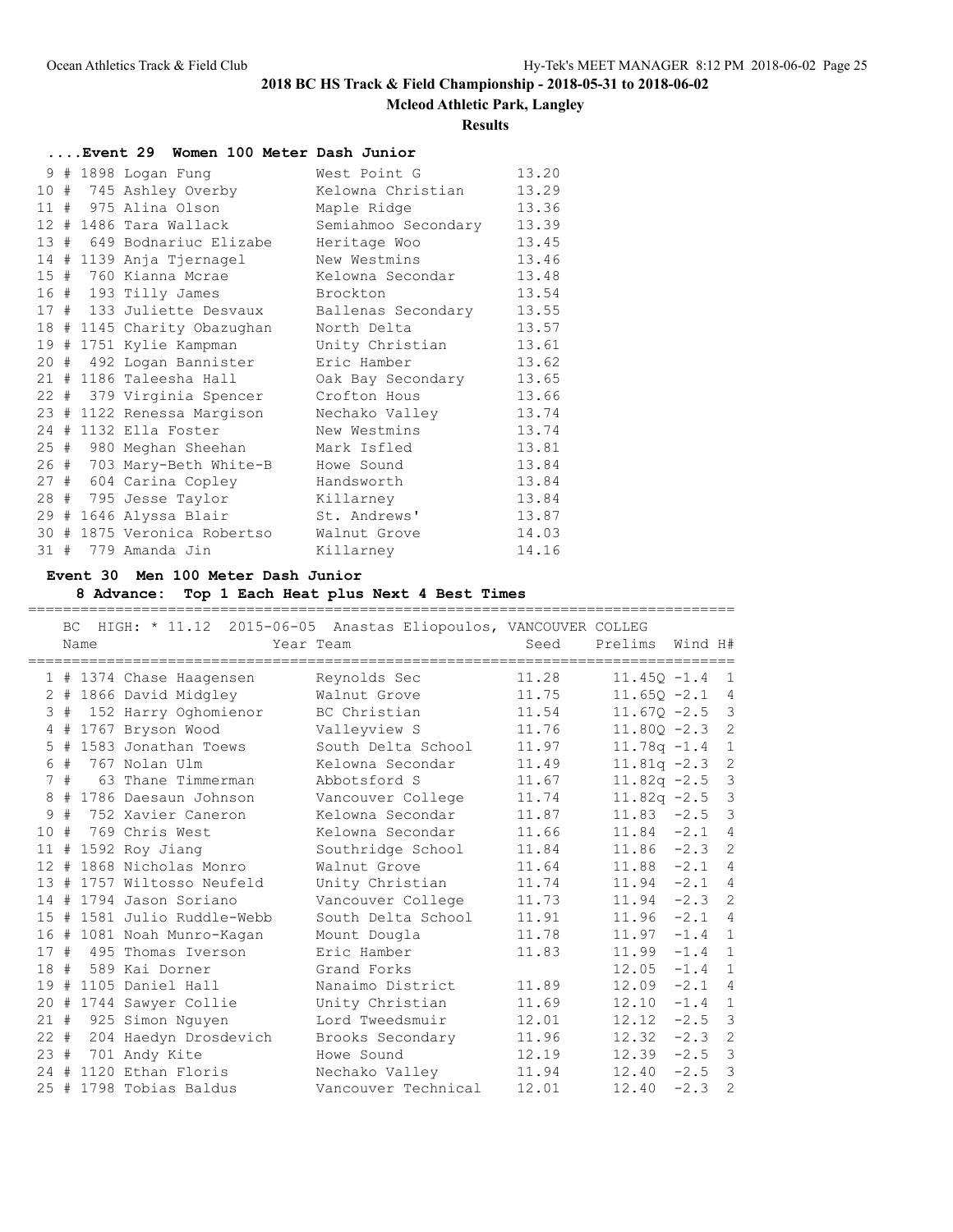# 2018 BC HS Track & Field Championship - 2018-05-31 to 2018-06-02

**Mcleod Athletic Park, Langley**

**Results**

### ....Event 29 Women 100 Meter Dash Junior

| Place | | Comp# | Name | Team | Time |
|---|---|---|---|---|---|
| 9 | # | 1898 | Logan Fung | West Point G | 13.20 |
| 10 | # | 745 | Ashley Overby | Kelowna Christian | 13.29 |
| 11 | # | 975 | Alina Olson | Maple Ridge | 13.36 |
| 12 | # | 1486 | Tara Wallack | Semiahmoo Secondary | 13.39 |
| 13 | # | 649 | Bodnariuc Elizabe | Heritage Woo | 13.45 |
| 14 | # | 1139 | Anja Tjernagel | New Westmins | 13.46 |
| 15 | # | 760 | Kianna Mcrae | Kelowna Secondar | 13.48 |
| 16 | # | 193 | Tilly James | Brockton | 13.54 |
| 17 | # | 133 | Juliette Desvaux | Ballenas Secondary | 13.55 |
| 18 | # | 1145 | Charity Obazughan | North Delta | 13.57 |
| 19 | # | 1751 | Kylie Kampman | Unity Christian | 13.61 |
| 20 | # | 492 | Logan Bannister | Eric Hamber | 13.62 |
| 21 | # | 1186 | Taleesha Hall | Oak Bay Secondary | 13.65 |
| 22 | # | 379 | Virginia Spencer | Crofton Hous | 13.66 |
| 23 | # | 1122 | Renessa Margison | Nechako Valley | 13.74 |
| 24 | # | 1132 | Ella Foster | New Westmins | 13.74 |
| 25 | # | 980 | Meghan Sheehan | Mark Isfled | 13.81 |
| 26 | # | 703 | Mary-Beth White-B | Howe Sound | 13.84 |
| 27 | # | 604 | Carina Copley | Handsworth | 13.84 |
| 28 | # | 795 | Jesse Taylor | Killarney | 13.84 |
| 29 | # | 1646 | Alyssa Blair | St. Andrews' | 13.87 |
| 30 | # | 1875 | Veronica Robertso | Walnut Grove | 14.03 |
| 31 | # | 779 | Amanda Jin | Killarney | 14.16 |

### Event 30 Men 100 Meter Dash Junior

**8 Advance: Top 1 Each Heat plus Next 4 Best Times**

BC HIGH: * 11.12 2015-06-05 Anastas Eliopoulos, VANCOUVER COLLEG

| Place | | Comp# | Name | Year Team | Seed | Prelims | Wind | H# |
|---|---|---|---|---|---|---|---|---|
| 1 | # | 1374 | Chase Haagensen | Reynolds Sec | 11.28 | 11.45Q | -1.4 | 1 |
| 2 | # | 1866 | David Midgley | Walnut Grove | 11.75 | 11.65Q | -2.1 | 4 |
| 3 | # | 152 | Harry Oghomienor | BC Christian | 11.54 | 11.67Q | -2.5 | 3 |
| 4 | # | 1767 | Bryson Wood | Valleyview S | 11.76 | 11.80Q | -2.3 | 2 |
| 5 | # | 1583 | Jonathan Toews | South Delta School | 11.97 | 11.78q | -1.4 | 1 |
| 6 | # | 767 | Nolan Ulm | Kelowna Secondar | 11.49 | 11.81q | -2.3 | 2 |
| 7 | # | 63 | Thane Timmerman | Abbotsford S | 11.67 | 11.82q | -2.5 | 3 |
| 8 | # | 1786 | Daesaun Johnson | Vancouver College | 11.74 | 11.82q | -2.5 | 3 |
| 9 | # | 752 | Xavier Caneron | Kelowna Secondar | 11.87 | 11.83 | -2.5 | 3 |
| 10 | # | 769 | Chris West | Kelowna Secondar | 11.66 | 11.84 | -2.1 | 4 |
| 11 | # | 1592 | Roy Jiang | Southridge School | 11.84 | 11.86 | -2.3 | 2 |
| 12 | # | 1868 | Nicholas Monro | Walnut Grove | 11.64 | 11.88 | -2.1 | 4 |
| 13 | # | 1757 | Wiltosso Neufeld | Unity Christian | 11.74 | 11.94 | -2.1 | 4 |
| 14 | # | 1794 | Jason Soriano | Vancouver College | 11.73 | 11.94 | -2.3 | 2 |
| 15 | # | 1581 | Julio Ruddle-Webb | South Delta School | 11.91 | 11.96 | -2.1 | 4 |
| 16 | # | 1081 | Noah Munro-Kagan | Mount Dougla | 11.78 | 11.97 | -1.4 | 1 |
| 17 | # | 495 | Thomas Iverson | Eric Hamber | 11.83 | 11.99 | -1.4 | 1 |
| 18 | # | 589 | Kai Dorner | Grand Forks | | 12.05 | -1.4 | 1 |
| 19 | # | 1105 | Daniel Hall | Nanaimo District | 11.89 | 12.09 | -2.1 | 4 |
| 20 | # | 1744 | Sawyer Collie | Unity Christian | 11.69 | 12.10 | -1.4 | 1 |
| 21 | # | 925 | Simon Nguyen | Lord Tweedsmuir | 12.01 | 12.12 | -2.5 | 3 |
| 22 | # | 204 | Haedyn Drosdevich | Brooks Secondary | 11.96 | 12.32 | -2.3 | 2 |
| 23 | # | 701 | Andy Kite | Howe Sound | 12.19 | 12.39 | -2.5 | 3 |
| 24 | # | 1120 | Ethan Floris | Nechako Valley | 11.94 | 12.40 | -2.5 | 3 |
| 25 | # | 1798 | Tobias Baldus | Vancouver Technical | 12.01 | 12.40 | -2.3 | 2 |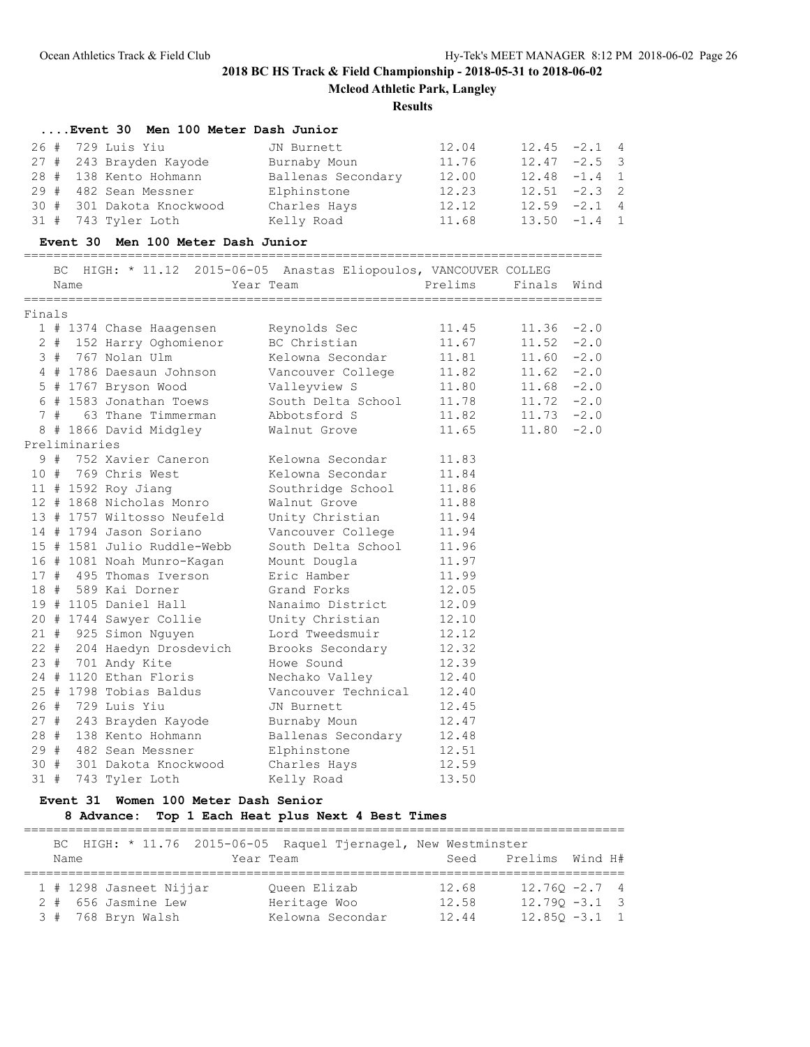# 2018 BC HS Track & Field Championship - 2018-05-31 to 2018-06-02

**Mcleod Athletic Park, Langley**

**Results**

### ....Event 30 Men 100 Meter Dash Junior

| Place | Name | Team | Seed | Prelims | Wind | H# |
|---|---|---|---|---|---|---|
| 26 # | 729 Luis Yiu | JN Burnett | 12.04 | 12.45 | -2.1 | 4 |
| 27 # | 243 Brayden Kayode | Burnaby Moun | 11.76 | 12.47 | -2.5 | 3 |
| 28 # | 138 Kento Hohmann | Ballenas Secondary | 12.00 | 12.48 | -1.4 | 1 |
| 29 # | 482 Sean Messner | Elphinstone | 12.23 | 12.51 | -2.3 | 2 |
| 30 # | 301 Dakota Knockwood | Charles Hays | 12.12 | 12.59 | -2.1 | 4 |
| 31 # | 743 Tyler Loth | Kelly Road | 11.68 | 13.50 | -1.4 | 1 |

### Event 30 Men 100 Meter Dash Junior

BC HIGH: * 11.12 2015-06-05 Anastas Eliopoulos, VANCOUVER COLLEG

| Place | Name | Year Team | Prelims | Finals | Wind |
|---|---|---|---|---|---|
| **Finals** | | | | | |
| 1 # | 1374 Chase Haagensen | Reynolds Sec | 11.45 | 11.36 | -2.0 |
| 2 # | 152 Harry Oghomienor | BC Christian | 11.67 | 11.52 | -2.0 |
| 3 # | 767 Nolan Ulm | Kelowna Secondar | 11.81 | 11.60 | -2.0 |
| 4 # | 1786 Daesaun Johnson | Vancouver College | 11.82 | 11.62 | -2.0 |
| 5 # | 1767 Bryson Wood | Valleyview S | 11.80 | 11.68 | -2.0 |
| 6 # | 1583 Jonathan Toews | South Delta School | 11.78 | 11.72 | -2.0 |
| 7 # | 63 Thane Timmerman | Abbotsford S | 11.82 | 11.73 | -2.0 |
| 8 # | 1866 David Midgley | Walnut Grove | 11.65 | 11.80 | -2.0 |
| **Preliminaries** | | | | | |
| 9 # | 752 Xavier Caneron | Kelowna Secondar | 11.83 | | |
| 10 # | 769 Chris West | Kelowna Secondar | 11.84 | | |
| 11 # | 1592 Roy Jiang | Southridge School | 11.86 | | |
| 12 # | 1868 Nicholas Monro | Walnut Grove | 11.88 | | |
| 13 # | 1757 Wiltosso Neufeld | Unity Christian | 11.94 | | |
| 14 # | 1794 Jason Soriano | Vancouver College | 11.94 | | |
| 15 # | 1581 Julio Ruddle-Webb | South Delta School | 11.96 | | |
| 16 # | 1081 Noah Munro-Kagan | Mount Dougla | 11.97 | | |
| 17 # | 495 Thomas Iverson | Eric Hamber | 11.99 | | |
| 18 # | 589 Kai Dorner | Grand Forks | 12.05 | | |
| 19 # | 1105 Daniel Hall | Nanaimo District | 12.09 | | |
| 20 # | 1744 Sawyer Collie | Unity Christian | 12.10 | | |
| 21 # | 925 Simon Nguyen | Lord Tweedsmuir | 12.12 | | |
| 22 # | 204 Haedyn Drosdevich | Brooks Secondary | 12.32 | | |
| 23 # | 701 Andy Kite | Howe Sound | 12.39 | | |
| 24 # | 1120 Ethan Floris | Nechako Valley | 12.40 | | |
| 25 # | 1798 Tobias Baldus | Vancouver Technical | 12.40 | | |
| 26 # | 729 Luis Yiu | JN Burnett | 12.45 | | |
| 27 # | 243 Brayden Kayode | Burnaby Moun | 12.47 | | |
| 28 # | 138 Kento Hohmann | Ballenas Secondary | 12.48 | | |
| 29 # | 482 Sean Messner | Elphinstone | 12.51 | | |
| 30 # | 301 Dakota Knockwood | Charles Hays | 12.59 | | |
| 31 # | 743 Tyler Loth | Kelly Road | 13.50 | | |

### Event 31 Women 100 Meter Dash Senior

**8 Advance: Top 1 Each Heat plus Next 4 Best Times**

BC HIGH: * 11.76 2015-06-05 Raquel Tjernagel, New Westminster

| Place | Name | Year Team | Seed | Prelims | Wind | H# |
|---|---|---|---|---|---|---|
| 1 # | 1298 Jasneet Nijjar | Queen Elizab | 12.68 | 12.76Q | -2.7 | 4 |
| 2 # | 656 Jasmine Lew | Heritage Woo | 12.58 | 12.79Q | -3.1 | 3 |
| 3 # | 768 Bryn Walsh | Kelowna Secondar | 12.44 | 12.85Q | -3.1 | 1 |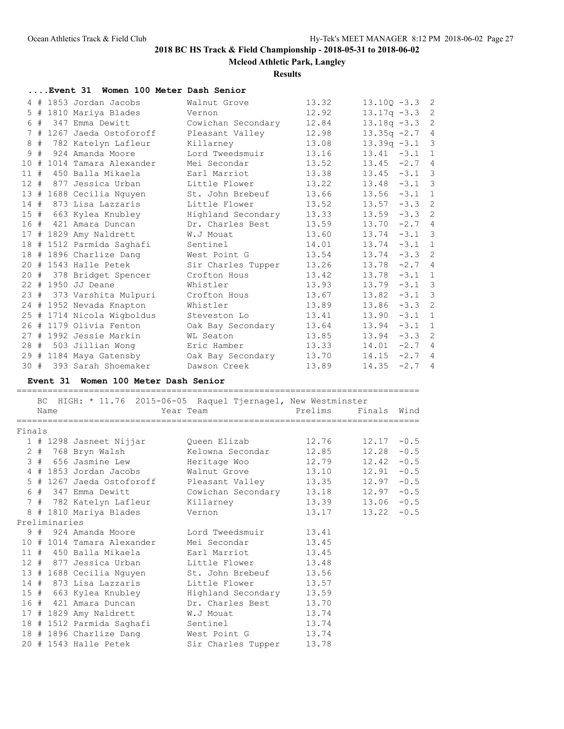## 2018 BC HS Track & Field Championship - 2018-05-31 to 2018-06-02

**Mcleod Athletic Park, Langley**

**Results**

### ....Event 31 Women 100 Meter Dash Senior

| Place | | Comp# | Name | Team | Seed | Prelims | Wind | H# |
|---|---|---|---|---|---|---|---|---|
| 4 | # | 1853 | Jordan Jacobs | Walnut Grove | 13.32 | 13.10Q | -3.3 | 2 |
| 5 | # | 1810 | Mariya Blades | Vernon | 12.92 | 13.17q | -3.3 | 2 |
| 6 | # | 347 | Emma Dewitt | Cowichan Secondary | 12.84 | 13.18q | -3.3 | 2 |
| 7 | # | 1267 | Jaeda Ostoforoff | Pleasant Valley | 12.98 | 13.35q | -2.7 | 4 |
| 8 | # | 782 | Katelyn Lafleur | Killarney | 13.08 | 13.39q | -3.1 | 3 |
| 9 | # | 924 | Amanda Moore | Lord Tweedsmuir | 13.16 | 13.41 | -3.1 | 1 |
| 10 | # | 1014 | Tamara Alexander | Mei Secondar | 13.52 | 13.45 | -2.7 | 4 |
| 11 | # | 450 | Balla Mikaela | Earl Marriot | 13.38 | 13.45 | -3.1 | 3 |
| 12 | # | 877 | Jessica Urban | Little Flower | 13.22 | 13.48 | -3.1 | 3 |
| 13 | # | 1688 | Cecilia Nguyen | St. John Brebeuf | 13.66 | 13.56 | -3.1 | 1 |
| 14 | # | 873 | Lisa Lazzaris | Little Flower | 13.52 | 13.57 | -3.3 | 2 |
| 15 | # | 663 | Kylea Knubley | Highland Secondary | 13.33 | 13.59 | -3.3 | 2 |
| 16 | # | 421 | Amara Duncan | Dr. Charles Best | 13.59 | 13.70 | -2.7 | 4 |
| 17 | # | 1829 | Amy Naldrett | W.J Mouat | 13.60 | 13.74 | -3.1 | 3 |
| 18 | # | 1512 | Parmida Saghafi | Sentinel | 14.01 | 13.74 | -3.1 | 1 |
| 18 | # | 1896 | Charlize Dang | West Point G | 13.54 | 13.74 | -3.3 | 2 |
| 20 | # | 1543 | Halle Petek | Sir Charles Tupper | 13.26 | 13.78 | -2.7 | 4 |
| 20 | # | 378 | Bridget Spencer | Crofton Hous | 13.42 | 13.78 | -3.1 | 1 |
| 22 | # | 1950 | JJ Deane | Whistler | 13.93 | 13.79 | -3.1 | 3 |
| 23 | # | 373 | Varshita Mulpuri | Crofton Hous | 13.67 | 13.82 | -3.1 | 3 |
| 24 | # | 1952 | Nevada Knapton | Whistler | 13.89 | 13.86 | -3.3 | 2 |
| 25 | # | 1714 | Nicola Wigboldus | Steveston Lo | 13.41 | 13.90 | -3.1 | 1 |
| 26 | # | 1179 | Olivia Fenton | Oak Bay Secondary | 13.64 | 13.94 | -3.1 | 1 |
| 27 | # | 1992 | Jessie Markin | WL Seaton | 13.85 | 13.94 | -3.3 | 2 |
| 28 | # | 503 | Jillian Wong | Eric Hamber | 13.33 | 14.01 | -2.7 | 4 |
| 29 | # | 1184 | Maya Gatensby | Oak Bay Secondary | 13.70 | 14.15 | -2.7 | 4 |
| 30 | # | 393 | Sarah Shoemaker | Dawson Creek | 13.89 | 14.35 | -2.7 | 4 |

### Event 31 Women 100 Meter Dash Senior

BC HIGH: * 11.76 2015-06-05 Raquel Tjernagel, New Westminster

| Place | | Comp# | Name | Year Team | Prelims | Finals | Wind |
|---|---|---|---|---|---|---|---|
| **Finals** | | | | | | | |
| 1 | # | 1298 | Jasneet Nijjar | Queen Elizab | 12.76 | 12.17 | -0.5 |
| 2 | # | 768 | Bryn Walsh | Kelowna Secondar | 12.85 | 12.28 | -0.5 |
| 3 | # | 656 | Jasmine Lew | Heritage Woo | 12.79 | 12.42 | -0.5 |
| 4 | # | 1853 | Jordan Jacobs | Walnut Grove | 13.10 | 12.91 | -0.5 |
| 5 | # | 1267 | Jaeda Ostoforoff | Pleasant Valley | 13.35 | 12.97 | -0.5 |
| 6 | # | 347 | Emma Dewitt | Cowichan Secondary | 13.18 | 12.97 | -0.5 |
| 7 | # | 782 | Katelyn Lafleur | Killarney | 13.39 | 13.06 | -0.5 |
| 8 | # | 1810 | Mariya Blades | Vernon | 13.17 | 13.22 | -0.5 |
| **Preliminaries** | | | | | | | |
| 9 | # | 924 | Amanda Moore | Lord Tweedsmuir | 13.41 | | |
| 10 | # | 1014 | Tamara Alexander | Mei Secondar | 13.45 | | |
| 11 | # | 450 | Balla Mikaela | Earl Marriot | 13.45 | | |
| 12 | # | 877 | Jessica Urban | Little Flower | 13.48 | | |
| 13 | # | 1688 | Cecilia Nguyen | St. John Brebeuf | 13.56 | | |
| 14 | # | 873 | Lisa Lazzaris | Little Flower | 13.57 | | |
| 15 | # | 663 | Kylea Knubley | Highland Secondary | 13.59 | | |
| 16 | # | 421 | Amara Duncan | Dr. Charles Best | 13.70 | | |
| 17 | # | 1829 | Amy Naldrett | W.J Mouat | 13.74 | | |
| 18 | # | 1512 | Parmida Saghafi | Sentinel | 13.74 | | |
| 18 | # | 1896 | Charlize Dang | West Point G | 13.74 | | |
| 20 | # | 1543 | Halle Petek | Sir Charles Tupper | 13.78 | | |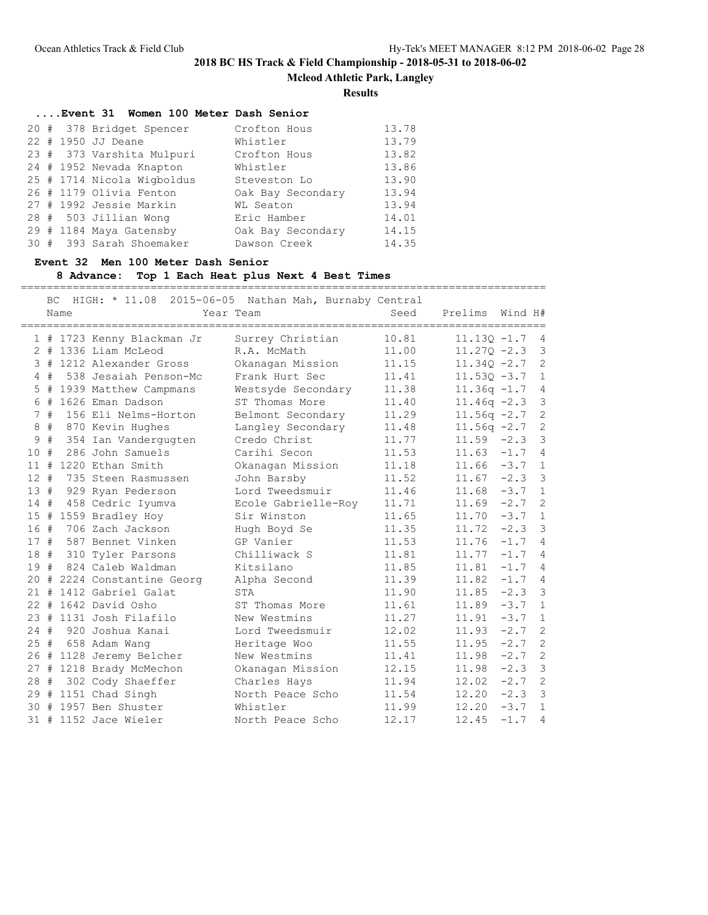## 2018 BC HS Track & Field Championship - 2018-05-31 to 2018-06-02

**Mcleod Athletic Park, Langley**

**Results**

### ....Event 31 Women 100 Meter Dash Senior

| Place | Comp# | Name | Team | Time |
|---|---|---|---|---|
| 20 # | 378 | Bridget Spencer | Crofton Hous | 13.78 |
| 22 # | 1950 | JJ Deane | Whistler | 13.79 |
| 23 # | 373 | Varshita Mulpuri | Crofton Hous | 13.82 |
| 24 # | 1952 | Nevada Knapton | Whistler | 13.86 |
| 25 # | 1714 | Nicola Wigboldus | Steveston Lo | 13.90 |
| 26 # | 1179 | Olivia Fenton | Oak Bay Secondary | 13.94 |
| 27 # | 1992 | Jessie Markin | WL Seaton | 13.94 |
| 28 # | 503 | Jillian Wong | Eric Hamber | 14.01 |
| 29 # | 1184 | Maya Gatensby | Oak Bay Secondary | 14.15 |
| 30 # | 393 | Sarah Shoemaker | Dawson Creek | 14.35 |

### Event 32 Men 100 Meter Dash Senior

**8 Advance: Top 1 Each Heat plus Next 4 Best Times**

BC HIGH: * 11.08 2015-06-05 Nathan Mah, Burnaby Central

| Place | Comp# | Name | Year Team | Seed | Prelims | Wind | H# |
|---|---|---|---|---|---|---|---|
| 1 # | 1723 | Kenny Blackman Jr | Surrey Christian | 10.81 | 11.13Q | -1.7 | 4 |
| 2 # | 1336 | Liam McLeod | R.A. McMath | 11.00 | 11.27Q | -2.3 | 3 |
| 3 # | 1212 | Alexander Gross | Okanagan Mission | 11.15 | 11.34Q | -2.7 | 2 |
| 4 # | 538 | Jesaiah Penson-Mc | Frank Hurt Sec | 11.41 | 11.53Q | -3.7 | 1 |
| 5 # | 1939 | Matthew Campmans | Westsyde Secondary | 11.38 | 11.36q | -1.7 | 4 |
| 6 # | 1626 | Eman Dadson | ST Thomas More | 11.40 | 11.46q | -2.3 | 3 |
| 7 # | 156 | Eli Nelms-Horton | Belmont Secondary | 11.29 | 11.56q | -2.7 | 2 |
| 8 # | 870 | Kevin Hughes | Langley Secondary | 11.48 | 11.56q | -2.7 | 2 |
| 9 # | 354 | Ian Vandergugten | Credo Christ | 11.77 | 11.59 | -2.3 | 3 |
| 10 # | 286 | John Samuels | Carihi Secon | 11.53 | 11.63 | -1.7 | 4 |
| 11 # | 1220 | Ethan Smith | Okanagan Mission | 11.18 | 11.66 | -3.7 | 1 |
| 12 # | 735 | Steen Rasmussen | John Barsby | 11.52 | 11.67 | -2.3 | 3 |
| 13 # | 929 | Ryan Pederson | Lord Tweedsmuir | 11.46 | 11.68 | -3.7 | 1 |
| 14 # | 458 | Cedric Iyumva | Ecole Gabrielle-Roy | 11.71 | 11.69 | -2.7 | 2 |
| 15 # | 1559 | Bradley Hoy | Sir Winston | 11.65 | 11.70 | -3.7 | 1 |
| 16 # | 706 | Zach Jackson | Hugh Boyd Se | 11.35 | 11.72 | -2.3 | 3 |
| 17 # | 587 | Bennet Vinken | GP Vanier | 11.53 | 11.76 | -1.7 | 4 |
| 18 # | 310 | Tyler Parsons | Chilliwack S | 11.81 | 11.77 | -1.7 | 4 |
| 19 # | 824 | Caleb Waldman | Kitsilano | 11.85 | 11.81 | -1.7 | 4 |
| 20 # | 2224 | Constantine Georg | Alpha Second | 11.39 | 11.82 | -1.7 | 4 |
| 21 # | 1412 | Gabriel Galat | STA | 11.90 | 11.85 | -2.3 | 3 |
| 22 # | 1642 | David Osho | ST Thomas More | 11.61 | 11.89 | -3.7 | 1 |
| 23 # | 1131 | Josh Filafilo | New Westmins | 11.27 | 11.91 | -3.7 | 1 |
| 24 # | 920 | Joshua Kanai | Lord Tweedsmuir | 12.02 | 11.93 | -2.7 | 2 |
| 25 # | 658 | Adam Wang | Heritage Woo | 11.55 | 11.95 | -2.7 | 2 |
| 26 # | 1128 | Jeremy Belcher | New Westmins | 11.41 | 11.98 | -2.7 | 2 |
| 27 # | 1218 | Brady McMechon | Okanagan Mission | 12.15 | 11.98 | -2.3 | 3 |
| 28 # | 302 | Cody Shaeffer | Charles Hays | 11.94 | 12.02 | -2.7 | 2 |
| 29 # | 1151 | Chad Singh | North Peace Scho | 11.54 | 12.20 | -2.3 | 3 |
| 30 # | 1957 | Ben Shuster | Whistler | 11.99 | 12.20 | -3.7 | 1 |
| 31 # | 1152 | Jace Wieler | North Peace Scho | 12.17 | 12.45 | -1.7 | 4 |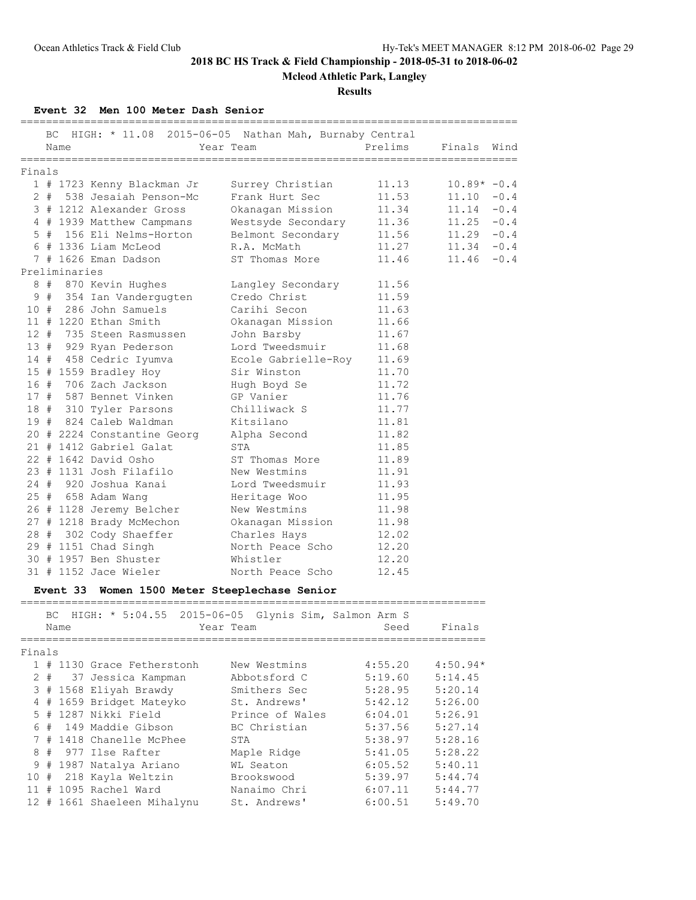# 2018 BC HS Track & Field Championship - 2018-05-31 to 2018-06-02

## Mcleod Athletic Park, Langley

### Results

#### Event 32 Men 100 Meter Dash Senior

BC HIGH: * 11.08 2015-06-05 Nathan Mah, Burnaby Central

**Finals**

| Place | | Name | Year | Team | Prelims | Finals | Wind |
|---|---|---|---|---|---|---|---|
| 1 | # 1723 | Kenny Blackman Jr | | Surrey Christian | 11.13 | 10.89* | -0.4 |
| 2 | # 538 | Jesaiah Penson-Mc | | Frank Hurt Sec | 11.53 | 11.10 | -0.4 |
| 3 | # 1212 | Alexander Gross | | Okanagan Mission | 11.34 | 11.14 | -0.4 |
| 4 | # 1939 | Matthew Campmans | | Westsyde Secondary | 11.36 | 11.25 | -0.4 |
| 5 | # 156 | Eli Nelms-Horton | | Belmont Secondary | 11.56 | 11.29 | -0.4 |
| 6 | # 1336 | Liam McLeod | | R.A. McMath | 11.27 | 11.34 | -0.4 |
| 7 | # 1626 | Eman Dadson | | ST Thomas More | 11.46 | 11.46 | -0.4 |

**Preliminaries**

| Place | | Name | Year | Team | Prelims |
|---|---|---|---|---|---|
| 8 | # 870 | Kevin Hughes | | Langley Secondary | 11.56 |
| 9 | # 354 | Ian Vandergugten | | Credo Christ | 11.59 |
| 10 | # 286 | John Samuels | | Carihi Secon | 11.63 |
| 11 | # 1220 | Ethan Smith | | Okanagan Mission | 11.66 |
| 12 | # 735 | Steen Rasmussen | | John Barsby | 11.67 |
| 13 | # 929 | Ryan Pederson | | Lord Tweedsmuir | 11.68 |
| 14 | # 458 | Cedric Iyumva | | Ecole Gabrielle-Roy | 11.69 |
| 15 | # 1559 | Bradley Hoy | | Sir Winston | 11.70 |
| 16 | # 706 | Zach Jackson | | Hugh Boyd Se | 11.72 |
| 17 | # 587 | Bennet Vinken | | GP Vanier | 11.76 |
| 18 | # 310 | Tyler Parsons | | Chilliwack S | 11.77 |
| 19 | # 824 | Caleb Waldman | | Kitsilano | 11.81 |
| 20 | # 2224 | Constantine Georg | | Alpha Second | 11.82 |
| 21 | # 1412 | Gabriel Galat | | STA | 11.85 |
| 22 | # 1642 | David Osho | | ST Thomas More | 11.89 |
| 23 | # 1131 | Josh Filafilo | | New Westmins | 11.91 |
| 24 | # 920 | Joshua Kanai | | Lord Tweedsmuir | 11.93 |
| 25 | # 658 | Adam Wang | | Heritage Woo | 11.95 |
| 26 | # 1128 | Jeremy Belcher | | New Westmins | 11.98 |
| 27 | # 1218 | Brady McMechon | | Okanagan Mission | 11.98 |
| 28 | # 302 | Cody Shaeffer | | Charles Hays | 12.02 |
| 29 | # 1151 | Chad Singh | | North Peace Scho | 12.20 |
| 30 | # 1957 | Ben Shuster | | Whistler | 12.20 |
| 31 | # 1152 | Jace Wieler | | North Peace Scho | 12.45 |

#### Event 33 Women 1500 Meter Steeplechase Senior

BC HIGH: * 5:04.55 2015-06-05 Glynis Sim, Salmon Arm S

**Finals**

| Place | | Name | Year | Team | Seed | Finals |
|---|---|---|---|---|---|---|
| 1 | # 1130 | Grace Featherstonh | | New Westmins | 4:55.20 | 4:50.94* |
| 2 | # 37 | Jessica Kampman | | Abbotsford C | 5:19.60 | 5:14.45 |
| 3 | # 1568 | Eliyah Brawdy | | Smithers Sec | 5:28.95 | 5:20.14 |
| 4 | # 1659 | Bridget Mateyko | | St. Andrews' | 5:42.12 | 5:26.00 |
| 5 | # 1287 | Nikki Field | | Prince of Wales | 6:04.01 | 5:26.91 |
| 6 | # 149 | Maddie Gibson | | BC Christian | 5:37.56 | 5:27.14 |
| 7 | # 1418 | Chanelle McPhee | | STA | 5:38.97 | 5:28.16 |
| 8 | # 977 | Ilse Rafter | | Maple Ridge | 5:41.05 | 5:28.22 |
| 9 | # 1987 | Natalya Ariano | | WL Seaton | 6:05.52 | 5:40.11 |
| 10 | # 218 | Kayla Weltzin | | Brookswood | 5:39.97 | 5:44.74 |
| 11 | # 1095 | Rachel Ward | | Nanaimo Chri | 6:07.11 | 5:44.77 |
| 12 | # 1661 | Shaeleen Mihalynu | | St. Andrews' | 6:00.51 | 5:49.70 |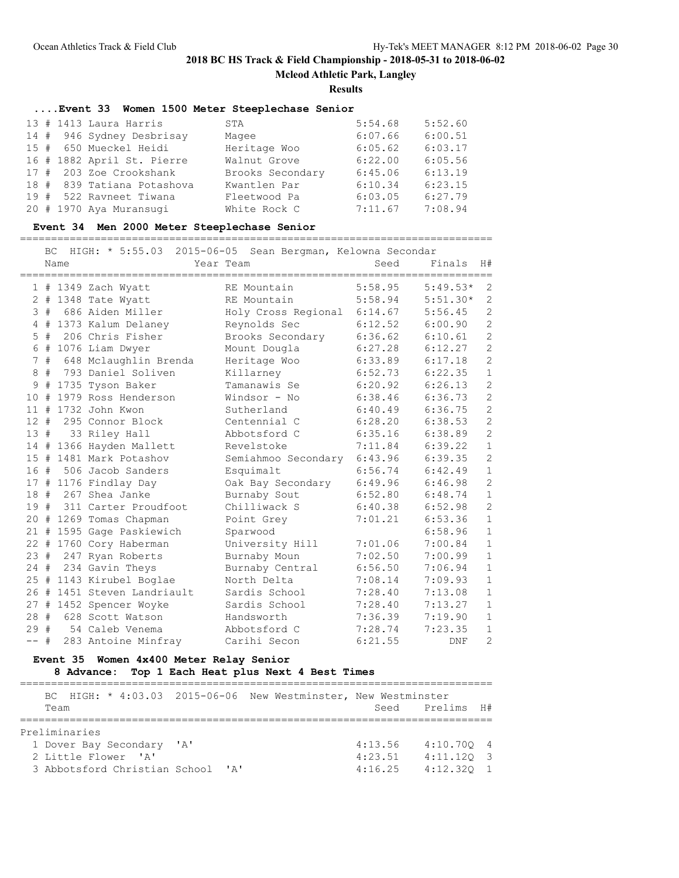## 2018 BC HS Track & Field Championship - 2018-05-31 to 2018-06-02

**Mcleod Athletic Park, Langley**

**Results**

### ....Event 33 Women 1500 Meter Steeplechase Senior

| Place | # | Name | Team | Seed | Finals |
|---|---|---|---|---|---|
| 13 | # 1413 | Laura Harris | STA | 5:54.68 | 5:52.60 |
| 14 | # 946 | Sydney Desbrisay | Magee | 6:07.66 | 6:00.51 |
| 15 | # 650 | Mueckel Heidi | Heritage Woo | 6:05.62 | 6:03.17 |
| 16 | # 1882 | April St. Pierre | Walnut Grove | 6:22.00 | 6:05.56 |
| 17 | # 203 | Zoe Crookshank | Brooks Secondary | 6:45.06 | 6:13.19 |
| 18 | # 839 | Tatiana Potashova | Kwantlen Par | 6:10.34 | 6:23.15 |
| 19 | # 522 | Ravneet Tiwana | Fleetwood Pa | 6:03.05 | 6:27.79 |
| 20 | # 1970 | Aya Muransugi | White Rock C | 7:11.67 | 7:08.94 |

### Event 34 Men 2000 Meter Steeplechase Senior

BC HIGH: * 5:55.03 2015-06-05 Sean Bergman, Kelowna Secondar

| Place | # | Name | Year Team | Seed | Finals | H# |
|---|---|---|---|---|---|---|
| 1 | # 1349 | Zach Wyatt | RE Mountain | 5:58.95 | 5:49.53* | 2 |
| 2 | # 1348 | Tate Wyatt | RE Mountain | 5:58.94 | 5:51.30* | 2 |
| 3 | # 686 | Aiden Miller | Holy Cross Regional | 6:14.67 | 5:56.45 | 2 |
| 4 | # 1373 | Kalum Delaney | Reynolds Sec | 6:12.52 | 6:00.90 | 2 |
| 5 | # 206 | Chris Fisher | Brooks Secondary | 6:36.62 | 6:10.61 | 2 |
| 6 | # 1076 | Liam Dwyer | Mount Dougla | 6:27.28 | 6:12.27 | 2 |
| 7 | # 648 | Mclaughlin Brenda | Heritage Woo | 6:33.89 | 6:17.18 | 2 |
| 8 | # 793 | Daniel Soliven | Killarney | 6:52.73 | 6:22.35 | 1 |
| 9 | # 1735 | Tyson Baker | Tamanawis Se | 6:20.92 | 6:26.13 | 2 |
| 10 | # 1979 | Ross Henderson | Windsor - No | 6:38.46 | 6:36.73 | 2 |
| 11 | # 1732 | John Kwon | Sutherland | 6:40.49 | 6:36.75 | 2 |
| 12 | # 295 | Connor Block | Centennial C | 6:28.20 | 6:38.53 | 2 |
| 13 | # 33 | Riley Hall | Abbotsford C | 6:35.16 | 6:38.89 | 2 |
| 14 | # 1366 | Hayden Mallett | Revelstoke | 7:11.84 | 6:39.22 | 1 |
| 15 | # 1481 | Mark Potashov | Semiahmoo Secondary | 6:43.96 | 6:39.35 | 2 |
| 16 | # 506 | Jacob Sanders | Esquimalt | 6:56.74 | 6:42.49 | 1 |
| 17 | # 1176 | Findlay Day | Oak Bay Secondary | 6:49.96 | 6:46.98 | 2 |
| 18 | # 267 | Shea Janke | Burnaby Sout | 6:52.80 | 6:48.74 | 1 |
| 19 | # 311 | Carter Proudfoot | Chilliwack S | 6:40.38 | 6:52.98 | 2 |
| 20 | # 1269 | Tomas Chapman | Point Grey | 7:01.21 | 6:53.36 | 1 |
| 21 | # 1595 | Gage Paskiewich | Sparwood | | 6:58.96 | 1 |
| 22 | # 1760 | Cory Haberman | University Hill | 7:01.06 | 7:00.84 | 1 |
| 23 | # 247 | Ryan Roberts | Burnaby Moun | 7:02.50 | 7:00.99 | 1 |
| 24 | # 234 | Gavin Theys | Burnaby Central | 6:56.50 | 7:06.94 | 1 |
| 25 | # 1143 | Kirubel Boglae | North Delta | 7:08.14 | 7:09.93 | 1 |
| 26 | # 1451 | Steven Landriault | Sardis School | 7:28.40 | 7:13.08 | 1 |
| 27 | # 1452 | Spencer Woyke | Sardis School | 7:28.40 | 7:13.27 | 1 |
| 28 | # 628 | Scott Watson | Handsworth | 7:36.39 | 7:19.90 | 1 |
| 29 | # 54 | Caleb Venema | Abbotsford C | 7:28.74 | 7:23.35 | 1 |
| -- | # 283 | Antoine Minfray | Carihi Secon | 6:21.55 | DNF | 2 |

### Event 35 Women 4x400 Meter Relay Senior

8 Advance: Top 1 Each Heat plus Next 4 Best Times

BC HIGH: * 4:03.03 2015-06-06 New Westminster, New Westminster

| Place | Team | Seed | Prelims | H# |
|---|---|---|---|---|
| Preliminaries | | | | |
| 1 | Dover Bay Secondary 'A' | 4:13.56 | 4:10.70Q | 4 |
| 2 | Little Flower 'A' | 4:23.51 | 4:11.12Q | 3 |
| 3 | Abbotsford Christian School 'A' | 4:16.25 | 4:12.32Q | 1 |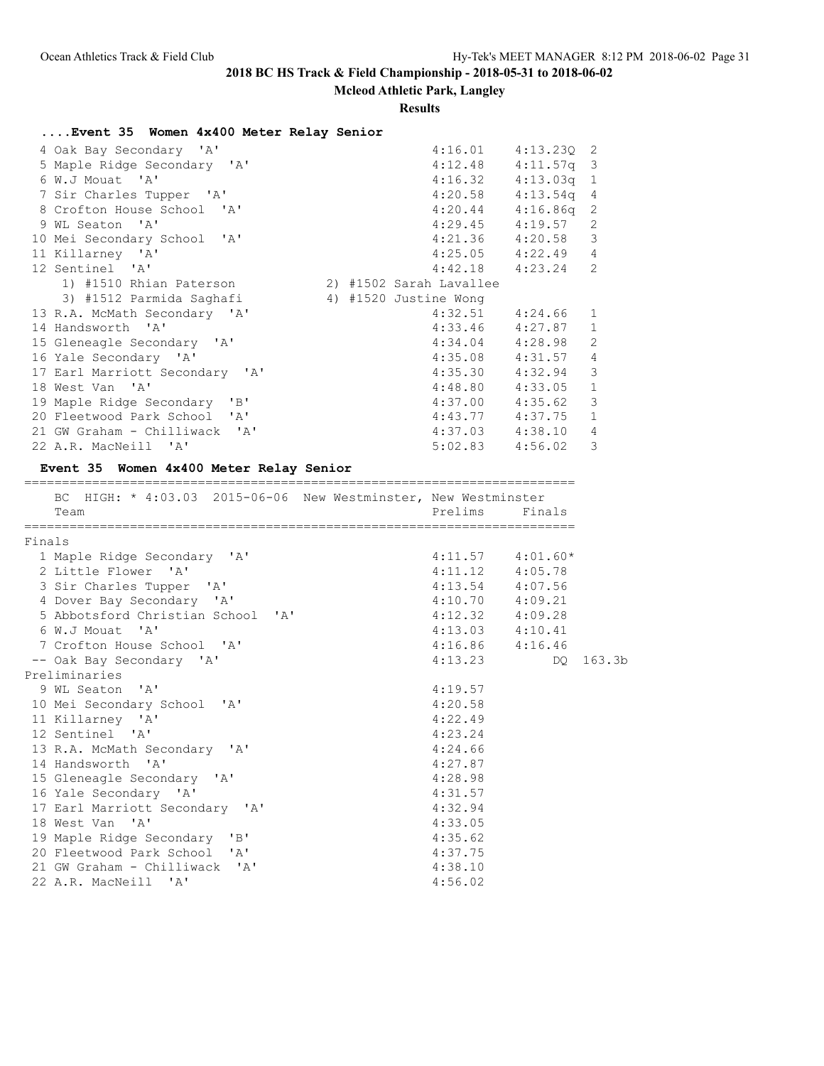# 2018 BC HS Track & Field Championship - 2018-05-31 to 2018-06-02

**Mcleod Athletic Park, Langley**

**Results**

### ....Event 35 Women 4x400 Meter Relay Senior

| Place | Team | Seed | Prelims | Heat |
|---|---|---|---|---|
| 4 | Oak Bay Secondary 'A' | 4:16.01 | 4:13.23Q | 2 |
| 5 | Maple Ridge Secondary 'A' | 4:12.48 | 4:11.57q | 3 |
| 6 | W.J Mouat 'A' | 4:16.32 | 4:13.03q | 1 |
| 7 | Sir Charles Tupper 'A' | 4:20.58 | 4:13.54q | 4 |
| 8 | Crofton House School 'A' | 4:20.44 | 4:16.86q | 2 |
| 9 | WL Seaton 'A' | 4:29.45 | 4:19.57 | 2 |
| 10 | Mei Secondary School 'A' | 4:21.36 | 4:20.58 | 3 |
| 11 | Killarney 'A' | 4:25.05 | 4:22.49 | 4 |
| 12 | Sentinel 'A' | 4:42.18 | 4:23.24 | 2 |
| | 1) #1510 Rhian Paterson; 2) #1502 Sarah Lavallee; 3) #1512 Parmida Saghafi; 4) #1520 Justine Wong | | | |
| 13 | R.A. McMath Secondary 'A' | 4:32.51 | 4:24.66 | 1 |
| 14 | Handsworth 'A' | 4:33.46 | 4:27.87 | 1 |
| 15 | Gleneagle Secondary 'A' | 4:34.04 | 4:28.98 | 2 |
| 16 | Yale Secondary 'A' | 4:35.08 | 4:31.57 | 4 |
| 17 | Earl Marriott Secondary 'A' | 4:35.30 | 4:32.94 | 3 |
| 18 | West Van 'A' | 4:48.80 | 4:33.05 | 1 |
| 19 | Maple Ridge Secondary 'B' | 4:37.00 | 4:35.62 | 3 |
| 20 | Fleetwood Park School 'A' | 4:43.77 | 4:37.75 | 1 |
| 21 | GW Graham - Chilliwack 'A' | 4:37.03 | 4:38.10 | 4 |
| 22 | A.R. MacNeill 'A' | 5:02.83 | 4:56.02 | 3 |

### Event 35 Women 4x400 Meter Relay Senior

BC HIGH: * 4:03.03 2015-06-06 New Westminster, New Westminster

| Place | Team | Prelims | Finals | |
|---|---|---|---|---|
| **Finals** | | | | |
| 1 | Maple Ridge Secondary 'A' | 4:11.57 | 4:01.60* | |
| 2 | Little Flower 'A' | 4:11.12 | 4:05.78 | |
| 3 | Sir Charles Tupper 'A' | 4:13.54 | 4:07.56 | |
| 4 | Dover Bay Secondary 'A' | 4:10.70 | 4:09.21 | |
| 5 | Abbotsford Christian School 'A' | 4:12.32 | 4:09.28 | |
| 6 | W.J Mouat 'A' | 4:13.03 | 4:10.41 | |
| 7 | Crofton House School 'A' | 4:16.86 | 4:16.46 | |
| -- | Oak Bay Secondary 'A' | 4:13.23 | DQ | 163.3b |
| **Preliminaries** | | | | |
| 9 | WL Seaton 'A' | 4:19.57 | | |
| 10 | Mei Secondary School 'A' | 4:20.58 | | |
| 11 | Killarney 'A' | 4:22.49 | | |
| 12 | Sentinel 'A' | 4:23.24 | | |
| 13 | R.A. McMath Secondary 'A' | 4:24.66 | | |
| 14 | Handsworth 'A' | 4:27.87 | | |
| 15 | Gleneagle Secondary 'A' | 4:28.98 | | |
| 16 | Yale Secondary 'A' | 4:31.57 | | |
| 17 | Earl Marriott Secondary 'A' | 4:32.94 | | |
| 18 | West Van 'A' | 4:33.05 | | |
| 19 | Maple Ridge Secondary 'B' | 4:35.62 | | |
| 20 | Fleetwood Park School 'A' | 4:37.75 | | |
| 21 | GW Graham - Chilliwack 'A' | 4:38.10 | | |
| 22 | A.R. MacNeill 'A' | 4:56.02 | | |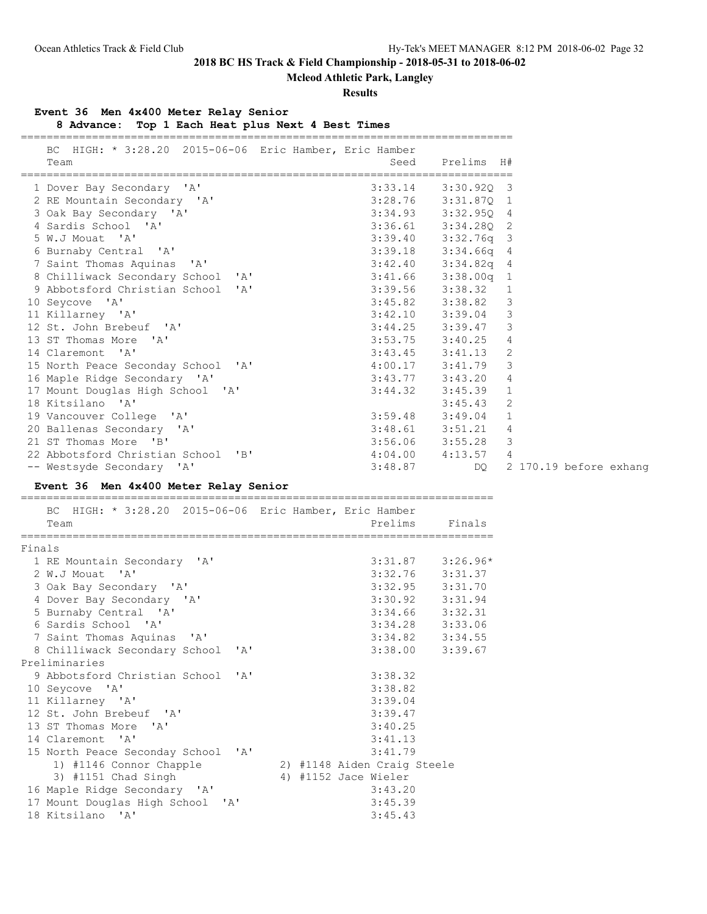## 2018 BC HS Track & Field Championship - 2018-05-31 to 2018-06-02

**Mcleod Athletic Park, Langley**

**Results**

### Event 36 Men 4x400 Meter Relay Senior

**8 Advance: Top 1 Each Heat plus Next 4 Best Times**

BC HIGH: * 3:28.20 2015-06-06 Eric Hamber, Eric Hamber

| | Team | Seed | Prelims | H# | |
|---|---|---|---|---|---|
| 1 | Dover Bay Secondary 'A' | 3:33.14 | 3:30.92Q | 3 | |
| 2 | RE Mountain Secondary 'A' | 3:28.76 | 3:31.87Q | 1 | |
| 3 | Oak Bay Secondary 'A' | 3:34.93 | 3:32.95Q | 4 | |
| 4 | Sardis School 'A' | 3:36.61 | 3:34.28Q | 2 | |
| 5 | W.J Mouat 'A' | 3:39.40 | 3:32.76q | 3 | |
| 6 | Burnaby Central 'A' | 3:39.18 | 3:34.66q | 4 | |
| 7 | Saint Thomas Aquinas 'A' | 3:42.40 | 3:34.82q | 4 | |
| 8 | Chilliwack Secondary School 'A' | 3:41.66 | 3:38.00q | 1 | |
| 9 | Abbotsford Christian School 'A' | 3:39.56 | 3:38.32 | 1 | |
| 10 | Seycove 'A' | 3:45.82 | 3:38.82 | 3 | |
| 11 | Killarney 'A' | 3:42.10 | 3:39.04 | 3 | |
| 12 | St. John Brebeuf 'A' | 3:44.25 | 3:39.47 | 3 | |
| 13 | ST Thomas More 'A' | 3:53.75 | 3:40.25 | 4 | |
| 14 | Claremont 'A' | 3:43.45 | 3:41.13 | 2 | |
| 15 | North Peace Seconday School 'A' | 4:00.17 | 3:41.79 | 3 | |
| 16 | Maple Ridge Secondary 'A' | 3:43.77 | 3:43.20 | 4 | |
| 17 | Mount Douglas High School 'A' | 3:44.32 | 3:45.39 | 1 | |
| 18 | Kitsilano 'A' | | 3:45.43 | 2 | |
| 19 | Vancouver College 'A' | 3:59.48 | 3:49.04 | 1 | |
| 20 | Ballenas Secondary 'A' | 3:48.61 | 3:51.21 | 4 | |
| 21 | ST Thomas More 'B' | 3:56.06 | 3:55.28 | 3 | |
| 22 | Abbotsford Christian School 'B' | 4:04.00 | 4:13.57 | 4 | |
| -- | Westsyde Secondary 'A' | 3:48.87 | DQ | 2 | 170.19 before exhang |

### Event 36 Men 4x400 Meter Relay Senior

BC HIGH: * 3:28.20 2015-06-06 Eric Hamber, Eric Hamber

| | Team | Prelims | Finals |
|---|---|---|---|
| **Finals** | | | |
| 1 | RE Mountain Secondary 'A' | 3:31.87 | 3:26.96* |
| 2 | W.J Mouat 'A' | 3:32.76 | 3:31.37 |
| 3 | Oak Bay Secondary 'A' | 3:32.95 | 3:31.70 |
| 4 | Dover Bay Secondary 'A' | 3:30.92 | 3:31.94 |
| 5 | Burnaby Central 'A' | 3:34.66 | 3:32.31 |
| 6 | Sardis School 'A' | 3:34.28 | 3:33.06 |
| 7 | Saint Thomas Aquinas 'A' | 3:34.82 | 3:34.55 |
| 8 | Chilliwack Secondary School 'A' | 3:38.00 | 3:39.67 |
| **Preliminaries** | | | |
| 9 | Abbotsford Christian School 'A' | 3:38.32 | |
| 10 | Seycove 'A' | 3:38.82 | |
| 11 | Killarney 'A' | 3:39.04 | |
| 12 | St. John Brebeuf 'A' | 3:39.47 | |
| 13 | ST Thomas More 'A' | 3:40.25 | |
| 14 | Claremont 'A' | 3:41.13 | |
| 15 | North Peace Seconday School 'A' | 3:41.79 | |
| | 1) #1146 Connor Chapple; 2) #1148 Aiden Craig Steele; 3) #1151 Chad Singh; 4) #1152 Jace Wieler | | |
| 16 | Maple Ridge Secondary 'A' | 3:43.20 | |
| 17 | Mount Douglas High School 'A' | 3:45.39 | |
| 18 | Kitsilano 'A' | 3:45.43 | |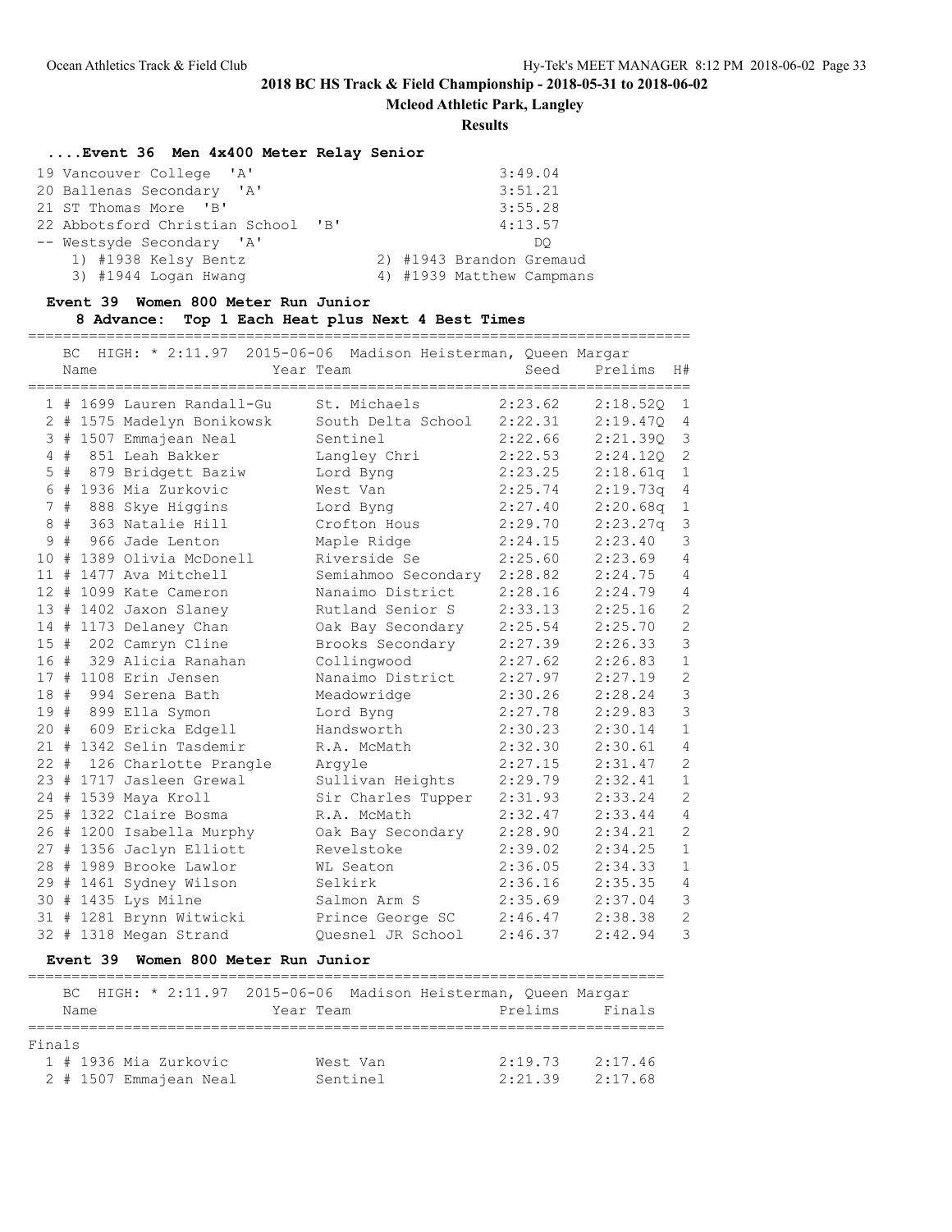## 2018 BC HS Track & Field Championship - 2018-05-31 to 2018-06-02

**Mcleod Athletic Park, Langley**

**Results**

### ....Event 36 Men 4x400 Meter Relay Senior

| Place | Team | Finals |
|---|---|---|
| 19 | Vancouver College 'A' | 3:49.04 |
| 20 | Ballenas Secondary 'A' | 3:51.21 |
| 21 | ST Thomas More 'B' | 3:55.28 |
| 22 | Abbotsford Christian School 'B' | 4:13.57 |
| -- | Westsyde Secondary 'A' | DQ |

1) #1938 Kelsy Bentz 2) #1943 Brandon Gremaud
3) #1944 Logan Hwang 4) #1939 Matthew Campmans

### Event 39 Women 800 Meter Run Junior

**8 Advance: Top 1 Each Heat plus Next 4 Best Times**

BC HIGH: * 2:11.97 2015-06-06 Madison Heisterman, Queen Margar

| Place | Name | Year | Team | Seed | Prelims | H# |
|---|---|---|---|---|---|---|
| 1 | # 1699 Lauren Randall-Gu | | St. Michaels | 2:23.62 | 2:18.52Q | 1 |
| 2 | # 1575 Madelyn Bonikowsk | | South Delta School | 2:22.31 | 2:19.47Q | 4 |
| 3 | # 1507 Emmajean Neal | | Sentinel | 2:22.66 | 2:21.39Q | 3 |
| 4 | # 851 Leah Bakker | | Langley Chri | 2:22.53 | 2:24.12Q | 2 |
| 5 | # 879 Bridgett Baziw | | Lord Byng | 2:23.25 | 2:18.61q | 1 |
| 6 | # 1936 Mia Zurkovic | | West Van | 2:25.74 | 2:19.73q | 4 |
| 7 | # 888 Skye Higgins | | Lord Byng | 2:27.40 | 2:20.68q | 1 |
| 8 | # 363 Natalie Hill | | Crofton Hous | 2:29.70 | 2:23.27q | 3 |
| 9 | # 966 Jade Lenton | | Maple Ridge | 2:24.15 | 2:23.40 | 3 |
| 10 | # 1389 Olivia McDonell | | Riverside Se | 2:25.60 | 2:23.69 | 4 |
| 11 | # 1477 Ava Mitchell | | Semiahmoo Secondary | 2:28.82 | 2:24.75 | 4 |
| 12 | # 1099 Kate Cameron | | Nanaimo District | 2:28.16 | 2:24.79 | 4 |
| 13 | # 1402 Jaxon Slaney | | Rutland Senior S | 2:33.13 | 2:25.16 | 2 |
| 14 | # 1173 Delaney Chan | | Oak Bay Secondary | 2:25.54 | 2:25.70 | 2 |
| 15 | # 202 Camryn Cline | | Brooks Secondary | 2:27.39 | 2:26.33 | 3 |
| 16 | # 329 Alicia Ranahan | | Collingwood | 2:27.62 | 2:26.83 | 1 |
| 17 | # 1108 Erin Jensen | | Nanaimo District | 2:27.97 | 2:27.19 | 2 |
| 18 | # 994 Serena Bath | | Meadowridge | 2:30.26 | 2:28.24 | 3 |
| 19 | # 899 Ella Symon | | Lord Byng | 2:27.78 | 2:29.83 | 3 |
| 20 | # 609 Ericka Edgell | | Handsworth | 2:30.23 | 2:30.14 | 1 |
| 21 | # 1342 Selin Tasdemir | | R.A. McMath | 2:32.30 | 2:30.61 | 4 |
| 22 | # 126 Charlotte Prangle | | Argyle | 2:27.15 | 2:31.47 | 2 |
| 23 | # 1717 Jasleen Grewal | | Sullivan Heights | 2:29.79 | 2:32.41 | 1 |
| 24 | # 1539 Maya Kroll | | Sir Charles Tupper | 2:31.93 | 2:33.24 | 2 |
| 25 | # 1322 Claire Bosma | | R.A. McMath | 2:32.47 | 2:33.44 | 4 |
| 26 | # 1200 Isabella Murphy | | Oak Bay Secondary | 2:28.90 | 2:34.21 | 2 |
| 27 | # 1356 Jaclyn Elliott | | Revelstoke | 2:39.02 | 2:34.25 | 1 |
| 28 | # 1989 Brooke Lawlor | | WL Seaton | 2:36.05 | 2:34.33 | 1 |
| 29 | # 1461 Sydney Wilson | | Selkirk | 2:36.16 | 2:35.35 | 4 |
| 30 | # 1435 Lys Milne | | Salmon Arm S | 2:35.69 | 2:37.04 | 3 |
| 31 | # 1281 Brynn Witwicki | | Prince George SC | 2:46.47 | 2:38.38 | 2 |
| 32 | # 1318 Megan Strand | | Quesnel JR School | 2:46.37 | 2:42.94 | 3 |

### Event 39 Women 800 Meter Run Junior

BC HIGH: * 2:11.97 2015-06-06 Madison Heisterman, Queen Margar

**Finals**

| Place | Name | Year | Team | Prelims | Finals |
|---|---|---|---|---|---|
| 1 | # 1936 Mia Zurkovic | | West Van | 2:19.73 | 2:17.46 |
| 2 | # 1507 Emmajean Neal | | Sentinel | 2:21.39 | 2:17.68 |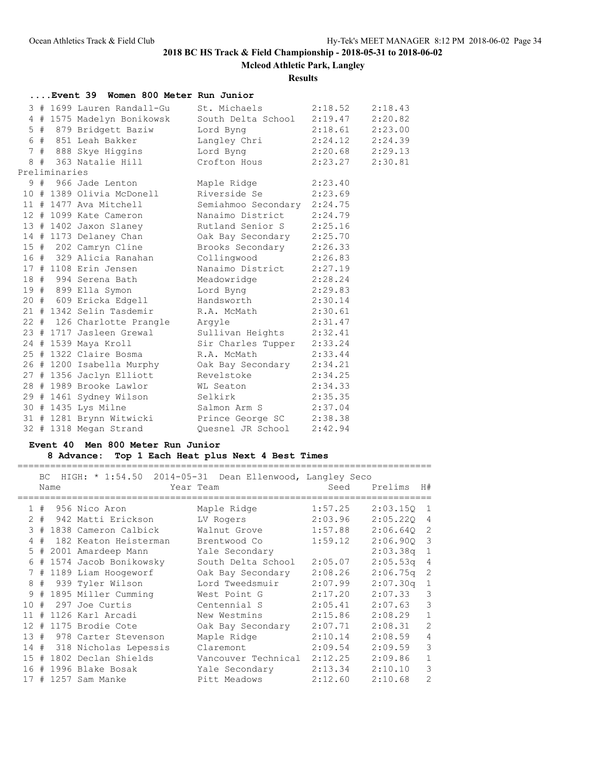### ....Event 39 Women 800 Meter Run Junior

| Place | # | Name | Team | Prelims | Finals |
|---|---|---|---|---|---|
| 3 | # 1699 | Lauren Randall-Gu | St. Michaels | 2:18.52 | 2:18.43 |
| 4 | # 1575 | Madelyn Bonikowsk | South Delta School | 2:19.47 | 2:20.82 |
| 5 | # 879 | Bridgett Baziw | Lord Byng | 2:18.61 | 2:23.00 |
| 6 | # 851 | Leah Bakker | Langley Chri | 2:24.12 | 2:24.39 |
| 7 | # 888 | Skye Higgins | Lord Byng | 2:20.68 | 2:29.13 |
| 8 | # 363 | Natalie Hill | Crofton Hous | 2:23.27 | 2:30.81 |

Preliminaries

| Place | # | Name | Team | Prelims |
|---|---|---|---|---|
| 9 | # 966 | Jade Lenton | Maple Ridge | 2:23.40 |
| 10 | # 1389 | Olivia McDonell | Riverside Se | 2:23.69 |
| 11 | # 1477 | Ava Mitchell | Semiahmoo Secondary | 2:24.75 |
| 12 | # 1099 | Kate Cameron | Nanaimo District | 2:24.79 |
| 13 | # 1402 | Jaxon Slaney | Rutland Senior S | 2:25.16 |
| 14 | # 1173 | Delaney Chan | Oak Bay Secondary | 2:25.70 |
| 15 | # 202 | Camryn Cline | Brooks Secondary | 2:26.33 |
| 16 | # 329 | Alicia Ranahan | Collingwood | 2:26.83 |
| 17 | # 1108 | Erin Jensen | Nanaimo District | 2:27.19 |
| 18 | # 994 | Serena Bath | Meadowridge | 2:28.24 |
| 19 | # 899 | Ella Symon | Lord Byng | 2:29.83 |
| 20 | # 609 | Ericka Edgell | Handsworth | 2:30.14 |
| 21 | # 1342 | Selin Tasdemir | R.A. McMath | 2:30.61 |
| 22 | # 126 | Charlotte Prangle | Argyle | 2:31.47 |
| 23 | # 1717 | Jasleen Grewal | Sullivan Heights | 2:32.41 |
| 24 | # 1539 | Maya Kroll | Sir Charles Tupper | 2:33.24 |
| 25 | # 1322 | Claire Bosma | R.A. McMath | 2:33.44 |
| 26 | # 1200 | Isabella Murphy | Oak Bay Secondary | 2:34.21 |
| 27 | # 1356 | Jaclyn Elliott | Revelstoke | 2:34.25 |
| 28 | # 1989 | Brooke Lawlor | WL Seaton | 2:34.33 |
| 29 | # 1461 | Sydney Wilson | Selkirk | 2:35.35 |
| 30 | # 1435 | Lys Milne | Salmon Arm S | 2:37.04 |
| 31 | # 1281 | Brynn Witwicki | Prince George SC | 2:38.38 |
| 32 | # 1318 | Megan Strand | Quesnel JR School | 2:42.94 |

### Event 40 Men 800 Meter Run Junior

8 Advance: Top 1 Each Heat plus Next 4 Best Times

BC HIGH: * 1:54.50 2014-05-31 Dean Ellenwood, Langley Seco

| Place | # | Name | Year Team | Seed | Prelims | H# |
|---|---|---|---|---|---|---|
| 1 | # 956 | Nico Aron | Maple Ridge | 1:57.25 | 2:03.15Q | 1 |
| 2 | # 942 | Matti Erickson | LV Rogers | 2:03.96 | 2:05.22Q | 4 |
| 3 | # 1838 | Cameron Calbick | Walnut Grove | 1:57.88 | 2:06.64Q | 2 |
| 4 | # 182 | Keaton Heisterman | Brentwood Co | 1:59.12 | 2:06.90Q | 3 |
| 5 | # 2001 | Amardeep Mann | Yale Secondary | | 2:03.38q | 1 |
| 6 | # 1574 | Jacob Bonikowsky | South Delta School | 2:05.07 | 2:05.53q | 4 |
| 7 | # 1189 | Liam Hoogeworf | Oak Bay Secondary | 2:08.26 | 2:06.75q | 2 |
| 8 | # 939 | Tyler Wilson | Lord Tweedsmuir | 2:07.99 | 2:07.30q | 1 |
| 9 | # 1895 | Miller Cumming | West Point G | 2:17.20 | 2:07.33 | 3 |
| 10 | # 297 | Joe Curtis | Centennial S | 2:05.41 | 2:07.63 | 3 |
| 11 | # 1126 | Karl Arcadi | New Westmins | 2:15.86 | 2:08.29 | 1 |
| 12 | # 1175 | Brodie Cote | Oak Bay Secondary | 2:07.71 | 2:08.31 | 2 |
| 13 | # 978 | Carter Stevenson | Maple Ridge | 2:10.14 | 2:08.59 | 4 |
| 14 | # 318 | Nicholas Lepessis | Claremont | 2:09.54 | 2:09.59 | 3 |
| 15 | # 1802 | Declan Shields | Vancouver Technical | 2:12.25 | 2:09.86 | 1 |
| 16 | # 1996 | Blake Bosak | Yale Secondary | 2:13.34 | 2:10.10 | 3 |
| 17 | # 1257 | Sam Manke | Pitt Meadows | 2:12.60 | 2:10.68 | 2 |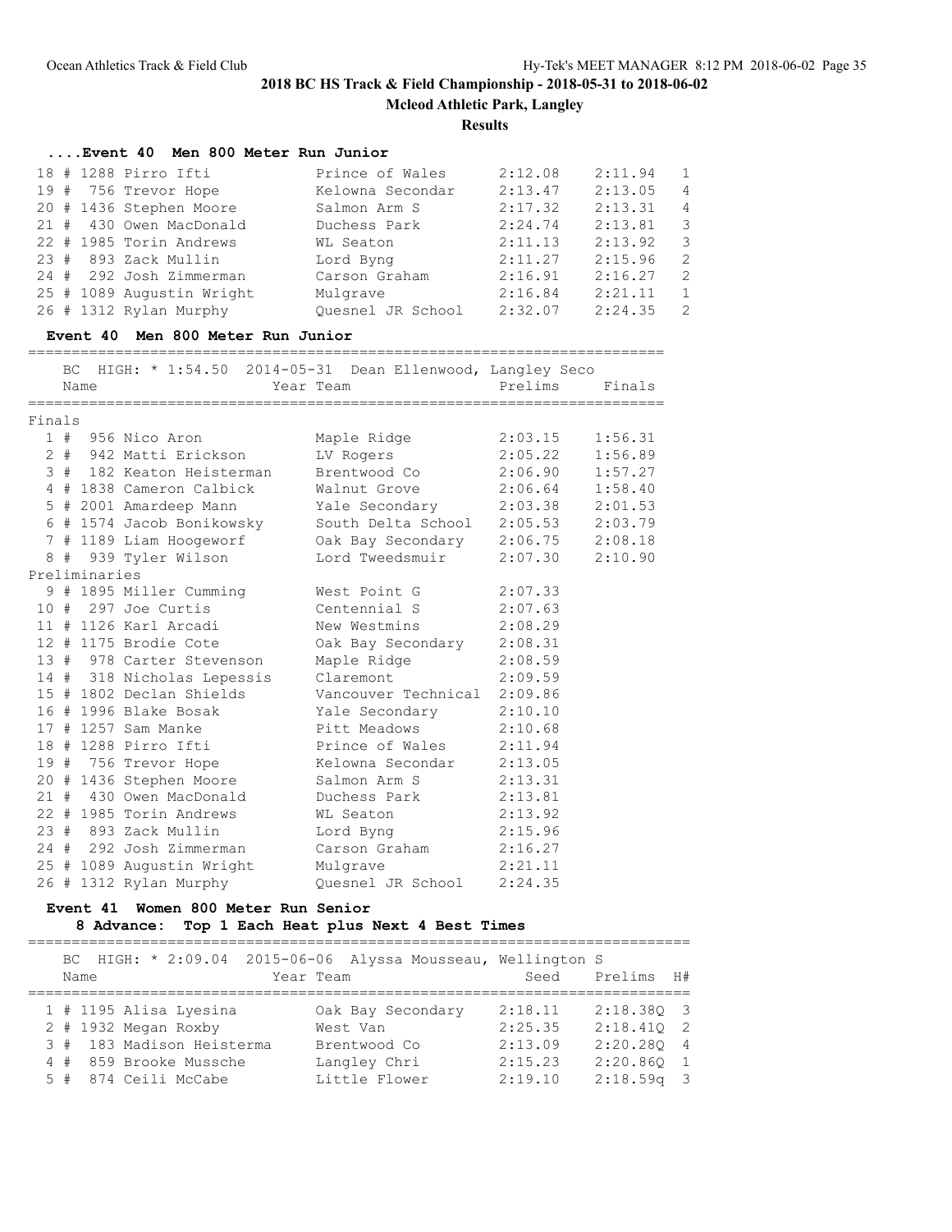# 2018 BC HS Track & Field Championship - 2018-05-31 to 2018-06-02

## Mcleod Athletic Park, Langley

### Results

#### ....Event 40 Men 800 Meter Run Junior

| Place | # | Name | Team | Seed | Prelims | H# |
|---|---|---|---|---|---|---|
| 18 | 1288 | Pirro Ifti | Prince of Wales | 2:12.08 | 2:11.94 | 1 |
| 19 | 756 | Trevor Hope | Kelowna Secondar | 2:13.47 | 2:13.05 | 4 |
| 20 | 1436 | Stephen Moore | Salmon Arm S | 2:17.32 | 2:13.31 | 4 |
| 21 | 430 | Owen MacDonald | Duchess Park | 2:24.74 | 2:13.81 | 3 |
| 22 | 1985 | Torin Andrews | WL Seaton | 2:11.13 | 2:13.92 | 3 |
| 23 | 893 | Zack Mullin | Lord Byng | 2:11.27 | 2:15.96 | 2 |
| 24 | 292 | Josh Zimmerman | Carson Graham | 2:16.91 | 2:16.27 | 2 |
| 25 | 1089 | Augustin Wright | Mulgrave | 2:16.84 | 2:21.11 | 1 |
| 26 | 1312 | Rylan Murphy | Quesnel JR School | 2:32.07 | 2:24.35 | 2 |

#### Event 40 Men 800 Meter Run Junior

BC HIGH: * 1:54.50 2014-05-31 Dean Ellenwood, Langley Seco

**Finals**

| Place | # | Name | Year | Team | Prelims | Finals |
|---|---|---|---|---|---|---|
| 1 | 956 | Nico Aron | | Maple Ridge | 2:03.15 | 1:56.31 |
| 2 | 942 | Matti Erickson | | LV Rogers | 2:05.22 | 1:56.89 |
| 3 | 182 | Keaton Heisterman | | Brentwood Co | 2:06.90 | 1:57.27 |
| 4 | 1838 | Cameron Calbick | | Walnut Grove | 2:06.64 | 1:58.40 |
| 5 | 2001 | Amardeep Mann | | Yale Secondary | 2:03.38 | 2:01.53 |
| 6 | 1574 | Jacob Bonikowsky | | South Delta School | 2:05.53 | 2:03.79 |
| 7 | 1189 | Liam Hoogeworf | | Oak Bay Secondary | 2:06.75 | 2:08.18 |
| 8 | 939 | Tyler Wilson | | Lord Tweedsmuir | 2:07.30 | 2:10.90 |

**Preliminaries**

| Place | # | Name | Year | Team | Prelims |
|---|---|---|---|---|---|
| 9 | 1895 | Miller Cumming | | West Point G | 2:07.33 |
| 10 | 297 | Joe Curtis | | Centennial S | 2:07.63 |
| 11 | 1126 | Karl Arcadi | | New Westmins | 2:08.29 |
| 12 | 1175 | Brodie Cote | | Oak Bay Secondary | 2:08.31 |
| 13 | 978 | Carter Stevenson | | Maple Ridge | 2:08.59 |
| 14 | 318 | Nicholas Lepessis | | Claremont | 2:09.59 |
| 15 | 1802 | Declan Shields | | Vancouver Technical | 2:09.86 |
| 16 | 1996 | Blake Bosak | | Yale Secondary | 2:10.10 |
| 17 | 1257 | Sam Manke | | Pitt Meadows | 2:10.68 |
| 18 | 1288 | Pirro Ifti | | Prince of Wales | 2:11.94 |
| 19 | 756 | Trevor Hope | | Kelowna Secondar | 2:13.05 |
| 20 | 1436 | Stephen Moore | | Salmon Arm S | 2:13.31 |
| 21 | 430 | Owen MacDonald | | Duchess Park | 2:13.81 |
| 22 | 1985 | Torin Andrews | | WL Seaton | 2:13.92 |
| 23 | 893 | Zack Mullin | | Lord Byng | 2:15.96 |
| 24 | 292 | Josh Zimmerman | | Carson Graham | 2:16.27 |
| 25 | 1089 | Augustin Wright | | Mulgrave | 2:21.11 |
| 26 | 1312 | Rylan Murphy | | Quesnel JR School | 2:24.35 |

#### Event 41 Women 800 Meter Run Senior

8 Advance: Top 1 Each Heat plus Next 4 Best Times

BC HIGH: * 2:09.04 2015-06-06 Alyssa Mousseau, Wellington S

| Place | # | Name | Year | Team | Seed | Prelims | H# |
|---|---|---|---|---|---|---|---|
| 1 | 1195 | Alisa Lyesina | | Oak Bay Secondary | 2:18.11 | 2:18.38Q | 3 |
| 2 | 1932 | Megan Roxby | | West Van | 2:25.35 | 2:18.41Q | 2 |
| 3 | 183 | Madison Heisterma | | Brentwood Co | 2:13.09 | 2:20.28Q | 4 |
| 4 | 859 | Brooke Mussche | | Langley Chri | 2:15.23 | 2:20.86Q | 1 |
| 5 | 874 | Ceili McCabe | | Little Flower | 2:19.10 | 2:18.59q | 3 |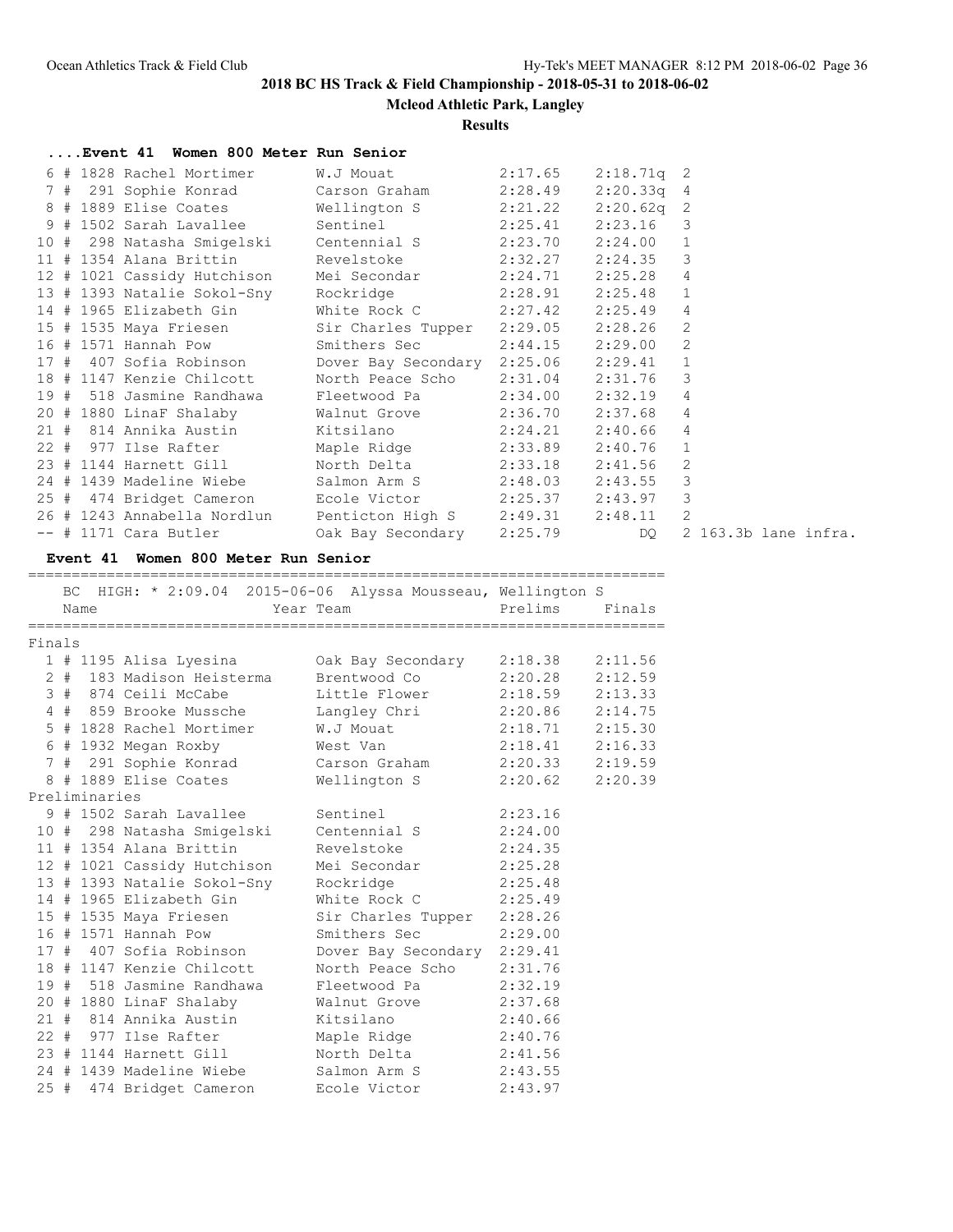## 2018 BC HS Track & Field Championship - 2018-05-31 to 2018-06-02

**Mcleod Athletic Park, Langley**

**Results**

### ....Event 41 Women 800 Meter Run Senior

| Place | # | Comp# | Name | Team | Prelims | Finals | Heat | Note |
|---|---|---|---|---|---|---|---|---|
| 6 | # | 1828 | Rachel Mortimer | W.J Mouat | 2:17.65 | 2:18.71q | 2 | |
| 7 | # | 291 | Sophie Konrad | Carson Graham | 2:28.49 | 2:20.33q | 4 | |
| 8 | # | 1889 | Elise Coates | Wellington S | 2:21.22 | 2:20.62q | 2 | |
| 9 | # | 1502 | Sarah Lavallee | Sentinel | 2:25.41 | 2:23.16 | 3 | |
| 10 | # | 298 | Natasha Smigelski | Centennial S | 2:23.70 | 2:24.00 | 1 | |
| 11 | # | 1354 | Alana Brittin | Revelstoke | 2:32.27 | 2:24.35 | 3 | |
| 12 | # | 1021 | Cassidy Hutchison | Mei Secondar | 2:24.71 | 2:25.28 | 4 | |
| 13 | # | 1393 | Natalie Sokol-Sny | Rockridge | 2:28.91 | 2:25.48 | 1 | |
| 14 | # | 1965 | Elizabeth Gin | White Rock C | 2:27.42 | 2:25.49 | 4 | |
| 15 | # | 1535 | Maya Friesen | Sir Charles Tupper | 2:29.05 | 2:28.26 | 2 | |
| 16 | # | 1571 | Hannah Pow | Smithers Sec | 2:44.15 | 2:29.00 | 2 | |
| 17 | # | 407 | Sofia Robinson | Dover Bay Secondary | 2:25.06 | 2:29.41 | 1 | |
| 18 | # | 1147 | Kenzie Chilcott | North Peace Scho | 2:31.04 | 2:31.76 | 3 | |
| 19 | # | 518 | Jasmine Randhawa | Fleetwood Pa | 2:34.00 | 2:32.19 | 4 | |
| 20 | # | 1880 | LinaF Shalaby | Walnut Grove | 2:36.70 | 2:37.68 | 4 | |
| 21 | # | 814 | Annika Austin | Kitsilano | 2:24.21 | 2:40.66 | 4 | |
| 22 | # | 977 | Ilse Rafter | Maple Ridge | 2:33.89 | 2:40.76 | 1 | |
| 23 | # | 1144 | Harnett Gill | North Delta | 2:33.18 | 2:41.56 | 2 | |
| 24 | # | 1439 | Madeline Wiebe | Salmon Arm S | 2:48.03 | 2:43.55 | 3 | |
| 25 | # | 474 | Bridget Cameron | Ecole Victor | 2:25.37 | 2:43.97 | 3 | |
| 26 | # | 1243 | Annabella Nordlun | Penticton High S | 2:49.31 | 2:48.11 | 2 | |
| -- | # | 1171 | Cara Butler | Oak Bay Secondary | 2:25.79 | DQ | 2 | 163.3b lane infra. |

### Event 41 Women 800 Meter Run Senior

BC HIGH: * 2:09.04 2015-06-06 Alyssa Mousseau, Wellington S

| Place | # | Comp# | Name | Year Team | Prelims | Finals |
|---|---|---|---|---|---|---|
| **Finals** | | | | | | |
| 1 | # | 1195 | Alisa Lyesina | Oak Bay Secondary | 2:18.38 | 2:11.56 |
| 2 | # | 183 | Madison Heisterma | Brentwood Co | 2:20.28 | 2:12.59 |
| 3 | # | 874 | Ceili McCabe | Little Flower | 2:18.59 | 2:13.33 |
| 4 | # | 859 | Brooke Mussche | Langley Chri | 2:20.86 | 2:14.75 |
| 5 | # | 1828 | Rachel Mortimer | W.J Mouat | 2:18.71 | 2:15.30 |
| 6 | # | 1932 | Megan Roxby | West Van | 2:18.41 | 2:16.33 |
| 7 | # | 291 | Sophie Konrad | Carson Graham | 2:20.33 | 2:19.59 |
| 8 | # | 1889 | Elise Coates | Wellington S | 2:20.62 | 2:20.39 |
| **Preliminaries** | | | | | | |
| 9 | # | 1502 | Sarah Lavallee | Sentinel | 2:23.16 | |
| 10 | # | 298 | Natasha Smigelski | Centennial S | 2:24.00 | |
| 11 | # | 1354 | Alana Brittin | Revelstoke | 2:24.35 | |
| 12 | # | 1021 | Cassidy Hutchison | Mei Secondar | 2:25.28 | |
| 13 | # | 1393 | Natalie Sokol-Sny | Rockridge | 2:25.48 | |
| 14 | # | 1965 | Elizabeth Gin | White Rock C | 2:25.49 | |
| 15 | # | 1535 | Maya Friesen | Sir Charles Tupper | 2:28.26 | |
| 16 | # | 1571 | Hannah Pow | Smithers Sec | 2:29.00 | |
| 17 | # | 407 | Sofia Robinson | Dover Bay Secondary | 2:29.41 | |
| 18 | # | 1147 | Kenzie Chilcott | North Peace Scho | 2:31.76 | |
| 19 | # | 518 | Jasmine Randhawa | Fleetwood Pa | 2:32.19 | |
| 20 | # | 1880 | LinaF Shalaby | Walnut Grove | 2:37.68 | |
| 21 | # | 814 | Annika Austin | Kitsilano | 2:40.66 | |
| 22 | # | 977 | Ilse Rafter | Maple Ridge | 2:40.76 | |
| 23 | # | 1144 | Harnett Gill | North Delta | 2:41.56 | |
| 24 | # | 1439 | Madeline Wiebe | Salmon Arm S | 2:43.55 | |
| 25 | # | 474 | Bridget Cameron | Ecole Victor | 2:43.97 | |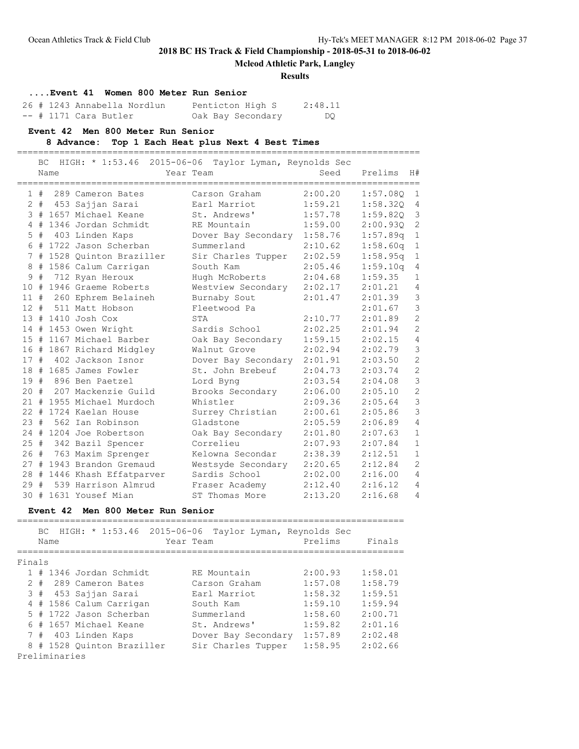**2018 BC HS Track & Field Championship - 2018-05-31 to 2018-06-02**

**Mcleod Athletic Park, Langley**

**Results**

### ....Event 41 Women 800 Meter Run Senior

| | | Name | Team | Finals |
|---|---|---|---|---|
| 26 | # 1243 | Annabella Nordlun | Penticton High S | 2:48.11 |
| -- | # 1171 | Cara Butler | Oak Bay Secondary | DQ |

### Event 42 Men 800 Meter Run Senior

**8 Advance: Top 1 Each Heat plus Next 4 Best Times**

BC HIGH: * 1:53.46 2015-06-06 Taylor Lyman, Reynolds Sec

| | | Name | Year Team | Seed | Prelims | H# |
|---|---|---|---|---|---|---|
| 1 | # 289 | Cameron Bates | Carson Graham | 2:00.20 | 1:57.08Q | 1 |
| 2 | # 453 | Sajjan Sarai | Earl Marriot | 1:59.21 | 1:58.32Q | 4 |
| 3 | # 1657 | Michael Keane | St. Andrews' | 1:57.78 | 1:59.82Q | 3 |
| 4 | # 1346 | Jordan Schmidt | RE Mountain | 1:59.00 | 2:00.93Q | 2 |
| 5 | # 403 | Linden Kaps | Dover Bay Secondary | 1:58.76 | 1:57.89q | 1 |
| 6 | # 1722 | Jason Scherban | Summerland | 2:10.62 | 1:58.60q | 1 |
| 7 | # 1528 | Quinton Braziller | Sir Charles Tupper | 2:02.59 | 1:58.95q | 1 |
| 8 | # 1586 | Calum Carrigan | South Kam | 2:05.46 | 1:59.10q | 4 |
| 9 | # 712 | Ryan Heroux | Hugh McRoberts | 2:04.68 | 1:59.35 | 1 |
| 10 | # 1946 | Graeme Roberts | Westview Secondary | 2:02.17 | 2:01.21 | 4 |
| 11 | # 260 | Ephrem Belaineh | Burnaby Sout | 2:01.47 | 2:01.39 | 3 |
| 12 | # 511 | Matt Hobson | Fleetwood Pa | | 2:01.67 | 3 |
| 13 | # 1410 | Josh Cox | STA | 2:10.77 | 2:01.89 | 2 |
| 14 | # 1453 | Owen Wright | Sardis School | 2:02.25 | 2:01.94 | 2 |
| 15 | # 1167 | Michael Barber | Oak Bay Secondary | 1:59.15 | 2:02.15 | 4 |
| 16 | # 1867 | Richard Midgley | Walnut Grove | 2:02.94 | 2:02.79 | 3 |
| 17 | # 402 | Jackson Isnor | Dover Bay Secondary | 2:01.91 | 2:03.50 | 2 |
| 18 | # 1685 | James Fowler | St. John Brebeuf | 2:04.73 | 2:03.74 | 2 |
| 19 | # 896 | Ben Paetzel | Lord Byng | 2:03.54 | 2:04.08 | 3 |
| 20 | # 207 | Mackenzie Guild | Brooks Secondary | 2:06.00 | 2:05.10 | 2 |
| 21 | # 1955 | Michael Murdoch | Whistler | 2:09.36 | 2:05.64 | 3 |
| 22 | # 1724 | Kaelan House | Surrey Christian | 2:00.61 | 2:05.86 | 3 |
| 23 | # 562 | Ian Robinson | Gladstone | 2:05.59 | 2:06.89 | 4 |
| 24 | # 1204 | Joe Robertson | Oak Bay Secondary | 2:01.80 | 2:07.63 | 1 |
| 25 | # 342 | Bazil Spencer | Correlieu | 2:07.93 | 2:07.84 | 1 |
| 26 | # 763 | Maxim Sprenger | Kelowna Secondar | 2:38.39 | 2:12.51 | 1 |
| 27 | # 1943 | Brandon Gremaud | Westsyde Secondary | 2:20.65 | 2:12.84 | 2 |
| 28 | # 1446 | Khash Effatparver | Sardis School | 2:02.00 | 2:16.00 | 4 |
| 29 | # 539 | Harrison Almrud | Fraser Academy | 2:12.40 | 2:16.12 | 4 |
| 30 | # 1631 | Yousef Mian | ST Thomas More | 2:13.20 | 2:16.68 | 4 |

### Event 42 Men 800 Meter Run Senior

BC HIGH: * 1:53.46 2015-06-06 Taylor Lyman, Reynolds Sec

**Finals**

| | | Name | Year Team | Prelims | Finals |
|---|---|---|---|---|---|
| 1 | # 1346 | Jordan Schmidt | RE Mountain | 2:00.93 | 1:58.01 |
| 2 | # 289 | Cameron Bates | Carson Graham | 1:57.08 | 1:58.79 |
| 3 | # 453 | Sajjan Sarai | Earl Marriot | 1:58.32 | 1:59.51 |
| 4 | # 1586 | Calum Carrigan | South Kam | 1:59.10 | 1:59.94 |
| 5 | # 1722 | Jason Scherban | Summerland | 1:58.60 | 2:00.71 |
| 6 | # 1657 | Michael Keane | St. Andrews' | 1:59.82 | 2:01.16 |
| 7 | # 403 | Linden Kaps | Dover Bay Secondary | 1:57.89 | 2:02.48 |
| 8 | # 1528 | Quinton Braziller | Sir Charles Tupper | 1:58.95 | 2:02.66 |

Preliminaries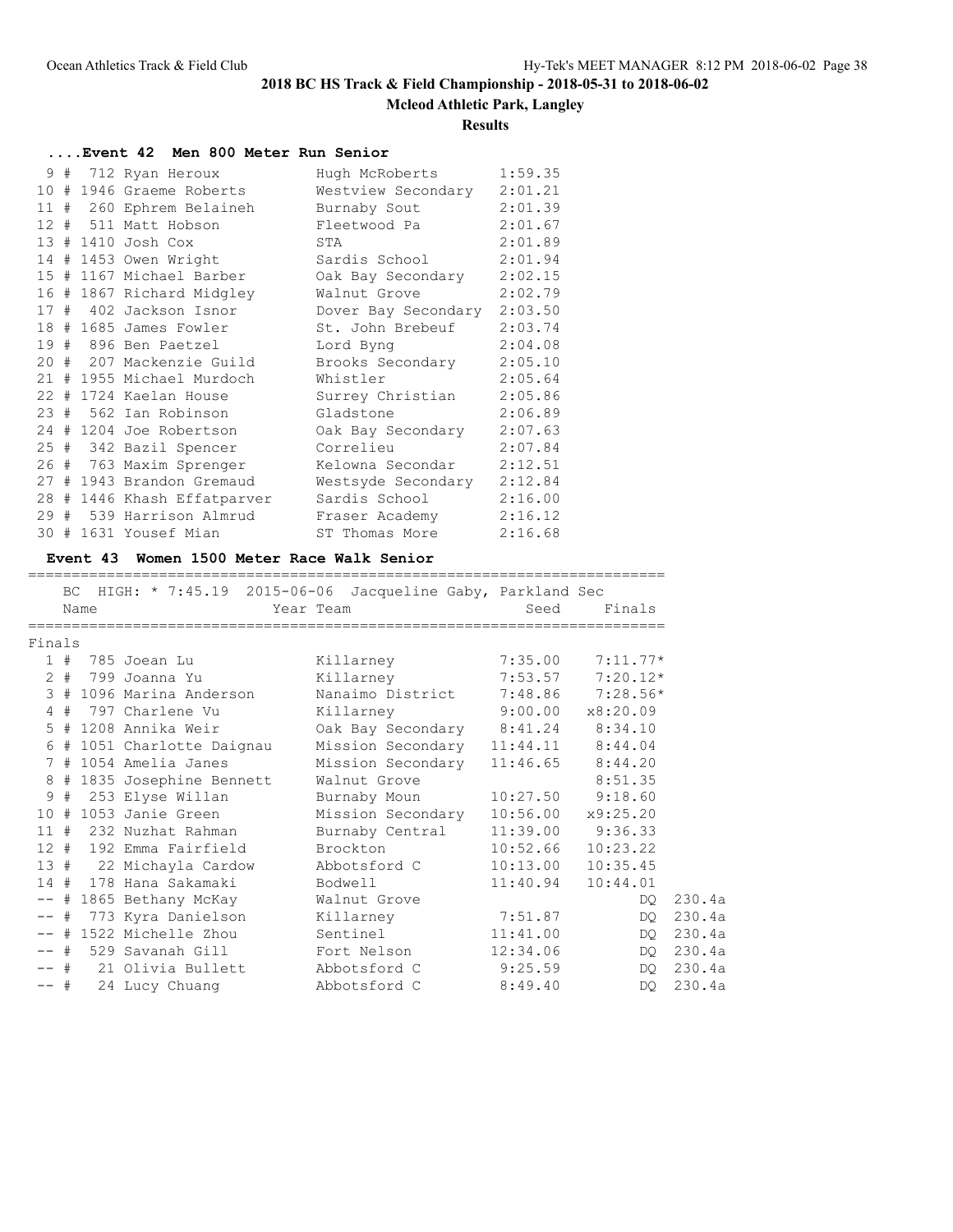# 2018 BC HS Track & Field Championship - 2018-05-31 to 2018-06-02

**Mcleod Athletic Park, Langley**

**Results**

### ....Event 42 Men 800 Meter Run Senior

| Place | # | Comp # | Name | Team | Finals |
|---|---|---|---|---|---|
| 9 | # | 712 | Ryan Heroux | Hugh McRoberts | 1:59.35 |
| 10 | # | 1946 | Graeme Roberts | Westview Secondary | 2:01.21 |
| 11 | # | 260 | Ephrem Belaineh | Burnaby Sout | 2:01.39 |
| 12 | # | 511 | Matt Hobson | Fleetwood Pa | 2:01.67 |
| 13 | # | 1410 | Josh Cox | STA | 2:01.89 |
| 14 | # | 1453 | Owen Wright | Sardis School | 2:01.94 |
| 15 | # | 1167 | Michael Barber | Oak Bay Secondary | 2:02.15 |
| 16 | # | 1867 | Richard Midgley | Walnut Grove | 2:02.79 |
| 17 | # | 402 | Jackson Isnor | Dover Bay Secondary | 2:03.50 |
| 18 | # | 1685 | James Fowler | St. John Brebeuf | 2:03.74 |
| 19 | # | 896 | Ben Paetzel | Lord Byng | 2:04.08 |
| 20 | # | 207 | Mackenzie Guild | Brooks Secondary | 2:05.10 |
| 21 | # | 1955 | Michael Murdoch | Whistler | 2:05.64 |
| 22 | # | 1724 | Kaelan House | Surrey Christian | 2:05.86 |
| 23 | # | 562 | Ian Robinson | Gladstone | 2:06.89 |
| 24 | # | 1204 | Joe Robertson | Oak Bay Secondary | 2:07.63 |
| 25 | # | 342 | Bazil Spencer | Correlieu | 2:07.84 |
| 26 | # | 763 | Maxim Sprenger | Kelowna Secondar | 2:12.51 |
| 27 | # | 1943 | Brandon Gremaud | Westsyde Secondary | 2:12.84 |
| 28 | # | 1446 | Khash Effatparver | Sardis School | 2:16.00 |
| 29 | # | 539 | Harrison Almrud | Fraser Academy | 2:16.12 |
| 30 | # | 1631 | Yousef Mian | ST Thomas More | 2:16.68 |

### Event 43 Women 1500 Meter Race Walk Senior

BC HIGH: * 7:45.19 2015-06-06 Jacqueline Gaby, Parkland Sec

**Finals**

| Place | # | Comp # | Name | Year Team | Seed | Finals | |
|---|---|---|---|---|---|---|---|
| 1 | # | 785 | Joean Lu | Killarney | 7:35.00 | 7:11.77* | |
| 2 | # | 799 | Joanna Yu | Killarney | 7:53.57 | 7:20.12* | |
| 3 | # | 1096 | Marina Anderson | Nanaimo District | 7:48.86 | 7:28.56* | |
| 4 | # | 797 | Charlene Vu | Killarney | 9:00.00 | x8:20.09 | |
| 5 | # | 1208 | Annika Weir | Oak Bay Secondary | 8:41.24 | 8:34.10 | |
| 6 | # | 1051 | Charlotte Daignau | Mission Secondary | 11:44.11 | 8:44.04 | |
| 7 | # | 1054 | Amelia Janes | Mission Secondary | 11:46.65 | 8:44.20 | |
| 8 | # | 1835 | Josephine Bennett | Walnut Grove | | 8:51.35 | |
| 9 | # | 253 | Elyse Willan | Burnaby Moun | 10:27.50 | 9:18.60 | |
| 10 | # | 1053 | Janie Green | Mission Secondary | 10:56.00 | x9:25.20 | |
| 11 | # | 232 | Nuzhat Rahman | Burnaby Central | 11:39.00 | 9:36.33 | |
| 12 | # | 192 | Emma Fairfield | Brockton | 10:52.66 | 10:23.22 | |
| 13 | # | 22 | Michayla Cardow | Abbotsford C | 10:13.00 | 10:35.45 | |
| 14 | # | 178 | Hana Sakamaki | Bodwell | 11:40.94 | 10:44.01 | |
| -- | # | 1865 | Bethany McKay | Walnut Grove | | DQ | 230.4a |
| -- | # | 773 | Kyra Danielson | Killarney | 7:51.87 | DQ | 230.4a |
| -- | # | 1522 | Michelle Zhou | Sentinel | 11:41.00 | DQ | 230.4a |
| -- | # | 529 | Savanah Gill | Fort Nelson | 12:34.06 | DQ | 230.4a |
| -- | # | 21 | Olivia Bullett | Abbotsford C | 9:25.59 | DQ | 230.4a |
| -- | # | 24 | Lucy Chuang | Abbotsford C | 8:49.40 | DQ | 230.4a |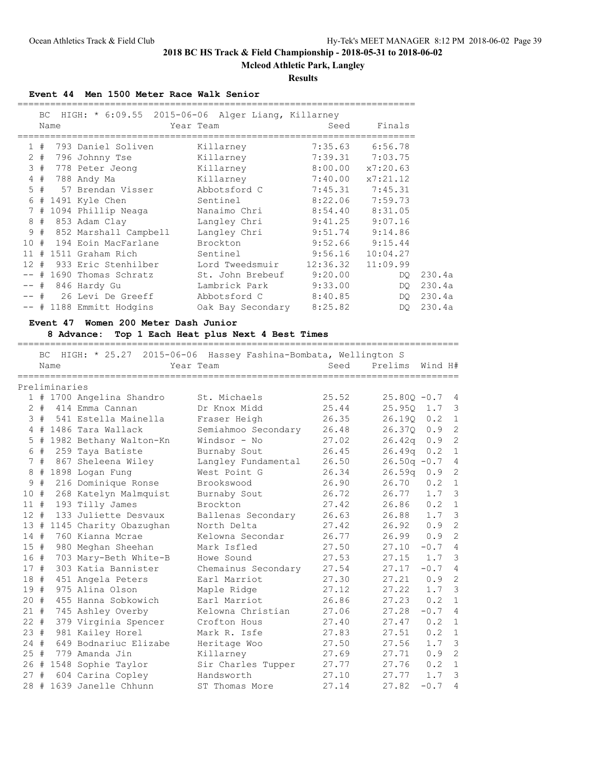**2018 BC HS Track & Field Championship - 2018-05-31 to 2018-06-02**

**Mcleod Athletic Park, Langley**

**Results**

### Event 44 Men 1500 Meter Race Walk Senior

BC HIGH: * 6:09.55 2015-06-06 Alger Liang, Killarney

| Place | | Name | Year Team | Seed | Finals | |
|---|---|---|---|---|---|---|
| 1 | # | 793 Daniel Soliven | Killarney | 7:35.63 | 6:56.78 | |
| 2 | # | 796 Johnny Tse | Killarney | 7:39.31 | 7:03.75 | |
| 3 | # | 778 Peter Jeong | Killarney | 8:00.00 | x7:20.63 | |
| 4 | # | 788 Andy Ma | Killarney | 7:40.00 | x7:21.12 | |
| 5 | # | 57 Brendan Visser | Abbotsford C | 7:45.31 | 7:45.31 | |
| 6 | # | 1491 Kyle Chen | Sentinel | 8:22.06 | 7:59.73 | |
| 7 | # | 1094 Phillip Neaga | Nanaimo Chri | 8:54.40 | 8:31.05 | |
| 8 | # | 853 Adam Clay | Langley Chri | 9:41.25 | 9:07.16 | |
| 9 | # | 852 Marshall Campbell | Langley Chri | 9:51.74 | 9:14.86 | |
| 10 | # | 194 Eoin MacFarlane | Brockton | 9:52.66 | 9:15.44 | |
| 11 | # | 1511 Graham Rich | Sentinel | 9:56.16 | 10:04.27 | |
| 12 | # | 933 Eric Stenhilber | Lord Tweedsmuir | 12:36.32 | 11:09.99 | |
| -- | # | 1690 Thomas Schratz | St. John Brebeuf | 9:20.00 | DQ | 230.4a |
| -- | # | 846 Hardy Gu | Lambrick Park | 9:33.00 | DQ | 230.4a |
| -- | # | 26 Levi De Greeff | Abbotsford C | 8:40.85 | DQ | 230.4a |
| -- | # | 1188 Emmitt Hodgins | Oak Bay Secondary | 8:25.82 | DQ | 230.4a |

### Event 47 Women 200 Meter Dash Junior

**8 Advance: Top 1 Each Heat plus Next 4 Best Times**

BC HIGH: * 25.27 2015-06-06 Hassey Fashina-Bombata, Wellington S

Preliminaries

| Place | | Name | Year Team | Seed | Prelims | Wind | H# |
|---|---|---|---|---|---|---|---|
| 1 | # | 1700 Angelina Shandro | St. Michaels | 25.52 | 25.80Q | -0.7 | 4 |
| 2 | # | 414 Emma Cannan | Dr Knox Midd | 25.44 | 25.95Q | 1.7 | 3 |
| 3 | # | 541 Estella Mainella | Fraser Heigh | 26.35 | 26.19Q | 0.2 | 1 |
| 4 | # | 1486 Tara Wallack | Semiahmoo Secondary | 26.48 | 26.37Q | 0.9 | 2 |
| 5 | # | 1982 Bethany Walton-Kn | Windsor - No | 27.02 | 26.42q | 0.9 | 2 |
| 6 | # | 259 Taya Batiste | Burnaby Sout | 26.45 | 26.49q | 0.2 | 1 |
| 7 | # | 867 Sheleena Wiley | Langley Fundamental | 26.50 | 26.50q | -0.7 | 4 |
| 8 | # | 1898 Logan Fung | West Point G | 26.34 | 26.59q | 0.9 | 2 |
| 9 | # | 216 Dominique Ronse | Brookswood | 26.90 | 26.70 | 0.2 | 1 |
| 10 | # | 268 Katelyn Malmquist | Burnaby Sout | 26.72 | 26.77 | 1.7 | 3 |
| 11 | # | 193 Tilly James | Brockton | 27.42 | 26.86 | 0.2 | 1 |
| 12 | # | 133 Juliette Desvaux | Ballenas Secondary | 26.63 | 26.88 | 1.7 | 3 |
| 13 | # | 1145 Charity Obazughan | North Delta | 27.42 | 26.92 | 0.9 | 2 |
| 14 | # | 760 Kianna Mcrae | Kelowna Secondar | 26.77 | 26.99 | 0.9 | 2 |
| 15 | # | 980 Meghan Sheehan | Mark Isfled | 27.50 | 27.10 | -0.7 | 4 |
| 16 | # | 703 Mary-Beth White-B | Howe Sound | 27.53 | 27.15 | 1.7 | 3 |
| 17 | # | 303 Katia Bannister | Chemainus Secondary | 27.54 | 27.17 | -0.7 | 4 |
| 18 | # | 451 Angela Peters | Earl Marriot | 27.30 | 27.21 | 0.9 | 2 |
| 19 | # | 975 Alina Olson | Maple Ridge | 27.12 | 27.22 | 1.7 | 3 |
| 20 | # | 455 Hanna Sobkowich | Earl Marriot | 26.86 | 27.23 | 0.2 | 1 |
| 21 | # | 745 Ashley Overby | Kelowna Christian | 27.06 | 27.28 | -0.7 | 4 |
| 22 | # | 379 Virginia Spencer | Crofton Hous | 27.40 | 27.47 | 0.2 | 1 |
| 23 | # | 981 Kailey Horel | Mark R. Isfe | 27.83 | 27.51 | 0.2 | 1 |
| 24 | # | 649 Bodnariuc Elizabe | Heritage Woo | 27.50 | 27.56 | 1.7 | 3 |
| 25 | # | 779 Amanda Jin | Killarney | 27.69 | 27.71 | 0.9 | 2 |
| 26 | # | 1548 Sophie Taylor | Sir Charles Tupper | 27.77 | 27.76 | 0.2 | 1 |
| 27 | # | 604 Carina Copley | Handsworth | 27.10 | 27.77 | 1.7 | 3 |
| 28 | # | 1639 Janelle Chhunn | ST Thomas More | 27.14 | 27.82 | -0.7 | 4 |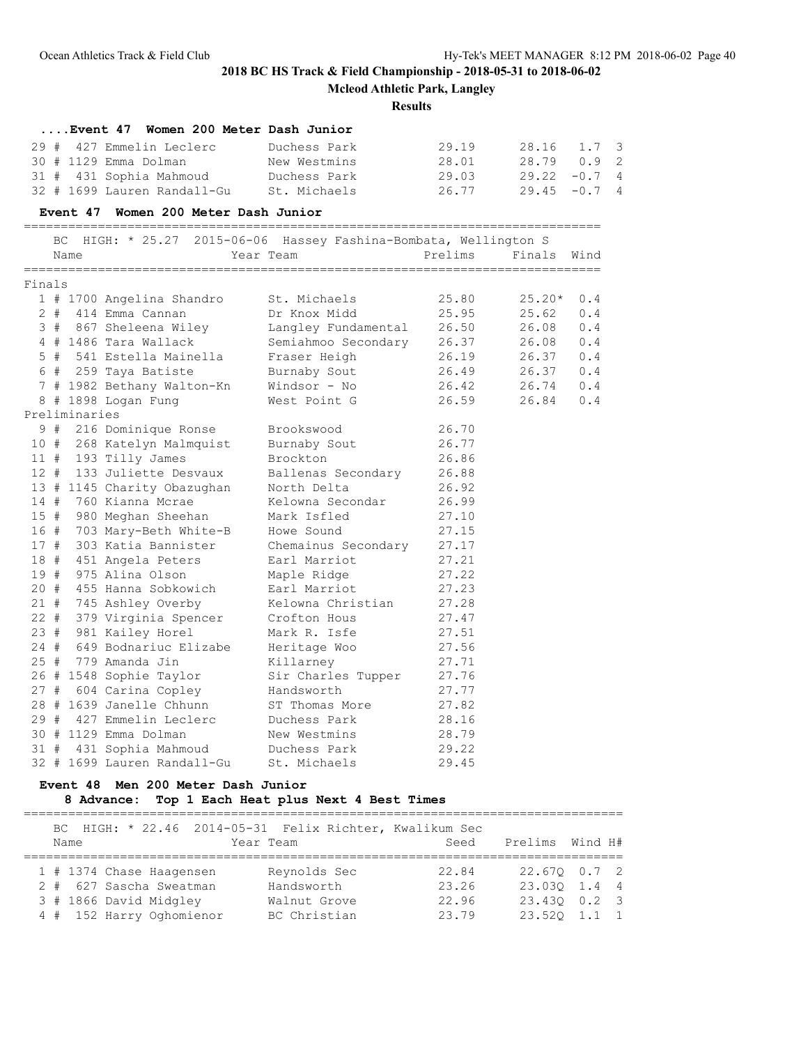**2018 BC HS Track & Field Championship - 2018-05-31 to 2018-06-02**

**Mcleod Athletic Park, Langley**

**Results**

### ....Event 47 Women 200 Meter Dash Junior

| Place | # | Name | Team | Seed | Prelims | Wind | H# |
|---|---|---|---|---|---|---|---|
| 29 | # 427 | Emmelin Leclerc | Duchess Park | 29.19 | 28.16 | 1.7 | 3 |
| 30 | # 1129 | Emma Dolman | New Westmins | 28.01 | 28.79 | 0.9 | 2 |
| 31 | # 431 | Sophia Mahmoud | Duchess Park | 29.03 | 29.22 | -0.7 | 4 |
| 32 | # 1699 | Lauren Randall-Gu | St. Michaels | 26.77 | 29.45 | -0.7 | 4 |

### Event 47 Women 200 Meter Dash Junior

BC HIGH: * 25.27 2015-06-06 Hassey Fashina-Bombata, Wellington S

**Finals**

| Place | # | Name | Year Team | Prelims | Finals | Wind |
|---|---|---|---|---|---|---|
| 1 | # 1700 | Angelina Shandro | St. Michaels | 25.80 | 25.20* | 0.4 |
| 2 | # 414 | Emma Cannan | Dr Knox Midd | 25.95 | 25.62 | 0.4 |
| 3 | # 867 | Sheleena Wiley | Langley Fundamental | 26.50 | 26.08 | 0.4 |
| 4 | # 1486 | Tara Wallack | Semiahmoo Secondary | 26.37 | 26.08 | 0.4 |
| 5 | # 541 | Estella Mainella | Fraser Heigh | 26.19 | 26.37 | 0.4 |
| 6 | # 259 | Taya Batiste | Burnaby Sout | 26.49 | 26.37 | 0.4 |
| 7 | # 1982 | Bethany Walton-Kn | Windsor - No | 26.42 | 26.74 | 0.4 |
| 8 | # 1898 | Logan Fung | West Point G | 26.59 | 26.84 | 0.4 |

**Preliminaries**

| Place | # | Name | Year Team | Prelims |
|---|---|---|---|---|
| 9 | # 216 | Dominique Ronse | Brookswood | 26.70 |
| 10 | # 268 | Katelyn Malmquist | Burnaby Sout | 26.77 |
| 11 | # 193 | Tilly James | Brockton | 26.86 |
| 12 | # 133 | Juliette Desvaux | Ballenas Secondary | 26.88 |
| 13 | # 1145 | Charity Obazughan | North Delta | 26.92 |
| 14 | # 760 | Kianna Mcrae | Kelowna Secondar | 26.99 |
| 15 | # 980 | Meghan Sheehan | Mark Isfled | 27.10 |
| 16 | # 703 | Mary-Beth White-B | Howe Sound | 27.15 |
| 17 | # 303 | Katia Bannister | Chemainus Secondary | 27.17 |
| 18 | # 451 | Angela Peters | Earl Marriot | 27.21 |
| 19 | # 975 | Alina Olson | Maple Ridge | 27.22 |
| 20 | # 455 | Hanna Sobkowich | Earl Marriot | 27.23 |
| 21 | # 745 | Ashley Overby | Kelowna Christian | 27.28 |
| 22 | # 379 | Virginia Spencer | Crofton Hous | 27.47 |
| 23 | # 981 | Kailey Horel | Mark R. Isfe | 27.51 |
| 24 | # 649 | Bodnariuc Elizabe | Heritage Woo | 27.56 |
| 25 | # 779 | Amanda Jin | Killarney | 27.71 |
| 26 | # 1548 | Sophie Taylor | Sir Charles Tupper | 27.76 |
| 27 | # 604 | Carina Copley | Handsworth | 27.77 |
| 28 | # 1639 | Janelle Chhunn | ST Thomas More | 27.82 |
| 29 | # 427 | Emmelin Leclerc | Duchess Park | 28.16 |
| 30 | # 1129 | Emma Dolman | New Westmins | 28.79 |
| 31 | # 431 | Sophia Mahmoud | Duchess Park | 29.22 |
| 32 | # 1699 | Lauren Randall-Gu | St. Michaels | 29.45 |

### Event 48 Men 200 Meter Dash Junior

**8 Advance: Top 1 Each Heat plus Next 4 Best Times**

BC HIGH: * 22.46 2014-05-31 Felix Richter, Kwalikum Sec

| Place | # | Name | Year Team | Seed | Prelims | Wind | H# |
|---|---|---|---|---|---|---|---|
| 1 | # 1374 | Chase Haagensen | Reynolds Sec | 22.84 | 22.67Q | 0.7 | 2 |
| 2 | # 627 | Sascha Sweatman | Handsworth | 23.26 | 23.03Q | 1.4 | 4 |
| 3 | # 1866 | David Midgley | Walnut Grove | 22.96 | 23.43Q | 0.2 | 3 |
| 4 | # 152 | Harry Oghomienor | BC Christian | 23.79 | 23.52Q | 1.1 | 1 |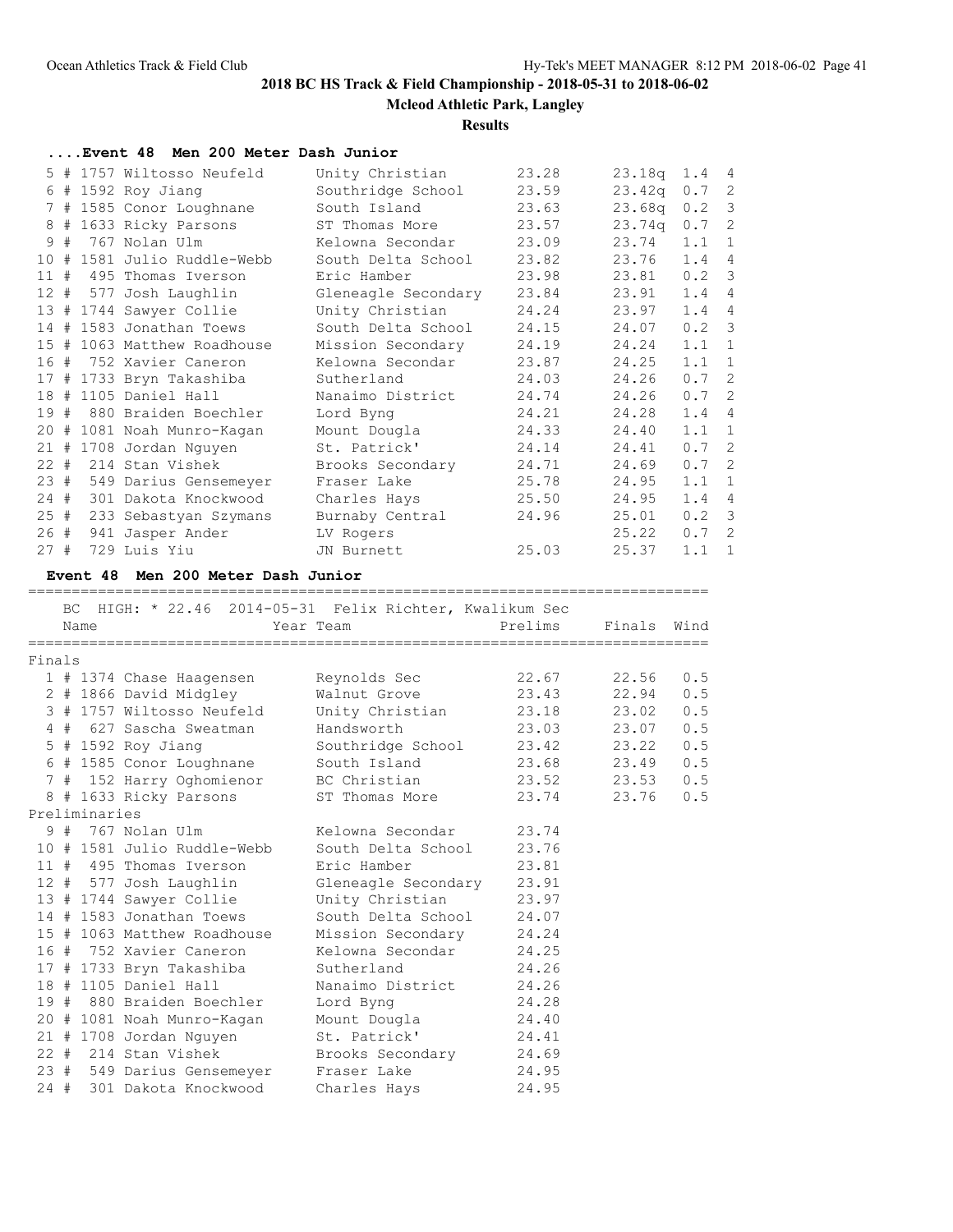# 2018 BC HS Track & Field Championship - 2018-05-31 to 2018-06-02

**Mcleod Athletic Park, Langley**

**Results**

### ....Event 48 Men 200 Meter Dash Junior

| Place | # | Comp# | Name | Team | Seed | Prelims | Wind | H# |
|---|---|---|---|---|---|---|---|---|
| 5 | # | 1757 | Wiltosso Neufeld | Unity Christian | 23.28 | 23.18q | 1.4 | 4 |
| 6 | # | 1592 | Roy Jiang | Southridge School | 23.59 | 23.42q | 0.7 | 2 |
| 7 | # | 1585 | Conor Loughnane | South Island | 23.63 | 23.68q | 0.2 | 3 |
| 8 | # | 1633 | Ricky Parsons | ST Thomas More | 23.57 | 23.74q | 0.7 | 2 |
| 9 | # | 767 | Nolan Ulm | Kelowna Secondar | 23.09 | 23.74 | 1.1 | 1 |
| 10 | # | 1581 | Julio Ruddle-Webb | South Delta School | 23.82 | 23.76 | 1.4 | 4 |
| 11 | # | 495 | Thomas Iverson | Eric Hamber | 23.98 | 23.81 | 0.2 | 3 |
| 12 | # | 577 | Josh Laughlin | Gleneagle Secondary | 23.84 | 23.91 | 1.4 | 4 |
| 13 | # | 1744 | Sawyer Collie | Unity Christian | 24.24 | 23.97 | 1.4 | 4 |
| 14 | # | 1583 | Jonathan Toews | South Delta School | 24.15 | 24.07 | 0.2 | 3 |
| 15 | # | 1063 | Matthew Roadhouse | Mission Secondary | 24.19 | 24.24 | 1.1 | 1 |
| 16 | # | 752 | Xavier Caneron | Kelowna Secondar | 23.87 | 24.25 | 1.1 | 1 |
| 17 | # | 1733 | Bryn Takashiba | Sutherland | 24.03 | 24.26 | 0.7 | 2 |
| 18 | # | 1105 | Daniel Hall | Nanaimo District | 24.74 | 24.26 | 0.7 | 2 |
| 19 | # | 880 | Braiden Boechler | Lord Byng | 24.21 | 24.28 | 1.4 | 4 |
| 20 | # | 1081 | Noah Munro-Kagan | Mount Dougla | 24.33 | 24.40 | 1.1 | 1 |
| 21 | # | 1708 | Jordan Nguyen | St. Patrick' | 24.14 | 24.41 | 0.7 | 2 |
| 22 | # | 214 | Stan Vishek | Brooks Secondary | 24.71 | 24.69 | 0.7 | 2 |
| 23 | # | 549 | Darius Gensemeyer | Fraser Lake | 25.78 | 24.95 | 1.1 | 1 |
| 24 | # | 301 | Dakota Knockwood | Charles Hays | 25.50 | 24.95 | 1.4 | 4 |
| 25 | # | 233 | Sebastyan Szymans | Burnaby Central | 24.96 | 25.01 | 0.2 | 3 |
| 26 | # | 941 | Jasper Ander | LV Rogers | | 25.22 | 0.7 | 2 |
| 27 | # | 729 | Luis Yiu | JN Burnett | 25.03 | 25.37 | 1.1 | 1 |

### Event 48 Men 200 Meter Dash Junior

BC HIGH: * 22.46 2014-05-31 Felix Richter, Kwalikum Sec

| Place | # | Comp# | Name | Year Team | Prelims | Finals | Wind |
|---|---|---|---|---|---|---|---|
| **Finals** | | | | | | | |
| 1 | # | 1374 | Chase Haagensen | Reynolds Sec | 22.67 | 22.56 | 0.5 |
| 2 | # | 1866 | David Midgley | Walnut Grove | 23.43 | 22.94 | 0.5 |
| 3 | # | 1757 | Wiltosso Neufeld | Unity Christian | 23.18 | 23.02 | 0.5 |
| 4 | # | 627 | Sascha Sweatman | Handsworth | 23.03 | 23.07 | 0.5 |
| 5 | # | 1592 | Roy Jiang | Southridge School | 23.42 | 23.22 | 0.5 |
| 6 | # | 1585 | Conor Loughnane | South Island | 23.68 | 23.49 | 0.5 |
| 7 | # | 152 | Harry Oghomienor | BC Christian | 23.52 | 23.53 | 0.5 |
| 8 | # | 1633 | Ricky Parsons | ST Thomas More | 23.74 | 23.76 | 0.5 |
| **Preliminaries** | | | | | | | |
| 9 | # | 767 | Nolan Ulm | Kelowna Secondar | 23.74 | | |
| 10 | # | 1581 | Julio Ruddle-Webb | South Delta School | 23.76 | | |
| 11 | # | 495 | Thomas Iverson | Eric Hamber | 23.81 | | |
| 12 | # | 577 | Josh Laughlin | Gleneagle Secondary | 23.91 | | |
| 13 | # | 1744 | Sawyer Collie | Unity Christian | 23.97 | | |
| 14 | # | 1583 | Jonathan Toews | South Delta School | 24.07 | | |
| 15 | # | 1063 | Matthew Roadhouse | Mission Secondary | 24.24 | | |
| 16 | # | 752 | Xavier Caneron | Kelowna Secondar | 24.25 | | |
| 17 | # | 1733 | Bryn Takashiba | Sutherland | 24.26 | | |
| 18 | # | 1105 | Daniel Hall | Nanaimo District | 24.26 | | |
| 19 | # | 880 | Braiden Boechler | Lord Byng | 24.28 | | |
| 20 | # | 1081 | Noah Munro-Kagan | Mount Dougla | 24.40 | | |
| 21 | # | 1708 | Jordan Nguyen | St. Patrick' | 24.41 | | |
| 22 | # | 214 | Stan Vishek | Brooks Secondary | 24.69 | | |
| 23 | # | 549 | Darius Gensemeyer | Fraser Lake | 24.95 | | |
| 24 | # | 301 | Dakota Knockwood | Charles Hays | 24.95 | | |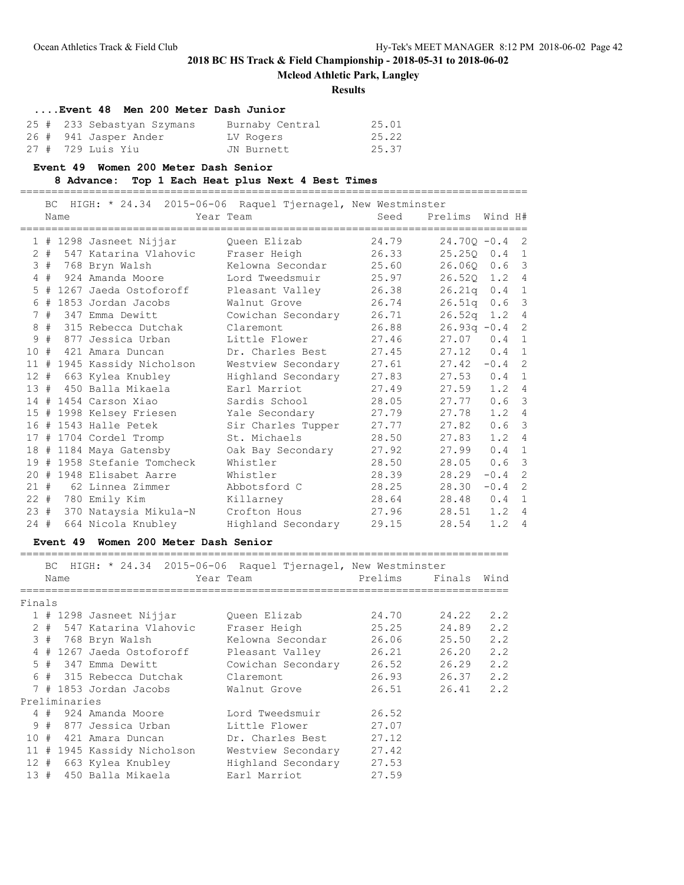2018 BC HS Track & Field Championship - 2018-05-31 to 2018-06-02

Mcleod Athletic Park, Langley

**Results**

### ....Event 48 Men 200 Meter Dash Junior

| Place | # | Name | Team | Time |
|---|---|---|---|---|
| 25 | # 233 | Sebastyan Szymans | Burnaby Central | 25.01 |
| 26 | # 941 | Jasper Ander | LV Rogers | 25.22 |
| 27 | # 729 | Luis Yiu | JN Burnett | 25.37 |

### Event 49 Women 200 Meter Dash Senior

**8 Advance: Top 1 Each Heat plus Next 4 Best Times**

BC HIGH: * 24.34 2015-06-06 Raquel Tjernagel, New Westminster

| Place | # | Name | Year Team | Seed | Prelims | Wind | H# |
|---|---|---|---|---|---|---|---|
| 1 | # 1298 | Jasneet Nijjar | Queen Elizab | 24.79 | 24.70Q | -0.4 | 2 |
| 2 | # 547 | Katarina Vlahovic | Fraser Heigh | 26.33 | 25.25Q | 0.4 | 1 |
| 3 | # 768 | Bryn Walsh | Kelowna Secondar | 25.60 | 26.06Q | 0.6 | 3 |
| 4 | # 924 | Amanda Moore | Lord Tweedsmuir | 25.97 | 26.52Q | 1.2 | 4 |
| 5 | # 1267 | Jaeda Ostoforoff | Pleasant Valley | 26.38 | 26.21q | 0.4 | 1 |
| 6 | # 1853 | Jordan Jacobs | Walnut Grove | 26.74 | 26.51q | 0.6 | 3 |
| 7 | # 347 | Emma Dewitt | Cowichan Secondary | 26.71 | 26.52q | 1.2 | 4 |
| 8 | # 315 | Rebecca Dutchak | Claremont | 26.88 | 26.93q | -0.4 | 2 |
| 9 | # 877 | Jessica Urban | Little Flower | 27.46 | 27.07 | 0.4 | 1 |
| 10 | # 421 | Amara Duncan | Dr. Charles Best | 27.45 | 27.12 | 0.4 | 1 |
| 11 | # 1945 | Kassidy Nicholson | Westview Secondary | 27.61 | 27.42 | -0.4 | 2 |
| 12 | # 663 | Kylea Knubley | Highland Secondary | 27.83 | 27.53 | 0.4 | 1 |
| 13 | # 450 | Balla Mikaela | Earl Marriot | 27.49 | 27.59 | 1.2 | 4 |
| 14 | # 1454 | Carson Xiao | Sardis School | 28.05 | 27.77 | 0.6 | 3 |
| 15 | # 1998 | Kelsey Friesen | Yale Secondary | 27.79 | 27.78 | 1.2 | 4 |
| 16 | # 1543 | Halle Petek | Sir Charles Tupper | 27.77 | 27.82 | 0.6 | 3 |
| 17 | # 1704 | Cordel Tromp | St. Michaels | 28.50 | 27.83 | 1.2 | 4 |
| 18 | # 1184 | Maya Gatensby | Oak Bay Secondary | 27.92 | 27.99 | 0.4 | 1 |
| 19 | # 1958 | Stefanie Tomcheck | Whistler | 28.50 | 28.05 | 0.6 | 3 |
| 20 | # 1948 | Elisabet Aarre | Whistler | 28.39 | 28.29 | -0.4 | 2 |
| 21 | # 62 | Linnea Zimmer | Abbotsford C | 28.25 | 28.30 | -0.4 | 2 |
| 22 | # 780 | Emily Kim | Killarney | 28.64 | 28.48 | 0.4 | 1 |
| 23 | # 370 | Nataysia Mikula-N | Crofton Hous | 27.96 | 28.51 | 1.2 | 4 |
| 24 | # 664 | Nicola Knubley | Highland Secondary | 29.15 | 28.54 | 1.2 | 4 |

### Event 49 Women 200 Meter Dash Senior

BC HIGH: * 24.34 2015-06-06 Raquel Tjernagel, New Westminster

| Place | # | Name | Year Team | Prelims | Finals | Wind |
|---|---|---|---|---|---|---|
| **Finals** | | | | | | |
| 1 | # 1298 | Jasneet Nijjar | Queen Elizab | 24.70 | 24.22 | 2.2 |
| 2 | # 547 | Katarina Vlahovic | Fraser Heigh | 25.25 | 24.89 | 2.2 |
| 3 | # 768 | Bryn Walsh | Kelowna Secondar | 26.06 | 25.50 | 2.2 |
| 4 | # 1267 | Jaeda Ostoforoff | Pleasant Valley | 26.21 | 26.20 | 2.2 |
| 5 | # 347 | Emma Dewitt | Cowichan Secondary | 26.52 | 26.29 | 2.2 |
| 6 | # 315 | Rebecca Dutchak | Claremont | 26.93 | 26.37 | 2.2 |
| 7 | # 1853 | Jordan Jacobs | Walnut Grove | 26.51 | 26.41 | 2.2 |
| **Preliminaries** | | | | | | |
| 4 | # 924 | Amanda Moore | Lord Tweedsmuir | 26.52 | | |
| 9 | # 877 | Jessica Urban | Little Flower | 27.07 | | |
| 10 | # 421 | Amara Duncan | Dr. Charles Best | 27.12 | | |
| 11 | # 1945 | Kassidy Nicholson | Westview Secondary | 27.42 | | |
| 12 | # 663 | Kylea Knubley | Highland Secondary | 27.53 | | |
| 13 | # 450 | Balla Mikaela | Earl Marriot | 27.59 | | |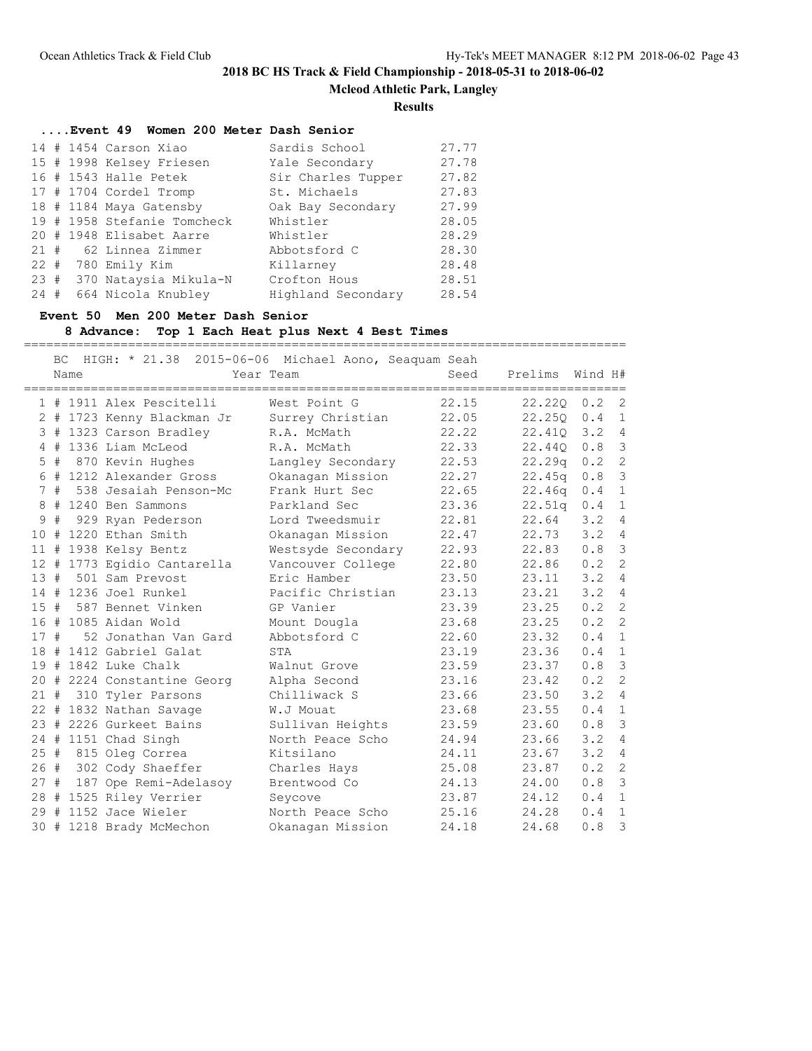## 2018 BC HS Track & Field Championship - 2018-05-31 to 2018-06-02

**Mcleod Athletic Park, Langley**

**Results**

### ....Event 49 Women 200 Meter Dash Senior

| Place | | Name | Team | Time |
|---|---|---|---|---|
| 14 | # 1454 | Carson Xiao | Sardis School | 27.77 |
| 15 | # 1998 | Kelsey Friesen | Yale Secondary | 27.78 |
| 16 | # 1543 | Halle Petek | Sir Charles Tupper | 27.82 |
| 17 | # 1704 | Cordel Tromp | St. Michaels | 27.83 |
| 18 | # 1184 | Maya Gatensby | Oak Bay Secondary | 27.99 |
| 19 | # 1958 | Stefanie Tomcheck | Whistler | 28.05 |
| 20 | # 1948 | Elisabet Aarre | Whistler | 28.29 |
| 21 | # 62 | Linnea Zimmer | Abbotsford C | 28.30 |
| 22 | # 780 | Emily Kim | Killarney | 28.48 |
| 23 | # 370 | Nataysia Mikula-N | Crofton Hous | 28.51 |
| 24 | # 664 | Nicola Knubley | Highland Secondary | 28.54 |

### Event 50 Men 200 Meter Dash Senior

**8 Advance: Top 1 Each Heat plus Next 4 Best Times**

BC HIGH: * 21.38 2015-06-06 Michael Aono, Seaquam Seah

| Place | | Name | Year Team | Seed | Prelims | Wind | H# |
|---|---|---|---|---|---|---|---|
| 1 | # 1911 | Alex Pescitelli | West Point G | 22.15 | 22.22Q | 0.2 | 2 |
| 2 | # 1723 | Kenny Blackman Jr | Surrey Christian | 22.05 | 22.25Q | 0.4 | 1 |
| 3 | # 1323 | Carson Bradley | R.A. McMath | 22.22 | 22.41Q | 3.2 | 4 |
| 4 | # 1336 | Liam McLeod | R.A. McMath | 22.33 | 22.44Q | 0.8 | 3 |
| 5 | # 870 | Kevin Hughes | Langley Secondary | 22.53 | 22.29q | 0.2 | 2 |
| 6 | # 1212 | Alexander Gross | Okanagan Mission | 22.27 | 22.45q | 0.8 | 3 |
| 7 | # 538 | Jesaiah Penson-Mc | Frank Hurt Sec | 22.65 | 22.46q | 0.4 | 1 |
| 8 | # 1240 | Ben Sammons | Parkland Sec | 23.36 | 22.51q | 0.4 | 1 |
| 9 | # 929 | Ryan Pederson | Lord Tweedsmuir | 22.81 | 22.64 | 3.2 | 4 |
| 10 | # 1220 | Ethan Smith | Okanagan Mission | 22.47 | 22.73 | 3.2 | 4 |
| 11 | # 1938 | Kelsy Bentz | Westsyde Secondary | 22.93 | 22.83 | 0.8 | 3 |
| 12 | # 1773 | Egidio Cantarella | Vancouver College | 22.80 | 22.86 | 0.2 | 2 |
| 13 | # 501 | Sam Prevost | Eric Hamber | 23.50 | 23.11 | 3.2 | 4 |
| 14 | # 1236 | Joel Runkel | Pacific Christian | 23.13 | 23.21 | 3.2 | 4 |
| 15 | # 587 | Bennet Vinken | GP Vanier | 23.39 | 23.25 | 0.2 | 2 |
| 16 | # 1085 | Aidan Wold | Mount Dougla | 23.68 | 23.25 | 0.2 | 2 |
| 17 | # 52 | Jonathan Van Gard | Abbotsford C | 22.60 | 23.32 | 0.4 | 1 |
| 18 | # 1412 | Gabriel Galat | STA | 23.19 | 23.36 | 0.4 | 1 |
| 19 | # 1842 | Luke Chalk | Walnut Grove | 23.59 | 23.37 | 0.8 | 3 |
| 20 | # 2224 | Constantine Georg | Alpha Second | 23.16 | 23.42 | 0.2 | 2 |
| 21 | # 310 | Tyler Parsons | Chilliwack S | 23.66 | 23.50 | 3.2 | 4 |
| 22 | # 1832 | Nathan Savage | W.J Mouat | 23.68 | 23.55 | 0.4 | 1 |
| 23 | # 2226 | Gurkeet Bains | Sullivan Heights | 23.59 | 23.60 | 0.8 | 3 |
| 24 | # 1151 | Chad Singh | North Peace Scho | 24.94 | 23.66 | 3.2 | 4 |
| 25 | # 815 | Oleg Correa | Kitsilano | 24.11 | 23.67 | 3.2 | 4 |
| 26 | # 302 | Cody Shaeffer | Charles Hays | 25.08 | 23.87 | 0.2 | 2 |
| 27 | # 187 | Ope Remi-Adelasoy | Brentwood Co | 24.13 | 24.00 | 0.8 | 3 |
| 28 | # 1525 | Riley Verrier | Seycove | 23.87 | 24.12 | 0.4 | 1 |
| 29 | # 1152 | Jace Wieler | North Peace Scho | 25.16 | 24.28 | 0.4 | 1 |
| 30 | # 1218 | Brady McMechon | Okanagan Mission | 24.18 | 24.68 | 0.8 | 3 |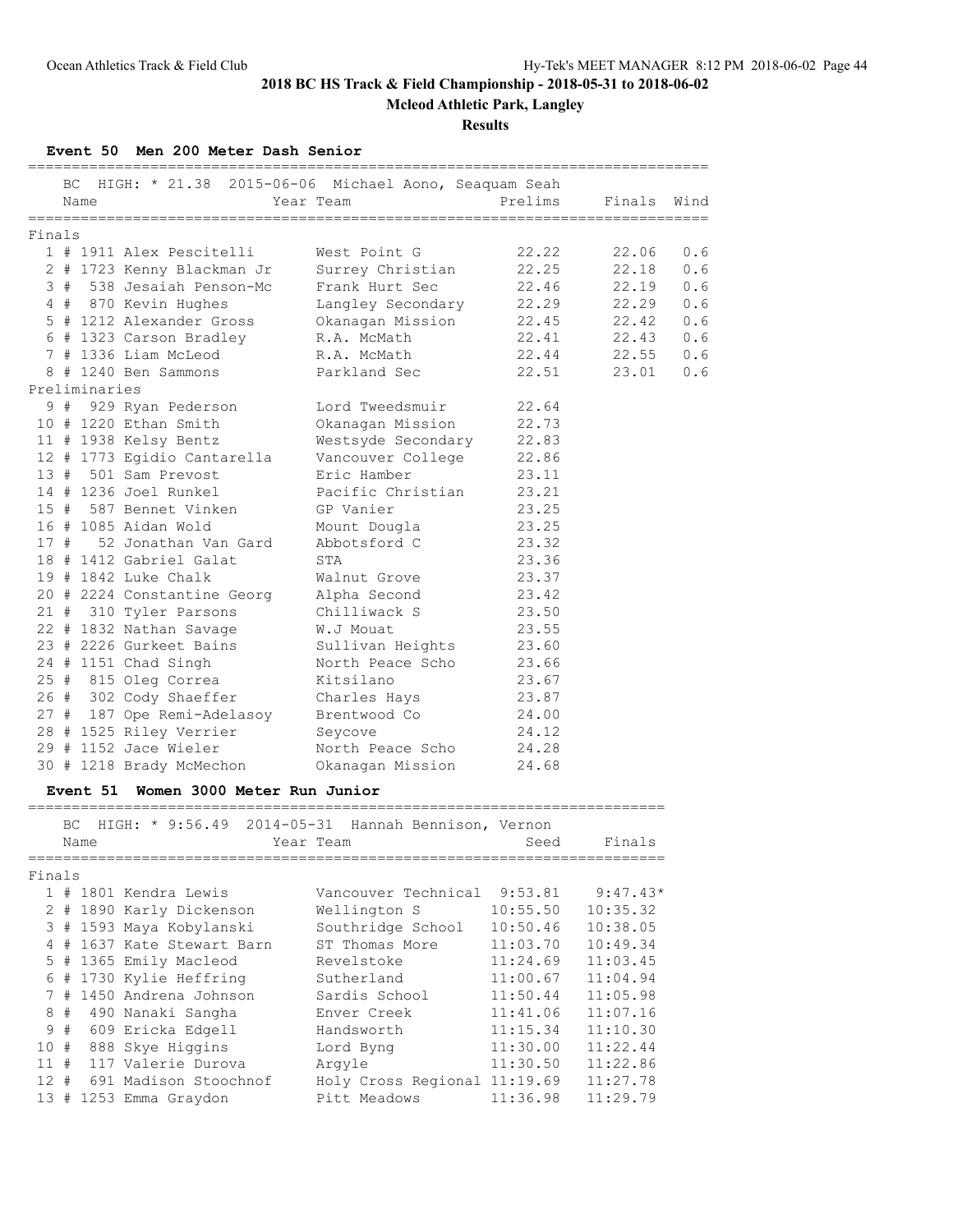# 2018 BC HS Track & Field Championship - 2018-05-31 to 2018-06-02

**Mcleod Athletic Park, Langley**

**Results**

### Event 50 Men 200 Meter Dash Senior

BC HIGH: * 21.38 2015-06-06 Michael Aono, Seaquam Seah

| | Name | Year Team | Prelims | Finals | Wind |
|---|---|---|---|---|---|
| **Finals** | | | | | |
| 1 | # 1911 Alex Pescitelli | West Point G | 22.22 | 22.06 | 0.6 |
| 2 | # 1723 Kenny Blackman Jr | Surrey Christian | 22.25 | 22.18 | 0.6 |
| 3 | # 538 Jesaiah Penson-Mc | Frank Hurt Sec | 22.46 | 22.19 | 0.6 |
| 4 | # 870 Kevin Hughes | Langley Secondary | 22.29 | 22.29 | 0.6 |
| 5 | # 1212 Alexander Gross | Okanagan Mission | 22.45 | 22.42 | 0.6 |
| 6 | # 1323 Carson Bradley | R.A. McMath | 22.41 | 22.43 | 0.6 |
| 7 | # 1336 Liam McLeod | R.A. McMath | 22.44 | 22.55 | 0.6 |
| 8 | # 1240 Ben Sammons | Parkland Sec | 22.51 | 23.01 | 0.6 |
| **Preliminaries** | | | | | |
| 9 | # 929 Ryan Pederson | Lord Tweedsmuir | 22.64 | | |
| 10 | # 1220 Ethan Smith | Okanagan Mission | 22.73 | | |
| 11 | # 1938 Kelsy Bentz | Westsyde Secondary | 22.83 | | |
| 12 | # 1773 Egidio Cantarella | Vancouver College | 22.86 | | |
| 13 | # 501 Sam Prevost | Eric Hamber | 23.11 | | |
| 14 | # 1236 Joel Runkel | Pacific Christian | 23.21 | | |
| 15 | # 587 Bennet Vinken | GP Vanier | 23.25 | | |
| 16 | # 1085 Aidan Wold | Mount Dougla | 23.25 | | |
| 17 | # 52 Jonathan Van Gard | Abbotsford C | 23.32 | | |
| 18 | # 1412 Gabriel Galat | STA | 23.36 | | |
| 19 | # 1842 Luke Chalk | Walnut Grove | 23.37 | | |
| 20 | # 2224 Constantine Georg | Alpha Second | 23.42 | | |
| 21 | # 310 Tyler Parsons | Chilliwack S | 23.50 | | |
| 22 | # 1832 Nathan Savage | W.J Mouat | 23.55 | | |
| 23 | # 2226 Gurkeet Bains | Sullivan Heights | 23.60 | | |
| 24 | # 1151 Chad Singh | North Peace Scho | 23.66 | | |
| 25 | # 815 Oleg Correa | Kitsilano | 23.67 | | |
| 26 | # 302 Cody Shaeffer | Charles Hays | 23.87 | | |
| 27 | # 187 Ope Remi-Adelasoy | Brentwood Co | 24.00 | | |
| 28 | # 1525 Riley Verrier | Seycove | 24.12 | | |
| 29 | # 1152 Jace Wieler | North Peace Scho | 24.28 | | |
| 30 | # 1218 Brady McMechon | Okanagan Mission | 24.68 | | |

### Event 51 Women 3000 Meter Run Junior

BC HIGH: * 9:56.49 2014-05-31 Hannah Bennison, Vernon

| | Name | Year Team | Seed | Finals |
|---|---|---|---|---|
| **Finals** | | | | |
| 1 | # 1801 Kendra Lewis | Vancouver Technical | 9:53.81 | 9:47.43* |
| 2 | # 1890 Karly Dickenson | Wellington S | 10:55.50 | 10:35.32 |
| 3 | # 1593 Maya Kobylanski | Southridge School | 10:50.46 | 10:38.05 |
| 4 | # 1637 Kate Stewart Barn | ST Thomas More | 11:03.70 | 10:49.34 |
| 5 | # 1365 Emily Macleod | Revelstoke | 11:24.69 | 11:03.45 |
| 6 | # 1730 Kylie Heffring | Sutherland | 11:00.67 | 11:04.94 |
| 7 | # 1450 Andrena Johnson | Sardis School | 11:50.44 | 11:05.98 |
| 8 | # 490 Nanaki Sangha | Enver Creek | 11:41.06 | 11:07.16 |
| 9 | # 609 Ericka Edgell | Handsworth | 11:15.34 | 11:10.30 |
| 10 | # 888 Skye Higgins | Lord Byng | 11:30.00 | 11:22.44 |
| 11 | # 117 Valerie Durova | Argyle | 11:30.50 | 11:22.86 |
| 12 | # 691 Madison Stoochnof | Holy Cross Regional | 11:19.69 | 11:27.78 |
| 13 | # 1253 Emma Graydon | Pitt Meadows | 11:36.98 | 11:29.79 |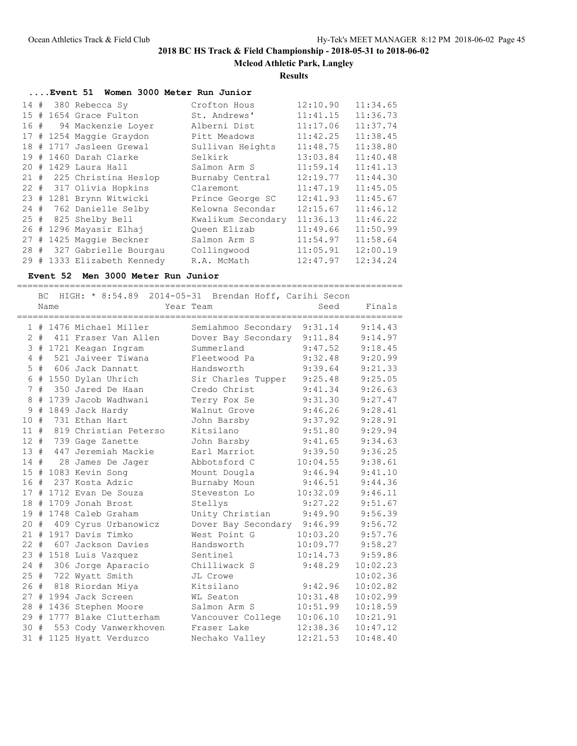## 2018 BC HS Track & Field Championship - 2018-05-31 to 2018-06-02

**Mcleod Athletic Park, Langley**

**Results**

### ....Event 51 Women 3000 Meter Run Junior

| Place | | # | Name | Team | Seed | Finals |
|---|---|---|---|---|---|---|
| 14 | # | 380 | Rebecca Sy | Crofton Hous | 12:10.90 | 11:34.65 |
| 15 | # | 1654 | Grace Fulton | St. Andrews' | 11:41.15 | 11:36.73 |
| 16 | # | 94 | Mackenzie Loyer | Alberni Dist | 11:17.06 | 11:37.74 |
| 17 | # | 1254 | Maggie Graydon | Pitt Meadows | 11:42.25 | 11:38.45 |
| 18 | # | 1717 | Jasleen Grewal | Sullivan Heights | 11:48.75 | 11:38.80 |
| 19 | # | 1460 | Darah Clarke | Selkirk | 13:03.84 | 11:40.48 |
| 20 | # | 1429 | Laura Hall | Salmon Arm S | 11:59.14 | 11:41.13 |
| 21 | # | 225 | Christina Heslop | Burnaby Central | 12:19.77 | 11:44.30 |
| 22 | # | 317 | Olivia Hopkins | Claremont | 11:47.19 | 11:45.05 |
| 23 | # | 1281 | Brynn Witwicki | Prince George SC | 12:41.93 | 11:45.67 |
| 24 | # | 762 | Danielle Selby | Kelowna Secondar | 12:15.67 | 11:46.12 |
| 25 | # | 825 | Shelby Bell | Kwalikum Secondary | 11:36.13 | 11:46.22 |
| 26 | # | 1296 | Mayasir Elhaj | Queen Elizab | 11:49.66 | 11:50.99 |
| 27 | # | 1425 | Maggie Beckner | Salmon Arm S | 11:54.97 | 11:58.64 |
| 28 | # | 327 | Gabrielle Bourgau | Collingwood | 11:05.91 | 12:00.19 |
| 29 | # | 1333 | Elizabeth Kennedy | R.A. McMath | 12:47.97 | 12:34.24 |

### Event 52 Men 3000 Meter Run Junior

BC HIGH: * 8:54.89 2014-05-31 Brendan Hoff, Carihi Secon

| Place | | # | Name | Year Team | Seed | Finals |
|---|---|---|---|---|---|---|
| 1 | # | 1476 | Michael Miller | Semiahmoo Secondary | 9:31.14 | 9:14.43 |
| 2 | # | 411 | Fraser Van Allen | Dover Bay Secondary | 9:11.84 | 9:14.97 |
| 3 | # | 1721 | Keagan Ingram | Summerland | 9:47.52 | 9:18.45 |
| 4 | # | 521 | Jaiveer Tiwana | Fleetwood Pa | 9:32.48 | 9:20.99 |
| 5 | # | 606 | Jack Dannatt | Handsworth | 9:39.64 | 9:21.33 |
| 6 | # | 1550 | Dylan Uhrich | Sir Charles Tupper | 9:25.48 | 9:25.05 |
| 7 | # | 350 | Jared De Haan | Credo Christ | 9:41.34 | 9:26.63 |
| 8 | # | 1739 | Jacob Wadhwani | Terry Fox Se | 9:31.30 | 9:27.47 |
| 9 | # | 1849 | Jack Hardy | Walnut Grove | 9:46.26 | 9:28.41 |
| 10 | # | 731 | Ethan Hart | John Barsby | 9:37.92 | 9:28.91 |
| 11 | # | 819 | Christian Peterso | Kitsilano | 9:51.80 | 9:29.94 |
| 12 | # | 739 | Gage Zanette | John Barsby | 9:41.65 | 9:34.63 |
| 13 | # | 447 | Jeremiah Mackie | Earl Marriot | 9:39.50 | 9:36.25 |
| 14 | # | 28 | James De Jager | Abbotsford C | 10:04.55 | 9:38.61 |
| 15 | # | 1083 | Kevin Song | Mount Dougla | 9:46.94 | 9:41.10 |
| 16 | # | 237 | Kosta Adzic | Burnaby Moun | 9:46.51 | 9:44.36 |
| 17 | # | 1712 | Evan De Souza | Steveston Lo | 10:32.09 | 9:46.11 |
| 18 | # | 1709 | Jonah Brost | Stellys | 9:27.22 | 9:51.67 |
| 19 | # | 1748 | Caleb Graham | Unity Christian | 9:49.90 | 9:56.39 |
| 20 | # | 409 | Cyrus Urbanowicz | Dover Bay Secondary | 9:46.99 | 9:56.72 |
| 21 | # | 1917 | Davis Timko | West Point G | 10:03.20 | 9:57.76 |
| 22 | # | 607 | Jackson Davies | Handsworth | 10:09.77 | 9:58.27 |
| 23 | # | 1518 | Luis Vazquez | Sentinel | 10:14.73 | 9:59.86 |
| 24 | # | 306 | Jorge Aparacio | Chilliwack S | 9:48.29 | 10:02.23 |
| 25 | # | 722 | Wyatt Smith | JL Crowe | | 10:02.36 |
| 26 | # | 818 | Riordan Miya | Kitsilano | 9:42.96 | 10:02.82 |
| 27 | # | 1994 | Jack Screen | WL Seaton | 10:31.48 | 10:02.99 |
| 28 | # | 1436 | Stephen Moore | Salmon Arm S | 10:51.99 | 10:18.59 |
| 29 | # | 1777 | Blake Clutterham | Vancouver College | 10:06.10 | 10:21.91 |
| 30 | # | 553 | Cody Vanwerkhoven | Fraser Lake | 12:38.36 | 10:47.12 |
| 31 | # | 1125 | Hyatt Verduzco | Nechako Valley | 12:21.53 | 10:48.40 |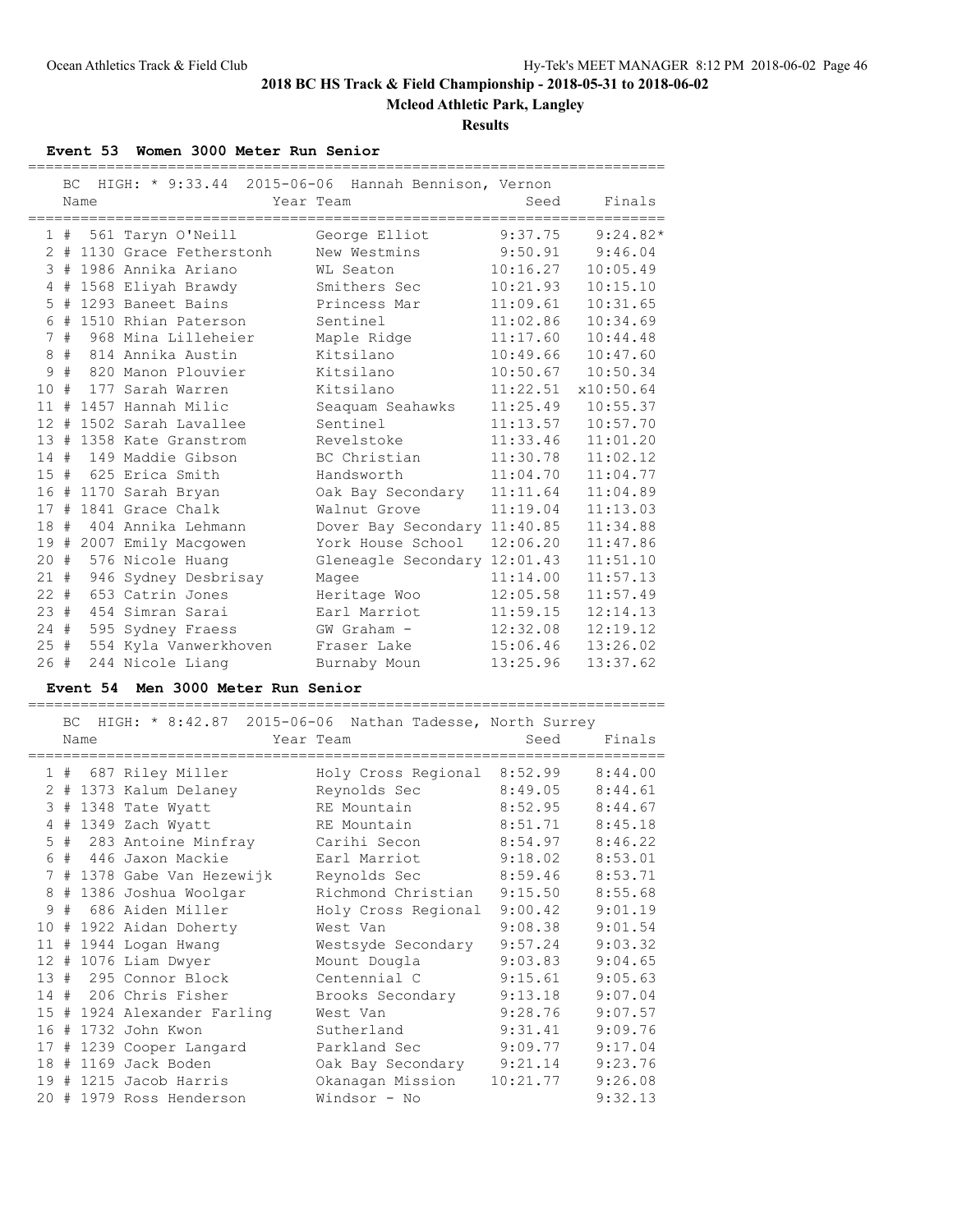# 2018 BC HS Track & Field Championship - 2018-05-31 to 2018-06-02

**Mcleod Athletic Park, Langley**

**Results**

### Event 53 Women 3000 Meter Run Senior

BC HIGH: * 9:33.44 2015-06-06 Hannah Bennison, Vernon

| Place | | Bib | Name | Year Team | Seed | Finals |
|---|---|---|---|---|---|---|
| 1 | # | 561 | Taryn O'Neill | George Elliot | 9:37.75 | 9:24.82* |
| 2 | # | 1130 | Grace Fetherstonh | New Westmins | 9:50.91 | 9:46.04 |
| 3 | # | 1986 | Annika Ariano | WL Seaton | 10:16.27 | 10:05.49 |
| 4 | # | 1568 | Eliyah Brawdy | Smithers Sec | 10:21.93 | 10:15.10 |
| 5 | # | 1293 | Baneet Bains | Princess Mar | 11:09.61 | 10:31.65 |
| 6 | # | 1510 | Rhian Paterson | Sentinel | 11:02.86 | 10:34.69 |
| 7 | # | 968 | Mina Lilleheier | Maple Ridge | 11:17.60 | 10:44.48 |
| 8 | # | 814 | Annika Austin | Kitsilano | 10:49.66 | 10:47.60 |
| 9 | # | 820 | Manon Plouvier | Kitsilano | 10:50.67 | 10:50.34 |
| 10 | # | 177 | Sarah Warren | Kitsilano | 11:22.51 | x10:50.64 |
| 11 | # | 1457 | Hannah Milic | Seaquam Seahawks | 11:25.49 | 10:55.37 |
| 12 | # | 1502 | Sarah Lavallee | Sentinel | 11:13.57 | 10:57.70 |
| 13 | # | 1358 | Kate Granstrom | Revelstoke | 11:33.46 | 11:01.20 |
| 14 | # | 149 | Maddie Gibson | BC Christian | 11:30.78 | 11:02.12 |
| 15 | # | 625 | Erica Smith | Handsworth | 11:04.70 | 11:04.77 |
| 16 | # | 1170 | Sarah Bryan | Oak Bay Secondary | 11:11.64 | 11:04.89 |
| 17 | # | 1841 | Grace Chalk | Walnut Grove | 11:19.04 | 11:13.03 |
| 18 | # | 404 | Annika Lehmann | Dover Bay Secondary | 11:40.85 | 11:34.88 |
| 19 | # | 2007 | Emily Macgowen | York House School | 12:06.20 | 11:47.86 |
| 20 | # | 576 | Nicole Huang | Gleneagle Secondary | 12:01.43 | 11:51.10 |
| 21 | # | 946 | Sydney Desbrisay | Magee | 11:14.00 | 11:57.13 |
| 22 | # | 653 | Catrin Jones | Heritage Woo | 12:05.58 | 11:57.49 |
| 23 | # | 454 | Simran Sarai | Earl Marriot | 11:59.15 | 12:14.13 |
| 24 | # | 595 | Sydney Fraess | GW Graham - | 12:32.08 | 12:19.12 |
| 25 | # | 554 | Kyla Vanwerkhoven | Fraser Lake | 15:06.46 | 13:26.02 |
| 26 | # | 244 | Nicole Liang | Burnaby Moun | 13:25.96 | 13:37.62 |

### Event 54 Men 3000 Meter Run Senior

BC HIGH: * 8:42.87 2015-06-06 Nathan Tadesse, North Surrey

| Place | | Bib | Name | Year Team | Seed | Finals |
|---|---|---|---|---|---|---|
| 1 | # | 687 | Riley Miller | Holy Cross Regional | 8:52.99 | 8:44.00 |
| 2 | # | 1373 | Kalum Delaney | Reynolds Sec | 8:49.05 | 8:44.61 |
| 3 | # | 1348 | Tate Wyatt | RE Mountain | 8:52.95 | 8:44.67 |
| 4 | # | 1349 | Zach Wyatt | RE Mountain | 8:51.71 | 8:45.18 |
| 5 | # | 283 | Antoine Minfray | Carihi Secon | 8:54.97 | 8:46.22 |
| 6 | # | 446 | Jaxon Mackie | Earl Marriot | 9:18.02 | 8:53.01 |
| 7 | # | 1378 | Gabe Van Hezewijk | Reynolds Sec | 8:59.46 | 8:53.71 |
| 8 | # | 1386 | Joshua Woolgar | Richmond Christian | 9:15.50 | 8:55.68 |
| 9 | # | 686 | Aiden Miller | Holy Cross Regional | 9:00.42 | 9:01.19 |
| 10 | # | 1922 | Aidan Doherty | West Van | 9:08.38 | 9:01.54 |
| 11 | # | 1944 | Logan Hwang | Westsyde Secondary | 9:57.24 | 9:03.32 |
| 12 | # | 1076 | Liam Dwyer | Mount Dougla | 9:03.83 | 9:04.65 |
| 13 | # | 295 | Connor Block | Centennial C | 9:15.61 | 9:05.63 |
| 14 | # | 206 | Chris Fisher | Brooks Secondary | 9:13.18 | 9:07.04 |
| 15 | # | 1924 | Alexander Farling | West Van | 9:28.76 | 9:07.57 |
| 16 | # | 1732 | John Kwon | Sutherland | 9:31.41 | 9:09.76 |
| 17 | # | 1239 | Cooper Langard | Parkland Sec | 9:09.77 | 9:17.04 |
| 18 | # | 1169 | Jack Boden | Oak Bay Secondary | 9:21.14 | 9:23.76 |
| 19 | # | 1215 | Jacob Harris | Okanagan Mission | 10:21.77 | 9:26.08 |
| 20 | # | 1979 | Ross Henderson | Windsor - No | | 9:32.13 |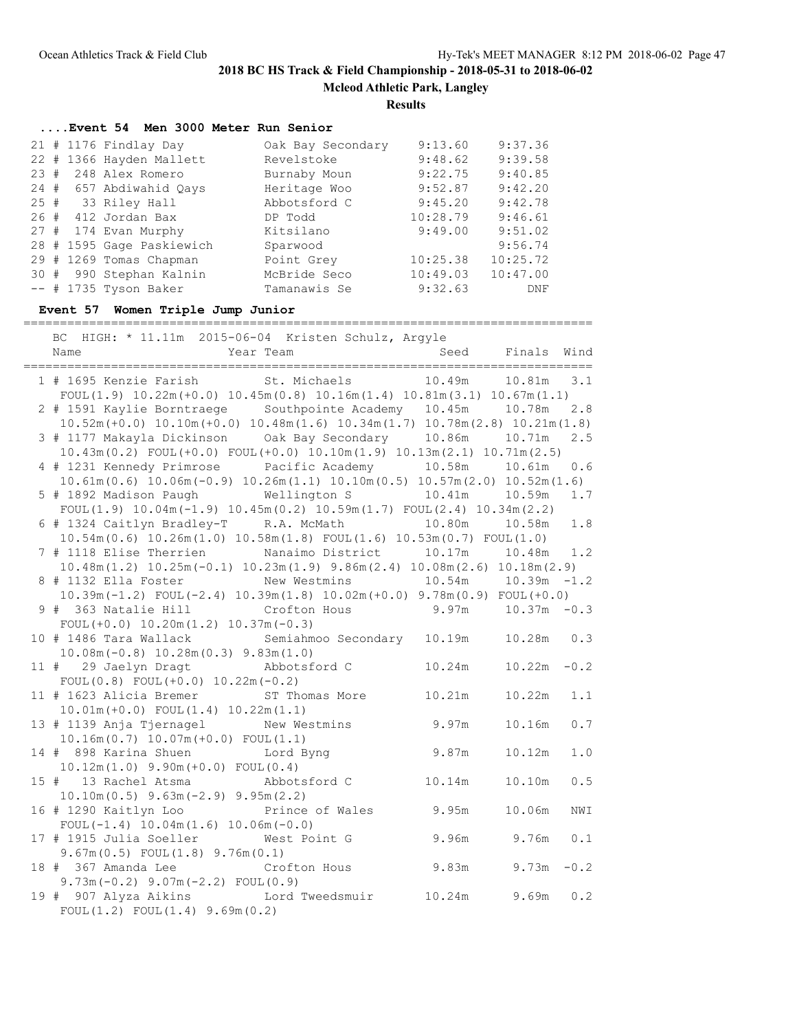# 2018 BC HS Track & Field Championship - 2018-05-31 to 2018-06-02

**Mcleod Athletic Park, Langley**

**Results**

### ....Event 54 Men 3000 Meter Run Senior

| Place | # | Name | Team | Seed | Finals |
|---|---|---|---|---|---|
| 21 | # 1176 | Findlay Day | Oak Bay Secondary | 9:13.60 | 9:37.36 |
| 22 | # 1366 | Hayden Mallett | Revelstoke | 9:48.62 | 9:39.58 |
| 23 | # 248 | Alex Romero | Burnaby Moun | 9:22.75 | 9:40.85 |
| 24 | # 657 | Abdiwahid Qays | Heritage Woo | 9:52.87 | 9:42.20 |
| 25 | # 33 | Riley Hall | Abbotsford C | 9:45.20 | 9:42.78 |
| 26 | # 412 | Jordan Bax | DP Todd | 10:28.79 | 9:46.61 |
| 27 | # 174 | Evan Murphy | Kitsilano | 9:49.00 | 9:51.02 |
| 28 | # 1595 | Gage Paskiewich | Sparwood | | 9:56.74 |
| 29 | # 1269 | Tomas Chapman | Point Grey | 10:25.38 | 10:25.72 |
| 30 | # 990 | Stephan Kalnin | McBride Seco | 10:49.03 | 10:47.00 |
| -- | # 1735 | Tyson Baker | Tamanawis Se | 9:32.63 | DNF |

### Event 57 Women Triple Jump Junior

BC HIGH: * 11.11m 2015-06-04 Kristen Schulz, Argyle

| Place | # | Name | Year Team | Seed | Finals | Wind |
|---|---|---|---|---|---|---|
| 1 | # 1695 | Kenzie Farish | St. Michaels | 10.49m | 10.81m | 3.1 |
| | | FOUL(1.9) 10.22m(+0.0) 10.45m(0.8) 10.16m(1.4) 10.81m(3.1) 10.67m(1.1) | | | | |
| 2 | # 1591 | Kaylie Borntraege | Southpointe Academy | 10.45m | 10.78m | 2.8 |
| | | 10.52m(+0.0) 10.10m(+0.0) 10.48m(1.6) 10.34m(1.7) 10.78m(2.8) 10.21m(1.8) | | | | |
| 3 | # 1177 | Makayla Dickinson | Oak Bay Secondary | 10.86m | 10.71m | 2.5 |
| | | 10.43m(0.2) FOUL(+0.0) FOUL(+0.0) 10.10m(1.9) 10.13m(2.1) 10.71m(2.5) | | | | |
| 4 | # 1231 | Kennedy Primrose | Pacific Academy | 10.58m | 10.61m | 0.6 |
| | | 10.61m(0.6) 10.06m(-0.9) 10.26m(1.1) 10.10m(0.5) 10.57m(2.0) 10.52m(1.6) | | | | |
| 5 | # 1892 | Madison Paugh | Wellington S | 10.41m | 10.59m | 1.7 |
| | | FOUL(1.9) 10.04m(-1.9) 10.45m(0.2) 10.59m(1.7) FOUL(2.4) 10.34m(2.2) | | | | |
| 6 | # 1324 | Caitlyn Bradley-T | R.A. McMath | 10.80m | 10.58m | 1.8 |
| | | 10.54m(0.6) 10.26m(1.0) 10.58m(1.8) FOUL(1.6) 10.53m(0.7) FOUL(1.0) | | | | |
| 7 | # 1118 | Elise Therrien | Nanaimo District | 10.17m | 10.48m | 1.2 |
| | | 10.48m(1.2) 10.25m(-0.1) 10.23m(1.9) 9.86m(2.4) 10.08m(2.6) 10.18m(2.9) | | | | |
| 8 | # 1132 | Ella Foster | New Westmins | 10.54m | 10.39m | -1.2 |
| | | 10.39m(-1.2) FOUL(-2.4) 10.39m(1.8) 10.02m(+0.0) 9.78m(0.9) FOUL(+0.0) | | | | |
| 9 | # 363 | Natalie Hill | Crofton Hous | 9.97m | 10.37m | -0.3 |
| | | FOUL(+0.0) 10.20m(1.2) 10.37m(-0.3) | | | | |
| 10 | # 1486 | Tara Wallack | Semiahmoo Secondary | 10.19m | 10.28m | 0.3 |
| | | 10.08m(-0.8) 10.28m(0.3) 9.83m(1.0) | | | | |
| 11 | # 29 | Jaelyn Dragt | Abbotsford C | 10.24m | 10.22m | -0.2 |
| | | FOUL(0.8) FOUL(+0.0) 10.22m(-0.2) | | | | |
| 11 | # 1623 | Alicia Bremer | ST Thomas More | 10.21m | 10.22m | 1.1 |
| | | 10.01m(+0.0) FOUL(1.4) 10.22m(1.1) | | | | |
| 13 | # 1139 | Anja Tjernagel | New Westmins | 9.97m | 10.16m | 0.7 |
| | | 10.16m(0.7) 10.07m(+0.0) FOUL(1.1) | | | | |
| 14 | # 898 | Karina Shuen | Lord Byng | 9.87m | 10.12m | 1.0 |
| | | 10.12m(1.0) 9.90m(+0.0) FOUL(0.4) | | | | |
| 15 | # 13 | Rachel Atsma | Abbotsford C | 10.14m | 10.10m | 0.5 |
| | | 10.10m(0.5) 9.63m(-2.9) 9.95m(2.2) | | | | |
| 16 | # 1290 | Kaitlyn Loo | Prince of Wales | 9.95m | 10.06m | NWI |
| | | FOUL(-1.4) 10.04m(1.6) 10.06m(-0.0) | | | | |
| 17 | # 1915 | Julia Soeller | West Point G | 9.96m | 9.76m | 0.1 |
| | | 9.67m(0.5) FOUL(1.8) 9.76m(0.1) | | | | |
| 18 | # 367 | Amanda Lee | Crofton Hous | 9.83m | 9.73m | -0.2 |
| | | 9.73m(-0.2) 9.07m(-2.2) FOUL(0.9) | | | | |
| 19 | # 907 | Alyza Aikins | Lord Tweedsmuir | 10.24m | 9.69m | 0.2 |
| | | FOUL(1.2) FOUL(1.4) 9.69m(0.2) | | | | |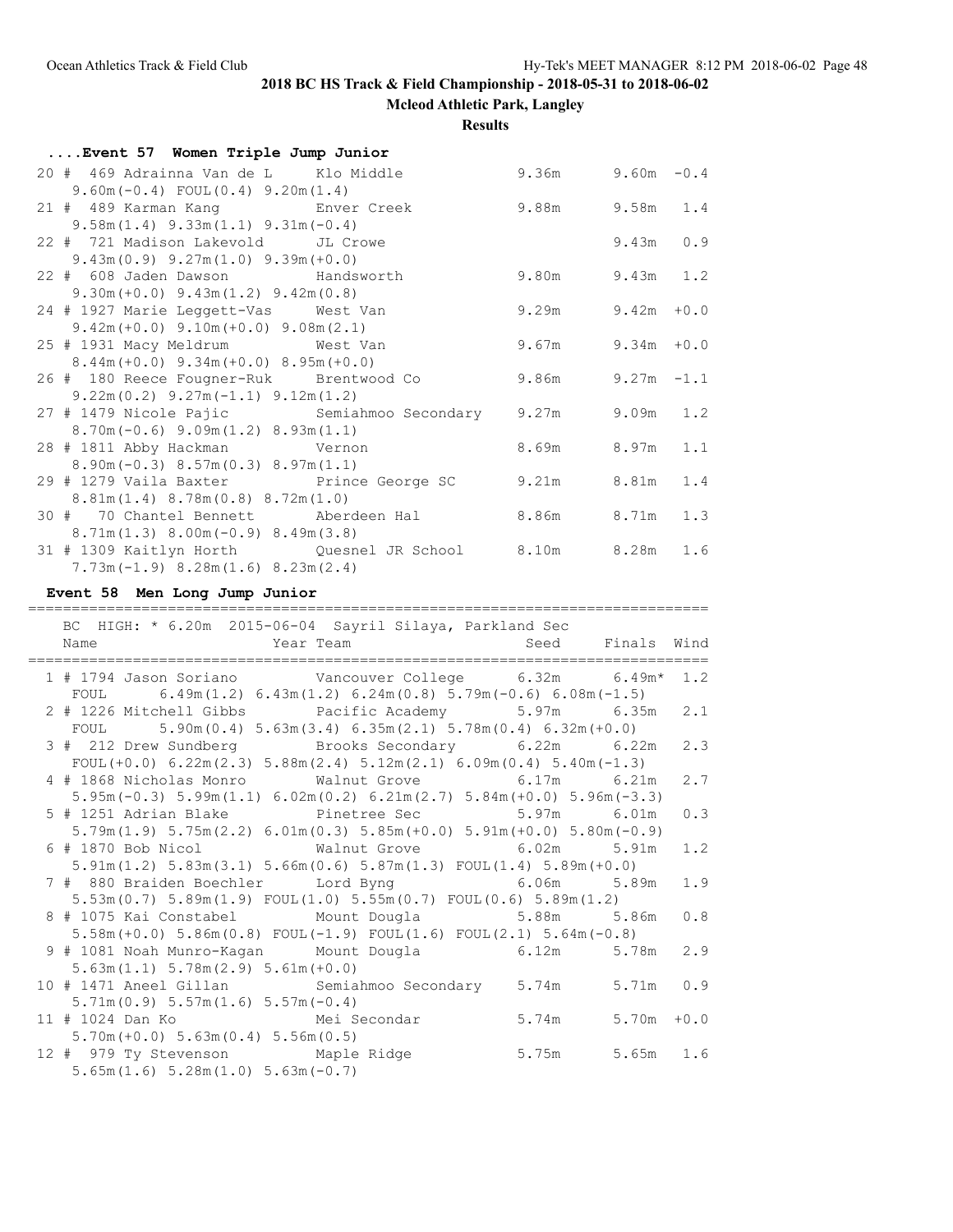2018 BC HS Track & Field Championship - 2018-05-31 to 2018-06-02

Mcleod Athletic Park, Langley

Results

### ....Event 57 Women Triple Jump Junior

```
 20 #  469 Adrainna Van de L     Klo Middle               9.36m      9.60m  -0.4
      9.60m(-0.4) FOUL(0.4) 9.20m(1.4)
 21 #  489 Karman Kang           Enver Creek              9.88m      9.58m   1.4
      9.58m(1.4) 9.33m(1.1) 9.31m(-0.4)
 22 #  721 Madison Lakevold      JL Crowe                            9.43m   0.9
      9.43m(0.9) 9.27m(1.0) 9.39m(+0.0)
 22 #  608 Jaden Dawson          Handsworth               9.80m      9.43m   1.2
      9.30m(+0.0) 9.43m(1.2) 9.42m(0.8)
 24 # 1927 Marie Leggett-Vas     West Van                 9.29m      9.42m  +0.0
      9.42m(+0.0) 9.10m(+0.0) 9.08m(2.1)
 25 # 1931 Macy Meldrum          West Van                 9.67m      9.34m  +0.0
      8.44m(+0.0) 9.34m(+0.0) 8.95m(+0.0)
 26 #  180 Reece Fougner-Ruk     Brentwood Co             9.86m      9.27m  -1.1
      9.22m(0.2) 9.27m(-1.1) 9.12m(1.2)
 27 # 1479 Nicole Pajic          Semiahmoo Secondary      9.27m      9.09m   1.2
      8.70m(-0.6) 9.09m(1.2) 8.93m(1.1)
 28 # 1811 Abby Hackman          Vernon                   8.69m      8.97m   1.1
      8.90m(-0.3) 8.57m(0.3) 8.97m(1.1)
 29 # 1279 Vaila Baxter          Prince George SC         9.21m      8.81m   1.4
      8.81m(1.4) 8.78m(0.8) 8.72m(1.0)
 30 #   70 Chantel Bennett       Aberdeen Hal             8.86m      8.71m   1.3
      8.71m(1.3) 8.00m(-0.9) 8.49m(3.8)
 31 # 1309 Kaitlyn Horth         Quesnel JR School        8.10m      8.28m   1.6
      7.73m(-1.9) 8.28m(1.6) 8.23m(2.4)
```

### Event 58 Men Long Jump Junior

```
===============================================================================
    BC  HIGH: * 6.20m  2015-06-04  Sayril Silaya, Parkland Sec
    Name                    Year Team                    Seed     Finals  Wind
===============================================================================
  1 # 1794 Jason Soriano         Vancouver College        6.32m      6.49m*  1.2
     FOUL      6.49m(1.2) 6.43m(1.2) 6.24m(0.8) 5.79m(-0.6) 6.08m(-1.5)
  2 # 1226 Mitchell Gibbs        Pacific Academy          5.97m      6.35m   2.1
     FOUL      5.90m(0.4) 5.63m(3.4) 6.35m(2.1) 5.78m(0.4) 6.32m(+0.0)
  3 #  212 Drew Sundberg         Brooks Secondary         6.22m      6.22m   2.3
     FOUL(+0.0) 6.22m(2.3) 5.88m(2.4) 5.12m(2.1) 6.09m(0.4) 5.40m(-1.3)
  4 # 1868 Nicholas Monro        Walnut Grove             6.17m      6.21m   2.7
     5.95m(-0.3) 5.99m(1.1) 6.02m(0.2) 6.21m(2.7) 5.84m(+0.0) 5.96m(-3.3)
  5 # 1251 Adrian Blake          Pinetree Sec             5.97m      6.01m   0.3
     5.79m(1.9) 5.75m(2.2) 6.01m(0.3) 5.85m(+0.0) 5.91m(+0.0) 5.80m(-0.9)
  6 # 1870 Bob Nicol             Walnut Grove             6.02m      5.91m   1.2
     5.91m(1.2) 5.83m(3.1) 5.66m(0.6) 5.87m(1.3) FOUL(1.4) 5.89m(+0.0)
  7 #  880 Braiden Boechler      Lord Byng                6.06m      5.89m   1.9
     5.53m(0.7) 5.89m(1.9) FOUL(1.0) 5.55m(0.7) FOUL(0.6) 5.89m(1.2)
  8 # 1075 Kai Constabel         Mount Dougla             5.88m      5.86m   0.8
     5.58m(+0.0) 5.86m(0.8) FOUL(-1.9) FOUL(1.6) FOUL(2.1) 5.64m(-0.8)
  9 # 1081 Noah Munro-Kagan      Mount Dougla             6.12m      5.78m   2.9
     5.63m(1.1) 5.78m(2.9) 5.61m(+0.0)
 10 # 1471 Aneel Gillan          Semiahmoo Secondary      5.74m      5.71m   0.9
     5.71m(0.9) 5.57m(1.6) 5.57m(-0.4)
 11 # 1024 Dan Ko                Mei Secondar             5.74m      5.70m  +0.0
     5.70m(+0.0) 5.63m(0.4) 5.56m(0.5)
 12 #  979 Ty Stevenson          Maple Ridge              5.75m      5.65m   1.6
     5.65m(1.6) 5.28m(1.0) 5.63m(-0.7)
```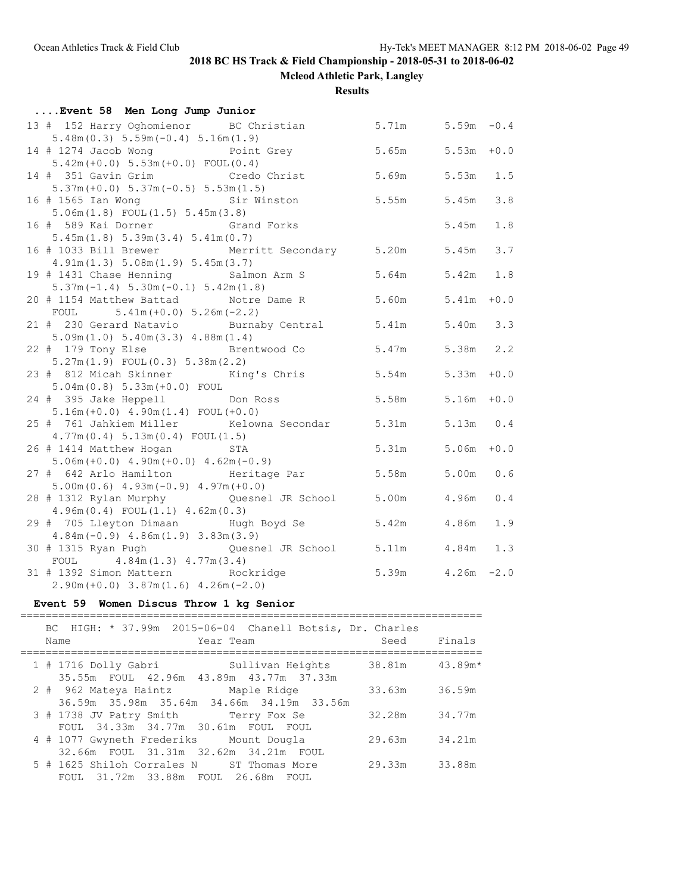## 2018 BC HS Track & Field Championship - 2018-05-31 to 2018-06-02

**Mcleod Athletic Park, Langley**

**Results**

### ....Event 58 Men Long Jump Junior

| Place | # | Name | Team | Seed | Finals | Wind |
|---|---|---|---|---|---|---|
| 13 | # 152 | Harry Oghomienor | BC Christian | 5.71m | 5.59m | -0.4 |
| | | 5.48m(0.3) 5.59m(-0.4) 5.16m(1.9) | | | | |
| 14 | # 1274 | Jacob Wong | Point Grey | 5.65m | 5.53m | +0.0 |
| | | 5.42m(+0.0) 5.53m(+0.0) FOUL(0.4) | | | | |
| 14 | # 351 | Gavin Grim | Credo Christ | 5.69m | 5.53m | 1.5 |
| | | 5.37m(+0.0) 5.37m(-0.5) 5.53m(1.5) | | | | |
| 16 | # 1565 | Ian Wong | Sir Winston | 5.55m | 5.45m | 3.8 |
| | | 5.06m(1.8) FOUL(1.5) 5.45m(3.8) | | | | |
| 16 | # 589 | Kai Dorner | Grand Forks | | 5.45m | 1.8 |
| | | 5.45m(1.8) 5.39m(3.4) 5.41m(0.7) | | | | |
| 16 | # 1033 | Bill Brewer | Merritt Secondary | 5.20m | 5.45m | 3.7 |
| | | 4.91m(1.3) 5.08m(1.9) 5.45m(3.7) | | | | |
| 19 | # 1431 | Chase Henning | Salmon Arm S | 5.64m | 5.42m | 1.8 |
| | | 5.37m(-1.4) 5.30m(-0.1) 5.42m(1.8) | | | | |
| 20 | # 1154 | Matthew Battad | Notre Dame R | 5.60m | 5.41m | +0.0 |
| | | FOUL 5.41m(+0.0) 5.26m(-2.2) | | | | |
| 21 | # 230 | Gerard Natavio | Burnaby Central | 5.41m | 5.40m | 3.3 |
| | | 5.09m(1.0) 5.40m(3.3) 4.88m(1.4) | | | | |
| 22 | # 179 | Tony Else | Brentwood Co | 5.47m | 5.38m | 2.2 |
| | | 5.27m(1.9) FOUL(0.3) 5.38m(2.2) | | | | |
| 23 | # 812 | Micah Skinner | King's Chris | 5.54m | 5.33m | +0.0 |
| | | 5.04m(0.8) 5.33m(+0.0) FOUL | | | | |
| 24 | # 395 | Jake Heppell | Don Ross | 5.58m | 5.16m | +0.0 |
| | | 5.16m(+0.0) 4.90m(1.4) FOUL(+0.0) | | | | |
| 25 | # 761 | Jahkiem Miller | Kelowna Secondar | 5.31m | 5.13m | 0.4 |
| | | 4.77m(0.4) 5.13m(0.4) FOUL(1.5) | | | | |
| 26 | # 1414 | Matthew Hogan | STA | 5.31m | 5.06m | +0.0 |
| | | 5.06m(+0.0) 4.90m(+0.0) 4.62m(-0.9) | | | | |
| 27 | # 642 | Arlo Hamilton | Heritage Par | 5.58m | 5.00m | 0.6 |
| | | 5.00m(0.6) 4.93m(-0.9) 4.97m(+0.0) | | | | |
| 28 | # 1312 | Rylan Murphy | Quesnel JR School | 5.00m | 4.96m | 0.4 |
| | | 4.96m(0.4) FOUL(1.1) 4.62m(0.3) | | | | |
| 29 | # 705 | Lleyton Dimaan | Hugh Boyd Se | 5.42m | 4.86m | 1.9 |
| | | 4.84m(-0.9) 4.86m(1.9) 3.83m(3.9) | | | | |
| 30 | # 1315 | Ryan Pugh | Quesnel JR School | 5.11m | 4.84m | 1.3 |
| | | FOUL 4.84m(1.3) 4.77m(3.4) | | | | |
| 31 | # 1392 | Simon Mattern | Rockridge | 5.39m | 4.26m | -2.0 |
| | | 2.90m(+0.0) 3.87m(1.6) 4.26m(-2.0) | | | | |

### Event 59 Women Discus Throw 1 kg Senior

BC HIGH: * 37.99m 2015-06-04 Chanell Botsis, Dr. Charles

| Place | # | Name | Year Team | Seed | Finals |
|---|---|---|---|---|---|
| 1 | # 1716 | Dolly Gabri | Sullivan Heights | 38.81m | 43.89m* |
| | | 35.55m FOUL 42.96m 43.89m 43.77m 37.33m | | | |
| 2 | # 962 | Mateya Haintz | Maple Ridge | 33.63m | 36.59m |
| | | 36.59m 35.98m 35.64m 34.66m 34.19m 33.56m | | | |
| 3 | # 1738 | JV Patry Smith | Terry Fox Se | 32.28m | 34.77m |
| | | FOUL 34.33m 34.77m 30.61m FOUL FOUL | | | |
| 4 | # 1077 | Gwyneth Frederiks | Mount Dougla | 29.63m | 34.21m |
| | | 32.66m FOUL 31.31m 32.62m 34.21m FOUL | | | |
| 5 | # 1625 | Shiloh Corrales N | ST Thomas More | 29.33m | 33.88m |
| | | FOUL 31.72m 33.88m FOUL 26.68m FOUL | | | |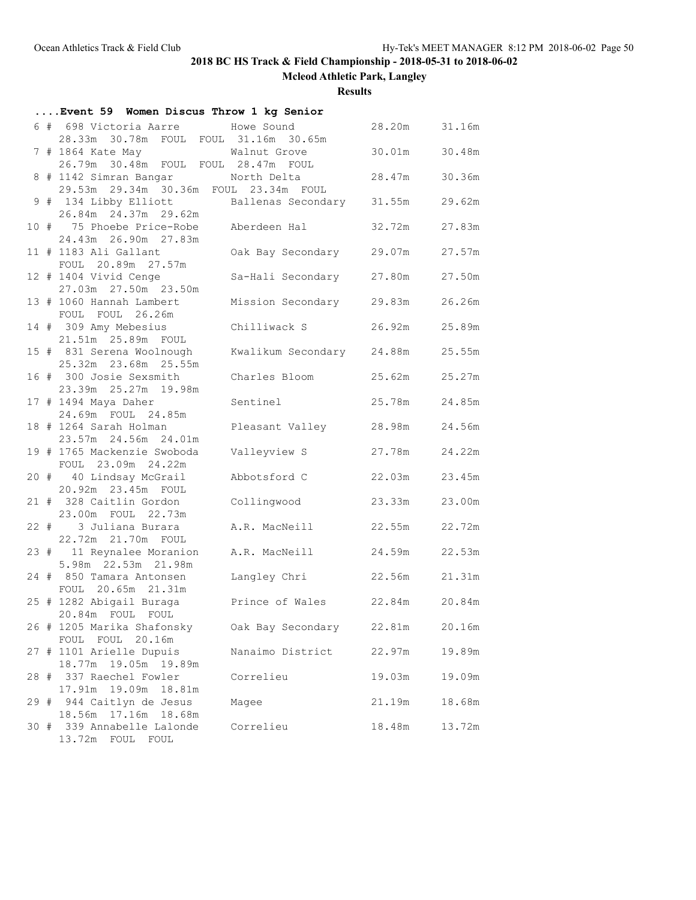## 2018 BC HS Track & Field Championship - 2018-05-31 to 2018-06-02

**Mcleod Athletic Park, Langley**

**Results**

### ....Event 59 Women Discus Throw 1 kg Senior

```
  6 #  698 Victoria Aarre        Howe Sound             28.20m     31.16m
      28.33m  30.78m  FOUL  FOUL  31.16m  30.65m
  7 # 1864 Kate May              Walnut Grove           30.01m     30.48m
      26.79m  30.48m  FOUL  FOUL  28.47m  FOUL
  8 # 1142 Simran Bangar         North Delta            28.47m     30.36m
      29.53m  29.34m  30.36m  FOUL  23.34m  FOUL
  9 #  134 Libby Elliott         Ballenas Secondary     31.55m     29.62m
      26.84m  24.37m  29.62m
 10 #   75 Phoebe Price-Robe     Aberdeen Hal           32.72m     27.83m
      24.43m  26.90m  27.83m
 11 # 1183 Ali Gallant           Oak Bay Secondary      29.07m     27.57m
      FOUL  20.89m  27.57m
 12 # 1404 Vivid Cenge           Sa-Hali Secondary      27.80m     27.50m
      27.03m  27.50m  23.50m
 13 # 1060 Hannah Lambert        Mission Secondary      29.83m     26.26m
      FOUL  FOUL  26.26m
 14 #  309 Amy Mebesius          Chilliwack S           26.92m     25.89m
      21.51m  25.89m  FOUL
 15 #  831 Serena Woolnough      Kwalikum Secondary     24.88m     25.55m
      25.32m  23.68m  25.55m
 16 #  300 Josie Sexsmith        Charles Bloom          25.62m     25.27m
      23.39m  25.27m  19.98m
 17 # 1494 Maya Daher            Sentinel               25.78m     24.85m
      24.69m  FOUL  24.85m
 18 # 1264 Sarah Holman          Pleasant Valley        28.98m     24.56m
      23.57m  24.56m  24.01m
 19 # 1765 Mackenzie Swoboda     Valleyview S           27.78m     24.22m
      FOUL  23.09m  24.22m
 20 #   40 Lindsay McGrail       Abbotsford C           22.03m     23.45m
      20.92m  23.45m  FOUL
 21 #  328 Caitlin Gordon        Collingwood            23.33m     23.00m
      23.00m  FOUL  22.73m
 22 #    3 Juliana Burara        A.R. MacNeill          22.55m     22.72m
      22.72m  21.70m  FOUL
 23 #   11 Reynalee Moranion     A.R. MacNeill          24.59m     22.53m
      5.98m  22.53m  21.98m
 24 #  850 Tamara Antonsen       Langley Chri           22.56m     21.31m
      FOUL  20.65m  21.31m
 25 # 1282 Abigail Buraga        Prince of Wales        22.84m     20.84m
      20.84m  FOUL  FOUL
 26 # 1205 Marika Shafonsky      Oak Bay Secondary      22.81m     20.16m
      FOUL  FOUL  20.16m
 27 # 1101 Arielle Dupuis        Nanaimo District       22.97m     19.89m
      18.77m  19.05m  19.89m
 28 #  337 Raechel Fowler        Correlieu              19.03m     19.09m
      17.91m  19.09m  18.81m
 29 #  944 Caitlyn de Jesus      Magee                  21.19m     18.68m
      18.56m  17.16m  18.68m
 30 #  339 Annabelle Lalonde     Correlieu              18.48m     13.72m
      13.72m  FOUL  FOUL
```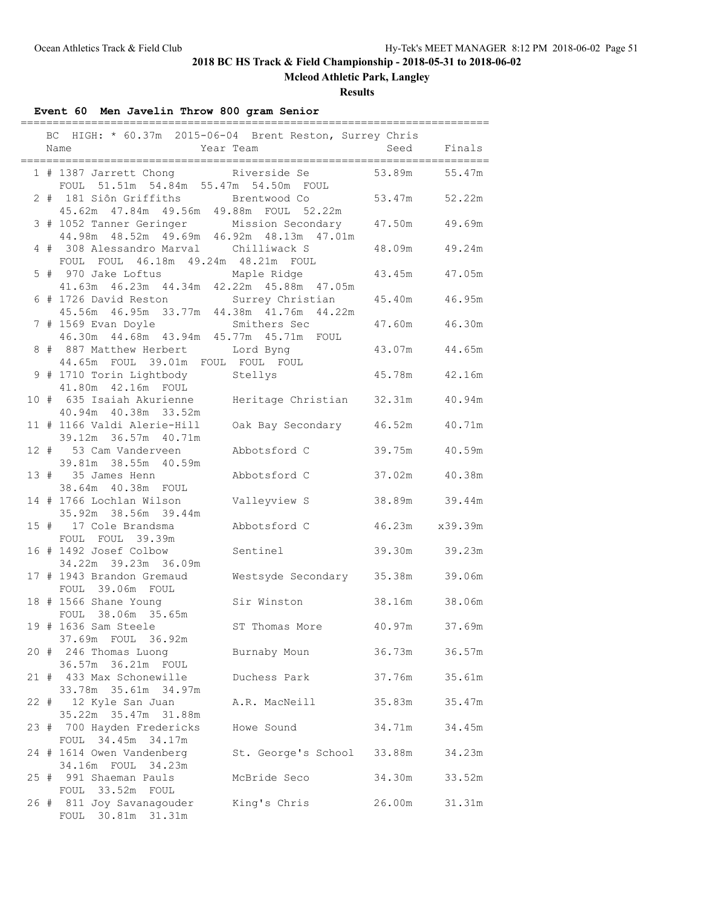## 2018 BC HS Track & Field Championship - 2018-05-31 to 2018-06-02

### Mcleod Athletic Park, Langley

### Results

#### Event 60 Men Javelin Throw 800 gram Senior

BC HIGH: * 60.37m 2015-06-04 Brent Reston, Surrey Chris

| Place | Name | Year | Team | Seed | Finals |
|---|---|---|---|---|---|
| 1 | # 1387 Jarrett Chong | | Riverside Se | 53.89m | 55.47m |
| | FOUL 51.51m 54.84m 55.47m 54.50m FOUL | | | | |
| 2 | # 181 Siôn Griffiths | | Brentwood Co | 53.47m | 52.22m |
| | 45.62m 47.84m 49.56m 49.88m FOUL 52.22m | | | | |
| 3 | # 1052 Tanner Geringer | | Mission Secondary | 47.50m | 49.69m |
| | 44.98m 48.52m 49.69m 46.92m 48.13m 47.01m | | | | |
| 4 | # 308 Alessandro Marval | | Chilliwack S | 48.09m | 49.24m |
| | FOUL FOUL 46.18m 49.24m 48.21m FOUL | | | | |
| 5 | # 970 Jake Loftus | | Maple Ridge | 43.45m | 47.05m |
| | 41.63m 46.23m 44.34m 42.22m 45.88m 47.05m | | | | |
| 6 | # 1726 David Reston | | Surrey Christian | 45.40m | 46.95m |
| | 45.56m 46.95m 33.77m 44.38m 41.76m 44.22m | | | | |
| 7 | # 1569 Evan Doyle | | Smithers Sec | 47.60m | 46.30m |
| | 46.30m 44.68m 43.94m 45.77m 45.71m FOUL | | | | |
| 8 | # 887 Matthew Herbert | | Lord Byng | 43.07m | 44.65m |
| | 44.65m FOUL 39.01m FOUL FOUL FOUL | | | | |
| 9 | # 1710 Torin Lightbody | | Stellys | 45.78m | 42.16m |
| | 41.80m 42.16m FOUL | | | | |
| 10 | # 635 Isaiah Akurienne | | Heritage Christian | 32.31m | 40.94m |
| | 40.94m 40.38m 33.52m | | | | |
| 11 | # 1166 Valdi Alerie-Hill | | Oak Bay Secondary | 46.52m | 40.71m |
| | 39.12m 36.57m 40.71m | | | | |
| 12 | # 53 Cam Vanderveen | | Abbotsford C | 39.75m | 40.59m |
| | 39.81m 38.55m 40.59m | | | | |
| 13 | # 35 James Henn | | Abbotsford C | 37.02m | 40.38m |
| | 38.64m 40.38m FOUL | | | | |
| 14 | # 1766 Lochlan Wilson | | Valleyview S | 38.89m | 39.44m |
| | 35.92m 38.56m 39.44m | | | | |
| 15 | # 17 Cole Brandsma | | Abbotsford C | 46.23m | x39.39m |
| | FOUL FOUL 39.39m | | | | |
| 16 | # 1492 Josef Colbow | | Sentinel | 39.30m | 39.23m |
| | 34.22m 39.23m 36.09m | | | | |
| 17 | # 1943 Brandon Gremaud | | Westsyde Secondary | 35.38m | 39.06m |
| | FOUL 39.06m FOUL | | | | |
| 18 | # 1566 Shane Young | | Sir Winston | 38.16m | 38.06m |
| | FOUL 38.06m 35.65m | | | | |
| 19 | # 1636 Sam Steele | | ST Thomas More | 40.97m | 37.69m |
| | 37.69m FOUL 36.92m | | | | |
| 20 | # 246 Thomas Luong | | Burnaby Moun | 36.73m | 36.57m |
| | 36.57m 36.21m FOUL | | | | |
| 21 | # 433 Max Schonewille | | Duchess Park | 37.76m | 35.61m |
| | 33.78m 35.61m 34.97m | | | | |
| 22 | # 12 Kyle San Juan | | A.R. MacNeill | 35.83m | 35.47m |
| | 35.22m 35.47m 31.88m | | | | |
| 23 | # 700 Hayden Fredericks | | Howe Sound | 34.71m | 34.45m |
| | FOUL 34.45m 34.17m | | | | |
| 24 | # 1614 Owen Vandenberg | | St. George's School | 33.88m | 34.23m |
| | 34.16m FOUL 34.23m | | | | |
| 25 | # 991 Shaeman Pauls | | McBride Seco | 34.30m | 33.52m |
| | FOUL 33.52m FOUL | | | | |
| 26 | # 811 Joy Savanagouder | | King's Chris | 26.00m | 31.31m |
| | FOUL 30.81m 31.31m | | | | |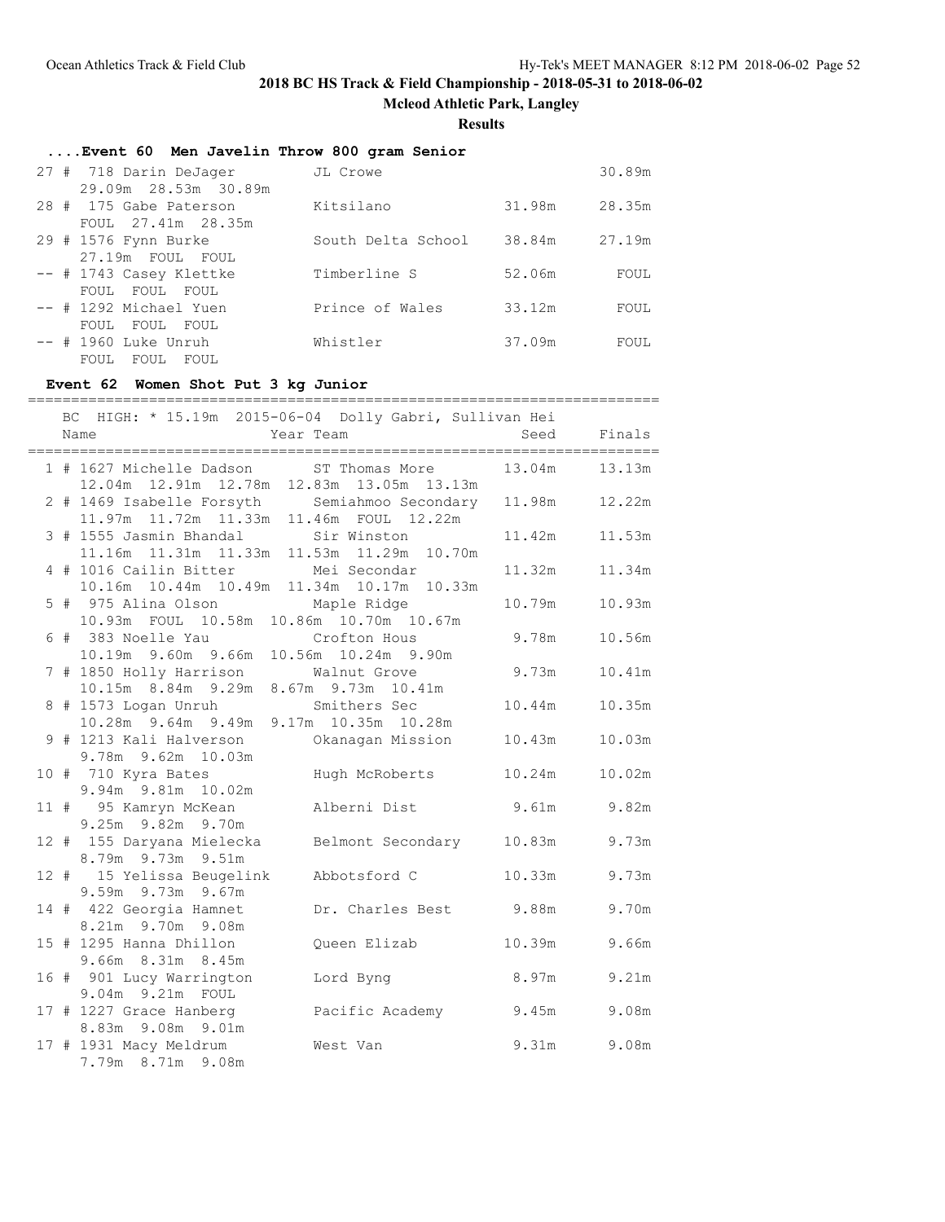2018 BC HS Track & Field Championship - 2018-05-31 to 2018-06-02

Mcleod Athletic Park, Langley

**Results**

### ....Event 60 Men Javelin Throw 800 gram Senior

| Place | Name | Year | Team | Seed | Finals |
|---|---|---|---|---|---|
| 27 # | 718 Darin DeJager | | JL Crowe | | 30.89m |
| | 29.09m 28.53m 30.89m | | | | |
| 28 # | 175 Gabe Paterson | | Kitsilano | 31.98m | 28.35m |
| | FOUL 27.41m 28.35m | | | | |
| 29 # | 1576 Fynn Burke | | South Delta School | 38.84m | 27.19m |
| | 27.19m FOUL FOUL | | | | |
| -- # | 1743 Casey Klettke | | Timberline S | 52.06m | FOUL |
| | FOUL FOUL FOUL | | | | |
| -- # | 1292 Michael Yuen | | Prince of Wales | 33.12m | FOUL |
| | FOUL FOUL FOUL | | | | |
| -- # | 1960 Luke Unruh | | Whistler | 37.09m | FOUL |
| | FOUL FOUL FOUL | | | | |

### Event 62 Women Shot Put 3 kg Junior

BC HIGH: * 15.19m 2015-06-04 Dolly Gabri, Sullivan Hei

| Place | Name | Year | Team | Seed | Finals |
|---|---|---|---|---|---|
| 1 # | 1627 Michelle Dadson | | ST Thomas More | 13.04m | 13.13m |
| | 12.04m 12.91m 12.78m 12.83m 13.05m 13.13m | | | | |
| 2 # | 1469 Isabelle Forsyth | | Semiahmoo Secondary | 11.98m | 12.22m |
| | 11.97m 11.72m 11.33m 11.46m FOUL 12.22m | | | | |
| 3 # | 1555 Jasmin Bhandal | | Sir Winston | 11.42m | 11.53m |
| | 11.16m 11.31m 11.33m 11.53m 11.29m 10.70m | | | | |
| 4 # | 1016 Cailin Bitter | | Mei Secondar | 11.32m | 11.34m |
| | 10.16m 10.44m 10.49m 11.34m 10.17m 10.33m | | | | |
| 5 # | 975 Alina Olson | | Maple Ridge | 10.79m | 10.93m |
| | 10.93m FOUL 10.58m 10.86m 10.70m 10.67m | | | | |
| 6 # | 383 Noelle Yau | | Crofton Hous | 9.78m | 10.56m |
| | 10.19m 9.60m 9.66m 10.56m 10.24m 9.90m | | | | |
| 7 # | 1850 Holly Harrison | | Walnut Grove | 9.73m | 10.41m |
| | 10.15m 8.84m 9.29m 8.67m 9.73m 10.41m | | | | |
| 8 # | 1573 Logan Unruh | | Smithers Sec | 10.44m | 10.35m |
| | 10.28m 9.64m 9.49m 9.17m 10.35m 10.28m | | | | |
| 9 # | 1213 Kali Halverson | | Okanagan Mission | 10.43m | 10.03m |
| | 9.78m 9.62m 10.03m | | | | |
| 10 # | 710 Kyra Bates | | Hugh McRoberts | 10.24m | 10.02m |
| | 9.94m 9.81m 10.02m | | | | |
| 11 # | 95 Kamryn McKean | | Alberni Dist | 9.61m | 9.82m |
| | 9.25m 9.82m 9.70m | | | | |
| 12 # | 155 Daryana Mielecka | | Belmont Secondary | 10.83m | 9.73m |
| | 8.79m 9.73m 9.51m | | | | |
| 12 # | 15 Yelissa Beugelink | | Abbotsford C | 10.33m | 9.73m |
| | 9.59m 9.73m 9.67m | | | | |
| 14 # | 422 Georgia Hamnet | | Dr. Charles Best | 9.88m | 9.70m |
| | 8.21m 9.70m 9.08m | | | | |
| 15 # | 1295 Hanna Dhillon | | Queen Elizab | 10.39m | 9.66m |
| | 9.66m 8.31m 8.45m | | | | |
| 16 # | 901 Lucy Warrington | | Lord Byng | 8.97m | 9.21m |
| | 9.04m 9.21m FOUL | | | | |
| 17 # | 1227 Grace Hanberg | | Pacific Academy | 9.45m | 9.08m |
| | 8.83m 9.08m 9.01m | | | | |
| 17 # | 1931 Macy Meldrum | | West Van | 9.31m | 9.08m |
| | 7.79m 8.71m 9.08m | | | | |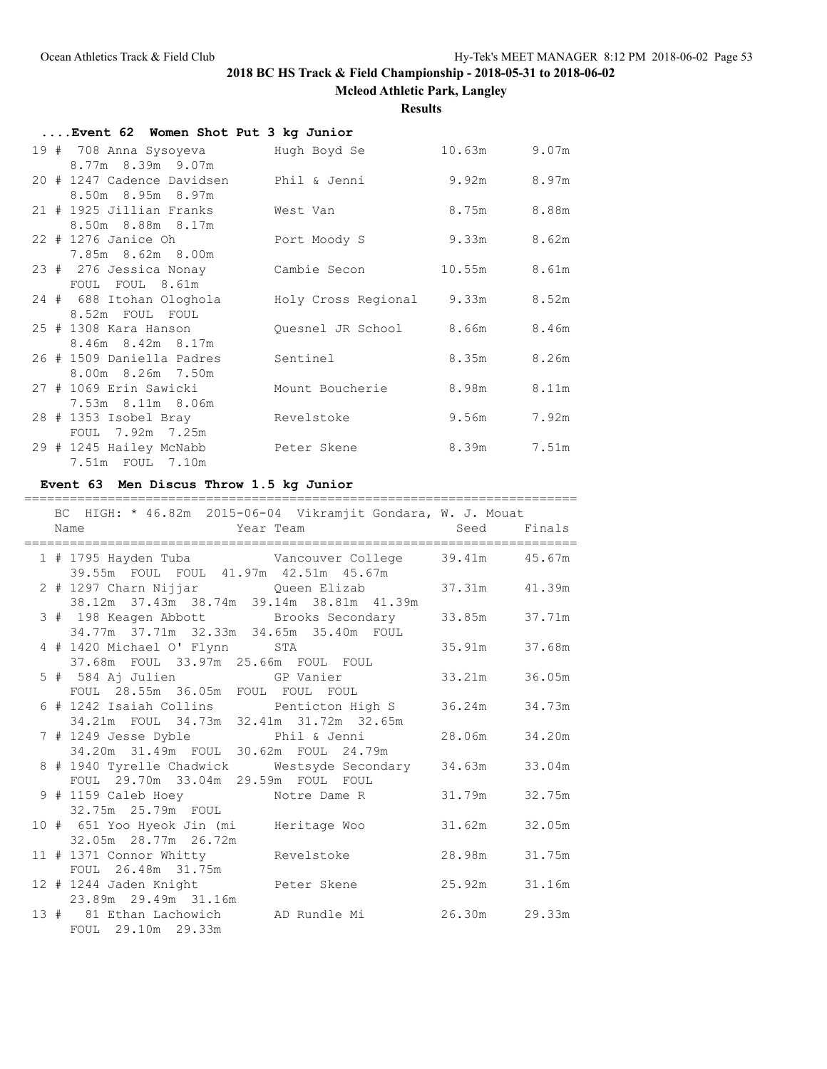## 2018 BC HS Track & Field Championship - 2018-05-31 to 2018-06-02

**Mcleod Athletic Park, Langley**

**Results**

### ....Event 62 Women Shot Put 3 kg Junior

| Place | # | Comp# | Name | Team | Seed | Finals | Attempts |
|---|---|---|---|---|---|---|---|
| 19 | # | 708 | Anna Sysoyeva | Hugh Boyd Se | 10.63m | 9.07m | 8.77m 8.39m 9.07m |
| 20 | # | 1247 | Cadence Davidsen | Phil & Jenni | 9.92m | 8.97m | 8.50m 8.95m 8.97m |
| 21 | # | 1925 | Jillian Franks | West Van | 8.75m | 8.88m | 8.50m 8.88m 8.17m |
| 22 | # | 1276 | Janice Oh | Port Moody S | 9.33m | 8.62m | 7.85m 8.62m 8.00m |
| 23 | # | 276 | Jessica Nonay | Cambie Secon | 10.55m | 8.61m | FOUL FOUL 8.61m |
| 24 | # | 688 | Itohan Ologhola | Holy Cross Regional | 9.33m | 8.52m | 8.52m FOUL FOUL |
| 25 | # | 1308 | Kara Hanson | Quesnel JR School | 8.66m | 8.46m | 8.46m 8.42m 8.17m |
| 26 | # | 1509 | Daniella Padres | Sentinel | 8.35m | 8.26m | 8.00m 8.26m 7.50m |
| 27 | # | 1069 | Erin Sawicki | Mount Boucherie | 8.98m | 8.11m | 7.53m 8.11m 8.06m |
| 28 | # | 1353 | Isobel Bray | Revelstoke | 9.56m | 7.92m | FOUL 7.92m 7.25m |
| 29 | # | 1245 | Hailey McNabb | Peter Skene | 8.39m | 7.51m | 7.51m FOUL 7.10m |

### Event 63 Men Discus Throw 1.5 kg Junior

BC HIGH: * 46.82m 2015-06-04 Vikramjit Gondara, W. J. Mouat

| Place | # | Comp# | Name | Year | Team | Seed | Finals | Attempts |
|---|---|---|---|---|---|---|---|---|
| 1 | # | 1795 | Hayden Tuba | | Vancouver College | 39.41m | 45.67m | 39.55m FOUL FOUL 41.97m 42.51m 45.67m |
| 2 | # | 1297 | Charn Nijjar | | Queen Elizab | 37.31m | 41.39m | 38.12m 37.43m 38.74m 39.14m 38.81m 41.39m |
| 3 | # | 198 | Keagen Abbott | | Brooks Secondary | 33.85m | 37.71m | 34.77m 37.71m 32.33m 34.65m 35.40m FOUL |
| 4 | # | 1420 | Michael O' Flynn | | STA | 35.91m | 37.68m | 37.68m FOUL 33.97m 25.66m FOUL FOUL |
| 5 | # | 584 | Aj Julien | | GP Vanier | 33.21m | 36.05m | FOUL 28.55m 36.05m FOUL FOUL FOUL |
| 6 | # | 1242 | Isaiah Collins | | Penticton High S | 36.24m | 34.73m | 34.21m FOUL 34.73m 32.41m 31.72m 32.65m |
| 7 | # | 1249 | Jesse Dyble | | Phil & Jenni | 28.06m | 34.20m | 34.20m 31.49m FOUL 30.62m FOUL 24.79m |
| 8 | # | 1940 | Tyrelle Chadwick | | Westsyde Secondary | 34.63m | 33.04m | FOUL 29.70m 33.04m 29.59m FOUL FOUL |
| 9 | # | 1159 | Caleb Hoey | | Notre Dame R | 31.79m | 32.75m | 32.75m 25.79m FOUL |
| 10 | # | 651 | Yoo Hyeok Jin (mi | | Heritage Woo | 31.62m | 32.05m | 32.05m 28.77m 26.72m |
| 11 | # | 1371 | Connor Whitty | | Revelstoke | 28.98m | 31.75m | FOUL 26.48m 31.75m |
| 12 | # | 1244 | Jaden Knight | | Peter Skene | 25.92m | 31.16m | 23.89m 29.49m 31.16m |
| 13 | # | 81 | Ethan Lachowich | | AD Rundle Mi | 26.30m | 29.33m | FOUL 29.10m 29.33m |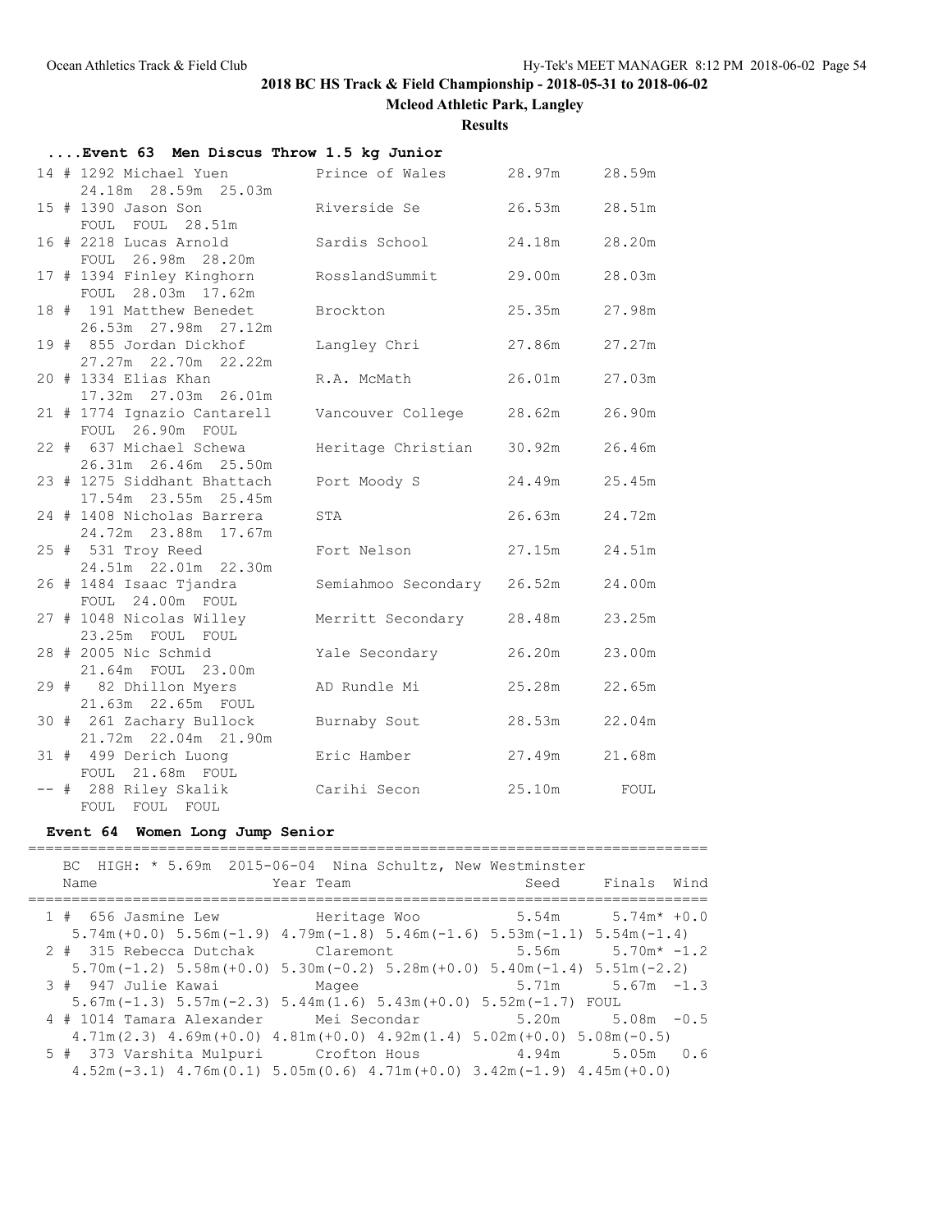**2018 BC HS Track & Field Championship - 2018-05-31 to 2018-06-02**

**Mcleod Athletic Park, Langley**

**Results**

### ....Event 63 Men Discus Throw 1.5 kg Junior

| Place | # | Name | School | Seed | Finals |
|---|---|---|---|---|---|
| 14 | 1292 | Michael Yuen | Prince of Wales | 28.97m | 28.59m |
| | | 24.18m 28.59m 25.03m | | | |
| 15 | 1390 | Jason Son | Riverside Se | 26.53m | 28.51m |
| | | FOUL FOUL 28.51m | | | |
| 16 | 2218 | Lucas Arnold | Sardis School | 24.18m | 28.20m |
| | | FOUL 26.98m 28.20m | | | |
| 17 | 1394 | Finley Kinghorn | RosslandSummit | 29.00m | 28.03m |
| | | FOUL 28.03m 17.62m | | | |
| 18 | 191 | Matthew Benedet | Brockton | 25.35m | 27.98m |
| | | 26.53m 27.98m 27.12m | | | |
| 19 | 855 | Jordan Dickhof | Langley Chri | 27.86m | 27.27m |
| | | 27.27m 22.70m 22.22m | | | |
| 20 | 1334 | Elias Khan | R.A. McMath | 26.01m | 27.03m |
| | | 17.32m 27.03m 26.01m | | | |
| 21 | 1774 | Ignazio Cantarell | Vancouver College | 28.62m | 26.90m |
| | | FOUL 26.90m FOUL | | | |
| 22 | 637 | Michael Schewa | Heritage Christian | 30.92m | 26.46m |
| | | 26.31m 26.46m 25.50m | | | |
| 23 | 1275 | Siddhant Bhattach | Port Moody S | 24.49m | 25.45m |
| | | 17.54m 23.55m 25.45m | | | |
| 24 | 1408 | Nicholas Barrera | STA | 26.63m | 24.72m |
| | | 24.72m 23.88m 17.67m | | | |
| 25 | 531 | Troy Reed | Fort Nelson | 27.15m | 24.51m |
| | | 24.51m 22.01m 22.30m | | | |
| 26 | 1484 | Isaac Tjandra | Semiahmoo Secondary | 26.52m | 24.00m |
| | | FOUL 24.00m FOUL | | | |
| 27 | 1048 | Nicolas Willey | Merritt Secondary | 28.48m | 23.25m |
| | | 23.25m FOUL FOUL | | | |
| 28 | 2005 | Nic Schmid | Yale Secondary | 26.20m | 23.00m |
| | | 21.64m FOUL 23.00m | | | |
| 29 | 82 | Dhillon Myers | AD Rundle Mi | 25.28m | 22.65m |
| | | 21.63m 22.65m FOUL | | | |
| 30 | 261 | Zachary Bullock | Burnaby Sout | 28.53m | 22.04m |
| | | 21.72m 22.04m 21.90m | | | |
| 31 | 499 | Derich Luong | Eric Hamber | 27.49m | 21.68m |
| | | FOUL 21.68m FOUL | | | |
| -- | 288 | Riley Skalik | Carihi Secon | 25.10m | FOUL |
| | | FOUL FOUL FOUL | | | |

### Event 64 Women Long Jump Senior

BC HIGH: * 5.69m 2015-06-04 Nina Schultz, New Westminster

| Place | # | Name | Year Team | Seed | Finals | Wind |
|---|---|---|---|---|---|---|
| 1 | 656 | Jasmine Lew | Heritage Woo | 5.54m | 5.74m* | +0.0 |
| | | 5.74m(+0.0) 5.56m(-1.9) 4.79m(-1.8) 5.46m(-1.6) 5.53m(-1.1) 5.54m(-1.4) | | | | |
| 2 | 315 | Rebecca Dutchak | Claremont | 5.56m | 5.70m* | -1.2 |
| | | 5.70m(-1.2) 5.58m(+0.0) 5.30m(-0.2) 5.28m(+0.0) 5.40m(-1.4) 5.51m(-2.2) | | | | |
| 3 | 947 | Julie Kawai | Magee | 5.71m | 5.67m | -1.3 |
| | | 5.67m(-1.3) 5.57m(-2.3) 5.44m(1.6) 5.43m(+0.0) 5.52m(-1.7) FOUL | | | | |
| 4 | 1014 | Tamara Alexander | Mei Secondar | 5.20m | 5.08m | -0.5 |
| | | 4.71m(2.3) 4.69m(+0.0) 4.81m(+0.0) 4.92m(1.4) 5.02m(+0.0) 5.08m(-0.5) | | | | |
| 5 | 373 | Varshita Mulpuri | Crofton Hous | 4.94m | 5.05m | 0.6 |
| | | 4.52m(-3.1) 4.76m(0.1) 5.05m(0.6) 4.71m(+0.0) 3.42m(-1.9) 4.45m(+0.0) | | | | |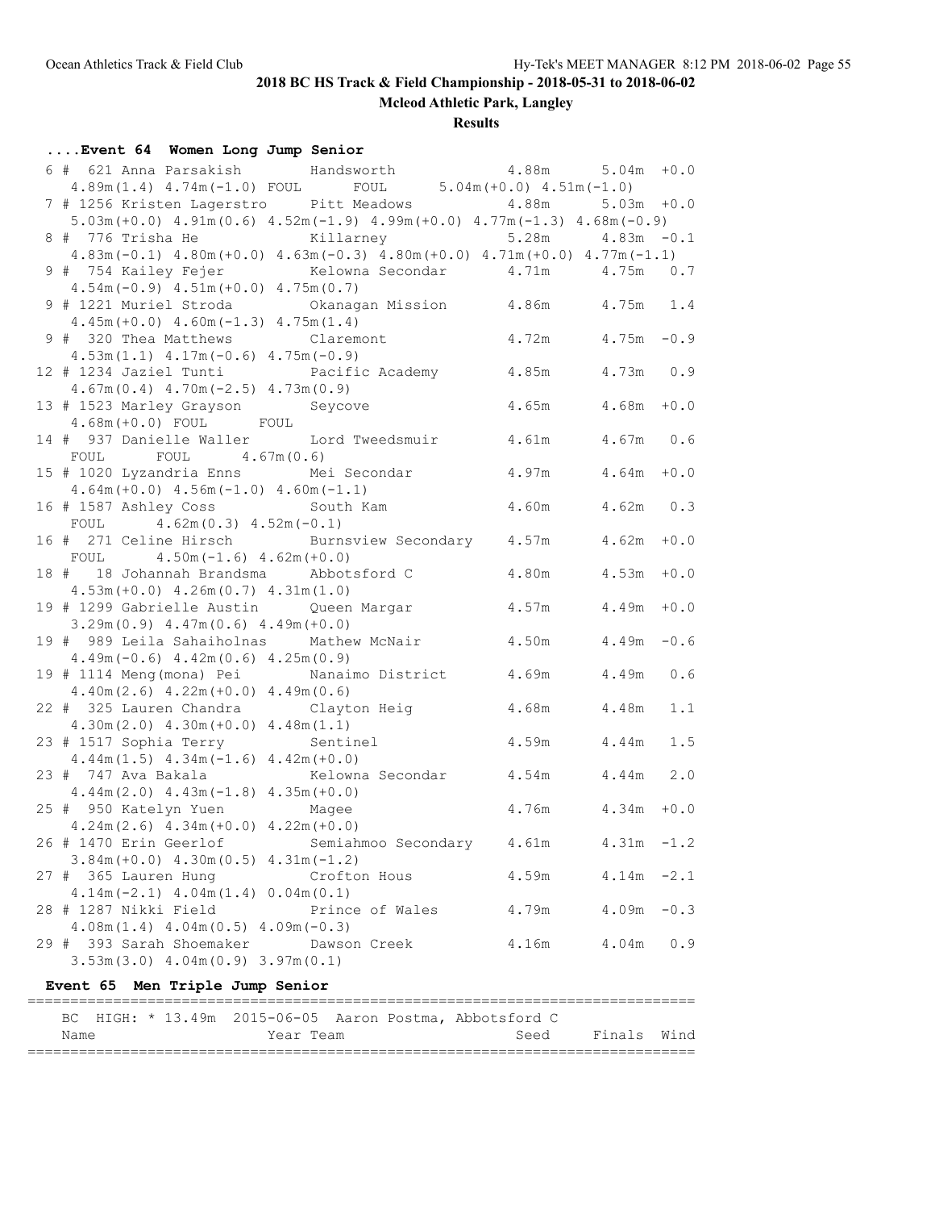## 2018 BC HS Track & Field Championship - 2018-05-31 to 2018-06-02

**Mcleod Athletic Park, Langley**

**Results**

### ....Event 64 Women Long Jump Senior

```
  6 #  621 Anna Parsakish        Handsworth              4.88m      5.04m  +0.0
     4.89m(1.4) 4.74m(-1.0) FOUL      FOUL      5.04m(+0.0) 4.51m(-1.0)
  7 # 1256 Kristen Lagerstro     Pitt Meadows            4.88m      5.03m  +0.0
     5.03m(+0.0) 4.91m(0.6) 4.52m(-1.9) 4.99m(+0.0) 4.77m(-1.3) 4.68m(-0.9)
  8 #  776 Trisha He             Killarney               5.28m      4.83m  -0.1
     4.83m(-0.1) 4.80m(+0.0) 4.63m(-0.3) 4.80m(+0.0) 4.71m(+0.0) 4.77m(-1.1)
  9 #  754 Kailey Fejer          Kelowna Secondar        4.71m      4.75m   0.7
     4.54m(-0.9) 4.51m(+0.0) 4.75m(0.7)
  9 # 1221 Muriel Stroda         Okanagan Mission        4.86m      4.75m   1.4
     4.45m(+0.0) 4.60m(-1.3) 4.75m(1.4)
  9 #  320 Thea Matthews         Claremont               4.72m      4.75m  -0.9
     4.53m(1.1) 4.17m(-0.6) 4.75m(-0.9)
 12 # 1234 Jaziel Tunti          Pacific Academy         4.85m      4.73m   0.9
     4.67m(0.4) 4.70m(-2.5) 4.73m(0.9)
 13 # 1523 Marley Grayson        Seycove                 4.65m      4.68m  +0.0
     4.68m(+0.0) FOUL      FOUL
 14 #  937 Danielle Waller       Lord Tweedsmuir         4.61m      4.67m   0.6
     FOUL      FOUL      4.67m(0.6)
 15 # 1020 Lyzandria Enns        Mei Secondar            4.97m      4.64m  +0.0
     4.64m(+0.0) 4.56m(-1.0) 4.60m(-1.1)
 16 # 1587 Ashley Coss           South Kam               4.60m      4.62m   0.3
     FOUL      4.62m(0.3) 4.52m(-0.1)
 16 #  271 Celine Hirsch         Burnsview Secondary     4.57m      4.62m  +0.0
     FOUL      4.50m(-1.6) 4.62m(+0.0)
 18 #   18 Johannah Brandsma     Abbotsford C            4.80m      4.53m  +0.0
     4.53m(+0.0) 4.26m(0.7) 4.31m(1.0)
 19 # 1299 Gabrielle Austin      Queen Margar            4.57m      4.49m  +0.0
     3.29m(0.9) 4.47m(0.6) 4.49m(+0.0)
 19 #  989 Leila Sahaiholnas     Mathew McNair           4.50m      4.49m  -0.6
     4.49m(-0.6) 4.42m(0.6) 4.25m(0.9)
 19 # 1114 Meng(mona) Pei        Nanaimo District        4.69m      4.49m   0.6
     4.40m(2.6) 4.22m(+0.0) 4.49m(0.6)
 22 #  325 Lauren Chandra        Clayton Heig            4.68m      4.48m   1.1
     4.30m(2.0) 4.30m(+0.0) 4.48m(1.1)
 23 # 1517 Sophia Terry          Sentinel                4.59m      4.44m   1.5
     4.44m(1.5) 4.34m(-1.6) 4.42m(+0.0)
 23 #  747 Ava Bakala            Kelowna Secondar        4.54m      4.44m   2.0
     4.44m(2.0) 4.43m(-1.8) 4.35m(+0.0)
 25 #  950 Katelyn Yuen          Magee                   4.76m      4.34m  +0.0
     4.24m(2.6) 4.34m(+0.0) 4.22m(+0.0)
 26 # 1470 Erin Geerlof          Semiahmoo Secondary     4.61m      4.31m  -1.2
     3.84m(+0.0) 4.30m(0.5) 4.31m(-1.2)
 27 #  365 Lauren Hung           Crofton Hous            4.59m      4.14m  -2.1
     4.14m(-2.1) 4.04m(1.4) 0.04m(0.1)
 28 # 1287 Nikki Field           Prince of Wales         4.79m      4.09m  -0.3
     4.08m(1.4) 4.04m(0.5) 4.09m(-0.3)
 29 #  393 Sarah Shoemaker       Dawson Creek            4.16m      4.04m   0.9
     3.53m(3.0) 4.04m(0.9) 3.97m(0.1)
```

### Event 65 Men Triple Jump Senior

```
==============================================================================
    BC  HIGH: * 13.49m  2015-06-05  Aaron Postma, Abbotsford C
    Name                    Year Team                     Seed     Finals  Wind
==============================================================================
```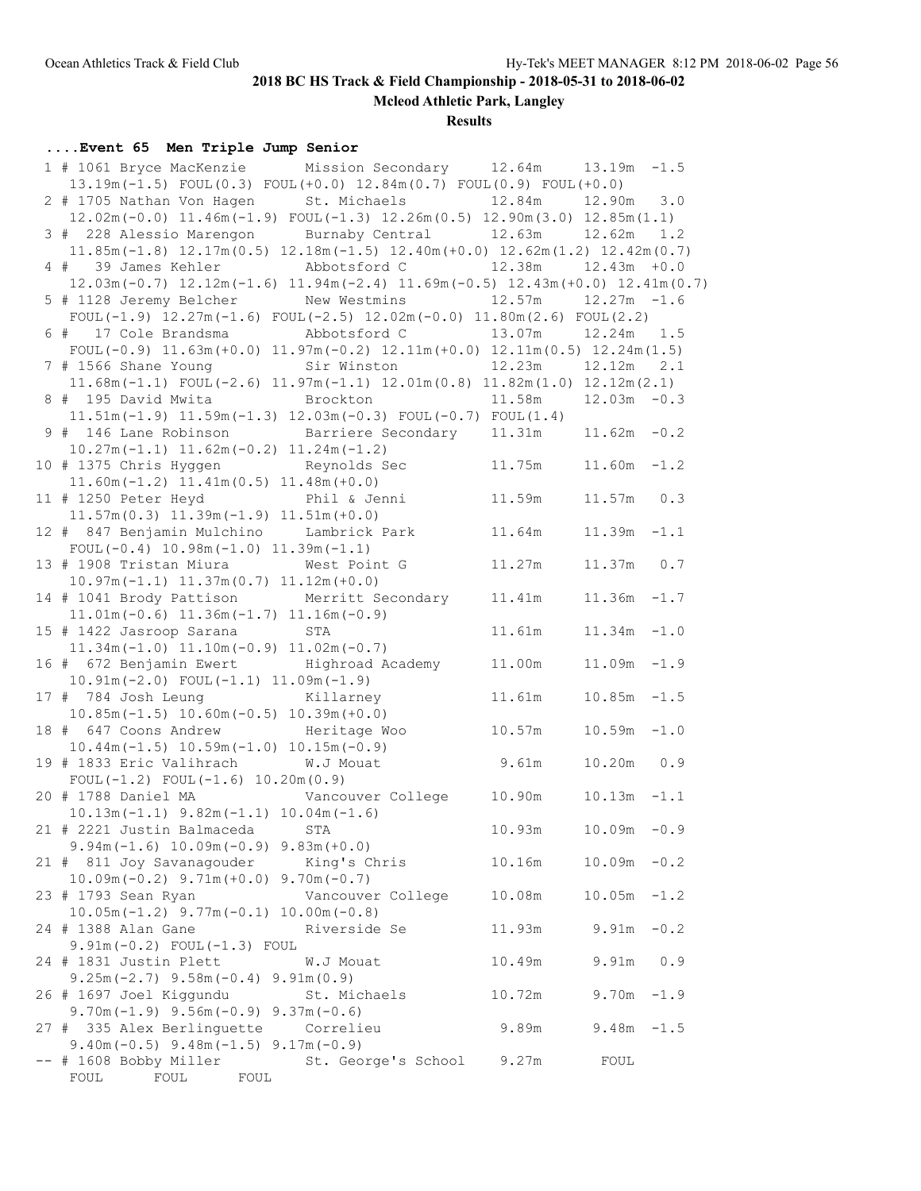## 2018 BC HS Track & Field Championship - 2018-05-31 to 2018-06-02

**Mcleod Athletic Park, Langley**

**Results**

### ....Event 65 Men Triple Jump Senior

```
  1 # 1061 Bryce MacKenzie      Mission Secondary     12.64m    13.19m  -1.5
     13.19m(-1.5) FOUL(0.3) FOUL(+0.0) 12.84m(0.7) FOUL(0.9) FOUL(+0.0)
  2 # 1705 Nathan Von Hagen     St. Michaels          12.84m    12.90m   3.0
     12.02m(-0.0) 11.46m(-1.9) FOUL(-1.3) 12.26m(0.5) 12.90m(3.0) 12.85m(1.1)
  3 #  228 Alessio Marengon     Burnaby Central       12.63m    12.62m   1.2
     11.85m(-1.8) 12.17m(0.5) 12.18m(-1.5) 12.40m(+0.0) 12.62m(1.2) 12.42m(0.7)
  4 #   39 James Kehler         Abbotsford C          12.38m    12.43m  +0.0
     12.03m(-0.7) 12.12m(-1.6) 11.94m(-2.4) 11.69m(-0.5) 12.43m(+0.0) 12.41m(0.7)
  5 # 1128 Jeremy Belcher       New Westmins          12.57m    12.27m  -1.6
     FOUL(-1.9) 12.27m(-1.6) FOUL(-2.5) 12.02m(-0.0) 11.80m(2.6) FOUL(2.2)
  6 #   17 Cole Brandsma        Abbotsford C          13.07m    12.24m   1.5
     FOUL(-0.9) 11.63m(+0.0) 11.97m(-0.2) 12.11m(+0.0) 12.11m(0.5) 12.24m(1.5)
  7 # 1566 Shane Young          Sir Winston           12.23m    12.12m   2.1
     11.68m(-1.1) FOUL(-2.6) 11.97m(-1.1) 12.01m(0.8) 11.82m(1.0) 12.12m(2.1)
  8 #  195 David Mwita          Brockton              11.58m    12.03m  -0.3
     11.51m(-1.9) 11.59m(-1.3) 12.03m(-0.3) FOUL(-0.7) FOUL(1.4)
  9 #  146 Lane Robinson        Barriere Secondary    11.31m    11.62m  -0.2
     10.27m(-1.1) 11.62m(-0.2) 11.24m(-1.2)
 10 # 1375 Chris Hyggen         Reynolds Sec          11.75m    11.60m  -1.2
     11.60m(-1.2) 11.41m(0.5) 11.48m(+0.0)
 11 # 1250 Peter Heyd           Phil & Jenni          11.59m    11.57m   0.3
     11.57m(0.3) 11.39m(-1.9) 11.51m(+0.0)
 12 #  847 Benjamin Mulchino    Lambrick Park         11.64m    11.39m  -1.1
     FOUL(-0.4) 10.98m(-1.0) 11.39m(-1.1)
 13 # 1908 Tristan Miura        West Point G          11.27m    11.37m   0.7
     10.97m(-1.1) 11.37m(0.7) 11.12m(+0.0)
 14 # 1041 Brody Pattison       Merritt Secondary     11.41m    11.36m  -1.7
     11.01m(-0.6) 11.36m(-1.7) 11.16m(-0.9)
 15 # 1422 Jasroop Sarana       STA                   11.61m    11.34m  -1.0
     11.34m(-1.0) 11.10m(-0.9) 11.02m(-0.7)
 16 #  672 Benjamin Ewert       Highroad Academy      11.00m    11.09m  -1.9
     10.91m(-2.0) FOUL(-1.1) 11.09m(-1.9)
 17 #  784 Josh Leung           Killarney             11.61m    10.85m  -1.5
     10.85m(-1.5) 10.60m(-0.5) 10.39m(+0.0)
 18 #  647 Coons Andrew         Heritage Woo          10.57m    10.59m  -1.0
     10.44m(-1.5) 10.59m(-1.0) 10.15m(-0.9)
 19 # 1833 Eric Valihrach       W.J Mouat              9.61m    10.20m   0.9
     FOUL(-1.2) FOUL(-1.6) 10.20m(0.9)
 20 # 1788 Daniel MA            Vancouver College     10.90m    10.13m  -1.1
     10.13m(-1.1) 9.82m(-1.1) 10.04m(-1.6)
 21 # 2221 Justin Balmaceda     STA                   10.93m    10.09m  -0.9
     9.94m(-1.6) 10.09m(-0.9) 9.83m(+0.0)
 21 #  811 Joy Savanagouder     King's Chris          10.16m    10.09m  -0.2
     10.09m(-0.2) 9.71m(+0.0) 9.70m(-0.7)
 23 # 1793 Sean Ryan            Vancouver College     10.08m    10.05m  -1.2
     10.05m(-1.2) 9.77m(-0.1) 10.00m(-0.8)
 24 # 1388 Alan Gane            Riverside Se          11.93m     9.91m  -0.2
     9.91m(-0.2) FOUL(-1.3) FOUL
 24 # 1831 Justin Plett         W.J Mouat             10.49m     9.91m   0.9
     9.25m(-2.7) 9.58m(-0.4) 9.91m(0.9)
 26 # 1697 Joel Kiggundu        St. Michaels          10.72m     9.70m  -1.9
     9.70m(-1.9) 9.56m(-0.9) 9.37m(-0.6)
 27 #  335 Alex Berlinguette    Correlieu              9.89m     9.48m  -1.5
     9.40m(-0.5) 9.48m(-1.5) 9.17m(-0.9)
 -- # 1608 Bobby Miller         St. George's School    9.27m      FOUL
     FOUL      FOUL      FOUL
```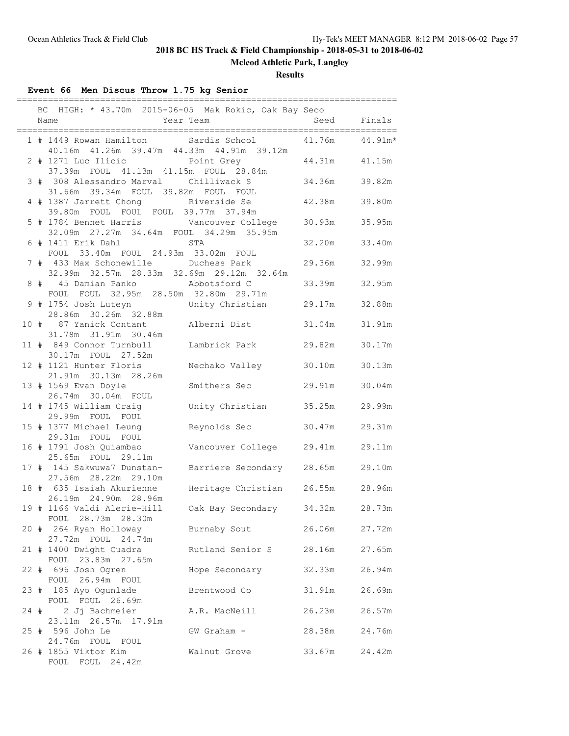# 2018 BC HS Track & Field Championship - 2018-05-31 to 2018-06-02

**Mcleod Athletic Park, Langley**

**Results**

### Event 66 Men Discus Throw 1.75 kg Senior

BC HIGH: * 43.70m 2015-06-05 Mak Rokic, Oak Bay Seco

| Place | Name | Year | Team | Seed | Finals |
|---|---|---|---|---|---|
| 1 | # 1449 Rowan Hamilton | | Sardis School | 41.76m | 44.91m* |
| | 40.16m 41.26m 39.47m 44.33m 44.91m 39.12m | | | | |
| 2 | # 1271 Luc Ilicic | | Point Grey | 44.31m | 41.15m |
| | 37.39m FOUL 41.13m 41.15m FOUL 28.84m | | | | |
| 3 | # 308 Alessandro Marval | | Chilliwack S | 34.36m | 39.82m |
| | 31.66m 39.34m FOUL 39.82m FOUL FOUL | | | | |
| 4 | # 1387 Jarrett Chong | | Riverside Se | 42.38m | 39.80m |
| | 39.80m FOUL FOUL FOUL 39.77m 37.94m | | | | |
| 5 | # 1784 Bennet Harris | | Vancouver College | 30.93m | 35.95m |
| | 32.09m 27.27m 34.64m FOUL 34.29m 35.95m | | | | |
| 6 | # 1411 Erik Dahl | | STA | 32.20m | 33.40m |
| | FOUL 33.40m FOUL 24.93m 33.02m FOUL | | | | |
| 7 | # 433 Max Schonewille | | Duchess Park | 29.36m | 32.99m |
| | 32.99m 32.57m 28.33m 32.69m 29.12m 32.64m | | | | |
| 8 | # 45 Damian Panko | | Abbotsford C | 33.39m | 32.95m |
| | FOUL FOUL 32.95m 28.50m 32.80m 29.71m | | | | |
| 9 | # 1754 Josh Luteyn | | Unity Christian | 29.17m | 32.88m |
| | 28.86m 30.26m 32.88m | | | | |
| 10 | # 87 Yanick Contant | | Alberni Dist | 31.04m | 31.91m |
| | 31.78m 31.91m 30.46m | | | | |
| 11 | # 849 Connor Turnbull | | Lambrick Park | 29.82m | 30.17m |
| | 30.17m FOUL 27.52m | | | | |
| 12 | # 1121 Hunter Floris | | Nechako Valley | 30.10m | 30.13m |
| | 21.91m 30.13m 28.26m | | | | |
| 13 | # 1569 Evan Doyle | | Smithers Sec | 29.91m | 30.04m |
| | 26.74m 30.04m FOUL | | | | |
| 14 | # 1745 William Craig | | Unity Christian | 35.25m | 29.99m |
| | 29.99m FOUL FOUL | | | | |
| 15 | # 1377 Michael Leung | | Reynolds Sec | 30.47m | 29.31m |
| | 29.31m FOUL FOUL | | | | |
| 16 | # 1791 Josh Quiambao | | Vancouver College | 29.41m | 29.11m |
| | 25.65m FOUL 29.11m | | | | |
| 17 | # 145 Sakwuwa7 Dunstan- | | Barriere Secondary | 28.65m | 29.10m |
| | 27.56m 28.22m 29.10m | | | | |
| 18 | # 635 Isaiah Akurienne | | Heritage Christian | 26.55m | 28.96m |
| | 26.19m 24.90m 28.96m | | | | |
| 19 | # 1166 Valdi Alerie-Hill | | Oak Bay Secondary | 34.32m | 28.73m |
| | FOUL 28.73m 28.30m | | | | |
| 20 | # 264 Ryan Holloway | | Burnaby Sout | 26.06m | 27.72m |
| | 27.72m FOUL 24.74m | | | | |
| 21 | # 1400 Dwight Cuadra | | Rutland Senior S | 28.16m | 27.65m |
| | FOUL 23.83m 27.65m | | | | |
| 22 | # 696 Josh Ogren | | Hope Secondary | 32.33m | 26.94m |
| | FOUL 26.94m FOUL | | | | |
| 23 | # 185 Ayo Ogunlade | | Brentwood Co | 31.91m | 26.69m |
| | FOUL FOUL 26.69m | | | | |
| 24 | # 2 Jj Bachmeier | | A.R. MacNeill | 26.23m | 26.57m |
| | 23.11m 26.57m 17.91m | | | | |
| 25 | # 596 John Le | | GW Graham - | 28.38m | 24.76m |
| | 24.76m FOUL FOUL | | | | |
| 26 | # 1855 Viktor Kim | | Walnut Grove | 33.67m | 24.42m |
| | FOUL FOUL 24.42m | | | | |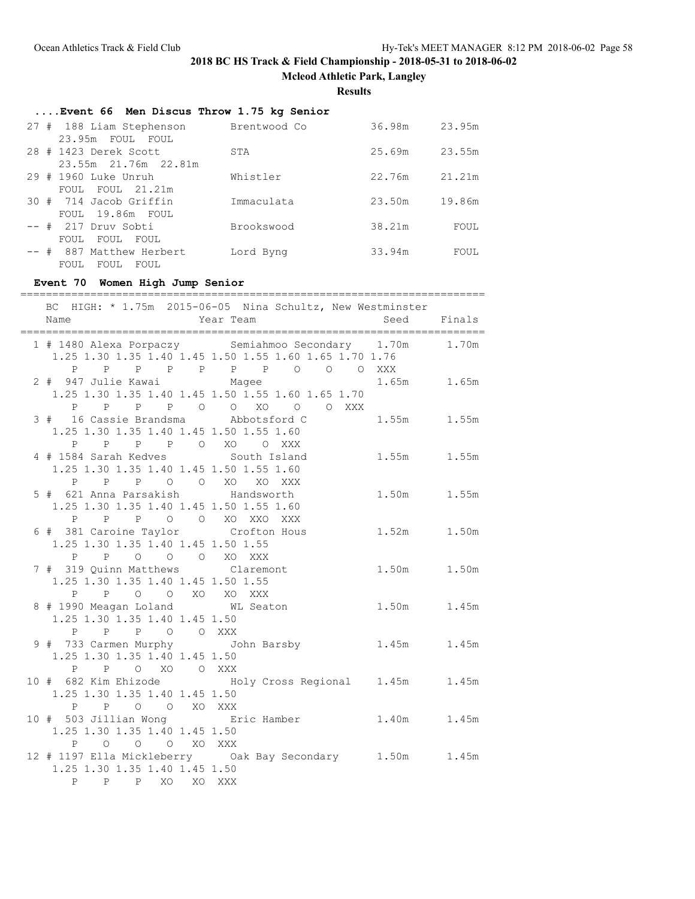## 2018 BC HS Track & Field Championship - 2018-05-31 to 2018-06-02

**Mcleod Athletic Park, Langley**

**Results**

### ....Event 66 Men Discus Throw 1.75 kg Senior

```
 27 #  188 Liam Stephenson       Brentwood Co           36.98m     23.95m
      23.95m  FOUL  FOUL
 28 # 1423 Derek Scott            STA                    25.69m     23.55m
      23.55m  21.76m  22.81m
 29 # 1960 Luke Unruh             Whistler               22.76m     21.21m
      FOUL  FOUL  21.21m
 30 #  714 Jacob Griffin          Immaculata             23.50m     19.86m
      FOUL  19.86m  FOUL
 -- #  217 Druv Sobti             Brookswood             38.21m       FOUL
      FOUL  FOUL  FOUL
 -- #  887 Matthew Herbert        Lord Byng              33.94m       FOUL
      FOUL  FOUL  FOUL
```

### Event 70 Women High Jump Senior

```
=========================================================================
    BC  HIGH: * 1.75m  2015-06-05  Nina Schultz, New Westminster
    Name                    Year Team                     Seed    Finals
=========================================================================
  1 # 1480 Alexa Porpaczy        Semiahmoo Secondary   1.70m       1.70m
      1.25 1.30 1.35 1.40 1.45 1.50 1.55 1.60 1.65 1.70 1.76
         P    P    P    P    P    P    P    O    O    O  XXX
  2 #  947 Julie Kawai           Magee                 1.65m       1.65m
      1.25 1.30 1.35 1.40 1.45 1.50 1.55 1.60 1.65 1.70
         P    P    P    P    O    O   XO    O    O  XXX
  3 #   16 Cassie Brandsma       Abbotsford C          1.55m       1.55m
      1.25 1.30 1.35 1.40 1.45 1.50 1.55 1.60
         P    P    P    P    O   XO    O  XXX
  4 # 1584 Sarah Kedves          South Island          1.55m       1.55m
      1.25 1.30 1.35 1.40 1.45 1.50 1.55 1.60
         P    P    P    O    O   XO   XO  XXX
  5 #  621 Anna Parsakish        Handsworth            1.50m       1.55m
      1.25 1.30 1.35 1.40 1.45 1.50 1.55 1.60
         P    P    P    O    O   XO  XXO  XXX
  6 #  381 Caroine Taylor        Crofton Hous          1.52m       1.50m
      1.25 1.30 1.35 1.40 1.45 1.50 1.55
         P    P    O    O    O   XO  XXX
  7 #  319 Quinn Matthews        Claremont             1.50m       1.50m
      1.25 1.30 1.35 1.40 1.45 1.50 1.55
         P    P    O    O   XO   XO  XXX
  8 # 1990 Meagan Loland         WL Seaton             1.50m       1.45m
      1.25 1.30 1.35 1.40 1.45 1.50
         P    P    P    O    O  XXX
  9 #  733 Carmen Murphy         John Barsby           1.45m       1.45m
      1.25 1.30 1.35 1.40 1.45 1.50
         P    P    O   XO    O  XXX
 10 #  682 Kim Ehizode           Holy Cross Regional   1.45m       1.45m
      1.25 1.30 1.35 1.40 1.45 1.50
         P    P    O    O   XO  XXX
 10 #  503 Jillian Wong          Eric Hamber           1.40m       1.45m
      1.25 1.30 1.35 1.40 1.45 1.50
         P    O    O    O   XO  XXX
 12 # 1197 Ella Mickleberry      Oak Bay Secondary     1.50m       1.45m
      1.25 1.30 1.35 1.40 1.45 1.50
         P    P    P   XO   XO  XXX
```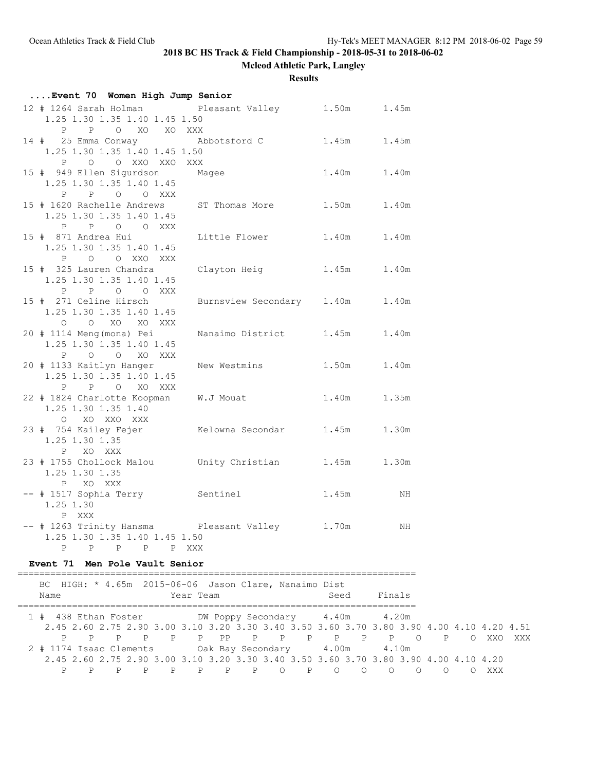## 2018 BC HS Track & Field Championship - 2018-05-31 to 2018-06-02

**Mcleod Athletic Park, Langley**

**Results**

### ....Event 70 Women High Jump Senior

```
 12 # 1264 Sarah Holman          Pleasant Valley         1.50m      1.45m
     1.25 1.30 1.35 1.40 1.45 1.50
        P    P    O   XO   XO  XXX
 14 #   25 Emma Conway           Abbotsford C            1.45m      1.45m
     1.25 1.30 1.35 1.40 1.45 1.50
        P    O    O  XXO  XXO  XXX
 15 #  949 Ellen Sigurdson       Magee                   1.40m      1.40m
     1.25 1.30 1.35 1.40 1.45
        P    P    O    O  XXX
 15 # 1620 Rachelle Andrews      ST Thomas More          1.50m      1.40m
     1.25 1.30 1.35 1.40 1.45
        P    P    O    O  XXX
 15 #  871 Andrea Hui            Little Flower           1.40m      1.40m
     1.25 1.30 1.35 1.40 1.45
        P    O    O  XXO  XXX
 15 #  325 Lauren Chandra        Clayton Heig            1.45m      1.40m
     1.25 1.30 1.35 1.40 1.45
        P    P    O    O  XXX
 15 #  271 Celine Hirsch         Burnsview Secondary     1.40m      1.40m
     1.25 1.30 1.35 1.40 1.45
        O    O   XO   XO  XXX
 20 # 1114 Meng(mona) Pei        Nanaimo District        1.45m      1.40m
     1.25 1.30 1.35 1.40 1.45
        P    O    O   XO  XXX
 20 # 1133 Kaitlyn Hanger        New Westmins            1.50m      1.40m
     1.25 1.30 1.35 1.40 1.45
        P    P    O   XO  XXX
 22 # 1824 Charlotte Koopman     W.J Mouat               1.40m      1.35m
     1.25 1.30 1.35 1.40
        O   XO  XXO  XXX
 23 #  754 Kailey Fejer          Kelowna Secondar        1.45m      1.30m
     1.25 1.30 1.35
        P   XO  XXX
 23 # 1755 Chollock Malou        Unity Christian         1.45m      1.30m
     1.25 1.30 1.35
        P   XO  XXX
 -- # 1517 Sophia Terry          Sentinel                1.45m         NH
     1.25 1.30
        P  XXX
 -- # 1263 Trinity Hansma        Pleasant Valley         1.70m         NH
     1.25 1.30 1.35 1.40 1.45 1.50
        P    P    P    P    P  XXX
```

### Event 71 Men Pole Vault Senior

```
=========================================================================
    BC  HIGH: * 4.65m  2015-06-06  Jason Clare, Nanaimo Dist
    Name                    Year Team                    Seed     Finals
=========================================================================
  1 #  438 Ethan Foster          DW Poppy Secondary      4.40m      4.20m
     2.45 2.60 2.75 2.90 3.00 3.10 3.20 3.30 3.40 3.50 3.60 3.70 3.80 3.90 4.00 4.10 4.20 4.51
        P    P    P    P    P    P   PP    P    P    P    P    P    P    O    P    O  XXO  XXX
  2 # 1174 Isaac Clements        Oak Bay Secondary       4.00m      4.10m
     2.45 2.60 2.75 2.90 3.00 3.10 3.20 3.30 3.40 3.50 3.60 3.70 3.80 3.90 4.00 4.10 4.20
        P    P    P    P    P    P    P    P    O    P    O    O    O    O    O    O  XXX
```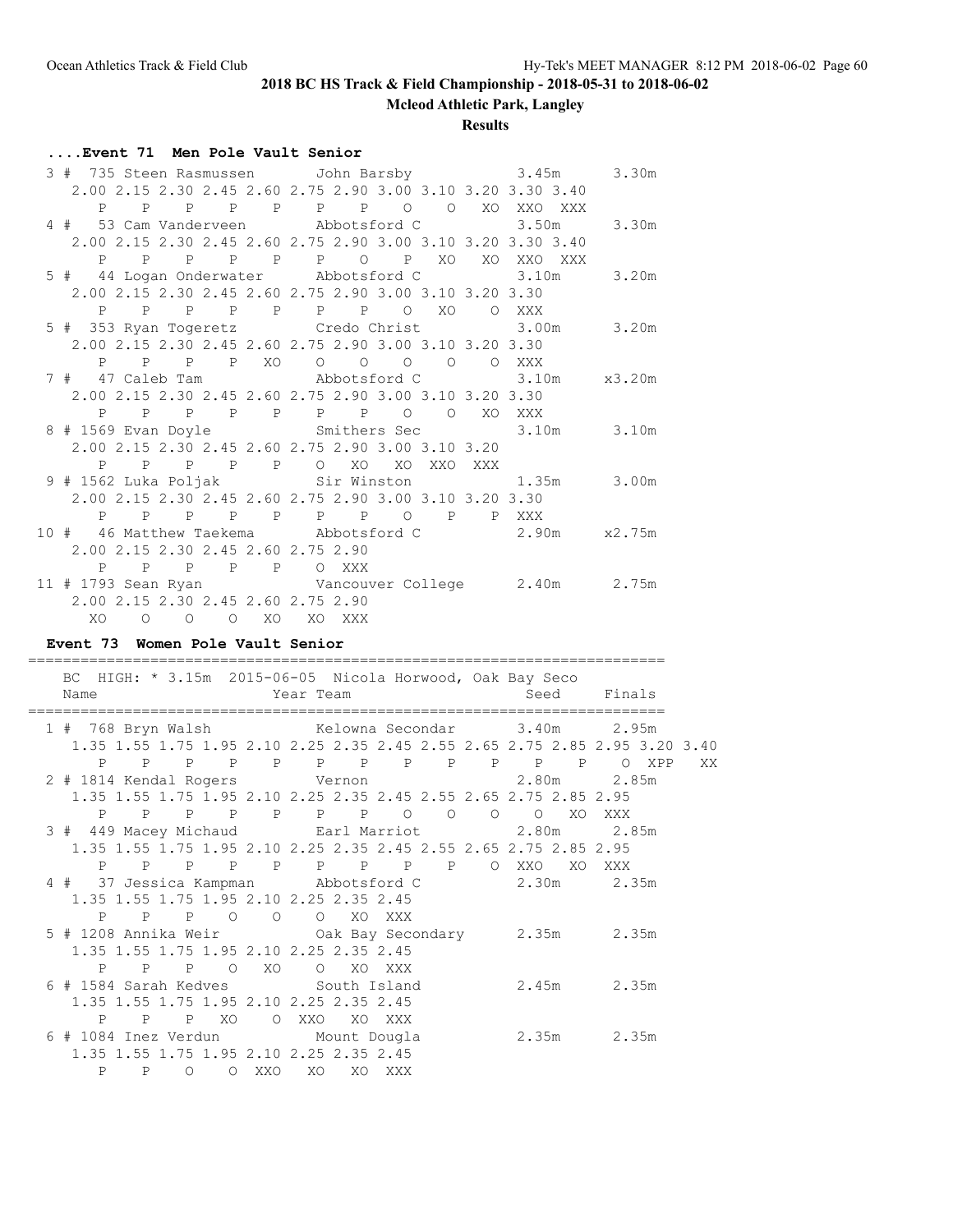# 2018 BC HS Track & Field Championship - 2018-05-31 to 2018-06-02

**Mcleod Athletic Park, Langley**

**Results**

### ....Event 71 Men Pole Vault Senior

```
  3 #  735 Steen Rasmussen       John Barsby              3.45m      3.30m 
     2.00 2.15 2.30 2.45 2.60 2.75 2.90 3.00 3.10 3.20 3.30 3.40 
        P    P    P    P    P    P    P    O    O   XO  XXO  XXX 
  4 #   53 Cam Vanderveen        Abbotsford C             3.50m      3.30m 
     2.00 2.15 2.30 2.45 2.60 2.75 2.90 3.00 3.10 3.20 3.30 3.40 
        P    P    P    P    P    P    O    P   XO   XO  XXO  XXX 
  5 #   44 Logan Onderwater      Abbotsford C             3.10m      3.20m 
     2.00 2.15 2.30 2.45 2.60 2.75 2.90 3.00 3.10 3.20 3.30 
        P    P    P    P    P    P    P    O   XO    O  XXX 
  5 #  353 Ryan Togeretz         Credo Christ             3.00m      3.20m 
     2.00 2.15 2.30 2.45 2.60 2.75 2.90 3.00 3.10 3.20 3.30 
        P    P    P    P   XO    O    O    O    O    O  XXX 
  7 #   47 Caleb Tam             Abbotsford C             3.10m     x3.20m 
     2.00 2.15 2.30 2.45 2.60 2.75 2.90 3.00 3.10 3.20 3.30 
        P    P    P    P    P    P    P    O    O   XO  XXX 
  8 # 1569 Evan Doyle            Smithers Sec             3.10m      3.10m 
     2.00 2.15 2.30 2.45 2.60 2.75 2.90 3.00 3.10 3.20 
        P    P    P    P    P    O   XO   XO  XXO  XXX 
  9 # 1562 Luka Poljak           Sir Winston              1.35m      3.00m 
     2.00 2.15 2.30 2.45 2.60 2.75 2.90 3.00 3.10 3.20 3.30 
        P    P    P    P    P    P    P    O    P    P  XXX 
 10 #   46 Matthew Taekema       Abbotsford C             2.90m     x2.75m 
     2.00 2.15 2.30 2.45 2.60 2.75 2.90 
        P    P    P    P    P    O  XXX 
 11 # 1793 Sean Ryan             Vancouver College        2.40m      2.75m 
     2.00 2.15 2.30 2.45 2.60 2.75 2.90 
       XO    O    O    O   XO   XO  XXX 
```

### Event 73 Women Pole Vault Senior

```
=========================================================================
    BC  HIGH: * 3.15m  2015-06-05  Nicola Horwood, Oak Bay Seco 
    Name                    Year Team                     Seed    Finals 
=========================================================================
  1 #  768 Bryn Walsh            Kelowna Secondar         3.40m      2.95m 
     1.35 1.55 1.75 1.95 2.10 2.25 2.35 2.45 2.55 2.65 2.75 2.85 2.95 3.20 3.40 
        P    P    P    P    P    P    P    P    P    P    P    P    O  XPP   XX 
  2 # 1814 Kendal Rogers         Vernon                   2.80m      2.85m 
     1.35 1.55 1.75 1.95 2.10 2.25 2.35 2.45 2.55 2.65 2.75 2.85 2.95 
        P    P    P    P    P    P    P    O    O    O    O   XO  XXX 
  3 #  449 Macey Michaud         Earl Marriot             2.80m      2.85m 
     1.35 1.55 1.75 1.95 2.10 2.25 2.35 2.45 2.55 2.65 2.75 2.85 2.95 
        P    P    P    P    P    P    P    P    P    O  XXO   XO  XXX 
  4 #   37 Jessica Kampman       Abbotsford C             2.30m      2.35m 
     1.35 1.55 1.75 1.95 2.10 2.25 2.35 2.45 
        P    P    P    O    O    O   XO  XXX 
  5 # 1208 Annika Weir           Oak Bay Secondary        2.35m      2.35m 
     1.35 1.55 1.75 1.95 2.10 2.25 2.35 2.45 
        P    P    P    O   XO    O   XO  XXX 
  6 # 1584 Sarah Kedves          South Island             2.45m      2.35m 
     1.35 1.55 1.75 1.95 2.10 2.25 2.35 2.45 
        P    P    P   XO    O  XXO   XO  XXX 
  6 # 1084 Inez Verdun           Mount Dougla             2.35m      2.35m 
     1.35 1.55 1.75 1.95 2.10 2.25 2.35 2.45 
        P    P    O    O  XXO   XO   XO  XXX 
```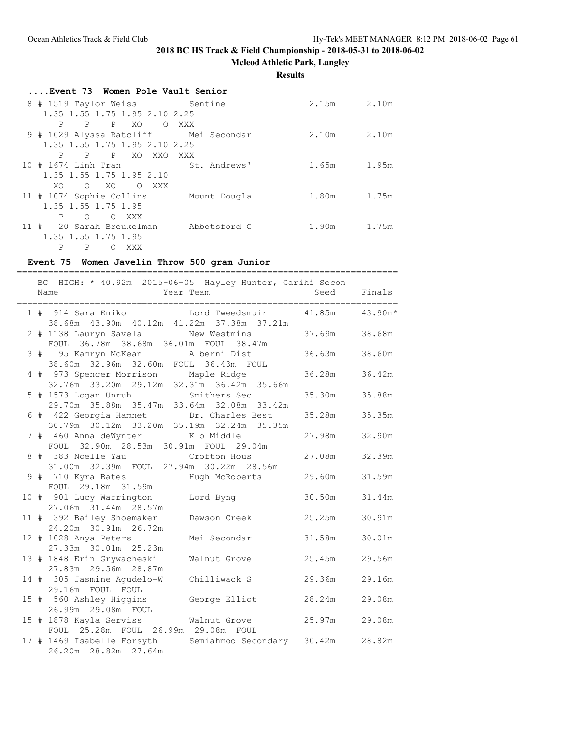**2018 BC HS Track & Field Championship - 2018-05-31 to 2018-06-02**

**Mcleod Athletic Park, Langley**

**Results**

### ....Event 73 Women Pole Vault Senior

```
  8 # 1519 Taylor Weiss          Sentinel                2.15m      2.10m
     1.35 1.55 1.75 1.95 2.10 2.25
        P    P    P   XO    O  XXX
  9 # 1029 Alyssa Ratcliff       Mei Secondar            2.10m      2.10m
     1.35 1.55 1.75 1.95 2.10 2.25
        P    P    P   XO  XXO  XXX
 10 # 1674 Linh Tran             St. Andrews'            1.65m      1.95m
     1.35 1.55 1.75 1.95 2.10
       XO    O   XO    O  XXX
 11 # 1074 Sophie Collins        Mount Dougla            1.80m      1.75m
     1.35 1.55 1.75 1.95
        P    O    O  XXX
 11 #   20 Sarah Breukelman      Abbotsford C            1.90m      1.75m
     1.35 1.55 1.75 1.95
        P    P    O  XXX
```

### Event 75 Women Javelin Throw 500 gram Junior

```
=========================================================================
    BC  HIGH: * 40.92m  2015-06-05  Hayley Hunter, Carihi Secon
    Name                    Year Team                   Seed     Finals
=========================================================================
  1 # 914 Sara Eniko            Lord Tweedsmuir        41.85m     43.90m*
     38.68m  43.90m  40.12m  41.22m  37.38m  37.21m
  2 # 1138 Lauryn Savela        New Westmins           37.69m     38.68m
     FOUL  36.78m  38.68m  36.01m  FOUL  38.47m
  3 #   95 Kamryn McKean        Alberni Dist           36.63m     38.60m
     38.60m  32.96m  32.60m  FOUL  36.43m  FOUL
  4 # 973 Spencer Morrison      Maple Ridge            36.28m     36.42m
     32.76m  33.20m  29.12m  32.31m  36.42m  35.66m
  5 # 1573 Logan Unruh          Smithers Sec           35.30m     35.88m
     29.70m  35.88m  35.47m  33.64m  32.08m  33.42m
  6 # 422 Georgia Hamnet        Dr. Charles Best       35.28m     35.35m
     30.79m  30.12m  33.20m  35.19m  32.24m  35.35m
  7 # 460 Anna deWynter         Klo Middle             27.98m     32.90m
     FOUL  32.90m  28.53m  30.91m  FOUL  29.04m
  8 # 383 Noelle Yau            Crofton Hous           27.08m     32.39m
     31.00m  32.39m  FOUL  27.94m  30.22m  28.56m
  9 # 710 Kyra Bates            Hugh McRoberts         29.60m     31.59m
     FOUL  29.18m  31.59m
 10 # 901 Lucy Warrington       Lord Byng              30.50m     31.44m
     27.06m  31.44m  28.57m
 11 # 392 Bailey Shoemaker      Dawson Creek           25.25m     30.91m
     24.20m  30.91m  26.72m
 12 # 1028 Anya Peters          Mei Secondar           31.58m     30.01m
     27.33m  30.01m  25.23m
 13 # 1848 Erin Grywacheski     Walnut Grove           25.45m     29.56m
     27.83m  29.56m  28.87m
 14 # 305 Jasmine Agudelo-W     Chilliwack S           29.36m     29.16m
     29.16m  FOUL  FOUL
 15 # 560 Ashley Higgins        George Elliot          28.24m     29.08m
     26.99m  29.08m  FOUL
 15 # 1878 Kayla Serviss        Walnut Grove           25.97m     29.08m
     FOUL  25.28m  FOUL  26.99m  29.08m  FOUL
 17 # 1469 Isabelle Forsyth     Semiahmoo Secondary    30.42m     28.82m
     26.20m  28.82m  27.64m
```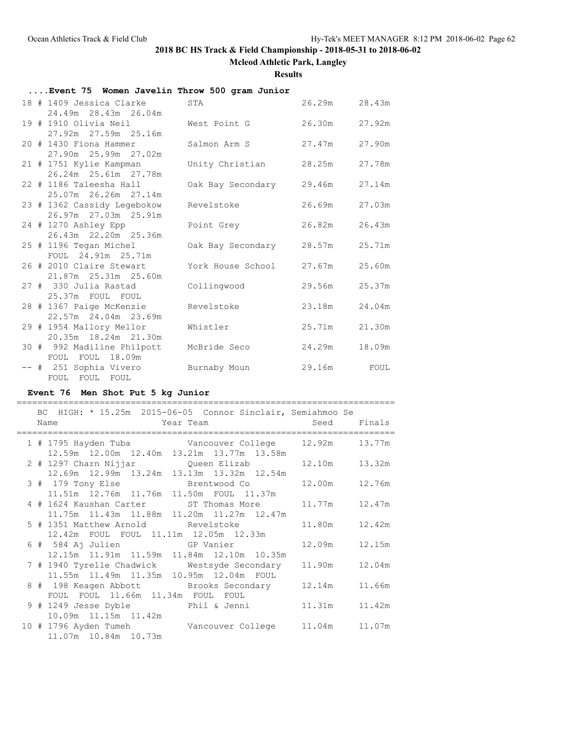## 2018 BC HS Track & Field Championship - 2018-05-31 to 2018-06-02

### Mcleod Athletic Park, Langley

**Results**

### ....Event 75 Women Javelin Throw 500 gram Junior

| Place | Comp# | Name | Team | Seed | Finals |
|---|---|---|---|---|---|
| 18 | # 1409 | Jessica Clarke | STA | 26.29m | 28.43m |
| | | 24.49m 28.43m 26.04m | | | |
| 19 | # 1910 | Olivia Neil | West Point G | 26.30m | 27.92m |
| | | 27.92m 27.59m 25.16m | | | |
| 20 | # 1430 | Fiona Hammer | Salmon Arm S | 27.47m | 27.90m |
| | | 27.90m 25.99m 27.02m | | | |
| 21 | # 1751 | Kylie Kampman | Unity Christian | 28.25m | 27.78m |
| | | 26.24m 25.61m 27.78m | | | |
| 22 | # 1186 | Taleesha Hall | Oak Bay Secondary | 29.46m | 27.14m |
| | | 25.07m 26.26m 27.14m | | | |
| 23 | # 1362 | Cassidy Legebokow | Revelstoke | 26.69m | 27.03m |
| | | 26.97m 27.03m 25.91m | | | |
| 24 | # 1270 | Ashley Epp | Point Grey | 26.82m | 26.43m |
| | | 26.43m 22.20m 25.36m | | | |
| 25 | # 1196 | Tegan Michel | Oak Bay Secondary | 28.57m | 25.71m |
| | | FOUL 24.91m 25.71m | | | |
| 26 | # 2010 | Claire Stewart | York House School | 27.67m | 25.60m |
| | | 21.87m 25.31m 25.60m | | | |
| 27 | # 330 | Julia Rastad | Collingwood | 29.56m | 25.37m |
| | | 25.37m FOUL FOUL | | | |
| 28 | # 1367 | Paige McKenzie | Revelstoke | 23.18m | 24.04m |
| | | 22.57m 24.04m 23.69m | | | |
| 29 | # 1954 | Mallory Mellor | Whistler | 25.71m | 21.30m |
| | | 20.35m 18.24m 21.30m | | | |
| 30 | # 992 | Madiline Philpott | McBride Seco | 24.29m | 18.09m |
| | | FOUL FOUL 18.09m | | | |
| -- | # 251 | Sophia Vivero | Burnaby Moun | 29.16m | FOUL |
| | | FOUL FOUL FOUL | | | |

### Event 76 Men Shot Put 5 kg Junior

BC HIGH: * 15.25m 2015-06-05 Connor Sinclair, Semiahmoo Se

| Place | Comp# | Name | Year Team | Seed | Finals |
|---|---|---|---|---|---|
| 1 | # 1795 | Hayden Tuba | Vancouver College | 12.92m | 13.77m |
| | | 12.59m 12.00m 12.40m 13.21m 13.77m 13.58m | | | |
| 2 | # 1297 | Charn Nijjar | Queen Elizab | 12.10m | 13.32m |
| | | 12.69m 12.99m 13.24m 13.13m 13.32m 12.54m | | | |
| 3 | # 179 | Tony Else | Brentwood Co | 12.00m | 12.76m |
| | | 11.51m 12.76m 11.76m 11.50m FOUL 11.37m | | | |
| 4 | # 1624 | Kaushan Carter | ST Thomas More | 11.77m | 12.47m |
| | | 11.75m 11.43m 11.88m 11.20m 11.27m 12.47m | | | |
| 5 | # 1351 | Matthew Arnold | Revelstoke | 11.80m | 12.42m |
| | | 12.42m FOUL FOUL 11.11m 12.05m 12.33m | | | |
| 6 | # 584 | Aj Julien | GP Vanier | 12.09m | 12.15m |
| | | 12.15m 11.91m 11.59m 11.84m 12.10m 10.35m | | | |
| 7 | # 1940 | Tyrelle Chadwick | Westsyde Secondary | 11.90m | 12.04m |
| | | 11.55m 11.49m 11.35m 10.95m 12.04m FOUL | | | |
| 8 | # 198 | Keagen Abbott | Brooks Secondary | 12.14m | 11.66m |
| | | FOUL FOUL 11.66m 11.34m FOUL FOUL | | | |
| 9 | # 1249 | Jesse Dyble | Phil & Jenni | 11.31m | 11.42m |
| | | 10.09m 11.15m 11.42m | | | |
| 10 | # 1796 | Ayden Tumeh | Vancouver College | 11.04m | 11.07m |
| | | 11.07m 10.84m 10.73m | | | |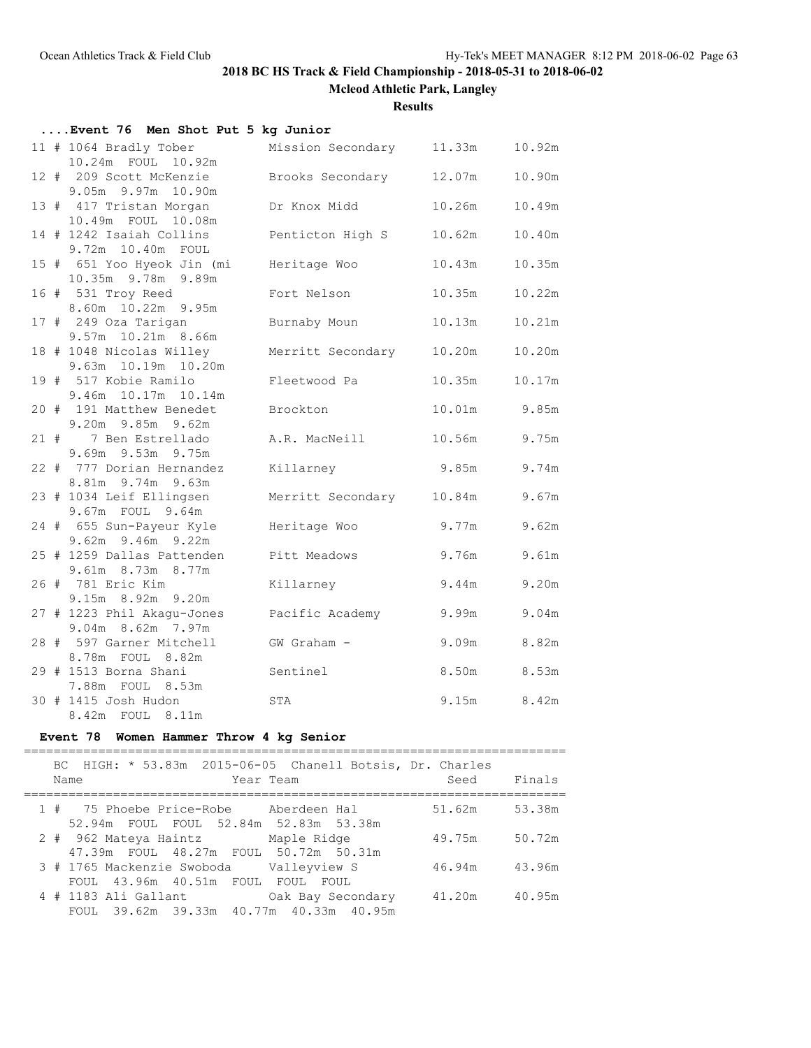## 2018 BC HS Track & Field Championship - 2018-05-31 to 2018-06-02

**Mcleod Athletic Park, Langley**

**Results**

### ....Event 76 Men Shot Put 5 kg Junior

| Place | Name | Team | Seed | Finals |
|---|---|---|---|---|
| 11 # | 1064 Bradly Tober | Mission Secondary | 11.33m | 10.92m |
| | 10.24m FOUL 10.92m | | | |
| 12 # | 209 Scott McKenzie | Brooks Secondary | 12.07m | 10.90m |
| | 9.05m 9.97m 10.90m | | | |
| 13 # | 417 Tristan Morgan | Dr Knox Midd | 10.26m | 10.49m |
| | 10.49m FOUL 10.08m | | | |
| 14 # | 1242 Isaiah Collins | Penticton High S | 10.62m | 10.40m |
| | 9.72m 10.40m FOUL | | | |
| 15 # | 651 Yoo Hyeok Jin (mi | Heritage Woo | 10.43m | 10.35m |
| | 10.35m 9.78m 9.89m | | | |
| 16 # | 531 Troy Reed | Fort Nelson | 10.35m | 10.22m |
| | 8.60m 10.22m 9.95m | | | |
| 17 # | 249 Oza Tarigan | Burnaby Moun | 10.13m | 10.21m |
| | 9.57m 10.21m 8.66m | | | |
| 18 # | 1048 Nicolas Willey | Merritt Secondary | 10.20m | 10.20m |
| | 9.63m 10.19m 10.20m | | | |
| 19 # | 517 Kobie Ramilo | Fleetwood Pa | 10.35m | 10.17m |
| | 9.46m 10.17m 10.14m | | | |
| 20 # | 191 Matthew Benedet | Brockton | 10.01m | 9.85m |
| | 9.20m 9.85m 9.62m | | | |
| 21 # | 7 Ben Estrellado | A.R. MacNeill | 10.56m | 9.75m |
| | 9.69m 9.53m 9.75m | | | |
| 22 # | 777 Dorian Hernandez | Killarney | 9.85m | 9.74m |
| | 8.81m 9.74m 9.63m | | | |
| 23 # | 1034 Leif Ellingsen | Merritt Secondary | 10.84m | 9.67m |
| | 9.67m FOUL 9.64m | | | |
| 24 # | 655 Sun-Payeur Kyle | Heritage Woo | 9.77m | 9.62m |
| | 9.62m 9.46m 9.22m | | | |
| 25 # | 1259 Dallas Pattenden | Pitt Meadows | 9.76m | 9.61m |
| | 9.61m 8.73m 8.77m | | | |
| 26 # | 781 Eric Kim | Killarney | 9.44m | 9.20m |
| | 9.15m 8.92m 9.20m | | | |
| 27 # | 1223 Phil Akagu-Jones | Pacific Academy | 9.99m | 9.04m |
| | 9.04m 8.62m 7.97m | | | |
| 28 # | 597 Garner Mitchell | GW Graham - | 9.09m | 8.82m |
| | 8.78m FOUL 8.82m | | | |
| 29 # | 1513 Borna Shani | Sentinel | 8.50m | 8.53m |
| | 7.88m FOUL 8.53m | | | |
| 30 # | 1415 Josh Hudon | STA | 9.15m | 8.42m |
| | 8.42m FOUL 8.11m | | | |

### Event 78 Women Hammer Throw 4 kg Senior

BC HIGH: * 53.83m 2015-06-05 Chanell Botsis, Dr. Charles

| Place | Name | Year Team | Seed | Finals |
|---|---|---|---|---|
| 1 # | 75 Phoebe Price-Robe | Aberdeen Hal | 51.62m | 53.38m |
| | 52.94m FOUL FOUL 52.84m 52.83m 53.38m | | | |
| 2 # | 962 Mateya Haintz | Maple Ridge | 49.75m | 50.72m |
| | 47.39m FOUL 48.27m FOUL 50.72m 50.31m | | | |
| 3 # | 1765 Mackenzie Swoboda | Valleyview S | 46.94m | 43.96m |
| | FOUL 43.96m 40.51m FOUL FOUL FOUL | | | |
| 4 # | 1183 Ali Gallant | Oak Bay Secondary | 41.20m | 40.95m |
| | FOUL 39.62m 39.33m 40.77m 40.33m 40.95m | | | |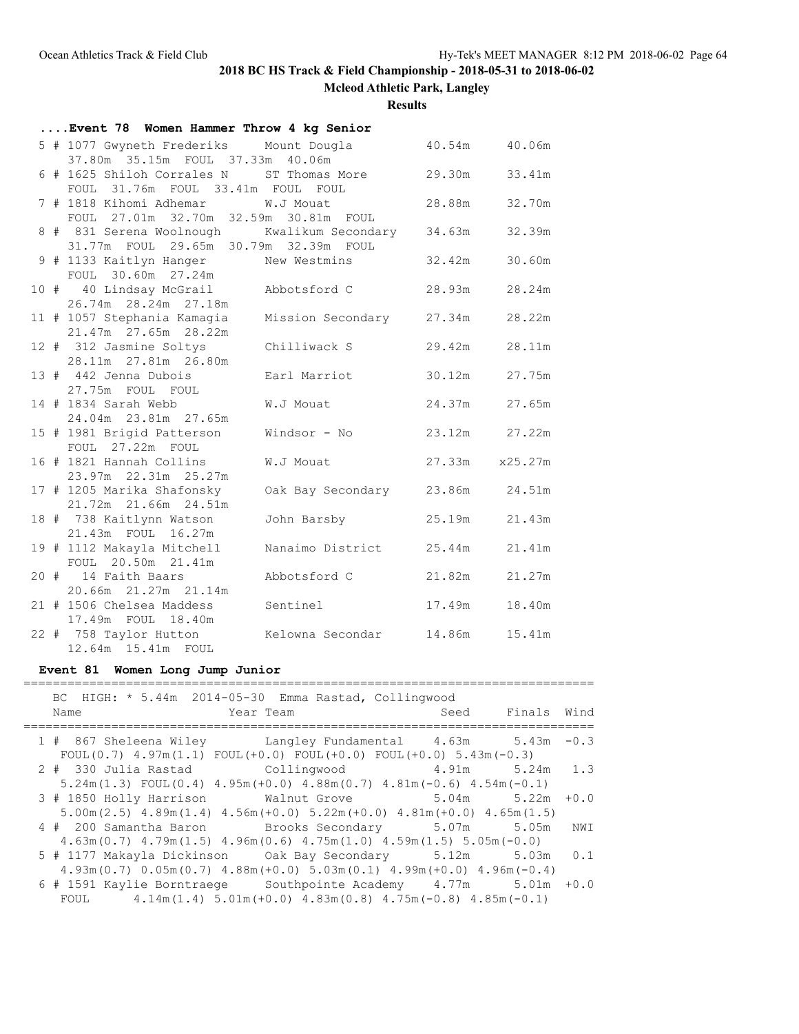**2018 BC HS Track & Field Championship - 2018-05-31 to 2018-06-02**

**Mcleod Athletic Park, Langley**

**Results**

### ....Event 78 Women Hammer Throw 4 kg Senior

```
  5 # 1077 Gwyneth Frederiks     Mount Dougla           40.54m     40.06m
      37.80m  35.15m  FOUL  37.33m  40.06m
  6 # 1625 Shiloh Corrales N     ST Thomas More         29.30m     33.41m
      FOUL  31.76m  FOUL  33.41m  FOUL  FOUL
  7 # 1818 Kihomi Adhemar        W.J Mouat              28.88m     32.70m
      FOUL  27.01m  32.70m  32.59m  30.81m  FOUL
  8 #  831 Serena Woolnough      Kwalikum Secondary     34.63m     32.39m
      31.77m  FOUL  29.65m  30.79m  32.39m  FOUL
  9 # 1133 Kaitlyn Hanger        New Westmins           32.42m     30.60m
      FOUL  30.60m  27.24m
 10 #   40 Lindsay McGrail       Abbotsford C           28.93m     28.24m
      26.74m  28.24m  27.18m
 11 # 1057 Stephania Kamagia     Mission Secondary      27.34m     28.22m
      21.47m  27.65m  28.22m
 12 #  312 Jasmine Soltys        Chilliwack S           29.42m     28.11m
      28.11m  27.81m  26.80m
 13 #  442 Jenna Dubois          Earl Marriot           30.12m     27.75m
      27.75m  FOUL  FOUL
 14 # 1834 Sarah Webb            W.J Mouat              24.37m     27.65m
      24.04m  23.81m  27.65m
 15 # 1981 Brigid Patterson      Windsor - No           23.12m     27.22m
      FOUL  27.22m  FOUL
 16 # 1821 Hannah Collins        W.J Mouat              27.33m    x25.27m
      23.97m  22.31m  25.27m
 17 # 1205 Marika Shafonsky      Oak Bay Secondary      23.86m     24.51m
      21.72m  21.66m  24.51m
 18 #  738 Kaitlynn Watson       John Barsby            25.19m     21.43m
      21.43m  FOUL  16.27m
 19 # 1112 Makayla Mitchell      Nanaimo District       25.44m     21.41m
      FOUL  20.50m  21.41m
 20 #   14 Faith Baars           Abbotsford C           21.82m     21.27m
      20.66m  21.27m  21.14m
 21 # 1506 Chelsea Maddess       Sentinel               17.49m     18.40m
      17.49m  FOUL  18.40m
 22 #  758 Taylor Hutton         Kelowna Secondar       14.86m     15.41m
      12.64m  15.41m  FOUL
```

### Event 81 Women Long Jump Junior

```
=============================================================================
   BC  HIGH: * 5.44m  2014-05-30  Emma Rastad, Collingwood
   Name                    Year Team                    Seed     Finals  Wind
=============================================================================
  1 #  867 Sheleena Wiley        Langley Fundamental    4.63m      5.43m  -0.3
    FOUL(0.7) 4.97m(1.1) FOUL(+0.0) FOUL(+0.0) FOUL(+0.0) 5.43m(-0.3)
  2 #  330 Julia Rastad          Collingwood            4.91m      5.24m   1.3
    5.24m(1.3) FOUL(0.4) 4.95m(+0.0) 4.88m(0.7) 4.81m(-0.6) 4.54m(-0.1)
  3 # 1850 Holly Harrison        Walnut Grove           5.04m      5.22m  +0.0
    5.00m(2.5) 4.89m(1.4) 4.56m(+0.0) 5.22m(+0.0) 4.81m(+0.0) 4.65m(1.5)
  4 #  200 Samantha Baron        Brooks Secondary       5.07m      5.05m   NWI
    4.63m(0.7) 4.79m(1.5) 4.96m(0.6) 4.75m(1.0) 4.59m(1.5) 5.05m(-0.0)
  5 # 1177 Makayla Dickinson     Oak Bay Secondary      5.12m      5.03m   0.1
    4.93m(0.7) 0.05m(0.7) 4.88m(+0.0) 5.03m(0.1) 4.99m(+0.0) 4.96m(-0.4)
  6 # 1591 Kaylie Borntraege     Southpointe Academy    4.77m      5.01m  +0.0
    FOUL       4.14m(1.4) 5.01m(+0.0) 4.83m(0.8) 4.75m(-0.8) 4.85m(-0.1)
```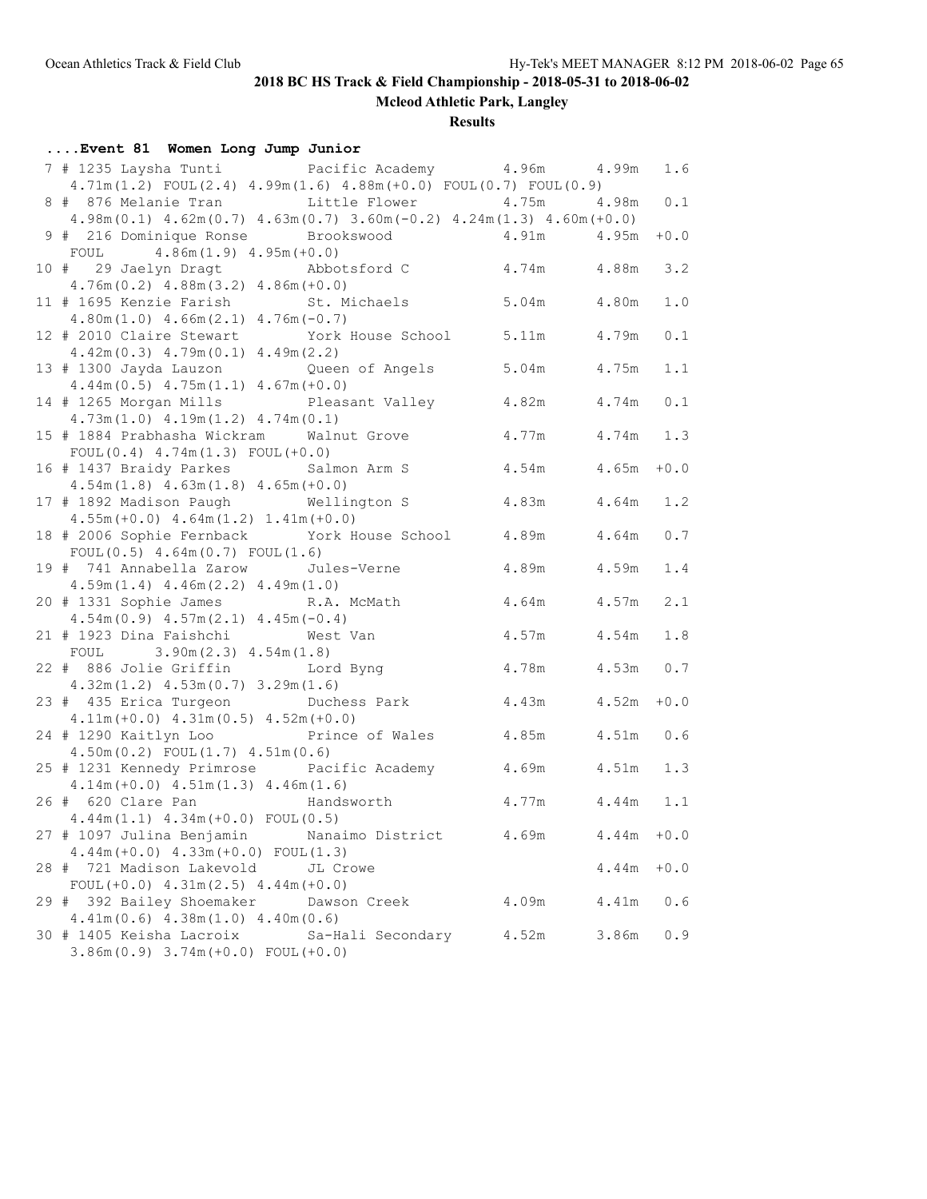# 2018 BC HS Track & Field Championship - 2018-05-31 to 2018-06-02

**Mcleod Athletic Park, Langley**

**Results**

### ....Event 81 Women Long Jump Junior

```
  7 # 1235 Laysha Tunti        Pacific Academy       4.96m      4.99m   1.6
     4.71m(1.2) FOUL(2.4) 4.99m(1.6) 4.88m(+0.0) FOUL(0.7) FOUL(0.9)
  8 #  876 Melanie Tran        Little Flower         4.75m      4.98m   0.1
     4.98m(0.1) 4.62m(0.7) 4.63m(0.7) 3.60m(-0.2) 4.24m(1.3) 4.60m(+0.0)
  9 #  216 Dominique Ronse     Brookswood            4.91m      4.95m  +0.0
     FOUL     4.86m(1.9) 4.95m(+0.0)
 10 #   29 Jaelyn Dragt        Abbotsford C          4.74m      4.88m   3.2
     4.76m(0.2) 4.88m(3.2) 4.86m(+0.0)
 11 # 1695 Kenzie Farish       St. Michaels          5.04m      4.80m   1.0
     4.80m(1.0) 4.66m(2.1) 4.76m(-0.7)
 12 # 2010 Claire Stewart      York House School     5.11m      4.79m   0.1
     4.42m(0.3) 4.79m(0.1) 4.49m(2.2)
 13 # 1300 Jayda Lauzon        Queen of Angels       5.04m      4.75m   1.1
     4.44m(0.5) 4.75m(1.1) 4.67m(+0.0)
 14 # 1265 Morgan Mills        Pleasant Valley       4.82m      4.74m   0.1
     4.73m(1.0) 4.19m(1.2) 4.74m(0.1)
 15 # 1884 Prabhasha Wickram   Walnut Grove          4.77m      4.74m   1.3
     FOUL(0.4) 4.74m(1.3) FOUL(+0.0)
 16 # 1437 Braidy Parkes       Salmon Arm S          4.54m      4.65m  +0.0
     4.54m(1.8) 4.63m(1.8) 4.65m(+0.0)
 17 # 1892 Madison Paugh       Wellington S          4.83m      4.64m   1.2
     4.55m(+0.0) 4.64m(1.2) 1.41m(+0.0)
 18 # 2006 Sophie Fernback     York House School     4.89m      4.64m   0.7
     FOUL(0.5) 4.64m(0.7) FOUL(1.6)
 19 #  741 Annabella Zarow     Jules-Verne           4.89m      4.59m   1.4
     4.59m(1.4) 4.46m(2.2) 4.49m(1.0)
 20 # 1331 Sophie James        R.A. McMath           4.64m      4.57m   2.1
     4.54m(0.9) 4.57m(2.1) 4.45m(-0.4)
 21 # 1923 Dina Faishchi       West Van              4.57m      4.54m   1.8
     FOUL     3.90m(2.3) 4.54m(1.8)
 22 #  886 Jolie Griffin       Lord Byng             4.78m      4.53m   0.7
     4.32m(1.2) 4.53m(0.7) 3.29m(1.6)
 23 #  435 Erica Turgeon       Duchess Park          4.43m      4.52m  +0.0
     4.11m(+0.0) 4.31m(0.5) 4.52m(+0.0)
 24 # 1290 Kaitlyn Loo         Prince of Wales       4.85m      4.51m   0.6
     4.50m(0.2) FOUL(1.7) 4.51m(0.6)
 25 # 1231 Kennedy Primrose    Pacific Academy       4.69m      4.51m   1.3
     4.14m(+0.0) 4.51m(1.3) 4.46m(1.6)
 26 #  620 Clare Pan           Handsworth            4.77m      4.44m   1.1
     4.44m(1.1) 4.34m(+0.0) FOUL(0.5)
 27 # 1097 Julina Benjamin     Nanaimo District      4.69m      4.44m  +0.0
     4.44m(+0.0) 4.33m(+0.0) FOUL(1.3)
 28 #  721 Madison Lakevold    JL Crowe                         4.44m  +0.0
     FOUL(+0.0) 4.31m(2.5) 4.44m(+0.0)
 29 #  392 Bailey Shoemaker    Dawson Creek          4.09m      4.41m   0.6
     4.41m(0.6) 4.38m(1.0) 4.40m(0.6)
 30 # 1405 Keisha Lacroix      Sa-Hali Secondary     4.52m      3.86m   0.9
     3.86m(0.9) 3.74m(+0.0) FOUL(+0.0)
```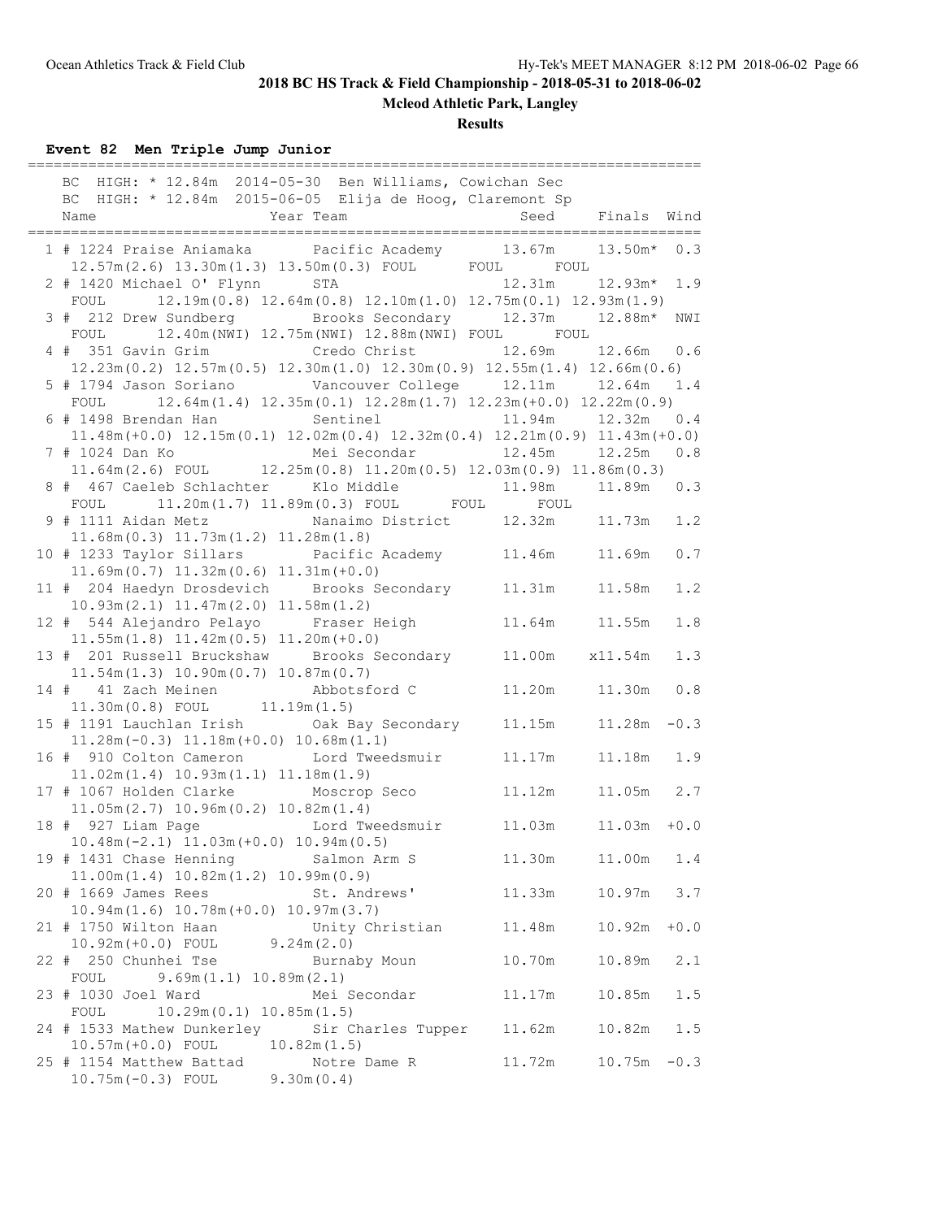**2018 BC HS Track & Field Championship - 2018-05-31 to 2018-06-02**

**Mcleod Athletic Park, Langley**

**Results**

### Event 82 Men Triple Jump Junior

```
===============================================================================
   BC  HIGH: * 12.84m  2014-05-30  Ben Williams, Cowichan Sec
   BC  HIGH: * 12.84m  2015-06-05  Elija de Hoog, Claremont Sp
   Name                    Year Team                   Seed     Finals  Wind
===============================================================================
  1 # 1224 Praise Aniamaka       Pacific Academy       13.67m     13.50m*  0.3
     12.57m(2.6) 13.30m(1.3) 13.50m(0.3) FOUL      FOUL      FOUL
  2 # 1420 Michael O' Flynn      STA                   12.31m     12.93m*  1.9
     FOUL      12.19m(0.8) 12.64m(0.8) 12.10m(1.0) 12.75m(0.1) 12.93m(1.9)
  3 #  212 Drew Sundberg         Brooks Secondary      12.37m     12.88m*  NWI
     FOUL      12.40m(NWI) 12.75m(NWI) 12.88m(NWI) FOUL      FOUL
  4 #  351 Gavin Grim            Credo Christ          12.69m     12.66m   0.6
     12.23m(0.2) 12.57m(0.5) 12.30m(1.0) 12.30m(0.9) 12.55m(1.4) 12.66m(0.6)
  5 # 1794 Jason Soriano         Vancouver College     12.11m     12.64m   1.4
     FOUL      12.64m(1.4) 12.35m(0.1) 12.28m(1.7) 12.23m(+0.0) 12.22m(0.9)
  6 # 1498 Brendan Han           Sentinel              11.94m     12.32m   0.4
     11.48m(+0.0) 12.15m(0.1) 12.02m(0.4) 12.32m(0.4) 12.21m(0.9) 11.43m(+0.0)
  7 # 1024 Dan Ko                Mei Secondar          12.45m     12.25m   0.8
     11.64m(2.6) FOUL      12.25m(0.8) 11.20m(0.5) 12.03m(0.9) 11.86m(0.3)
  8 #  467 Caeleb Schlachter     Klo Middle            11.98m     11.89m   0.3
     FOUL      11.20m(1.7) 11.89m(0.3) FOUL      FOUL      FOUL
  9 # 1111 Aidan Metz            Nanaimo District      12.32m     11.73m   1.2
     11.68m(0.3) 11.73m(1.2) 11.28m(1.8)
 10 # 1233 Taylor Sillars        Pacific Academy       11.46m     11.69m   0.7
     11.69m(0.7) 11.32m(0.6) 11.31m(+0.0)
 11 #  204 Haedyn Drosdevich     Brooks Secondary      11.31m     11.58m   1.2
     10.93m(2.1) 11.47m(2.0) 11.58m(1.2)
 12 #  544 Alejandro Pelayo      Fraser Heigh          11.64m     11.55m   1.8
     11.55m(1.8) 11.42m(0.5) 11.20m(+0.0)
 13 #  201 Russell Bruckshaw     Brooks Secondary      11.00m    x11.54m   1.3
     11.54m(1.3) 10.90m(0.7) 10.87m(0.7)
 14 #   41 Zach Meinen           Abbotsford C          11.20m     11.30m   0.8
     11.30m(0.8) FOUL      11.19m(1.5)
 15 # 1191 Lauchlan Irish        Oak Bay Secondary     11.15m     11.28m  -0.3
     11.28m(-0.3) 11.18m(+0.0) 10.68m(1.1)
 16 #  910 Colton Cameron        Lord Tweedsmuir       11.17m     11.18m   1.9
     11.02m(1.4) 10.93m(1.1) 11.18m(1.9)
 17 # 1067 Holden Clarke         Moscrop Seco          11.12m     11.05m   2.7
     11.05m(2.7) 10.96m(0.2) 10.82m(1.4)
 18 #  927 Liam Page             Lord Tweedsmuir       11.03m     11.03m  +0.0
     10.48m(-2.1) 11.03m(+0.0) 10.94m(0.5)
 19 # 1431 Chase Henning         Salmon Arm S          11.30m     11.00m   1.4
     11.00m(1.4) 10.82m(1.2) 10.99m(0.9)
 20 # 1669 James Rees            St. Andrews'          11.33m     10.97m   3.7
     10.94m(1.6) 10.78m(+0.0) 10.97m(3.7)
 21 # 1750 Wilton Haan           Unity Christian       11.48m     10.92m  +0.0
     10.92m(+0.0) FOUL      9.24m(2.0)
 22 #  250 Chunhei Tse           Burnaby Moun          10.70m     10.89m   2.1
     FOUL      9.69m(1.1) 10.89m(2.1)
 23 # 1030 Joel Ward             Mei Secondar          11.17m     10.85m   1.5
     FOUL      10.29m(0.1) 10.85m(1.5)
 24 # 1533 Mathew Dunkerley      Sir Charles Tupper    11.62m     10.82m   1.5
     10.57m(+0.0) FOUL      10.82m(1.5)
 25 # 1154 Matthew Battad        Notre Dame R          11.72m     10.75m  -0.3
     10.75m(-0.3) FOUL      9.30m(0.4)
```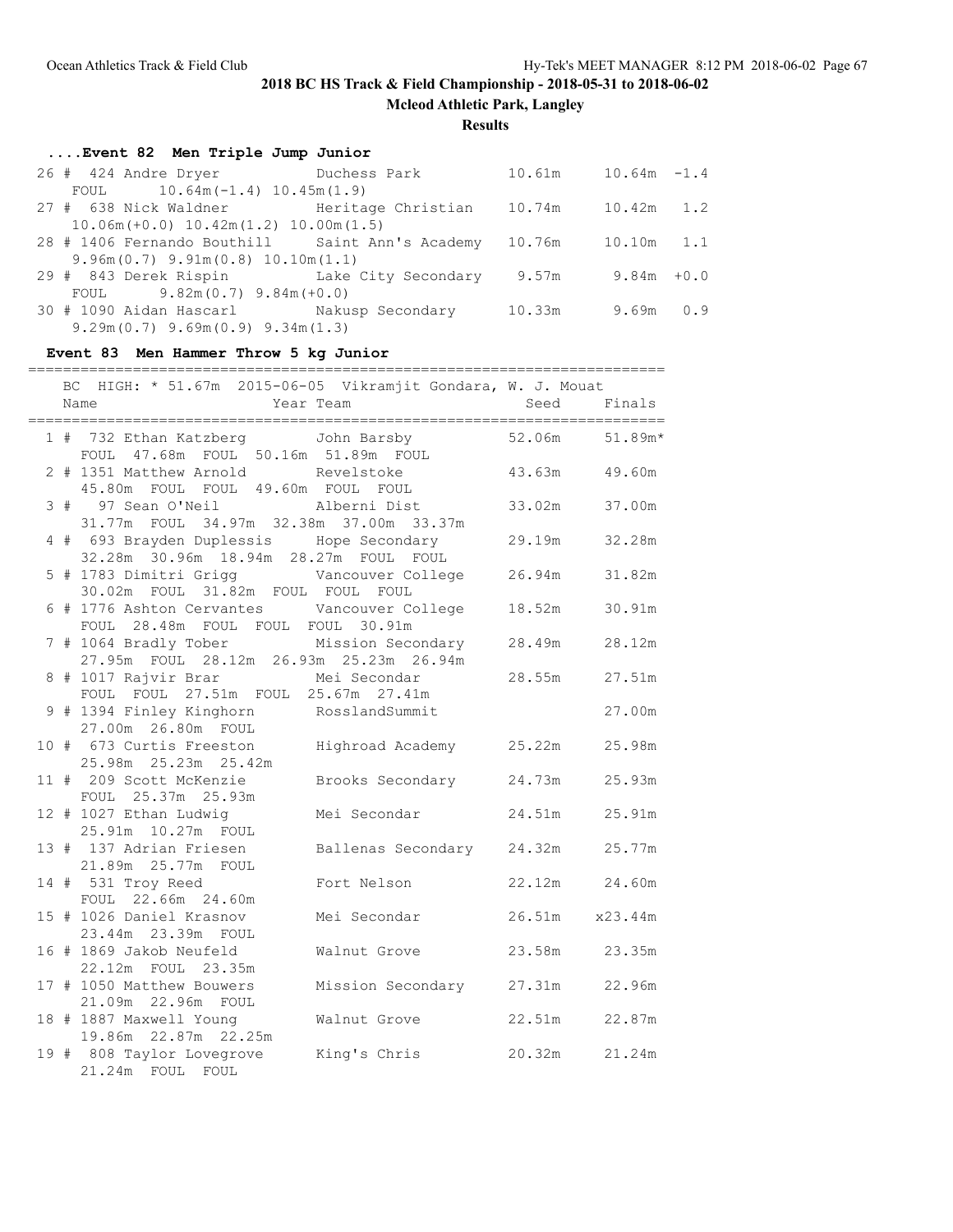## 2018 BC HS Track & Field Championship - 2018-05-31 to 2018-06-02

**Mcleod Athletic Park, Langley**

**Results**

### ....Event 82 Men Triple Jump Junior

```
 26 #  424 Andre Dryer          Duchess Park          10.61m     10.64m  -1.4
      FOUL      10.64m(-1.4) 10.45m(1.9)
 27 #  638 Nick Waldner         Heritage Christian    10.74m     10.42m   1.2
      10.06m(+0.0) 10.42m(1.2) 10.00m(1.5)
 28 # 1406 Fernando Bouthill    Saint Ann's Academy   10.76m     10.10m   1.1
      9.96m(0.7) 9.91m(0.8) 10.10m(1.1)
 29 #  843 Derek Rispin         Lake City Secondary    9.57m      9.84m  +0.0
      FOUL      9.82m(0.7) 9.84m(+0.0)
 30 # 1090 Aidan Hascarl        Nakusp Secondary      10.33m      9.69m   0.9
      9.29m(0.7) 9.69m(0.9) 9.34m(1.3)
```

### Event 83 Men Hammer Throw 5 kg Junior

```
=========================================================================
    BC  HIGH: * 51.67m  2015-06-05  Vikramjit Gondara, W. J. Mouat
    Name                    Year Team                   Seed     Finals
=========================================================================
  1 #  732 Ethan Katzberg       John Barsby           52.06m    51.89m*
      FOUL  47.68m  FOUL  50.16m  51.89m  FOUL
  2 # 1351 Matthew Arnold       Revelstoke            43.63m    49.60m
      45.80m  FOUL  FOUL  49.60m  FOUL  FOUL
  3 #   97 Sean O'Neil          Alberni Dist          33.02m    37.00m
      31.77m  FOUL  34.97m  32.38m  37.00m  33.37m
  4 #  693 Brayden Duplessis    Hope Secondary        29.19m    32.28m
      32.28m  30.96m  18.94m  28.27m  FOUL  FOUL
  5 # 1783 Dimitri Grigg        Vancouver College     26.94m    31.82m
      30.02m  FOUL  31.82m  FOUL  FOUL  FOUL
  6 # 1776 Ashton Cervantes     Vancouver College     18.52m    30.91m
      FOUL  28.48m  FOUL  FOUL  FOUL  30.91m
  7 # 1064 Bradly Tober         Mission Secondary     28.49m    28.12m
      27.95m  FOUL  28.12m  26.93m  25.23m  26.94m
  8 # 1017 Rajvir Brar          Mei Secondar          28.55m    27.51m
      FOUL  FOUL  27.51m  FOUL  25.67m  27.41m
  9 # 1394 Finley Kinghorn      RosslandSummit                  27.00m
      27.00m  26.80m  FOUL
 10 #  673 Curtis Freeston      Highroad Academy      25.22m    25.98m
      25.98m  25.23m  25.42m
 11 #  209 Scott McKenzie       Brooks Secondary      24.73m    25.93m
      FOUL  25.37m  25.93m
 12 # 1027 Ethan Ludwig         Mei Secondar          24.51m    25.91m
      25.91m  10.27m  FOUL
 13 #  137 Adrian Friesen       Ballenas Secondary    24.32m    25.77m
      21.89m  25.77m  FOUL
 14 #  531 Troy Reed            Fort Nelson           22.12m    24.60m
      FOUL  22.66m  24.60m
 15 # 1026 Daniel Krasnov       Mei Secondar          26.51m   x23.44m
      23.44m  23.39m  FOUL
 16 # 1869 Jakob Neufeld        Walnut Grove          23.58m    23.35m
      22.12m  FOUL  23.35m
 17 # 1050 Matthew Bouwers      Mission Secondary     27.31m    22.96m
      21.09m  22.96m  FOUL
 18 # 1887 Maxwell Young        Walnut Grove          22.51m    22.87m
      19.86m  22.87m  22.25m
 19 #  808 Taylor Lovegrove     King's Chris          20.32m    21.24m
      21.24m  FOUL  FOUL
```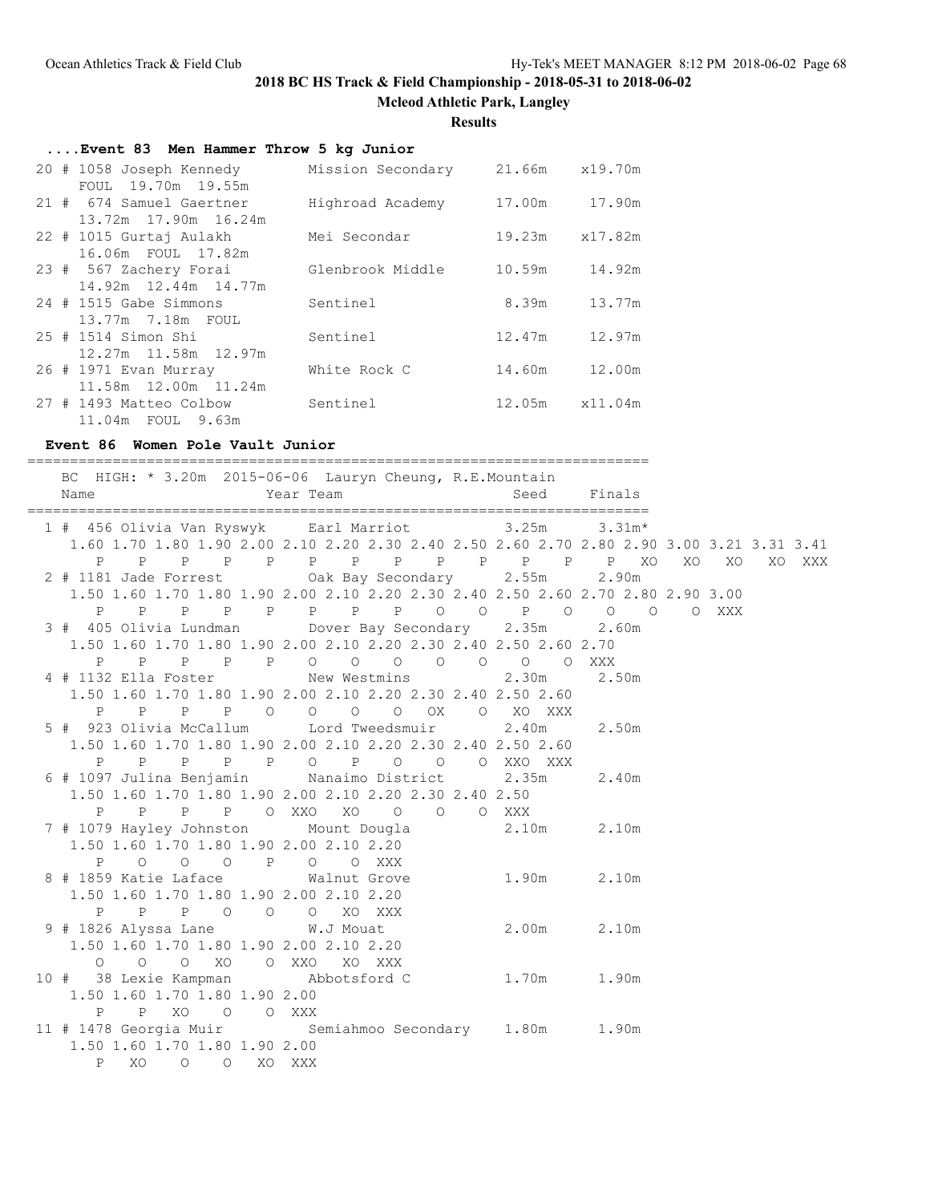## 2018 BC HS Track & Field Championship - 2018-05-31 to 2018-06-02

**Mcleod Athletic Park, Langley**

**Results**

### ....Event 83 Men Hammer Throw 5 kg Junior

```
 20 # 1058 Joseph Kennedy        Mission Secondary     21.66m   x19.70m
      FOUL  19.70m  19.55m
 21 #  674 Samuel Gaertner       Highroad Academy      17.00m    17.90m
      13.72m  17.90m  16.24m
 22 # 1015 Gurtaj Aulakh         Mei Secondar          19.23m   x17.82m
      16.06m  FOUL  17.82m
 23 #  567 Zachery Forai         Glenbrook Middle      10.59m    14.92m
      14.92m  12.44m  14.77m
 24 # 1515 Gabe Simmons          Sentinel               8.39m    13.77m
      13.77m  7.18m  FOUL
 25 # 1514 Simon Shi             Sentinel              12.47m    12.97m
      12.27m  11.58m  12.97m
 26 # 1971 Evan Murray           White Rock C          14.60m    12.00m
      11.58m  12.00m  11.24m
 27 # 1493 Matteo Colbow         Sentinel              12.05m   x11.04m
      11.04m  FOUL  9.63m
```

### Event 86 Women Pole Vault Junior

```
=========================================================================
    BC  HIGH: * 3.20m  2015-06-06  Lauryn Cheung, R.E.Mountain
    Name                    Year Team                     Seed     Finals
=========================================================================
  1 #  456 Olivia Van Ryswyk     Earl Marriot           3.25m      3.31m*
     1.60 1.70 1.80 1.90 2.00 2.10 2.20 2.30 2.40 2.50 2.60 2.70 2.80 2.90 3.00 3.21 3.31 3.41
        P    P    P    P    P    P    P    P    P    P    P    P    P   XO   XO   XO   XO  XXX
  2 # 1181 Jade Forrest          Oak Bay Secondary      2.55m      2.90m
     1.50 1.60 1.70 1.80 1.90 2.00 2.10 2.20 2.30 2.40 2.50 2.60 2.70 2.80 2.90 3.00
        P    P    P    P    P    P    P    P    O    O    P    O    O    O    O  XXX
  3 #  405 Olivia Lundman        Dover Bay Secondary    2.35m      2.60m
     1.50 1.60 1.70 1.80 1.90 2.00 2.10 2.20 2.30 2.40 2.50 2.60 2.70
        P    P    P    P    P    O    O    O    O    O    O    O  XXX
  4 # 1132 Ella Foster           New Westmins           2.30m      2.50m
     1.50 1.60 1.70 1.80 1.90 2.00 2.10 2.20 2.30 2.40 2.50 2.60
        P    P    P    P    O    O    O    O   OX    O   XO  XXX
  5 #  923 Olivia McCallum       Lord Tweedsmuir        2.40m      2.50m
     1.50 1.60 1.70 1.80 1.90 2.00 2.10 2.20 2.30 2.40 2.50 2.60
        P    P    P    P    P    O    P    O    O    O  XXO  XXX
  6 # 1097 Julina Benjamin       Nanaimo District       2.35m      2.40m
     1.50 1.60 1.70 1.80 1.90 2.00 2.10 2.20 2.30 2.40 2.50
        P    P    P    P    O  XXO   XO    O    O    O  XXX
  7 # 1079 Hayley Johnston       Mount Dougla           2.10m      2.10m
     1.50 1.60 1.70 1.80 1.90 2.00 2.10 2.20
        P    O    O    O    P    O    O  XXX
  8 # 1859 Katie Laface          Walnut Grove           1.90m      2.10m
     1.50 1.60 1.70 1.80 1.90 2.00 2.10 2.20
        P    P    P    O    O    O   XO  XXX
  9 # 1826 Alyssa Lane           W.J Mouat              2.00m      2.10m
     1.50 1.60 1.70 1.80 1.90 2.00 2.10 2.20
        O    O    O   XO    O  XXO   XO  XXX
 10 #   38 Lexie Kampman         Abbotsford C           1.70m      1.90m
     1.50 1.60 1.70 1.80 1.90 2.00
        P    P   XO    O    O  XXX
 11 # 1478 Georgia Muir          Semiahmoo Secondary    1.80m      1.90m
     1.50 1.60 1.70 1.80 1.90 2.00
        P   XO    O    O   XO  XXX
```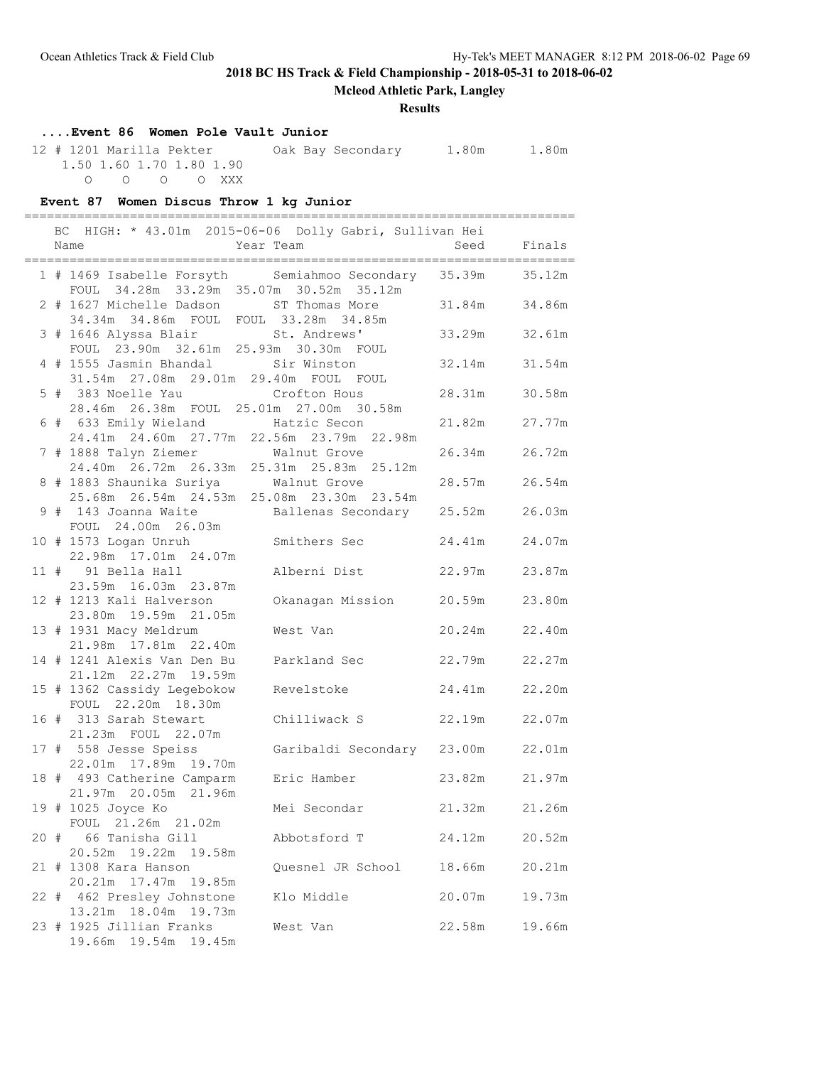**2018 BC HS Track & Field Championship - 2018-05-31 to 2018-06-02**

**Mcleod Athletic Park, Langley**

**Results**

### ....Event 86 Women Pole Vault Junior

```
 12 # 1201 Marilla Pekter         Oak Bay Secondary      1.80m      1.80m
     1.50 1.60 1.70 1.80 1.90
        O    O    O    O XXX
```

### Event 87 Women Discus Throw 1 kg Junior

```
=========================================================================
    BC  HIGH: * 43.01m  2015-06-06  Dolly Gabri, Sullivan Hei
    Name                    Year Team                   Seed     Finals
=========================================================================
  1 # 1469 Isabelle Forsyth      Semiahmoo Secondary   35.39m     35.12m
      FOUL  34.28m  33.29m  35.07m  30.52m  35.12m
  2 # 1627 Michelle Dadson       ST Thomas More        31.84m     34.86m
      34.34m  34.86m  FOUL  FOUL  33.28m  34.85m
  3 # 1646 Alyssa Blair          St. Andrews'          33.29m     32.61m
      FOUL  23.90m  32.61m  25.93m  30.30m  FOUL
  4 # 1555 Jasmin Bhandal        Sir Winston           32.14m     31.54m
      31.54m  27.08m  29.01m  29.40m  FOUL  FOUL
  5 #  383 Noelle Yau            Crofton Hous          28.31m     30.58m
      28.46m  26.38m  FOUL  25.01m  27.00m  30.58m
  6 #  633 Emily Wieland         Hatzic Secon          21.82m     27.77m
      24.41m  24.60m  27.77m  22.56m  23.79m  22.98m
  7 # 1888 Talyn Ziemer          Walnut Grove          26.34m     26.72m
      24.40m  26.72m  26.33m  25.31m  25.83m  25.12m
  8 # 1883 Shaunika Suriya       Walnut Grove          28.57m     26.54m
      25.68m  26.54m  24.53m  25.08m  23.30m  23.54m
  9 #  143 Joanna Waite          Ballenas Secondary    25.52m     26.03m
      FOUL  24.00m  26.03m
 10 # 1573 Logan Unruh           Smithers Sec          24.41m     24.07m
      22.98m  17.01m  24.07m
 11 #   91 Bella Hall            Alberni Dist          22.97m     23.87m
      23.59m  16.03m  23.87m
 12 # 1213 Kali Halverson        Okanagan Mission      20.59m     23.80m
      23.80m  19.59m  21.05m
 13 # 1931 Macy Meldrum          West Van              20.24m     22.40m
      21.98m  17.81m  22.40m
 14 # 1241 Alexis Van Den Bu     Parkland Sec          22.79m     22.27m
      21.12m  22.27m  19.59m
 15 # 1362 Cassidy Legebokow     Revelstoke            24.41m     22.20m
      FOUL  22.20m  18.30m
 16 #  313 Sarah Stewart         Chilliwack S          22.19m     22.07m
      21.23m  FOUL  22.07m
 17 #  558 Jesse Speiss          Garibaldi Secondary   23.00m     22.01m
      22.01m  17.89m  19.70m
 18 #  493 Catherine Camparm     Eric Hamber           23.82m     21.97m
      21.97m  20.05m  21.96m
 19 # 1025 Joyce Ko              Mei Secondar          21.32m     21.26m
      FOUL  21.26m  21.02m
 20 #   66 Tanisha Gill          Abbotsford T          24.12m     20.52m
      20.52m  19.22m  19.58m
 21 # 1308 Kara Hanson           Quesnel JR School     18.66m     20.21m
      20.21m  17.47m  19.85m
 22 #  462 Presley Johnstone     Klo Middle            20.07m     19.73m
      13.21m  18.04m  19.73m
 23 # 1925 Jillian Franks        West Van              22.58m     19.66m
      19.66m  19.54m  19.45m
```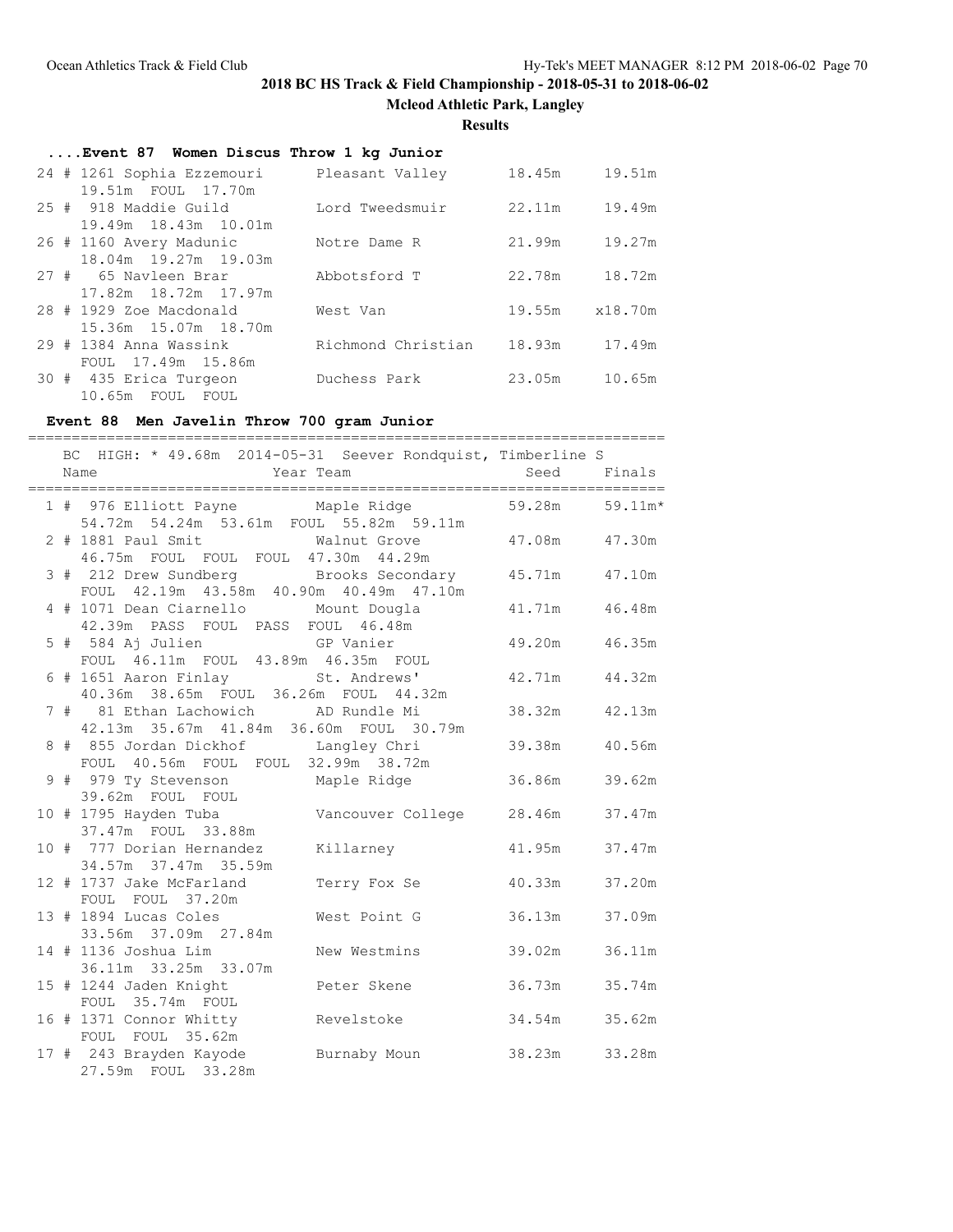## 2018 BC HS Track & Field Championship - 2018-05-31 to 2018-06-02

**Mcleod Athletic Park, Langley**

**Results**

### ....Event 87 Women Discus Throw 1 kg Junior

```
 24 # 1261 Sophia Ezzemouri      Pleasant Valley       18.45m     19.51m
      19.51m  FOUL  17.70m
 25 #  918 Maddie Guild          Lord Tweedsmuir       22.11m     19.49m
      19.49m  18.43m  10.01m
 26 # 1160 Avery Madunic         Notre Dame R          21.99m     19.27m
      18.04m  19.27m  19.03m
 27 #   65 Navleen Brar          Abbotsford T          22.78m     18.72m
      17.82m  18.72m  17.97m
 28 # 1929 Zoe Macdonald         West Van              19.55m    x18.70m
      15.36m  15.07m  18.70m
 29 # 1384 Anna Wassink          Richmond Christian    18.93m     17.49m
      FOUL  17.49m  15.86m
 30 #  435 Erica Turgeon         Duchess Park          23.05m     10.65m
      10.65m  FOUL  FOUL
```

### Event 88 Men Javelin Throw 700 gram Junior

```
=========================================================================
   BC  HIGH: * 49.68m  2014-05-31  Seever Rondquist, Timberline S
    Name                    Year Team                    Seed     Finals
=========================================================================
  1 #  976 Elliott Payne         Maple Ridge           59.28m    59.11m*
      54.72m  54.24m  53.61m  FOUL  55.82m  59.11m
  2 # 1881 Paul Smit             Walnut Grove          47.08m     47.30m
      46.75m  FOUL  FOUL  FOUL  47.30m  44.29m
  3 #  212 Drew Sundberg         Brooks Secondary      45.71m     47.10m
      FOUL  42.19m  43.58m  40.90m  40.49m  47.10m
  4 # 1071 Dean Ciarnello        Mount Dougla          41.71m     46.48m
      42.39m  PASS  FOUL  PASS  FOUL  46.48m
  5 #  584 Aj Julien             GP Vanier             49.20m     46.35m
      FOUL  46.11m  FOUL  43.89m  46.35m  FOUL
  6 # 1651 Aaron Finlay          St. Andrews'          42.71m     44.32m
      40.36m  38.65m  FOUL  36.26m  FOUL  44.32m
  7 #   81 Ethan Lachowich       AD Rundle Mi          38.32m     42.13m
      42.13m  35.67m  41.84m  36.60m  FOUL  30.79m
  8 #  855 Jordan Dickhof        Langley Chri          39.38m     40.56m
      FOUL  40.56m  FOUL  FOUL  32.99m  38.72m
  9 #  979 Ty Stevenson          Maple Ridge           36.86m     39.62m
      39.62m  FOUL  FOUL
 10 # 1795 Hayden Tuba           Vancouver College     28.46m     37.47m
      37.47m  FOUL  33.88m
 10 #  777 Dorian Hernandez      Killarney             41.95m     37.47m
      34.57m  37.47m  35.59m
 12 # 1737 Jake McFarland        Terry Fox Se          40.33m     37.20m
      FOUL  FOUL  37.20m
 13 # 1894 Lucas Coles           West Point G          36.13m     37.09m
      33.56m  37.09m  27.84m
 14 # 1136 Joshua Lim            New Westmins          39.02m     36.11m
      36.11m  33.25m  33.07m
 15 # 1244 Jaden Knight          Peter Skene           36.73m     35.74m
      FOUL  35.74m  FOUL
 16 # 1371 Connor Whitty         Revelstoke            34.54m     35.62m
      FOUL  FOUL  35.62m
 17 #  243 Brayden Kayode        Burnaby Moun          38.23m     33.28m
      27.59m  FOUL  33.28m
```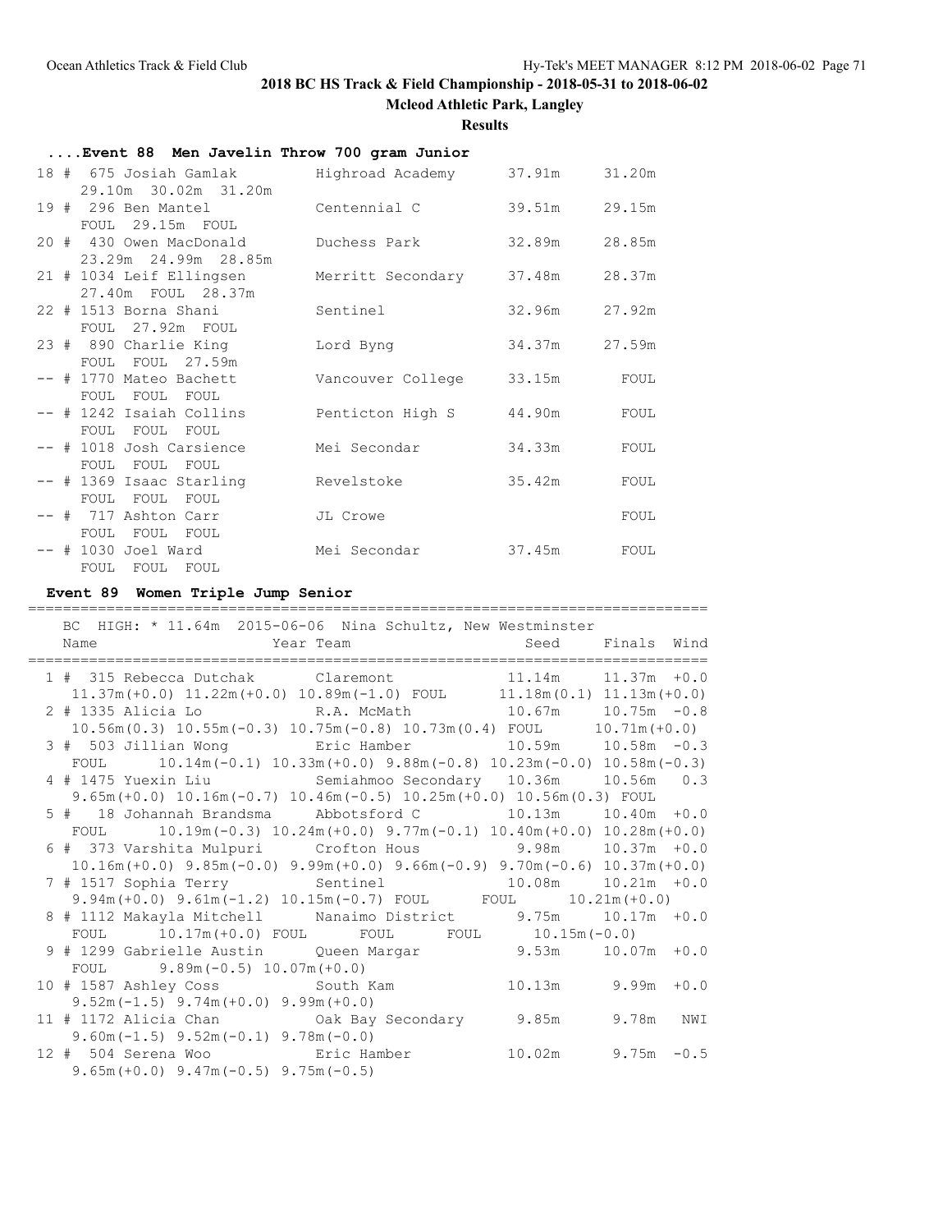# 2018 BC HS Track & Field Championship - 2018-05-31 to 2018-06-02

**Mcleod Athletic Park, Langley**

**Results**

### ....Event 88 Men Javelin Throw 700 gram Junior

| Place | # | Name | Team | Seed | Finals |
|---|---|---|---|---|---|
| 18 | 675 | Josiah Gamlak | Highroad Academy | 37.91m | 31.20m |
| | | 29.10m 30.02m 31.20m | | | |
| 19 | 296 | Ben Mantel | Centennial C | 39.51m | 29.15m |
| | | FOUL 29.15m FOUL | | | |
| 20 | 430 | Owen MacDonald | Duchess Park | 32.89m | 28.85m |
| | | 23.29m 24.99m 28.85m | | | |
| 21 | 1034 | Leif Ellingsen | Merritt Secondary | 37.48m | 28.37m |
| | | 27.40m FOUL 28.37m | | | |
| 22 | 1513 | Borna Shani | Sentinel | 32.96m | 27.92m |
| | | FOUL 27.92m FOUL | | | |
| 23 | 890 | Charlie King | Lord Byng | 34.37m | 27.59m |
| | | FOUL FOUL 27.59m | | | |
| -- | 1770 | Mateo Bachett | Vancouver College | 33.15m | FOUL |
| | | FOUL FOUL FOUL | | | |
| -- | 1242 | Isaiah Collins | Penticton High S | 44.90m | FOUL |
| | | FOUL FOUL FOUL | | | |
| -- | 1018 | Josh Carsience | Mei Secondar | 34.33m | FOUL |
| | | FOUL FOUL FOUL | | | |
| -- | 1369 | Isaac Starling | Revelstoke | 35.42m | FOUL |
| | | FOUL FOUL FOUL | | | |
| -- | 717 | Ashton Carr | JL Crowe | | FOUL |
| | | FOUL FOUL FOUL | | | |
| -- | 1030 | Joel Ward | Mei Secondar | 37.45m | FOUL |
| | | FOUL FOUL FOUL | | | |

### Event 89 Women Triple Jump Senior

BC HIGH: * 11.64m 2015-06-06 Nina Schultz, New Westminster

| Place | # | Name | Year | Team | Seed | Finals | Wind |
|---|---|---|---|---|---|---|---|
| 1 | 315 | Rebecca Dutchak | | Claremont | 11.14m | 11.37m | +0.0 |
| | | 11.37m(+0.0) 11.22m(+0.0) 10.89m(-1.0) FOUL 11.18m(0.1) 11.13m(+0.0) | | | | | |
| 2 | 1335 | Alicia Lo | | R.A. McMath | 10.67m | 10.75m | -0.8 |
| | | 10.56m(0.3) 10.55m(-0.3) 10.75m(-0.8) 10.73m(0.4) FOUL 10.71m(+0.0) | | | | | |
| 3 | 503 | Jillian Wong | | Eric Hamber | 10.59m | 10.58m | -0.3 |
| | | FOUL 10.14m(-0.1) 10.33m(+0.0) 9.88m(-0.8) 10.23m(-0.0) 10.58m(-0.3) | | | | | |
| 4 | 1475 | Yuexin Liu | | Semiahmoo Secondary | 10.36m | 10.56m | 0.3 |
| | | 9.65m(+0.0) 10.16m(-0.7) 10.46m(-0.5) 10.25m(+0.0) 10.56m(0.3) FOUL | | | | | |
| 5 | 18 | Johannah Brandsma | | Abbotsford C | 10.13m | 10.40m | +0.0 |
| | | FOUL 10.19m(-0.3) 10.24m(+0.0) 9.77m(-0.1) 10.40m(+0.0) 10.28m(+0.0) | | | | | |
| 6 | 373 | Varshita Mulpuri | | Crofton Hous | 9.98m | 10.37m | +0.0 |
| | | 10.16m(+0.0) 9.85m(-0.0) 9.99m(+0.0) 9.66m(-0.9) 9.70m(-0.6) 10.37m(+0.0) | | | | | |
| 7 | 1517 | Sophia Terry | | Sentinel | 10.08m | 10.21m | +0.0 |
| | | 9.94m(+0.0) 9.61m(-1.2) 10.15m(-0.7) FOUL FOUL 10.21m(+0.0) | | | | | |
| 8 | 1112 | Makayla Mitchell | | Nanaimo District | 9.75m | 10.17m | +0.0 |
| | | FOUL 10.17m(+0.0) FOUL FOUL FOUL 10.15m(-0.0) | | | | | |
| 9 | 1299 | Gabrielle Austin | | Queen Margar | 9.53m | 10.07m | +0.0 |
| | | FOUL 9.89m(-0.5) 10.07m(+0.0) | | | | | |
| 10 | 1587 | Ashley Coss | | South Kam | 10.13m | 9.99m | +0.0 |
| | | 9.52m(-1.5) 9.74m(+0.0) 9.99m(+0.0) | | | | | |
| 11 | 1172 | Alicia Chan | | Oak Bay Secondary | 9.85m | 9.78m | NWI |
| | | 9.60m(-1.5) 9.52m(-0.1) 9.78m(-0.0) | | | | | |
| 12 | 504 | Serena Woo | | Eric Hamber | 10.02m | 9.75m | -0.5 |
| | | 9.65m(+0.0) 9.47m(-0.5) 9.75m(-0.5) | | | | | |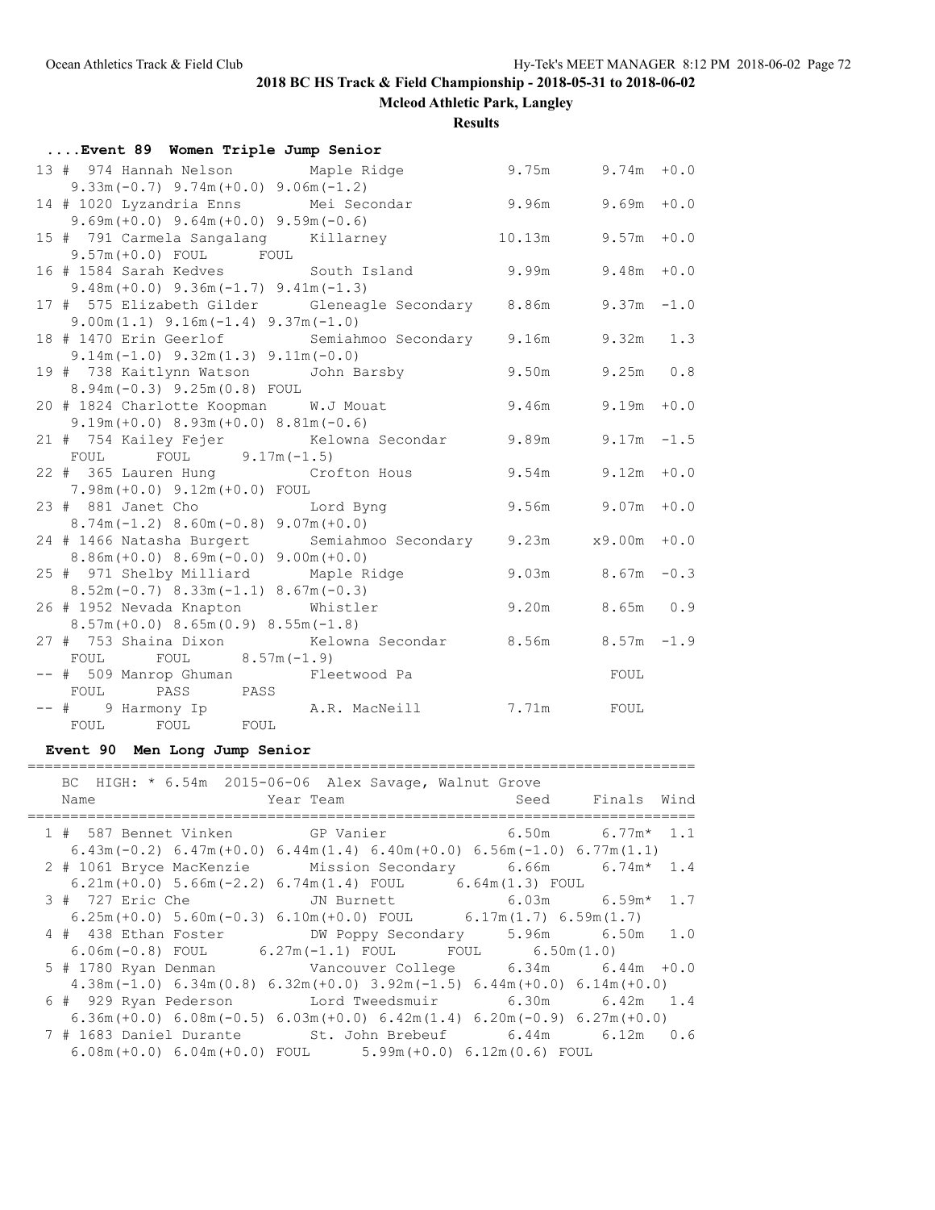2018 BC HS Track & Field Championship - 2018-05-31 to 2018-06-02

Mcleod Athletic Park, Langley

**Results**

### ....Event 89 Women Triple Jump Senior

```
 13 #  974 Hannah Nelson        Maple Ridge              9.75m      9.74m  +0.0
     9.33m(-0.7) 9.74m(+0.0) 9.06m(-1.2)
 14 # 1020 Lyzandria Enns       Mei Secondar             9.96m      9.69m  +0.0
     9.69m(+0.0) 9.64m(+0.0) 9.59m(-0.6)
 15 #  791 Carmela Sangalang    Killarney               10.13m      9.57m  +0.0
     9.57m(+0.0) FOUL      FOUL
 16 # 1584 Sarah Kedves         South Island             9.99m      9.48m  +0.0
     9.48m(+0.0) 9.36m(-1.7) 9.41m(-1.3)
 17 #  575 Elizabeth Gilder     Gleneagle Secondary      8.86m      9.37m  -1.0
     9.00m(1.1) 9.16m(-1.4) 9.37m(-1.0)
 18 # 1470 Erin Geerlof         Semiahmoo Secondary      9.16m      9.32m   1.3
     9.14m(-1.0) 9.32m(1.3) 9.11m(-0.0)
 19 #  738 Kaitlynn Watson      John Barsby              9.50m      9.25m   0.8
     8.94m(-0.3) 9.25m(0.8) FOUL
 20 # 1824 Charlotte Koopman    W.J Mouat                9.46m      9.19m  +0.0
     9.19m(+0.0) 8.93m(+0.0) 8.81m(-0.6)
 21 #  754 Kailey Fejer         Kelowna Secondar         9.89m      9.17m  -1.5
     FOUL      FOUL      9.17m(-1.5)
 22 #  365 Lauren Hung          Crofton Hous             9.54m      9.12m  +0.0
     7.98m(+0.0) 9.12m(+0.0) FOUL
 23 #  881 Janet Cho            Lord Byng                9.56m      9.07m  +0.0
     8.74m(-1.2) 8.60m(-0.8) 9.07m(+0.0)
 24 # 1466 Natasha Burgert      Semiahmoo Secondary      9.23m     x9.00m  +0.0
     8.86m(+0.0) 8.69m(-0.0) 9.00m(+0.0)
 25 #  971 Shelby Milliard      Maple Ridge              9.03m      8.67m  -0.3
     8.52m(-0.7) 8.33m(-1.1) 8.67m(-0.3)
 26 # 1952 Nevada Knapton       Whistler                 9.20m      8.65m   0.9
     8.57m(+0.0) 8.65m(0.9) 8.55m(-1.8)
 27 #  753 Shaina Dixon         Kelowna Secondar         8.56m      8.57m  -1.9
     FOUL      FOUL      8.57m(-1.9)
 -- #  509 Manrop Ghuman        Fleetwood Pa                         FOUL
     FOUL      PASS      PASS
 -- #    9 Harmony Ip           A.R. MacNeill            7.71m       FOUL
     FOUL      FOUL      FOUL
```

### Event 90 Men Long Jump Senior

```
============================================================================
    BC  HIGH: * 6.54m  2015-06-06  Alex Savage, Walnut Grove
    Name                    Year Team                   Seed     Finals  Wind
============================================================================
  1 #  587 Bennet Vinken        GP Vanier                6.50m      6.77m*  1.1
     6.43m(-0.2) 6.47m(+0.0) 6.44m(1.4) 6.40m(+0.0) 6.56m(-1.0) 6.77m(1.1)
  2 # 1061 Bryce MacKenzie      Mission Secondary        6.66m      6.74m*  1.4
     6.21m(+0.0) 5.66m(-2.2) 6.74m(1.4) FOUL      6.64m(1.3) FOUL
  3 #  727 Eric Che             JN Burnett               6.03m      6.59m*  1.7
     6.25m(+0.0) 5.60m(-0.3) 6.10m(+0.0) FOUL      6.17m(1.7) 6.59m(1.7)
  4 #  438 Ethan Foster         DW Poppy Secondary       5.96m      6.50m   1.0
     6.06m(-0.8) FOUL      6.27m(-1.1) FOUL      FOUL      6.50m(1.0)
  5 # 1780 Ryan Denman          Vancouver College        6.34m      6.44m  +0.0
     4.38m(-1.0) 6.34m(0.8) 6.32m(+0.0) 3.92m(-1.5) 6.44m(+0.0) 6.14m(+0.0)
  6 #  929 Ryan Pederson        Lord Tweedsmuir          6.30m      6.42m   1.4
     6.36m(+0.0) 6.08m(-0.5) 6.03m(+0.0) 6.42m(1.4) 6.20m(-0.9) 6.27m(+0.0)
  7 # 1683 Daniel Durante       St. John Brebeuf         6.44m      6.12m   0.6
     6.08m(+0.0) 6.04m(+0.0) FOUL      5.99m(+0.0) 6.12m(0.6) FOUL
```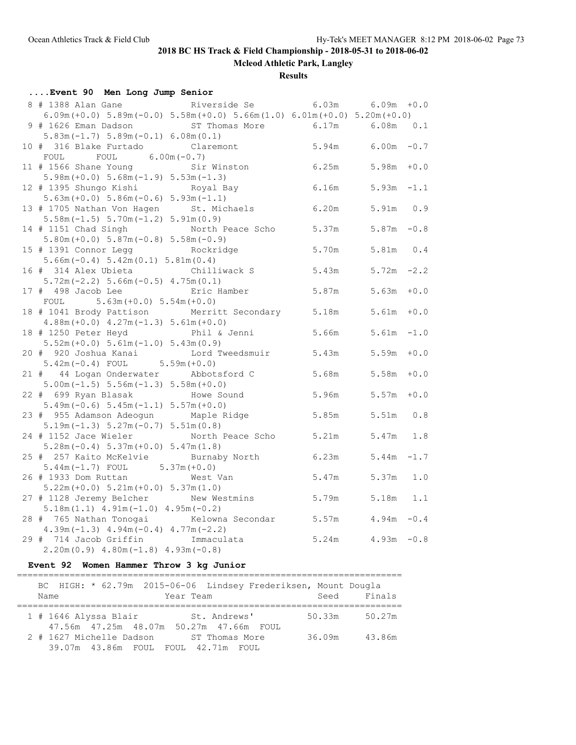## 2018 BC HS Track & Field Championship - 2018-05-31 to 2018-06-02

**Mcleod Athletic Park, Langley**

**Results**

### ....Event 90 Men Long Jump Senior

```
  8 # 1388 Alan Gane              Riverside Se            6.03m      6.09m  +0.0
     6.09m(+0.0) 5.89m(-0.0) 5.58m(+0.0) 5.66m(1.0) 6.01m(+0.0) 5.20m(+0.0)
  9 # 1626 Eman Dadson            ST Thomas More          6.17m      6.08m   0.1
     5.83m(-1.7) 5.89m(-0.1) 6.08m(0.1)
 10 #  316 Blake Furtado          Claremont               5.94m      6.00m  -0.7
     FOUL      FOUL      6.00m(-0.7)
 11 # 1566 Shane Young            Sir Winston             6.25m      5.98m  +0.0
     5.98m(+0.0) 5.68m(-1.9) 5.53m(-1.3)
 12 # 1395 Shungo Kishi           Royal Bay               6.16m      5.93m  -1.1
     5.63m(+0.0) 5.86m(-0.6) 5.93m(-1.1)
 13 # 1705 Nathan Von Hagen       St. Michaels            6.20m      5.91m   0.9
     5.58m(-1.5) 5.70m(-1.2) 5.91m(0.9)
 14 # 1151 Chad Singh             North Peace Scho        5.37m      5.87m  -0.8
     5.80m(+0.0) 5.87m(-0.8) 5.58m(-0.9)
 15 # 1391 Connor Legg            Rockridge               5.70m      5.81m   0.4
     5.66m(-0.4) 5.42m(0.1) 5.81m(0.4)
 16 #  314 Alex Ubieta            Chilliwack S            5.43m      5.72m  -2.2
     5.72m(-2.2) 5.66m(-0.5) 4.75m(0.1)
 17 #  498 Jacob Lee              Eric Hamber             5.87m      5.63m  +0.0
     FOUL      5.63m(+0.0) 5.54m(+0.0)
 18 # 1041 Brody Pattison         Merritt Secondary       5.18m      5.61m  +0.0
     4.88m(+0.0) 4.27m(-1.3) 5.61m(+0.0)
 18 # 1250 Peter Heyd             Phil & Jenni            5.66m      5.61m  -1.0
     5.52m(+0.0) 5.61m(-1.0) 5.43m(0.9)
 20 #  920 Joshua Kanai           Lord Tweedsmuir         5.43m      5.59m  +0.0
     5.42m(-0.4) FOUL      5.59m(+0.0)
 21 #   44 Logan Onderwater       Abbotsford C            5.68m      5.58m  +0.0
     5.00m(-1.5) 5.56m(-1.3) 5.58m(+0.0)
 22 #  699 Ryan Blasak            Howe Sound              5.96m      5.57m  +0.0
     5.49m(-0.6) 5.45m(-1.1) 5.57m(+0.0)
 23 #  955 Adamson Adeogun        Maple Ridge             5.85m      5.51m   0.8
     5.19m(-1.3) 5.27m(-0.7) 5.51m(0.8)
 24 # 1152 Jace Wieler            North Peace Scho        5.21m      5.47m   1.8
     5.28m(-0.4) 5.37m(+0.0) 5.47m(1.8)
 25 #  257 Kaito McKelvie         Burnaby North           6.23m      5.44m  -1.7
     5.44m(-1.7) FOUL      5.37m(+0.0)
 26 # 1933 Dom Ruttan             West Van                5.47m      5.37m   1.0
     5.22m(+0.0) 5.21m(+0.0) 5.37m(1.0)
 27 # 1128 Jeremy Belcher         New Westmins            5.79m      5.18m   1.1
     5.18m(1.1) 4.91m(-1.0) 4.95m(-0.2)
 28 #  765 Nathan Tonogai         Kelowna Secondar        5.57m      4.94m  -0.4
     4.39m(-1.3) 4.94m(-0.4) 4.77m(-2.2)
 29 #  714 Jacob Griffin          Immaculata              5.24m      4.93m  -0.8
     2.20m(0.9) 4.80m(-1.8) 4.93m(-0.8)
```

### Event 92 Women Hammer Throw 3 kg Junior

```
=========================================================================
    BC  HIGH: * 62.79m  2015-06-06  Lindsey Frederiksen, Mount Dougla
    Name                    Year Team                    Seed     Finals
=========================================================================
  1 # 1646 Alyssa Blair           St. Andrews'           50.33m     50.27m
     47.56m  47.25m  48.07m  50.27m  47.66m  FOUL
  2 # 1627 Michelle Dadson        ST Thomas More         36.09m     43.86m
     39.07m  43.86m  FOUL  FOUL  42.71m  FOUL
```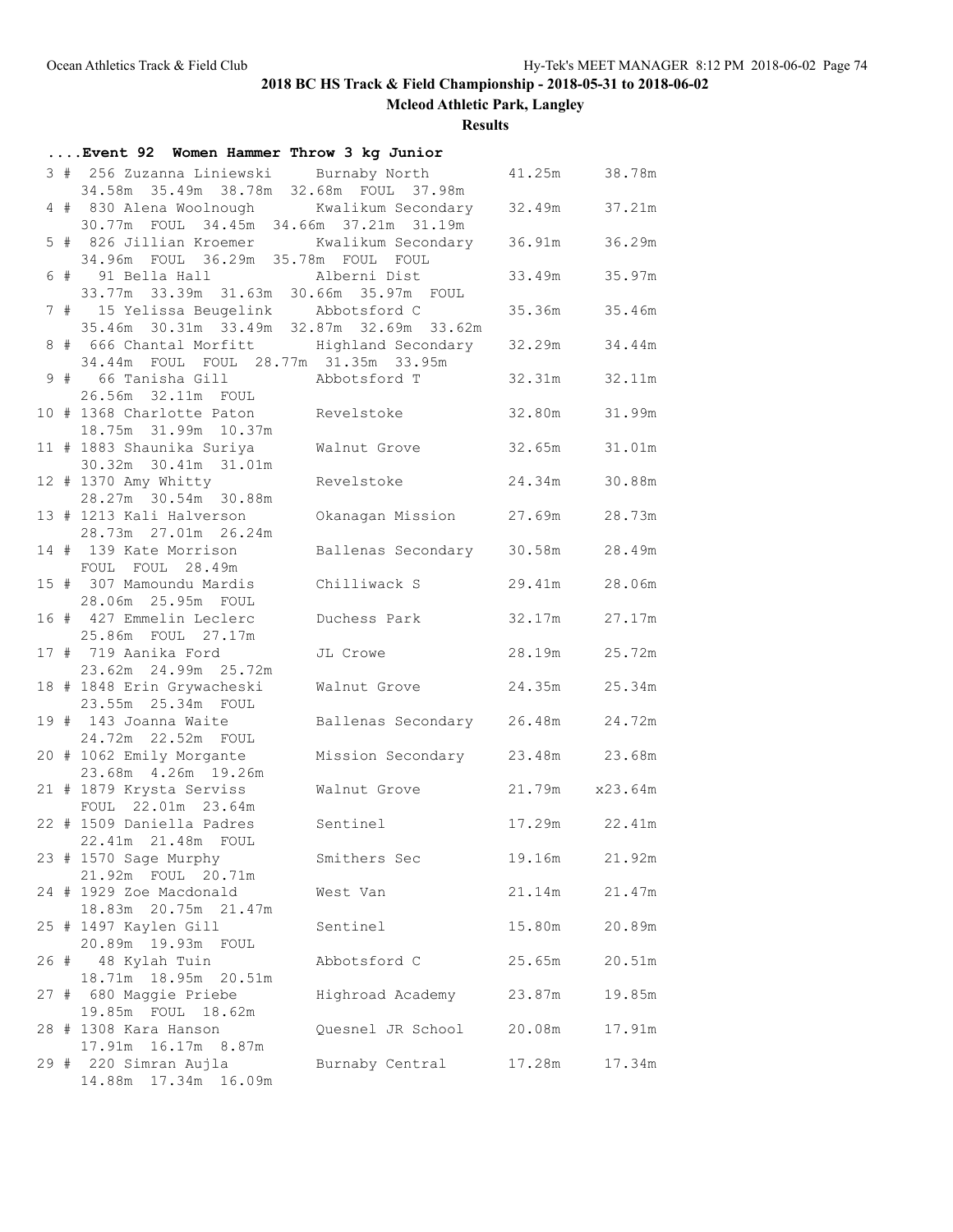## 2018 BC HS Track & Field Championship - 2018-05-31 to 2018-06-02

### Mcleod Athletic Park, Langley

### Results

**....Event 92 Women Hammer Throw 3 kg Junior**

| Place | # | Name | School | Seed | Finals |
|---|---|---|---|---|---|
| 3 | 256 | Zuzanna Liniewski | Burnaby North | 41.25m | 38.78m |
| | | 34.58m 35.49m 38.78m 32.68m FOUL 37.98m | | | |
| 4 | 830 | Alena Woolnough | Kwalikum Secondary | 32.49m | 37.21m |
| | | 30.77m FOUL 34.45m 34.66m 37.21m 31.19m | | | |
| 5 | 826 | Jillian Kroemer | Kwalikum Secondary | 36.91m | 36.29m |
| | | 34.96m FOUL 36.29m 35.78m FOUL FOUL | | | |
| 6 | 91 | Bella Hall | Alberni Dist | 33.49m | 35.97m |
| | | 33.77m 33.39m 31.63m 30.66m 35.97m FOUL | | | |
| 7 | 15 | Yelissa Beugelink | Abbotsford C | 35.36m | 35.46m |
| | | 35.46m 30.31m 33.49m 32.87m 32.69m 33.62m | | | |
| 8 | 666 | Chantal Morfitt | Highland Secondary | 32.29m | 34.44m |
| | | 34.44m FOUL FOUL 28.77m 31.35m 33.95m | | | |
| 9 | 66 | Tanisha Gill | Abbotsford T | 32.31m | 32.11m |
| | | 26.56m 32.11m FOUL | | | |
| 10 | 1368 | Charlotte Paton | Revelstoke | 32.80m | 31.99m |
| | | 18.75m 31.99m 10.37m | | | |
| 11 | 1883 | Shaunika Suriya | Walnut Grove | 32.65m | 31.01m |
| | | 30.32m 30.41m 31.01m | | | |
| 12 | 1370 | Amy Whitty | Revelstoke | 24.34m | 30.88m |
| | | 28.27m 30.54m 30.88m | | | |
| 13 | 1213 | Kali Halverson | Okanagan Mission | 27.69m | 28.73m |
| | | 28.73m 27.01m 26.24m | | | |
| 14 | 139 | Kate Morrison | Ballenas Secondary | 30.58m | 28.49m |
| | | FOUL FOUL 28.49m | | | |
| 15 | 307 | Mamoundu Mardis | Chilliwack S | 29.41m | 28.06m |
| | | 28.06m 25.95m FOUL | | | |
| 16 | 427 | Emmelin Leclerc | Duchess Park | 32.17m | 27.17m |
| | | 25.86m FOUL 27.17m | | | |
| 17 | 719 | Aanika Ford | JL Crowe | 28.19m | 25.72m |
| | | 23.62m 24.99m 25.72m | | | |
| 18 | 1848 | Erin Grywacheski | Walnut Grove | 24.35m | 25.34m |
| | | 23.55m 25.34m FOUL | | | |
| 19 | 143 | Joanna Waite | Ballenas Secondary | 26.48m | 24.72m |
| | | 24.72m 22.52m FOUL | | | |
| 20 | 1062 | Emily Morgante | Mission Secondary | 23.48m | 23.68m |
| | | 23.68m 4.26m 19.26m | | | |
| 21 | 1879 | Krysta Serviss | Walnut Grove | 21.79m | x23.64m |
| | | FOUL 22.01m 23.64m | | | |
| 22 | 1509 | Daniella Padres | Sentinel | 17.29m | 22.41m |
| | | 22.41m 21.48m FOUL | | | |
| 23 | 1570 | Sage Murphy | Smithers Sec | 19.16m | 21.92m |
| | | 21.92m FOUL 20.71m | | | |
| 24 | 1929 | Zoe Macdonald | West Van | 21.14m | 21.47m |
| | | 18.83m 20.75m 21.47m | | | |
| 25 | 1497 | Kaylen Gill | Sentinel | 15.80m | 20.89m |
| | | 20.89m 19.93m FOUL | | | |
| 26 | 48 | Kylah Tuin | Abbotsford C | 25.65m | 20.51m |
| | | 18.71m 18.95m 20.51m | | | |
| 27 | 680 | Maggie Priebe | Highroad Academy | 23.87m | 19.85m |
| | | 19.85m FOUL 18.62m | | | |
| 28 | 1308 | Kara Hanson | Quesnel JR School | 20.08m | 17.91m |
| | | 17.91m 16.17m 8.87m | | | |
| 29 | 220 | Simran Aujla | Burnaby Central | 17.28m | 17.34m |
| | | 14.88m 17.34m 16.09m | | | |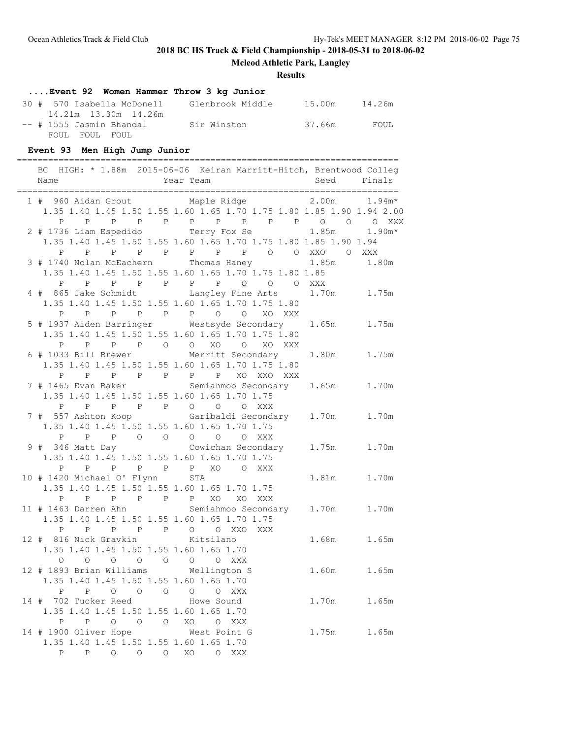## 2018 BC HS Track & Field Championship - 2018-05-31 to 2018-06-02

**Mcleod Athletic Park, Langley**

**Results**

### ....Event 92 Women Hammer Throw 3 kg Junior

```
 30 #  570 Isabella McDonell     Glenbrook Middle       15.00m      14.26m
      14.21m  13.30m  14.26m
 -- # 1555 Jasmin Bhandal        Sir Winston            37.66m        FOUL
      FOUL  FOUL  FOUL
```

### Event 93 Men High Jump Junior

```
=========================================================================
   BC  HIGH: * 1.88m  2015-06-06  Keiran Marritt-Hitch, Brentwood Colleg
   Name                    Year Team                      Seed     Finals
=========================================================================
  1 #  960 Aidan Grout            Maple Ridge              2.00m      1.94m*
     1.35 1.40 1.45 1.50 1.55 1.60 1.65 1.70 1.75 1.80 1.85 1.90 1.94 2.00
        P    P    P    P    P    P    P    P    P    P    O    O    O  XXX
  2 # 1736 Liam Espedido          Terry Fox Se             1.85m      1.90m*
     1.35 1.40 1.45 1.50 1.55 1.60 1.65 1.70 1.75 1.80 1.85 1.90 1.94
        P    P    P    P    P    P    P    P    O    O  XXO    O  XXX
  3 # 1740 Nolan McEachern        Thomas Haney             1.85m      1.80m
     1.35 1.40 1.45 1.50 1.55 1.60 1.65 1.70 1.75 1.80 1.85
        P    P    P    P    P    P    P    O    O    O  XXX
  4 #  865 Jake Schmidt           Langley Fine Arts        1.70m      1.75m
     1.35 1.40 1.45 1.50 1.55 1.60 1.65 1.70 1.75 1.80
        P    P    P    P    P    P    O    O   XO  XXX
  5 # 1937 Aiden Barringer        Westsyde Secondary       1.65m      1.75m
     1.35 1.40 1.45 1.50 1.55 1.60 1.65 1.70 1.75 1.80
        P    P    P    P    O    O   XO    O   XO  XXX
  6 # 1033 Bill Brewer            Merritt Secondary        1.80m      1.75m
     1.35 1.40 1.45 1.50 1.55 1.60 1.65 1.70 1.75 1.80
        P    P    P    P    P    P    P   XO  XXO  XXX
  7 # 1465 Evan Baker             Semiahmoo Secondary      1.65m      1.70m
     1.35 1.40 1.45 1.50 1.55 1.60 1.65 1.70 1.75
        P    P    P    P    P    O    O    O  XXX
  7 #  557 Ashton Koop            Garibaldi Secondary      1.70m      1.70m
     1.35 1.40 1.45 1.50 1.55 1.60 1.65 1.70 1.75
        P    P    P    O    O    O    O    O  XXX
  9 #  346 Matt Day               Cowichan Secondary       1.75m      1.70m
     1.35 1.40 1.45 1.50 1.55 1.60 1.65 1.70 1.75
        P    P    P    P    P    P   XO    O  XXX
 10 # 1420 Michael O' Flynn       STA                      1.81m      1.70m
     1.35 1.40 1.45 1.50 1.55 1.60 1.65 1.70 1.75
        P    P    P    P    P    P   XO   XO  XXX
 11 # 1463 Darren Ahn             Semiahmoo Secondary      1.70m      1.70m
     1.35 1.40 1.45 1.50 1.55 1.60 1.65 1.70 1.75
        P    P    P    P    P    O    O  XXO  XXX
 12 #  816 Nick Gravkin           Kitsilano                1.68m      1.65m
     1.35 1.40 1.45 1.50 1.55 1.60 1.65 1.70
        O    O    O    O    O    O    O  XXX
 12 # 1893 Brian Williams         Wellington S             1.60m      1.65m
     1.35 1.40 1.45 1.50 1.55 1.60 1.65 1.70
        P    P    O    O    O    O    O  XXX
 14 #  702 Tucker Reed            Howe Sound               1.70m      1.65m
     1.35 1.40 1.45 1.50 1.55 1.60 1.65 1.70
        P    P    O    O    O   XO    O  XXX
 14 # 1900 Oliver Hope            West Point G             1.75m      1.65m
     1.35 1.40 1.45 1.50 1.55 1.60 1.65 1.70
        P    P    O    O    O   XO    O  XXX
```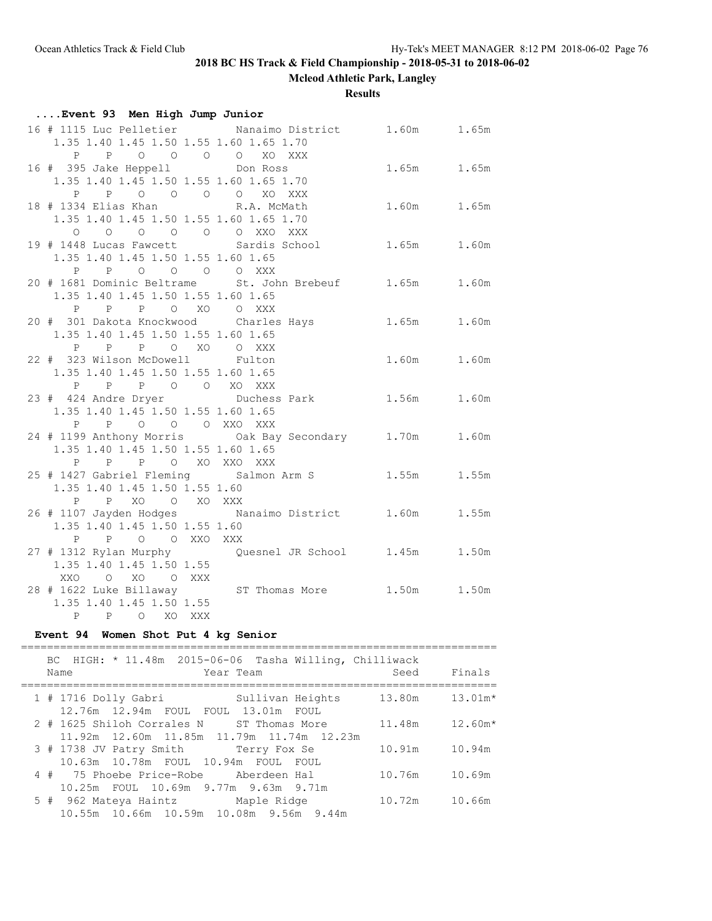# 2018 BC HS Track & Field Championship - 2018-05-31 to 2018-06-02

## Mcleod Athletic Park, Langley

### Results

### ....Event 93 Men High Jump Junior

```
 16 # 1115 Luc Pelletier         Nanaimo District        1.60m      1.65m
     1.35 1.40 1.45 1.50 1.55 1.60 1.65 1.70
        P    P    O    O    O    O   XO  XXX
 16 #  395 Jake Heppell          Don Ross                1.65m      1.65m
     1.35 1.40 1.45 1.50 1.55 1.60 1.65 1.70
        P    P    O    O    O    O   XO  XXX
 18 # 1334 Elias Khan            R.A. McMath             1.60m      1.65m
     1.35 1.40 1.45 1.50 1.55 1.60 1.65 1.70
        O    O    O    O    O    O  XXO  XXX
 19 # 1448 Lucas Fawcett         Sardis School           1.65m      1.60m
     1.35 1.40 1.45 1.50 1.55 1.60 1.65
        P    P    O    O    O    O  XXX
 20 # 1681 Dominic Beltrame      St. John Brebeuf        1.65m      1.60m
     1.35 1.40 1.45 1.50 1.55 1.60 1.65
        P    P    P    O   XO    O  XXX
 20 #  301 Dakota Knockwood      Charles Hays            1.65m      1.60m
     1.35 1.40 1.45 1.50 1.55 1.60 1.65
        P    P    P    O   XO    O  XXX
 22 #  323 Wilson McDowell       Fulton                  1.60m      1.60m
     1.35 1.40 1.45 1.50 1.55 1.60 1.65
        P    P    P    O    O   XO  XXX
 23 #  424 Andre Dryer           Duchess Park            1.56m      1.60m
     1.35 1.40 1.45 1.50 1.55 1.60 1.65
        P    P    O    O    O  XXO  XXX
 24 # 1199 Anthony Morris        Oak Bay Secondary       1.70m      1.60m
     1.35 1.40 1.45 1.50 1.55 1.60 1.65
        P    P    P    O   XO  XXO  XXX
 25 # 1427 Gabriel Fleming       Salmon Arm S            1.55m      1.55m
     1.35 1.40 1.45 1.50 1.55 1.60
        P    P   XO    O   XO  XXX
 26 # 1107 Jayden Hodges         Nanaimo District        1.60m      1.55m
     1.35 1.40 1.45 1.50 1.55 1.60
        P    P    O    O  XXO  XXX
 27 # 1312 Rylan Murphy          Quesnel JR School       1.45m      1.50m
     1.35 1.40 1.45 1.50 1.55
      XXO    O   XO    O  XXX
 28 # 1622 Luke Billaway         ST Thomas More          1.50m      1.50m
     1.35 1.40 1.45 1.50 1.55
        P    P    O   XO  XXX
```

### Event 94 Women Shot Put 4 kg Senior

```
=========================================================================
   BC  HIGH: * 11.48m  2015-06-06  Tasha Willing, Chilliwack
    Name                    Year Team                 Seed      Finals
=========================================================================
  1 # 1716 Dolly Gabri           Sullivan Heights      13.80m     13.01m*
      12.76m  12.94m  FOUL  FOUL  13.01m  FOUL
  2 # 1625 Shiloh Corrales N     ST Thomas More        11.48m     12.60m*
      11.92m  12.60m  11.85m  11.79m  11.74m  12.23m
  3 # 1738 JV Patry Smith        Terry Fox Se          10.91m     10.94m
      10.63m  10.78m  FOUL  10.94m  FOUL  FOUL
  4 #   75 Phoebe Price-Robe     Aberdeen Hal          10.76m     10.69m
      10.25m  FOUL  10.69m  9.77m  9.63m  9.71m
  5 #  962 Mateya Haintz         Maple Ridge           10.72m     10.66m
      10.55m  10.66m  10.59m  10.08m  9.56m  9.44m
```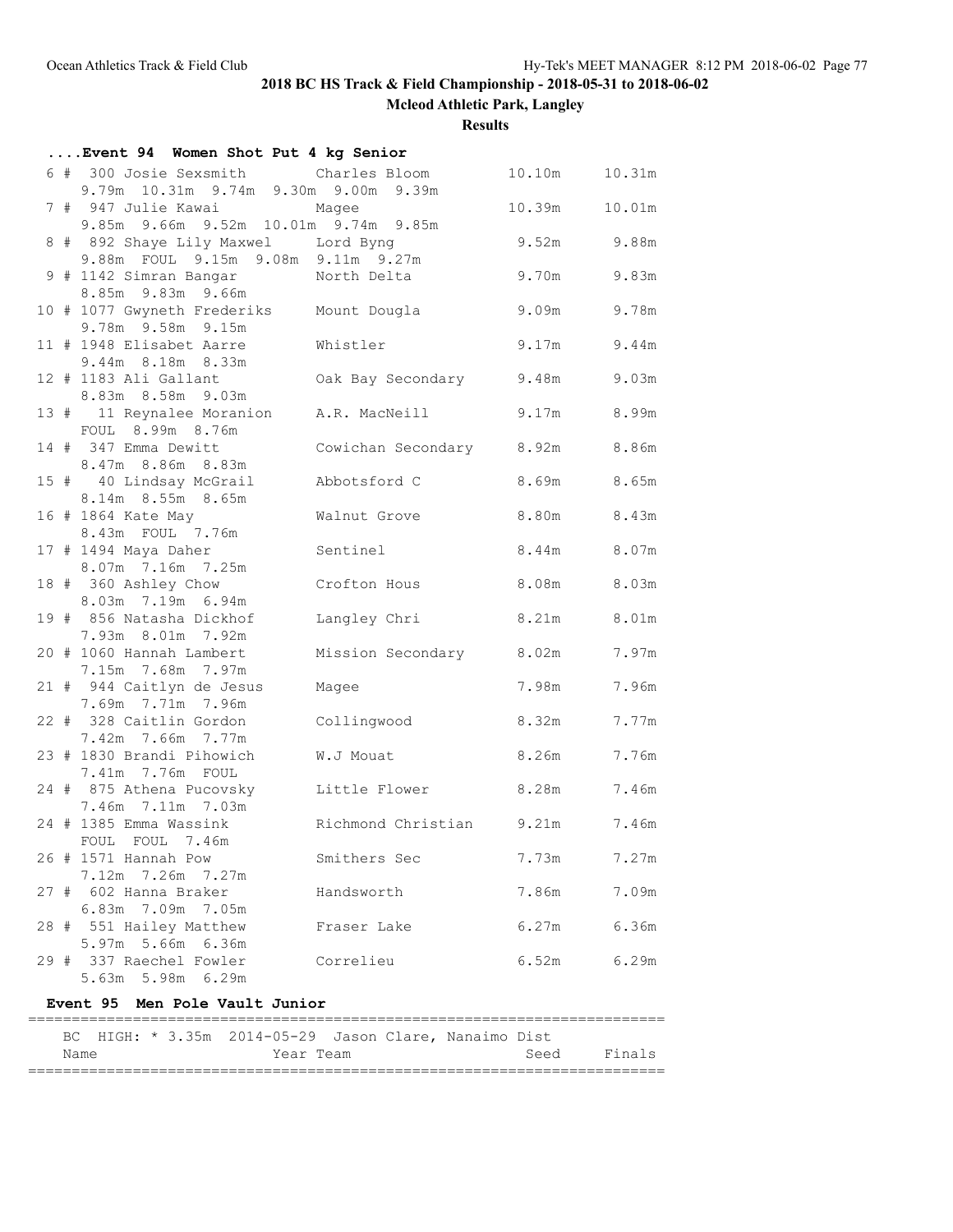## 2018 BC HS Track & Field Championship - 2018-05-31 to 2018-06-02

**Mcleod Athletic Park, Langley**

**Results**

### ....Event 94 Women Shot Put 4 kg Senior

| Place | # | Name | Team | Seed | Finals |
|---|---|---|---|---|---|
| 6 | 300 | Josie Sexsmith | Charles Bloom | 10.10m | 10.31m |
| | | 9.79m 10.31m 9.74m 9.30m 9.00m 9.39m | | | |
| 7 | 947 | Julie Kawai | Magee | 10.39m | 10.01m |
| | | 9.85m 9.66m 9.52m 10.01m 9.74m 9.85m | | | |
| 8 | 892 | Shaye Lily Maxwel | Lord Byng | 9.52m | 9.88m |
| | | 9.88m FOUL 9.15m 9.08m 9.11m 9.27m | | | |
| 9 | 1142 | Simran Bangar | North Delta | 9.70m | 9.83m |
| | | 8.85m 9.83m 9.66m | | | |
| 10 | 1077 | Gwyneth Frederiks | Mount Dougla | 9.09m | 9.78m |
| | | 9.78m 9.58m 9.15m | | | |
| 11 | 1948 | Elisabet Aarre | Whistler | 9.17m | 9.44m |
| | | 9.44m 8.18m 8.33m | | | |
| 12 | 1183 | Ali Gallant | Oak Bay Secondary | 9.48m | 9.03m |
| | | 8.83m 8.58m 9.03m | | | |
| 13 | 11 | Reynalee Moranion | A.R. MacNeill | 9.17m | 8.99m |
| | | FOUL 8.99m 8.76m | | | |
| 14 | 347 | Emma Dewitt | Cowichan Secondary | 8.92m | 8.86m |
| | | 8.47m 8.86m 8.83m | | | |
| 15 | 40 | Lindsay McGrail | Abbotsford C | 8.69m | 8.65m |
| | | 8.14m 8.55m 8.65m | | | |
| 16 | 1864 | Kate May | Walnut Grove | 8.80m | 8.43m |
| | | 8.43m FOUL 7.76m | | | |
| 17 | 1494 | Maya Daher | Sentinel | 8.44m | 8.07m |
| | | 8.07m 7.16m 7.25m | | | |
| 18 | 360 | Ashley Chow | Crofton Hous | 8.08m | 8.03m |
| | | 8.03m 7.19m 6.94m | | | |
| 19 | 856 | Natasha Dickhof | Langley Chri | 8.21m | 8.01m |
| | | 7.93m 8.01m 7.92m | | | |
| 20 | 1060 | Hannah Lambert | Mission Secondary | 8.02m | 7.97m |
| | | 7.15m 7.68m 7.97m | | | |
| 21 | 944 | Caitlyn de Jesus | Magee | 7.98m | 7.96m |
| | | 7.69m 7.71m 7.96m | | | |
| 22 | 328 | Caitlin Gordon | Collingwood | 8.32m | 7.77m |
| | | 7.42m 7.66m 7.77m | | | |
| 23 | 1830 | Brandi Pihowich | W.J Mouat | 8.26m | 7.76m |
| | | 7.41m 7.76m FOUL | | | |
| 24 | 875 | Athena Pucovsky | Little Flower | 8.28m | 7.46m |
| | | 7.46m 7.11m 7.03m | | | |
| 24 | 1385 | Emma Wassink | Richmond Christian | 9.21m | 7.46m |
| | | FOUL FOUL 7.46m | | | |
| 26 | 1571 | Hannah Pow | Smithers Sec | 7.73m | 7.27m |
| | | 7.12m 7.26m 7.27m | | | |
| 27 | 602 | Hanna Braker | Handsworth | 7.86m | 7.09m |
| | | 6.83m 7.09m 7.05m | | | |
| 28 | 551 | Hailey Matthew | Fraser Lake | 6.27m | 6.36m |
| | | 5.97m 5.66m 6.36m | | | |
| 29 | 337 | Raechel Fowler | Correlieu | 6.52m | 6.29m |
| | | 5.63m 5.98m 6.29m | | | |

### Event 95 Men Pole Vault Junior

BC HIGH: * 3.35m 2014-05-29 Jason Clare, Nanaimo Dist

| Name | Year | Team | Seed | Finals |
|---|---|---|---|---|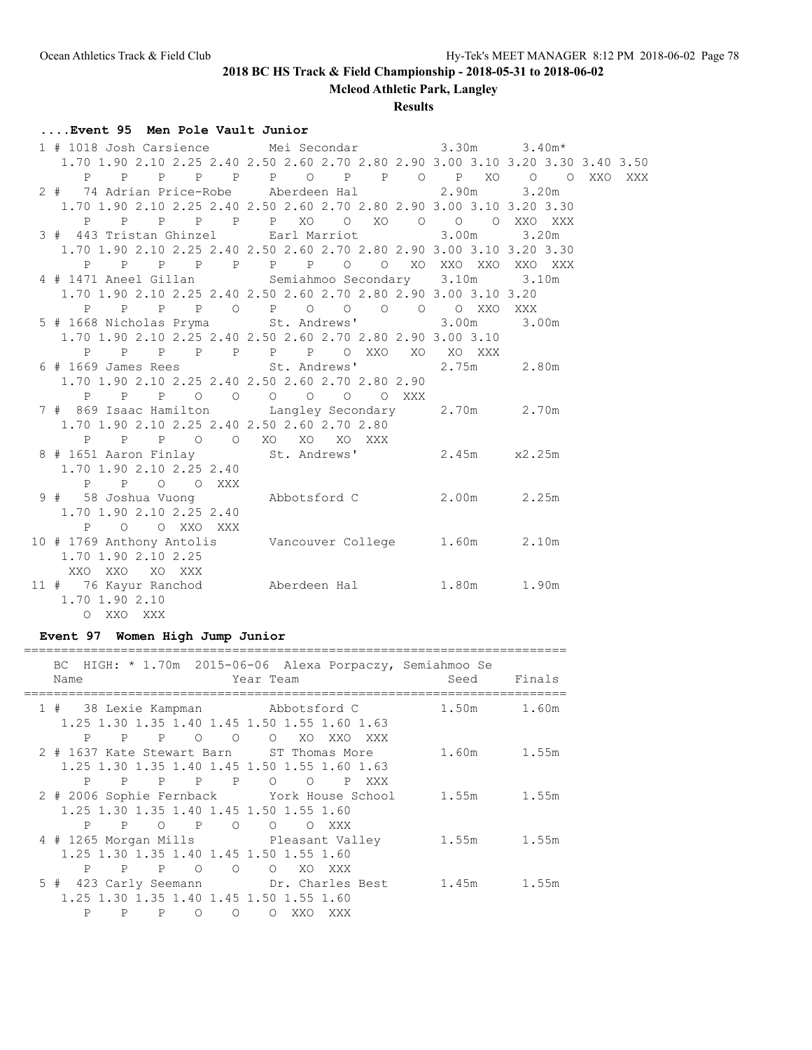**2018 BC HS Track & Field Championship - 2018-05-31 to 2018-06-02**

**Mcleod Athletic Park, Langley**

**Results**

### ....Event 95 Men Pole Vault Junior

```
  1 # 1018 Josh Carsience       Mei Secondar           3.30m      3.40m*
    1.70 1.90 2.10 2.25 2.40 2.50 2.60 2.70 2.80 2.90 3.00 3.10 3.20 3.30 3.40 3.50
       P    P    P    P    P    P    O    P    P    O    P   XO    O    O  XXO  XXX
  2 #   74 Adrian Price-Robe    Aberdeen Hal           2.90m      3.20m
    1.70 1.90 2.10 2.25 2.40 2.50 2.60 2.70 2.80 2.90 3.00 3.10 3.20 3.30
       P    P    P    P    P    P   XO    O   XO    O    O    O  XXO  XXX
  3 #  443 Tristan Ghinzel      Earl Marriot           3.00m      3.20m
    1.70 1.90 2.10 2.25 2.40 2.50 2.60 2.70 2.80 2.90 3.00 3.10 3.20 3.30
       P    P    P    P    P    P    P    O    O   XO  XXO  XXO  XXO  XXX
  4 # 1471 Aneel Gillan         Semiahmoo Secondary    3.10m      3.10m
    1.70 1.90 2.10 2.25 2.40 2.50 2.60 2.70 2.80 2.90 3.00 3.10 3.20
       P    P    P    P    O    P    O    O    O    O    O  XXO  XXX
  5 # 1668 Nicholas Pryma       St. Andrews'           3.00m      3.00m
    1.70 1.90 2.10 2.25 2.40 2.50 2.60 2.70 2.80 2.90 3.00 3.10
       P    P    P    P    P    P    P    O  XXO   XO   XO  XXX
  6 # 1669 James Rees           St. Andrews'           2.75m      2.80m
    1.70 1.90 2.10 2.25 2.40 2.50 2.60 2.70 2.80 2.90
       P    P    P    O    O    O    O    O    O  XXX
  7 #  869 Isaac Hamilton       Langley Secondary      2.70m      2.70m
    1.70 1.90 2.10 2.25 2.40 2.50 2.60 2.70 2.80
       P    P    P    O    O   XO   XO   XO  XXX
  8 # 1651 Aaron Finlay         St. Andrews'           2.45m     x2.25m
    1.70 1.90 2.10 2.25 2.40
       P    P    O    O  XXX
  9 #   58 Joshua Vuong         Abbotsford C           2.00m      2.25m
    1.70 1.90 2.10 2.25 2.40
       P    O    O  XXO  XXX
 10 # 1769 Anthony Antolis      Vancouver College      1.60m      2.10m
    1.70 1.90 2.10 2.25
     XXO  XXO   XO  XXX
 11 #   76 Kayur Ranchod        Aberdeen Hal           1.80m      1.90m
    1.70 1.90 2.10
       O  XXO  XXX
```

### Event 97 Women High Jump Junior

```
=======================================================================
    BC  HIGH: * 1.70m  2015-06-06  Alexa Porpaczy, Semiahmoo Se
    Name                    Year Team                  Seed     Finals
=======================================================================
  1 #   38 Lexie Kampman        Abbotsford C           1.50m      1.60m
    1.25 1.30 1.35 1.40 1.45 1.50 1.55 1.60 1.63
       P    P    P    O    O    O   XO  XXO  XXX
  2 # 1637 Kate Stewart Barn    ST Thomas More         1.60m      1.55m
    1.25 1.30 1.35 1.40 1.45 1.50 1.55 1.60 1.63
       P    P    P    P    P    O    O    P  XXX
  2 # 2006 Sophie Fernback      York House School      1.55m      1.55m
    1.25 1.30 1.35 1.40 1.45 1.50 1.55 1.60
       P    P    O    P    O    O    O  XXX
  4 # 1265 Morgan Mills         Pleasant Valley        1.55m      1.55m
    1.25 1.30 1.35 1.40 1.45 1.50 1.55 1.60
       P    P    P    O    O    O   XO  XXX
  5 #  423 Carly Seemann        Dr. Charles Best       1.45m      1.55m
    1.25 1.30 1.35 1.40 1.45 1.50 1.55 1.60
       P    P    P    O    O    O  XXO  XXX
```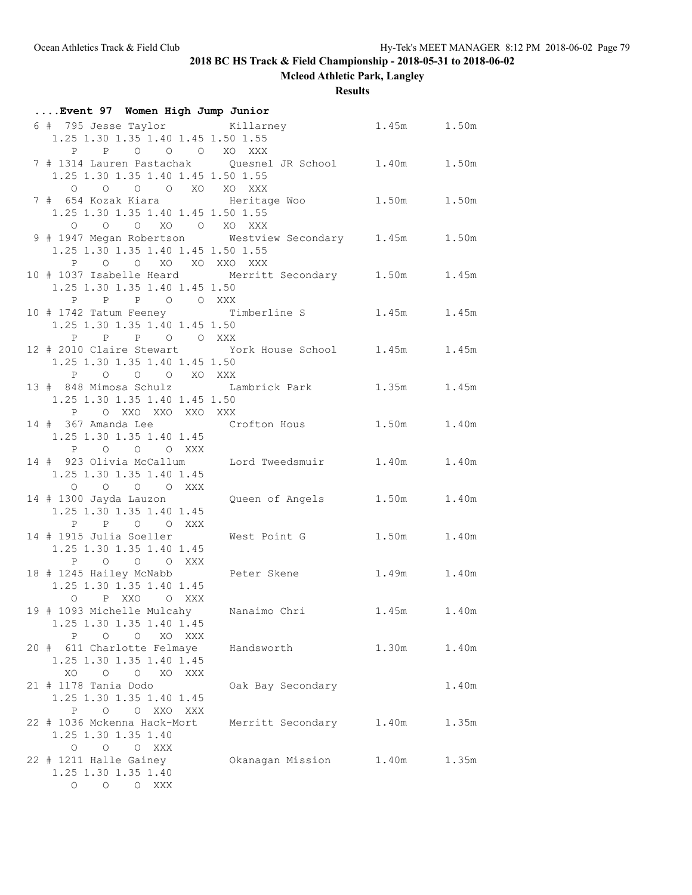## 2018 BC HS Track & Field Championship - 2018-05-31 to 2018-06-02

**Mcleod Athletic Park, Langley**

**Results**

### ....Event 97 Women High Jump Junior

```
 6 #  795 Jesse Taylor          Killarney                1.45m      1.50m
    1.25 1.30 1.35 1.40 1.45 1.50 1.55
      P    P    O    O    O   XO  XXX
 7 # 1314 Lauren Pastachak      Quesnel JR School        1.40m      1.50m
    1.25 1.30 1.35 1.40 1.45 1.50 1.55
      O    O    O    O   XO   XO  XXX
 7 #  654 Kozak Kiara           Heritage Woo             1.50m      1.50m
    1.25 1.30 1.35 1.40 1.45 1.50 1.55
      O    O    O   XO    O   XO  XXX
 9 # 1947 Megan Robertson       Westview Secondary       1.45m      1.50m
    1.25 1.30 1.35 1.40 1.45 1.50 1.55
      P    O    O   XO   XO  XXO  XXX
10 # 1037 Isabelle Heard        Merritt Secondary        1.50m      1.45m
    1.25 1.30 1.35 1.40 1.45 1.50
      P    P    P    O    O  XXX
10 # 1742 Tatum Feeney          Timberline S             1.45m      1.45m
    1.25 1.30 1.35 1.40 1.45 1.50
      P    P    P    O    O  XXX
12 # 2010 Claire Stewart        York House School        1.45m      1.45m
    1.25 1.30 1.35 1.40 1.45 1.50
      P    O    O    O   XO  XXX
13 #  848 Mimosa Schulz         Lambrick Park            1.35m      1.45m
    1.25 1.30 1.35 1.40 1.45 1.50
      P    O  XXO  XXO  XXO  XXX
14 #  367 Amanda Lee            Crofton Hous             1.50m      1.40m
    1.25 1.30 1.35 1.40 1.45
      P    O    O    O  XXX
14 #  923 Olivia McCallum       Lord Tweedsmuir          1.40m      1.40m
    1.25 1.30 1.35 1.40 1.45
      O    O    O    O  XXX
14 # 1300 Jayda Lauzon          Queen of Angels          1.50m      1.40m
    1.25 1.30 1.35 1.40 1.45
      P    P    O    O  XXX
14 # 1915 Julia Soeller         West Point G             1.50m      1.40m
    1.25 1.30 1.35 1.40 1.45
      P    O    O    O  XXX
18 # 1245 Hailey McNabb         Peter Skene              1.49m      1.40m
    1.25 1.30 1.35 1.40 1.45
      O    P  XXO    O  XXX
19 # 1093 Michelle Mulcahy      Nanaimo Chri             1.45m      1.40m
    1.25 1.30 1.35 1.40 1.45
      P    O    O   XO  XXX
20 #  611 Charlotte Felmaye     Handsworth               1.30m      1.40m
    1.25 1.30 1.35 1.40 1.45
     XO    O    O   XO  XXX
21 # 1178 Tania Dodo            Oak Bay Secondary                   1.40m
    1.25 1.30 1.35 1.40 1.45
      P    O    O  XXO  XXX
22 # 1036 Mckenna Hack-Mort     Merritt Secondary        1.40m      1.35m
    1.25 1.30 1.35 1.40
      O    O    O  XXX
22 # 1211 Halle Gainey          Okanagan Mission         1.40m      1.35m
    1.25 1.30 1.35 1.40
      O    O    O  XXX
```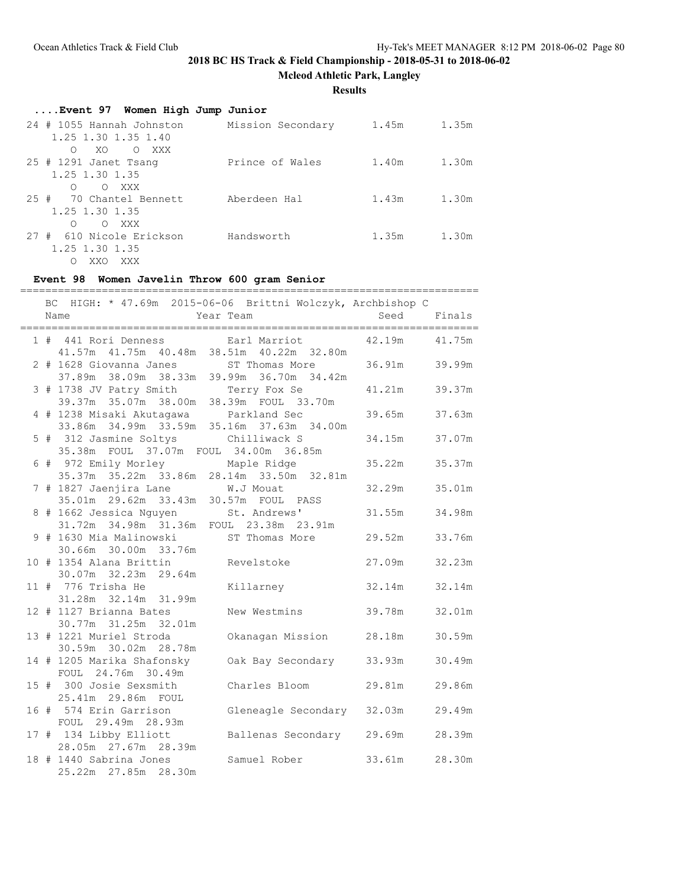# 2018 BC HS Track & Field Championship - 2018-05-31 to 2018-06-02

**Mcleod Athletic Park, Langley**

**Results**

### ....Event 97 Women High Jump Junior

```
 24 # 1055 Hannah Johnston      Mission Secondary      1.45m      1.35m
    1.25 1.30 1.35 1.40
      O   XO    O  XXX
 25 # 1291 Janet Tsang          Prince of Wales        1.40m      1.30m
    1.25 1.30 1.35
      O    O  XXX
 25 #   70 Chantel Bennett      Aberdeen Hal           1.43m      1.30m
    1.25 1.30 1.35
      O    O  XXX
 27 #  610 Nicole Erickson      Handsworth             1.35m      1.30m
    1.25 1.30 1.35
      O  XXO  XXX
```

### Event 98 Women Javelin Throw 600 gram Senior

```
=========================================================================
   BC  HIGH: * 47.69m  2015-06-06  Brittni Wolczyk, Archbishop C
    Name                    Year Team                    Seed    Finals
=========================================================================
  1 #  441 Rori Denness          Earl Marriot          42.19m     41.75m
     41.57m  41.75m  40.48m  38.51m  40.22m  32.80m
  2 # 1628 Giovanna Janes        ST Thomas More        36.91m     39.99m
     37.89m  38.09m  38.33m  39.99m  36.70m  34.42m
  3 # 1738 JV Patry Smith        Terry Fox Se          41.21m     39.37m
     39.37m  35.07m  38.00m  38.39m  FOUL  33.70m
  4 # 1238 Misaki Akutagawa      Parkland Sec          39.65m     37.63m
     33.86m  34.99m  33.59m  35.16m  37.63m  34.00m
  5 #  312 Jasmine Soltys        Chilliwack S          34.15m     37.07m
     35.38m  FOUL  37.07m  FOUL  34.00m  36.85m
  6 #  972 Emily Morley          Maple Ridge           35.22m     35.37m
     35.37m  35.22m  33.86m  28.14m  33.50m  32.81m
  7 # 1827 Jaenjira Lane         W.J Mouat             32.29m     35.01m
     35.01m  29.62m  33.43m  30.57m  FOUL  PASS
  8 # 1662 Jessica Nguyen        St. Andrews'          31.55m     34.98m
     31.72m  34.98m  31.36m  FOUL  23.38m  23.91m
  9 # 1630 Mia Malinowski        ST Thomas More        29.52m     33.76m
     30.66m  30.00m  33.76m
 10 # 1354 Alana Brittin         Revelstoke            27.09m     32.23m
     30.07m  32.23m  29.64m
 11 #  776 Trisha He             Killarney             32.14m     32.14m
     31.28m  32.14m  31.99m
 12 # 1127 Brianna Bates         New Westmins          39.78m     32.01m
     30.77m  31.25m  32.01m
 13 # 1221 Muriel Stroda         Okanagan Mission      28.18m     30.59m
     30.59m  30.02m  28.78m
 14 # 1205 Marika Shafonsky      Oak Bay Secondary     33.93m     30.49m
     FOUL  24.76m  30.49m
 15 #  300 Josie Sexsmith        Charles Bloom         29.81m     29.86m
     25.41m  29.86m  FOUL
 16 #  574 Erin Garrison         Gleneagle Secondary   32.03m     29.49m
     FOUL  29.49m  28.93m
 17 #  134 Libby Elliott         Ballenas Secondary    29.69m     28.39m
     28.05m  27.67m  28.39m
 18 # 1440 Sabrina Jones         Samuel Rober          33.61m     28.30m
     25.22m  27.85m  28.30m
```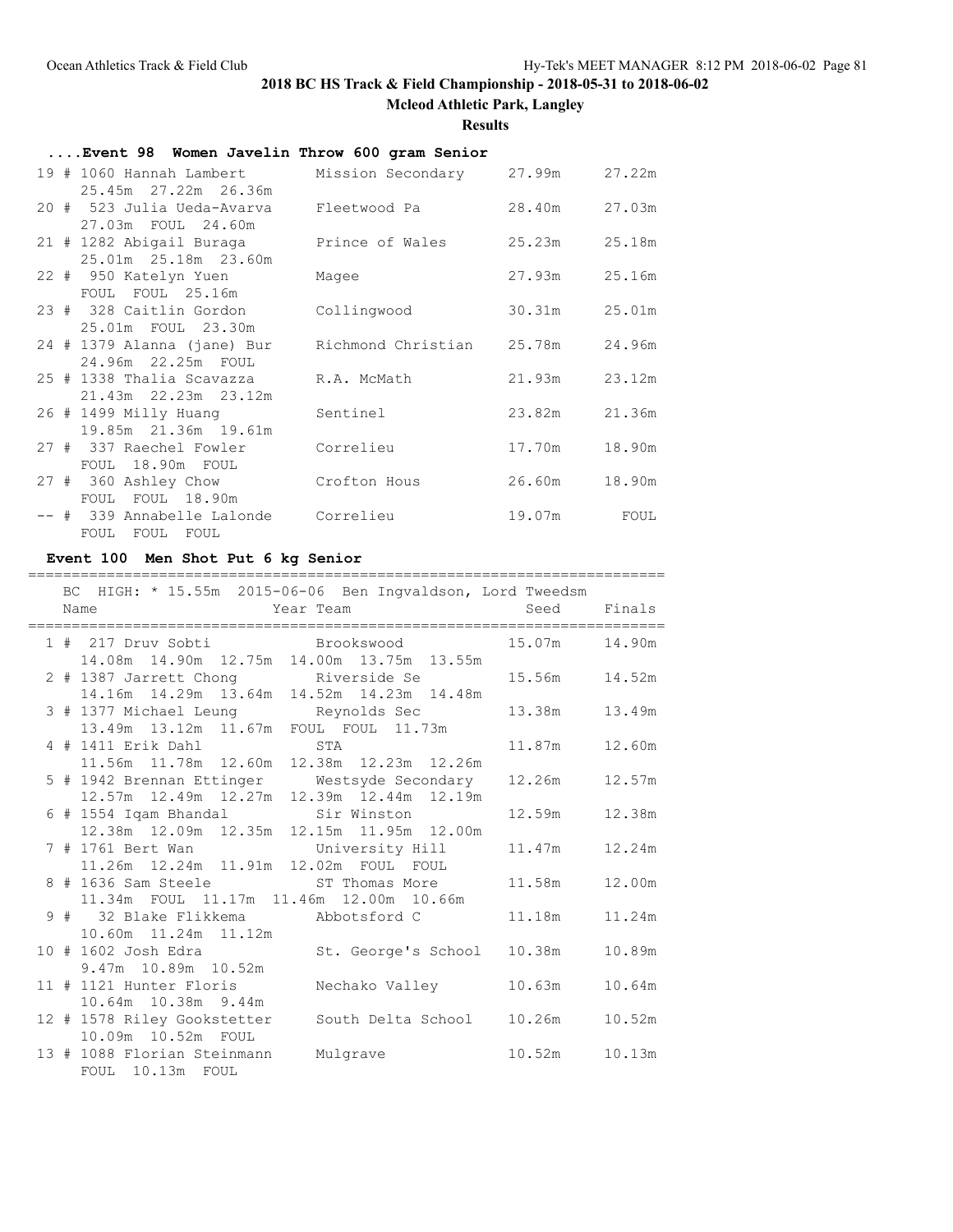# 2018 BC HS Track & Field Championship - 2018-05-31 to 2018-06-02

**Mcleod Athletic Park, Langley**

**Results**

### ....Event 98 Women Javelin Throw 600 gram Senior

| Place | Name | Team | Seed | Finals |
|---|---|---|---|---|
| 19 # | 1060 Hannah Lambert | Mission Secondary | 27.99m | 27.22m |
| | 25.45m 27.22m 26.36m | | | |
| 20 # | 523 Julia Ueda-Avarva | Fleetwood Pa | 28.40m | 27.03m |
| | 27.03m FOUL 24.60m | | | |
| 21 # | 1282 Abigail Buraga | Prince of Wales | 25.23m | 25.18m |
| | 25.01m 25.18m 23.60m | | | |
| 22 # | 950 Katelyn Yuen | Magee | 27.93m | 25.16m |
| | FOUL FOUL 25.16m | | | |
| 23 # | 328 Caitlin Gordon | Collingwood | 30.31m | 25.01m |
| | 25.01m FOUL 23.30m | | | |
| 24 # | 1379 Alanna (jane) Bur | Richmond Christian | 25.78m | 24.96m |
| | 24.96m 22.25m FOUL | | | |
| 25 # | 1338 Thalia Scavazza | R.A. McMath | 21.93m | 23.12m |
| | 21.43m 22.23m 23.12m | | | |
| 26 # | 1499 Milly Huang | Sentinel | 23.82m | 21.36m |
| | 19.85m 21.36m 19.61m | | | |
| 27 # | 337 Raechel Fowler | Correlieu | 17.70m | 18.90m |
| | FOUL 18.90m FOUL | | | |
| 27 # | 360 Ashley Chow | Crofton Hous | 26.60m | 18.90m |
| | FOUL FOUL 18.90m | | | |
| -- # | 339 Annabelle Lalonde | Correlieu | 19.07m | FOUL |
| | FOUL FOUL FOUL | | | |

### Event 100 Men Shot Put 6 kg Senior

BC HIGH: * 15.55m 2015-06-06 Ben Ingvaldson, Lord Tweedsm

| Place | Name | Year Team | Seed | Finals |
|---|---|---|---|---|
| 1 # | 217 Druv Sobti | Brookswood | 15.07m | 14.90m |
| | 14.08m 14.90m 12.75m 14.00m 13.75m 13.55m | | | |
| 2 # | 1387 Jarrett Chong | Riverside Se | 15.56m | 14.52m |
| | 14.16m 14.29m 13.64m 14.52m 14.23m 14.48m | | | |
| 3 # | 1377 Michael Leung | Reynolds Sec | 13.38m | 13.49m |
| | 13.49m 13.12m 11.67m FOUL FOUL 11.73m | | | |
| 4 # | 1411 Erik Dahl | STA | 11.87m | 12.60m |
| | 11.56m 11.78m 12.60m 12.38m 12.23m 12.26m | | | |
| 5 # | 1942 Brennan Ettinger | Westsyde Secondary | 12.26m | 12.57m |
| | 12.57m 12.49m 12.27m 12.39m 12.44m 12.19m | | | |
| 6 # | 1554 Iqam Bhandal | Sir Winston | 12.59m | 12.38m |
| | 12.38m 12.09m 12.35m 12.15m 11.95m 12.00m | | | |
| 7 # | 1761 Bert Wan | University Hill | 11.47m | 12.24m |
| | 11.26m 12.24m 11.91m 12.02m FOUL FOUL | | | |
| 8 # | 1636 Sam Steele | ST Thomas More | 11.58m | 12.00m |
| | 11.34m FOUL 11.17m 11.46m 12.00m 10.66m | | | |
| 9 # | 32 Blake Flikkema | Abbotsford C | 11.18m | 11.24m |
| | 10.60m 11.24m 11.12m | | | |
| 10 # | 1602 Josh Edra | St. George's School | 10.38m | 10.89m |
| | 9.47m 10.89m 10.52m | | | |
| 11 # | 1121 Hunter Floris | Nechako Valley | 10.63m | 10.64m |
| | 10.64m 10.38m 9.44m | | | |
| 12 # | 1578 Riley Gookstetter | South Delta School | 10.26m | 10.52m |
| | 10.09m 10.52m FOUL | | | |
| 13 # | 1088 Florian Steinmann | Mulgrave | 10.52m | 10.13m |
| | FOUL 10.13m FOUL | | | |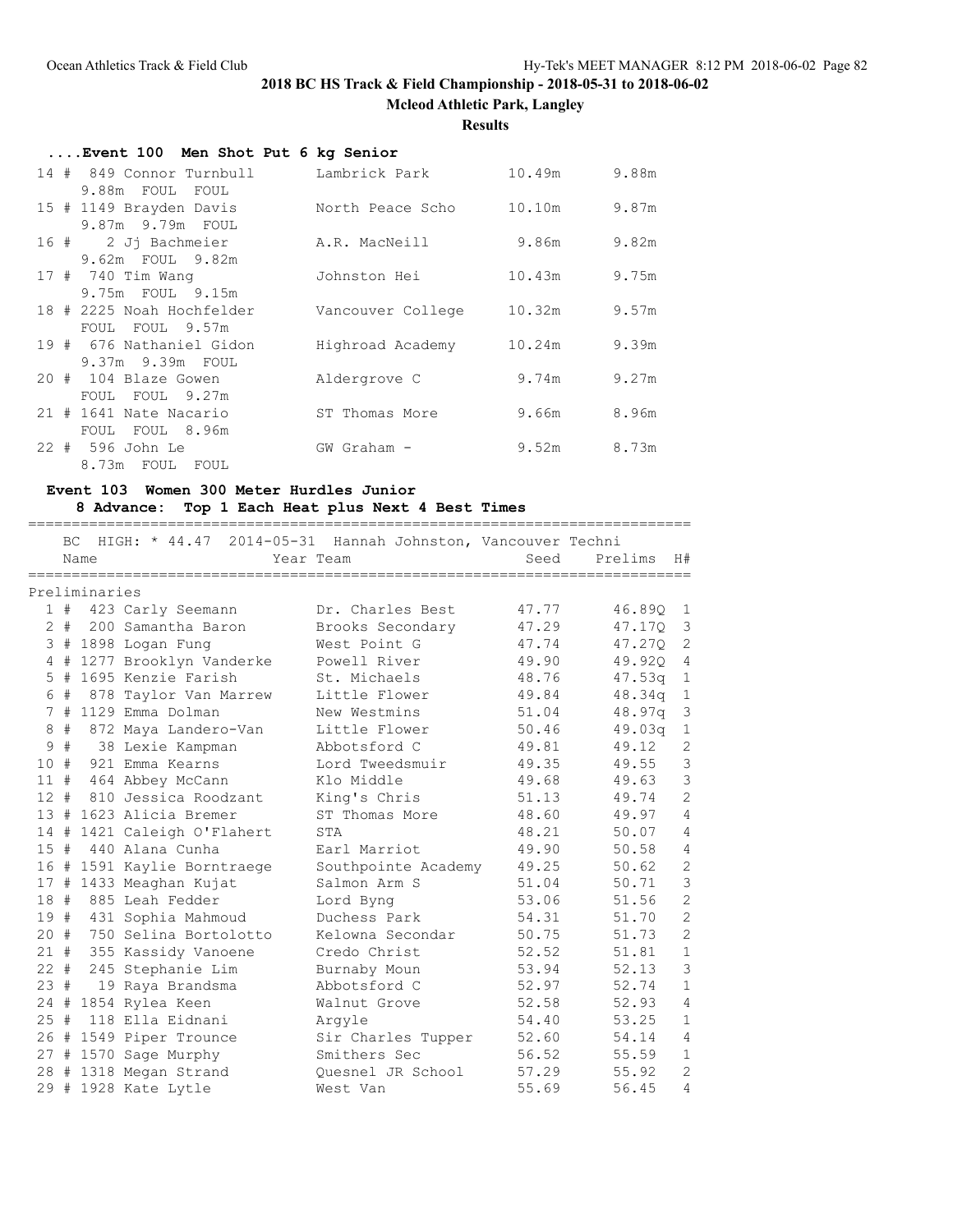## 2018 BC HS Track & Field Championship - 2018-05-31 to 2018-06-02

**Mcleod Athletic Park, Langley**

**Results**

### ....Event 100 Men Shot Put 6 kg Senior

| Place | # | Comp# | Name | Team | Seed | Finals |
|---|---|---|---|---|---|---|
| 14 | # | 849 | Connor Turnbull | Lambrick Park | 10.49m | 9.88m |
| | | | 9.88m FOUL FOUL | | | |
| 15 | # | 1149 | Brayden Davis | North Peace Scho | 10.10m | 9.87m |
| | | | 9.87m 9.79m FOUL | | | |
| 16 | # | 2 | Jj Bachmeier | A.R. MacNeill | 9.86m | 9.82m |
| | | | 9.62m FOUL 9.82m | | | |
| 17 | # | 740 | Tim Wang | Johnston Hei | 10.43m | 9.75m |
| | | | 9.75m FOUL 9.15m | | | |
| 18 | # | 2225 | Noah Hochfelder | Vancouver College | 10.32m | 9.57m |
| | | | FOUL FOUL 9.57m | | | |
| 19 | # | 676 | Nathaniel Gidon | Highroad Academy | 10.24m | 9.39m |
| | | | 9.37m 9.39m FOUL | | | |
| 20 | # | 104 | Blaze Gowen | Aldergrove C | 9.74m | 9.27m |
| | | | FOUL FOUL 9.27m | | | |
| 21 | # | 1641 | Nate Nacario | ST Thomas More | 9.66m | 8.96m |
| | | | FOUL FOUL 8.96m | | | |
| 22 | # | 596 | John Le | GW Graham - | 9.52m | 8.73m |
| | | | 8.73m FOUL FOUL | | | |

### Event 103 Women 300 Meter Hurdles Junior

**8 Advance: Top 1 Each Heat plus Next 4 Best Times**

BC HIGH: * 44.47 2014-05-31 Hannah Johnston, Vancouver Techni

**Preliminaries**

| Place | # | Comp# | Name | Year Team | Seed | Prelims | H# |
|---|---|---|---|---|---|---|---|
| 1 | # | 423 | Carly Seemann | Dr. Charles Best | 47.77 | 46.89Q | 1 |
| 2 | # | 200 | Samantha Baron | Brooks Secondary | 47.29 | 47.17Q | 3 |
| 3 | # | 1898 | Logan Fung | West Point G | 47.74 | 47.27Q | 2 |
| 4 | # | 1277 | Brooklyn Vanderke | Powell River | 49.90 | 49.92Q | 4 |
| 5 | # | 1695 | Kenzie Farish | St. Michaels | 48.76 | 47.53q | 1 |
| 6 | # | 878 | Taylor Van Marrew | Little Flower | 49.84 | 48.34q | 1 |
| 7 | # | 1129 | Emma Dolman | New Westmins | 51.04 | 48.97q | 3 |
| 8 | # | 872 | Maya Landero-Van | Little Flower | 50.46 | 49.03q | 1 |
| 9 | # | 38 | Lexie Kampman | Abbotsford C | 49.81 | 49.12 | 2 |
| 10 | # | 921 | Emma Kearns | Lord Tweedsmuir | 49.35 | 49.55 | 3 |
| 11 | # | 464 | Abbey McCann | Klo Middle | 49.68 | 49.63 | 3 |
| 12 | # | 810 | Jessica Roodzant | King's Chris | 51.13 | 49.74 | 2 |
| 13 | # | 1623 | Alicia Bremer | ST Thomas More | 48.60 | 49.97 | 4 |
| 14 | # | 1421 | Caleigh O'Flahert | STA | 48.21 | 50.07 | 4 |
| 15 | # | 440 | Alana Cunha | Earl Marriot | 49.90 | 50.58 | 4 |
| 16 | # | 1591 | Kaylie Borntraege | Southpointe Academy | 49.25 | 50.62 | 2 |
| 17 | # | 1433 | Meaghan Kujat | Salmon Arm S | 51.04 | 50.71 | 3 |
| 18 | # | 885 | Leah Fedder | Lord Byng | 53.06 | 51.56 | 2 |
| 19 | # | 431 | Sophia Mahmoud | Duchess Park | 54.31 | 51.70 | 2 |
| 20 | # | 750 | Selina Bortolotto | Kelowna Secondar | 50.75 | 51.73 | 2 |
| 21 | # | 355 | Kassidy Vanoene | Credo Christ | 52.52 | 51.81 | 1 |
| 22 | # | 245 | Stephanie Lim | Burnaby Moun | 53.94 | 52.13 | 3 |
| 23 | # | 19 | Raya Brandsma | Abbotsford C | 52.97 | 52.74 | 1 |
| 24 | # | 1854 | Rylea Keen | Walnut Grove | 52.58 | 52.93 | 4 |
| 25 | # | 118 | Ella Eidnani | Argyle | 54.40 | 53.25 | 1 |
| 26 | # | 1549 | Piper Trounce | Sir Charles Tupper | 52.60 | 54.14 | 4 |
| 27 | # | 1570 | Sage Murphy | Smithers Sec | 56.52 | 55.59 | 1 |
| 28 | # | 1318 | Megan Strand | Quesnel JR School | 57.29 | 55.92 | 2 |
| 29 | # | 1928 | Kate Lytle | West Van | 55.69 | 56.45 | 4 |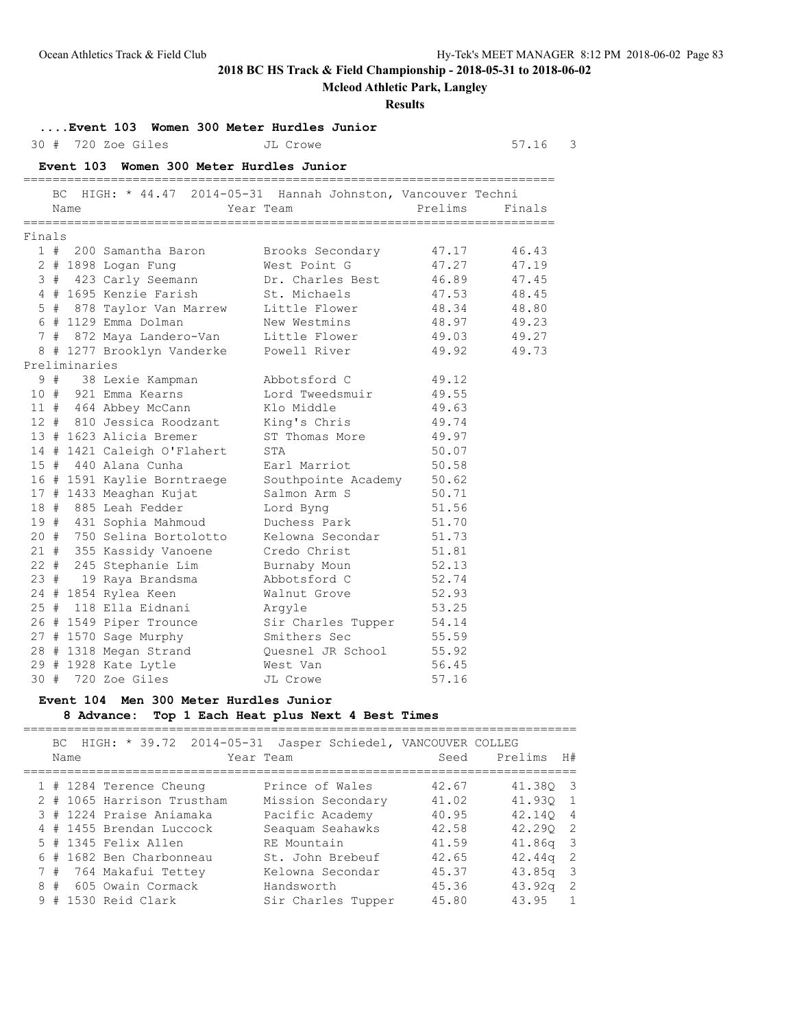## ....Event 103 Women 300 Meter Hurdles Junior

| | Name | Team | Prelims | H# |
|---|---|---|---|---|
| 30 # | 720 Zoe Giles | JL Crowe | 57.16 | 3 |

## Event 103 Women 300 Meter Hurdles Junior

BC HIGH: * 44.47 2014-05-31 Hannah Johnston, Vancouver Techni

| | Name | Year Team | Prelims | Finals |
|---|---|---|---|---|
| **Finals** | | | | |
| 1 # | 200 Samantha Baron | Brooks Secondary | 47.17 | 46.43 |
| 2 # | 1898 Logan Fung | West Point G | 47.27 | 47.19 |
| 3 # | 423 Carly Seemann | Dr. Charles Best | 46.89 | 47.45 |
| 4 # | 1695 Kenzie Farish | St. Michaels | 47.53 | 48.45 |
| 5 # | 878 Taylor Van Marrew | Little Flower | 48.34 | 48.80 |
| 6 # | 1129 Emma Dolman | New Westmins | 48.97 | 49.23 |
| 7 # | 872 Maya Landero-Van | Little Flower | 49.03 | 49.27 |
| 8 # | 1277 Brooklyn Vanderke | Powell River | 49.92 | 49.73 |
| **Preliminaries** | | | | |
| 9 # | 38 Lexie Kampman | Abbotsford C | 49.12 | |
| 10 # | 921 Emma Kearns | Lord Tweedsmuir | 49.55 | |
| 11 # | 464 Abbey McCann | Klo Middle | 49.63 | |
| 12 # | 810 Jessica Roodzant | King's Chris | 49.74 | |
| 13 # | 1623 Alicia Bremer | ST Thomas More | 49.97 | |
| 14 # | 1421 Caleigh O'Flahert | STA | 50.07 | |
| 15 # | 440 Alana Cunha | Earl Marriot | 50.58 | |
| 16 # | 1591 Kaylie Borntraege | Southpointe Academy | 50.62 | |
| 17 # | 1433 Meaghan Kujat | Salmon Arm S | 50.71 | |
| 18 # | 885 Leah Fedder | Lord Byng | 51.56 | |
| 19 # | 431 Sophia Mahmoud | Duchess Park | 51.70 | |
| 20 # | 750 Selina Bortolotto | Kelowna Secondar | 51.73 | |
| 21 # | 355 Kassidy Vanoene | Credo Christ | 51.81 | |
| 22 # | 245 Stephanie Lim | Burnaby Moun | 52.13 | |
| 23 # | 19 Raya Brandsma | Abbotsford C | 52.74 | |
| 24 # | 1854 Rylea Keen | Walnut Grove | 52.93 | |
| 25 # | 118 Ella Eidnani | Argyle | 53.25 | |
| 26 # | 1549 Piper Trounce | Sir Charles Tupper | 54.14 | |
| 27 # | 1570 Sage Murphy | Smithers Sec | 55.59 | |
| 28 # | 1318 Megan Strand | Quesnel JR School | 55.92 | |
| 29 # | 1928 Kate Lytle | West Van | 56.45 | |
| 30 # | 720 Zoe Giles | JL Crowe | 57.16 | |

## Event 104 Men 300 Meter Hurdles Junior

### 8 Advance: Top 1 Each Heat plus Next 4 Best Times

BC HIGH: * 39.72 2014-05-31 Jasper Schiedel, VANCOUVER COLLEG

| | Name | Year Team | Seed | Prelims | H# |
|---|---|---|---|---|---|
| 1 # | 1284 Terence Cheung | Prince of Wales | 42.67 | 41.38Q | 3 |
| 2 # | 1065 Harrison Trustham | Mission Secondary | 41.02 | 41.93Q | 1 |
| 3 # | 1224 Praise Aniamaka | Pacific Academy | 40.95 | 42.14Q | 4 |
| 4 # | 1455 Brendan Luccock | Seaquam Seahawks | 42.58 | 42.29Q | 2 |
| 5 # | 1345 Felix Allen | RE Mountain | 41.59 | 41.86q | 3 |
| 6 # | 1682 Ben Charbonneau | St. John Brebeuf | 42.65 | 42.44q | 2 |
| 7 # | 764 Makafui Tettey | Kelowna Secondar | 45.37 | 43.85q | 3 |
| 8 # | 605 Owain Cormack | Handsworth | 45.36 | 43.92q | 2 |
| 9 # | 1530 Reid Clark | Sir Charles Tupper | 45.80 | 43.95 | 1 |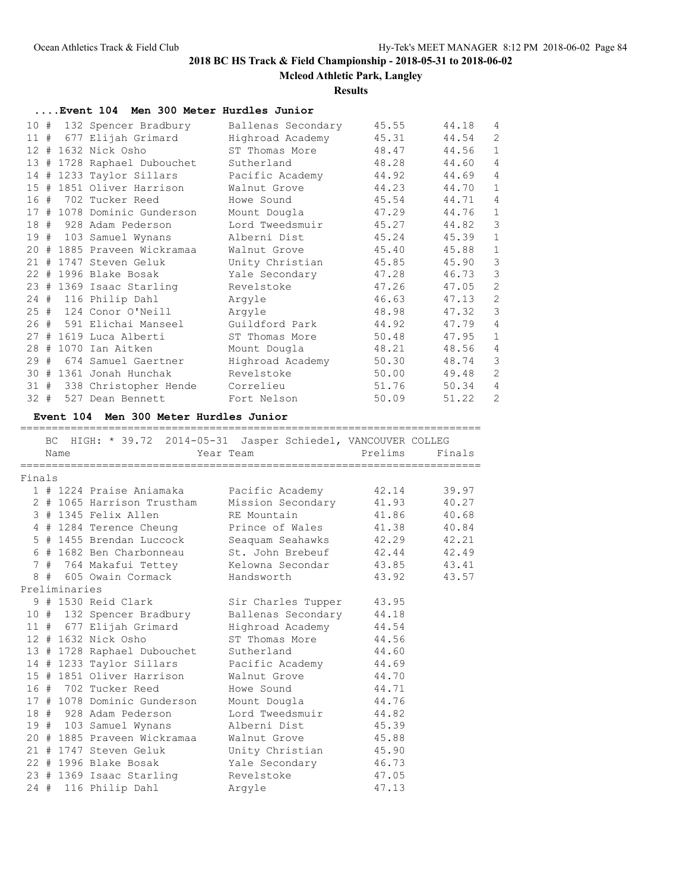## ....Event 104 Men 300 Meter Hurdles Junior

| Place | # | Name | Team | Seed | Prelims | Heat |
|---|---|---|---|---|---|---|
| 10 | # 132 | Spencer Bradbury | Ballenas Secondary | 45.55 | 44.18 | 4 |
| 11 | # 677 | Elijah Grimard | Highroad Academy | 45.31 | 44.54 | 2 |
| 12 | # 1632 | Nick Osho | ST Thomas More | 48.47 | 44.56 | 1 |
| 13 | # 1728 | Raphael Dubouchet | Sutherland | 48.28 | 44.60 | 4 |
| 14 | # 1233 | Taylor Sillars | Pacific Academy | 44.92 | 44.69 | 4 |
| 15 | # 1851 | Oliver Harrison | Walnut Grove | 44.23 | 44.70 | 1 |
| 16 | # 702 | Tucker Reed | Howe Sound | 45.54 | 44.71 | 4 |
| 17 | # 1078 | Dominic Gunderson | Mount Dougla | 47.29 | 44.76 | 1 |
| 18 | # 928 | Adam Pederson | Lord Tweedsmuir | 45.27 | 44.82 | 3 |
| 19 | # 103 | Samuel Wynans | Alberni Dist | 45.24 | 45.39 | 1 |
| 20 | # 1885 | Praveen Wickramaa | Walnut Grove | 45.40 | 45.88 | 1 |
| 21 | # 1747 | Steven Geluk | Unity Christian | 45.85 | 45.90 | 3 |
| 22 | # 1996 | Blake Bosak | Yale Secondary | 47.28 | 46.73 | 3 |
| 23 | # 1369 | Isaac Starling | Revelstoke | 47.26 | 47.05 | 2 |
| 24 | # 116 | Philip Dahl | Argyle | 46.63 | 47.13 | 2 |
| 25 | # 124 | Conor O'Neill | Argyle | 48.98 | 47.32 | 3 |
| 26 | # 591 | Elichai Manseel | Guildford Park | 44.92 | 47.79 | 4 |
| 27 | # 1619 | Luca Alberti | ST Thomas More | 50.48 | 47.95 | 1 |
| 28 | # 1070 | Ian Aitken | Mount Dougla | 48.21 | 48.56 | 4 |
| 29 | # 674 | Samuel Gaertner | Highroad Academy | 50.30 | 48.74 | 3 |
| 30 | # 1361 | Jonah Hunchak | Revelstoke | 50.00 | 49.48 | 2 |
| 31 | # 338 | Christopher Hende | Correlieu | 51.76 | 50.34 | 4 |
| 32 | # 527 | Dean Bennett | Fort Nelson | 50.09 | 51.22 | 2 |

## Event 104 Men 300 Meter Hurdles Junior

BC HIGH: * 39.72 2014-05-31 Jasper Schiedel, VANCOUVER COLLEG

**Finals**

| Place | # | Name | Year Team | Prelims | Finals |
|---|---|---|---|---|---|
| 1 | # 1224 | Praise Aniamaka | Pacific Academy | 42.14 | 39.97 |
| 2 | # 1065 | Harrison Trustham | Mission Secondary | 41.93 | 40.27 |
| 3 | # 1345 | Felix Allen | RE Mountain | 41.86 | 40.68 |
| 4 | # 1284 | Terence Cheung | Prince of Wales | 41.38 | 40.84 |
| 5 | # 1455 | Brendan Luccock | Seaquam Seahawks | 42.29 | 42.21 |
| 6 | # 1682 | Ben Charbonneau | St. John Brebeuf | 42.44 | 42.49 |
| 7 | # 764 | Makafui Tettey | Kelowna Secondar | 43.85 | 43.41 |
| 8 | # 605 | Owain Cormack | Handsworth | 43.92 | 43.57 |

**Preliminaries**

| Place | # | Name | Year Team | Prelims |
|---|---|---|---|---|
| 9 | # 1530 | Reid Clark | Sir Charles Tupper | 43.95 |
| 10 | # 132 | Spencer Bradbury | Ballenas Secondary | 44.18 |
| 11 | # 677 | Elijah Grimard | Highroad Academy | 44.54 |
| 12 | # 1632 | Nick Osho | ST Thomas More | 44.56 |
| 13 | # 1728 | Raphael Dubouchet | Sutherland | 44.60 |
| 14 | # 1233 | Taylor Sillars | Pacific Academy | 44.69 |
| 15 | # 1851 | Oliver Harrison | Walnut Grove | 44.70 |
| 16 | # 702 | Tucker Reed | Howe Sound | 44.71 |
| 17 | # 1078 | Dominic Gunderson | Mount Dougla | 44.76 |
| 18 | # 928 | Adam Pederson | Lord Tweedsmuir | 44.82 |
| 19 | # 103 | Samuel Wynans | Alberni Dist | 45.39 |
| 20 | # 1885 | Praveen Wickramaa | Walnut Grove | 45.88 |
| 21 | # 1747 | Steven Geluk | Unity Christian | 45.90 |
| 22 | # 1996 | Blake Bosak | Yale Secondary | 46.73 |
| 23 | # 1369 | Isaac Starling | Revelstoke | 47.05 |
| 24 | # 116 | Philip Dahl | Argyle | 47.13 |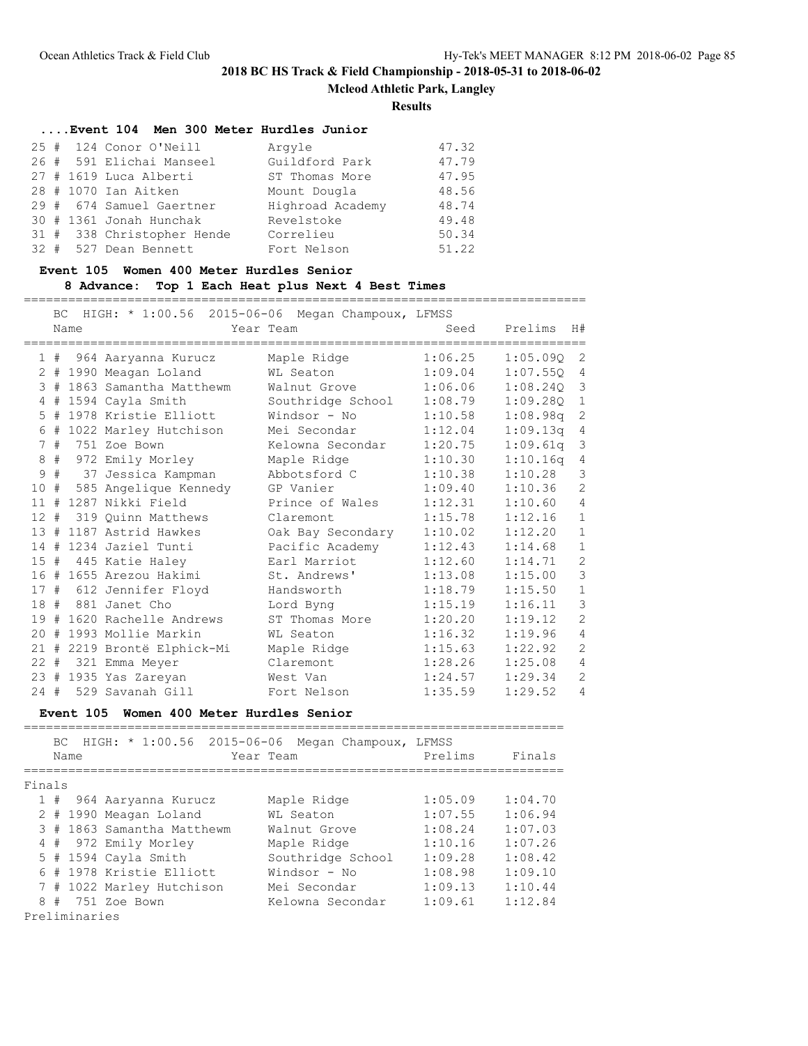## 2018 BC HS Track & Field Championship - 2018-05-31 to 2018-06-02

**Mcleod Athletic Park, Langley**

**Results**

### ....Event 104 Men 300 Meter Hurdles Junior

| Place | Name | Team | Time |
|---|---|---|---|
| 25 # | 124 Conor O'Neill | Argyle | 47.32 |
| 26 # | 591 Elichai Manseel | Guildford Park | 47.79 |
| 27 # | 1619 Luca Alberti | ST Thomas More | 47.95 |
| 28 # | 1070 Ian Aitken | Mount Dougla | 48.56 |
| 29 # | 674 Samuel Gaertner | Highroad Academy | 48.74 |
| 30 # | 1361 Jonah Hunchak | Revelstoke | 49.48 |
| 31 # | 338 Christopher Hende | Correlieu | 50.34 |
| 32 # | 527 Dean Bennett | Fort Nelson | 51.22 |

### Event 105 Women 400 Meter Hurdles Senior

**8 Advance: Top 1 Each Heat plus Next 4 Best Times**

BC HIGH: * 1:00.56 2015-06-06 Megan Champoux, LFMSS

| Place | Name | Year Team | Seed | Prelims | H# |
|---|---|---|---|---|---|
| 1 # | 964 Aaryanna Kurucz | Maple Ridge | 1:06.25 | 1:05.09Q | 2 |
| 2 # | 1990 Meagan Loland | WL Seaton | 1:09.04 | 1:07.55Q | 4 |
| 3 # | 1863 Samantha Matthewm | Walnut Grove | 1:06.06 | 1:08.24Q | 3 |
| 4 # | 1594 Cayla Smith | Southridge School | 1:08.79 | 1:09.28Q | 1 |
| 5 # | 1978 Kristie Elliott | Windsor - No | 1:10.58 | 1:08.98q | 2 |
| 6 # | 1022 Marley Hutchison | Mei Secondar | 1:12.04 | 1:09.13q | 4 |
| 7 # | 751 Zoe Bown | Kelowna Secondar | 1:20.75 | 1:09.61q | 3 |
| 8 # | 972 Emily Morley | Maple Ridge | 1:10.30 | 1:10.16q | 4 |
| 9 # | 37 Jessica Kampman | Abbotsford C | 1:10.38 | 1:10.28 | 3 |
| 10 # | 585 Angelique Kennedy | GP Vanier | 1:09.40 | 1:10.36 | 2 |
| 11 # | 1287 Nikki Field | Prince of Wales | 1:12.31 | 1:10.60 | 4 |
| 12 # | 319 Quinn Matthews | Claremont | 1:15.78 | 1:12.16 | 1 |
| 13 # | 1187 Astrid Hawkes | Oak Bay Secondary | 1:10.02 | 1:12.20 | 1 |
| 14 # | 1234 Jaziel Tunti | Pacific Academy | 1:12.43 | 1:14.68 | 1 |
| 15 # | 445 Katie Haley | Earl Marriot | 1:12.60 | 1:14.71 | 2 |
| 16 # | 1655 Arezou Hakimi | St. Andrews' | 1:13.08 | 1:15.00 | 3 |
| 17 # | 612 Jennifer Floyd | Handsworth | 1:18.79 | 1:15.50 | 1 |
| 18 # | 881 Janet Cho | Lord Byng | 1:15.19 | 1:16.11 | 3 |
| 19 # | 1620 Rachelle Andrews | ST Thomas More | 1:20.20 | 1:19.12 | 2 |
| 20 # | 1993 Mollie Markin | WL Seaton | 1:16.32 | 1:19.96 | 4 |
| 21 # | 2219 Brontë Elphick-Mi | Maple Ridge | 1:15.63 | 1:22.92 | 2 |
| 22 # | 321 Emma Meyer | Claremont | 1:28.26 | 1:25.08 | 4 |
| 23 # | 1935 Yas Zareyan | West Van | 1:24.57 | 1:29.34 | 2 |
| 24 # | 529 Savanah Gill | Fort Nelson | 1:35.59 | 1:29.52 | 4 |

### Event 105 Women 400 Meter Hurdles Senior

BC HIGH: * 1:00.56 2015-06-06 Megan Champoux, LFMSS

**Finals**

| Place | Name | Year Team | Prelims | Finals |
|---|---|---|---|---|
| 1 # | 964 Aaryanna Kurucz | Maple Ridge | 1:05.09 | 1:04.70 |
| 2 # | 1990 Meagan Loland | WL Seaton | 1:07.55 | 1:06.94 |
| 3 # | 1863 Samantha Matthewm | Walnut Grove | 1:08.24 | 1:07.03 |
| 4 # | 972 Emily Morley | Maple Ridge | 1:10.16 | 1:07.26 |
| 5 # | 1594 Cayla Smith | Southridge School | 1:09.28 | 1:08.42 |
| 6 # | 1978 Kristie Elliott | Windsor - No | 1:08.98 | 1:09.10 |
| 7 # | 1022 Marley Hutchison | Mei Secondar | 1:09.13 | 1:10.44 |
| 8 # | 751 Zoe Bown | Kelowna Secondar | 1:09.61 | 1:12.84 |

**Preliminaries**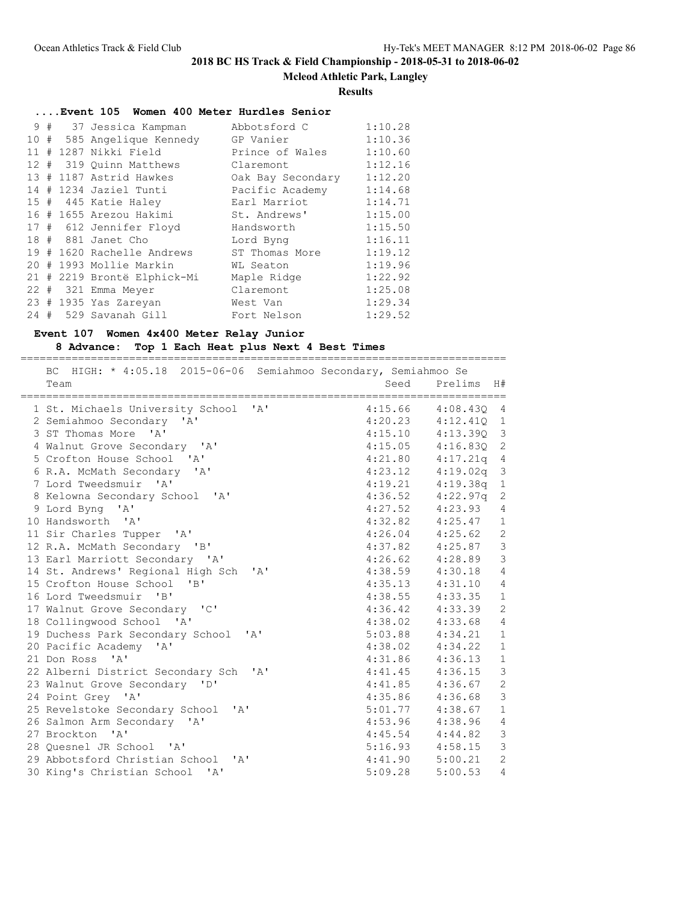## 2018 BC HS Track & Field Championship - 2018-05-31 to 2018-06-02

**Mcleod Athletic Park, Langley**

**Results**

### ....Event 105 Women 400 Meter Hurdles Senior

| Place | # | Name | School | Time |
|---|---|---|---|---|
| 9 | # 37 | Jessica Kampman | Abbotsford C | 1:10.28 |
| 10 | # 585 | Angelique Kennedy | GP Vanier | 1:10.36 |
| 11 | # 1287 | Nikki Field | Prince of Wales | 1:10.60 |
| 12 | # 319 | Quinn Matthews | Claremont | 1:12.16 |
| 13 | # 1187 | Astrid Hawkes | Oak Bay Secondary | 1:12.20 |
| 14 | # 1234 | Jaziel Tunti | Pacific Academy | 1:14.68 |
| 15 | # 445 | Katie Haley | Earl Marriot | 1:14.71 |
| 16 | # 1655 | Arezou Hakimi | St. Andrews' | 1:15.00 |
| 17 | # 612 | Jennifer Floyd | Handsworth | 1:15.50 |
| 18 | # 881 | Janet Cho | Lord Byng | 1:16.11 |
| 19 | # 1620 | Rachelle Andrews | ST Thomas More | 1:19.12 |
| 20 | # 1993 | Mollie Markin | WL Seaton | 1:19.96 |
| 21 | # 2219 | Brontë Elphick-Mi | Maple Ridge | 1:22.92 |
| 22 | # 321 | Emma Meyer | Claremont | 1:25.08 |
| 23 | # 1935 | Yas Zareyan | West Van | 1:29.34 |
| 24 | # 529 | Savanah Gill | Fort Nelson | 1:29.52 |

### Event 107 Women 4x400 Meter Relay Junior

**8 Advance: Top 1 Each Heat plus Next 4 Best Times**

BC HIGH: * 4:05.18 2015-06-06 Semiahmoo Secondary, Semiahmoo Se

| Place | Team | Seed | Prelims | H# |
|---|---|---|---|---|
| 1 | St. Michaels University School 'A' | 4:15.66 | 4:08.43Q | 4 |
| 2 | Semiahmoo Secondary 'A' | 4:20.23 | 4:12.41Q | 1 |
| 3 | ST Thomas More 'A' | 4:15.10 | 4:13.39Q | 3 |
| 4 | Walnut Grove Secondary 'A' | 4:15.05 | 4:16.83Q | 2 |
| 5 | Crofton House School 'A' | 4:21.80 | 4:17.21q | 4 |
| 6 | R.A. McMath Secondary 'A' | 4:23.12 | 4:19.02q | 3 |
| 7 | Lord Tweedsmuir 'A' | 4:19.21 | 4:19.38q | 1 |
| 8 | Kelowna Secondary School 'A' | 4:36.52 | 4:22.97q | 2 |
| 9 | Lord Byng 'A' | 4:27.52 | 4:23.93 | 4 |
| 10 | Handsworth 'A' | 4:32.82 | 4:25.47 | 1 |
| 11 | Sir Charles Tupper 'A' | 4:26.04 | 4:25.62 | 2 |
| 12 | R.A. McMath Secondary 'B' | 4:37.82 | 4:25.87 | 3 |
| 13 | Earl Marriott Secondary 'A' | 4:26.62 | 4:28.89 | 3 |
| 14 | St. Andrews' Regional High Sch 'A' | 4:38.59 | 4:30.18 | 4 |
| 15 | Crofton House School 'B' | 4:35.13 | 4:31.10 | 4 |
| 16 | Lord Tweedsmuir 'B' | 4:38.55 | 4:33.35 | 1 |
| 17 | Walnut Grove Secondary 'C' | 4:36.42 | 4:33.39 | 2 |
| 18 | Collingwood School 'A' | 4:38.02 | 4:33.68 | 4 |
| 19 | Duchess Park Secondary School 'A' | 5:03.88 | 4:34.21 | 1 |
| 20 | Pacific Academy 'A' | 4:38.02 | 4:34.22 | 1 |
| 21 | Don Ross 'A' | 4:31.86 | 4:36.13 | 1 |
| 22 | Alberni District Secondary Sch 'A' | 4:41.45 | 4:36.15 | 3 |
| 23 | Walnut Grove Secondary 'D' | 4:41.85 | 4:36.67 | 2 |
| 24 | Point Grey 'A' | 4:35.86 | 4:36.68 | 3 |
| 25 | Revelstoke Secondary School 'A' | 5:01.77 | 4:38.67 | 1 |
| 26 | Salmon Arm Secondary 'A' | 4:53.96 | 4:38.96 | 4 |
| 27 | Brockton 'A' | 4:45.54 | 4:44.82 | 3 |
| 28 | Quesnel JR School 'A' | 5:16.93 | 4:58.15 | 3 |
| 29 | Abbotsford Christian School 'A' | 4:41.90 | 5:00.21 | 2 |
| 30 | King's Christian School 'A' | 5:09.28 | 5:00.53 | 4 |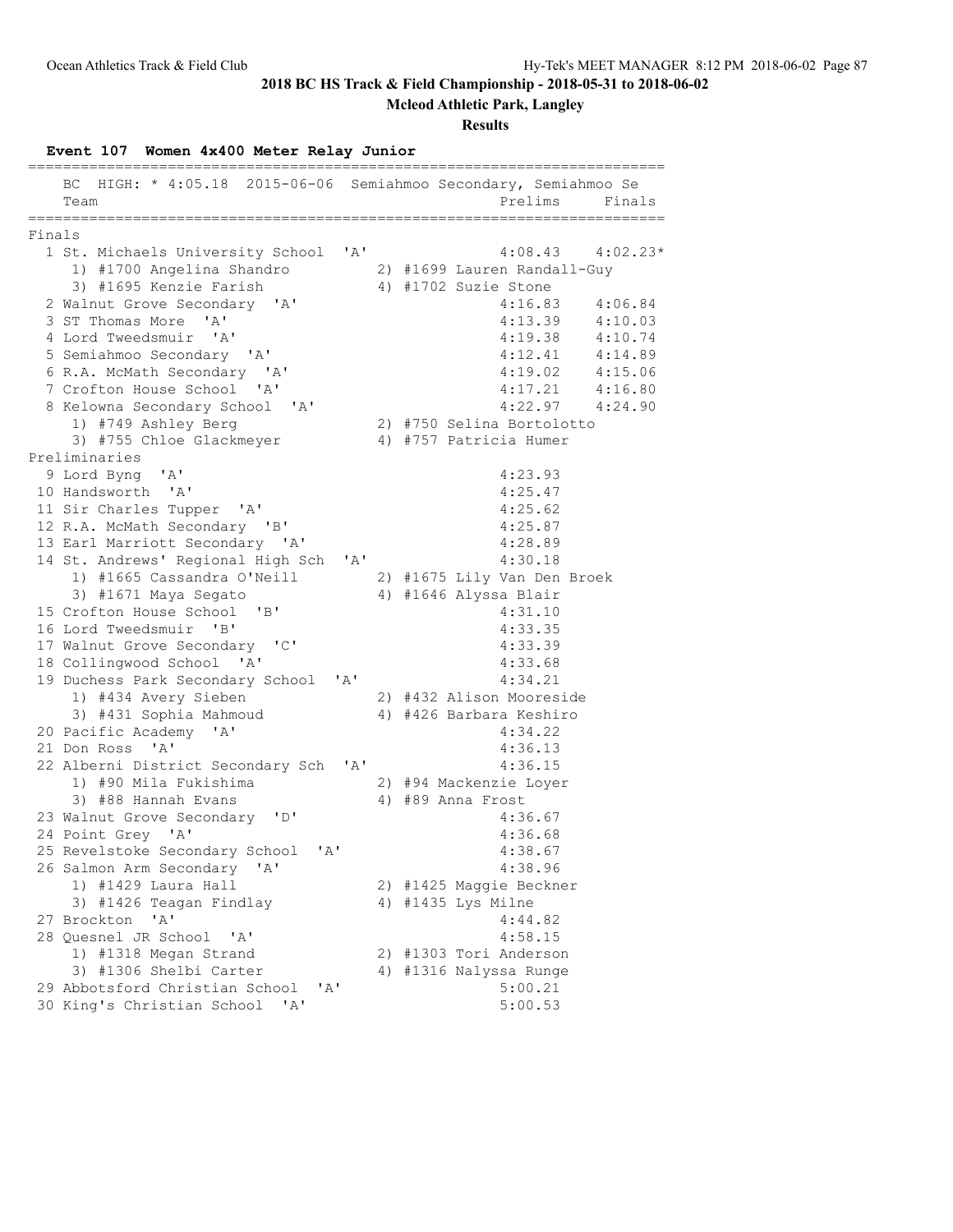**2018 BC HS Track & Field Championship - 2018-05-31 to 2018-06-02**

**Mcleod Athletic Park, Langley**

**Results**

### Event 107 Women 4x400 Meter Relay Junior

BC HIGH: * 4:05.18 2015-06-06 Semiahmoo Secondary, Semiahmoo Se

| Place | Team | Prelims | Finals |
|---|---|---|---|
| **Finals** | | | |
| 1 | St. Michaels University School 'A' | 4:08.43 | 4:02.23* |
| | 1) #1700 Angelina Shandro; 2) #1699 Lauren Randall-Guy; 3) #1695 Kenzie Farish; 4) #1702 Suzie Stone | | |
| 2 | Walnut Grove Secondary 'A' | 4:16.83 | 4:06.84 |
| 3 | ST Thomas More 'A' | 4:13.39 | 4:10.03 |
| 4 | Lord Tweedsmuir 'A' | 4:19.38 | 4:10.74 |
| 5 | Semiahmoo Secondary 'A' | 4:12.41 | 4:14.89 |
| 6 | R.A. McMath Secondary 'A' | 4:19.02 | 4:15.06 |
| 7 | Crofton House School 'A' | 4:17.21 | 4:16.80 |
| 8 | Kelowna Secondary School 'A' | 4:22.97 | 4:24.90 |
| | 1) #749 Ashley Berg; 2) #750 Selina Bortolotto; 3) #755 Chloe Glackmeyer; 4) #757 Patricia Humer | | |
| **Preliminaries** | | | |
| 9 | Lord Byng 'A' | 4:23.93 | |
| 10 | Handsworth 'A' | 4:25.47 | |
| 11 | Sir Charles Tupper 'A' | 4:25.62 | |
| 12 | R.A. McMath Secondary 'B' | 4:25.87 | |
| 13 | Earl Marriott Secondary 'A' | 4:28.89 | |
| 14 | St. Andrews' Regional High Sch 'A' | 4:30.18 | |
| | 1) #1665 Cassandra O'Neill; 2) #1675 Lily Van Den Broek; 3) #1671 Maya Segato; 4) #1646 Alyssa Blair | | |
| 15 | Crofton House School 'B' | 4:31.10 | |
| 16 | Lord Tweedsmuir 'B' | 4:33.35 | |
| 17 | Walnut Grove Secondary 'C' | 4:33.39 | |
| 18 | Collingwood School 'A' | 4:33.68 | |
| 19 | Duchess Park Secondary School 'A' | 4:34.21 | |
| | 1) #434 Avery Sieben; 2) #432 Alison Mooreside; 3) #431 Sophia Mahmoud; 4) #426 Barbara Keshiro | | |
| 20 | Pacific Academy 'A' | 4:34.22 | |
| 21 | Don Ross 'A' | 4:36.13 | |
| 22 | Alberni District Secondary Sch 'A' | 4:36.15 | |
| | 1) #90 Mila Fukishima; 2) #94 Mackenzie Loyer; 3) #88 Hannah Evans; 4) #89 Anna Frost | | |
| 23 | Walnut Grove Secondary 'D' | 4:36.67 | |
| 24 | Point Grey 'A' | 4:36.68 | |
| 25 | Revelstoke Secondary School 'A' | 4:38.67 | |
| 26 | Salmon Arm Secondary 'A' | 4:38.96 | |
| | 1) #1429 Laura Hall; 2) #1425 Maggie Beckner; 3) #1426 Teagan Findlay; 4) #1435 Lys Milne | | |
| 27 | Brockton 'A' | 4:44.82 | |
| 28 | Quesnel JR School 'A' | 4:58.15 | |
| | 1) #1318 Megan Strand; 2) #1303 Tori Anderson; 3) #1306 Shelbi Carter; 4) #1316 Nalyssa Runge | | |
| 29 | Abbotsford Christian School 'A' | 5:00.21 | |
| 30 | King's Christian School 'A' | 5:00.53 | |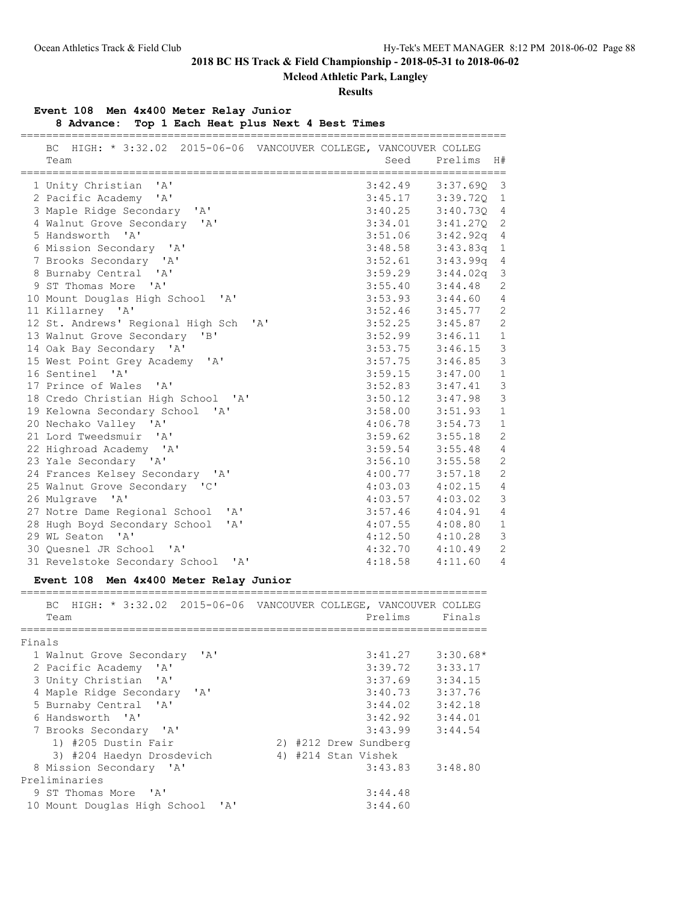## 2018 BC HS Track & Field Championship - 2018-05-31 to 2018-06-02

**Mcleod Athletic Park, Langley**

**Results**

### Event 108 Men 4x400 Meter Relay Junior

**8 Advance: Top 1 Each Heat plus Next 4 Best Times**

BC HIGH: * 3:32.02 2015-06-06 VANCOUVER COLLEGE, VANCOUVER COLLEG

| | Team | Seed | Prelims | H# |
|---|---|---|---|---|
| 1 | Unity Christian 'A' | 3:42.49 | 3:37.69Q | 3 |
| 2 | Pacific Academy 'A' | 3:45.17 | 3:39.72Q | 1 |
| 3 | Maple Ridge Secondary 'A' | 3:40.25 | 3:40.73Q | 4 |
| 4 | Walnut Grove Secondary 'A' | 3:34.01 | 3:41.27Q | 2 |
| 5 | Handsworth 'A' | 3:51.06 | 3:42.92q | 4 |
| 6 | Mission Secondary 'A' | 3:48.58 | 3:43.83q | 1 |
| 7 | Brooks Secondary 'A' | 3:52.61 | 3:43.99q | 4 |
| 8 | Burnaby Central 'A' | 3:59.29 | 3:44.02q | 3 |
| 9 | ST Thomas More 'A' | 3:55.40 | 3:44.48 | 2 |
| 10 | Mount Douglas High School 'A' | 3:53.93 | 3:44.60 | 4 |
| 11 | Killarney 'A' | 3:52.46 | 3:45.77 | 2 |
| 12 | St. Andrews' Regional High Sch 'A' | 3:52.25 | 3:45.87 | 2 |
| 13 | Walnut Grove Secondary 'B' | 3:52.99 | 3:46.11 | 1 |
| 14 | Oak Bay Secondary 'A' | 3:53.75 | 3:46.15 | 3 |
| 15 | West Point Grey Academy 'A' | 3:57.75 | 3:46.85 | 3 |
| 16 | Sentinel 'A' | 3:59.15 | 3:47.00 | 1 |
| 17 | Prince of Wales 'A' | 3:52.83 | 3:47.41 | 3 |
| 18 | Credo Christian High School 'A' | 3:50.12 | 3:47.98 | 3 |
| 19 | Kelowna Secondary School 'A' | 3:58.00 | 3:51.93 | 1 |
| 20 | Nechako Valley 'A' | 4:06.78 | 3:54.73 | 1 |
| 21 | Lord Tweedsmuir 'A' | 3:59.62 | 3:55.18 | 2 |
| 22 | Highroad Academy 'A' | 3:59.54 | 3:55.48 | 4 |
| 23 | Yale Secondary 'A' | 3:56.10 | 3:55.58 | 2 |
| 24 | Frances Kelsey Secondary 'A' | 4:00.77 | 3:57.18 | 2 |
| 25 | Walnut Grove Secondary 'C' | 4:03.03 | 4:02.15 | 4 |
| 26 | Mulgrave 'A' | 4:03.57 | 4:03.02 | 3 |
| 27 | Notre Dame Regional School 'A' | 3:57.46 | 4:04.91 | 4 |
| 28 | Hugh Boyd Secondary School 'A' | 4:07.55 | 4:08.80 | 1 |
| 29 | WL Seaton 'A' | 4:12.50 | 4:10.28 | 3 |
| 30 | Quesnel JR School 'A' | 4:32.70 | 4:10.49 | 2 |
| 31 | Revelstoke Secondary School 'A' | 4:18.58 | 4:11.60 | 4 |

### Event 108 Men 4x400 Meter Relay Junior

BC HIGH: * 3:32.02 2015-06-06 VANCOUVER COLLEGE, VANCOUVER COLLEG

| | Team | Prelims | Finals |
|---|---|---|---|
| **Finals** | | | |
| 1 | Walnut Grove Secondary 'A' | 3:41.27 | 3:30.68* |
| 2 | Pacific Academy 'A' | 3:39.72 | 3:33.17 |
| 3 | Unity Christian 'A' | 3:37.69 | 3:34.15 |
| 4 | Maple Ridge Secondary 'A' | 3:40.73 | 3:37.76 |
| 5 | Burnaby Central 'A' | 3:44.02 | 3:42.18 |
| 6 | Handsworth 'A' | 3:42.92 | 3:44.01 |
| 7 | Brooks Secondary 'A' | 3:43.99 | 3:44.54 |
| | 1) #205 Dustin Fair 2) #212 Drew Sundberg | | |
| | 3) #204 Haedyn Drosdevich 4) #214 Stan Vishek | | |
| 8 | Mission Secondary 'A' | 3:43.83 | 3:48.80 |
| **Preliminaries** | | | |
| 9 | ST Thomas More 'A' | 3:44.48 | |
| 10 | Mount Douglas High School 'A' | 3:44.60 | |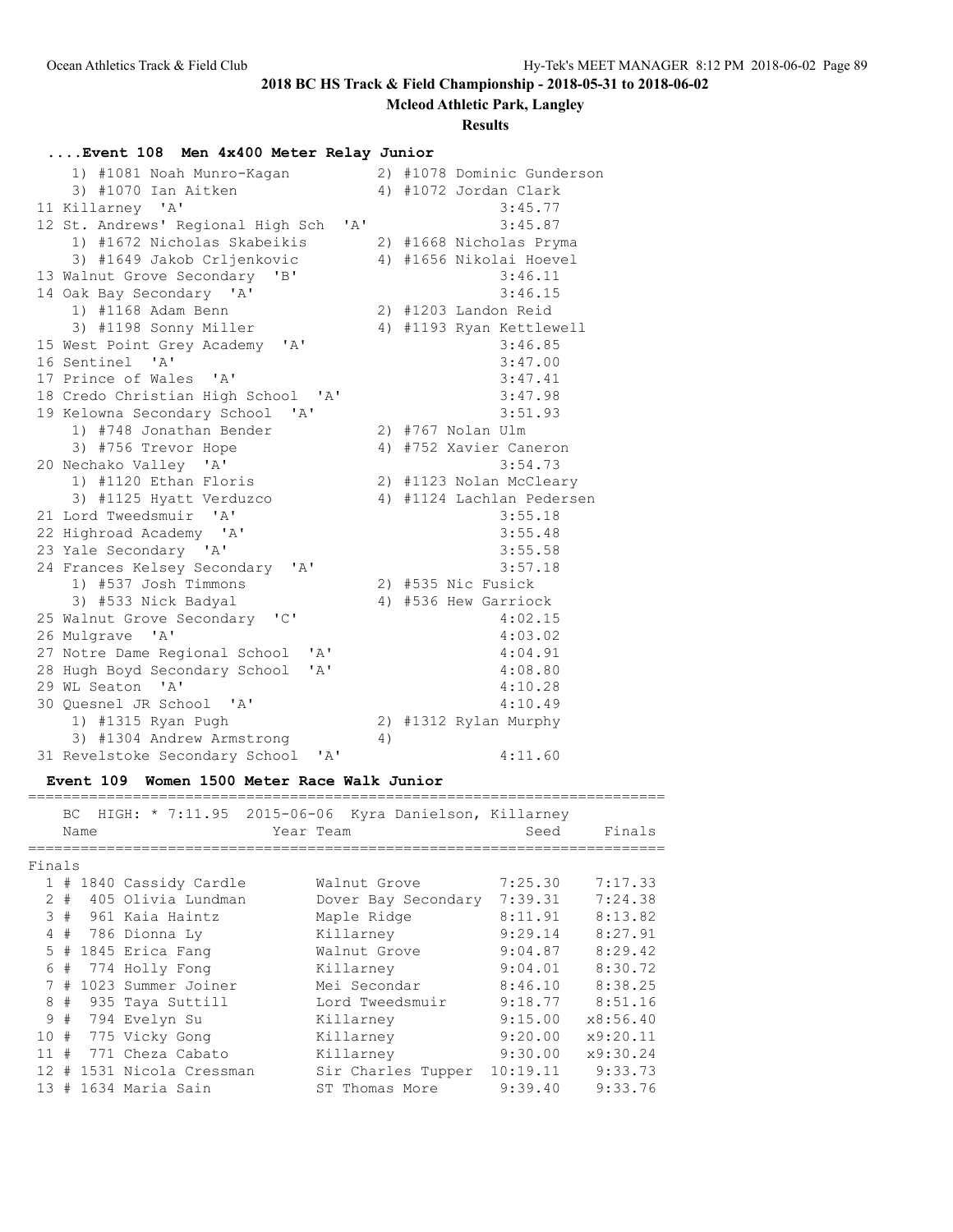## 2018 BC HS Track & Field Championship - 2018-05-31 to 2018-06-02

### Mcleod Athletic Park, Langley

### Results

#### ....Event 108 Men 4x400 Meter Relay Junior

```
    1) #1081 Noah Munro-Kagan          2) #1078 Dominic Gunderson
    3) #1070 Ian Aitken                4) #1072 Jordan Clark
 11 Killarney  'A'                               3:45.77
 12 St. Andrews' Regional High Sch  'A'          3:45.87
    1) #1672 Nicholas Skabeikis        2) #1668 Nicholas Pryma
    3) #1649 Jakob Crljenkovic         4) #1656 Nikolai Hoevel
 13 Walnut Grove Secondary  'B'                  3:46.11
 14 Oak Bay Secondary  'A'                       3:46.15
    1) #1168 Adam Benn                 2) #1203 Landon Reid
    3) #1198 Sonny Miller              4) #1193 Ryan Kettlewell
 15 West Point Grey Academy  'A'                 3:46.85
 16 Sentinel  'A'                                3:47.00
 17 Prince of Wales  'A'                         3:47.41
 18 Credo Christian High School  'A'             3:47.98
 19 Kelowna Secondary School  'A'                3:51.93
    1) #748 Jonathan Bender            2) #767 Nolan Ulm
    3) #756 Trevor Hope                4) #752 Xavier Caneron
 20 Nechako Valley  'A'                          3:54.73
    1) #1120 Ethan Floris              2) #1123 Nolan McCleary
    3) #1125 Hyatt Verduzco            4) #1124 Lachlan Pedersen
 21 Lord Tweedsmuir  'A'                         3:55.18
 22 Highroad Academy  'A'                        3:55.48
 23 Yale Secondary  'A'                          3:55.58
 24 Frances Kelsey Secondary  'A'                3:57.18
    1) #537 Josh Timmons               2) #535 Nic Fusick
    3) #533 Nick Badyal                4) #536 Hew Garriock
 25 Walnut Grove Secondary  'C'                  4:02.15
 26 Mulgrave  'A'                                4:03.02
 27 Notre Dame Regional School  'A'              4:04.91
 28 Hugh Boyd Secondary School  'A'              4:08.80
 29 WL Seaton  'A'                               4:10.28
 30 Quesnel JR School  'A'                       4:10.49
    1) #1315 Ryan Pugh                 2) #1312 Rylan Murphy
    3) #1304 Andrew Armstrong          4)
 31 Revelstoke Secondary School  'A'             4:11.60
```

#### Event 109 Women 1500 Meter Race Walk Junior

BC HIGH: * 7:11.95 2015-06-06 Kyra Danielson, Killarney

Finals

| Place | Name | Year Team | Seed | Finals |
|---|---|---|---|---|
| 1 | # 1840 Cassidy Cardle | Walnut Grove | 7:25.30 | 7:17.33 |
| 2 | # 405 Olivia Lundman | Dover Bay Secondary | 7:39.31 | 7:24.38 |
| 3 | # 961 Kaia Haintz | Maple Ridge | 8:11.91 | 8:13.82 |
| 4 | # 786 Dionna Ly | Killarney | 9:29.14 | 8:27.91 |
| 5 | # 1845 Erica Fang | Walnut Grove | 9:04.87 | 8:29.42 |
| 6 | # 774 Holly Fong | Killarney | 9:04.01 | 8:30.72 |
| 7 | # 1023 Summer Joiner | Mei Secondar | 8:46.10 | 8:38.25 |
| 8 | # 935 Taya Suttill | Lord Tweedsmuir | 9:18.77 | 8:51.16 |
| 9 | # 794 Evelyn Su | Killarney | 9:15.00 | x8:56.40 |
| 10 | # 775 Vicky Gong | Killarney | 9:20.00 | x9:20.11 |
| 11 | # 771 Cheza Cabato | Killarney | 9:30.00 | x9:30.24 |
| 12 | # 1531 Nicola Cressman | Sir Charles Tupper | 10:19.11 | 9:33.73 |
| 13 | # 1634 Maria Sain | ST Thomas More | 9:39.40 | 9:33.76 |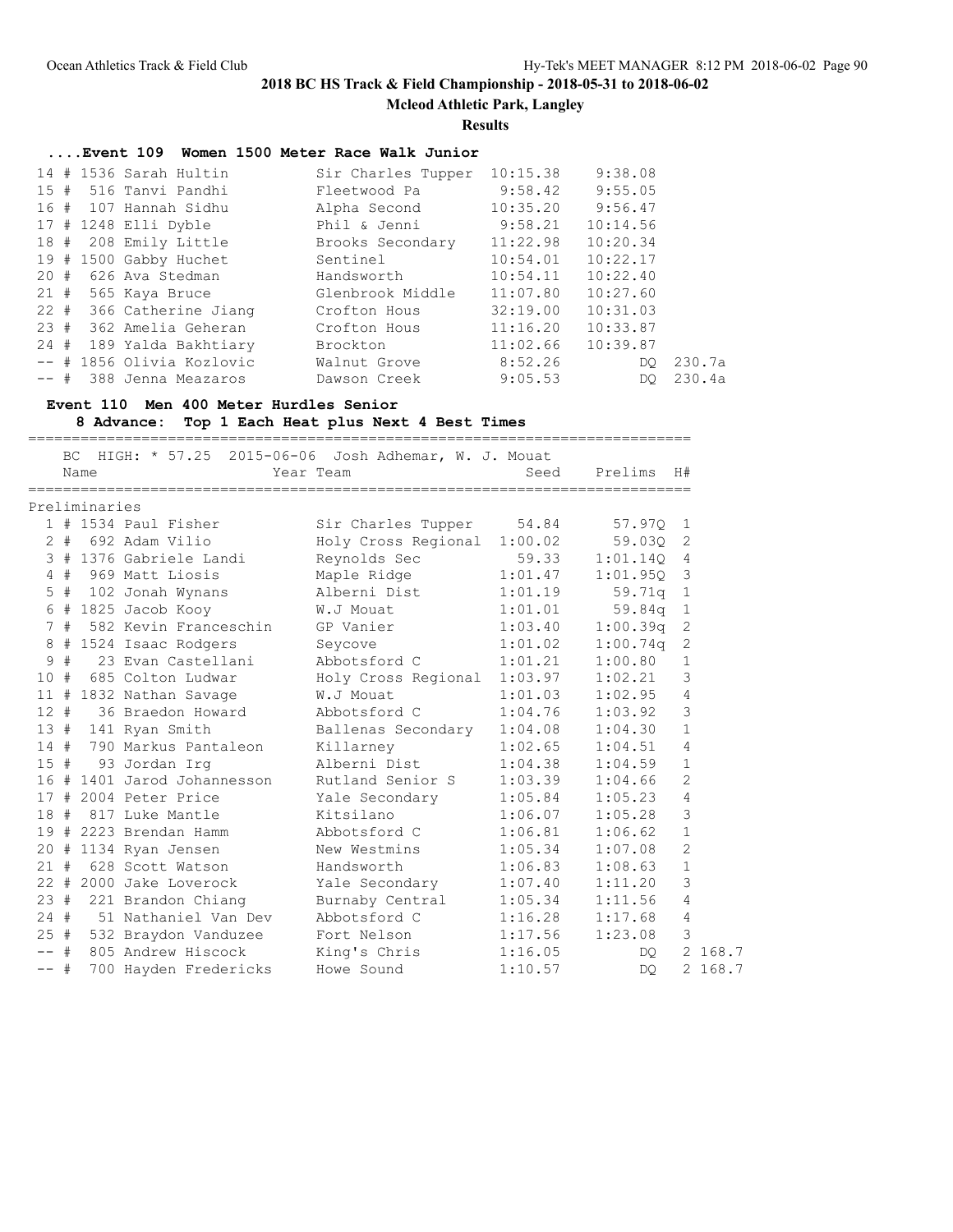## 2018 BC HS Track & Field Championship - 2018-05-31 to 2018-06-02

**Mcleod Athletic Park, Langley**

**Results**

### ....Event 109 Women 1500 Meter Race Walk Junior

| Place | Comp# | Name | Team | Seed | Finals | |
|---|---|---|---|---|---|---|
| 14 # | 1536 | Sarah Hultin | Sir Charles Tupper | 10:15.38 | 9:38.08 | |
| 15 # | 516 | Tanvi Pandhi | Fleetwood Pa | 9:58.42 | 9:55.05 | |
| 16 # | 107 | Hannah Sidhu | Alpha Second | 10:35.20 | 9:56.47 | |
| 17 # | 1248 | Elli Dyble | Phil & Jenni | 9:58.21 | 10:14.56 | |
| 18 # | 208 | Emily Little | Brooks Secondary | 11:22.98 | 10:20.34 | |
| 19 # | 1500 | Gabby Huchet | Sentinel | 10:54.01 | 10:22.17 | |
| 20 # | 626 | Ava Stedman | Handsworth | 10:54.11 | 10:22.40 | |
| 21 # | 565 | Kaya Bruce | Glenbrook Middle | 11:07.80 | 10:27.60 | |
| 22 # | 366 | Catherine Jiang | Crofton Hous | 32:19.00 | 10:31.03 | |
| 23 # | 362 | Amelia Geheran | Crofton Hous | 11:16.20 | 10:33.87 | |
| 24 # | 189 | Yalda Bakhtiary | Brockton | 11:02.66 | 10:39.87 | |
| -- # | 1856 | Olivia Kozlovic | Walnut Grove | 8:52.26 | DQ | 230.7a |
| -- # | 388 | Jenna Meazaros | Dawson Creek | 9:05.53 | DQ | 230.4a |

### Event 110 Men 400 Meter Hurdles Senior

**8 Advance: Top 1 Each Heat plus Next 4 Best Times**

BC HIGH: * 57.25 2015-06-06 Josh Adhemar, W. J. Mouat

**Preliminaries**

| Place | Comp# | Name | Year Team | Seed | Prelims | H# | |
|---|---|---|---|---|---|---|---|
| 1 # | 1534 | Paul Fisher | Sir Charles Tupper | 54.84 | 57.97Q | 1 | |
| 2 # | 692 | Adam Vilio | Holy Cross Regional | 1:00.02 | 59.03Q | 2 | |
| 3 # | 1376 | Gabriele Landi | Reynolds Sec | 59.33 | 1:01.14Q | 4 | |
| 4 # | 969 | Matt Liosis | Maple Ridge | 1:01.47 | 1:01.95Q | 3 | |
| 5 # | 102 | Jonah Wynans | Alberni Dist | 1:01.19 | 59.71q | 1 | |
| 6 # | 1825 | Jacob Kooy | W.J Mouat | 1:01.01 | 59.84q | 1 | |
| 7 # | 582 | Kevin Franceschin | GP Vanier | 1:03.40 | 1:00.39q | 2 | |
| 8 # | 1524 | Isaac Rodgers | Seycove | 1:01.02 | 1:00.74q | 2 | |
| 9 # | 23 | Evan Castellani | Abbotsford C | 1:01.21 | 1:00.80 | 1 | |
| 10 # | 685 | Colton Ludwar | Holy Cross Regional | 1:03.97 | 1:02.21 | 3 | |
| 11 # | 1832 | Nathan Savage | W.J Mouat | 1:01.03 | 1:02.95 | 4 | |
| 12 # | 36 | Braedon Howard | Abbotsford C | 1:04.76 | 1:03.92 | 3 | |
| 13 # | 141 | Ryan Smith | Ballenas Secondary | 1:04.08 | 1:04.30 | 1 | |
| 14 # | 790 | Markus Pantaleon | Killarney | 1:02.65 | 1:04.51 | 4 | |
| 15 # | 93 | Jordan Irg | Alberni Dist | 1:04.38 | 1:04.59 | 1 | |
| 16 # | 1401 | Jarod Johannesson | Rutland Senior S | 1:03.39 | 1:04.66 | 2 | |
| 17 # | 2004 | Peter Price | Yale Secondary | 1:05.84 | 1:05.23 | 4 | |
| 18 # | 817 | Luke Mantle | Kitsilano | 1:06.07 | 1:05.28 | 3 | |
| 19 # | 2223 | Brendan Hamm | Abbotsford C | 1:06.81 | 1:06.62 | 1 | |
| 20 # | 1134 | Ryan Jensen | New Westmins | 1:05.34 | 1:07.08 | 2 | |
| 21 # | 628 | Scott Watson | Handsworth | 1:06.83 | 1:08.63 | 1 | |
| 22 # | 2000 | Jake Loverock | Yale Secondary | 1:07.40 | 1:11.20 | 3 | |
| 23 # | 221 | Brandon Chiang | Burnaby Central | 1:05.34 | 1:11.56 | 4 | |
| 24 # | 51 | Nathaniel Van Dev | Abbotsford C | 1:16.28 | 1:17.68 | 4 | |
| 25 # | 532 | Braydon Vanduzee | Fort Nelson | 1:17.56 | 1:23.08 | 3 | |
| -- # | 805 | Andrew Hiscock | King's Chris | 1:16.05 | DQ | 2 | 168.7 |
| -- # | 700 | Hayden Fredericks | Howe Sound | 1:10.57 | DQ | 2 | 168.7 |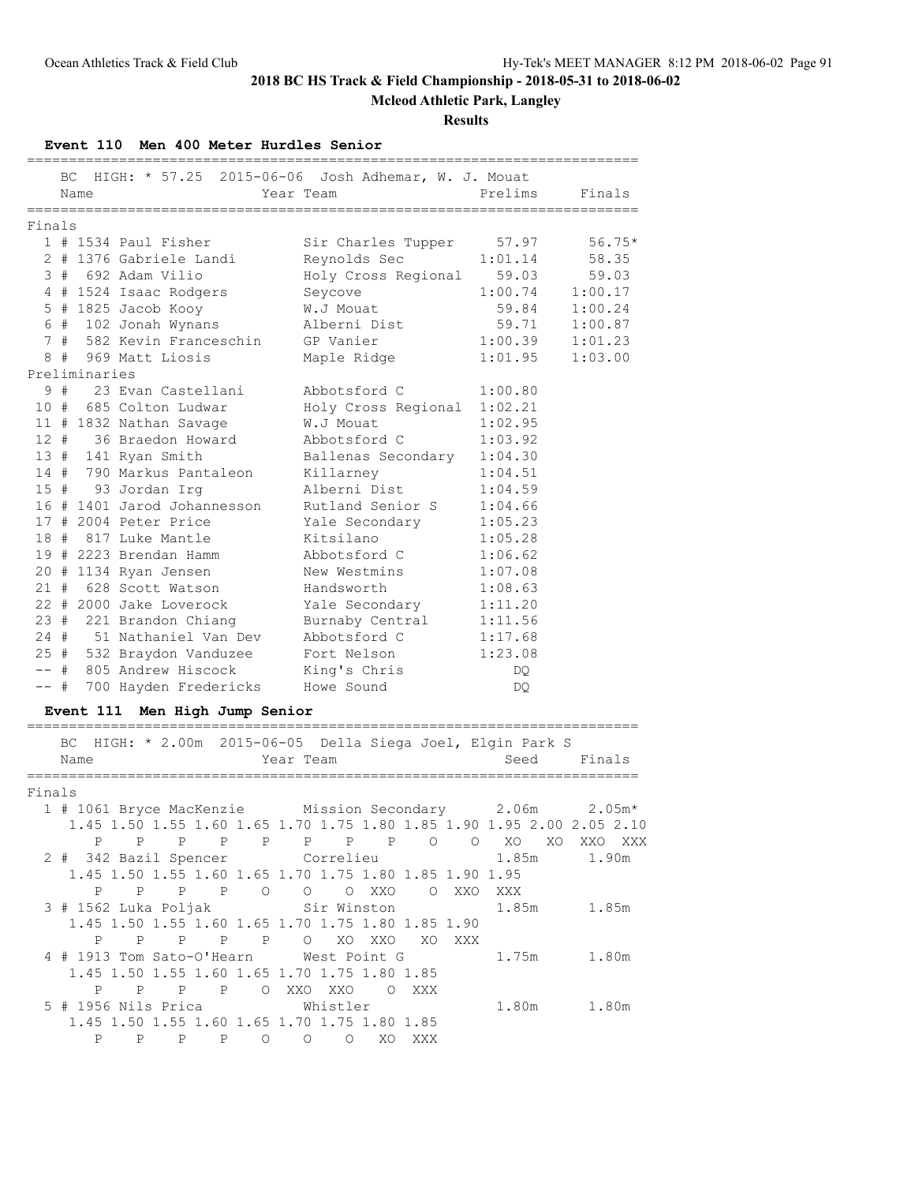**2018 BC HS Track & Field Championship - 2018-05-31 to 2018-06-02**

**Mcleod Athletic Park, Langley**

**Results**

### Event 110 Men 400 Meter Hurdles Senior

BC HIGH: * 57.25 2015-06-06 Josh Adhemar, W. J. Mouat

| Place | Name | Year | Team | Prelims | Finals |
|---|---|---|---|---|---|
| **Finals** | | | | | |
| 1 | # 1534 Paul Fisher | | Sir Charles Tupper | 57.97 | 56.75* |
| 2 | # 1376 Gabriele Landi | | Reynolds Sec | 1:01.14 | 58.35 |
| 3 | # 692 Adam Vilio | | Holy Cross Regional | 59.03 | 59.03 |
| 4 | # 1524 Isaac Rodgers | | Seycove | 1:00.74 | 1:00.17 |
| 5 | # 1825 Jacob Kooy | | W.J Mouat | 59.84 | 1:00.24 |
| 6 | # 102 Jonah Wynans | | Alberni Dist | 59.71 | 1:00.87 |
| 7 | # 582 Kevin Franceschin | | GP Vanier | 1:00.39 | 1:01.23 |
| 8 | # 969 Matt Liosis | | Maple Ridge | 1:01.95 | 1:03.00 |
| **Preliminaries** | | | | | |
| 9 | # 23 Evan Castellani | | Abbotsford C | 1:00.80 | |
| 10 | # 685 Colton Ludwar | | Holy Cross Regional | 1:02.21 | |
| 11 | # 1832 Nathan Savage | | W.J Mouat | 1:02.95 | |
| 12 | # 36 Braedon Howard | | Abbotsford C | 1:03.92 | |
| 13 | # 141 Ryan Smith | | Ballenas Secondary | 1:04.30 | |
| 14 | # 790 Markus Pantaleon | | Killarney | 1:04.51 | |
| 15 | # 93 Jordan Irg | | Alberni Dist | 1:04.59 | |
| 16 | # 1401 Jarod Johannesson | | Rutland Senior S | 1:04.66 | |
| 17 | # 2004 Peter Price | | Yale Secondary | 1:05.23 | |
| 18 | # 817 Luke Mantle | | Kitsilano | 1:05.28 | |
| 19 | # 2223 Brendan Hamm | | Abbotsford C | 1:06.62 | |
| 20 | # 1134 Ryan Jensen | | New Westmins | 1:07.08 | |
| 21 | # 628 Scott Watson | | Handsworth | 1:08.63 | |
| 22 | # 2000 Jake Loverock | | Yale Secondary | 1:11.20 | |
| 23 | # 221 Brandon Chiang | | Burnaby Central | 1:11.56 | |
| 24 | # 51 Nathaniel Van Dev | | Abbotsford C | 1:17.68 | |
| 25 | # 532 Braydon Vanduzee | | Fort Nelson | 1:23.08 | |
| -- | # 805 Andrew Hiscock | | King's Chris | DQ | |
| -- | # 700 Hayden Fredericks | | Howe Sound | DQ | |

### Event 111 Men High Jump Senior

BC HIGH: * 2.00m 2015-06-05 Della Siega Joel, Elgin Park S

| Place | Name | Year | Team | Seed | Finals |
|---|---|---|---|---|---|
| **Finals** | | | | | |
| 1 | # 1061 Bryce MacKenzie | | Mission Secondary | 2.06m | 2.05m* |
| 2 | # 342 Bazil Spencer | | Correlieu | 1.85m | 1.90m |
| 3 | # 1562 Luka Poljak | | Sir Winston | 1.85m | 1.85m |
| 4 | # 1913 Tom Sato-O'Hearn | | West Point G | 1.75m | 1.80m |
| 5 | # 1956 Nils Prica | | Whistler | 1.80m | 1.80m |

```
 1 # 1061 Bryce MacKenzie
    1.45 1.50 1.55 1.60 1.65 1.70 1.75 1.80 1.85 1.90 1.95 2.00 2.05 2.10
       P    P    P    P    P    P    P    P    O    O   XO   XO  XXO  XXX
 2 # 342 Bazil Spencer
    1.45 1.50 1.55 1.60 1.65 1.70 1.75 1.80 1.85 1.90 1.95
       P    P    P    P    O    O    O  XXO    O  XXO  XXX
 3 # 1562 Luka Poljak
    1.45 1.50 1.55 1.60 1.65 1.70 1.75 1.80 1.85 1.90
       P    P    P    P    P    O   XO  XXO   XO  XXX
 4 # 1913 Tom Sato-O'Hearn
    1.45 1.50 1.55 1.60 1.65 1.70 1.75 1.80 1.85
       P    P    P    P    O  XXO  XXO    O  XXX
 5 # 1956 Nils Prica
    1.45 1.50 1.55 1.60 1.65 1.70 1.75 1.80 1.85
       P    P    P    P    O    O    O   XO  XXX
```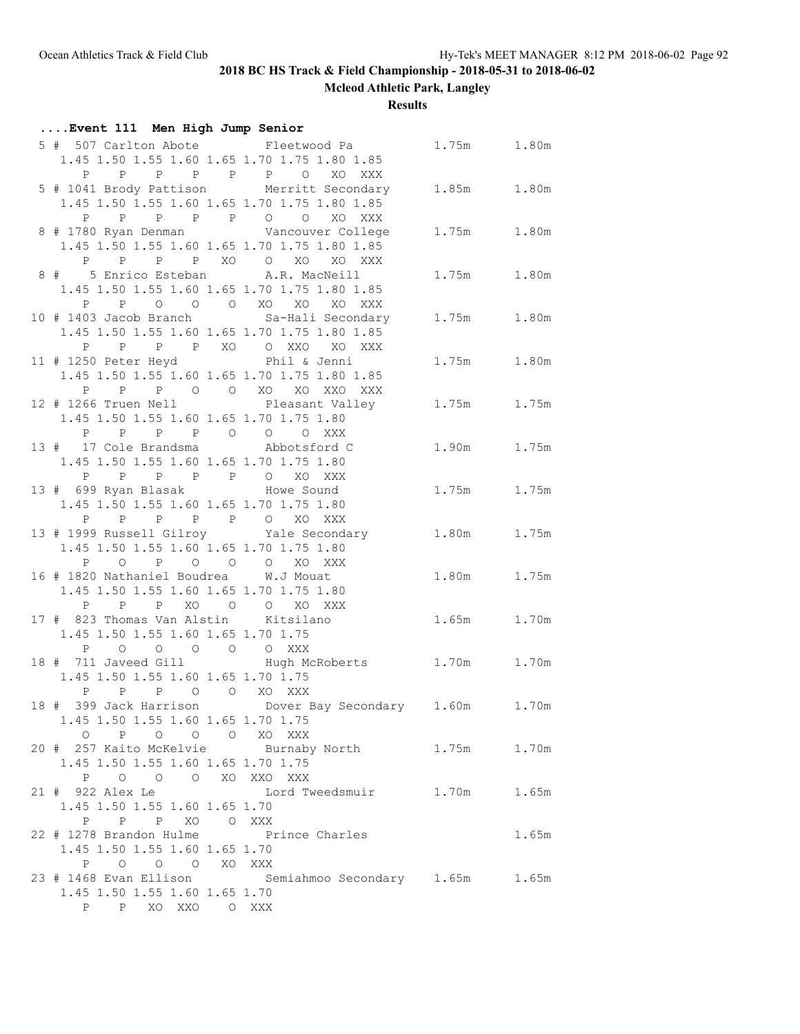## 2018 BC HS Track & Field Championship - 2018-05-31 to 2018-06-02

### Mcleod Athletic Park, Langley

### Results

```
....Event 111  Men High Jump Senior
  5 #  507 Carlton Abote         Fleetwood Pa             1.75m      1.80m 
      1.45 1.50 1.55 1.60 1.65 1.70 1.75 1.80 1.85
         P    P    P    P    P    P    O   XO  XXX
  5 # 1041 Brody Pattison        Merritt Secondary        1.85m      1.80m 
      1.45 1.50 1.55 1.60 1.65 1.70 1.75 1.80 1.85
         P    P    P    P    P    O    O   XO  XXX
  8 # 1780 Ryan Denman           Vancouver College        1.75m      1.80m 
      1.45 1.50 1.55 1.60 1.65 1.70 1.75 1.80 1.85
         P    P    P    P   XO    O   XO   XO  XXX
  8 #    5 Enrico Esteban        A.R. MacNeill            1.75m      1.80m 
      1.45 1.50 1.55 1.60 1.65 1.70 1.75 1.80 1.85
         P    P    O    O    O   XO   XO   XO  XXX
 10 # 1403 Jacob Branch          Sa-Hali Secondary        1.75m      1.80m 
      1.45 1.50 1.55 1.60 1.65 1.70 1.75 1.80 1.85
         P    P    P    P   XO    O  XXO   XO  XXX
 11 # 1250 Peter Heyd            Phil & Jenni             1.75m      1.80m 
      1.45 1.50 1.55 1.60 1.65 1.70 1.75 1.80 1.85
         P    P    P    O    O   XO   XO  XXO  XXX
 12 # 1266 Truen Nell            Pleasant Valley          1.75m      1.75m 
      1.45 1.50 1.55 1.60 1.65 1.70 1.75 1.80
         P    P    P    P    O    O    O  XXX
 13 #   17 Cole Brandsma         Abbotsford C             1.90m      1.75m 
      1.45 1.50 1.55 1.60 1.65 1.70 1.75 1.80
         P    P    P    P    P    O   XO  XXX
 13 #  699 Ryan Blasak           Howe Sound               1.75m      1.75m 
      1.45 1.50 1.55 1.60 1.65 1.70 1.75 1.80
         P    P    P    P    P    O   XO  XXX
 13 # 1999 Russell Gilroy        Yale Secondary           1.80m      1.75m 
      1.45 1.50 1.55 1.60 1.65 1.70 1.75 1.80
         P    O    P    O    O    O   XO  XXX
 16 # 1820 Nathaniel Boudrea     W.J Mouat                1.80m      1.75m 
      1.45 1.50 1.55 1.60 1.65 1.70 1.75 1.80
         P    P    P   XO    O    O   XO  XXX
 17 #  823 Thomas Van Alstin     Kitsilano                1.65m      1.70m 
      1.45 1.50 1.55 1.60 1.65 1.70 1.75
         P    O    O    O    O    O  XXX
 18 #  711 Javeed Gill           Hugh McRoberts           1.70m      1.70m 
      1.45 1.50 1.55 1.60 1.65 1.70 1.75
         P    P    P    O    O   XO  XXX
 18 #  399 Jack Harrison         Dover Bay Secondary      1.60m      1.70m 
      1.45 1.50 1.55 1.60 1.65 1.70 1.75
         O    P    O    O    O   XO  XXX
 20 #  257 Kaito McKelvie        Burnaby North            1.75m      1.70m 
      1.45 1.50 1.55 1.60 1.65 1.70 1.75
         P    O    O    O   XO  XXO  XXX
 21 #  922 Alex Le               Lord Tweedsmuir          1.70m      1.65m 
      1.45 1.50 1.55 1.60 1.65 1.70
         P    P    P   XO    O  XXX
 22 # 1278 Brandon Hulme         Prince Charles                      1.65m 
      1.45 1.50 1.55 1.60 1.65 1.70
         P    O    O    O   XO  XXX
 23 # 1468 Evan Ellison          Semiahmoo Secondary      1.65m      1.65m 
      1.45 1.50 1.55 1.60 1.65 1.70
         P    P   XO  XXO    O  XXX
```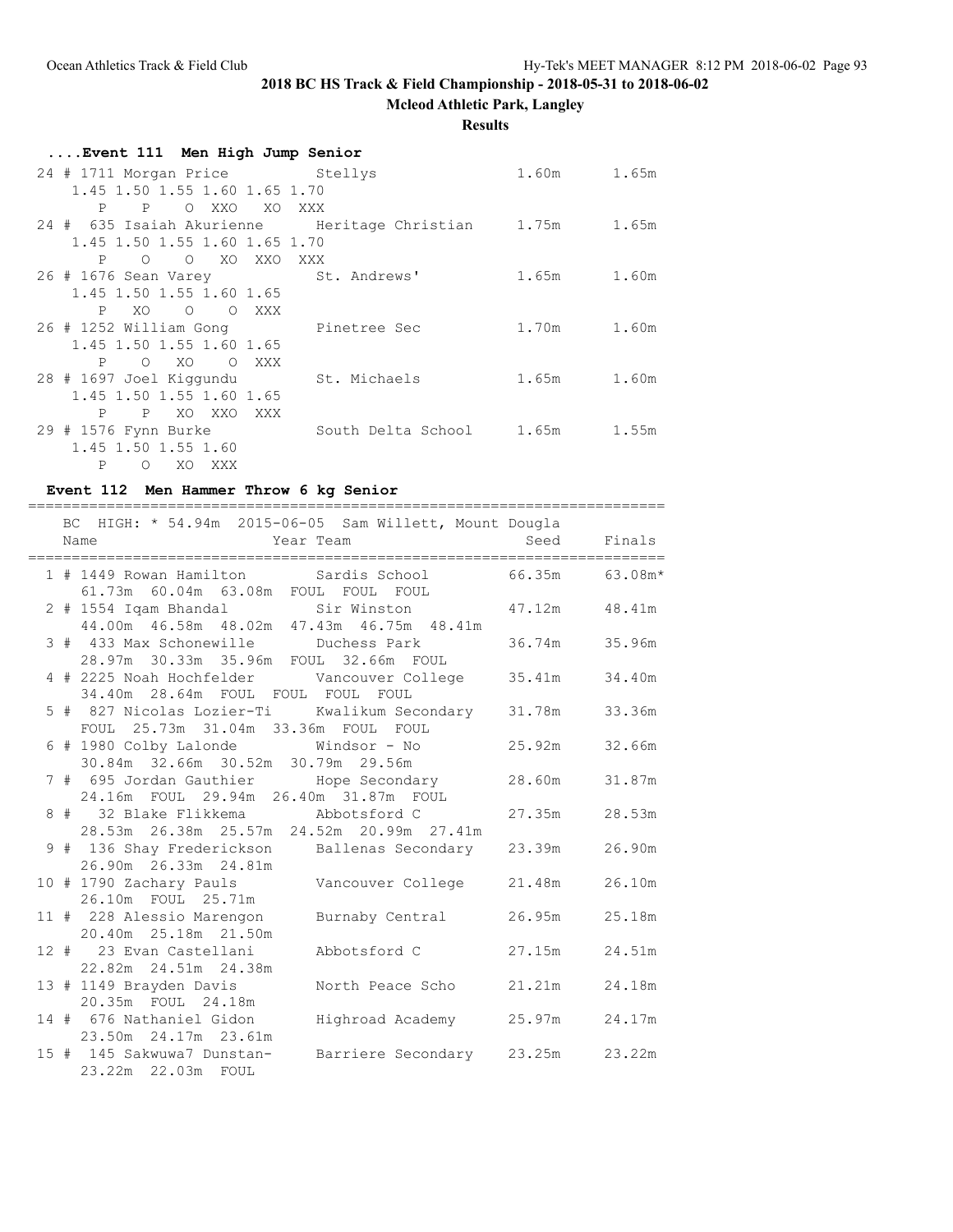## 2018 BC HS Track & Field Championship - 2018-05-31 to 2018-06-02

**Mcleod Athletic Park, Langley**

**Results**

### ....Event 111 Men High Jump Senior

```
 24 # 1711 Morgan Price          Stellys                  1.60m      1.65m
     1.45 1.50 1.55 1.60 1.65 1.70
        P    P    O  XXO   XO  XXX
 24 #  635 Isaiah Akurienne      Heritage Christian       1.75m      1.65m
     1.45 1.50 1.55 1.60 1.65 1.70
        P    O    O   XO  XXO  XXX
 26 # 1676 Sean Varey            St. Andrews'             1.65m      1.60m
     1.45 1.50 1.55 1.60 1.65
        P   XO    O    O  XXX
 26 # 1252 William Gong          Pinetree Sec             1.70m      1.60m
     1.45 1.50 1.55 1.60 1.65
        P    O   XO    O  XXX
 28 # 1697 Joel Kiggundu         St. Michaels             1.65m      1.60m
     1.45 1.50 1.55 1.60 1.65
        P    P   XO  XXO  XXX
 29 # 1576 Fynn Burke            South Delta School       1.65m      1.55m
     1.45 1.50 1.55 1.60
        P    O   XO  XXX
```

### Event 112 Men Hammer Throw 6 kg Senior

```
=========================================================================
    BC  HIGH: * 54.94m  2015-06-05  Sam Willett, Mount Dougla
    Name                    Year Team                     Seed     Finals
=========================================================================
  1 # 1449 Rowan Hamilton        Sardis School           66.35m     63.08m*
      61.73m  60.04m  63.08m  FOUL  FOUL  FOUL
  2 # 1554 Iqam Bhandal          Sir Winston             47.12m     48.41m
      44.00m  46.58m  48.02m  47.43m  46.75m  48.41m
  3 #  433 Max Schonewille       Duchess Park            36.74m     35.96m
      28.97m  30.33m  35.96m  FOUL  32.66m  FOUL
  4 # 2225 Noah Hochfelder       Vancouver College       35.41m     34.40m
      34.40m  28.64m  FOUL  FOUL  FOUL  FOUL
  5 #  827 Nicolas Lozier-Ti     Kwalikum Secondary      31.78m     33.36m
      FOUL  25.73m  31.04m  33.36m  FOUL  FOUL
  6 # 1980 Colby Lalonde         Windsor - No            25.92m     32.66m
      30.84m  32.66m  30.52m  30.79m  29.56m
  7 #  695 Jordan Gauthier       Hope Secondary          28.60m     31.87m
      24.16m  FOUL  29.94m  26.40m  31.87m  FOUL
  8 #   32 Blake Flikkema        Abbotsford C            27.35m     28.53m
      28.53m  26.38m  25.57m  24.52m  20.99m  27.41m
  9 #  136 Shay Frederickson     Ballenas Secondary      23.39m     26.90m
      26.90m  26.33m  24.81m
 10 # 1790 Zachary Pauls         Vancouver College       21.48m     26.10m
      26.10m  FOUL  25.71m
 11 #  228 Alessio Marengon      Burnaby Central         26.95m     25.18m
      20.40m  25.18m  21.50m
 12 #   23 Evan Castellani       Abbotsford C            27.15m     24.51m
      22.82m  24.51m  24.38m
 13 # 1149 Brayden Davis         North Peace Scho        21.21m     24.18m
      20.35m  FOUL  24.18m
 14 #  676 Nathaniel Gidon       Highroad Academy        25.97m     24.17m
      23.50m  24.17m  23.61m
 15 #  145 Sakwuwa7 Dunstan-     Barriere Secondary      23.25m     23.22m
      23.22m  22.03m  FOUL
```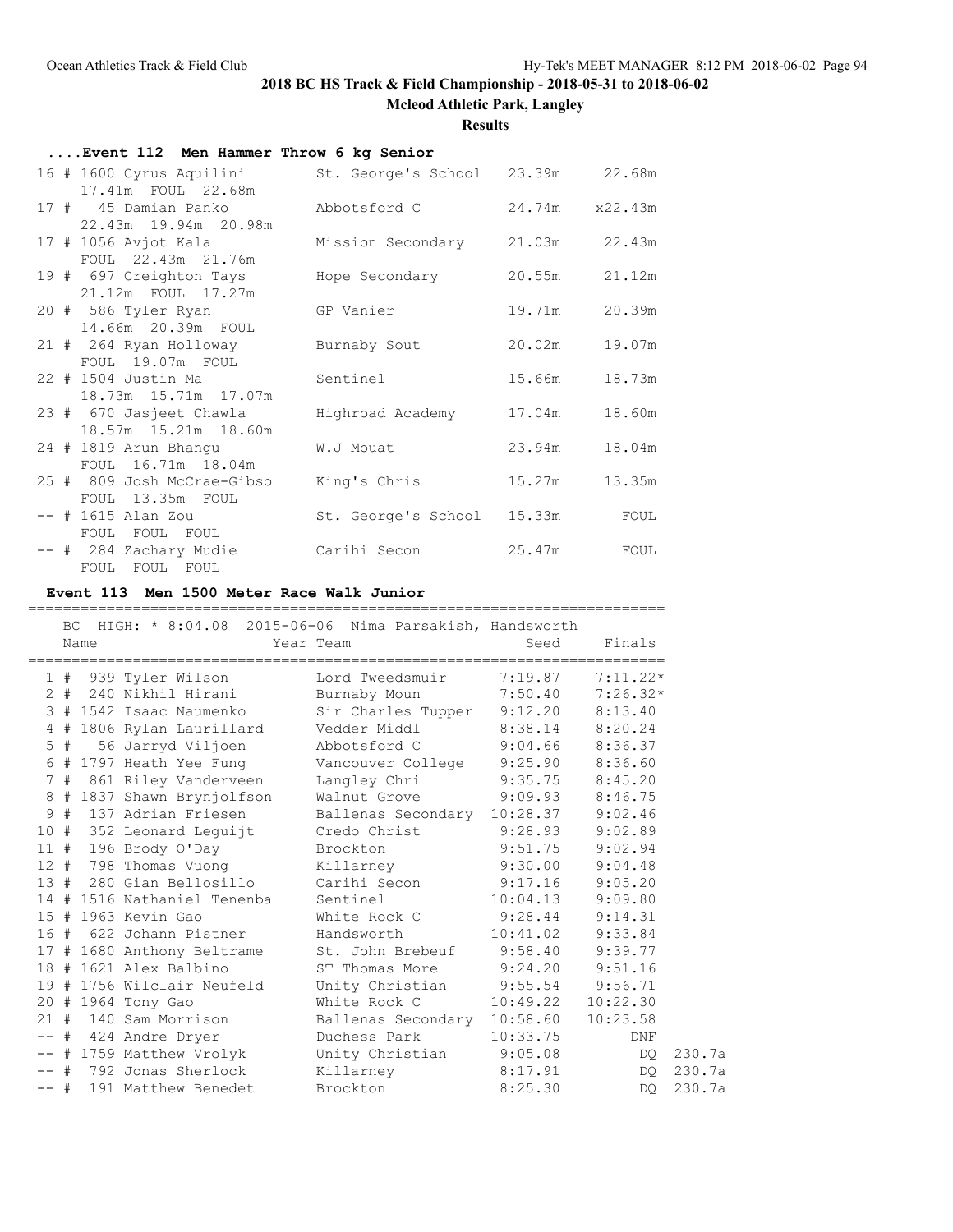# 2018 BC HS Track & Field Championship - 2018-05-31 to 2018-06-02

**Mcleod Athletic Park, Langley**

**Results**

### ....Event 112 Men Hammer Throw 6 kg Senior

| Place | # | Comp# | Name | Team | Seed | Finals |
|---|---|---|---|---|---|---|
| 16 | # | 1600 | Cyrus Aquilini | St. George's School | 23.39m | 22.68m |
| | | | 17.41m FOUL 22.68m | | | |
| 17 | # | 45 | Damian Panko | Abbotsford C | 24.74m | x22.43m |
| | | | 22.43m 19.94m 20.98m | | | |
| 17 | # | 1056 | Avjot Kala | Mission Secondary | 21.03m | 22.43m |
| | | | FOUL 22.43m 21.76m | | | |
| 19 | # | 697 | Creighton Tays | Hope Secondary | 20.55m | 21.12m |
| | | | 21.12m FOUL 17.27m | | | |
| 20 | # | 586 | Tyler Ryan | GP Vanier | 19.71m | 20.39m |
| | | | 14.66m 20.39m FOUL | | | |
| 21 | # | 264 | Ryan Holloway | Burnaby Sout | 20.02m | 19.07m |
| | | | FOUL 19.07m FOUL | | | |
| 22 | # | 1504 | Justin Ma | Sentinel | 15.66m | 18.73m |
| | | | 18.73m 15.71m 17.07m | | | |
| 23 | # | 670 | Jasjeet Chawla | Highroad Academy | 17.04m | 18.60m |
| | | | 18.57m 15.21m 18.60m | | | |
| 24 | # | 1819 | Arun Bhangu | W.J Mouat | 23.94m | 18.04m |
| | | | FOUL 16.71m 18.04m | | | |
| 25 | # | 809 | Josh McCrae-Gibso | King's Chris | 15.27m | 13.35m |
| | | | FOUL 13.35m FOUL | | | |
| -- | # | 1615 | Alan Zou | St. George's School | 15.33m | FOUL |
| | | | FOUL FOUL FOUL | | | |
| -- | # | 284 | Zachary Mudie | Carihi Secon | 25.47m | FOUL |
| | | | FOUL FOUL FOUL | | | |

### Event 113 Men 1500 Meter Race Walk Junior

BC HIGH: * 8:04.08 2015-06-06 Nima Parsakish, Handsworth

| Place | # | Comp# | Name | Year Team | Seed | Finals | |
|---|---|---|---|---|---|---|---|
| 1 | # | 939 | Tyler Wilson | Lord Tweedsmuir | 7:19.87 | 7:11.22* | |
| 2 | # | 240 | Nikhil Hirani | Burnaby Moun | 7:50.40 | 7:26.32* | |
| 3 | # | 1542 | Isaac Naumenko | Sir Charles Tupper | 9:12.20 | 8:13.40 | |
| 4 | # | 1806 | Rylan Laurillard | Vedder Middl | 8:38.14 | 8:20.24 | |
| 5 | # | 56 | Jarryd Viljoen | Abbotsford C | 9:04.66 | 8:36.37 | |
| 6 | # | 1797 | Heath Yee Fung | Vancouver College | 9:25.90 | 8:36.60 | |
| 7 | # | 861 | Riley Vanderveen | Langley Chri | 9:35.75 | 8:45.20 | |
| 8 | # | 1837 | Shawn Brynjolfson | Walnut Grove | 9:09.93 | 8:46.75 | |
| 9 | # | 137 | Adrian Friesen | Ballenas Secondary | 10:28.37 | 9:02.46 | |
| 10 | # | 352 | Leonard Leguijt | Credo Christ | 9:28.93 | 9:02.89 | |
| 11 | # | 196 | Brody O'Day | Brockton | 9:51.75 | 9:02.94 | |
| 12 | # | 798 | Thomas Vuong | Killarney | 9:30.00 | 9:04.48 | |
| 13 | # | 280 | Gian Bellosillo | Carihi Secon | 9:17.16 | 9:05.20 | |
| 14 | # | 1516 | Nathaniel Tenenba | Sentinel | 10:04.13 | 9:09.80 | |
| 15 | # | 1963 | Kevin Gao | White Rock C | 9:28.44 | 9:14.31 | |
| 16 | # | 622 | Johann Pistner | Handsworth | 10:41.02 | 9:33.84 | |
| 17 | # | 1680 | Anthony Beltrame | St. John Brebeuf | 9:58.40 | 9:39.77 | |
| 18 | # | 1621 | Alex Balbino | ST Thomas More | 9:24.20 | 9:51.16 | |
| 19 | # | 1756 | Wilclair Neufeld | Unity Christian | 9:55.54 | 9:56.71 | |
| 20 | # | 1964 | Tony Gao | White Rock C | 10:49.22 | 10:22.30 | |
| 21 | # | 140 | Sam Morrison | Ballenas Secondary | 10:58.60 | 10:23.58 | |
| -- | # | 424 | Andre Dryer | Duchess Park | 10:33.75 | DNF | |
| -- | # | 1759 | Matthew Vrolyk | Unity Christian | 9:05.08 | DQ | 230.7a |
| -- | # | 792 | Jonas Sherlock | Killarney | 8:17.91 | DQ | 230.7a |
| -- | # | 191 | Matthew Benedet | Brockton | 8:25.30 | DQ | 230.7a |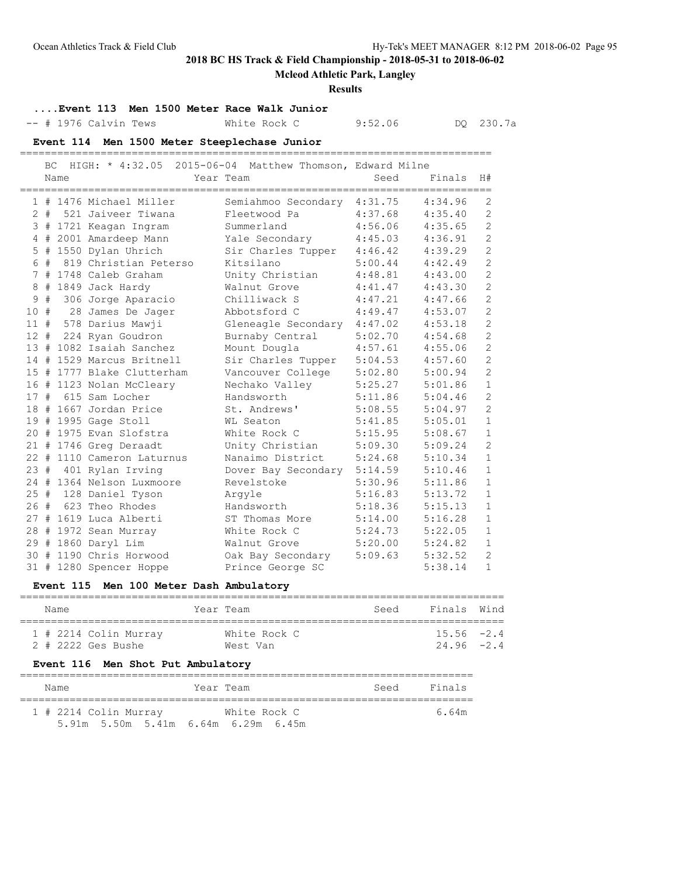**2018 BC HS Track & Field Championship - 2018-05-31 to 2018-06-02**

**Mcleod Athletic Park, Langley**

**Results**

### ....Event 113 Men 1500 Meter Race Walk Junior

| Place | Name | Year | Team | Seed | Finals | |
|---|---|---|---|---|---|---|
| -- | # 1976 Calvin Tews | | White Rock C | 9:52.06 | DQ | 230.7a |

### Event 114 Men 1500 Meter Steeplechase Junior

BC HIGH: * 4:32.05 2015-06-04 Matthew Thomson, Edward Milne

| Place | Name | Year | Team | Seed | Finals | H# |
|---|---|---|---|---|---|---|
| 1 | # 1476 Michael Miller | | Semiahmoo Secondary | 4:31.75 | 4:34.96 | 2 |
| 2 | # 521 Jaiveer Tiwana | | Fleetwood Pa | 4:37.68 | 4:35.40 | 2 |
| 3 | # 1721 Keagan Ingram | | Summerland | 4:56.06 | 4:35.65 | 2 |
| 4 | # 2001 Amardeep Mann | | Yale Secondary | 4:45.03 | 4:36.91 | 2 |
| 5 | # 1550 Dylan Uhrich | | Sir Charles Tupper | 4:46.42 | 4:39.29 | 2 |
| 6 | # 819 Christian Peterso | | Kitsilano | 5:00.44 | 4:42.49 | 2 |
| 7 | # 1748 Caleb Graham | | Unity Christian | 4:48.81 | 4:43.00 | 2 |
| 8 | # 1849 Jack Hardy | | Walnut Grove | 4:41.47 | 4:43.30 | 2 |
| 9 | # 306 Jorge Aparacio | | Chilliwack S | 4:47.21 | 4:47.66 | 2 |
| 10 | # 28 James De Jager | | Abbotsford C | 4:49.47 | 4:53.07 | 2 |
| 11 | # 578 Darius Mawji | | Gleneagle Secondary | 4:47.02 | 4:53.18 | 2 |
| 12 | # 224 Ryan Goudron | | Burnaby Central | 5:02.70 | 4:54.68 | 2 |
| 13 | # 1082 Isaiah Sanchez | | Mount Dougla | 4:57.61 | 4:55.06 | 2 |
| 14 | # 1529 Marcus Britnell | | Sir Charles Tupper | 5:04.53 | 4:57.60 | 2 |
| 15 | # 1777 Blake Clutterham | | Vancouver College | 5:02.80 | 5:00.94 | 2 |
| 16 | # 1123 Nolan McCleary | | Nechako Valley | 5:25.27 | 5:01.86 | 1 |
| 17 | # 615 Sam Locher | | Handsworth | 5:11.86 | 5:04.46 | 2 |
| 18 | # 1667 Jordan Price | | St. Andrews' | 5:08.55 | 5:04.97 | 2 |
| 19 | # 1995 Gage Stoll | | WL Seaton | 5:41.85 | 5:05.01 | 1 |
| 20 | # 1975 Evan Slofstra | | White Rock C | 5:15.95 | 5:08.67 | 1 |
| 21 | # 1746 Greg Deraadt | | Unity Christian | 5:09.30 | 5:09.24 | 2 |
| 22 | # 1110 Cameron Laturnus | | Nanaimo District | 5:24.68 | 5:10.34 | 1 |
| 23 | # 401 Rylan Irving | | Dover Bay Secondary | 5:14.59 | 5:10.46 | 1 |
| 24 | # 1364 Nelson Luxmoore | | Revelstoke | 5:30.96 | 5:11.86 | 1 |
| 25 | # 128 Daniel Tyson | | Argyle | 5:16.83 | 5:13.72 | 1 |
| 26 | # 623 Theo Rhodes | | Handsworth | 5:18.36 | 5:15.13 | 1 |
| 27 | # 1619 Luca Alberti | | ST Thomas More | 5:14.00 | 5:16.28 | 1 |
| 28 | # 1972 Sean Murray | | White Rock C | 5:24.73 | 5:22.05 | 1 |
| 29 | # 1860 Daryl Lim | | Walnut Grove | 5:20.00 | 5:24.82 | 1 |
| 30 | # 1190 Chris Horwood | | Oak Bay Secondary | 5:09.63 | 5:32.52 | 2 |
| 31 | # 1280 Spencer Hoppe | | Prince George SC | | 5:38.14 | 1 |

### Event 115 Men 100 Meter Dash Ambulatory

| Place | Name | Year | Team | Seed | Finals | Wind |
|---|---|---|---|---|---|---|
| 1 | # 2214 Colin Murray | | White Rock C | | 15.56 | -2.4 |
| 2 | # 2222 Ges Bushe | | West Van | | 24.96 | -2.4 |

### Event 116 Men Shot Put Ambulatory

| Place | Name | Year | Team | Seed | Finals |
|---|---|---|---|---|---|
| 1 | # 2214 Colin Murray | | White Rock C | | 6.64m |
| | 5.91m 5.50m 5.41m 6.64m 6.29m 6.45m | | | | |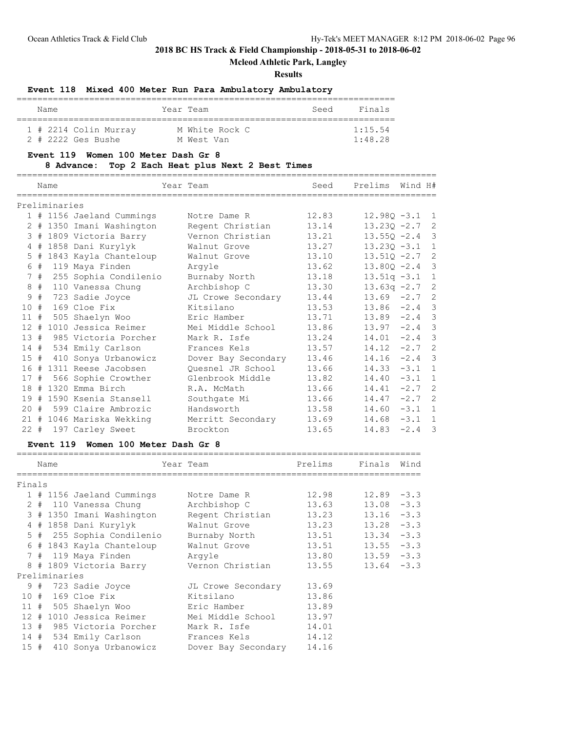# 2018 BC HS Track & Field Championship - 2018-05-31 to 2018-06-02

## Mcleod Athletic Park, Langley

### Results

### Event 118 Mixed 400 Meter Run Para Ambulatory Ambulatory

| | Name | Year | Team | Seed | Finals |
|---|---|---|---|---|---|
| 1 | # 2214 Colin Murray | M | White Rock C | | 1:15.54 |
| 2 | # 2222 Ges Bushe | M | West Van | | 1:48.28 |

### Event 119 Women 100 Meter Dash Gr 8

**8 Advance: Top 2 Each Heat plus Next 2 Best Times**

| | Name | Year | Team | Seed | Prelims | Wind | H# |
|---|---|---|---|---|---|---|---|
| **Preliminaries** | | | | | | | |
| 1 | # 1156 Jaeland Cummings | | Notre Dame R | 12.83 | 12.98Q | -3.1 | 1 |
| 2 | # 1350 Imani Washington | | Regent Christian | 13.14 | 13.23Q | -2.7 | 2 |
| 3 | # 1809 Victoria Barry | | Vernon Christian | 13.21 | 13.55Q | -2.4 | 3 |
| 4 | # 1858 Dani Kurylyk | | Walnut Grove | 13.27 | 13.23Q | -3.1 | 1 |
| 5 | # 1843 Kayla Chanteloup | | Walnut Grove | 13.10 | 13.51Q | -2.7 | 2 |
| 6 | # 119 Maya Finden | | Argyle | 13.62 | 13.80Q | -2.4 | 3 |
| 7 | # 255 Sophia Condilenio | | Burnaby North | 13.18 | 13.51q | -3.1 | 1 |
| 8 | # 110 Vanessa Chung | | Archbishop C | 13.30 | 13.63q | -2.7 | 2 |
| 9 | # 723 Sadie Joyce | | JL Crowe Secondary | 13.44 | 13.69 | -2.7 | 2 |
| 10 | # 169 Cloe Fix | | Kitsilano | 13.53 | 13.86 | -2.4 | 3 |
| 11 | # 505 Shaelyn Woo | | Eric Hamber | 13.71 | 13.89 | -2.4 | 3 |
| 12 | # 1010 Jessica Reimer | | Mei Middle School | 13.86 | 13.97 | -2.4 | 3 |
| 13 | # 985 Victoria Porcher | | Mark R. Isfe | 13.24 | 14.01 | -2.4 | 3 |
| 14 | # 534 Emily Carlson | | Frances Kels | 13.57 | 14.12 | -2.7 | 2 |
| 15 | # 410 Sonya Urbanowicz | | Dover Bay Secondary | 13.46 | 14.16 | -2.4 | 3 |
| 16 | # 1311 Reese Jacobsen | | Quesnel JR School | 13.66 | 14.33 | -3.1 | 1 |
| 17 | # 566 Sophie Crowther | | Glenbrook Middle | 13.82 | 14.40 | -3.1 | 1 |
| 18 | # 1320 Emma Birch | | R.A. McMath | 13.66 | 14.41 | -2.7 | 2 |
| 19 | # 1590 Ksenia Stansell | | Southgate Mi | 13.66 | 14.47 | -2.7 | 2 |
| 20 | # 599 Claire Ambrozic | | Handsworth | 13.58 | 14.60 | -3.1 | 1 |
| 21 | # 1046 Mariska Wekking | | Merritt Secondary | 13.69 | 14.68 | -3.1 | 1 |
| 22 | # 197 Carley Sweet | | Brockton | 13.65 | 14.83 | -2.4 | 3 |

### Event 119 Women 100 Meter Dash Gr 8

| | Name | Year | Team | Prelims | Finals | Wind |
|---|---|---|---|---|---|---|
| **Finals** | | | | | | |
| 1 | # 1156 Jaeland Cummings | | Notre Dame R | 12.98 | 12.89 | -3.3 |
| 2 | # 110 Vanessa Chung | | Archbishop C | 13.63 | 13.08 | -3.3 |
| 3 | # 1350 Imani Washington | | Regent Christian | 13.23 | 13.16 | -3.3 |
| 4 | # 1858 Dani Kurylyk | | Walnut Grove | 13.23 | 13.28 | -3.3 |
| 5 | # 255 Sophia Condilenio | | Burnaby North | 13.51 | 13.34 | -3.3 |
| 6 | # 1843 Kayla Chanteloup | | Walnut Grove | 13.51 | 13.55 | -3.3 |
| 7 | # 119 Maya Finden | | Argyle | 13.80 | 13.59 | -3.3 |
| 8 | # 1809 Victoria Barry | | Vernon Christian | 13.55 | 13.64 | -3.3 |
| **Preliminaries** | | | | | | |
| 9 | # 723 Sadie Joyce | | JL Crowe Secondary | 13.69 | | |
| 10 | # 169 Cloe Fix | | Kitsilano | 13.86 | | |
| 11 | # 505 Shaelyn Woo | | Eric Hamber | 13.89 | | |
| 12 | # 1010 Jessica Reimer | | Mei Middle School | 13.97 | | |
| 13 | # 985 Victoria Porcher | | Mark R. Isfe | 14.01 | | |
| 14 | # 534 Emily Carlson | | Frances Kels | 14.12 | | |
| 15 | # 410 Sonya Urbanowicz | | Dover Bay Secondary | 14.16 | | |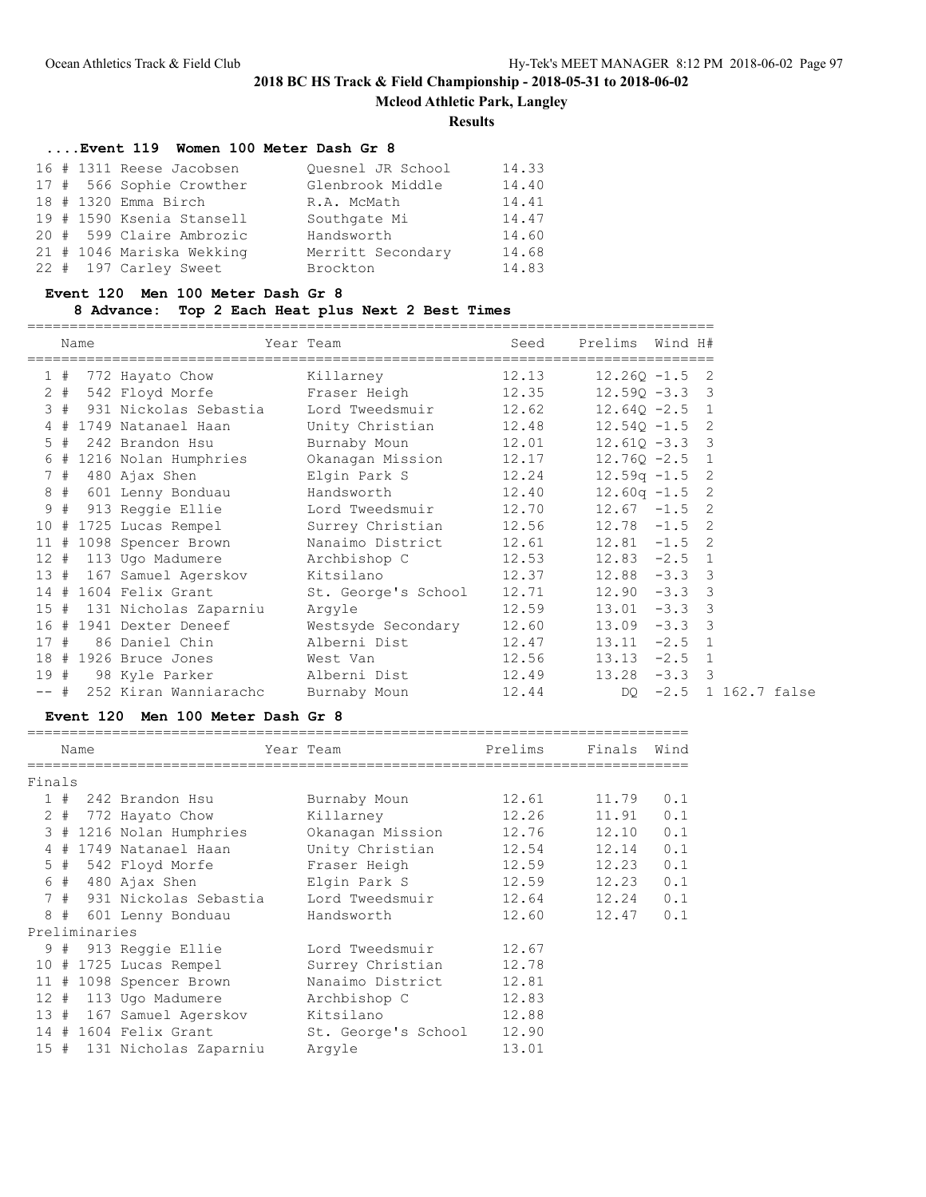## 2018 BC HS Track & Field Championship - 2018-05-31 to 2018-06-02

**Mcleod Athletic Park, Langley**

**Results**

### ....Event 119 Women 100 Meter Dash Gr 8

| Place | # | Name | Team | Time |
|---|---|---|---|---|
| 16 | # 1311 | Reese Jacobsen | Quesnel JR School | 14.33 |
| 17 | # 566 | Sophie Crowther | Glenbrook Middle | 14.40 |
| 18 | # 1320 | Emma Birch | R.A. McMath | 14.41 |
| 19 | # 1590 | Ksenia Stansell | Southgate Mi | 14.47 |
| 20 | # 599 | Claire Ambrozic | Handsworth | 14.60 |
| 21 | # 1046 | Mariska Wekking | Merritt Secondary | 14.68 |
| 22 | # 197 | Carley Sweet | Brockton | 14.83 |

### Event 120 Men 100 Meter Dash Gr 8

**8 Advance: Top 2 Each Heat plus Next 2 Best Times**

| | Name | Year Team | Seed | Prelims | Wind | H# | |
|---|---|---|---|---|---|---|---|
| 1 | # 772 Hayato Chow | Killarney | 12.13 | 12.26Q | -1.5 | 2 | |
| 2 | # 542 Floyd Morfe | Fraser Heigh | 12.35 | 12.59Q | -3.3 | 3 | |
| 3 | # 931 Nickolas Sebastia | Lord Tweedsmuir | 12.62 | 12.64Q | -2.5 | 1 | |
| 4 | # 1749 Natanael Haan | Unity Christian | 12.48 | 12.54Q | -1.5 | 2 | |
| 5 | # 242 Brandon Hsu | Burnaby Moun | 12.01 | 12.61Q | -3.3 | 3 | |
| 6 | # 1216 Nolan Humphries | Okanagan Mission | 12.17 | 12.76Q | -2.5 | 1 | |
| 7 | # 480 Ajax Shen | Elgin Park S | 12.24 | 12.59q | -1.5 | 2 | |
| 8 | # 601 Lenny Bonduau | Handsworth | 12.40 | 12.60q | -1.5 | 2 | |
| 9 | # 913 Reggie Ellie | Lord Tweedsmuir | 12.70 | 12.67 | -1.5 | 2 | |
| 10 | # 1725 Lucas Rempel | Surrey Christian | 12.56 | 12.78 | -1.5 | 2 | |
| 11 | # 1098 Spencer Brown | Nanaimo District | 12.61 | 12.81 | -1.5 | 2 | |
| 12 | # 113 Ugo Madumere | Archbishop C | 12.53 | 12.83 | -2.5 | 1 | |
| 13 | # 167 Samuel Agerskov | Kitsilano | 12.37 | 12.88 | -3.3 | 3 | |
| 14 | # 1604 Felix Grant | St. George's School | 12.71 | 12.90 | -3.3 | 3 | |
| 15 | # 131 Nicholas Zaparniu | Argyle | 12.59 | 13.01 | -3.3 | 3 | |
| 16 | # 1941 Dexter Deneef | Westsyde Secondary | 12.60 | 13.09 | -3.3 | 3 | |
| 17 | # 86 Daniel Chin | Alberni Dist | 12.47 | 13.11 | -2.5 | 1 | |
| 18 | # 1926 Bruce Jones | West Van | 12.56 | 13.13 | -2.5 | 1 | |
| 19 | # 98 Kyle Parker | Alberni Dist | 12.49 | 13.28 | -3.3 | 3 | |
| -- | # 252 Kiran Wanniarachc | Burnaby Moun | 12.44 | DQ | -2.5 | 1 | 162.7 false |

### Event 120 Men 100 Meter Dash Gr 8

| | Name | Year Team | Prelims | Finals | Wind |
|---|---|---|---|---|---|
| **Finals** | | | | | |
| 1 | # 242 Brandon Hsu | Burnaby Moun | 12.61 | 11.79 | 0.1 |
| 2 | # 772 Hayato Chow | Killarney | 12.26 | 11.91 | 0.1 |
| 3 | # 1216 Nolan Humphries | Okanagan Mission | 12.76 | 12.10 | 0.1 |
| 4 | # 1749 Natanael Haan | Unity Christian | 12.54 | 12.14 | 0.1 |
| 5 | # 542 Floyd Morfe | Fraser Heigh | 12.59 | 12.23 | 0.1 |
| 6 | # 480 Ajax Shen | Elgin Park S | 12.59 | 12.23 | 0.1 |
| 7 | # 931 Nickolas Sebastia | Lord Tweedsmuir | 12.64 | 12.24 | 0.1 |
| 8 | # 601 Lenny Bonduau | Handsworth | 12.60 | 12.47 | 0.1 |
| **Preliminaries** | | | | | |
| 9 | # 913 Reggie Ellie | Lord Tweedsmuir | 12.67 | | |
| 10 | # 1725 Lucas Rempel | Surrey Christian | 12.78 | | |
| 11 | # 1098 Spencer Brown | Nanaimo District | 12.81 | | |
| 12 | # 113 Ugo Madumere | Archbishop C | 12.83 | | |
| 13 | # 167 Samuel Agerskov | Kitsilano | 12.88 | | |
| 14 | # 1604 Felix Grant | St. George's School | 12.90 | | |
| 15 | # 131 Nicholas Zaparniu | Argyle | 13.01 | | |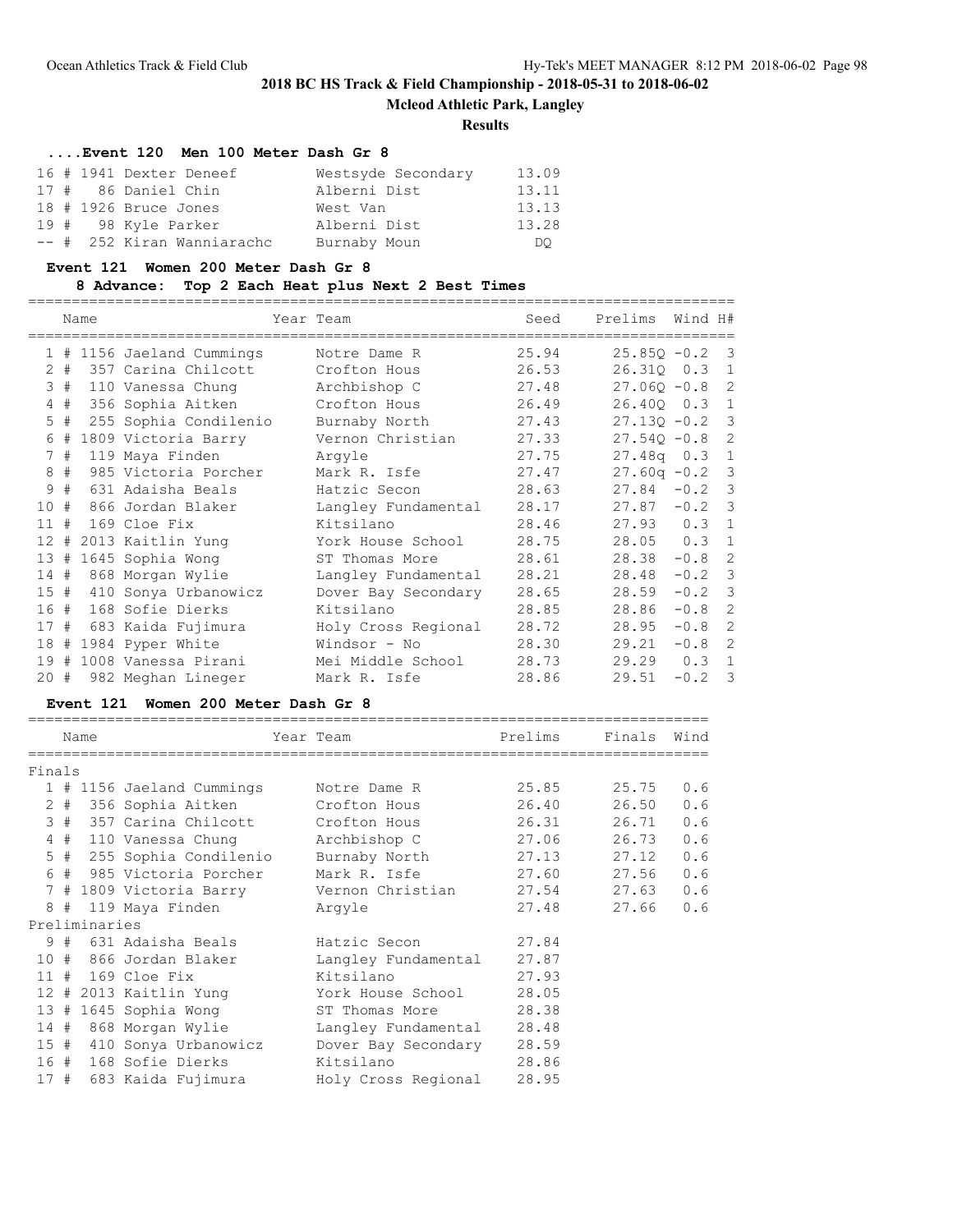## 2018 BC HS Track & Field Championship - 2018-05-31 to 2018-06-02

**Mcleod Athletic Park, Langley**

**Results**

### ....Event 120 Men 100 Meter Dash Gr 8

| Place | # | Name | Team | Finals |
|---|---|---|---|---|
| 16 | # 1941 | Dexter Deneef | Westsyde Secondary | 13.09 |
| 17 | # 86 | Daniel Chin | Alberni Dist | 13.11 |
| 18 | # 1926 | Bruce Jones | West Van | 13.13 |
| 19 | # 98 | Kyle Parker | Alberni Dist | 13.28 |
| -- | # 252 | Kiran Wanniarachc | Burnaby Moun | DQ |

### Event 121 Women 200 Meter Dash Gr 8

**8 Advance: Top 2 Each Heat plus Next 2 Best Times**

| Place | # | Name | Year | Team | Seed | Prelims | Wind | H# |
|---|---|---|---|---|---|---|---|---|
| 1 | # 1156 | Jaeland Cummings | | Notre Dame R | 25.94 | 25.85Q | -0.2 | 3 |
| 2 | # 357 | Carina Chilcott | | Crofton Hous | 26.53 | 26.31Q | 0.3 | 1 |
| 3 | # 110 | Vanessa Chung | | Archbishop C | 27.48 | 27.06Q | -0.8 | 2 |
| 4 | # 356 | Sophia Aitken | | Crofton Hous | 26.49 | 26.40Q | 0.3 | 1 |
| 5 | # 255 | Sophia Condilenio | | Burnaby North | 27.43 | 27.13Q | -0.2 | 3 |
| 6 | # 1809 | Victoria Barry | | Vernon Christian | 27.33 | 27.54Q | -0.8 | 2 |
| 7 | # 119 | Maya Finden | | Argyle | 27.75 | 27.48q | 0.3 | 1 |
| 8 | # 985 | Victoria Porcher | | Mark R. Isfe | 27.47 | 27.60q | -0.2 | 3 |
| 9 | # 631 | Adaisha Beals | | Hatzic Secon | 28.63 | 27.84 | -0.2 | 3 |
| 10 | # 866 | Jordan Blaker | | Langley Fundamental | 28.17 | 27.87 | -0.2 | 3 |
| 11 | # 169 | Cloe Fix | | Kitsilano | 28.46 | 27.93 | 0.3 | 1 |
| 12 | # 2013 | Kaitlin Yung | | York House School | 28.75 | 28.05 | 0.3 | 1 |
| 13 | # 1645 | Sophia Wong | | ST Thomas More | 28.61 | 28.38 | -0.8 | 2 |
| 14 | # 868 | Morgan Wylie | | Langley Fundamental | 28.21 | 28.48 | -0.2 | 3 |
| 15 | # 410 | Sonya Urbanowicz | | Dover Bay Secondary | 28.65 | 28.59 | -0.2 | 3 |
| 16 | # 168 | Sofie Dierks | | Kitsilano | 28.85 | 28.86 | -0.8 | 2 |
| 17 | # 683 | Kaida Fujimura | | Holy Cross Regional | 28.72 | 28.95 | -0.8 | 2 |
| 18 | # 1984 | Pyper White | | Windsor - No | 28.30 | 29.21 | -0.8 | 2 |
| 19 | # 1008 | Vanessa Pirani | | Mei Middle School | 28.73 | 29.29 | 0.3 | 1 |
| 20 | # 982 | Meghan Lineger | | Mark R. Isfe | 28.86 | 29.51 | -0.2 | 3 |

### Event 121 Women 200 Meter Dash Gr 8

| Place | # | Name | Year | Team | Prelims | Finals | Wind |
|---|---|---|---|---|---|---|---|
| **Finals** | | | | | | | |
| 1 | # 1156 | Jaeland Cummings | | Notre Dame R | 25.85 | 25.75 | 0.6 |
| 2 | # 356 | Sophia Aitken | | Crofton Hous | 26.40 | 26.50 | 0.6 |
| 3 | # 357 | Carina Chilcott | | Crofton Hous | 26.31 | 26.71 | 0.6 |
| 4 | # 110 | Vanessa Chung | | Archbishop C | 27.06 | 26.73 | 0.6 |
| 5 | # 255 | Sophia Condilenio | | Burnaby North | 27.13 | 27.12 | 0.6 |
| 6 | # 985 | Victoria Porcher | | Mark R. Isfe | 27.60 | 27.56 | 0.6 |
| 7 | # 1809 | Victoria Barry | | Vernon Christian | 27.54 | 27.63 | 0.6 |
| 8 | # 119 | Maya Finden | | Argyle | 27.48 | 27.66 | 0.6 |
| **Preliminaries** | | | | | | | |
| 9 | # 631 | Adaisha Beals | | Hatzic Secon | 27.84 | | |
| 10 | # 866 | Jordan Blaker | | Langley Fundamental | 27.87 | | |
| 11 | # 169 | Cloe Fix | | Kitsilano | 27.93 | | |
| 12 | # 2013 | Kaitlin Yung | | York House School | 28.05 | | |
| 13 | # 1645 | Sophia Wong | | ST Thomas More | 28.38 | | |
| 14 | # 868 | Morgan Wylie | | Langley Fundamental | 28.48 | | |
| 15 | # 410 | Sonya Urbanowicz | | Dover Bay Secondary | 28.59 | | |
| 16 | # 168 | Sofie Dierks | | Kitsilano | 28.86 | | |
| 17 | # 683 | Kaida Fujimura | | Holy Cross Regional | 28.95 | | |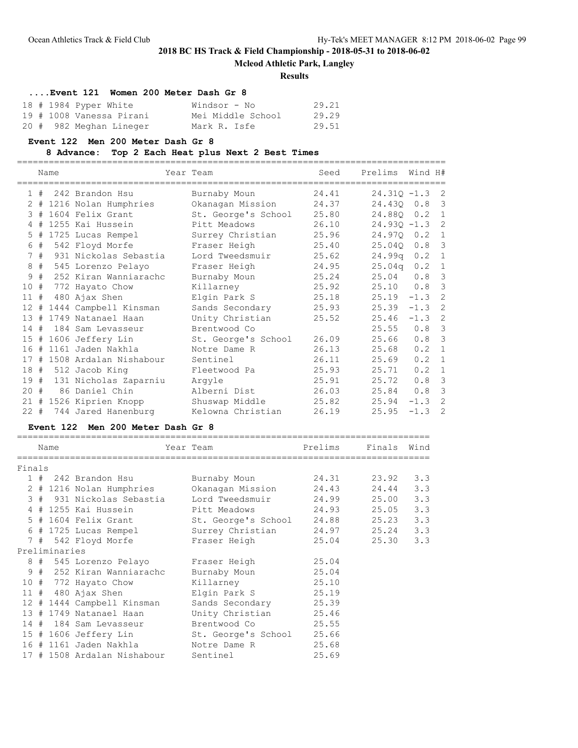# 2018 BC HS Track & Field Championship - 2018-05-31 to 2018-06-02

## Mcleod Athletic Park, Langley

### Results

#### ....Event 121 Women 200 Meter Dash Gr 8

| Place | # | Name | Team | Time |
|---|---|---|---|---|
| 18 | # 1984 | Pyper White | Windsor - No | 29.21 |
| 19 | # 1008 | Vanessa Pirani | Mei Middle School | 29.29 |
| 20 | # 982 | Meghan Lineger | Mark R. Isfe | 29.51 |

#### Event 122 Men 200 Meter Dash Gr 8

8 Advance: Top 2 Each Heat plus Next 2 Best Times

| Place | # | Name | Year Team | Seed | Prelims | Wind | H# |
|---|---|---|---|---|---|---|---|
| 1 | # 242 | Brandon Hsu | Burnaby Moun | 24.41 | 24.31Q | -1.3 | 2 |
| 2 | # 1216 | Nolan Humphries | Okanagan Mission | 24.37 | 24.43Q | 0.8 | 3 |
| 3 | # 1604 | Felix Grant | St. George's School | 25.80 | 24.88Q | 0.2 | 1 |
| 4 | # 1255 | Kai Hussein | Pitt Meadows | 26.10 | 24.93Q | -1.3 | 2 |
| 5 | # 1725 | Lucas Rempel | Surrey Christian | 25.96 | 24.97Q | 0.2 | 1 |
| 6 | # 542 | Floyd Morfe | Fraser Heigh | 25.40 | 25.04Q | 0.8 | 3 |
| 7 | # 931 | Nickolas Sebastia | Lord Tweedsmuir | 25.62 | 24.99q | 0.2 | 1 |
| 8 | # 545 | Lorenzo Pelayo | Fraser Heigh | 24.95 | 25.04q | 0.2 | 1 |
| 9 | # 252 | Kiran Wanniarachc | Burnaby Moun | 25.24 | 25.04 | 0.8 | 3 |
| 10 | # 772 | Hayato Chow | Killarney | 25.92 | 25.10 | 0.8 | 3 |
| 11 | # 480 | Ajax Shen | Elgin Park S | 25.18 | 25.19 | -1.3 | 2 |
| 12 | # 1444 | Campbell Kinsman | Sands Secondary | 25.93 | 25.39 | -1.3 | 2 |
| 13 | # 1749 | Natanael Haan | Unity Christian | 25.52 | 25.46 | -1.3 | 2 |
| 14 | # 184 | Sam Levasseur | Brentwood Co | | 25.55 | 0.8 | 3 |
| 15 | # 1606 | Jeffery Lin | St. George's School | 26.09 | 25.66 | 0.8 | 3 |
| 16 | # 1161 | Jaden Nakhla | Notre Dame R | 26.13 | 25.68 | 0.2 | 1 |
| 17 | # 1508 | Ardalan Nishabour | Sentinel | 26.11 | 25.69 | 0.2 | 1 |
| 18 | # 512 | Jacob King | Fleetwood Pa | 25.93 | 25.71 | 0.2 | 1 |
| 19 | # 131 | Nicholas Zaparniu | Argyle | 25.91 | 25.72 | 0.8 | 3 |
| 20 | # 86 | Daniel Chin | Alberni Dist | 26.03 | 25.84 | 0.8 | 3 |
| 21 | # 1526 | Kiprien Knopp | Shuswap Middle | 25.82 | 25.94 | -1.3 | 2 |
| 22 | # 744 | Jared Hanenburg | Kelowna Christian | 26.19 | 25.95 | -1.3 | 2 |

#### Event 122 Men 200 Meter Dash Gr 8

| Place | # | Name | Year Team | Prelims | Finals | Wind |
|---|---|---|---|---|---|---|
| **Finals** | | | | | | |
| 1 | # 242 | Brandon Hsu | Burnaby Moun | 24.31 | 23.92 | 3.3 |
| 2 | # 1216 | Nolan Humphries | Okanagan Mission | 24.43 | 24.44 | 3.3 |
| 3 | # 931 | Nickolas Sebastia | Lord Tweedsmuir | 24.99 | 25.00 | 3.3 |
| 4 | # 1255 | Kai Hussein | Pitt Meadows | 24.93 | 25.05 | 3.3 |
| 5 | # 1604 | Felix Grant | St. George's School | 24.88 | 25.23 | 3.3 |
| 6 | # 1725 | Lucas Rempel | Surrey Christian | 24.97 | 25.24 | 3.3 |
| 7 | # 542 | Floyd Morfe | Fraser Heigh | 25.04 | 25.30 | 3.3 |
| **Preliminaries** | | | | | | |
| 8 | # 545 | Lorenzo Pelayo | Fraser Heigh | 25.04 | | |
| 9 | # 252 | Kiran Wanniarachc | Burnaby Moun | 25.04 | | |
| 10 | # 772 | Hayato Chow | Killarney | 25.10 | | |
| 11 | # 480 | Ajax Shen | Elgin Park S | 25.19 | | |
| 12 | # 1444 | Campbell Kinsman | Sands Secondary | 25.39 | | |
| 13 | # 1749 | Natanael Haan | Unity Christian | 25.46 | | |
| 14 | # 184 | Sam Levasseur | Brentwood Co | 25.55 | | |
| 15 | # 1606 | Jeffery Lin | St. George's School | 25.66 | | |
| 16 | # 1161 | Jaden Nakhla | Notre Dame R | 25.68 | | |
| 17 | # 1508 | Ardalan Nishabour | Sentinel | 25.69 | | |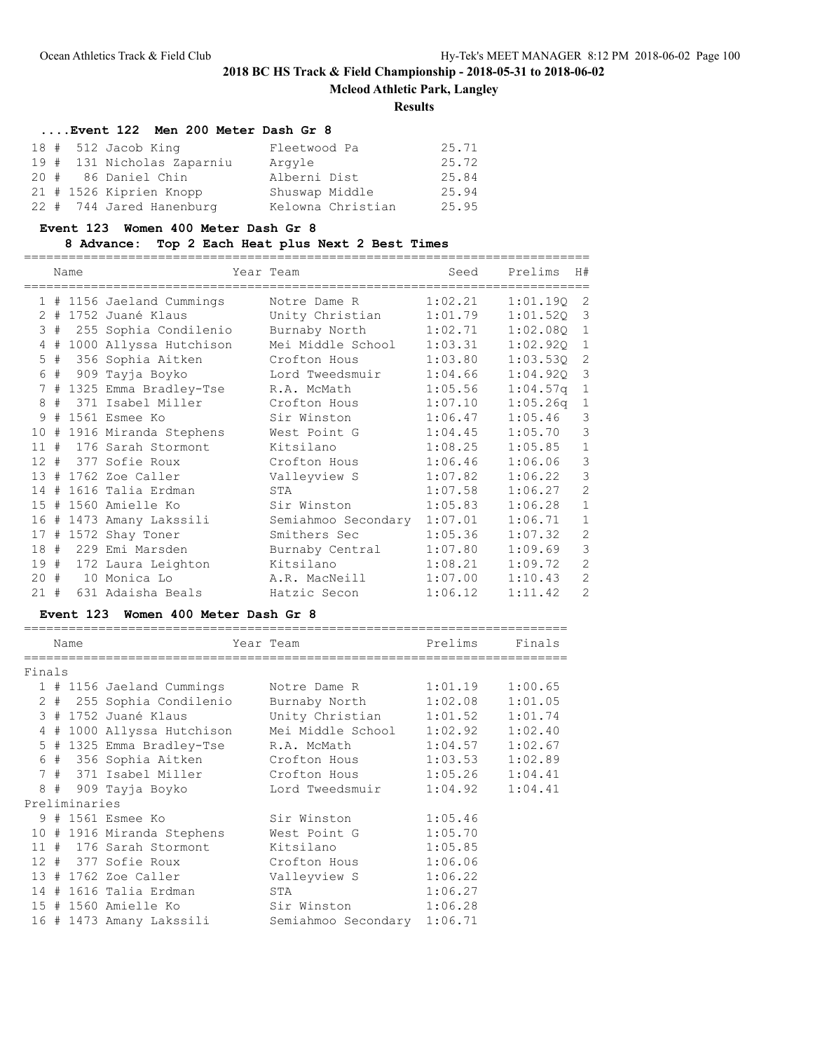## 2018 BC HS Track & Field Championship - 2018-05-31 to 2018-06-02

**Mcleod Athletic Park, Langley**

**Results**

### ....Event 122 Men 200 Meter Dash Gr 8

| Place | # | Name | Team | Time |
|---|---|---|---|---|
| 18 | 512 | Jacob King | Fleetwood Pa | 25.71 |
| 19 | 131 | Nicholas Zaparniu | Argyle | 25.72 |
| 20 | 86 | Daniel Chin | Alberni Dist | 25.84 |
| 21 | 1526 | Kiprien Knopp | Shuswap Middle | 25.94 |
| 22 | 744 | Jared Hanenburg | Kelowna Christian | 25.95 |

### Event 123 Women 400 Meter Dash Gr 8

**8 Advance: Top 2 Each Heat plus Next 2 Best Times**

| Place | # | Name | Year | Team | Seed | Prelims | H# |
|---|---|---|---|---|---|---|---|
| 1 | 1156 | Jaeland Cummings | | Notre Dame R | 1:02.21 | 1:01.19Q | 2 |
| 2 | 1752 | Juané Klaus | | Unity Christian | 1:01.79 | 1:01.52Q | 3 |
| 3 | 255 | Sophia Condilenio | | Burnaby North | 1:02.71 | 1:02.08Q | 1 |
| 4 | 1000 | Allyssa Hutchison | | Mei Middle School | 1:03.31 | 1:02.92Q | 1 |
| 5 | 356 | Sophia Aitken | | Crofton Hous | 1:03.80 | 1:03.53Q | 2 |
| 6 | 909 | Tayja Boyko | | Lord Tweedsmuir | 1:04.66 | 1:04.92Q | 3 |
| 7 | 1325 | Emma Bradley-Tse | | R.A. McMath | 1:05.56 | 1:04.57q | 1 |
| 8 | 371 | Isabel Miller | | Crofton Hous | 1:07.10 | 1:05.26q | 1 |
| 9 | 1561 | Esmee Ko | | Sir Winston | 1:06.47 | 1:05.46 | 3 |
| 10 | 1916 | Miranda Stephens | | West Point G | 1:04.45 | 1:05.70 | 3 |
| 11 | 176 | Sarah Stormont | | Kitsilano | 1:08.25 | 1:05.85 | 1 |
| 12 | 377 | Sofie Roux | | Crofton Hous | 1:06.46 | 1:06.06 | 3 |
| 13 | 1762 | Zoe Caller | | Valleyview S | 1:07.82 | 1:06.22 | 3 |
| 14 | 1616 | Talia Erdman | | STA | 1:07.58 | 1:06.27 | 2 |
| 15 | 1560 | Amielle Ko | | Sir Winston | 1:05.83 | 1:06.28 | 1 |
| 16 | 1473 | Amany Lakssili | | Semiahmoo Secondary | 1:07.01 | 1:06.71 | 1 |
| 17 | 1572 | Shay Toner | | Smithers Sec | 1:05.36 | 1:07.32 | 2 |
| 18 | 229 | Emi Marsden | | Burnaby Central | 1:07.80 | 1:09.69 | 3 |
| 19 | 172 | Laura Leighton | | Kitsilano | 1:08.21 | 1:09.72 | 2 |
| 20 | 10 | Monica Lo | | A.R. MacNeill | 1:07.00 | 1:10.43 | 2 |
| 21 | 631 | Adaisha Beals | | Hatzic Secon | 1:06.12 | 1:11.42 | 2 |

### Event 123 Women 400 Meter Dash Gr 8

| Place | # | Name | Year | Team | Prelims | Finals |
|---|---|---|---|---|---|---|
| **Finals** | | | | | | |
| 1 | 1156 | Jaeland Cummings | | Notre Dame R | 1:01.19 | 1:00.65 |
| 2 | 255 | Sophia Condilenio | | Burnaby North | 1:02.08 | 1:01.05 |
| 3 | 1752 | Juané Klaus | | Unity Christian | 1:01.52 | 1:01.74 |
| 4 | 1000 | Allyssa Hutchison | | Mei Middle School | 1:02.92 | 1:02.40 |
| 5 | 1325 | Emma Bradley-Tse | | R.A. McMath | 1:04.57 | 1:02.67 |
| 6 | 356 | Sophia Aitken | | Crofton Hous | 1:03.53 | 1:02.89 |
| 7 | 371 | Isabel Miller | | Crofton Hous | 1:05.26 | 1:04.41 |
| 8 | 909 | Tayja Boyko | | Lord Tweedsmuir | 1:04.92 | 1:04.41 |
| **Preliminaries** | | | | | | |
| 9 | 1561 | Esmee Ko | | Sir Winston | 1:05.46 | |
| 10 | 1916 | Miranda Stephens | | West Point G | 1:05.70 | |
| 11 | 176 | Sarah Stormont | | Kitsilano | 1:05.85 | |
| 12 | 377 | Sofie Roux | | Crofton Hous | 1:06.06 | |
| 13 | 1762 | Zoe Caller | | Valleyview S | 1:06.22 | |
| 14 | 1616 | Talia Erdman | | STA | 1:06.27 | |
| 15 | 1560 | Amielle Ko | | Sir Winston | 1:06.28 | |
| 16 | 1473 | Amany Lakssili | | Semiahmoo Secondary | 1:06.71 | |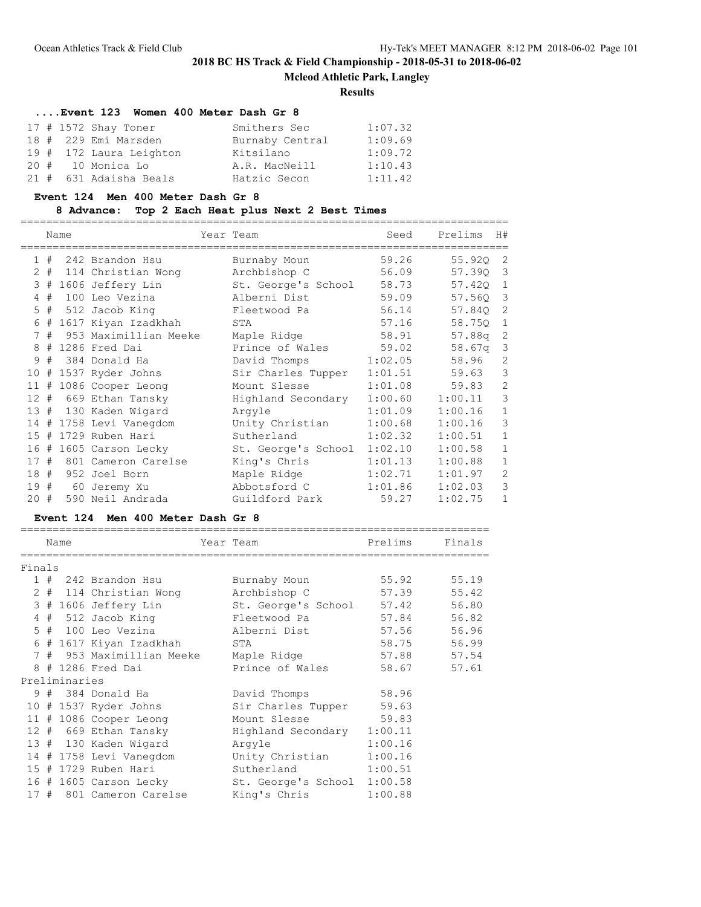## 2018 BC HS Track & Field Championship - 2018-05-31 to 2018-06-02

**Mcleod Athletic Park, Langley**

**Results**

### ....Event 123 Women 400 Meter Dash Gr 8

| Place | Name | Team | Time |
|---|---|---|---|
| 17 # | 1572 Shay Toner | Smithers Sec | 1:07.32 |
| 18 # | 229 Emi Marsden | Burnaby Central | 1:09.69 |
| 19 # | 172 Laura Leighton | Kitsilano | 1:09.72 |
| 20 # | 10 Monica Lo | A.R. MacNeill | 1:10.43 |
| 21 # | 631 Adaisha Beals | Hatzic Secon | 1:11.42 |

### Event 124 Men 400 Meter Dash Gr 8

**8 Advance: Top 2 Each Heat plus Next 2 Best Times**

| | Name | Year | Team | Seed | Prelims | H# |
|---|---|---|---|---|---|---|
| 1 # | 242 Brandon Hsu | | Burnaby Moun | 59.26 | 55.92Q | 2 |
| 2 # | 114 Christian Wong | | Archbishop C | 56.09 | 57.39Q | 3 |
| 3 # | 1606 Jeffery Lin | | St. George's School | 58.73 | 57.42Q | 1 |
| 4 # | 100 Leo Vezina | | Alberni Dist | 59.09 | 57.56Q | 3 |
| 5 # | 512 Jacob King | | Fleetwood Pa | 56.14 | 57.84Q | 2 |
| 6 # | 1617 Kiyan Izadkhah | | STA | 57.16 | 58.75Q | 1 |
| 7 # | 953 Maximillian Meeke | | Maple Ridge | 58.91 | 57.88q | 2 |
| 8 # | 1286 Fred Dai | | Prince of Wales | 59.02 | 58.67q | 3 |
| 9 # | 384 Donald Ha | | David Thomps | 1:02.05 | 58.96 | 2 |
| 10 # | 1537 Ryder Johns | | Sir Charles Tupper | 1:01.51 | 59.63 | 3 |
| 11 # | 1086 Cooper Leong | | Mount Slesse | 1:01.08 | 59.83 | 2 |
| 12 # | 669 Ethan Tansky | | Highland Secondary | 1:00.60 | 1:00.11 | 3 |
| 13 # | 130 Kaden Wigard | | Argyle | 1:01.09 | 1:00.16 | 1 |
| 14 # | 1758 Levi Vanegdom | | Unity Christian | 1:00.68 | 1:00.16 | 3 |
| 15 # | 1729 Ruben Hari | | Sutherland | 1:02.32 | 1:00.51 | 1 |
| 16 # | 1605 Carson Lecky | | St. George's School | 1:02.10 | 1:00.58 | 1 |
| 17 # | 801 Cameron Carelse | | King's Chris | 1:01.13 | 1:00.88 | 1 |
| 18 # | 952 Joel Born | | Maple Ridge | 1:02.71 | 1:01.97 | 2 |
| 19 # | 60 Jeremy Xu | | Abbotsford C | 1:01.86 | 1:02.03 | 3 |
| 20 # | 590 Neil Andrada | | Guildford Park | 59.27 | 1:02.75 | 1 |

### Event 124 Men 400 Meter Dash Gr 8

| | Name | Year | Team | Prelims | Finals |
|---|---|---|---|---|---|
| **Finals** | | | | | |
| 1 # | 242 Brandon Hsu | | Burnaby Moun | 55.92 | 55.19 |
| 2 # | 114 Christian Wong | | Archbishop C | 57.39 | 55.42 |
| 3 # | 1606 Jeffery Lin | | St. George's School | 57.42 | 56.80 |
| 4 # | 512 Jacob King | | Fleetwood Pa | 57.84 | 56.82 |
| 5 # | 100 Leo Vezina | | Alberni Dist | 57.56 | 56.96 |
| 6 # | 1617 Kiyan Izadkhah | | STA | 58.75 | 56.99 |
| 7 # | 953 Maximillian Meeke | | Maple Ridge | 57.88 | 57.54 |
| 8 # | 1286 Fred Dai | | Prince of Wales | 58.67 | 57.61 |
| **Preliminaries** | | | | | |
| 9 # | 384 Donald Ha | | David Thomps | 58.96 | |
| 10 # | 1537 Ryder Johns | | Sir Charles Tupper | 59.63 | |
| 11 # | 1086 Cooper Leong | | Mount Slesse | 59.83 | |
| 12 # | 669 Ethan Tansky | | Highland Secondary | 1:00.11 | |
| 13 # | 130 Kaden Wigard | | Argyle | 1:00.16 | |
| 14 # | 1758 Levi Vanegdom | | Unity Christian | 1:00.16 | |
| 15 # | 1729 Ruben Hari | | Sutherland | 1:00.51 | |
| 16 # | 1605 Carson Lecky | | St. George's School | 1:00.58 | |
| 17 # | 801 Cameron Carelse | | King's Chris | 1:00.88 | |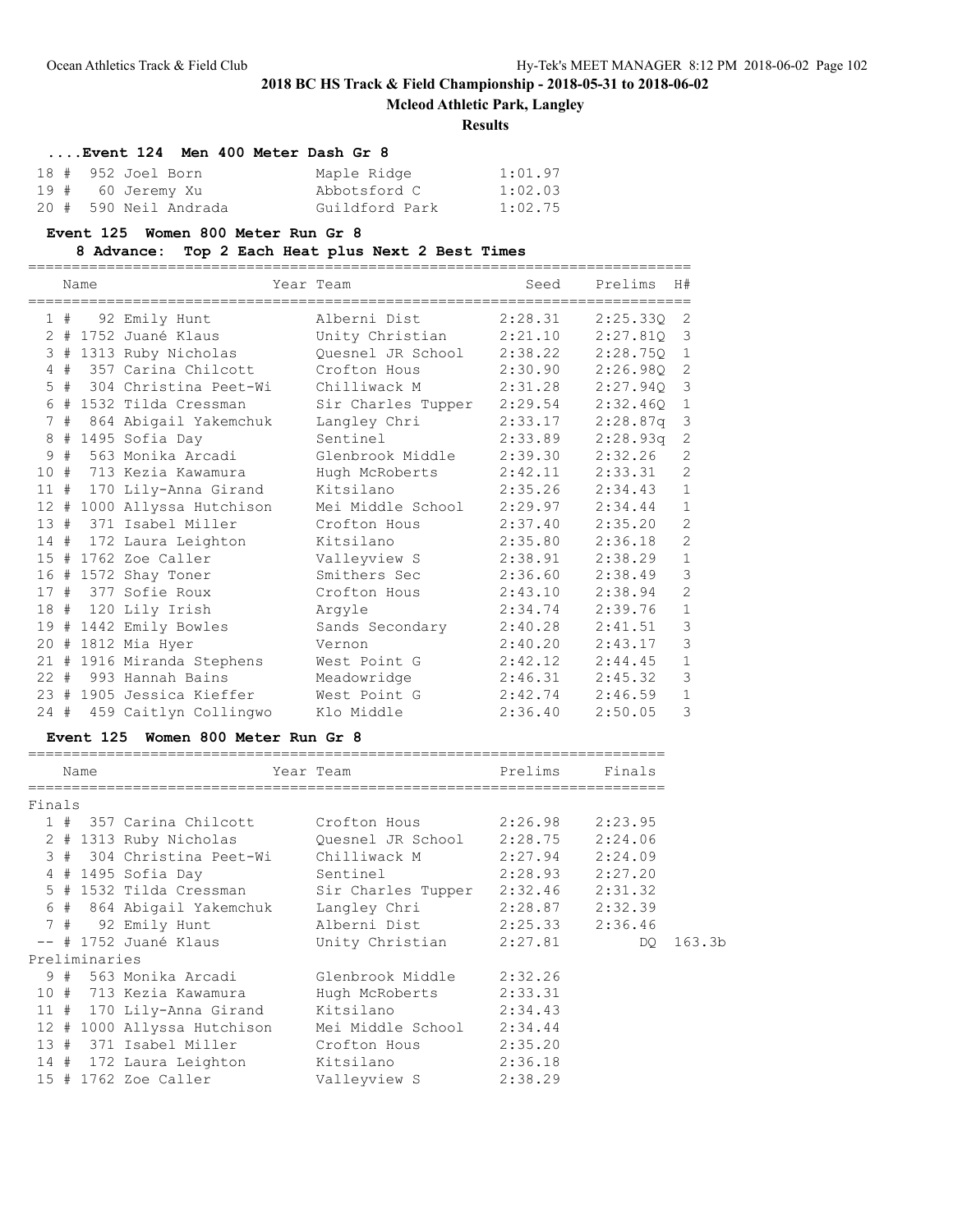# 2018 BC HS Track & Field Championship - 2018-05-31 to 2018-06-02

## Mcleod Athletic Park, Langley

### Results

#### ....Event 124 Men 400 Meter Dash Gr 8

| Place | # | Name | Team | Time |
|---|---|---|---|---|
| 18 # | 952 | Joel Born | Maple Ridge | 1:01.97 |
| 19 # | 60 | Jeremy Xu | Abbotsford C | 1:02.03 |
| 20 # | 590 | Neil Andrada | Guildford Park | 1:02.75 |

#### Event 125 Women 800 Meter Run Gr 8

8 Advance: Top 2 Each Heat plus Next 2 Best Times

| Place | # | Name | Year Team | Seed | Prelims | H# |
|---|---|---|---|---|---|---|
| 1 # | 92 | Emily Hunt | Alberni Dist | 2:28.31 | 2:25.33Q | 2 |
| 2 # | 1752 | Juané Klaus | Unity Christian | 2:21.10 | 2:27.81Q | 3 |
| 3 # | 1313 | Ruby Nicholas | Quesnel JR School | 2:38.22 | 2:28.75Q | 1 |
| 4 # | 357 | Carina Chilcott | Crofton Hous | 2:30.90 | 2:26.98Q | 2 |
| 5 # | 304 | Christina Peet-Wi | Chilliwack M | 2:31.28 | 2:27.94Q | 3 |
| 6 # | 1532 | Tilda Cressman | Sir Charles Tupper | 2:29.54 | 2:32.46Q | 1 |
| 7 # | 864 | Abigail Yakemchuk | Langley Chri | 2:33.17 | 2:28.87q | 3 |
| 8 # | 1495 | Sofia Day | Sentinel | 2:33.89 | 2:28.93q | 2 |
| 9 # | 563 | Monika Arcadi | Glenbrook Middle | 2:39.30 | 2:32.26 | 2 |
| 10 # | 713 | Kezia Kawamura | Hugh McRoberts | 2:42.11 | 2:33.31 | 2 |
| 11 # | 170 | Lily-Anna Girand | Kitsilano | 2:35.26 | 2:34.43 | 1 |
| 12 # | 1000 | Allyssa Hutchison | Mei Middle School | 2:29.97 | 2:34.44 | 1 |
| 13 # | 371 | Isabel Miller | Crofton Hous | 2:37.40 | 2:35.20 | 2 |
| 14 # | 172 | Laura Leighton | Kitsilano | 2:35.80 | 2:36.18 | 2 |
| 15 # | 1762 | Zoe Caller | Valleyview S | 2:38.91 | 2:38.29 | 1 |
| 16 # | 1572 | Shay Toner | Smithers Sec | 2:36.60 | 2:38.49 | 3 |
| 17 # | 377 | Sofie Roux | Crofton Hous | 2:43.10 | 2:38.94 | 2 |
| 18 # | 120 | Lily Irish | Argyle | 2:34.74 | 2:39.76 | 1 |
| 19 # | 1442 | Emily Bowles | Sands Secondary | 2:40.28 | 2:41.51 | 3 |
| 20 # | 1812 | Mia Hyer | Vernon | 2:40.20 | 2:43.17 | 3 |
| 21 # | 1916 | Miranda Stephens | West Point G | 2:42.12 | 2:44.45 | 1 |
| 22 # | 993 | Hannah Bains | Meadowridge | 2:46.31 | 2:45.32 | 3 |
| 23 # | 1905 | Jessica Kieffer | West Point G | 2:42.74 | 2:46.59 | 1 |
| 24 # | 459 | Caitlyn Collingwo | Klo Middle | 2:36.40 | 2:50.05 | 3 |

#### Event 125 Women 800 Meter Run Gr 8

| Place | # | Name | Year Team | Prelims | Finals | |
|---|---|---|---|---|---|---|
| **Finals** | | | | | | |
| 1 # | 357 | Carina Chilcott | Crofton Hous | 2:26.98 | 2:23.95 | |
| 2 # | 1313 | Ruby Nicholas | Quesnel JR School | 2:28.75 | 2:24.06 | |
| 3 # | 304 | Christina Peet-Wi | Chilliwack M | 2:27.94 | 2:24.09 | |
| 4 # | 1495 | Sofia Day | Sentinel | 2:28.93 | 2:27.20 | |
| 5 # | 1532 | Tilda Cressman | Sir Charles Tupper | 2:32.46 | 2:31.32 | |
| 6 # | 864 | Abigail Yakemchuk | Langley Chri | 2:28.87 | 2:32.39 | |
| 7 # | 92 | Emily Hunt | Alberni Dist | 2:25.33 | 2:36.46 | |
| -- # | 1752 | Juané Klaus | Unity Christian | 2:27.81 | DQ | 163.3b |
| **Preliminaries** | | | | | | |
| 9 # | 563 | Monika Arcadi | Glenbrook Middle | 2:32.26 | | |
| 10 # | 713 | Kezia Kawamura | Hugh McRoberts | 2:33.31 | | |
| 11 # | 170 | Lily-Anna Girand | Kitsilano | 2:34.43 | | |
| 12 # | 1000 | Allyssa Hutchison | Mei Middle School | 2:34.44 | | |
| 13 # | 371 | Isabel Miller | Crofton Hous | 2:35.20 | | |
| 14 # | 172 | Laura Leighton | Kitsilano | 2:36.18 | | |
| 15 # | 1762 | Zoe Caller | Valleyview S | 2:38.29 | | |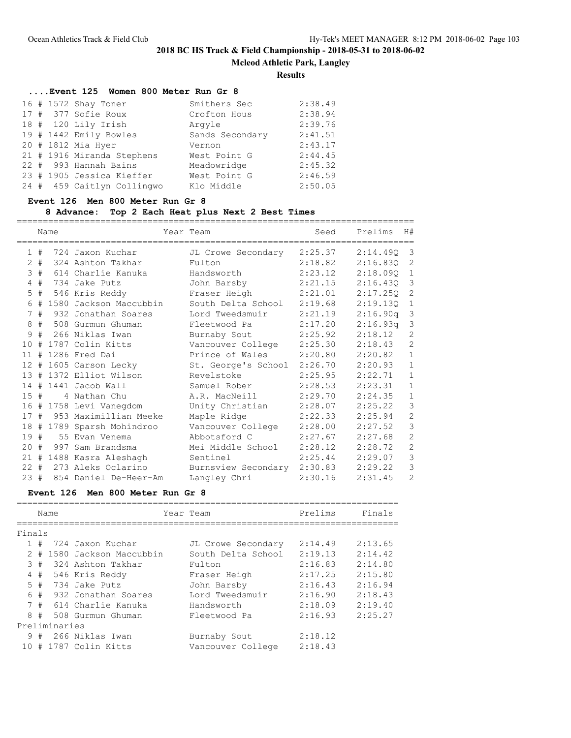## 2018 BC HS Track & Field Championship - 2018-05-31 to 2018-06-02

**Mcleod Athletic Park, Langley**

**Results**

### ....Event 125 Women 800 Meter Run Gr 8

| Place | # | Name | Team | Finals |
|---|---|---|---|---|
| 16 | # 1572 | Shay Toner | Smithers Sec | 2:38.49 |
| 17 | # 377 | Sofie Roux | Crofton Hous | 2:38.94 |
| 18 | # 120 | Lily Irish | Argyle | 2:39.76 |
| 19 | # 1442 | Emily Bowles | Sands Secondary | 2:41.51 |
| 20 | # 1812 | Mia Hyer | Vernon | 2:43.17 |
| 21 | # 1916 | Miranda Stephens | West Point G | 2:44.45 |
| 22 | # 993 | Hannah Bains | Meadowridge | 2:45.32 |
| 23 | # 1905 | Jessica Kieffer | West Point G | 2:46.59 |
| 24 | # 459 | Caitlyn Collingwo | Klo Middle | 2:50.05 |

### Event 126 Men 800 Meter Run Gr 8

8 Advance: Top 2 Each Heat plus Next 2 Best Times

| Place | # | Name | Year | Team | Seed | Prelims | H# |
|---|---|---|---|---|---|---|---|
| 1 | # 724 | Jaxon Kuchar | | JL Crowe Secondary | 2:25.37 | 2:14.49Q | 3 |
| 2 | # 324 | Ashton Takhar | | Fulton | 2:18.82 | 2:16.83Q | 2 |
| 3 | # 614 | Charlie Kanuka | | Handsworth | 2:23.12 | 2:18.09Q | 1 |
| 4 | # 734 | Jake Putz | | John Barsby | 2:21.15 | 2:16.43Q | 3 |
| 5 | # 546 | Kris Reddy | | Fraser Heigh | 2:21.01 | 2:17.25Q | 2 |
| 6 | # 1580 | Jackson Maccubbin | | South Delta School | 2:19.68 | 2:19.13Q | 1 |
| 7 | # 932 | Jonathan Soares | | Lord Tweedsmuir | 2:21.19 | 2:16.90q | 3 |
| 8 | # 508 | Gurmun Ghuman | | Fleetwood Pa | 2:17.20 | 2:16.93q | 3 |
| 9 | # 266 | Niklas Iwan | | Burnaby Sout | 2:25.92 | 2:18.12 | 2 |
| 10 | # 1787 | Colin Kitts | | Vancouver College | 2:25.30 | 2:18.43 | 2 |
| 11 | # 1286 | Fred Dai | | Prince of Wales | 2:20.80 | 2:20.82 | 1 |
| 12 | # 1605 | Carson Lecky | | St. George's School | 2:26.70 | 2:20.93 | 1 |
| 13 | # 1372 | Elliot Wilson | | Revelstoke | 2:25.95 | 2:22.71 | 1 |
| 14 | # 1441 | Jacob Wall | | Samuel Rober | 2:28.53 | 2:23.31 | 1 |
| 15 | # 4 | Nathan Chu | | A.R. MacNeill | 2:29.70 | 2:24.35 | 1 |
| 16 | # 1758 | Levi Vanegdom | | Unity Christian | 2:28.07 | 2:25.22 | 3 |
| 17 | # 953 | Maximillian Meeke | | Maple Ridge | 2:22.33 | 2:25.94 | 2 |
| 18 | # 1789 | Sparsh Mohindroo | | Vancouver College | 2:28.00 | 2:27.52 | 3 |
| 19 | # 55 | Evan Venema | | Abbotsford C | 2:27.67 | 2:27.68 | 2 |
| 20 | # 997 | Sam Brandsma | | Mei Middle School | 2:28.12 | 2:28.72 | 2 |
| 21 | # 1488 | Kasra Aleshagh | | Sentinel | 2:25.44 | 2:29.07 | 3 |
| 22 | # 273 | Aleks Oclarino | | Burnsview Secondary | 2:30.83 | 2:29.22 | 3 |
| 23 | # 854 | Daniel De-Heer-Am | | Langley Chri | 2:30.16 | 2:31.45 | 2 |

### Event 126 Men 800 Meter Run Gr 8

| Place | # | Name | Year | Team | Prelims | Finals |
|---|---|---|---|---|---|---|
| **Finals** | | | | | | |
| 1 | # 724 | Jaxon Kuchar | | JL Crowe Secondary | 2:14.49 | 2:13.65 |
| 2 | # 1580 | Jackson Maccubbin | | South Delta School | 2:19.13 | 2:14.42 |
| 3 | # 324 | Ashton Takhar | | Fulton | 2:16.83 | 2:14.80 |
| 4 | # 546 | Kris Reddy | | Fraser Heigh | 2:17.25 | 2:15.80 |
| 5 | # 734 | Jake Putz | | John Barsby | 2:16.43 | 2:16.94 |
| 6 | # 932 | Jonathan Soares | | Lord Tweedsmuir | 2:16.90 | 2:18.43 |
| 7 | # 614 | Charlie Kanuka | | Handsworth | 2:18.09 | 2:19.40 |
| 8 | # 508 | Gurmun Ghuman | | Fleetwood Pa | 2:16.93 | 2:25.27 |
| **Preliminaries** | | | | | | |
| 9 | # 266 | Niklas Iwan | | Burnaby Sout | 2:18.12 | |
| 10 | # 1787 | Colin Kitts | | Vancouver College | 2:18.43 | |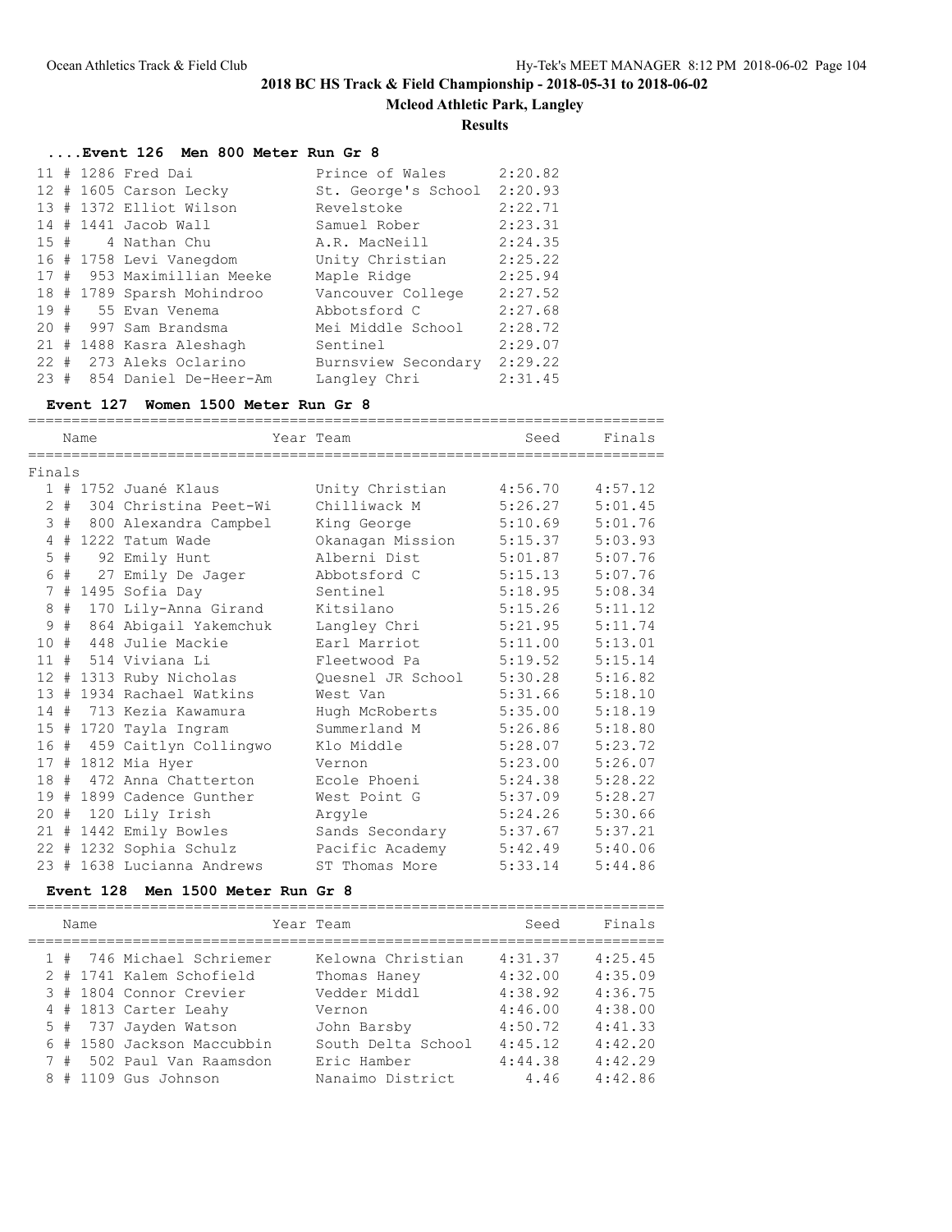## 2018 BC HS Track & Field Championship - 2018-05-31 to 2018-06-02

### Mcleod Athletic Park, Langley

### Results

#### ....Event 126 Men 800 Meter Run Gr 8

| Place | # | No. | Name | Team | Finals |
|---|---|---|---|---|---|
| 11 | # | 1286 | Fred Dai | Prince of Wales | 2:20.82 |
| 12 | # | 1605 | Carson Lecky | St. George's School | 2:20.93 |
| 13 | # | 1372 | Elliot Wilson | Revelstoke | 2:22.71 |
| 14 | # | 1441 | Jacob Wall | Samuel Rober | 2:23.31 |
| 15 | # | 4 | Nathan Chu | A.R. MacNeill | 2:24.35 |
| 16 | # | 1758 | Levi Vanegdom | Unity Christian | 2:25.22 |
| 17 | # | 953 | Maximillian Meeke | Maple Ridge | 2:25.94 |
| 18 | # | 1789 | Sparsh Mohindroo | Vancouver College | 2:27.52 |
| 19 | # | 55 | Evan Venema | Abbotsford C | 2:27.68 |
| 20 | # | 997 | Sam Brandsma | Mei Middle School | 2:28.72 |
| 21 | # | 1488 | Kasra Aleshagh | Sentinel | 2:29.07 |
| 22 | # | 273 | Aleks Oclarino | Burnsview Secondary | 2:29.22 |
| 23 | # | 854 | Daniel De-Heer-Am | Langley Chri | 2:31.45 |

#### Event 127 Women 1500 Meter Run Gr 8

Finals

| Place | # | No. | Name | Year | Team | Seed | Finals |
|---|---|---|---|---|---|---|---|
| 1 | # | 1752 | Juané Klaus | | Unity Christian | 4:56.70 | 4:57.12 |
| 2 | # | 304 | Christina Peet-Wi | | Chilliwack M | 5:26.27 | 5:01.45 |
| 3 | # | 800 | Alexandra Campbel | | King George | 5:10.69 | 5:01.76 |
| 4 | # | 1222 | Tatum Wade | | Okanagan Mission | 5:15.37 | 5:03.93 |
| 5 | # | 92 | Emily Hunt | | Alberni Dist | 5:01.87 | 5:07.76 |
| 6 | # | 27 | Emily De Jager | | Abbotsford C | 5:15.13 | 5:07.76 |
| 7 | # | 1495 | Sofia Day | | Sentinel | 5:18.95 | 5:08.34 |
| 8 | # | 170 | Lily-Anna Girand | | Kitsilano | 5:15.26 | 5:11.12 |
| 9 | # | 864 | Abigail Yakemchuk | | Langley Chri | 5:21.95 | 5:11.74 |
| 10 | # | 448 | Julie Mackie | | Earl Marriot | 5:11.00 | 5:13.01 |
| 11 | # | 514 | Viviana Li | | Fleetwood Pa | 5:19.52 | 5:15.14 |
| 12 | # | 1313 | Ruby Nicholas | | Quesnel JR School | 5:30.28 | 5:16.82 |
| 13 | # | 1934 | Rachael Watkins | | West Van | 5:31.66 | 5:18.10 |
| 14 | # | 713 | Kezia Kawamura | | Hugh McRoberts | 5:35.00 | 5:18.19 |
| 15 | # | 1720 | Tayla Ingram | | Summerland M | 5:26.86 | 5:18.80 |
| 16 | # | 459 | Caitlyn Collingwo | | Klo Middle | 5:28.07 | 5:23.72 |
| 17 | # | 1812 | Mia Hyer | | Vernon | 5:23.00 | 5:26.07 |
| 18 | # | 472 | Anna Chatterton | | Ecole Phoeni | 5:24.38 | 5:28.22 |
| 19 | # | 1899 | Cadence Gunther | | West Point G | 5:37.09 | 5:28.27 |
| 20 | # | 120 | Lily Irish | | Argyle | 5:24.26 | 5:30.66 |
| 21 | # | 1442 | Emily Bowles | | Sands Secondary | 5:37.67 | 5:37.21 |
| 22 | # | 1232 | Sophia Schulz | | Pacific Academy | 5:42.49 | 5:40.06 |
| 23 | # | 1638 | Lucianna Andrews | | ST Thomas More | 5:33.14 | 5:44.86 |

#### Event 128 Men 1500 Meter Run Gr 8

| Place | # | No. | Name | Year | Team | Seed | Finals |
|---|---|---|---|---|---|---|---|
| 1 | # | 746 | Michael Schriemer | | Kelowna Christian | 4:31.37 | 4:25.45 |
| 2 | # | 1741 | Kalem Schofield | | Thomas Haney | 4:32.00 | 4:35.09 |
| 3 | # | 1804 | Connor Crevier | | Vedder Middl | 4:38.92 | 4:36.75 |
| 4 | # | 1813 | Carter Leahy | | Vernon | 4:46.00 | 4:38.00 |
| 5 | # | 737 | Jayden Watson | | John Barsby | 4:50.72 | 4:41.33 |
| 6 | # | 1580 | Jackson Maccubbin | | South Delta School | 4:45.12 | 4:42.20 |
| 7 | # | 502 | Paul Van Raamsdon | | Eric Hamber | 4:44.38 | 4:42.29 |
| 8 | # | 1109 | Gus Johnson | | Nanaimo District | 4.46 | 4:42.86 |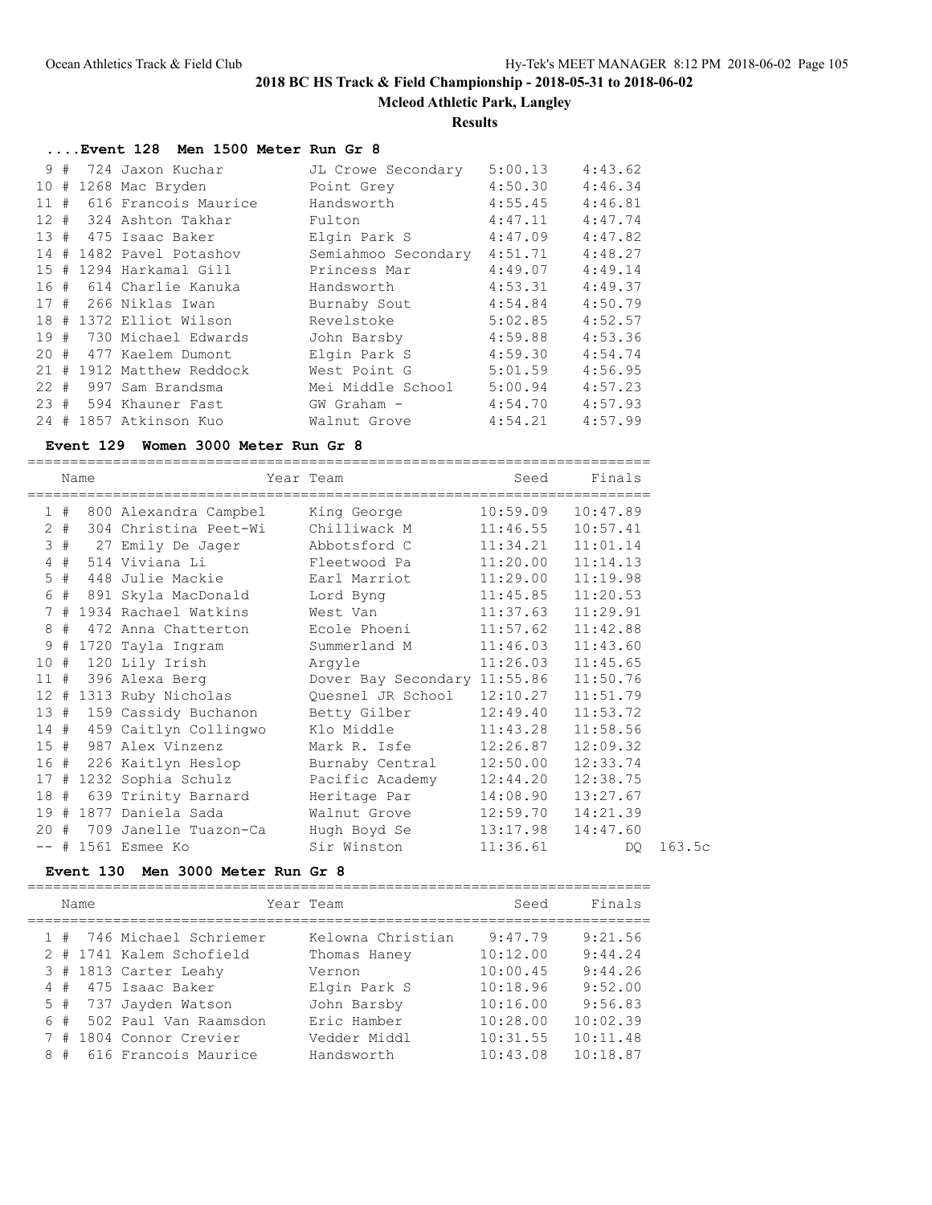# 2018 BC HS Track & Field Championship - 2018-05-31 to 2018-06-02

**Mcleod Athletic Park, Langley**

**Results**

### ....Event 128 Men 1500 Meter Run Gr 8

| Place | | Comp# | Name | Team | Seed | Finals |
|---|---|---|---|---|---|---|
| 9 | # | 724 | Jaxon Kuchar | JL Crowe Secondary | 5:00.13 | 4:43.62 |
| 10 | # | 1268 | Mac Bryden | Point Grey | 4:50.30 | 4:46.34 |
| 11 | # | 616 | Francois Maurice | Handsworth | 4:55.45 | 4:46.81 |
| 12 | # | 324 | Ashton Takhar | Fulton | 4:47.11 | 4:47.74 |
| 13 | # | 475 | Isaac Baker | Elgin Park S | 4:47.09 | 4:47.82 |
| 14 | # | 1482 | Pavel Potashov | Semiahmoo Secondary | 4:51.71 | 4:48.27 |
| 15 | # | 1294 | Harkamal Gill | Princess Mar | 4:49.07 | 4:49.14 |
| 16 | # | 614 | Charlie Kanuka | Handsworth | 4:53.31 | 4:49.37 |
| 17 | # | 266 | Niklas Iwan | Burnaby Sout | 4:54.84 | 4:50.79 |
| 18 | # | 1372 | Elliot Wilson | Revelstoke | 5:02.85 | 4:52.57 |
| 19 | # | 730 | Michael Edwards | John Barsby | 4:59.88 | 4:53.36 |
| 20 | # | 477 | Kaelem Dumont | Elgin Park S | 4:59.30 | 4:54.74 |
| 21 | # | 1912 | Matthew Reddock | West Point G | 5:01.59 | 4:56.95 |
| 22 | # | 997 | Sam Brandsma | Mei Middle School | 5:00.94 | 4:57.23 |
| 23 | # | 594 | Khauner Fast | GW Graham - | 4:54.70 | 4:57.93 |
| 24 | # | 1857 | Atkinson Kuo | Walnut Grove | 4:54.21 | 4:57.99 |

### Event 129 Women 3000 Meter Run Gr 8

| Place | | Comp# | Name | Year | Team | Seed | Finals | |
|---|---|---|---|---|---|---|---|---|
| 1 | # | 800 | Alexandra Campbel | | King George | 10:59.09 | 10:47.89 | |
| 2 | # | 304 | Christina Peet-Wi | | Chilliwack M | 11:46.55 | 10:57.41 | |
| 3 | # | 27 | Emily De Jager | | Abbotsford C | 11:34.21 | 11:01.14 | |
| 4 | # | 514 | Viviana Li | | Fleetwood Pa | 11:20.00 | 11:14.13 | |
| 5 | # | 448 | Julie Mackie | | Earl Marriot | 11:29.00 | 11:19.98 | |
| 6 | # | 891 | Skyla MacDonald | | Lord Byng | 11:45.85 | 11:20.53 | |
| 7 | # | 1934 | Rachael Watkins | | West Van | 11:37.63 | 11:29.91 | |
| 8 | # | 472 | Anna Chatterton | | Ecole Phoeni | 11:57.62 | 11:42.88 | |
| 9 | # | 1720 | Tayla Ingram | | Summerland M | 11:46.03 | 11:43.60 | |
| 10 | # | 120 | Lily Irish | | Argyle | 11:26.03 | 11:45.65 | |
| 11 | # | 396 | Alexa Berg | | Dover Bay Secondary | 11:55.86 | 11:50.76 | |
| 12 | # | 1313 | Ruby Nicholas | | Quesnel JR School | 12:10.27 | 11:51.79 | |
| 13 | # | 159 | Cassidy Buchanon | | Betty Gilber | 12:49.40 | 11:53.72 | |
| 14 | # | 459 | Caitlyn Collingwo | | Klo Middle | 11:43.28 | 11:58.56 | |
| 15 | # | 987 | Alex Vinzenz | | Mark R. Isfe | 12:26.87 | 12:09.32 | |
| 16 | # | 226 | Kaitlyn Heslop | | Burnaby Central | 12:50.00 | 12:33.74 | |
| 17 | # | 1232 | Sophia Schulz | | Pacific Academy | 12:44.20 | 12:38.75 | |
| 18 | # | 639 | Trinity Barnard | | Heritage Par | 14:08.90 | 13:27.67 | |
| 19 | # | 1877 | Daniela Sada | | Walnut Grove | 12:59.70 | 14:21.39 | |
| 20 | # | 709 | Janelle Tuazon-Ca | | Hugh Boyd Se | 13:17.98 | 14:47.60 | |
| -- | # | 1561 | Esmee Ko | | Sir Winston | 11:36.61 | DQ | 163.5c |

### Event 130 Men 3000 Meter Run Gr 8

| Place | | Comp# | Name | Year | Team | Seed | Finals |
|---|---|---|---|---|---|---|---|
| 1 | # | 746 | Michael Schriemer | | Kelowna Christian | 9:47.79 | 9:21.56 |
| 2 | # | 1741 | Kalem Schofield | | Thomas Haney | 10:12.00 | 9:44.24 |
| 3 | # | 1813 | Carter Leahy | | Vernon | 10:00.45 | 9:44.26 |
| 4 | # | 475 | Isaac Baker | | Elgin Park S | 10:18.96 | 9:52.00 |
| 5 | # | 737 | Jayden Watson | | John Barsby | 10:16.00 | 9:56.83 |
| 6 | # | 502 | Paul Van Raamsdon | | Eric Hamber | 10:28.00 | 10:02.39 |
| 7 | # | 1804 | Connor Crevier | | Vedder Middl | 10:31.55 | 10:11.48 |
| 8 | # | 616 | Francois Maurice | | Handsworth | 10:43.08 | 10:18.87 |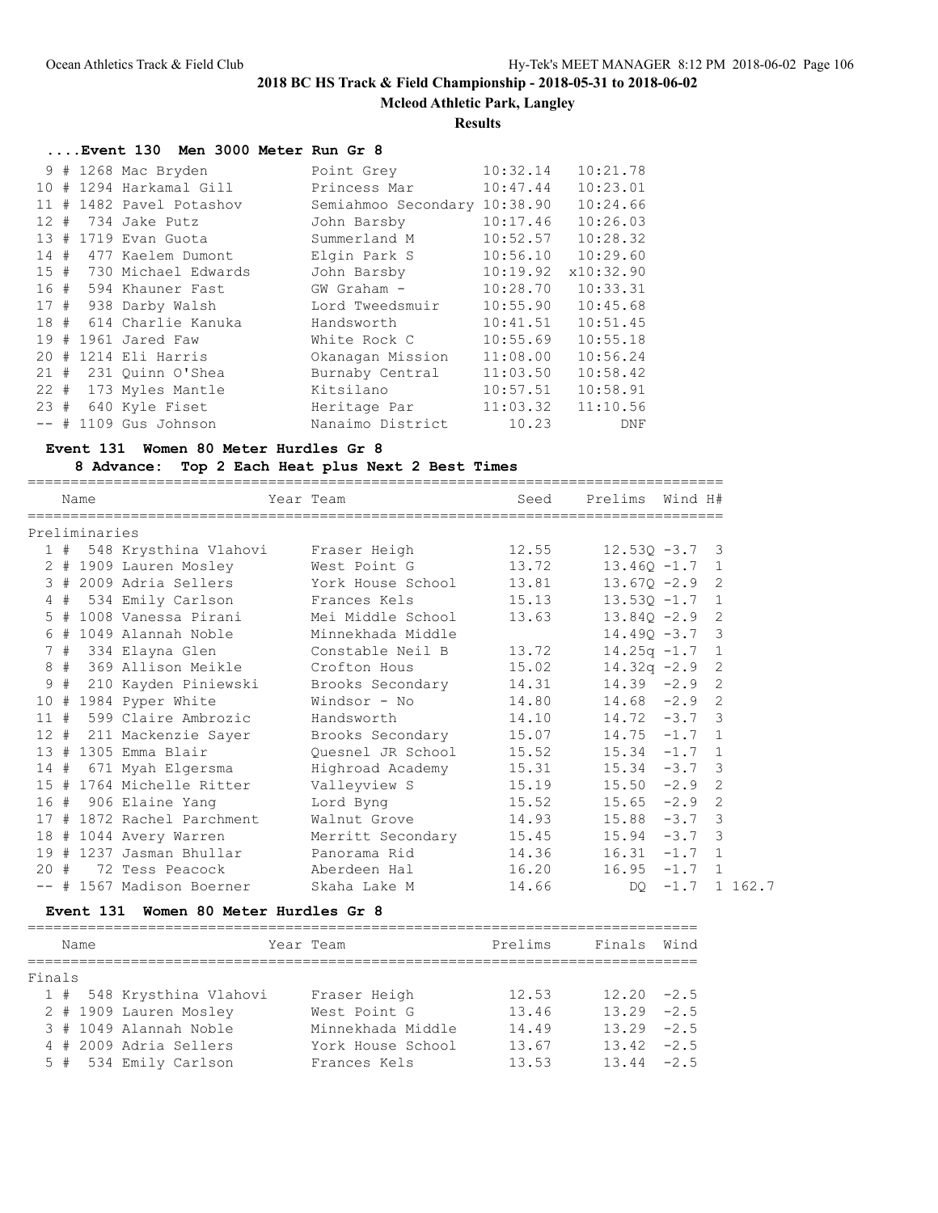## 2018 BC HS Track & Field Championship - 2018-05-31 to 2018-06-02

### Mcleod Athletic Park, Langley

### Results

#### ....Event 130 Men 3000 Meter Run Gr 8

| Place | # | Name | Team | Seed | Finals |
|---|---|---|---|---|---|
| 9 | # 1268 | Mac Bryden | Point Grey | 10:32.14 | 10:21.78 |
| 10 | # 1294 | Harkamal Gill | Princess Mar | 10:47.44 | 10:23.01 |
| 11 | # 1482 | Pavel Potashov | Semiahmoo Secondary | 10:38.90 | 10:24.66 |
| 12 | # 734 | Jake Putz | John Barsby | 10:17.46 | 10:26.03 |
| 13 | # 1719 | Evan Guota | Summerland M | 10:52.57 | 10:28.32 |
| 14 | # 477 | Kaelem Dumont | Elgin Park S | 10:56.10 | 10:29.60 |
| 15 | # 730 | Michael Edwards | John Barsby | 10:19.92 | x10:32.90 |
| 16 | # 594 | Khauner Fast | GW Graham - | 10:28.70 | 10:33.31 |
| 17 | # 938 | Darby Walsh | Lord Tweedsmuir | 10:55.90 | 10:45.68 |
| 18 | # 614 | Charlie Kanuka | Handsworth | 10:41.51 | 10:51.45 |
| 19 | # 1961 | Jared Faw | White Rock C | 10:55.69 | 10:55.18 |
| 20 | # 1214 | Eli Harris | Okanagan Mission | 11:08.00 | 10:56.24 |
| 21 | # 231 | Quinn O'Shea | Burnaby Central | 11:03.50 | 10:58.42 |
| 22 | # 173 | Myles Mantle | Kitsilano | 10:57.51 | 10:58.91 |
| 23 | # 640 | Kyle Fiset | Heritage Par | 11:03.32 | 11:10.56 |
| -- | # 1109 | Gus Johnson | Nanaimo District | 10.23 | DNF |

#### Event 131 Women 80 Meter Hurdles Gr 8

8 Advance: Top 2 Each Heat plus Next 2 Best Times

| | Name | Year | Team | Seed | Prelims | Wind | H# | |
|---|---|---|---|---|---|---|---|---|
| **Preliminaries** | | | | | | | | |
| 1 | # 548 Krysthina Vlahovi | | Fraser Heigh | 12.55 | 12.53Q | -3.7 | 3 | |
| 2 | # 1909 Lauren Mosley | | West Point G | 13.72 | 13.46Q | -1.7 | 1 | |
| 3 | # 2009 Adria Sellers | | York House School | 13.81 | 13.67Q | -2.9 | 2 | |
| 4 | # 534 Emily Carlson | | Frances Kels | 15.13 | 13.53Q | -1.7 | 1 | |
| 5 | # 1008 Vanessa Pirani | | Mei Middle School | 13.63 | 13.84Q | -2.9 | 2 | |
| 6 | # 1049 Alannah Noble | | Minnekhada Middle | | 14.49Q | -3.7 | 3 | |
| 7 | # 334 Elayna Glen | | Constable Neil B | 13.72 | 14.25q | -1.7 | 1 | |
| 8 | # 369 Allison Meikle | | Crofton Hous | 15.02 | 14.32q | -2.9 | 2 | |
| 9 | # 210 Kayden Piniewski | | Brooks Secondary | 14.31 | 14.39 | -2.9 | 2 | |
| 10 | # 1984 Pyper White | | Windsor - No | 14.80 | 14.68 | -2.9 | 2 | |
| 11 | # 599 Claire Ambrozic | | Handsworth | 14.10 | 14.72 | -3.7 | 3 | |
| 12 | # 211 Mackenzie Sayer | | Brooks Secondary | 15.07 | 14.75 | -1.7 | 1 | |
| 13 | # 1305 Emma Blair | | Quesnel JR School | 15.52 | 15.34 | -1.7 | 1 | |
| 14 | # 671 Myah Elgersma | | Highroad Academy | 15.31 | 15.34 | -3.7 | 3 | |
| 15 | # 1764 Michelle Ritter | | Valleyview S | 15.19 | 15.50 | -2.9 | 2 | |
| 16 | # 906 Elaine Yang | | Lord Byng | 15.52 | 15.65 | -2.9 | 2 | |
| 17 | # 1872 Rachel Parchment | | Walnut Grove | 14.93 | 15.88 | -3.7 | 3 | |
| 18 | # 1044 Avery Warren | | Merritt Secondary | 15.45 | 15.94 | -3.7 | 3 | |
| 19 | # 1237 Jasman Bhullar | | Panorama Rid | 14.36 | 16.31 | -1.7 | 1 | |
| 20 | # 72 Tess Peacock | | Aberdeen Hal | 16.20 | 16.95 | -1.7 | 1 | |
| -- | # 1567 Madison Boerner | | Skaha Lake M | 14.66 | DQ | -1.7 | 1 | 162.7 |

#### Event 131 Women 80 Meter Hurdles Gr 8

| | Name | Year | Team | Prelims | Finals | Wind |
|---|---|---|---|---|---|---|
| **Finals** | | | | | | |
| 1 | # 548 Krysthina Vlahovi | | Fraser Heigh | 12.53 | 12.20 | -2.5 |
| 2 | # 1909 Lauren Mosley | | West Point G | 13.46 | 13.29 | -2.5 |
| 3 | # 1049 Alannah Noble | | Minnekhada Middle | 14.49 | 13.29 | -2.5 |
| 4 | # 2009 Adria Sellers | | York House School | 13.67 | 13.42 | -2.5 |
| 5 | # 534 Emily Carlson | | Frances Kels | 13.53 | 13.44 | -2.5 |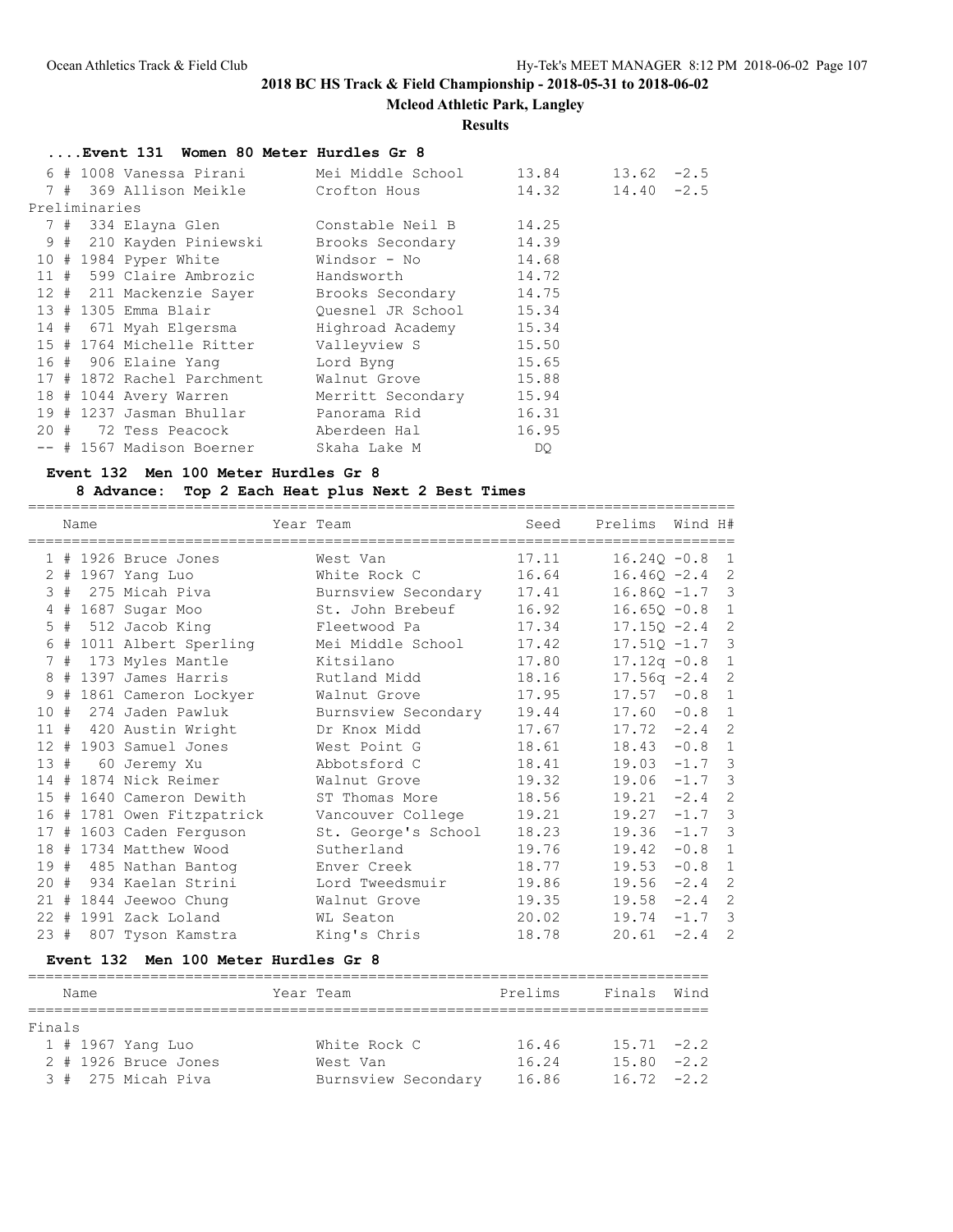## 2018 BC HS Track & Field Championship - 2018-05-31 to 2018-06-02

**Mcleod Athletic Park, Langley**

**Results**

### ....Event 131 Women 80 Meter Hurdles Gr 8

| Place | Name | Team | Seed | Finals | Wind |
|---|---|---|---|---|---|
| 6 | # 1008 Vanessa Pirani | Mei Middle School | 13.84 | 13.62 | -2.5 |
| 7 | # 369 Allison Meikle | Crofton Hous | 14.32 | 14.40 | -2.5 |

Preliminaries

| Place | Name | Team | Prelims |
|---|---|---|---|
| 7 | # 334 Elayna Glen | Constable Neil B | 14.25 |
| 9 | # 210 Kayden Piniewski | Brooks Secondary | 14.39 |
| 10 | # 1984 Pyper White | Windsor - No | 14.68 |
| 11 | # 599 Claire Ambrozic | Handsworth | 14.72 |
| 12 | # 211 Mackenzie Sayer | Brooks Secondary | 14.75 |
| 13 | # 1305 Emma Blair | Quesnel JR School | 15.34 |
| 14 | # 671 Myah Elgersma | Highroad Academy | 15.34 |
| 15 | # 1764 Michelle Ritter | Valleyview S | 15.50 |
| 16 | # 906 Elaine Yang | Lord Byng | 15.65 |
| 17 | # 1872 Rachel Parchment | Walnut Grove | 15.88 |
| 18 | # 1044 Avery Warren | Merritt Secondary | 15.94 |
| 19 | # 1237 Jasman Bhullar | Panorama Rid | 16.31 |
| 20 | # 72 Tess Peacock | Aberdeen Hal | 16.95 |
| -- | # 1567 Madison Boerner | Skaha Lake M | DQ |

### Event 132 Men 100 Meter Hurdles Gr 8

**8 Advance: Top 2 Each Heat plus Next 2 Best Times**

| | Name | Year | Team | Seed | Prelims | Wind | H# |
|---|---|---|---|---|---|---|---|
| 1 | # 1926 Bruce Jones | | West Van | 17.11 | 16.24Q | -0.8 | 1 |
| 2 | # 1967 Yang Luo | | White Rock C | 16.64 | 16.46Q | -2.4 | 2 |
| 3 | # 275 Micah Piva | | Burnsview Secondary | 17.41 | 16.86Q | -1.7 | 3 |
| 4 | # 1687 Sugar Moo | | St. John Brebeuf | 16.92 | 16.65Q | -0.8 | 1 |
| 5 | # 512 Jacob King | | Fleetwood Pa | 17.34 | 17.15Q | -2.4 | 2 |
| 6 | # 1011 Albert Sperling | | Mei Middle School | 17.42 | 17.51Q | -1.7 | 3 |
| 7 | # 173 Myles Mantle | | Kitsilano | 17.80 | 17.12q | -0.8 | 1 |
| 8 | # 1397 James Harris | | Rutland Midd | 18.16 | 17.56q | -2.4 | 2 |
| 9 | # 1861 Cameron Lockyer | | Walnut Grove | 17.95 | 17.57 | -0.8 | 1 |
| 10 | # 274 Jaden Pawluk | | Burnsview Secondary | 19.44 | 17.60 | -0.8 | 1 |
| 11 | # 420 Austin Wright | | Dr Knox Midd | 17.67 | 17.72 | -2.4 | 2 |
| 12 | # 1903 Samuel Jones | | West Point G | 18.61 | 18.43 | -0.8 | 1 |
| 13 | # 60 Jeremy Xu | | Abbotsford C | 18.41 | 19.03 | -1.7 | 3 |
| 14 | # 1874 Nick Reimer | | Walnut Grove | 19.32 | 19.06 | -1.7 | 3 |
| 15 | # 1640 Cameron Dewith | | ST Thomas More | 18.56 | 19.21 | -2.4 | 2 |
| 16 | # 1781 Owen Fitzpatrick | | Vancouver College | 19.21 | 19.27 | -1.7 | 3 |
| 17 | # 1603 Caden Ferguson | | St. George's School | 18.23 | 19.36 | -1.7 | 3 |
| 18 | # 1734 Matthew Wood | | Sutherland | 19.76 | 19.42 | -0.8 | 1 |
| 19 | # 485 Nathan Bantog | | Enver Creek | 18.77 | 19.53 | -0.8 | 1 |
| 20 | # 934 Kaelan Strini | | Lord Tweedsmuir | 19.86 | 19.56 | -2.4 | 2 |
| 21 | # 1844 Jeewoo Chung | | Walnut Grove | 19.35 | 19.58 | -2.4 | 2 |
| 22 | # 1991 Zack Loland | | WL Seaton | 20.02 | 19.74 | -1.7 | 3 |
| 23 | # 807 Tyson Kamstra | | King's Chris | 18.78 | 20.61 | -2.4 | 2 |

### Event 132 Men 100 Meter Hurdles Gr 8

Finals

| | Name | Year | Team | Prelims | Finals | Wind |
|---|---|---|---|---|---|---|
| 1 | # 1967 Yang Luo | | White Rock C | 16.46 | 15.71 | -2.2 |
| 2 | # 1926 Bruce Jones | | West Van | 16.24 | 15.80 | -2.2 |
| 3 | # 275 Micah Piva | | Burnsview Secondary | 16.86 | 16.72 | -2.2 |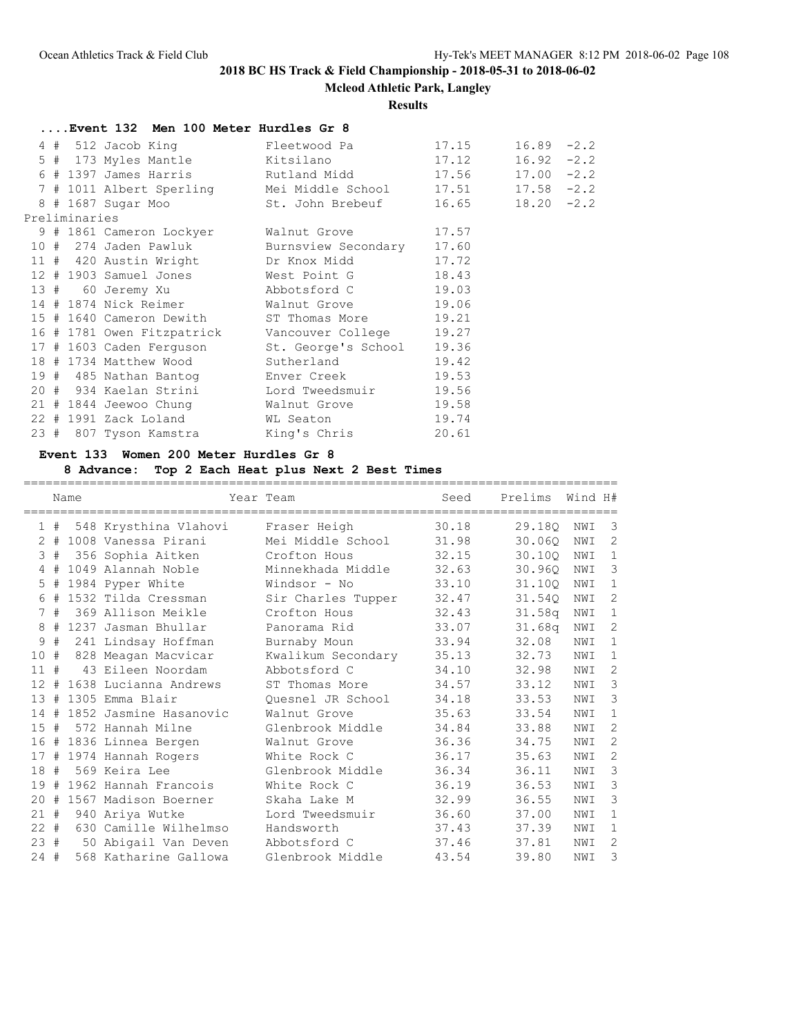## 2018 BC HS Track & Field Championship - 2018-05-31 to 2018-06-02

**Mcleod Athletic Park, Langley**

**Results**

### ....Event 132 Men 100 Meter Hurdles Gr 8

| Place | # | Name | Team | Seed | Finals | Wind |
|---|---|---|---|---|---|---|
| 4 # | 512 | Jacob King | Fleetwood Pa | 17.15 | 16.89 | -2.2 |
| 5 # | 173 | Myles Mantle | Kitsilano | 17.12 | 16.92 | -2.2 |
| 6 # | 1397 | James Harris | Rutland Midd | 17.56 | 17.00 | -2.2 |
| 7 # | 1011 | Albert Sperling | Mei Middle School | 17.51 | 17.58 | -2.2 |
| 8 # | 1687 | Sugar Moo | St. John Brebeuf | 16.65 | 18.20 | -2.2 |

Preliminaries

| Place | # | Name | Team | Seed |
|---|---|---|---|---|
| 9 # | 1861 | Cameron Lockyer | Walnut Grove | 17.57 |
| 10 # | 274 | Jaden Pawluk | Burnsview Secondary | 17.60 |
| 11 # | 420 | Austin Wright | Dr Knox Midd | 17.72 |
| 12 # | 1903 | Samuel Jones | West Point G | 18.43 |
| 13 # | 60 | Jeremy Xu | Abbotsford C | 19.03 |
| 14 # | 1874 | Nick Reimer | Walnut Grove | 19.06 |
| 15 # | 1640 | Cameron Dewith | ST Thomas More | 19.21 |
| 16 # | 1781 | Owen Fitzpatrick | Vancouver College | 19.27 |
| 17 # | 1603 | Caden Ferguson | St. George's School | 19.36 |
| 18 # | 1734 | Matthew Wood | Sutherland | 19.42 |
| 19 # | 485 | Nathan Bantog | Enver Creek | 19.53 |
| 20 # | 934 | Kaelan Strini | Lord Tweedsmuir | 19.56 |
| 21 # | 1844 | Jeewoo Chung | Walnut Grove | 19.58 |
| 22 # | 1991 | Zack Loland | WL Seaton | 19.74 |
| 23 # | 807 | Tyson Kamstra | King's Chris | 20.61 |

### Event 133 Women 200 Meter Hurdles Gr 8

**8 Advance: Top 2 Each Heat plus Next 2 Best Times**

| Place | # | Name | Year | Team | Seed | Prelims | Wind | H# |
|---|---|---|---|---|---|---|---|---|
| 1 # | 548 | Krysthina Vlahovi | | Fraser Heigh | 30.18 | 29.18Q | NWI | 3 |
| 2 # | 1008 | Vanessa Pirani | | Mei Middle School | 31.98 | 30.06Q | NWI | 2 |
| 3 # | 356 | Sophia Aitken | | Crofton Hous | 32.15 | 30.10Q | NWI | 1 |
| 4 # | 1049 | Alannah Noble | | Minnekhada Middle | 32.63 | 30.96Q | NWI | 3 |
| 5 # | 1984 | Pyper White | | Windsor - No | 33.10 | 31.10Q | NWI | 1 |
| 6 # | 1532 | Tilda Cressman | | Sir Charles Tupper | 32.47 | 31.54Q | NWI | 2 |
| 7 # | 369 | Allison Meikle | | Crofton Hous | 32.43 | 31.58q | NWI | 1 |
| 8 # | 1237 | Jasman Bhullar | | Panorama Rid | 33.07 | 31.68q | NWI | 2 |
| 9 # | 241 | Lindsay Hoffman | | Burnaby Moun | 33.94 | 32.08 | NWI | 1 |
| 10 # | 828 | Meagan Macvicar | | Kwalikum Secondary | 35.13 | 32.73 | NWI | 1 |
| 11 # | 43 | Eileen Noordam | | Abbotsford C | 34.10 | 32.98 | NWI | 2 |
| 12 # | 1638 | Lucianna Andrews | | ST Thomas More | 34.57 | 33.12 | NWI | 3 |
| 13 # | 1305 | Emma Blair | | Quesnel JR School | 34.18 | 33.53 | NWI | 3 |
| 14 # | 1852 | Jasmine Hasanovic | | Walnut Grove | 35.63 | 33.54 | NWI | 1 |
| 15 # | 572 | Hannah Milne | | Glenbrook Middle | 34.84 | 33.88 | NWI | 2 |
| 16 # | 1836 | Linnea Bergen | | Walnut Grove | 36.36 | 34.75 | NWI | 2 |
| 17 # | 1974 | Hannah Rogers | | White Rock C | 36.17 | 35.63 | NWI | 2 |
| 18 # | 569 | Keira Lee | | Glenbrook Middle | 36.34 | 36.11 | NWI | 3 |
| 19 # | 1962 | Hannah Francois | | White Rock C | 36.19 | 36.53 | NWI | 3 |
| 20 # | 1567 | Madison Boerner | | Skaha Lake M | 32.99 | 36.55 | NWI | 3 |
| 21 # | 940 | Ariya Wutke | | Lord Tweedsmuir | 36.60 | 37.00 | NWI | 1 |
| 22 # | 630 | Camille Wilhelmso | | Handsworth | 37.43 | 37.39 | NWI | 1 |
| 23 # | 50 | Abigail Van Deven | | Abbotsford C | 37.46 | 37.81 | NWI | 2 |
| 24 # | 568 | Katharine Gallowa | | Glenbrook Middle | 43.54 | 39.80 | NWI | 3 |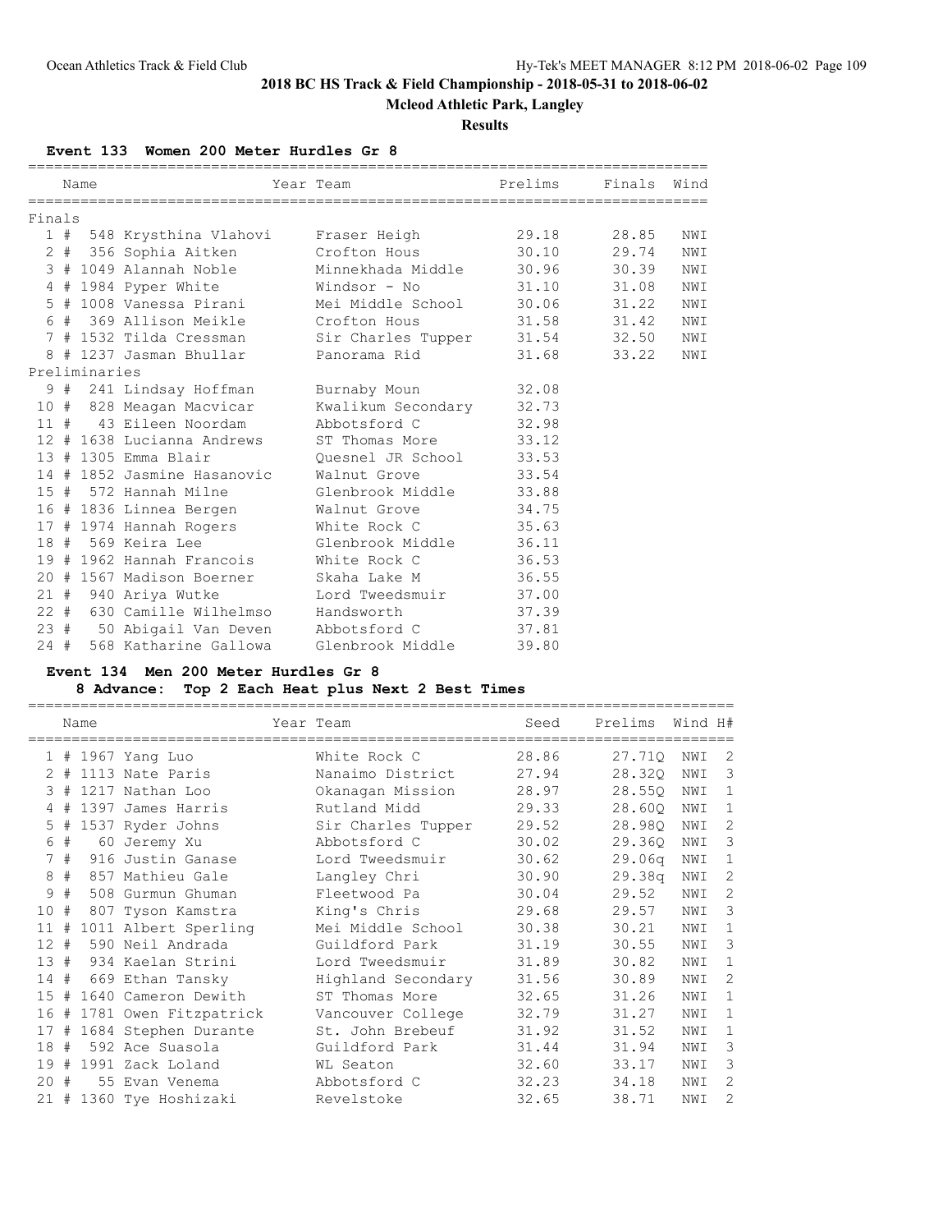## 2018 BC HS Track & Field Championship - 2018-05-31 to 2018-06-02

### Mcleod Athletic Park, Langley

### Results

#### Event 133 Women 200 Meter Hurdles Gr 8

| Place | # | Name | Year | Team | Prelims | Finals | Wind |
|---|---|---|---|---|---|---|---|
| **Finals** | | | | | | | |
| 1 | # 548 | Krysthina Vlahovi | | Fraser Heigh | 29.18 | 28.85 | NWI |
| 2 | # 356 | Sophia Aitken | | Crofton Hous | 30.10 | 29.74 | NWI |
| 3 | # 1049 | Alannah Noble | | Minnekhada Middle | 30.96 | 30.39 | NWI |
| 4 | # 1984 | Pyper White | | Windsor - No | 31.10 | 31.08 | NWI |
| 5 | # 1008 | Vanessa Pirani | | Mei Middle School | 30.06 | 31.22 | NWI |
| 6 | # 369 | Allison Meikle | | Crofton Hous | 31.58 | 31.42 | NWI |
| 7 | # 1532 | Tilda Cressman | | Sir Charles Tupper | 31.54 | 32.50 | NWI |
| 8 | # 1237 | Jasman Bhullar | | Panorama Rid | 31.68 | 33.22 | NWI |
| **Preliminaries** | | | | | | | |
| 9 | # 241 | Lindsay Hoffman | | Burnaby Moun | 32.08 | | |
| 10 | # 828 | Meagan Macvicar | | Kwalikum Secondary | 32.73 | | |
| 11 | # 43 | Eileen Noordam | | Abbotsford C | 32.98 | | |
| 12 | # 1638 | Lucianna Andrews | | ST Thomas More | 33.12 | | |
| 13 | # 1305 | Emma Blair | | Quesnel JR School | 33.53 | | |
| 14 | # 1852 | Jasmine Hasanovic | | Walnut Grove | 33.54 | | |
| 15 | # 572 | Hannah Milne | | Glenbrook Middle | 33.88 | | |
| 16 | # 1836 | Linnea Bergen | | Walnut Grove | 34.75 | | |
| 17 | # 1974 | Hannah Rogers | | White Rock C | 35.63 | | |
| 18 | # 569 | Keira Lee | | Glenbrook Middle | 36.11 | | |
| 19 | # 1962 | Hannah Francois | | White Rock C | 36.53 | | |
| 20 | # 1567 | Madison Boerner | | Skaha Lake M | 36.55 | | |
| 21 | # 940 | Ariya Wutke | | Lord Tweedsmuir | 37.00 | | |
| 22 | # 630 | Camille Wilhelmso | | Handsworth | 37.39 | | |
| 23 | # 50 | Abigail Van Deven | | Abbotsford C | 37.81 | | |
| 24 | # 568 | Katharine Gallowa | | Glenbrook Middle | 39.80 | | |

#### Event 134 Men 200 Meter Hurdles Gr 8

**8 Advance: Top 2 Each Heat plus Next 2 Best Times**

| Place | # | Name | Year | Team | Seed | Prelims | Wind | H# |
|---|---|---|---|---|---|---|---|---|
| 1 | # 1967 | Yang Luo | | White Rock C | 28.86 | 27.71Q | NWI | 2 |
| 2 | # 1113 | Nate Paris | | Nanaimo District | 27.94 | 28.32Q | NWI | 3 |
| 3 | # 1217 | Nathan Loo | | Okanagan Mission | 28.97 | 28.55Q | NWI | 1 |
| 4 | # 1397 | James Harris | | Rutland Midd | 29.33 | 28.60Q | NWI | 1 |
| 5 | # 1537 | Ryder Johns | | Sir Charles Tupper | 29.52 | 28.98Q | NWI | 2 |
| 6 | # 60 | Jeremy Xu | | Abbotsford C | 30.02 | 29.36Q | NWI | 3 |
| 7 | # 916 | Justin Ganase | | Lord Tweedsmuir | 30.62 | 29.06q | NWI | 1 |
| 8 | # 857 | Mathieu Gale | | Langley Chri | 30.90 | 29.38q | NWI | 2 |
| 9 | # 508 | Gurmun Ghuman | | Fleetwood Pa | 30.04 | 29.52 | NWI | 2 |
| 10 | # 807 | Tyson Kamstra | | King's Chris | 29.68 | 29.57 | NWI | 3 |
| 11 | # 1011 | Albert Sperling | | Mei Middle School | 30.38 | 30.21 | NWI | 1 |
| 12 | # 590 | Neil Andrada | | Guildford Park | 31.19 | 30.55 | NWI | 3 |
| 13 | # 934 | Kaelan Strini | | Lord Tweedsmuir | 31.89 | 30.82 | NWI | 1 |
| 14 | # 669 | Ethan Tansky | | Highland Secondary | 31.56 | 30.89 | NWI | 2 |
| 15 | # 1640 | Cameron Dewith | | ST Thomas More | 32.65 | 31.26 | NWI | 1 |
| 16 | # 1781 | Owen Fitzpatrick | | Vancouver College | 32.79 | 31.27 | NWI | 1 |
| 17 | # 1684 | Stephen Durante | | St. John Brebeuf | 31.92 | 31.52 | NWI | 1 |
| 18 | # 592 | Ace Suasola | | Guildford Park | 31.44 | 31.94 | NWI | 3 |
| 19 | # 1991 | Zack Loland | | WL Seaton | 32.60 | 33.17 | NWI | 3 |
| 20 | # 55 | Evan Venema | | Abbotsford C | 32.23 | 34.18 | NWI | 2 |
| 21 | # 1360 | Tye Hoshizaki | | Revelstoke | 32.65 | 38.71 | NWI | 2 |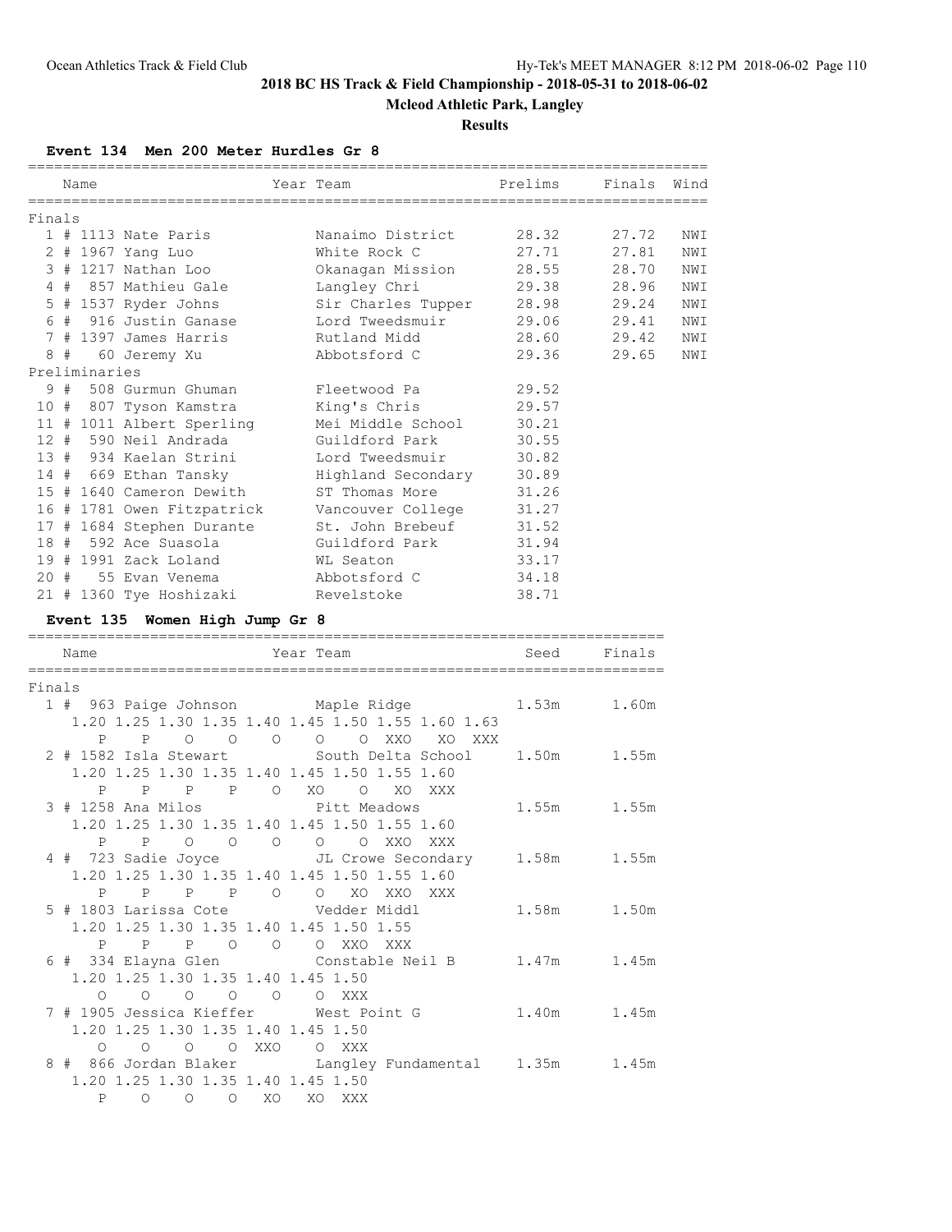Ocean Athletics Track & Field Club

Hy-Tek's MEET MANAGER 8:12 PM 2018-06-02

# 2018 BC HS Track & Field Championship - 2018-05-31 to 2018-06-02

## Mcleod Athletic Park, Langley

### Results

**Event 134 Men 200 Meter Hurdles Gr 8**

| | Name | Year Team | Prelims | Finals | Wind |
|---|---|---|---|---|---|
| **Finals** | | | | | |
| 1 | # 1113 Nate Paris | Nanaimo District | 28.32 | 27.72 | NWI |
| 2 | # 1967 Yang Luo | White Rock C | 27.71 | 27.81 | NWI |
| 3 | # 1217 Nathan Loo | Okanagan Mission | 28.55 | 28.70 | NWI |
| 4 | # 857 Mathieu Gale | Langley Chri | 29.38 | 28.96 | NWI |
| 5 | # 1537 Ryder Johns | Sir Charles Tupper | 28.98 | 29.24 | NWI |
| 6 | # 916 Justin Ganase | Lord Tweedsmuir | 29.06 | 29.41 | NWI |
| 7 | # 1397 James Harris | Rutland Midd | 28.60 | 29.42 | NWI |
| 8 | # 60 Jeremy Xu | Abbotsford C | 29.36 | 29.65 | NWI |
| **Preliminaries** | | | | | |
| 9 | # 508 Gurmun Ghuman | Fleetwood Pa | 29.52 | | |
| 10 | # 807 Tyson Kamstra | King's Chris | 29.57 | | |
| 11 | # 1011 Albert Sperling | Mei Middle School | 30.21 | | |
| 12 | # 590 Neil Andrada | Guildford Park | 30.55 | | |
| 13 | # 934 Kaelan Strini | Lord Tweedsmuir | 30.82 | | |
| 14 | # 669 Ethan Tansky | Highland Secondary | 30.89 | | |
| 15 | # 1640 Cameron Dewith | ST Thomas More | 31.26 | | |
| 16 | # 1781 Owen Fitzpatrick | Vancouver College | 31.27 | | |
| 17 | # 1684 Stephen Durante | St. John Brebeuf | 31.52 | | |
| 18 | # 592 Ace Suasola | Guildford Park | 31.94 | | |
| 19 | # 1991 Zack Loland | WL Seaton | 33.17 | | |
| 20 | # 55 Evan Venema | Abbotsford C | 34.18 | | |
| 21 | # 1360 Tye Hoshizaki | Revelstoke | 38.71 | | |

**Event 135 Women High Jump Gr 8**

```
=========================================================================
    Name                    Year Team                   Seed     Finals
=========================================================================
Finals
  1 # 963 Paige Johnson         Maple Ridge             1.53m      1.60m
     1.20 1.25 1.30 1.35 1.40 1.45 1.50 1.55 1.60 1.63
        P    P    O    O    O    O    O  XXO   XO  XXX
  2 # 1582 Isla Stewart         South Delta School      1.50m      1.55m
     1.20 1.25 1.30 1.35 1.40 1.45 1.50 1.55 1.60
        P    P    P    P    O   XO    O   XO  XXX
  3 # 1258 Ana Milos            Pitt Meadows            1.55m      1.55m
     1.20 1.25 1.30 1.35 1.40 1.45 1.50 1.55 1.60
        P    P    O    O    O    O    O  XXO  XXX
  4 # 723 Sadie Joyce           JL Crowe Secondary      1.58m      1.55m
     1.20 1.25 1.30 1.35 1.40 1.45 1.50 1.55 1.60
        P    P    P    P    O    O   XO  XXO  XXX
  5 # 1803 Larissa Cote         Vedder Middl            1.58m      1.50m
     1.20 1.25 1.30 1.35 1.40 1.45 1.50 1.55
        P    P    P    O    O    O  XXO  XXX
  6 # 334 Elayna Glen           Constable Neil B        1.47m      1.45m
     1.20 1.25 1.30 1.35 1.40 1.45 1.50
        O    O    O    O    O    O  XXX
  7 # 1905 Jessica Kieffer      West Point G            1.40m      1.45m
     1.20 1.25 1.30 1.35 1.40 1.45 1.50
        O    O    O    O  XXO    O  XXX
  8 # 866 Jordan Blaker         Langley Fundamental     1.35m      1.45m
     1.20 1.25 1.30 1.35 1.40 1.45 1.50
        P    O    O    O   XO   XO  XXX
```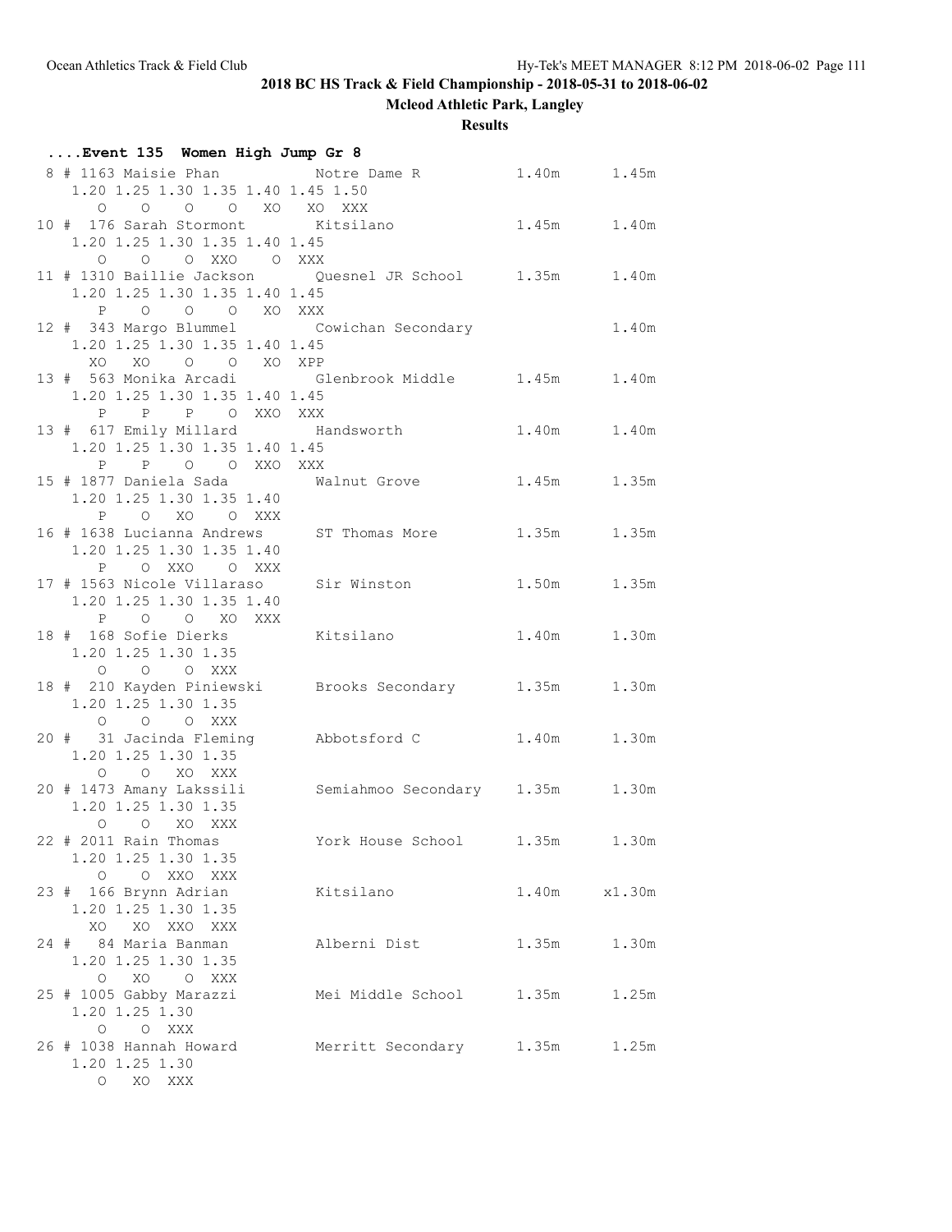## 2018 BC HS Track & Field Championship - 2018-05-31 to 2018-06-02

### Mcleod Athletic Park, Langley

### Results

**....Event 135 Women High Jump Gr 8**

```
  8 # 1163 Maisie Phan           Notre Dame R              1.40m      1.45m 
     1.20 1.25 1.30 1.35 1.40 1.45 1.50
        O    O    O    O   XO   XO  XXX 
 10 #  176 Sarah Stormont        Kitsilano                 1.45m      1.40m 
     1.20 1.25 1.30 1.35 1.40 1.45
        O    O    O  XXO    O  XXX 
 11 # 1310 Baillie Jackson       Quesnel JR School         1.35m      1.40m 
     1.20 1.25 1.30 1.35 1.40 1.45
        P    O    O    O   XO  XXX 
 12 #  343 Margo Blummel         Cowichan Secondary                   1.40m 
     1.20 1.25 1.30 1.35 1.40 1.45
       XO   XO    O    O   XO  XPP 
 13 #  563 Monika Arcadi         Glenbrook Middle          1.45m      1.40m 
     1.20 1.25 1.30 1.35 1.40 1.45
        P    P    P    O  XXO  XXX 
 13 #  617 Emily Millard         Handsworth                1.40m      1.40m 
     1.20 1.25 1.30 1.35 1.40 1.45
        P    P    O    O  XXO  XXX 
 15 # 1877 Daniela Sada          Walnut Grove              1.45m      1.35m 
     1.20 1.25 1.30 1.35 1.40
        P    O   XO    O  XXX 
 16 # 1638 Lucianna Andrews      ST Thomas More            1.35m      1.35m 
     1.20 1.25 1.30 1.35 1.40
        P    O  XXO    O  XXX 
 17 # 1563 Nicole Villaraso      Sir Winston               1.50m      1.35m 
     1.20 1.25 1.30 1.35 1.40
        P    O    O   XO  XXX 
 18 #  168 Sofie Dierks          Kitsilano                 1.40m      1.30m 
     1.20 1.25 1.30 1.35
        O    O    O  XXX 
 18 #  210 Kayden Piniewski      Brooks Secondary          1.35m      1.30m 
     1.20 1.25 1.30 1.35
        O    O    O  XXX 
 20 #   31 Jacinda Fleming       Abbotsford C              1.40m      1.30m 
     1.20 1.25 1.30 1.35
        O    O   XO  XXX 
 20 # 1473 Amany Lakssili        Semiahmoo Secondary       1.35m      1.30m 
     1.20 1.25 1.30 1.35
        O    O   XO  XXX 
 22 # 2011 Rain Thomas           York House School         1.35m      1.30m 
     1.20 1.25 1.30 1.35
        O    O  XXO  XXX 
 23 #  166 Brynn Adrian          Kitsilano                 1.40m     x1.30m 
     1.20 1.25 1.30 1.35
       XO   XO  XXO  XXX 
 24 #   84 Maria Banman          Alberni Dist              1.35m      1.30m 
     1.20 1.25 1.30 1.35
        O   XO    O  XXX 
 25 # 1005 Gabby Marazzi         Mei Middle School         1.35m      1.25m 
     1.20 1.25 1.30
        O    O  XXX 
 26 # 1038 Hannah Howard         Merritt Secondary         1.35m      1.25m 
     1.20 1.25 1.30
        O   XO  XXX 
```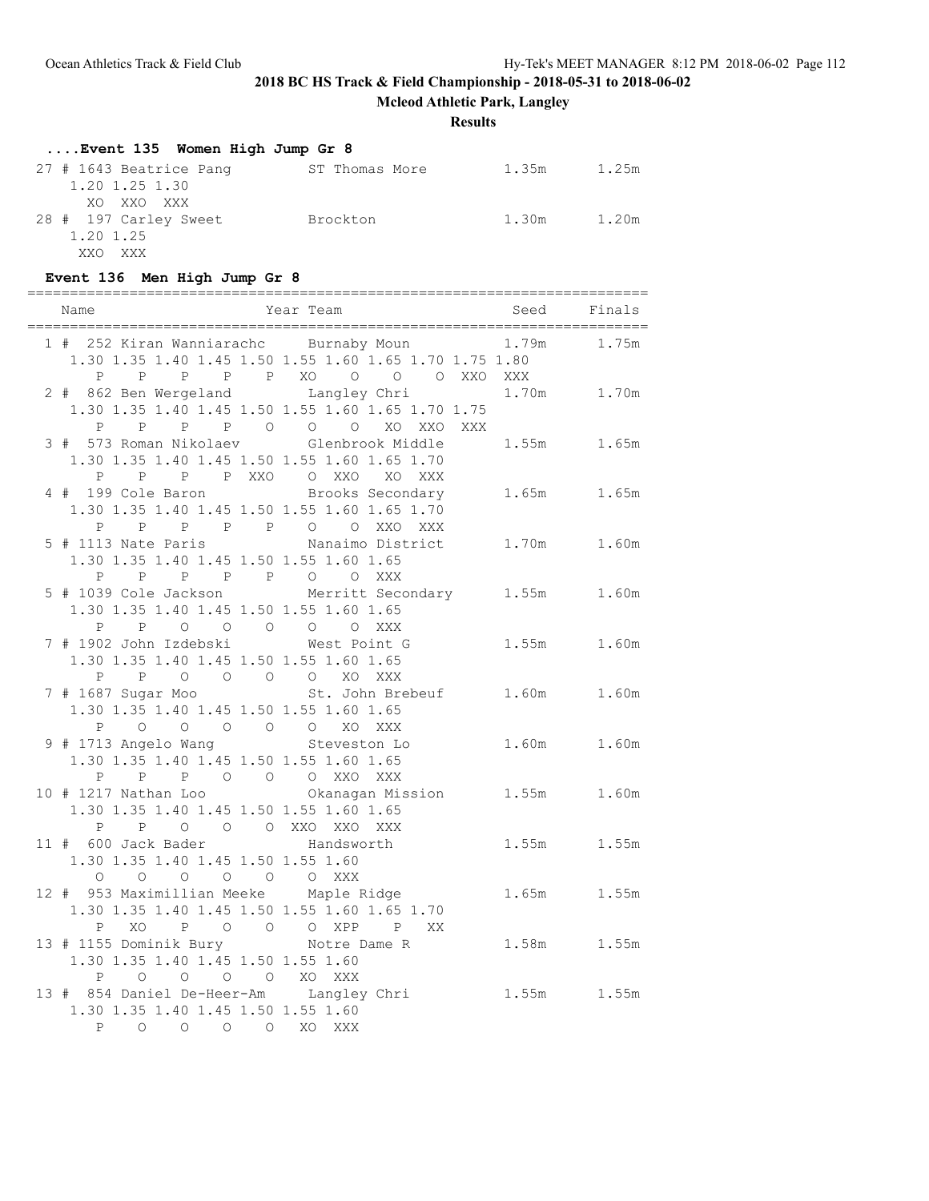## 2018 BC HS Track & Field Championship - 2018-05-31 to 2018-06-02

**Mcleod Athletic Park, Langley**

**Results**

### ....Event 135 Women High Jump Gr 8

```
 27 # 1643 Beatrice Pang         ST Thomas More          1.35m      1.25m 
     1.20 1.25 1.30
       XO  XXO  XXX
 28 #  197 Carley Sweet          Brockton                1.30m      1.20m 
     1.20 1.25
      XXO  XXX
```

### Event 136 Men High Jump Gr 8

```
=========================================================================
    Name                    Year Team                    Seed     Finals 
=========================================================================
  1 #  252 Kiran Wanniarachc     Burnaby Moun            1.79m      1.75m 
     1.30 1.35 1.40 1.45 1.50 1.55 1.60 1.65 1.70 1.75 1.80
        P    P    P    P    P   XO    O    O    O  XXO  XXX
  2 #  862 Ben Wergeland         Langley Chri            1.70m      1.70m 
     1.30 1.35 1.40 1.45 1.50 1.55 1.60 1.65 1.70 1.75
        P    P    P    P    O    O    O   XO  XXO  XXX
  3 #  573 Roman Nikolaev        Glenbrook Middle        1.55m      1.65m 
     1.30 1.35 1.40 1.45 1.50 1.55 1.60 1.65 1.70
        P    P    P    P  XXO    O  XXO   XO  XXX
  4 #  199 Cole Baron            Brooks Secondary        1.65m      1.65m 
     1.30 1.35 1.40 1.45 1.50 1.55 1.60 1.65 1.70
        P    P    P    P    P    O    O  XXO  XXX
  5 # 1113 Nate Paris            Nanaimo District        1.70m      1.60m 
     1.30 1.35 1.40 1.45 1.50 1.55 1.60 1.65
        P    P    P    P    P    O    O  XXX
  5 # 1039 Cole Jackson          Merritt Secondary       1.55m      1.60m 
     1.30 1.35 1.40 1.45 1.50 1.55 1.60 1.65
        P    P    O    O    O    O    O  XXX
  7 # 1902 John Izdebski         West Point G            1.55m      1.60m 
     1.30 1.35 1.40 1.45 1.50 1.55 1.60 1.65
        P    P    O    O    O    O   XO  XXX
  7 # 1687 Sugar Moo             St. John Brebeuf        1.60m      1.60m 
     1.30 1.35 1.40 1.45 1.50 1.55 1.60 1.65
        P    O    O    O    O    O   XO  XXX
  9 # 1713 Angelo Wang           Steveston Lo            1.60m      1.60m 
     1.30 1.35 1.40 1.45 1.50 1.55 1.60 1.65
        P    P    P    O    O    O  XXO  XXX
 10 # 1217 Nathan Loo            Okanagan Mission        1.55m      1.60m 
     1.30 1.35 1.40 1.45 1.50 1.55 1.60 1.65
        P    P    O    O    O  XXO  XXO  XXX
 11 #  600 Jack Bader            Handsworth              1.55m      1.55m 
     1.30 1.35 1.40 1.45 1.50 1.55 1.60
        O    O    O    O    O    O  XXX
 12 #  953 Maximillian Meeke     Maple Ridge             1.65m      1.55m 
     1.30 1.35 1.40 1.45 1.50 1.55 1.60 1.65 1.70
        P   XO    P    O    O    O  XPP    P   XX
 13 # 1155 Dominik Bury          Notre Dame R            1.58m      1.55m 
     1.30 1.35 1.40 1.45 1.50 1.55 1.60
        P    O    O    O    O   XO  XXX
 13 #  854 Daniel De-Heer-Am     Langley Chri            1.55m      1.55m 
     1.30 1.35 1.40 1.45 1.50 1.55 1.60
        P    O    O    O    O   XO  XXX
```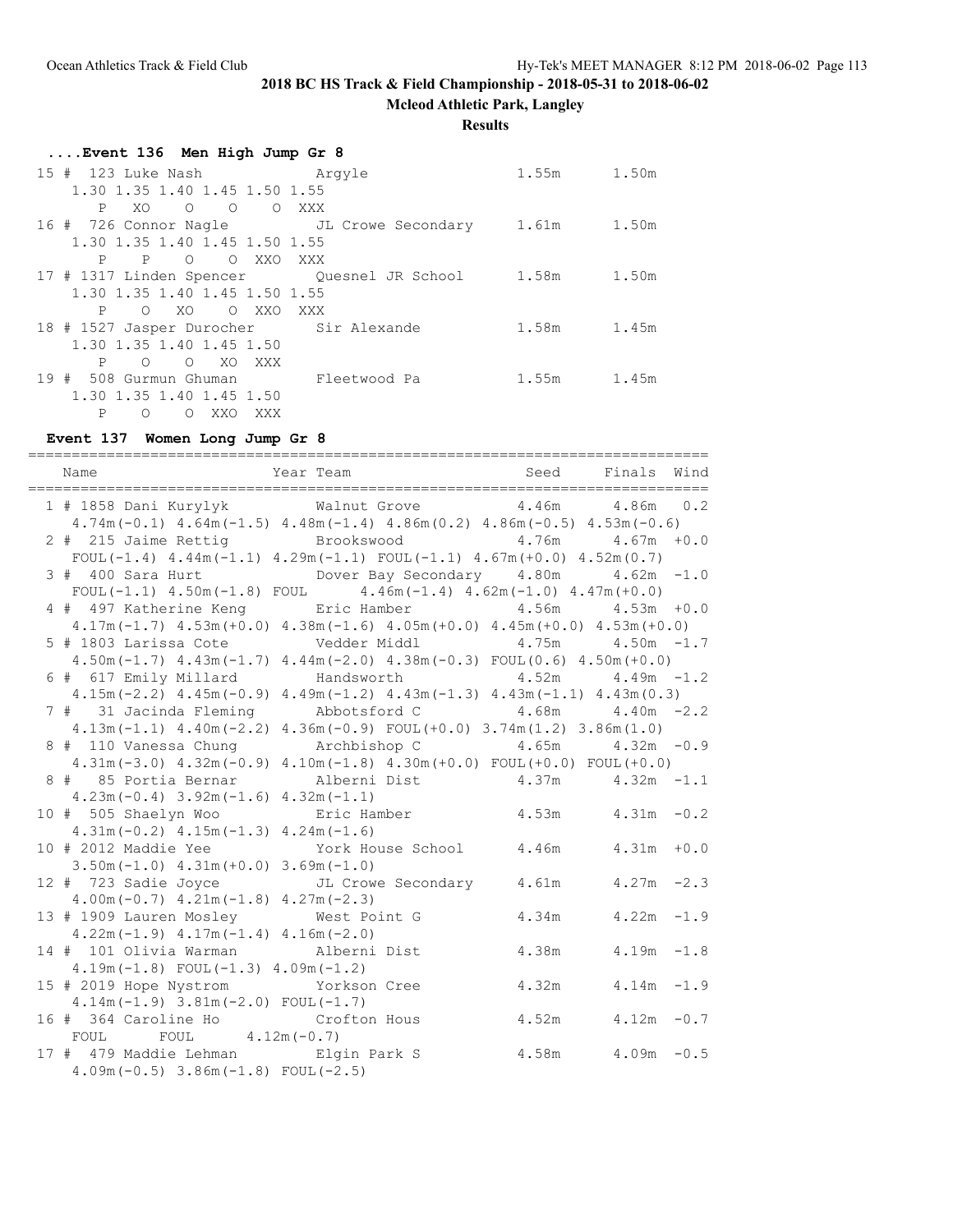## 2018 BC HS Track & Field Championship - 2018-05-31 to 2018-06-02

**Mcleod Athletic Park, Langley**

**Results**

### ....Event 136 Men High Jump Gr 8

| Place | Name | Team | Seed | Finals |
|---|---|---|---|---|
| 15 | # 123 Luke Nash | Argyle | 1.55m | 1.50m |
| | 1.30 1.35 1.40 1.45 1.50 1.55 | | | |
| | P XO O O O XXX | | | |
| 16 | # 726 Connor Nagle | JL Crowe Secondary | 1.61m | 1.50m |
| | 1.30 1.35 1.40 1.45 1.50 1.55 | | | |
| | P P O O XXO XXX | | | |
| 17 | # 1317 Linden Spencer | Quesnel JR School | 1.58m | 1.50m |
| | 1.30 1.35 1.40 1.45 1.50 1.55 | | | |
| | P O XO O XXO XXX | | | |
| 18 | # 1527 Jasper Durocher | Sir Alexande | 1.58m | 1.45m |
| | 1.30 1.35 1.40 1.45 1.50 | | | |
| | P O O XO XXX | | | |
| 19 | # 508 Gurmun Ghuman | Fleetwood Pa | 1.55m | 1.45m |
| | 1.30 1.35 1.40 1.45 1.50 | | | |
| | P O O XXO XXX | | | |

### Event 137 Women Long Jump Gr 8

| Place | Name | Year | Team | Seed | Finals | Wind |
|---|---|---|---|---|---|---|
| 1 | # 1858 Dani Kurylyk | | Walnut Grove | 4.46m | 4.86m | 0.2 |
| | 4.74m(-0.1) 4.64m(-1.5) 4.48m(-1.4) 4.86m(0.2) 4.86m(-0.5) 4.53m(-0.6) | | | | | |
| 2 | # 215 Jaime Rettig | | Brookswood | 4.76m | 4.67m | +0.0 |
| | FOUL(-1.4) 4.44m(-1.1) 4.29m(-1.1) FOUL(-1.1) 4.67m(+0.0) 4.52m(0.7) | | | | | |
| 3 | # 400 Sara Hurt | | Dover Bay Secondary | 4.80m | 4.62m | -1.0 |
| | FOUL(-1.1) 4.50m(-1.8) FOUL 4.46m(-1.4) 4.62m(-1.0) 4.47m(+0.0) | | | | | |
| 4 | # 497 Katherine Keng | | Eric Hamber | 4.56m | 4.53m | +0.0 |
| | 4.17m(-1.7) 4.53m(+0.0) 4.38m(-1.6) 4.05m(+0.0) 4.45m(+0.0) 4.53m(+0.0) | | | | | |
| 5 | # 1803 Larissa Cote | | Vedder Middl | 4.75m | 4.50m | -1.7 |
| | 4.50m(-1.7) 4.43m(-1.7) 4.44m(-2.0) 4.38m(-0.3) FOUL(0.6) 4.50m(+0.0) | | | | | |
| 6 | # 617 Emily Millard | | Handsworth | 4.52m | 4.49m | -1.2 |
| | 4.15m(-2.2) 4.45m(-0.9) 4.49m(-1.2) 4.43m(-1.3) 4.43m(-1.1) 4.43m(0.3) | | | | | |
| 7 | # 31 Jacinda Fleming | | Abbotsford C | 4.68m | 4.40m | -2.2 |
| | 4.13m(-1.1) 4.40m(-2.2) 4.36m(-0.9) FOUL(+0.0) 3.74m(1.2) 3.86m(1.0) | | | | | |
| 8 | # 110 Vanessa Chung | | Archbishop C | 4.65m | 4.32m | -0.9 |
| | 4.31m(-3.0) 4.32m(-0.9) 4.10m(-1.8) 4.30m(+0.0) FOUL(+0.0) FOUL(+0.0) | | | | | |
| 8 | # 85 Portia Bernar | | Alberni Dist | 4.37m | 4.32m | -1.1 |
| | 4.23m(-0.4) 3.92m(-1.6) 4.32m(-1.1) | | | | | |
| 10 | # 505 Shaelyn Woo | | Eric Hamber | 4.53m | 4.31m | -0.2 |
| | 4.31m(-0.2) 4.15m(-1.3) 4.24m(-1.6) | | | | | |
| 10 | # 2012 Maddie Yee | | York House School | 4.46m | 4.31m | +0.0 |
| | 3.50m(-1.0) 4.31m(+0.0) 3.69m(-1.0) | | | | | |
| 12 | # 723 Sadie Joyce | | JL Crowe Secondary | 4.61m | 4.27m | -2.3 |
| | 4.00m(-0.7) 4.21m(-1.8) 4.27m(-2.3) | | | | | |
| 13 | # 1909 Lauren Mosley | | West Point G | 4.34m | 4.22m | -1.9 |
| | 4.22m(-1.9) 4.17m(-1.4) 4.16m(-2.0) | | | | | |
| 14 | # 101 Olivia Warman | | Alberni Dist | 4.38m | 4.19m | -1.8 |
| | 4.19m(-1.8) FOUL(-1.3) 4.09m(-1.2) | | | | | |
| 15 | # 2019 Hope Nystrom | | Yorkson Cree | 4.32m | 4.14m | -1.9 |
| | 4.14m(-1.9) 3.81m(-2.0) FOUL(-1.7) | | | | | |
| 16 | # 364 Caroline Ho | | Crofton Hous | 4.52m | 4.12m | -0.7 |
| | FOUL FOUL 4.12m(-0.7) | | | | | |
| 17 | # 479 Maddie Lehman | | Elgin Park S | 4.58m | 4.09m | -0.5 |
| | 4.09m(-0.5) 3.86m(-1.8) FOUL(-2.5) | | | | | |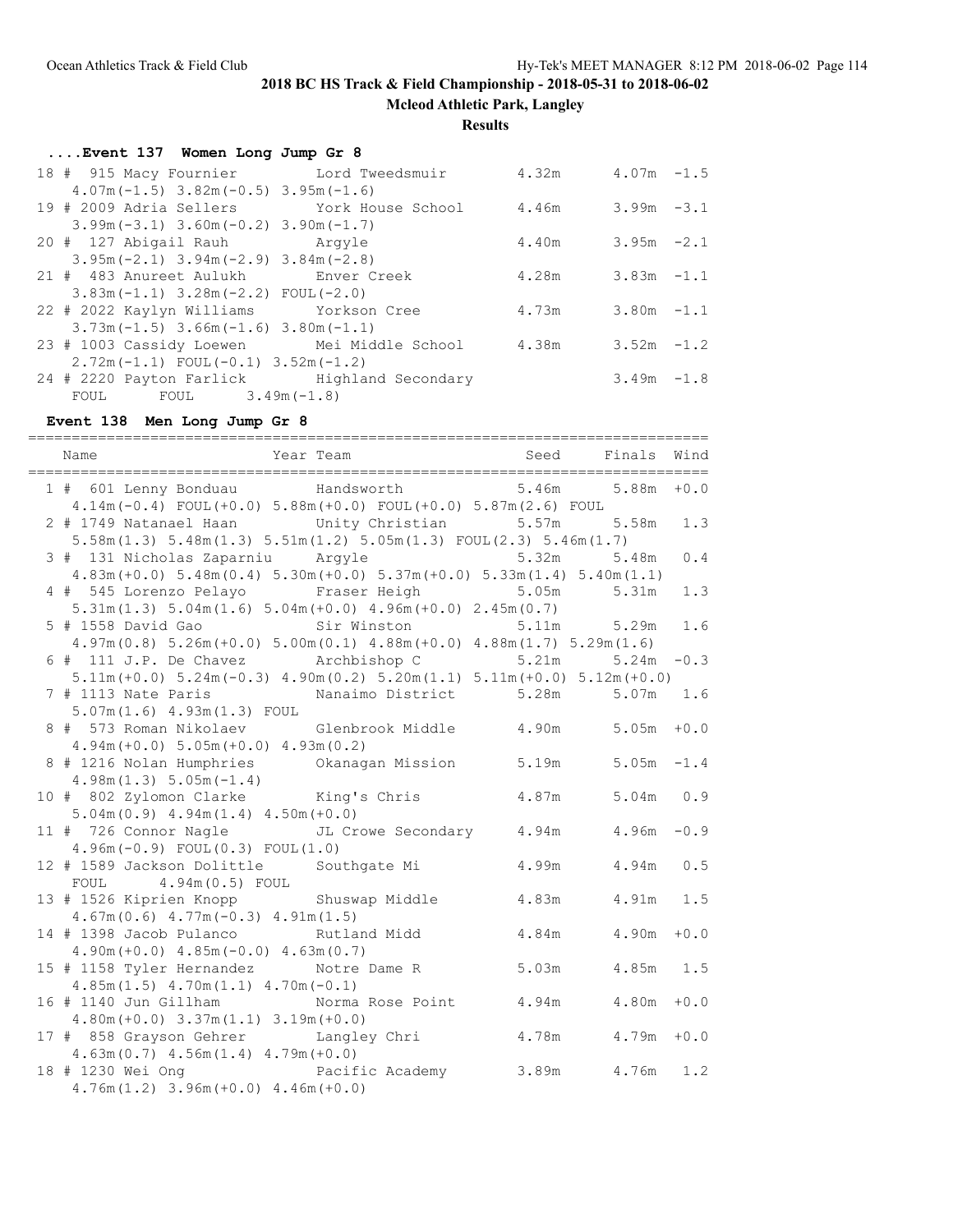## 2018 BC HS Track & Field Championship - 2018-05-31 to 2018-06-02

**Mcleod Athletic Park, Langley**

**Results**

### ....Event 137 Women Long Jump Gr 8

| Place | # | Name | Team | Seed | Finals | Wind |
|---|---|---|---|---|---|---|
| 18 | 915 | Macy Fournier | Lord Tweedsmuir | 4.32m | 4.07m | -1.5 |
| | | 4.07m(-1.5) 3.82m(-0.5) 3.95m(-1.6) | | | | |
| 19 | 2009 | Adria Sellers | York House School | 4.46m | 3.99m | -3.1 |
| | | 3.99m(-3.1) 3.60m(-0.2) 3.90m(-1.7) | | | | |
| 20 | 127 | Abigail Rauh | Argyle | 4.40m | 3.95m | -2.1 |
| | | 3.95m(-2.1) 3.94m(-2.9) 3.84m(-2.8) | | | | |
| 21 | 483 | Anureet Aulukh | Enver Creek | 4.28m | 3.83m | -1.1 |
| | | 3.83m(-1.1) 3.28m(-2.2) FOUL(-2.0) | | | | |
| 22 | 2022 | Kaylyn Williams | Yorkson Cree | 4.73m | 3.80m | -1.1 |
| | | 3.73m(-1.5) 3.66m(-1.6) 3.80m(-1.1) | | | | |
| 23 | 1003 | Cassidy Loewen | Mei Middle School | 4.38m | 3.52m | -1.2 |
| | | 2.72m(-1.1) FOUL(-0.1) 3.52m(-1.2) | | | | |
| 24 | 2220 | Payton Farlick | Highland Secondary | | 3.49m | -1.8 |
| | | FOUL FOUL 3.49m(-1.8) | | | | |

### Event 138 Men Long Jump Gr 8

| Place | # | Name | Year Team | Seed | Finals | Wind |
|---|---|---|---|---|---|---|
| 1 | 601 | Lenny Bonduau | Handsworth | 5.46m | 5.88m | +0.0 |
| | | 4.14m(-0.4) FOUL(+0.0) 5.88m(+0.0) FOUL(+0.0) 5.87m(2.6) FOUL | | | | |
| 2 | 1749 | Natanael Haan | Unity Christian | 5.57m | 5.58m | 1.3 |
| | | 5.58m(1.3) 5.48m(1.3) 5.51m(1.2) 5.05m(1.3) FOUL(2.3) 5.46m(1.7) | | | | |
| 3 | 131 | Nicholas Zaparniu | Argyle | 5.32m | 5.48m | 0.4 |
| | | 4.83m(+0.0) 5.48m(0.4) 5.30m(+0.0) 5.37m(+0.0) 5.33m(1.4) 5.40m(1.1) | | | | |
| 4 | 545 | Lorenzo Pelayo | Fraser Heigh | 5.05m | 5.31m | 1.3 |
| | | 5.31m(1.3) 5.04m(1.6) 5.04m(+0.0) 4.96m(+0.0) 2.45m(0.7) | | | | |
| 5 | 1558 | David Gao | Sir Winston | 5.11m | 5.29m | 1.6 |
| | | 4.97m(0.8) 5.26m(+0.0) 5.00m(0.1) 4.88m(+0.0) 4.88m(1.7) 5.29m(1.6) | | | | |
| 6 | 111 | J.P. De Chavez | Archbishop C | 5.21m | 5.24m | -0.3 |
| | | 5.11m(+0.0) 5.24m(-0.3) 4.90m(0.2) 5.20m(1.1) 5.11m(+0.0) 5.12m(+0.0) | | | | |
| 7 | 1113 | Nate Paris | Nanaimo District | 5.28m | 5.07m | 1.6 |
| | | 5.07m(1.6) 4.93m(1.3) FOUL | | | | |
| 8 | 573 | Roman Nikolaev | Glenbrook Middle | 4.90m | 5.05m | +0.0 |
| | | 4.94m(+0.0) 5.05m(+0.0) 4.93m(0.2) | | | | |
| 8 | 1216 | Nolan Humphries | Okanagan Mission | 5.19m | 5.05m | -1.4 |
| | | 4.98m(1.3) 5.05m(-1.4) | | | | |
| 10 | 802 | Zylomon Clarke | King's Chris | 4.87m | 5.04m | 0.9 |
| | | 5.04m(0.9) 4.94m(1.4) 4.50m(+0.0) | | | | |
| 11 | 726 | Connor Nagle | JL Crowe Secondary | 4.94m | 4.96m | -0.9 |
| | | 4.96m(-0.9) FOUL(0.3) FOUL(1.0) | | | | |
| 12 | 1589 | Jackson Dolittle | Southgate Mi | 4.99m | 4.94m | 0.5 |
| | | FOUL 4.94m(0.5) FOUL | | | | |
| 13 | 1526 | Kiprien Knopp | Shuswap Middle | 4.83m | 4.91m | 1.5 |
| | | 4.67m(0.6) 4.77m(-0.3) 4.91m(1.5) | | | | |
| 14 | 1398 | Jacob Pulanco | Rutland Midd | 4.84m | 4.90m | +0.0 |
| | | 4.90m(+0.0) 4.85m(-0.0) 4.63m(0.7) | | | | |
| 15 | 1158 | Tyler Hernandez | Notre Dame R | 5.03m | 4.85m | 1.5 |
| | | 4.85m(1.5) 4.70m(1.1) 4.70m(-0.1) | | | | |
| 16 | 1140 | Jun Gillham | Norma Rose Point | 4.94m | 4.80m | +0.0 |
| | | 4.80m(+0.0) 3.37m(1.1) 3.19m(+0.0) | | | | |
| 17 | 858 | Grayson Gehrer | Langley Chri | 4.78m | 4.79m | +0.0 |
| | | 4.63m(0.7) 4.56m(1.4) 4.79m(+0.0) | | | | |
| 18 | 1230 | Wei Ong | Pacific Academy | 3.89m | 4.76m | 1.2 |
| | | 4.76m(1.2) 3.96m(+0.0) 4.46m(+0.0) | | | | |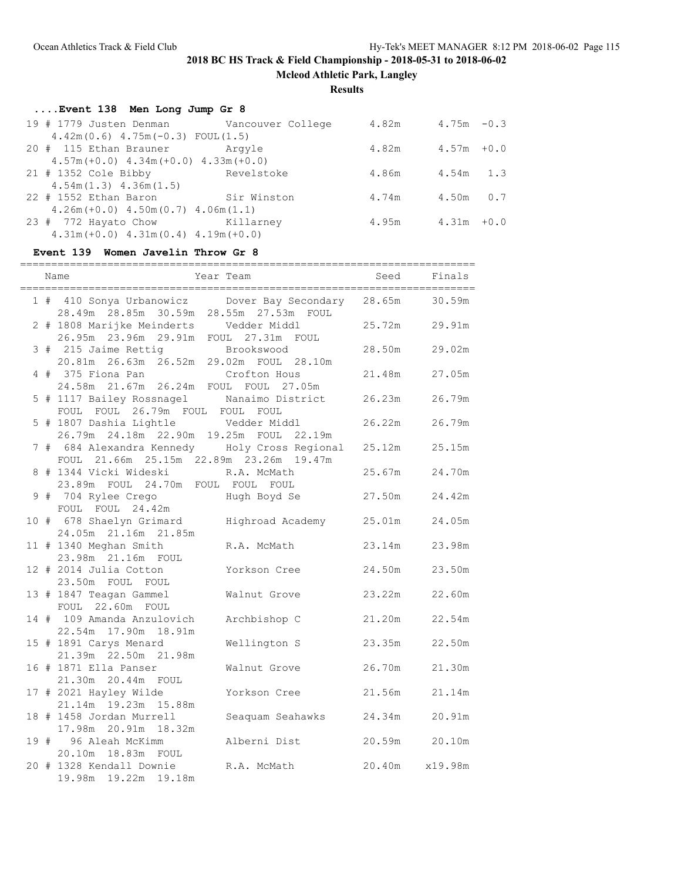# 2018 BC HS Track & Field Championship - 2018-05-31 to 2018-06-02

## Mcleod Athletic Park, Langley

### Results

#### ....Event 138 Men Long Jump Gr 8

| Place | # | Comp# | Name | Team | Seed | Finals | Wind |
|---|---|---|---|---|---|---|---|
| 19 | # | 1779 | Justen Denman | Vancouver College | 4.82m | 4.75m | -0.3 |
| | | | 4.42m(0.6) 4.75m(-0.3) FOUL(1.5) | | | | |
| 20 | # | 115 | Ethan Brauner | Argyle | 4.82m | 4.57m | +0.0 |
| | | | 4.57m(+0.0) 4.34m(+0.0) 4.33m(+0.0) | | | | |
| 21 | # | 1352 | Cole Bibby | Revelstoke | 4.86m | 4.54m | 1.3 |
| | | | 4.54m(1.3) 4.36m(1.5) | | | | |
| 22 | # | 1552 | Ethan Baron | Sir Winston | 4.74m | 4.50m | 0.7 |
| | | | 4.26m(+0.0) 4.50m(0.7) 4.06m(1.1) | | | | |
| 23 | # | 772 | Hayato Chow | Killarney | 4.95m | 4.31m | +0.0 |
| | | | 4.31m(+0.0) 4.31m(0.4) 4.19m(+0.0) | | | | |

#### Event 139 Women Javelin Throw Gr 8

| Place | # | Comp# | Name | Year Team | Seed | Finals |
|---|---|---|---|---|---|---|
| 1 | # | 410 | Sonya Urbanowicz | Dover Bay Secondary | 28.65m | 30.59m |
| | | | 28.49m 28.85m 30.59m 28.55m 27.53m FOUL | | | |
| 2 | # | 1808 | Marijke Meinderts | Vedder Middl | 25.72m | 29.91m |
| | | | 26.95m 23.96m 29.91m FOUL 27.31m FOUL | | | |
| 3 | # | 215 | Jaime Rettig | Brookswood | 28.50m | 29.02m |
| | | | 20.81m 26.63m 26.52m 29.02m FOUL 28.10m | | | |
| 4 | # | 375 | Fiona Pan | Crofton Hous | 21.48m | 27.05m |
| | | | 24.58m 21.67m 26.24m FOUL FOUL 27.05m | | | |
| 5 | # | 1117 | Bailey Rossnagel | Nanaimo District | 26.23m | 26.79m |
| | | | FOUL FOUL 26.79m FOUL FOUL FOUL | | | |
| 5 | # | 1807 | Dashia Lightle | Vedder Middl | 26.22m | 26.79m |
| | | | 26.79m 24.18m 22.90m 19.25m FOUL 22.19m | | | |
| 7 | # | 684 | Alexandra Kennedy | Holy Cross Regional | 25.12m | 25.15m |
| | | | FOUL 21.66m 25.15m 22.89m 23.26m 19.47m | | | |
| 8 | # | 1344 | Vicki Wideski | R.A. McMath | 25.67m | 24.70m |
| | | | 23.89m FOUL 24.70m FOUL FOUL FOUL | | | |
| 9 | # | 704 | Rylee Crego | Hugh Boyd Se | 27.50m | 24.42m |
| | | | FOUL FOUL 24.42m | | | |
| 10 | # | 678 | Shaelyn Grimard | Highroad Academy | 25.01m | 24.05m |
| | | | 24.05m 21.16m 21.85m | | | |
| 11 | # | 1340 | Meghan Smith | R.A. McMath | 23.14m | 23.98m |
| | | | 23.98m 21.16m FOUL | | | |
| 12 | # | 2014 | Julia Cotton | Yorkson Cree | 24.50m | 23.50m |
| | | | 23.50m FOUL FOUL | | | |
| 13 | # | 1847 | Teagan Gammel | Walnut Grove | 23.22m | 22.60m |
| | | | FOUL 22.60m FOUL | | | |
| 14 | # | 109 | Amanda Anzulovich | Archbishop C | 21.20m | 22.54m |
| | | | 22.54m 17.90m 18.91m | | | |
| 15 | # | 1891 | Carys Menard | Wellington S | 23.35m | 22.50m |
| | | | 21.39m 22.50m 21.98m | | | |
| 16 | # | 1871 | Ella Panser | Walnut Grove | 26.70m | 21.30m |
| | | | 21.30m 20.44m FOUL | | | |
| 17 | # | 2021 | Hayley Wilde | Yorkson Cree | 21.56m | 21.14m |
| | | | 21.14m 19.23m 15.88m | | | |
| 18 | # | 1458 | Jordan Murrell | Seaquam Seahawks | 24.34m | 20.91m |
| | | | 17.98m 20.91m 18.32m | | | |
| 19 | # | 96 | Aleah McKimm | Alberni Dist | 20.59m | 20.10m |
| | | | 20.10m 18.83m FOUL | | | |
| 20 | # | 1328 | Kendall Downie | R.A. McMath | 20.40m | x19.98m |
| | | | 19.98m 19.22m 19.18m | | | |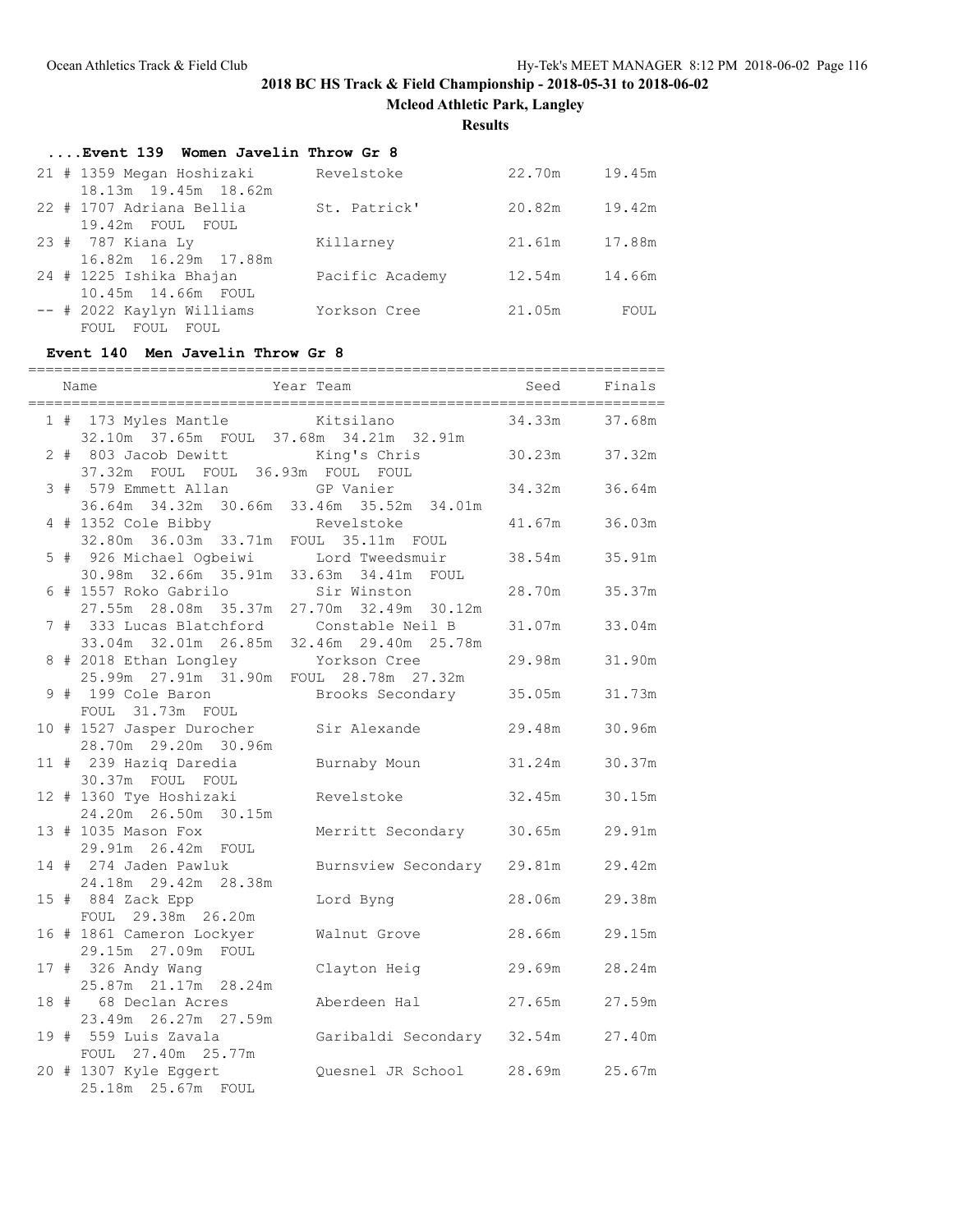# 2018 BC HS Track & Field Championship - 2018-05-31 to 2018-06-02

## Mcleod Athletic Park, Langley

### Results

#### ....Event 139 Women Javelin Throw Gr 8

| Place | Name | Team | Seed | Finals |
|---|---|---|---|---|
| 21 | # 1359 Megan Hoshizaki | Revelstoke | 22.70m | 19.45m |
| | 18.13m 19.45m 18.62m | | | |
| 22 | # 1707 Adriana Bellia | St. Patrick' | 20.82m | 19.42m |
| | 19.42m FOUL FOUL | | | |
| 23 | # 787 Kiana Ly | Killarney | 21.61m | 17.88m |
| | 16.82m 16.29m 17.88m | | | |
| 24 | # 1225 Ishika Bhajan | Pacific Academy | 12.54m | 14.66m |
| | 10.45m 14.66m FOUL | | | |
| -- | # 2022 Kaylyn Williams | Yorkson Cree | 21.05m | FOUL |
| | FOUL FOUL FOUL | | | |

#### Event 140 Men Javelin Throw Gr 8

| Place | Name | Year Team | Seed | Finals |
|---|---|---|---|---|
| 1 | # 173 Myles Mantle | Kitsilano | 34.33m | 37.68m |
| | 32.10m 37.65m FOUL 37.68m 34.21m 32.91m | | | |
| 2 | # 803 Jacob Dewitt | King's Chris | 30.23m | 37.32m |
| | 37.32m FOUL FOUL 36.93m FOUL FOUL | | | |
| 3 | # 579 Emmett Allan | GP Vanier | 34.32m | 36.64m |
| | 36.64m 34.32m 30.66m 33.46m 35.52m 34.01m | | | |
| 4 | # 1352 Cole Bibby | Revelstoke | 41.67m | 36.03m |
| | 32.80m 36.03m 33.71m FOUL 35.11m FOUL | | | |
| 5 | # 926 Michael Ogbeiwi | Lord Tweedsmuir | 38.54m | 35.91m |
| | 30.98m 32.66m 35.91m 33.63m 34.41m FOUL | | | |
| 6 | # 1557 Roko Gabrilo | Sir Winston | 28.70m | 35.37m |
| | 27.55m 28.08m 35.37m 27.70m 32.49m 30.12m | | | |
| 7 | # 333 Lucas Blatchford | Constable Neil B | 31.07m | 33.04m |
| | 33.04m 32.01m 26.85m 32.46m 29.40m 25.78m | | | |
| 8 | # 2018 Ethan Longley | Yorkson Cree | 29.98m | 31.90m |
| | 25.99m 27.91m 31.90m FOUL 28.78m 27.32m | | | |
| 9 | # 199 Cole Baron | Brooks Secondary | 35.05m | 31.73m |
| | FOUL 31.73m FOUL | | | |
| 10 | # 1527 Jasper Durocher | Sir Alexande | 29.48m | 30.96m |
| | 28.70m 29.20m 30.96m | | | |
| 11 | # 239 Haziq Daredia | Burnaby Moun | 31.24m | 30.37m |
| | 30.37m FOUL FOUL | | | |
| 12 | # 1360 Tye Hoshizaki | Revelstoke | 32.45m | 30.15m |
| | 24.20m 26.50m 30.15m | | | |
| 13 | # 1035 Mason Fox | Merritt Secondary | 30.65m | 29.91m |
| | 29.91m 26.42m FOUL | | | |
| 14 | # 274 Jaden Pawluk | Burnsview Secondary | 29.81m | 29.42m |
| | 24.18m 29.42m 28.38m | | | |
| 15 | # 884 Zack Epp | Lord Byng | 28.06m | 29.38m |
| | FOUL 29.38m 26.20m | | | |
| 16 | # 1861 Cameron Lockyer | Walnut Grove | 28.66m | 29.15m |
| | 29.15m 27.09m FOUL | | | |
| 17 | # 326 Andy Wang | Clayton Heig | 29.69m | 28.24m |
| | 25.87m 21.17m 28.24m | | | |
| 18 | # 68 Declan Acres | Aberdeen Hal | 27.65m | 27.59m |
| | 23.49m 26.27m 27.59m | | | |
| 19 | # 559 Luis Zavala | Garibaldi Secondary | 32.54m | 27.40m |
| | FOUL 27.40m 25.77m | | | |
| 20 | # 1307 Kyle Eggert | Quesnel JR School | 28.69m | 25.67m |
| | 25.18m 25.67m FOUL | | | |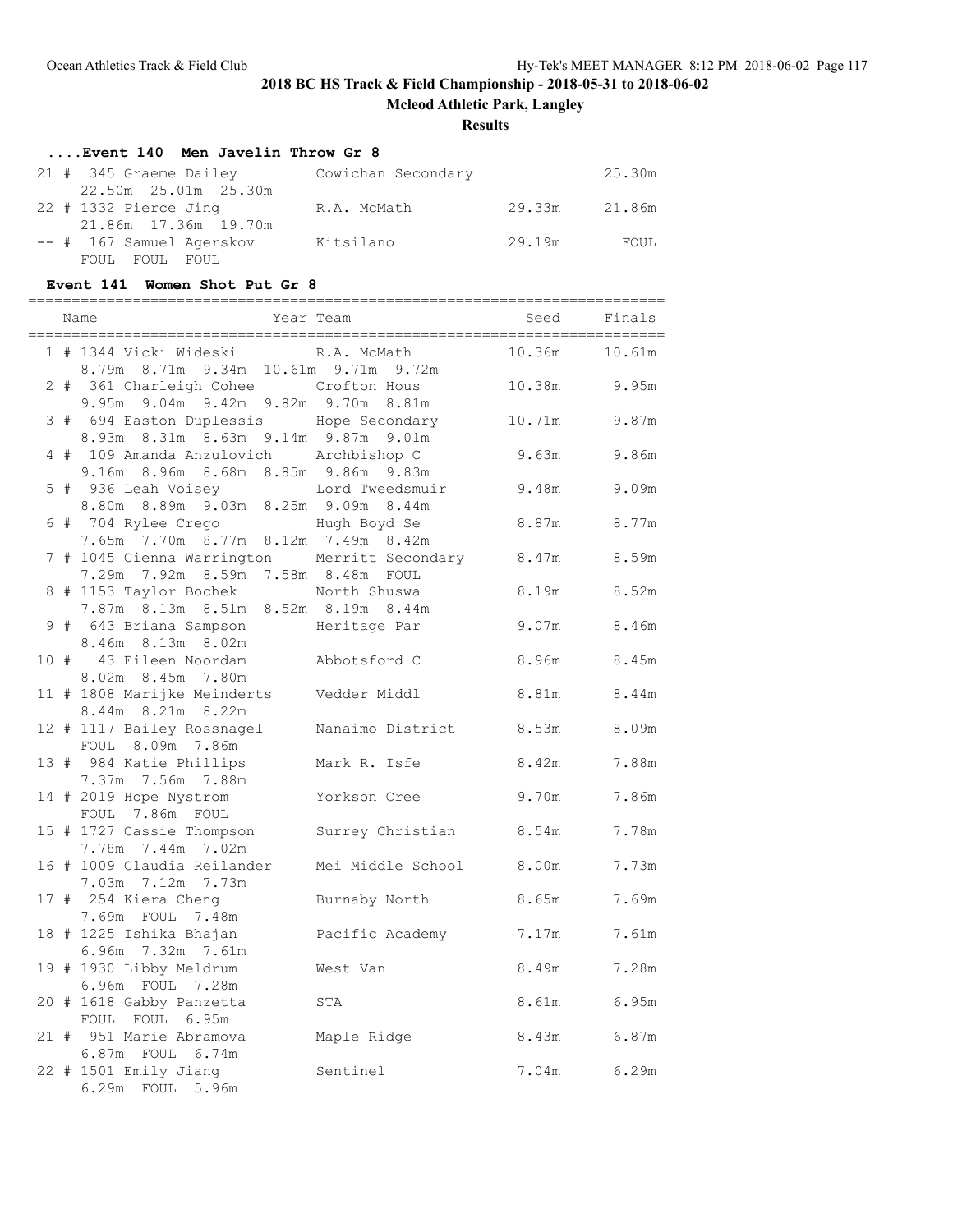## 2018 BC HS Track & Field Championship - 2018-05-31 to 2018-06-02

### Mcleod Athletic Park, Langley

### Results

#### ....Event 140 Men Javelin Throw Gr 8

| Place | Name | Team | Seed | Finals |
|---|---|---|---|---|
| 21 | # 345 Graeme Dailey | Cowichan Secondary | | 25.30m |
| | 22.50m 25.01m 25.30m | | | |
| 22 | # 1332 Pierce Jing | R.A. McMath | 29.33m | 21.86m |
| | 21.86m 17.36m 19.70m | | | |
| -- | # 167 Samuel Agerskov | Kitsilano | 29.19m | FOUL |
| | FOUL FOUL FOUL | | | |

#### Event 141 Women Shot Put Gr 8

| Place | Name | Year Team | Seed | Finals |
|---|---|---|---|---|
| 1 | # 1344 Vicki Wideski | R.A. McMath | 10.36m | 10.61m |
| | 8.79m 8.71m 9.34m 10.61m 9.71m 9.72m | | | |
| 2 | # 361 Charleigh Cohee | Crofton Hous | 10.38m | 9.95m |
| | 9.95m 9.04m 9.42m 9.82m 9.70m 8.81m | | | |
| 3 | # 694 Easton Duplessis | Hope Secondary | 10.71m | 9.87m |
| | 8.93m 8.31m 8.63m 9.14m 9.87m 9.01m | | | |
| 4 | # 109 Amanda Anzulovich | Archbishop C | 9.63m | 9.86m |
| | 9.16m 8.96m 8.68m 8.85m 9.86m 9.83m | | | |
| 5 | # 936 Leah Voisey | Lord Tweedsmuir | 9.48m | 9.09m |
| | 8.80m 8.89m 9.03m 8.25m 9.09m 8.44m | | | |
| 6 | # 704 Rylee Crego | Hugh Boyd Se | 8.87m | 8.77m |
| | 7.65m 7.70m 8.77m 8.12m 7.49m 8.42m | | | |
| 7 | # 1045 Cienna Warrington | Merritt Secondary | 8.47m | 8.59m |
| | 7.29m 7.92m 8.59m 7.58m 8.48m FOUL | | | |
| 8 | # 1153 Taylor Bochek | North Shuswa | 8.19m | 8.52m |
| | 7.87m 8.13m 8.51m 8.52m 8.19m 8.44m | | | |
| 9 | # 643 Briana Sampson | Heritage Par | 9.07m | 8.46m |
| | 8.46m 8.13m 8.02m | | | |
| 10 | # 43 Eileen Noordam | Abbotsford C | 8.96m | 8.45m |
| | 8.02m 8.45m 7.80m | | | |
| 11 | # 1808 Marijke Meinderts | Vedder Middl | 8.81m | 8.44m |
| | 8.44m 8.21m 8.22m | | | |
| 12 | # 1117 Bailey Rossnagel | Nanaimo District | 8.53m | 8.09m |
| | FOUL 8.09m 7.86m | | | |
| 13 | # 984 Katie Phillips | Mark R. Isfe | 8.42m | 7.88m |
| | 7.37m 7.56m 7.88m | | | |
| 14 | # 2019 Hope Nystrom | Yorkson Cree | 9.70m | 7.86m |
| | FOUL 7.86m FOUL | | | |
| 15 | # 1727 Cassie Thompson | Surrey Christian | 8.54m | 7.78m |
| | 7.78m 7.44m 7.02m | | | |
| 16 | # 1009 Claudia Reilander | Mei Middle School | 8.00m | 7.73m |
| | 7.03m 7.12m 7.73m | | | |
| 17 | # 254 Kiera Cheng | Burnaby North | 8.65m | 7.69m |
| | 7.69m FOUL 7.48m | | | |
| 18 | # 1225 Ishika Bhajan | Pacific Academy | 7.17m | 7.61m |
| | 6.96m 7.32m 7.61m | | | |
| 19 | # 1930 Libby Meldrum | West Van | 8.49m | 7.28m |
| | 6.96m FOUL 7.28m | | | |
| 20 | # 1618 Gabby Panzetta | STA | 8.61m | 6.95m |
| | FOUL FOUL 6.95m | | | |
| 21 | # 951 Marie Abramova | Maple Ridge | 8.43m | 6.87m |
| | 6.87m FOUL 6.74m | | | |
| 22 | # 1501 Emily Jiang | Sentinel | 7.04m | 6.29m |
| | 6.29m FOUL 5.96m | | | |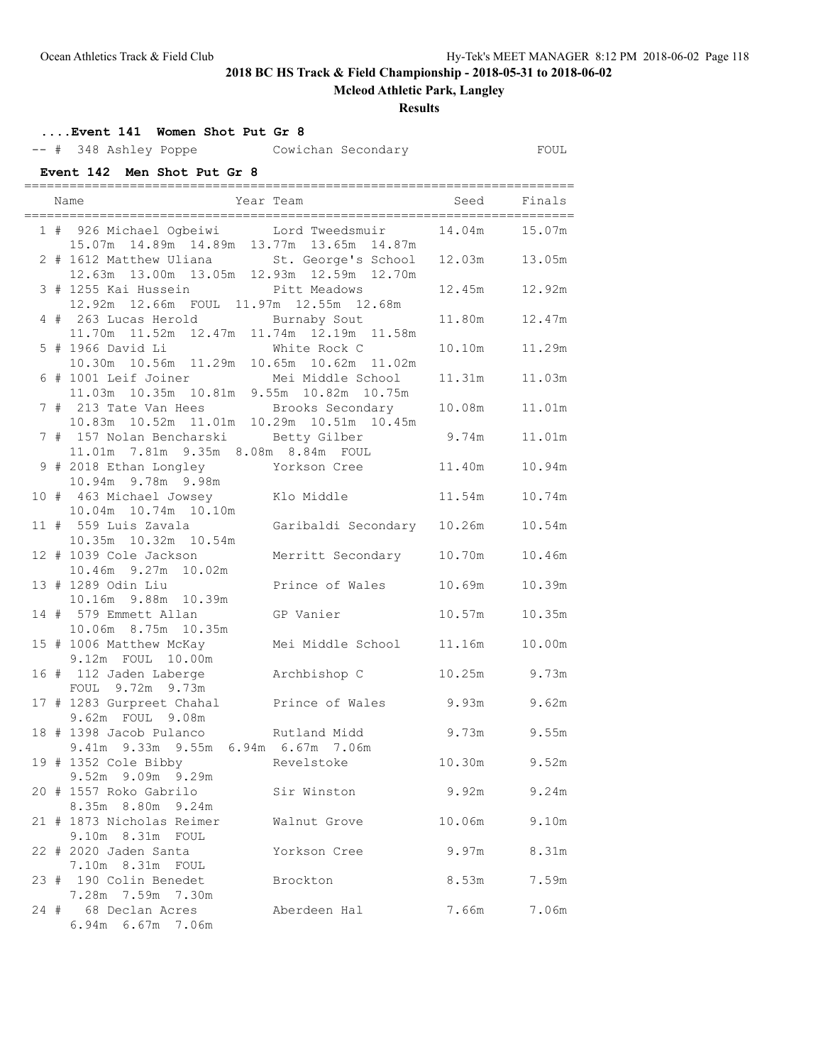**2018 BC HS Track & Field Championship - 2018-05-31 to 2018-06-02**

**Mcleod Athletic Park, Langley**

**Results**

**....Event 141 Women Shot Put Gr 8**

| Place | Name | Year | Team | Seed | Finals |
|---|---|---|---|---|---|
| -- | # 348 Ashley Poppe | | Cowichan Secondary | | FOUL |

**Event 142 Men Shot Put Gr 8**

| Place | Name | Year | Team | Seed | Finals |
|---|---|---|---|---|---|
| 1 | # 926 Michael Ogbeiwi | | Lord Tweedsmuir | 14.04m | 15.07m |
| | 15.07m 14.89m 14.89m 13.77m 13.65m 14.87m | | | | |
| 2 | # 1612 Matthew Uliana | | St. George's School | 12.03m | 13.05m |
| | 12.63m 13.00m 13.05m 12.93m 12.59m 12.70m | | | | |
| 3 | # 1255 Kai Hussein | | Pitt Meadows | 12.45m | 12.92m |
| | 12.92m 12.66m FOUL 11.97m 12.55m 12.68m | | | | |
| 4 | # 263 Lucas Herold | | Burnaby Sout | 11.80m | 12.47m |
| | 11.70m 11.52m 12.47m 11.74m 12.19m 11.58m | | | | |
| 5 | # 1966 David Li | | White Rock C | 10.10m | 11.29m |
| | 10.30m 10.56m 11.29m 10.65m 10.62m 11.02m | | | | |
| 6 | # 1001 Leif Joiner | | Mei Middle School | 11.31m | 11.03m |
| | 11.03m 10.35m 10.81m 9.55m 10.82m 10.75m | | | | |
| 7 | # 213 Tate Van Hees | | Brooks Secondary | 10.08m | 11.01m |
| | 10.83m 10.52m 11.01m 10.29m 10.51m 10.45m | | | | |
| 7 | # 157 Nolan Bencharski | | Betty Gilber | 9.74m | 11.01m |
| | 11.01m 7.81m 9.35m 8.08m 8.84m FOUL | | | | |
| 9 | # 2018 Ethan Longley | | Yorkson Cree | 11.40m | 10.94m |
| | 10.94m 9.78m 9.98m | | | | |
| 10 | # 463 Michael Jowsey | | Klo Middle | 11.54m | 10.74m |
| | 10.04m 10.74m 10.10m | | | | |
| 11 | # 559 Luis Zavala | | Garibaldi Secondary | 10.26m | 10.54m |
| | 10.35m 10.32m 10.54m | | | | |
| 12 | # 1039 Cole Jackson | | Merritt Secondary | 10.70m | 10.46m |
| | 10.46m 9.27m 10.02m | | | | |
| 13 | # 1289 Odin Liu | | Prince of Wales | 10.69m | 10.39m |
| | 10.16m 9.88m 10.39m | | | | |
| 14 | # 579 Emmett Allan | | GP Vanier | 10.57m | 10.35m |
| | 10.06m 8.75m 10.35m | | | | |
| 15 | # 1006 Matthew McKay | | Mei Middle School | 11.16m | 10.00m |
| | 9.12m FOUL 10.00m | | | | |
| 16 | # 112 Jaden Laberge | | Archbishop C | 10.25m | 9.73m |
| | FOUL 9.72m 9.73m | | | | |
| 17 | # 1283 Gurpreet Chahal | | Prince of Wales | 9.93m | 9.62m |
| | 9.62m FOUL 9.08m | | | | |
| 18 | # 1398 Jacob Pulanco | | Rutland Midd | 9.73m | 9.55m |
| | 9.41m 9.33m 9.55m 6.94m 6.67m 7.06m | | | | |
| 19 | # 1352 Cole Bibby | | Revelstoke | 10.30m | 9.52m |
| | 9.52m 9.09m 9.29m | | | | |
| 20 | # 1557 Roko Gabrilo | | Sir Winston | 9.92m | 9.24m |
| | 8.35m 8.80m 9.24m | | | | |
| 21 | # 1873 Nicholas Reimer | | Walnut Grove | 10.06m | 9.10m |
| | 9.10m 8.31m FOUL | | | | |
| 22 | # 2020 Jaden Santa | | Yorkson Cree | 9.97m | 8.31m |
| | 7.10m 8.31m FOUL | | | | |
| 23 | # 190 Colin Benedet | | Brockton | 8.53m | 7.59m |
| | 7.28m 7.59m 7.30m | | | | |
| 24 | # 68 Declan Acres | | Aberdeen Hal | 7.66m | 7.06m |
| | 6.94m 6.67m 7.06m | | | | |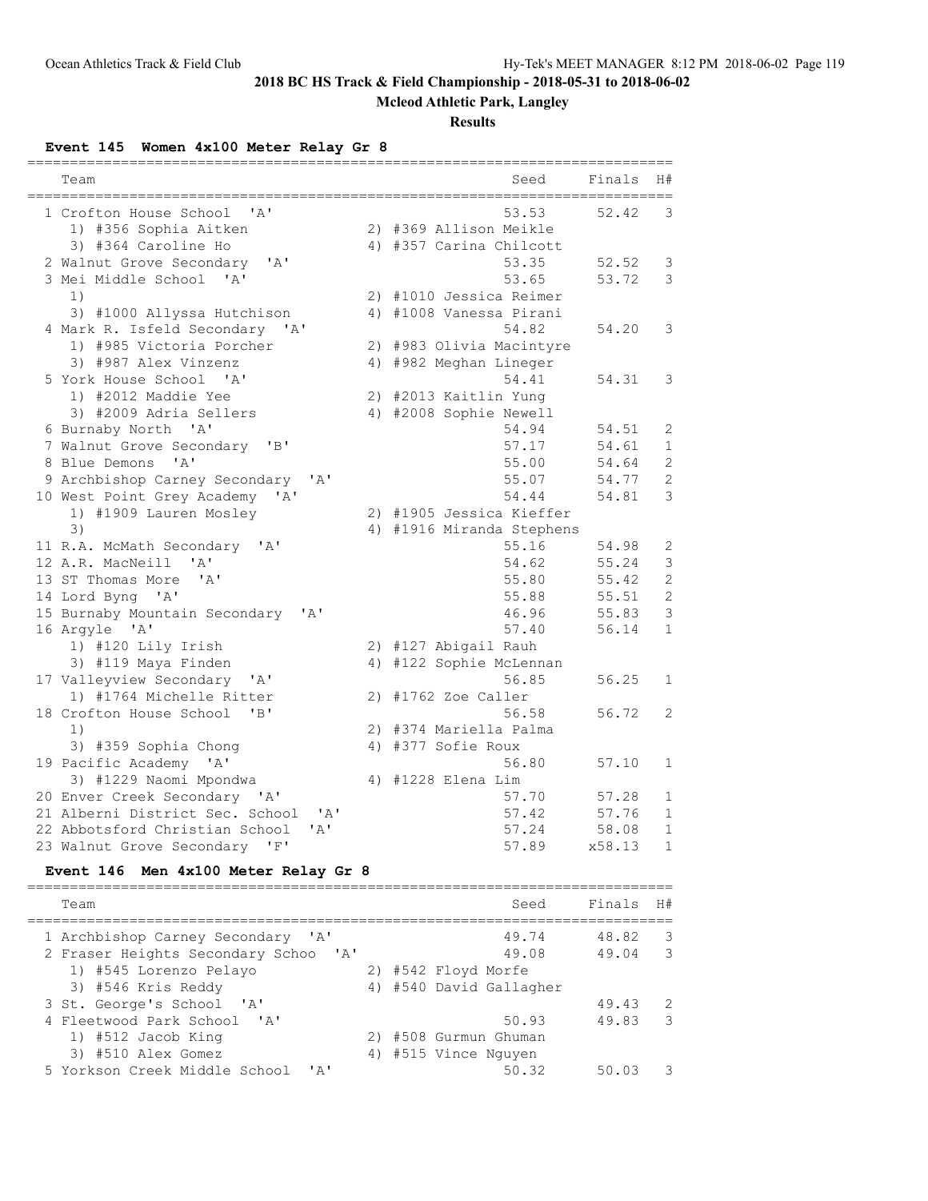**2018 BC HS Track & Field Championship - 2018-05-31 to 2018-06-02**

**Mcleod Athletic Park, Langley**

**Results**

### Event 145 Women 4x100 Meter Relay Gr 8

| Place | Team | Seed | Finals | H# |
|---|---|---|---|---|
| 1 | Crofton House School 'A' | 53.53 | 52.42 | 3 |
| | 1) #356 Sophia Aitken 2) #369 Allison Meikle 3) #364 Caroline Ho 4) #357 Carina Chilcott | | | |
| 2 | Walnut Grove Secondary 'A' | 53.35 | 52.52 | 3 |
| 3 | Mei Middle School 'A' | 53.65 | 53.72 | 3 |
| | 1) 2) #1010 Jessica Reimer 3) #1000 Allyssa Hutchison 4) #1008 Vanessa Pirani | | | |
| 4 | Mark R. Isfeld Secondary 'A' | 54.82 | 54.20 | 3 |
| | 1) #985 Victoria Porcher 2) #983 Olivia Macintyre 3) #987 Alex Vinzenz 4) #982 Meghan Lineger | | | |
| 5 | York House School 'A' | 54.41 | 54.31 | 3 |
| | 1) #2012 Maddie Yee 2) #2013 Kaitlin Yung 3) #2009 Adria Sellers 4) #2008 Sophie Newell | | | |
| 6 | Burnaby North 'A' | 54.94 | 54.51 | 2 |
| 7 | Walnut Grove Secondary 'B' | 57.17 | 54.61 | 1 |
| 8 | Blue Demons 'A' | 55.00 | 54.64 | 2 |
| 9 | Archbishop Carney Secondary 'A' | 55.07 | 54.77 | 2 |
| 10 | West Point Grey Academy 'A' | 54.44 | 54.81 | 3 |
| | 1) #1909 Lauren Mosley 2) #1905 Jessica Kieffer 3) 4) #1916 Miranda Stephens | | | |
| 11 | R.A. McMath Secondary 'A' | 55.16 | 54.98 | 2 |
| 12 | A.R. MacNeill 'A' | 54.62 | 55.24 | 3 |
| 13 | ST Thomas More 'A' | 55.80 | 55.42 | 2 |
| 14 | Lord Byng 'A' | 55.88 | 55.51 | 2 |
| 15 | Burnaby Mountain Secondary 'A' | 46.96 | 55.83 | 3 |
| 16 | Argyle 'A' | 57.40 | 56.14 | 1 |
| | 1) #120 Lily Irish 2) #127 Abigail Rauh 3) #119 Maya Finden 4) #122 Sophie McLennan | | | |
| 17 | Valleyview Secondary 'A' | 56.85 | 56.25 | 1 |
| | 1) #1764 Michelle Ritter 2) #1762 Zoe Caller | | | |
| 18 | Crofton House School 'B' | 56.58 | 56.72 | 2 |
| | 1) 2) #374 Mariella Palma 3) #359 Sophia Chong 4) #377 Sofie Roux | | | |
| 19 | Pacific Academy 'A' | 56.80 | 57.10 | 1 |
| | 3) #1229 Naomi Mpondwa 4) #1228 Elena Lim | | | |
| 20 | Enver Creek Secondary 'A' | 57.70 | 57.28 | 1 |
| 21 | Alberni District Sec. School 'A' | 57.42 | 57.76 | 1 |
| 22 | Abbotsford Christian School 'A' | 57.24 | 58.08 | 1 |
| 23 | Walnut Grove Secondary 'F' | 57.89 | x58.13 | 1 |

### Event 146 Men 4x100 Meter Relay Gr 8

| Place | Team | Seed | Finals | H# |
|---|---|---|---|---|
| 1 | Archbishop Carney Secondary 'A' | 49.74 | 48.82 | 3 |
| 2 | Fraser Heights Secondary Schoo 'A' | 49.08 | 49.04 | 3 |
| | 1) #545 Lorenzo Pelayo 2) #542 Floyd Morfe 3) #546 Kris Reddy 4) #540 David Gallagher | | | |
| 3 | St. George's School 'A' | | 49.43 | 2 |
| 4 | Fleetwood Park School 'A' | 50.93 | 49.83 | 3 |
| | 1) #512 Jacob King 2) #508 Gurmun Ghuman 3) #510 Alex Gomez 4) #515 Vince Nguyen | | | |
| 5 | Yorkson Creek Middle School 'A' | 50.32 | 50.03 | 3 |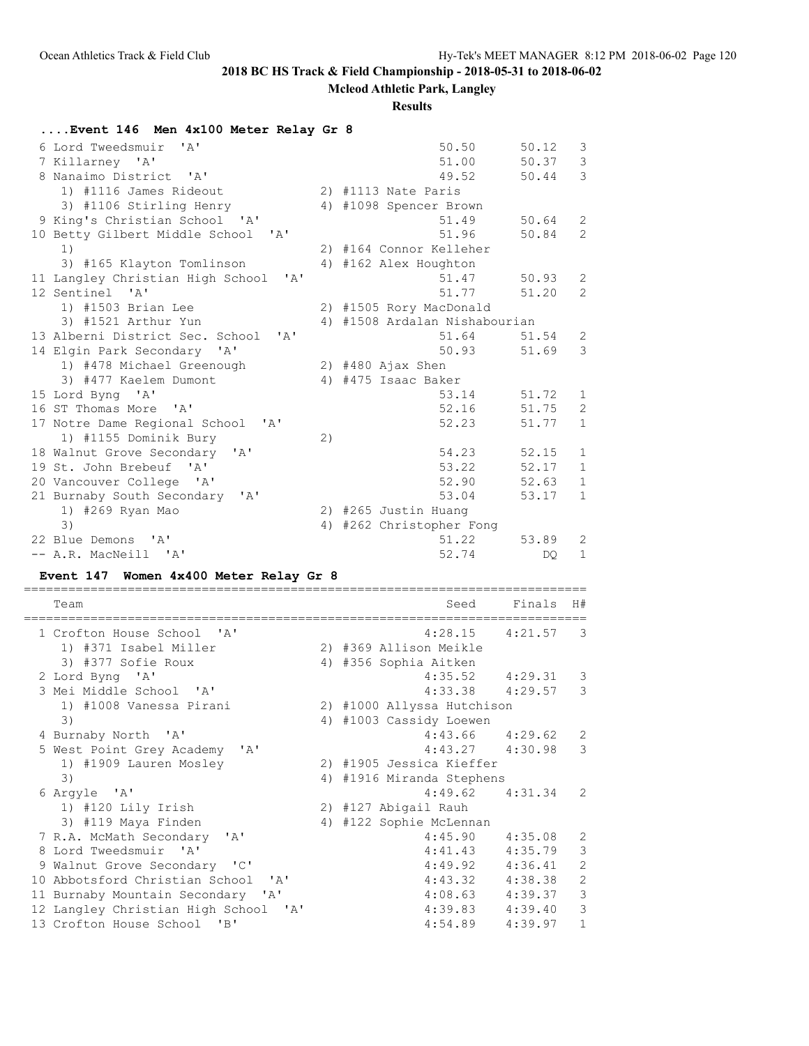**2018 BC HS Track & Field Championship - 2018-05-31 to 2018-06-02**

**Mcleod Athletic Park, Langley**

**Results**

### ....Event 146 Men 4x100 Meter Relay Gr 8

```
  6 Lord Tweedsmuir  'A'                               50.50      50.12   3 
  7 Killarney  'A'                                     51.00      50.37   3 
  8 Nanaimo District  'A'                              49.52      50.44   3 
     1) #1116 James Rideout             2) #1113 Nate Paris               
     3) #1106 Stirling Henry            4) #1098 Spencer Brown            
  9 King's Christian School  'A'                       51.49      50.64   2 
 10 Betty Gilbert Middle School  'A'                   51.96      50.84   2 
     1)                                 2) #164 Connor Kelleher           
     3) #165 Klayton Tomlinson          4) #162 Alex Houghton             
 11 Langley Christian High School  'A'                 51.47      50.93   2 
 12 Sentinel  'A'                                      51.77      51.20   2 
     1) #1503 Brian Lee                 2) #1505 Rory MacDonald           
     3) #1521 Arthur Yun                4) #1508 Ardalan Nishabourian     
 13 Alberni District Sec. School  'A'                  51.64      51.54   2 
 14 Elgin Park Secondary  'A'                          50.93      51.69   3 
     1) #478 Michael Greenough          2) #480 Ajax Shen                 
     3) #477 Kaelem Dumont              4) #475 Isaac Baker               
 15 Lord Byng  'A'                                     53.14      51.72   1 
 16 ST Thomas More  'A'                                52.16      51.75   2 
 17 Notre Dame Regional School  'A'                    52.23      51.77   1 
     1) #1155 Dominik Bury              2)                                
 18 Walnut Grove Secondary  'A'                        54.23      52.15   1 
 19 St. John Brebeuf  'A'                              53.22      52.17   1 
 20 Vancouver College  'A'                             52.90      52.63   1 
 21 Burnaby South Secondary  'A'                       53.04      53.17   1 
     1) #269 Ryan Mao                   2) #265 Justin Huang              
     3)                                 4) #262 Christopher Fong          
 22 Blue Demons  'A'                                   51.22      53.89   2 
 -- A.R. MacNeill  'A'                                 52.74         DQ   1 
```

### Event 147 Women 4x400 Meter Relay Gr 8

```
===========================================================================
    Team                                               Seed     Finals  H# 
===========================================================================
  1 Crofton House School  'A'                        4:28.15    4:21.57   3 
     1) #371 Isabel Miller              2) #369 Allison Meikle            
     3) #377 Sofie Roux                 4) #356 Sophia Aitken             
  2 Lord Byng  'A'                                   4:35.52    4:29.31   3 
  3 Mei Middle School  'A'                           4:33.38    4:29.57   3 
     1) #1008 Vanessa Pirani            2) #1000 Allyssa Hutchison        
     3)                                 4) #1003 Cassidy Loewen           
  4 Burnaby North  'A'                               4:43.66    4:29.62   2 
  5 West Point Grey Academy  'A'                     4:43.27    4:30.98   3 
     1) #1909 Lauren Mosley             2) #1905 Jessica Kieffer          
     3)                                 4) #1916 Miranda Stephens         
  6 Argyle  'A'                                      4:49.62    4:31.34   2 
     1) #120 Lily Irish                 2) #127 Abigail Rauh              
     3) #119 Maya Finden                4) #122 Sophie McLennan           
  7 R.A. McMath Secondary  'A'                       4:45.90    4:35.08   2 
  8 Lord Tweedsmuir  'A'                             4:41.43    4:35.79   3 
  9 Walnut Grove Secondary  'C'                      4:49.92    4:36.41   2 
 10 Abbotsford Christian School  'A'                 4:43.32    4:38.38   2 
 11 Burnaby Mountain Secondary  'A'                  4:08.63    4:39.37   3 
 12 Langley Christian High School  'A'               4:39.83    4:39.40   3 
 13 Crofton House School  'B'                        4:54.89    4:39.97   1 
```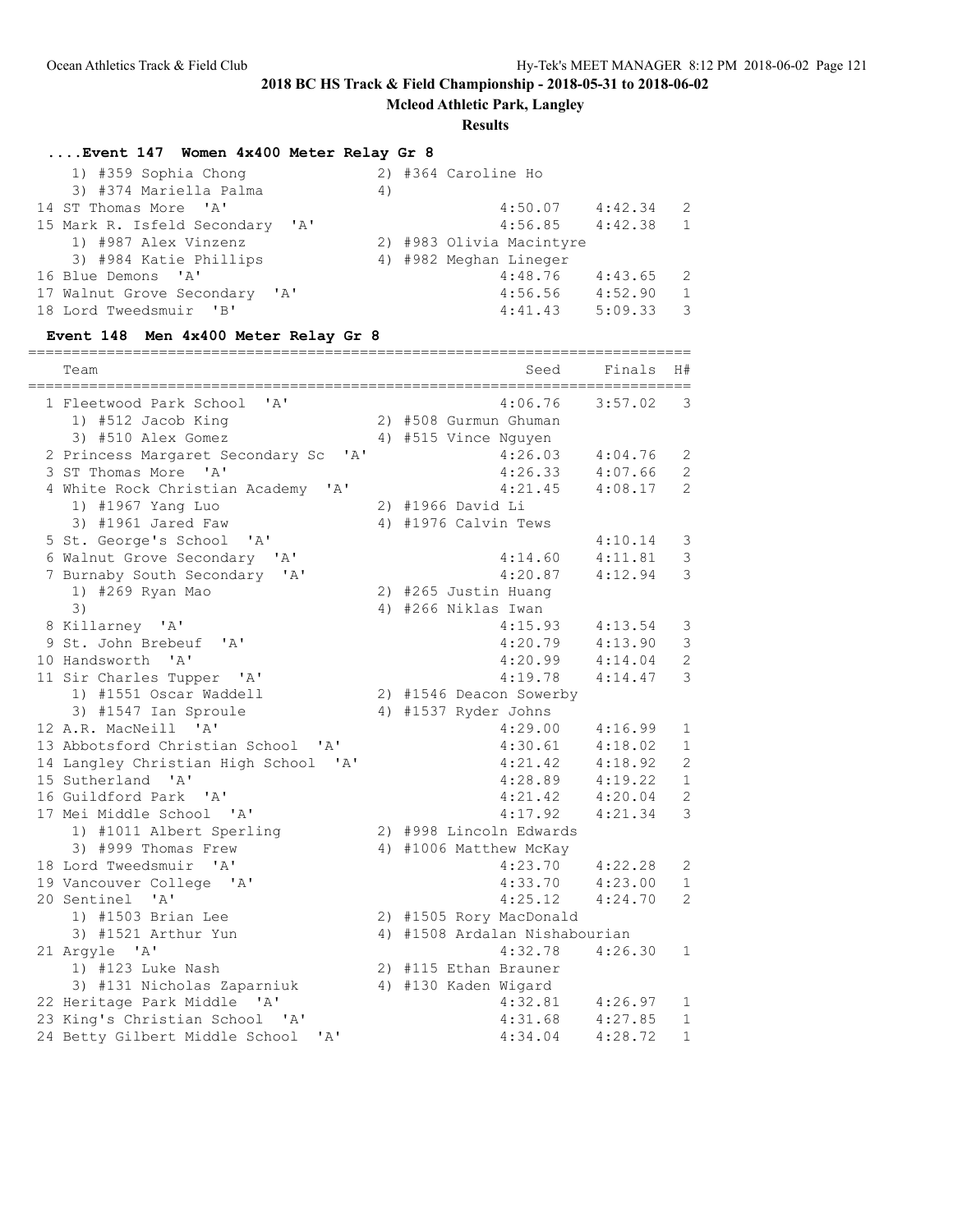## 2018 BC HS Track & Field Championship - 2018-05-31 to 2018-06-02

**Mcleod Athletic Park, Langley**

**Results**

### ....Event 147 Women 4x400 Meter Relay Gr 8

| Team | Seed | Finals | H# |
|---|---|---|---|
| 1) #359 Sophia Chong &nbsp;&nbsp; 2) #364 Caroline Ho | | | |
| 3) #374 Mariella Palma &nbsp;&nbsp; 4) | | | |
| 14 ST Thomas More 'A' | 4:50.07 | 4:42.34 | 2 |
| 15 Mark R. Isfeld Secondary 'A' | 4:56.85 | 4:42.38 | 1 |
| 1) #987 Alex Vinzenz &nbsp;&nbsp; 2) #983 Olivia Macintyre | | | |
| 3) #984 Katie Phillips &nbsp;&nbsp; 4) #982 Meghan Lineger | | | |
| 16 Blue Demons 'A' | 4:48.76 | 4:43.65 | 2 |
| 17 Walnut Grove Secondary 'A' | 4:56.56 | 4:52.90 | 1 |
| 18 Lord Tweedsmuir 'B' | 4:41.43 | 5:09.33 | 3 |

### Event 148 Men 4x400 Meter Relay Gr 8

| Team | Seed | Finals | H# |
|---|---|---|---|
| 1 Fleetwood Park School 'A' | 4:06.76 | 3:57.02 | 3 |
| 1) #512 Jacob King &nbsp;&nbsp; 2) #508 Gurmun Ghuman | | | |
| 3) #510 Alex Gomez &nbsp;&nbsp; 4) #515 Vince Nguyen | | | |
| 2 Princess Margaret Secondary Sc 'A' | 4:26.03 | 4:04.76 | 2 |
| 3 ST Thomas More 'A' | 4:26.33 | 4:07.66 | 2 |
| 4 White Rock Christian Academy 'A' | 4:21.45 | 4:08.17 | 2 |
| 1) #1967 Yang Luo &nbsp;&nbsp; 2) #1966 David Li | | | |
| 3) #1961 Jared Faw &nbsp;&nbsp; 4) #1976 Calvin Tews | | | |
| 5 St. George's School 'A' | | 4:10.14 | 3 |
| 6 Walnut Grove Secondary 'A' | 4:14.60 | 4:11.81 | 3 |
| 7 Burnaby South Secondary 'A' | 4:20.87 | 4:12.94 | 3 |
| 1) #269 Ryan Mao &nbsp;&nbsp; 2) #265 Justin Huang | | | |
| 3) &nbsp;&nbsp; 4) #266 Niklas Iwan | | | |
| 8 Killarney 'A' | 4:15.93 | 4:13.54 | 3 |
| 9 St. John Brebeuf 'A' | 4:20.79 | 4:13.90 | 3 |
| 10 Handsworth 'A' | 4:20.99 | 4:14.04 | 2 |
| 11 Sir Charles Tupper 'A' | 4:19.78 | 4:14.47 | 3 |
| 1) #1551 Oscar Waddell &nbsp;&nbsp; 2) #1546 Deacon Sowerby | | | |
| 3) #1547 Ian Sproule &nbsp;&nbsp; 4) #1537 Ryder Johns | | | |
| 12 A.R. MacNeill 'A' | 4:29.00 | 4:16.99 | 1 |
| 13 Abbotsford Christian School 'A' | 4:30.61 | 4:18.02 | 1 |
| 14 Langley Christian High School 'A' | 4:21.42 | 4:18.92 | 2 |
| 15 Sutherland 'A' | 4:28.89 | 4:19.22 | 1 |
| 16 Guildford Park 'A' | 4:21.42 | 4:20.04 | 2 |
| 17 Mei Middle School 'A' | 4:17.92 | 4:21.34 | 3 |
| 1) #1011 Albert Sperling &nbsp;&nbsp; 2) #998 Lincoln Edwards | | | |
| 3) #999 Thomas Frew &nbsp;&nbsp; 4) #1006 Matthew McKay | | | |
| 18 Lord Tweedsmuir 'A' | 4:23.70 | 4:22.28 | 2 |
| 19 Vancouver College 'A' | 4:33.70 | 4:23.00 | 1 |
| 20 Sentinel 'A' | 4:25.12 | 4:24.70 | 2 |
| 1) #1503 Brian Lee &nbsp;&nbsp; 2) #1505 Rory MacDonald | | | |
| 3) #1521 Arthur Yun &nbsp;&nbsp; 4) #1508 Ardalan Nishabourian | | | |
| 21 Argyle 'A' | 4:32.78 | 4:26.30 | 1 |
| 1) #123 Luke Nash &nbsp;&nbsp; 2) #115 Ethan Brauner | | | |
| 3) #131 Nicholas Zaparniuk &nbsp;&nbsp; 4) #130 Kaden Wigard | | | |
| 22 Heritage Park Middle 'A' | 4:32.81 | 4:26.97 | 1 |
| 23 King's Christian School 'A' | 4:31.68 | 4:27.85 | 1 |
| 24 Betty Gilbert Middle School 'A' | 4:34.04 | 4:28.72 | 1 |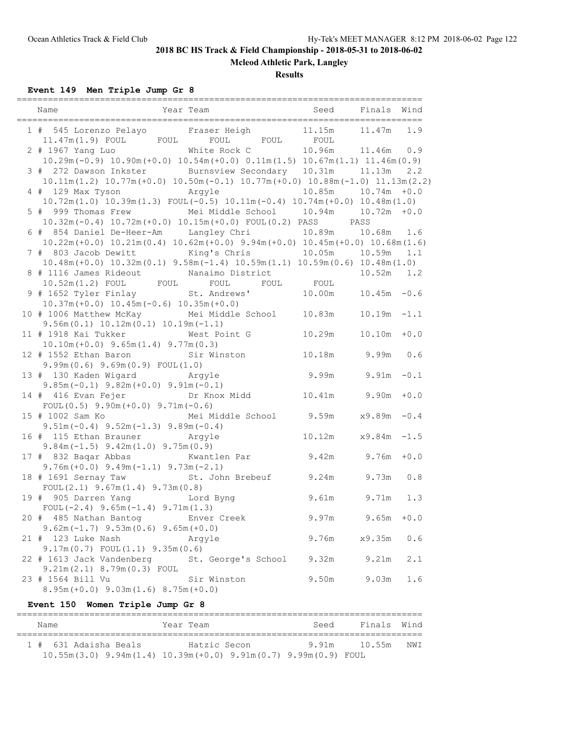## 2018 BC HS Track & Field Championship - 2018-05-31 to 2018-06-02

**Mcleod Athletic Park, Langley**

**Results**

### Event 149 Men Triple Jump Gr 8

| | Name | Year | Team | Seed | Finals | Wind |
|---|---|---|---|---|---|---|
| 1 | # 545 Lorenzo Pelayo | | Fraser Heigh | 11.15m | 11.47m | 1.9 |
| | 11.47m(1.9) FOUL FOUL FOUL FOUL | | | | | |
| 2 | # 1967 Yang Luo | | White Rock C | 10.96m | 11.46m | 0.9 |
| | 10.29m(-0.9) 10.90m(+0.0) 10.54m(+0.0) 0.11m(1.5) 10.67m(1.1) 11.46m(0.9) | | | | | |
| 3 | # 272 Dawson Inkster | | Burnsview Secondary | 10.31m | 11.13m | 2.2 |
| | 10.11m(1.2) 10.77m(+0.0) 10.50m(-0.1) 10.77m(+0.0) 10.88m(-1.0) 11.13m(2.2) | | | | | |
| 4 | # 129 Max Tyson | | Argyle | 10.85m | 10.74m | +0.0 |
| | 10.72m(1.0) 10.39m(1.3) FOUL(-0.5) 10.11m(-0.4) 10.74m(+0.0) 10.48m(1.0) | | | | | |
| 5 | # 999 Thomas Frew | | Mei Middle School | 10.94m | 10.72m | +0.0 |
| | 10.32m(-0.4) 10.72m(+0.0) 10.15m(+0.0) FOUL(0.2) PASS PASS | | | | | |
| 6 | # 854 Daniel De-Heer-Am | | Langley Chri | 10.89m | 10.68m | 1.6 |
| | 10.22m(+0.0) 10.21m(0.4) 10.62m(+0.0) 9.94m(+0.0) 10.45m(+0.0) 10.68m(1.6) | | | | | |
| 7 | # 803 Jacob Dewitt | | King's Chris | 10.05m | 10.59m | 1.1 |
| | 10.48m(+0.0) 10.32m(0.1) 9.58m(-1.4) 10.59m(1.1) 10.59m(0.6) 10.48m(1.0) | | | | | |
| 8 | # 1116 James Rideout | | Nanaimo District | | 10.52m | 1.2 |
| | 10.52m(1.2) FOUL FOUL FOUL FOUL FOUL | | | | | |
| 9 | # 1652 Tyler Finlay | | St. Andrews' | 10.00m | 10.45m | -0.6 |
| | 10.37m(+0.0) 10.45m(-0.6) 10.35m(+0.0) | | | | | |
| 10 | # 1006 Matthew McKay | | Mei Middle School | 10.83m | 10.19m | -1.1 |
| | 9.56m(0.1) 10.12m(0.1) 10.19m(-1.1) | | | | | |
| 11 | # 1918 Kai Tukker | | West Point G | 10.29m | 10.10m | +0.0 |
| | 10.10m(+0.0) 9.65m(1.4) 9.77m(0.3) | | | | | |
| 12 | # 1552 Ethan Baron | | Sir Winston | 10.18m | 9.99m | 0.6 |
| | 9.99m(0.6) 9.69m(0.9) FOUL(1.0) | | | | | |
| 13 | # 130 Kaden Wigard | | Argyle | 9.99m | 9.91m | -0.1 |
| | 9.85m(-0.1) 9.82m(+0.0) 9.91m(-0.1) | | | | | |
| 14 | # 416 Evan Fejer | | Dr Knox Midd | 10.41m | 9.90m | +0.0 |
| | FOUL(0.5) 9.90m(+0.0) 9.71m(-0.6) | | | | | |
| 15 | # 1002 Sam Ko | | Mei Middle School | 9.59m | x9.89m | -0.4 |
| | 9.51m(-0.4) 9.52m(-1.3) 9.89m(-0.4) | | | | | |
| 16 | # 115 Ethan Brauner | | Argyle | 10.12m | x9.84m | -1.5 |
| | 9.84m(-1.5) 9.42m(1.0) 9.75m(0.9) | | | | | |
| 17 | # 832 Baqar Abbas | | Kwantlen Par | 9.42m | 9.76m | +0.0 |
| | 9.76m(+0.0) 9.49m(-1.1) 9.73m(-2.1) | | | | | |
| 18 | # 1691 Sernay Taw | | St. John Brebeuf | 9.24m | 9.73m | 0.8 |
| | FOUL(2.1) 9.67m(1.4) 9.73m(0.8) | | | | | |
| 19 | # 905 Darren Yang | | Lord Byng | 9.61m | 9.71m | 1.3 |
| | FOUL(-2.4) 9.65m(-1.4) 9.71m(1.3) | | | | | |
| 20 | # 485 Nathan Bantog | | Enver Creek | 9.97m | 9.65m | +0.0 |
| | 9.62m(-1.7) 9.53m(0.6) 9.65m(+0.0) | | | | | |
| 21 | # 123 Luke Nash | | Argyle | 9.76m | x9.35m | 0.6 |
| | 9.17m(0.7) FOUL(1.1) 9.35m(0.6) | | | | | |
| 22 | # 1613 Jack Vandenberg | | St. George's School | 9.32m | 9.21m | 2.1 |
| | 9.21m(2.1) 8.79m(0.3) FOUL | | | | | |
| 23 | # 1564 Bill Vu | | Sir Winston | 9.50m | 9.03m | 1.6 |
| | 8.95m(+0.0) 9.03m(1.6) 8.75m(+0.0) | | | | | |

### Event 150 Women Triple Jump Gr 8

| | Name | Year | Team | Seed | Finals | Wind |
|---|---|---|---|---|---|---|
| 1 | # 631 Adaisha Beals | | Hatzic Secon | 9.91m | 10.55m | NWI |
| | 10.55m(3.0) 9.94m(1.4) 10.39m(+0.0) 9.91m(0.7) 9.99m(0.9) FOUL | | | | | |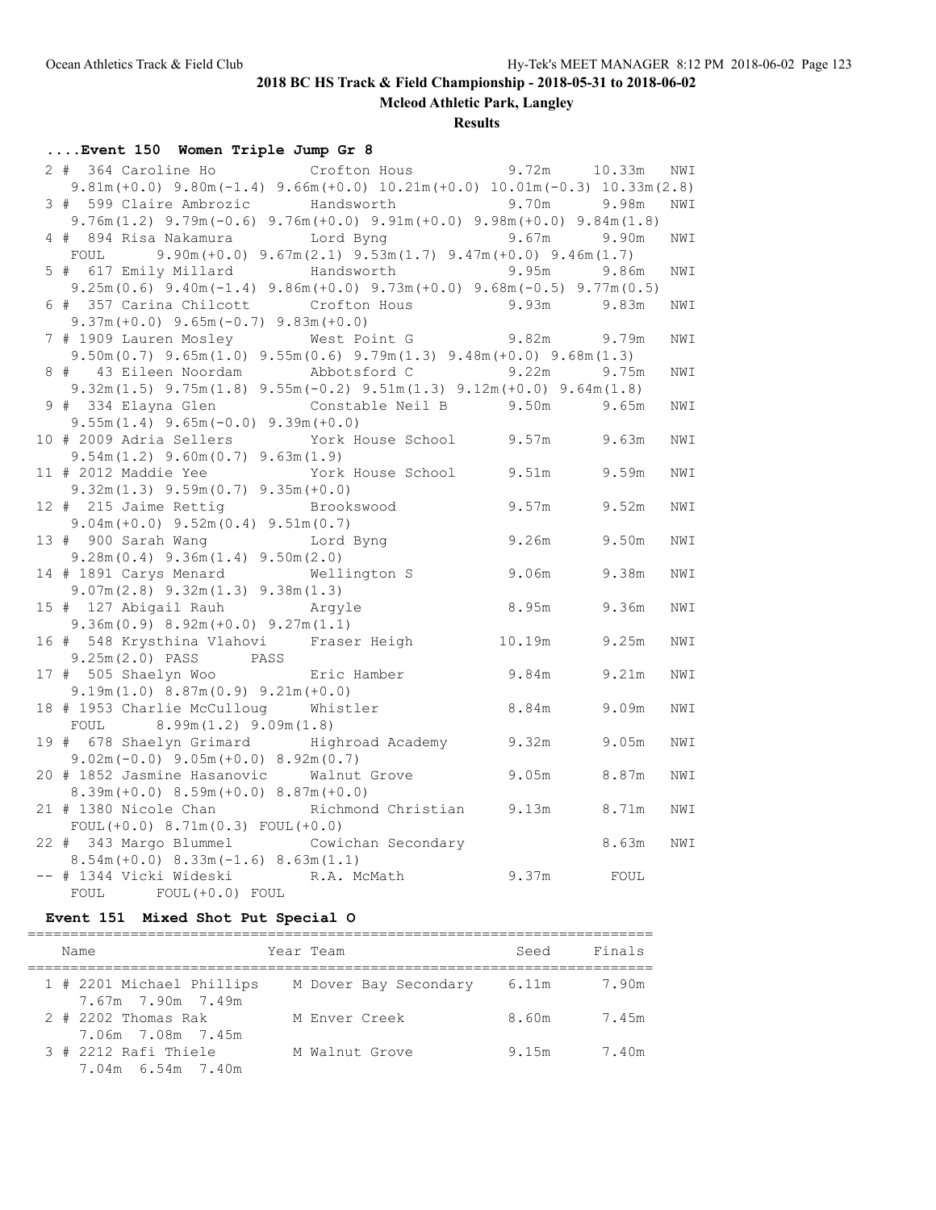**2018 BC HS Track & Field Championship - 2018-05-31 to 2018-06-02**

**Mcleod Athletic Park, Langley**

**Results**

### ....Event 150 Women Triple Jump Gr 8

```
  2 #  364 Caroline Ho          Crofton Hous            9.72m     10.33m   NWI
     9.81m(+0.0) 9.80m(-1.4) 9.66m(+0.0) 10.21m(+0.0) 10.01m(-0.3) 10.33m(2.8)
  3 #  599 Claire Ambrozic      Handsworth              9.70m      9.98m   NWI
     9.76m(1.2) 9.79m(-0.6) 9.76m(+0.0) 9.91m(+0.0) 9.98m(+0.0) 9.84m(1.8)
  4 #  894 Risa Nakamura        Lord Byng               9.67m      9.90m   NWI
     FOUL     9.90m(+0.0) 9.67m(2.1) 9.53m(1.7) 9.47m(+0.0) 9.46m(1.7)
  5 #  617 Emily Millard        Handsworth              9.95m      9.86m   NWI
     9.25m(0.6) 9.40m(-1.4) 9.86m(+0.0) 9.73m(+0.0) 9.68m(-0.5) 9.77m(0.5)
  6 #  357 Carina Chilcott      Crofton Hous            9.93m      9.83m   NWI
     9.37m(+0.0) 9.65m(-0.7) 9.83m(+0.0)
  7 # 1909 Lauren Mosley        West Point G            9.82m      9.79m   NWI
     9.50m(0.7) 9.65m(1.0) 9.55m(0.6) 9.79m(1.3) 9.48m(+0.0) 9.68m(1.3)
  8 #   43 Eileen Noordam       Abbotsford C            9.22m      9.75m   NWI
     9.32m(1.5) 9.75m(1.8) 9.55m(-0.2) 9.51m(1.3) 9.12m(+0.0) 9.64m(1.8)
  9 #  334 Elayna Glen          Constable Neil B        9.50m      9.65m   NWI
     9.55m(1.4) 9.65m(-0.0) 9.39m(+0.0)
 10 # 2009 Adria Sellers        York House School       9.57m      9.63m   NWI
     9.54m(1.2) 9.60m(0.7) 9.63m(1.9)
 11 # 2012 Maddie Yee           York House School       9.51m      9.59m   NWI
     9.32m(1.3) 9.59m(0.7) 9.35m(+0.0)
 12 #  215 Jaime Rettig         Brookswood              9.57m      9.52m   NWI
     9.04m(+0.0) 9.52m(0.4) 9.51m(0.7)
 13 #  900 Sarah Wang           Lord Byng               9.26m      9.50m   NWI
     9.28m(0.4) 9.36m(1.4) 9.50m(2.0)
 14 # 1891 Carys Menard         Wellington S            9.06m      9.38m   NWI
     9.07m(2.8) 9.32m(1.3) 9.38m(1.3)
 15 #  127 Abigail Rauh         Argyle                  8.95m      9.36m   NWI
     9.36m(0.9) 8.92m(+0.0) 9.27m(1.1)
 16 #  548 Krysthina Vlahovi    Fraser Heigh           10.19m      9.25m   NWI
     9.25m(2.0) PASS      PASS
 17 #  505 Shaelyn Woo          Eric Hamber             9.84m      9.21m   NWI
     9.19m(1.0) 8.87m(0.9) 9.21m(+0.0)
 18 # 1953 Charlie McCulloug    Whistler                8.84m      9.09m   NWI
     FOUL      8.99m(1.2) 9.09m(1.8)
 19 #  678 Shaelyn Grimard      Highroad Academy        9.32m      9.05m   NWI
     9.02m(-0.0) 9.05m(+0.0) 8.92m(0.7)
 20 # 1852 Jasmine Hasanovic    Walnut Grove            9.05m      8.87m   NWI
     8.39m(+0.0) 8.59m(+0.0) 8.87m(+0.0)
 21 # 1380 Nicole Chan          Richmond Christian      9.13m      8.71m   NWI
     FOUL(+0.0) 8.71m(0.3) FOUL(+0.0)
 22 #  343 Margo Blummel        Cowichan Secondary                 8.63m   NWI
     8.54m(+0.0) 8.33m(-1.6) 8.63m(1.1)
 -- # 1344 Vicki Wideski        R.A. McMath             9.37m       FOUL
     FOUL      FOUL(+0.0) FOUL
```

### Event 151 Mixed Shot Put Special O

| Name | Year | Team | Seed | Finals |
|---|---|---|---|---|
| 1 # 2201 Michael Phillips | M | Dover Bay Secondary | 6.11m | 7.90m |
| 7.67m 7.90m 7.49m | | | | |
| 2 # 2202 Thomas Rak | M | Enver Creek | 8.60m | 7.45m |
| 7.06m 7.08m 7.45m | | | | |
| 3 # 2212 Rafi Thiele | M | Walnut Grove | 9.15m | 7.40m |
| 7.04m 6.54m 7.40m | | | | |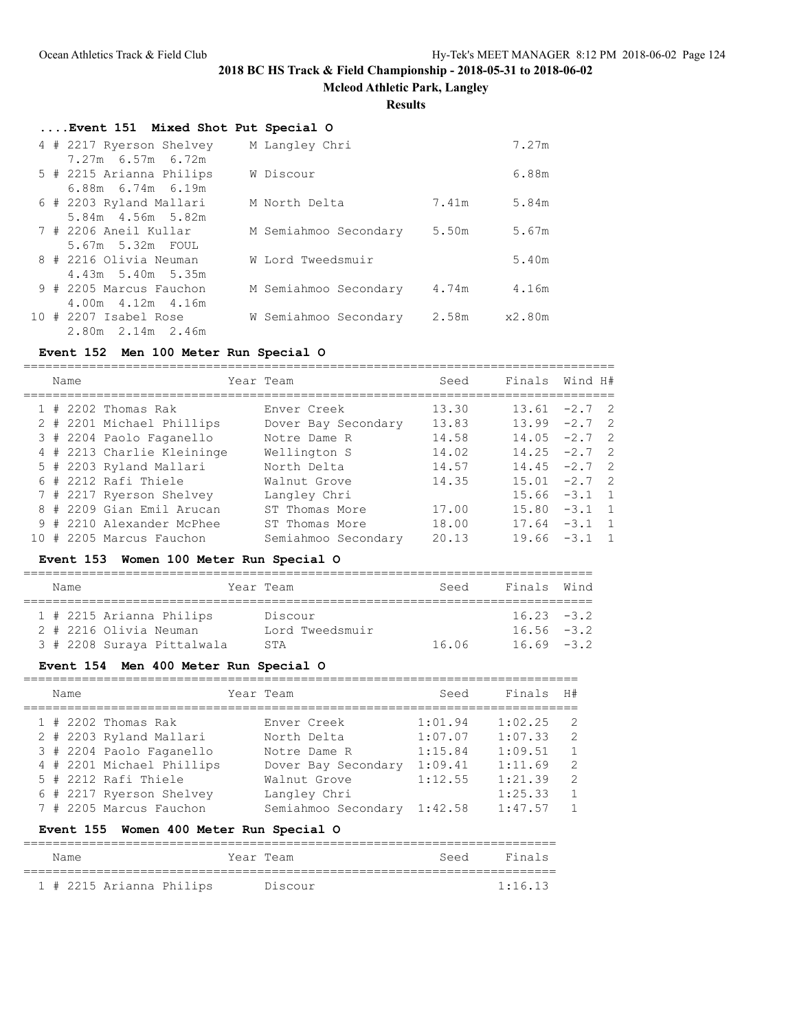## 2018 BC HS Track & Field Championship - 2018-05-31 to 2018-06-02

**Mcleod Athletic Park, Langley**

**Results**

### ....Event 151 Mixed Shot Put Special O

| Place | Name | Team | Seed | Finals |
|---|---|---|---|---|
| 4 | # 2217 Ryerson Shelvey | M Langley Chri | | 7.27m |
| | 7.27m 6.57m 6.72m | | | |
| 5 | # 2215 Arianna Philips | W Discour | | 6.88m |
| | 6.88m 6.74m 6.19m | | | |
| 6 | # 2203 Ryland Mallari | M North Delta | 7.41m | 5.84m |
| | 5.84m 4.56m 5.82m | | | |
| 7 | # 2206 Aneil Kullar | M Semiahmoo Secondary | 5.50m | 5.67m |
| | 5.67m 5.32m FOUL | | | |
| 8 | # 2216 Olivia Neuman | W Lord Tweedsmuir | | 5.40m |
| | 4.43m 5.40m 5.35m | | | |
| 9 | # 2205 Marcus Fauchon | M Semiahmoo Secondary | 4.74m | 4.16m |
| | 4.00m 4.12m 4.16m | | | |
| 10 | # 2207 Isabel Rose | W Semiahmoo Secondary | 2.58m | x2.80m |
| | 2.80m 2.14m 2.46m | | | |

### Event 152 Men 100 Meter Run Special O

| Place | Name | Year Team | Seed | Finals | Wind | H# |
|---|---|---|---|---|---|---|
| 1 | # 2202 Thomas Rak | Enver Creek | 13.30 | 13.61 | -2.7 | 2 |
| 2 | # 2201 Michael Phillips | Dover Bay Secondary | 13.83 | 13.99 | -2.7 | 2 |
| 3 | # 2204 Paolo Faganello | Notre Dame R | 14.58 | 14.05 | -2.7 | 2 |
| 4 | # 2213 Charlie Kleininge | Wellington S | 14.02 | 14.25 | -2.7 | 2 |
| 5 | # 2203 Ryland Mallari | North Delta | 14.57 | 14.45 | -2.7 | 2 |
| 6 | # 2212 Rafi Thiele | Walnut Grove | 14.35 | 15.01 | -2.7 | 2 |
| 7 | # 2217 Ryerson Shelvey | Langley Chri | | 15.66 | -3.1 | 1 |
| 8 | # 2209 Gian Emil Arucan | ST Thomas More | 17.00 | 15.80 | -3.1 | 1 |
| 9 | # 2210 Alexander McPhee | ST Thomas More | 18.00 | 17.64 | -3.1 | 1 |
| 10 | # 2205 Marcus Fauchon | Semiahmoo Secondary | 20.13 | 19.66 | -3.1 | 1 |

### Event 153 Women 100 Meter Run Special O

| Place | Name | Year Team | Seed | Finals | Wind |
|---|---|---|---|---|---|
| 1 | # 2215 Arianna Philips | Discour | | 16.23 | -3.2 |
| 2 | # 2216 Olivia Neuman | Lord Tweedsmuir | | 16.56 | -3.2 |
| 3 | # 2208 Suraya Pittalwala | STA | 16.06 | 16.69 | -3.2 |

### Event 154 Men 400 Meter Run Special O

| Place | Name | Year Team | Seed | Finals | H# |
|---|---|---|---|---|---|
| 1 | # 2202 Thomas Rak | Enver Creek | 1:01.94 | 1:02.25 | 2 |
| 2 | # 2203 Ryland Mallari | North Delta | 1:07.07 | 1:07.33 | 2 |
| 3 | # 2204 Paolo Faganello | Notre Dame R | 1:15.84 | 1:09.51 | 1 |
| 4 | # 2201 Michael Phillips | Dover Bay Secondary | 1:09.41 | 1:11.69 | 2 |
| 5 | # 2212 Rafi Thiele | Walnut Grove | 1:12.55 | 1:21.39 | 2 |
| 6 | # 2217 Ryerson Shelvey | Langley Chri | | 1:25.33 | 1 |
| 7 | # 2205 Marcus Fauchon | Semiahmoo Secondary | 1:42.58 | 1:47.57 | 1 |

### Event 155 Women 400 Meter Run Special O

| Place | Name | Year Team | Seed | Finals |
|---|---|---|---|---|
| 1 | # 2215 Arianna Philips | Discour | | 1:16.13 |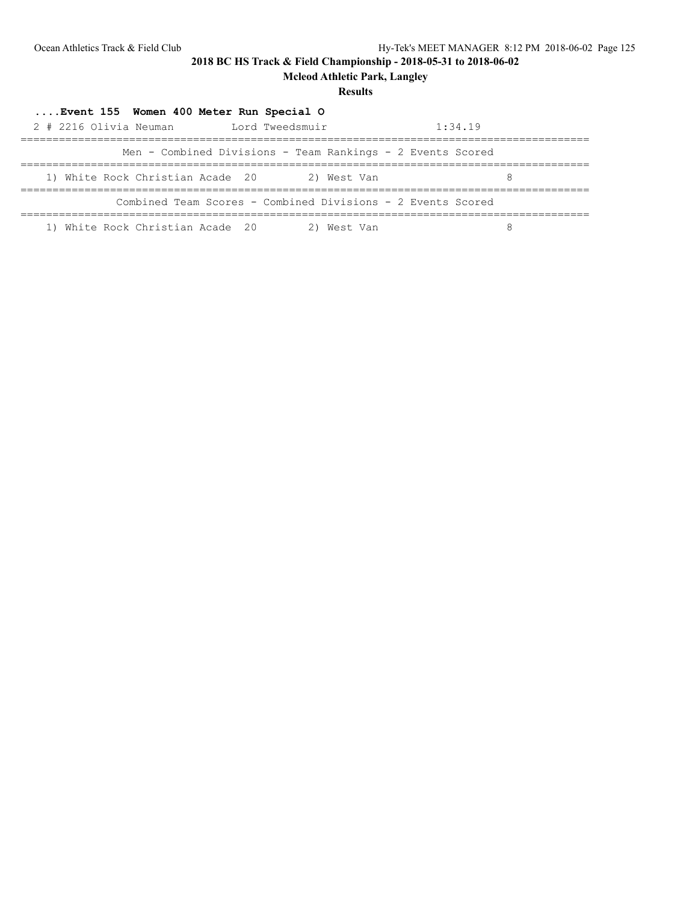**....Event 155 Women 400 Meter Run Special O**

```
  2 # 2216 Olivia Neuman         Lord Tweedsmuir                 1:34.19
```

```
=================================================================================
             Men - Combined Divisions - Team Rankings - 2 Events Scored
=================================================================================
    1) White Rock Christian Acade  20        2) West Van                     8
=================================================================================
            Combined Team Scores - Combined Divisions - 2 Events Scored
=================================================================================
    1) White Rock Christian Acade  20        2) West Van                     8
```